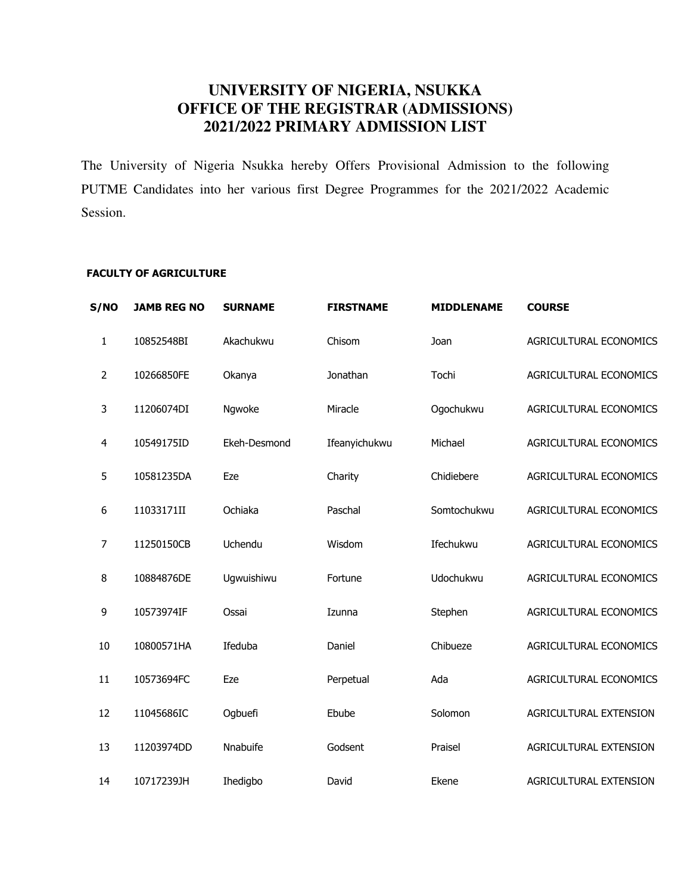# UNIVERSITY OF NIGERIA, NSUKKA
# OFFICE OF THE REGISTRAR (ADMISSIONS)
# 2021/2022 PRIMARY ADMISSION LIST

The University of Nigeria Nsukka hereby Offers Provisional Admission to the following PUTME Candidates into her various first Degree Programmes for the 2021/2022 Academic Session.

## FACULTY OF AGRICULTURE

| S/NO | JAMB REG NO | SURNAME | FIRSTNAME | MIDDLENAME | COURSE |
|---|---|---|---|---|---|
| 1 | 10852548BI | Akachukwu | Chisom | Joan | AGRICULTURAL ECONOMICS |
| 2 | 10266850FE | Okanya | Jonathan | Tochi | AGRICULTURAL ECONOMICS |
| 3 | 11206074DI | Ngwoke | Miracle | Ogochukwu | AGRICULTURAL ECONOMICS |
| 4 | 10549175ID | Ekeh-Desmond | Ifeanyichukwu | Michael | AGRICULTURAL ECONOMICS |
| 5 | 10581235DA | Eze | Charity | Chidiebere | AGRICULTURAL ECONOMICS |
| 6 | 11033171II | Ochiaka | Paschal | Somtochukwu | AGRICULTURAL ECONOMICS |
| 7 | 11250150CB | Uchendu | Wisdom | Ifechukwu | AGRICULTURAL ECONOMICS |
| 8 | 10884876DE | Ugwuishiwu | Fortune | Udochukwu | AGRICULTURAL ECONOMICS |
| 9 | 10573974IF | Ossai | Izunna | Stephen | AGRICULTURAL ECONOMICS |
| 10 | 10800571HA | Ifeduba | Daniel | Chibueze | AGRICULTURAL ECONOMICS |
| 11 | 10573694FC | Eze | Perpetual | Ada | AGRICULTURAL ECONOMICS |
| 12 | 11045686IC | Ogbuefi | Ebube | Solomon | AGRICULTURAL EXTENSION |
| 13 | 11203974DD | Nnabuife | Godsent | Praisel | AGRICULTURAL EXTENSION |
| 14 | 10717239JH | Ihedigbo | David | Ekene | AGRICULTURAL EXTENSION |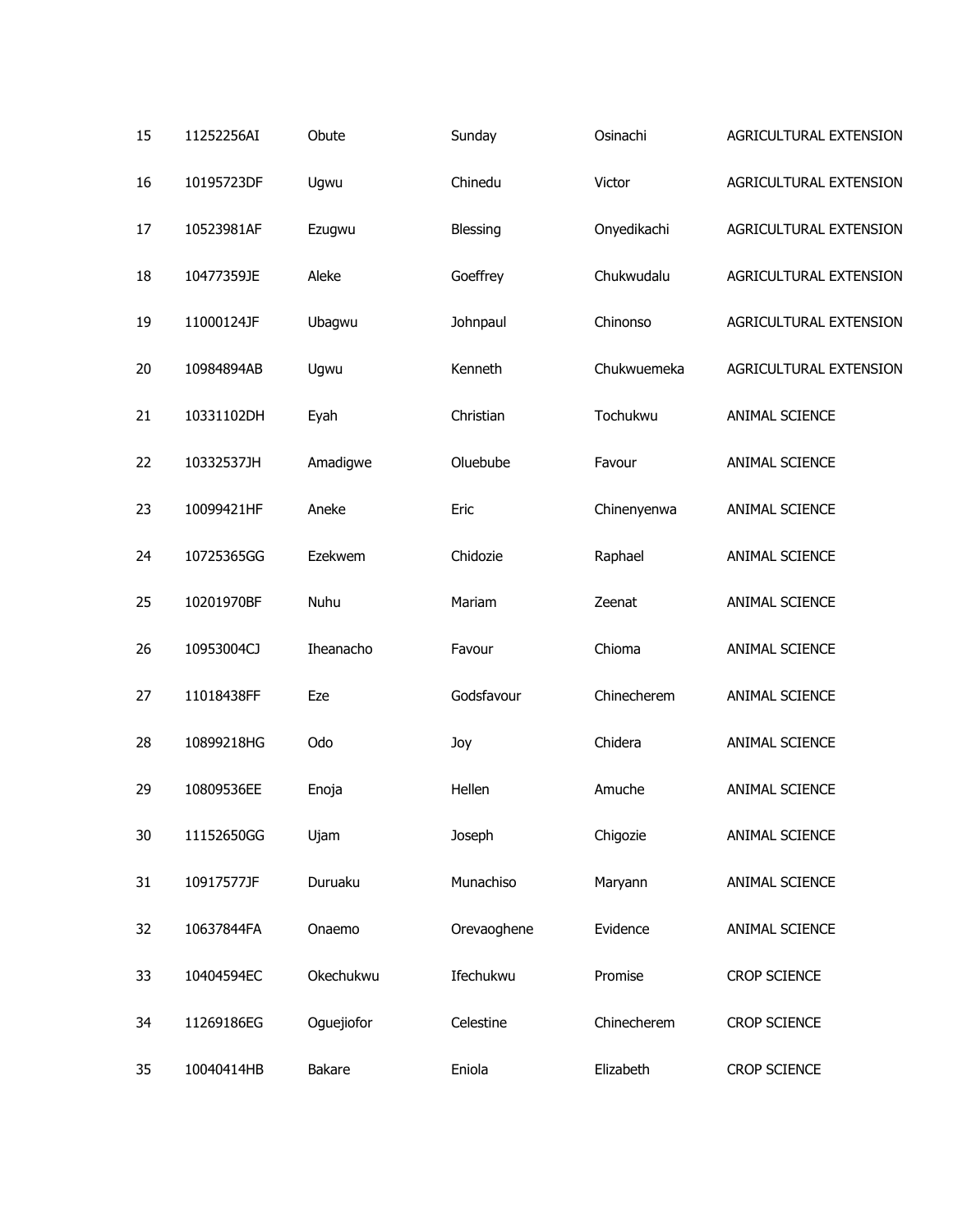| | | | | | |
|---|---|---|---|---|---|
| 15 | 11252256AI | Obute | Sunday | Osinachi | AGRICULTURAL EXTENSION |
| 16 | 10195723DF | Ugwu | Chinedu | Victor | AGRICULTURAL EXTENSION |
| 17 | 10523981AF | Ezugwu | Blessing | Onyedikachi | AGRICULTURAL EXTENSION |
| 18 | 10477359JE | Aleke | Goeffrey | Chukwudalu | AGRICULTURAL EXTENSION |
| 19 | 11000124JF | Ubagwu | Johnpaul | Chinonso | AGRICULTURAL EXTENSION |
| 20 | 10984894AB | Ugwu | Kenneth | Chukwuemeka | AGRICULTURAL EXTENSION |
| 21 | 10331102DH | Eyah | Christian | Tochukwu | ANIMAL SCIENCE |
| 22 | 10332537JH | Amadigwe | Oluebube | Favour | ANIMAL SCIENCE |
| 23 | 10099421HF | Aneke | Eric | Chinenyenwa | ANIMAL SCIENCE |
| 24 | 10725365GG | Ezekwem | Chidozie | Raphael | ANIMAL SCIENCE |
| 25 | 10201970BF | Nuhu | Mariam | Zeenat | ANIMAL SCIENCE |
| 26 | 10953004CJ | Iheanacho | Favour | Chioma | ANIMAL SCIENCE |
| 27 | 11018438FF | Eze | Godsfavour | Chinecherem | ANIMAL SCIENCE |
| 28 | 10899218HG | Odo | Joy | Chidera | ANIMAL SCIENCE |
| 29 | 10809536EE | Enoja | Hellen | Amuche | ANIMAL SCIENCE |
| 30 | 11152650GG | Ujam | Joseph | Chigozie | ANIMAL SCIENCE |
| 31 | 10917577JF | Duruaku | Munachiso | Maryann | ANIMAL SCIENCE |
| 32 | 10637844FA | Onaemo | Orevaoghene | Evidence | ANIMAL SCIENCE |
| 33 | 10404594EC | Okechukwu | Ifechukwu | Promise | CROP SCIENCE |
| 34 | 11269186EG | Oguejiofor | Celestine | Chinecherem | CROP SCIENCE |
| 35 | 10040414HB | Bakare | Eniola | Elizabeth | CROP SCIENCE |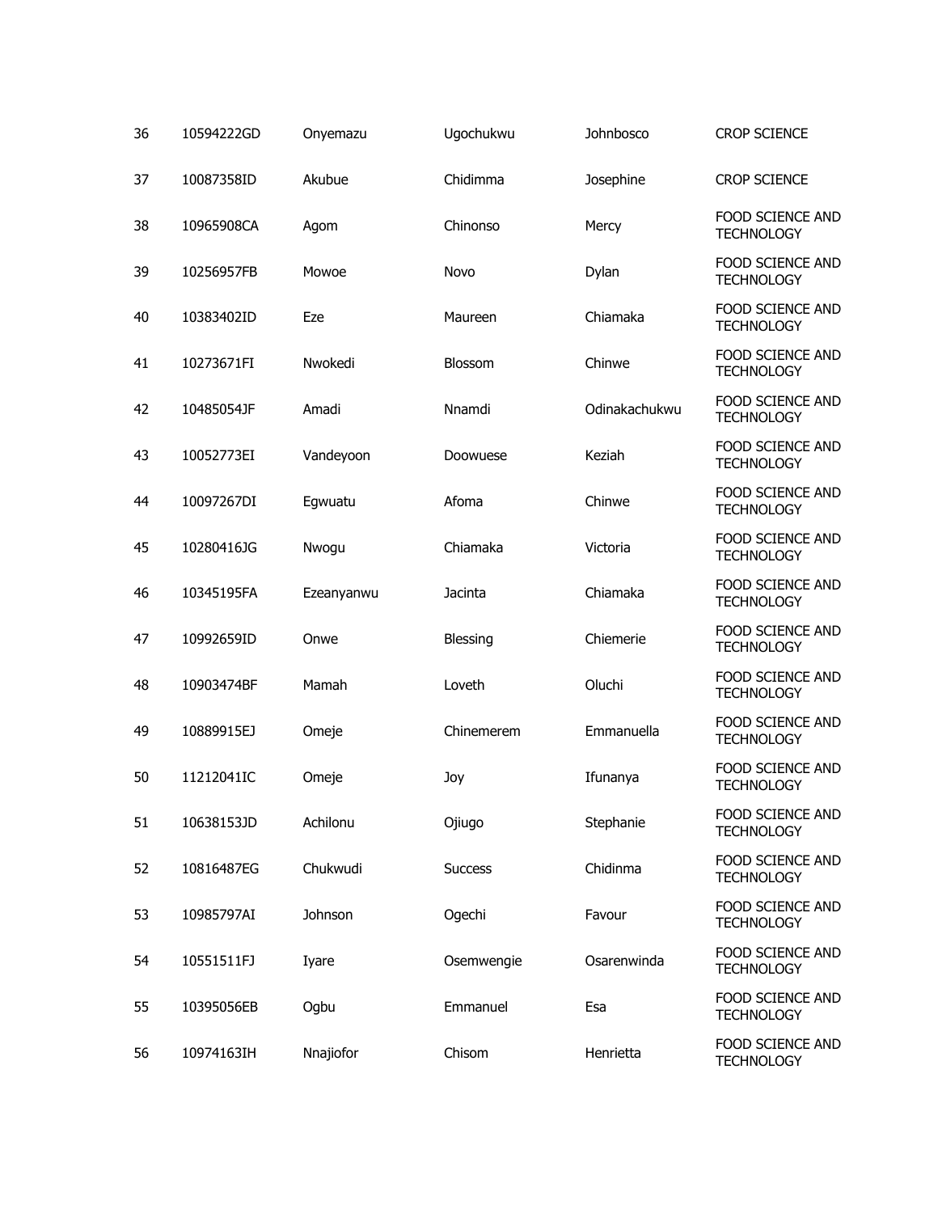| | | | | | |
|---|---|---|---|---|---|
| 36 | 10594222GD | Onyemazu | Ugochukwu | Johnbosco | CROP SCIENCE |
| 37 | 10087358ID | Akubue | Chidimma | Josephine | CROP SCIENCE |
| 38 | 10965908CA | Agom | Chinonso | Mercy | FOOD SCIENCE AND TECHNOLOGY |
| 39 | 10256957FB | Mowoe | Novo | Dylan | FOOD SCIENCE AND TECHNOLOGY |
| 40 | 10383402ID | Eze | Maureen | Chiamaka | FOOD SCIENCE AND TECHNOLOGY |
| 41 | 10273671FI | Nwokedi | Blossom | Chinwe | FOOD SCIENCE AND TECHNOLOGY |
| 42 | 10485054JF | Amadi | Nnamdi | Odinakachukwu | FOOD SCIENCE AND TECHNOLOGY |
| 43 | 10052773EI | Vandeyoon | Doowuese | Keziah | FOOD SCIENCE AND TECHNOLOGY |
| 44 | 10097267DI | Egwuatu | Afoma | Chinwe | FOOD SCIENCE AND TECHNOLOGY |
| 45 | 10280416JG | Nwogu | Chiamaka | Victoria | FOOD SCIENCE AND TECHNOLOGY |
| 46 | 10345195FA | Ezeanyanwu | Jacinta | Chiamaka | FOOD SCIENCE AND TECHNOLOGY |
| 47 | 10992659ID | Onwe | Blessing | Chiemerie | FOOD SCIENCE AND TECHNOLOGY |
| 48 | 10903474BF | Mamah | Loveth | Oluchi | FOOD SCIENCE AND TECHNOLOGY |
| 49 | 10889915EJ | Omeje | Chinemerem | Emmanuella | FOOD SCIENCE AND TECHNOLOGY |
| 50 | 11212041IC | Omeje | Joy | Ifunanya | FOOD SCIENCE AND TECHNOLOGY |
| 51 | 10638153JD | Achilonu | Ojiugo | Stephanie | FOOD SCIENCE AND TECHNOLOGY |
| 52 | 10816487EG | Chukwudi | Success | Chidinma | FOOD SCIENCE AND TECHNOLOGY |
| 53 | 10985797AI | Johnson | Ogechi | Favour | FOOD SCIENCE AND TECHNOLOGY |
| 54 | 10551511FJ | Iyare | Osemwengie | Osarenwinda | FOOD SCIENCE AND TECHNOLOGY |
| 55 | 10395056EB | Ogbu | Emmanuel | Esa | FOOD SCIENCE AND TECHNOLOGY |
| 56 | 10974163IH | Nnajiofor | Chisom | Henrietta | FOOD SCIENCE AND TECHNOLOGY |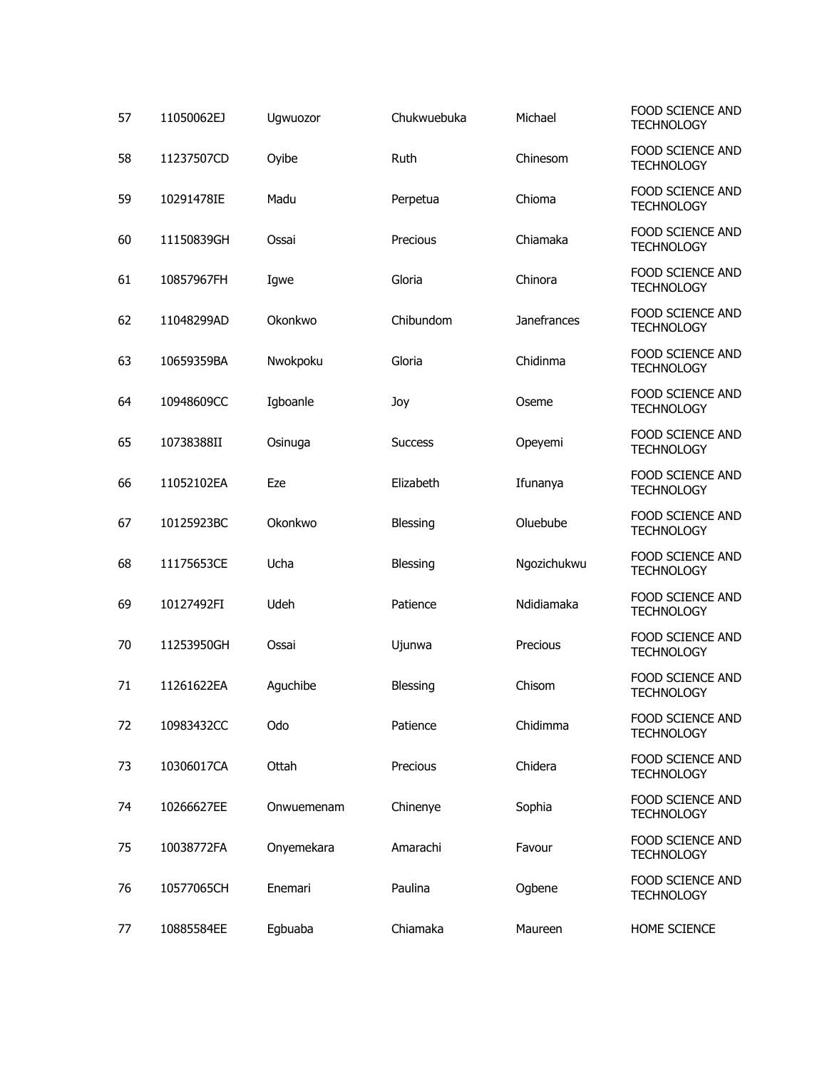| | | | | | |
|---|---|---|---|---|---|
| 57 | 11050062EJ | Ugwuozor | Chukwuebuka | Michael | FOOD SCIENCE AND TECHNOLOGY |
| 58 | 11237507CD | Oyibe | Ruth | Chinesom | FOOD SCIENCE AND TECHNOLOGY |
| 59 | 10291478IE | Madu | Perpetua | Chioma | FOOD SCIENCE AND TECHNOLOGY |
| 60 | 11150839GH | Ossai | Precious | Chiamaka | FOOD SCIENCE AND TECHNOLOGY |
| 61 | 10857967FH | Igwe | Gloria | Chinora | FOOD SCIENCE AND TECHNOLOGY |
| 62 | 11048299AD | Okonkwo | Chibundom | Janefrances | FOOD SCIENCE AND TECHNOLOGY |
| 63 | 10659359BA | Nwokpoku | Gloria | Chidinma | FOOD SCIENCE AND TECHNOLOGY |
| 64 | 10948609CC | Igboanle | Joy | Oseme | FOOD SCIENCE AND TECHNOLOGY |
| 65 | 10738388II | Osinuga | Success | Opeyemi | FOOD SCIENCE AND TECHNOLOGY |
| 66 | 11052102EA | Eze | Elizabeth | Ifunanya | FOOD SCIENCE AND TECHNOLOGY |
| 67 | 10125923BC | Okonkwo | Blessing | Oluebube | FOOD SCIENCE AND TECHNOLOGY |
| 68 | 11175653CE | Ucha | Blessing | Ngozichukwu | FOOD SCIENCE AND TECHNOLOGY |
| 69 | 10127492FI | Udeh | Patience | Ndidiamaka | FOOD SCIENCE AND TECHNOLOGY |
| 70 | 11253950GH | Ossai | Ujunwa | Precious | FOOD SCIENCE AND TECHNOLOGY |
| 71 | 11261622EA | Aguchibe | Blessing | Chisom | FOOD SCIENCE AND TECHNOLOGY |
| 72 | 10983432CC | Odo | Patience | Chidimma | FOOD SCIENCE AND TECHNOLOGY |
| 73 | 10306017CA | Ottah | Precious | Chidera | FOOD SCIENCE AND TECHNOLOGY |
| 74 | 10266627EE | Onwuemenam | Chinenye | Sophia | FOOD SCIENCE AND TECHNOLOGY |
| 75 | 10038772FA | Onyemekara | Amarachi | Favour | FOOD SCIENCE AND TECHNOLOGY |
| 76 | 10577065CH | Enemari | Paulina | Ogbene | FOOD SCIENCE AND TECHNOLOGY |
| 77 | 10885584EE | Egbuaba | Chiamaka | Maureen | HOME SCIENCE |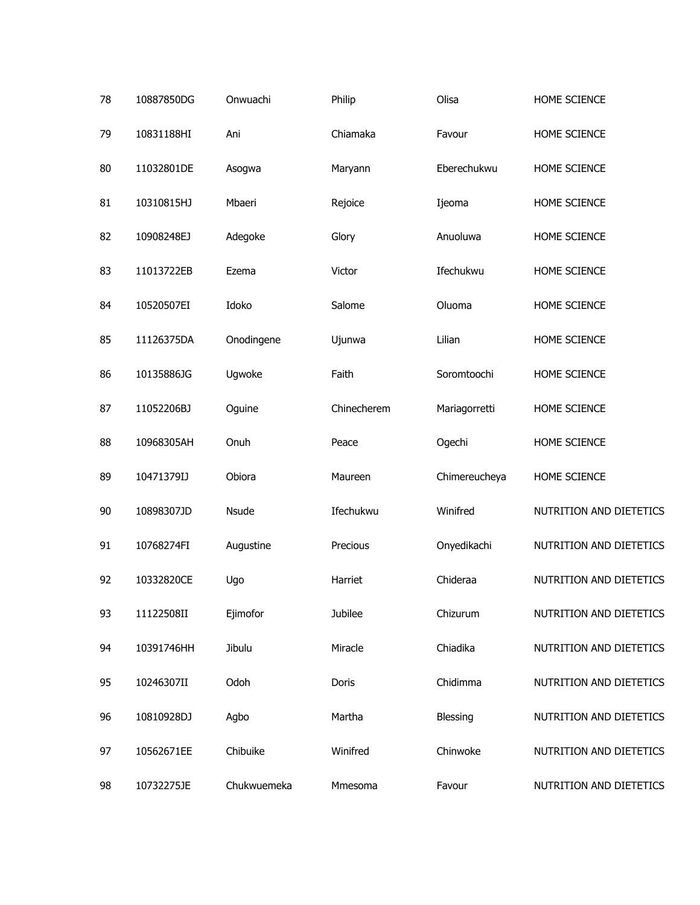| 78 | 10887850DG | Onwuachi | Philip | Olisa | HOME SCIENCE |
|---|---|---|---|---|---|
| 79 | 10831188HI | Ani | Chiamaka | Favour | HOME SCIENCE |
| 80 | 11032801DE | Asogwa | Maryann | Eberechukwu | HOME SCIENCE |
| 81 | 10310815HJ | Mbaeri | Rejoice | Ijeoma | HOME SCIENCE |
| 82 | 10908248EJ | Adegoke | Glory | Anuoluwa | HOME SCIENCE |
| 83 | 11013722EB | Ezema | Victor | Ifechukwu | HOME SCIENCE |
| 84 | 10520507EI | Idoko | Salome | Oluoma | HOME SCIENCE |
| 85 | 11126375DA | Onodingene | Ujunwa | Lilian | HOME SCIENCE |
| 86 | 10135886JG | Ugwoke | Faith | Soromtoochi | HOME SCIENCE |
| 87 | 11052206BJ | Oguine | Chinecherem | Mariagorretti | HOME SCIENCE |
| 88 | 10968305AH | Onuh | Peace | Ogechi | HOME SCIENCE |
| 89 | 10471379IJ | Obiora | Maureen | Chimereucheya | HOME SCIENCE |
| 90 | 10898307JD | Nsude | Ifechukwu | Winifred | NUTRITION AND DIETETICS |
| 91 | 10768274FI | Augustine | Precious | Onyedikachi | NUTRITION AND DIETETICS |
| 92 | 10332820CE | Ugo | Harriet | Chideraa | NUTRITION AND DIETETICS |
| 93 | 11122508II | Ejimofor | Jubilee | Chizurum | NUTRITION AND DIETETICS |
| 94 | 10391746HH | Jibulu | Miracle | Chiadika | NUTRITION AND DIETETICS |
| 95 | 10246307II | Odoh | Doris | Chidimma | NUTRITION AND DIETETICS |
| 96 | 10810928DJ | Agbo | Martha | Blessing | NUTRITION AND DIETETICS |
| 97 | 10562671EE | Chibuike | Winifred | Chinwoke | NUTRITION AND DIETETICS |
| 98 | 10732275JE | Chukwuemeka | Mmesoma | Favour | NUTRITION AND DIETETICS |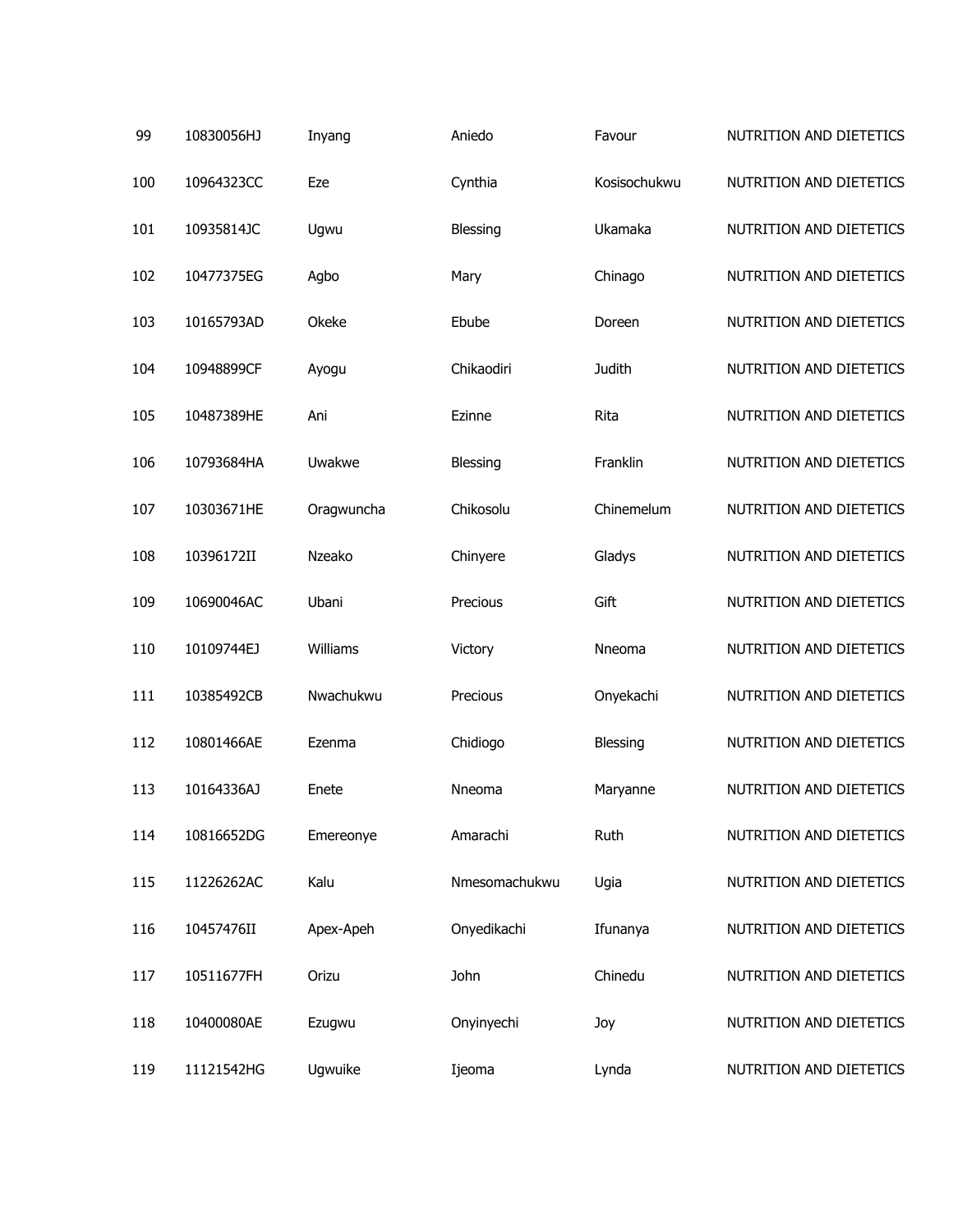| | | | | | |
|---|---|---|---|---|---|
| 99 | 10830056HJ | Inyang | Aniedo | Favour | NUTRITION AND DIETETICS |
| 100 | 10964323CC | Eze | Cynthia | Kosisochukwu | NUTRITION AND DIETETICS |
| 101 | 10935814JC | Ugwu | Blessing | Ukamaka | NUTRITION AND DIETETICS |
| 102 | 10477375EG | Agbo | Mary | Chinago | NUTRITION AND DIETETICS |
| 103 | 10165793AD | Okeke | Ebube | Doreen | NUTRITION AND DIETETICS |
| 104 | 10948899CF | Ayogu | Chikaodiri | Judith | NUTRITION AND DIETETICS |
| 105 | 10487389HE | Ani | Ezinne | Rita | NUTRITION AND DIETETICS |
| 106 | 10793684HA | Uwakwe | Blessing | Franklin | NUTRITION AND DIETETICS |
| 107 | 10303671HE | Oragwuncha | Chikosolu | Chinemelum | NUTRITION AND DIETETICS |
| 108 | 10396172II | Nzeako | Chinyere | Gladys | NUTRITION AND DIETETICS |
| 109 | 10690046AC | Ubani | Precious | Gift | NUTRITION AND DIETETICS |
| 110 | 10109744EJ | Williams | Victory | Nneoma | NUTRITION AND DIETETICS |
| 111 | 10385492CB | Nwachukwu | Precious | Onyekachi | NUTRITION AND DIETETICS |
| 112 | 10801466AE | Ezenma | Chidiogo | Blessing | NUTRITION AND DIETETICS |
| 113 | 10164336AJ | Enete | Nneoma | Maryanne | NUTRITION AND DIETETICS |
| 114 | 10816652DG | Emereonye | Amarachi | Ruth | NUTRITION AND DIETETICS |
| 115 | 11226262AC | Kalu | Nmesomachukwu | Ugia | NUTRITION AND DIETETICS |
| 116 | 10457476II | Apex-Apeh | Onyedikachi | Ifunanya | NUTRITION AND DIETETICS |
| 117 | 10511677FH | Orizu | John | Chinedu | NUTRITION AND DIETETICS |
| 118 | 10400080AE | Ezugwu | Onyinyechi | Joy | NUTRITION AND DIETETICS |
| 119 | 11121542HG | Ugwuike | Ijeoma | Lynda | NUTRITION AND DIETETICS |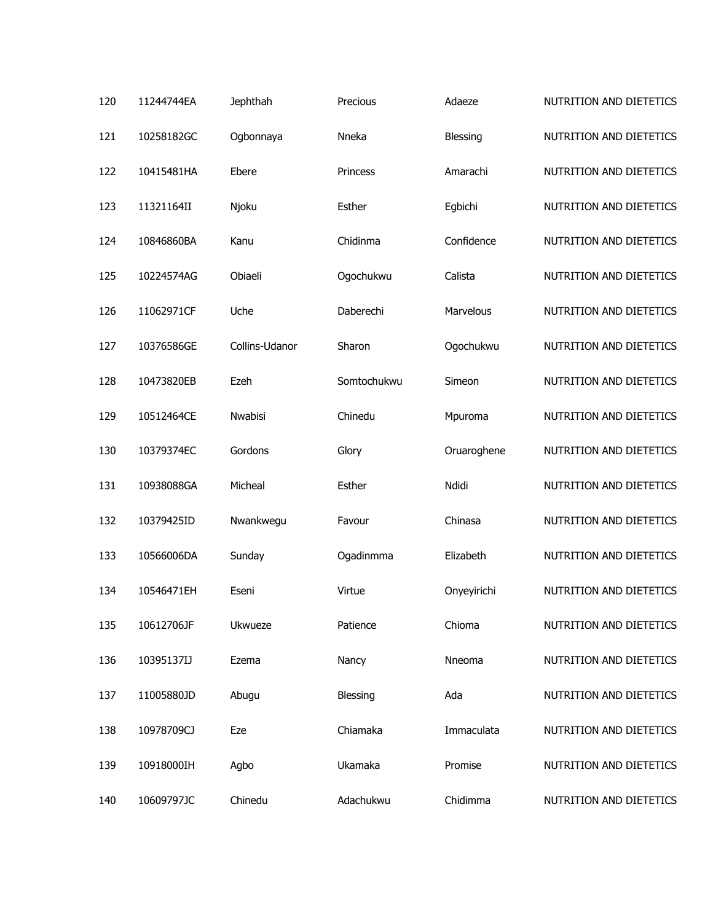| | | | | | |
|---|---|---|---|---|---|
| 120 | 11244744EA | Jephthah | Precious | Adaeze | NUTRITION AND DIETETICS |
| 121 | 10258182GC | Ogbonnaya | Nneka | Blessing | NUTRITION AND DIETETICS |
| 122 | 10415481HA | Ebere | Princess | Amarachi | NUTRITION AND DIETETICS |
| 123 | 11321164II | Njoku | Esther | Egbichi | NUTRITION AND DIETETICS |
| 124 | 10846860BA | Kanu | Chidinma | Confidence | NUTRITION AND DIETETICS |
| 125 | 10224574AG | Obiaeli | Ogochukwu | Calista | NUTRITION AND DIETETICS |
| 126 | 11062971CF | Uche | Daberechi | Marvelous | NUTRITION AND DIETETICS |
| 127 | 10376586GE | Collins-Udanor | Sharon | Ogochukwu | NUTRITION AND DIETETICS |
| 128 | 10473820EB | Ezeh | Somtochukwu | Simeon | NUTRITION AND DIETETICS |
| 129 | 10512464CE | Nwabisi | Chinedu | Mpuroma | NUTRITION AND DIETETICS |
| 130 | 10379374EC | Gordons | Glory | Oruaroghene | NUTRITION AND DIETETICS |
| 131 | 10938088GA | Micheal | Esther | Ndidi | NUTRITION AND DIETETICS |
| 132 | 10379425ID | Nwankwegu | Favour | Chinasa | NUTRITION AND DIETETICS |
| 133 | 10566006DA | Sunday | Ogadinmma | Elizabeth | NUTRITION AND DIETETICS |
| 134 | 10546471EH | Eseni | Virtue | Onyeyirichi | NUTRITION AND DIETETICS |
| 135 | 10612706JF | Ukwueze | Patience | Chioma | NUTRITION AND DIETETICS |
| 136 | 10395137IJ | Ezema | Nancy | Nneoma | NUTRITION AND DIETETICS |
| 137 | 11005880JD | Abugu | Blessing | Ada | NUTRITION AND DIETETICS |
| 138 | 10978709CJ | Eze | Chiamaka | Immaculata | NUTRITION AND DIETETICS |
| 139 | 10918000IH | Agbo | Ukamaka | Promise | NUTRITION AND DIETETICS |
| 140 | 10609797JC | Chinedu | Adachukwu | Chidimma | NUTRITION AND DIETETICS |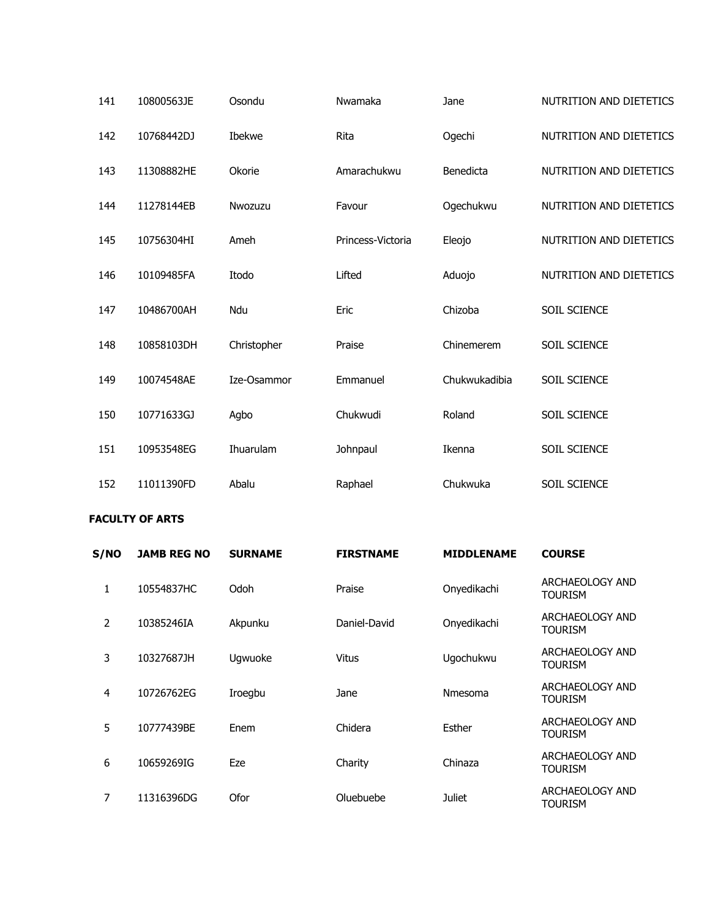| | | | | | |
|---|---|---|---|---|---|
| 141 | 10800563JE | Osondu | Nwamaka | Jane | NUTRITION AND DIETETICS |
| 142 | 10768442DJ | Ibekwe | Rita | Ogechi | NUTRITION AND DIETETICS |
| 143 | 11308882HE | Okorie | Amarachukwu | Benedicta | NUTRITION AND DIETETICS |
| 144 | 11278144EB | Nwozuzu | Favour | Ogechukwu | NUTRITION AND DIETETICS |
| 145 | 10756304HI | Ameh | Princess-Victoria | Eleojo | NUTRITION AND DIETETICS |
| 146 | 10109485FA | Itodo | Lifted | Aduojo | NUTRITION AND DIETETICS |
| 147 | 10486700AH | Ndu | Eric | Chizoba | SOIL SCIENCE |
| 148 | 10858103DH | Christopher | Praise | Chinemerem | SOIL SCIENCE |
| 149 | 10074548AE | Ize-Osammor | Emmanuel | Chukwukadibia | SOIL SCIENCE |
| 150 | 10771633GJ | Agbo | Chukwudi | Roland | SOIL SCIENCE |
| 151 | 10953548EG | Ihuarulam | Johnpaul | Ikenna | SOIL SCIENCE |
| 152 | 11011390FD | Abalu | Raphael | Chukwuka | SOIL SCIENCE |

**FACULTY OF ARTS**

| S/NO | JAMB REG NO | SURNAME | FIRSTNAME | MIDDLENAME | COURSE |
|---|---|---|---|---|---|
| 1 | 10554837HC | Odoh | Praise | Onyedikachi | ARCHAEOLOGY AND TOURISM |
| 2 | 10385246IA | Akpunku | Daniel-David | Onyedikachi | ARCHAEOLOGY AND TOURISM |
| 3 | 10327687JH | Ugwuoke | Vitus | Ugochukwu | ARCHAEOLOGY AND TOURISM |
| 4 | 10726762EG | Iroegbu | Jane | Nmesoma | ARCHAEOLOGY AND TOURISM |
| 5 | 10777439BE | Enem | Chidera | Esther | ARCHAEOLOGY AND TOURISM |
| 6 | 10659269IG | Eze | Charity | Chinaza | ARCHAEOLOGY AND TOURISM |
| 7 | 11316396DG | Ofor | Oluebuebe | Juliet | ARCHAEOLOGY AND TOURISM |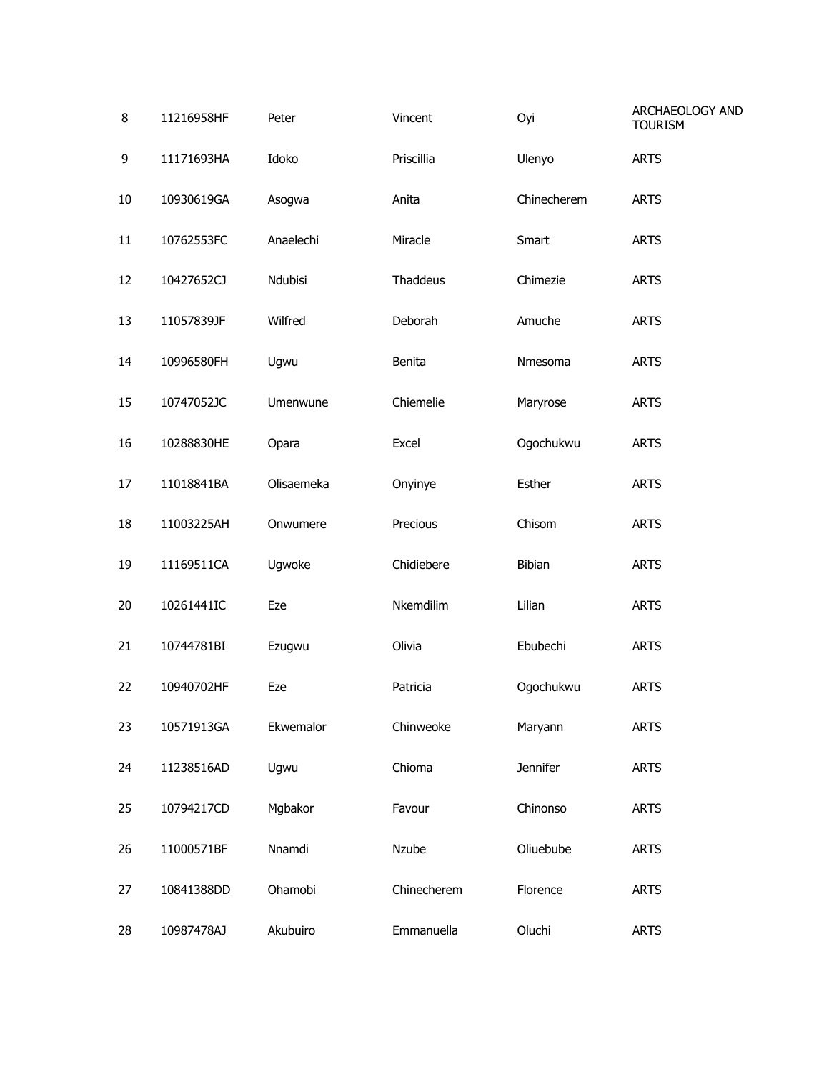| | | | | | |
|---|---|---|---|---|---|
| 8 | 11216958HF | Peter | Vincent | Oyi | ARCHAEOLOGY AND TOURISM |
| 9 | 11171693HA | Idoko | Priscillia | Ulenyo | ARTS |
| 10 | 10930619GA | Asogwa | Anita | Chinecherem | ARTS |
| 11 | 10762553FC | Anaelechi | Miracle | Smart | ARTS |
| 12 | 10427652CJ | Ndubisi | Thaddeus | Chimezie | ARTS |
| 13 | 11057839JF | Wilfred | Deborah | Amuche | ARTS |
| 14 | 10996580FH | Ugwu | Benita | Nmesoma | ARTS |
| 15 | 10747052JC | Umenwune | Chiemelie | Maryrose | ARTS |
| 16 | 10288830HE | Opara | Excel | Ogochukwu | ARTS |
| 17 | 11018841BA | Olisaemeka | Onyinye | Esther | ARTS |
| 18 | 11003225AH | Onwumere | Precious | Chisom | ARTS |
| 19 | 11169511CA | Ugwoke | Chidiebere | Bibian | ARTS |
| 20 | 10261441IC | Eze | Nkemdilim | Lilian | ARTS |
| 21 | 10744781BI | Ezugwu | Olivia | Ebubechi | ARTS |
| 22 | 10940702HF | Eze | Patricia | Ogochukwu | ARTS |
| 23 | 10571913GA | Ekwemalor | Chinweoke | Maryann | ARTS |
| 24 | 11238516AD | Ugwu | Chioma | Jennifer | ARTS |
| 25 | 10794217CD | Mgbakor | Favour | Chinonso | ARTS |
| 26 | 11000571BF | Nnamdi | Nzube | Oliuebube | ARTS |
| 27 | 10841388DD | Ohamobi | Chinecherem | Florence | ARTS |
| 28 | 10987478AJ | Akubuiro | Emmanuella | Oluchi | ARTS |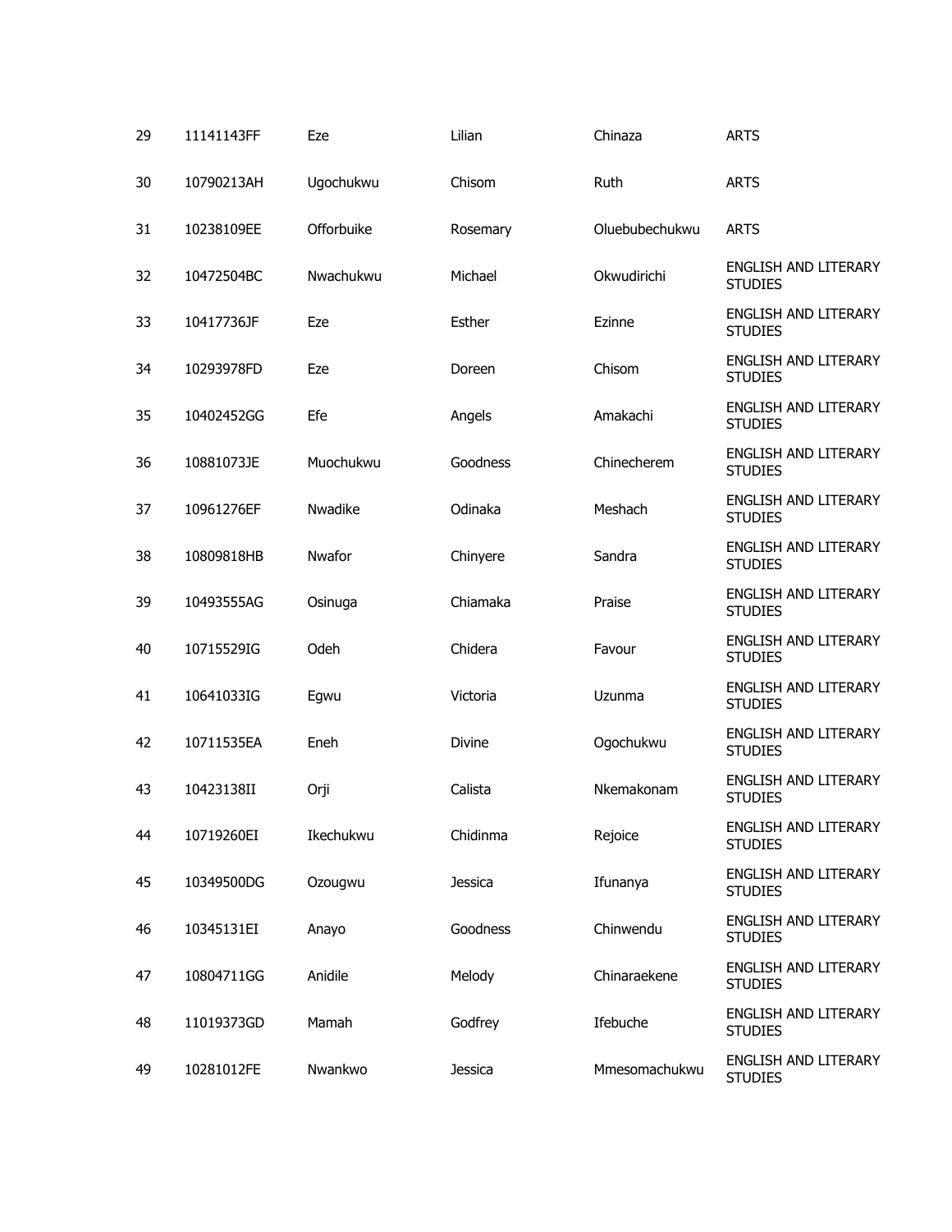| 29 | 11141143FF | Eze | Lilian | Chinaza | ARTS |
|---|---|---|---|---|---|
| 30 | 10790213AH | Ugochukwu | Chisom | Ruth | ARTS |
| 31 | 10238109EE | Offorbuike | Rosemary | Oluebubechukwu | ARTS |
| 32 | 10472504BC | Nwachukwu | Michael | Okwudirichi | ENGLISH AND LITERARY STUDIES |
| 33 | 10417736JF | Eze | Esther | Ezinne | ENGLISH AND LITERARY STUDIES |
| 34 | 10293978FD | Eze | Doreen | Chisom | ENGLISH AND LITERARY STUDIES |
| 35 | 10402452GG | Efe | Angels | Amakachi | ENGLISH AND LITERARY STUDIES |
| 36 | 10881073JE | Muochukwu | Goodness | Chinecherem | ENGLISH AND LITERARY STUDIES |
| 37 | 10961276EF | Nwadike | Odinaka | Meshach | ENGLISH AND LITERARY STUDIES |
| 38 | 10809818HB | Nwafor | Chinyere | Sandra | ENGLISH AND LITERARY STUDIES |
| 39 | 10493555AG | Osinuga | Chiamaka | Praise | ENGLISH AND LITERARY STUDIES |
| 40 | 10715529IG | Odeh | Chidera | Favour | ENGLISH AND LITERARY STUDIES |
| 41 | 10641033IG | Egwu | Victoria | Uzunma | ENGLISH AND LITERARY STUDIES |
| 42 | 10711535EA | Eneh | Divine | Ogochukwu | ENGLISH AND LITERARY STUDIES |
| 43 | 10423138II | Orji | Calista | Nkemakonam | ENGLISH AND LITERARY STUDIES |
| 44 | 10719260EI | Ikechukwu | Chidinma | Rejoice | ENGLISH AND LITERARY STUDIES |
| 45 | 10349500DG | Ozougwu | Jessica | Ifunanya | ENGLISH AND LITERARY STUDIES |
| 46 | 10345131EI | Anayo | Goodness | Chinwendu | ENGLISH AND LITERARY STUDIES |
| 47 | 10804711GG | Anidile | Melody | Chinaraekene | ENGLISH AND LITERARY STUDIES |
| 48 | 11019373GD | Mamah | Godfrey | Ifebuche | ENGLISH AND LITERARY STUDIES |
| 49 | 10281012FE | Nwankwo | Jessica | Mmesomachukwu | ENGLISH AND LITERARY STUDIES |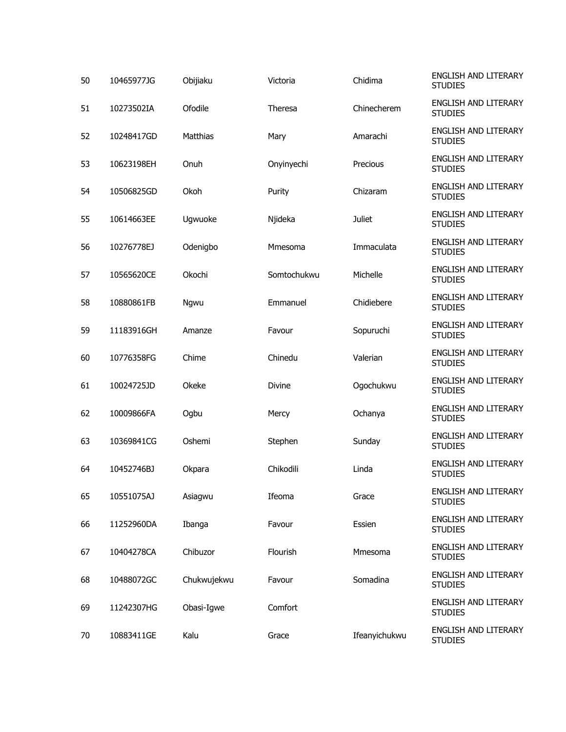| | | | | | |
|---|---|---|---|---|---|
| 50 | 10465977JG | Obijiaku | Victoria | Chidima | ENGLISH AND LITERARY STUDIES |
| 51 | 10273502IA | Ofodile | Theresa | Chinecherem | ENGLISH AND LITERARY STUDIES |
| 52 | 10248417GD | Matthias | Mary | Amarachi | ENGLISH AND LITERARY STUDIES |
| 53 | 10623198EH | Onuh | Onyinyechi | Precious | ENGLISH AND LITERARY STUDIES |
| 54 | 10506825GD | Okoh | Purity | Chizaram | ENGLISH AND LITERARY STUDIES |
| 55 | 10614663EE | Ugwuoke | Njideka | Juliet | ENGLISH AND LITERARY STUDIES |
| 56 | 10276778EJ | Odenigbo | Mmesoma | Immaculata | ENGLISH AND LITERARY STUDIES |
| 57 | 10565620CE | Okochi | Somtochukwu | Michelle | ENGLISH AND LITERARY STUDIES |
| 58 | 10880861FB | Ngwu | Emmanuel | Chidiebere | ENGLISH AND LITERARY STUDIES |
| 59 | 11183916GH | Amanze | Favour | Sopuruchi | ENGLISH AND LITERARY STUDIES |
| 60 | 10776358FG | Chime | Chinedu | Valerian | ENGLISH AND LITERARY STUDIES |
| 61 | 10024725JD | Okeke | Divine | Ogochukwu | ENGLISH AND LITERARY STUDIES |
| 62 | 10009866FA | Ogbu | Mercy | Ochanya | ENGLISH AND LITERARY STUDIES |
| 63 | 10369841CG | Oshemi | Stephen | Sunday | ENGLISH AND LITERARY STUDIES |
| 64 | 10452746BJ | Okpara | Chikodili | Linda | ENGLISH AND LITERARY STUDIES |
| 65 | 10551075AJ | Asiagwu | Ifeoma | Grace | ENGLISH AND LITERARY STUDIES |
| 66 | 11252960DA | Ibanga | Favour | Essien | ENGLISH AND LITERARY STUDIES |
| 67 | 10404278CA | Chibuzor | Flourish | Mmesoma | ENGLISH AND LITERARY STUDIES |
| 68 | 10488072GC | Chukwujekwu | Favour | Somadina | ENGLISH AND LITERARY STUDIES |
| 69 | 11242307HG | Obasi-Igwe | Comfort | | ENGLISH AND LITERARY STUDIES |
| 70 | 10883411GE | Kalu | Grace | Ifeanyichukwu | ENGLISH AND LITERARY STUDIES |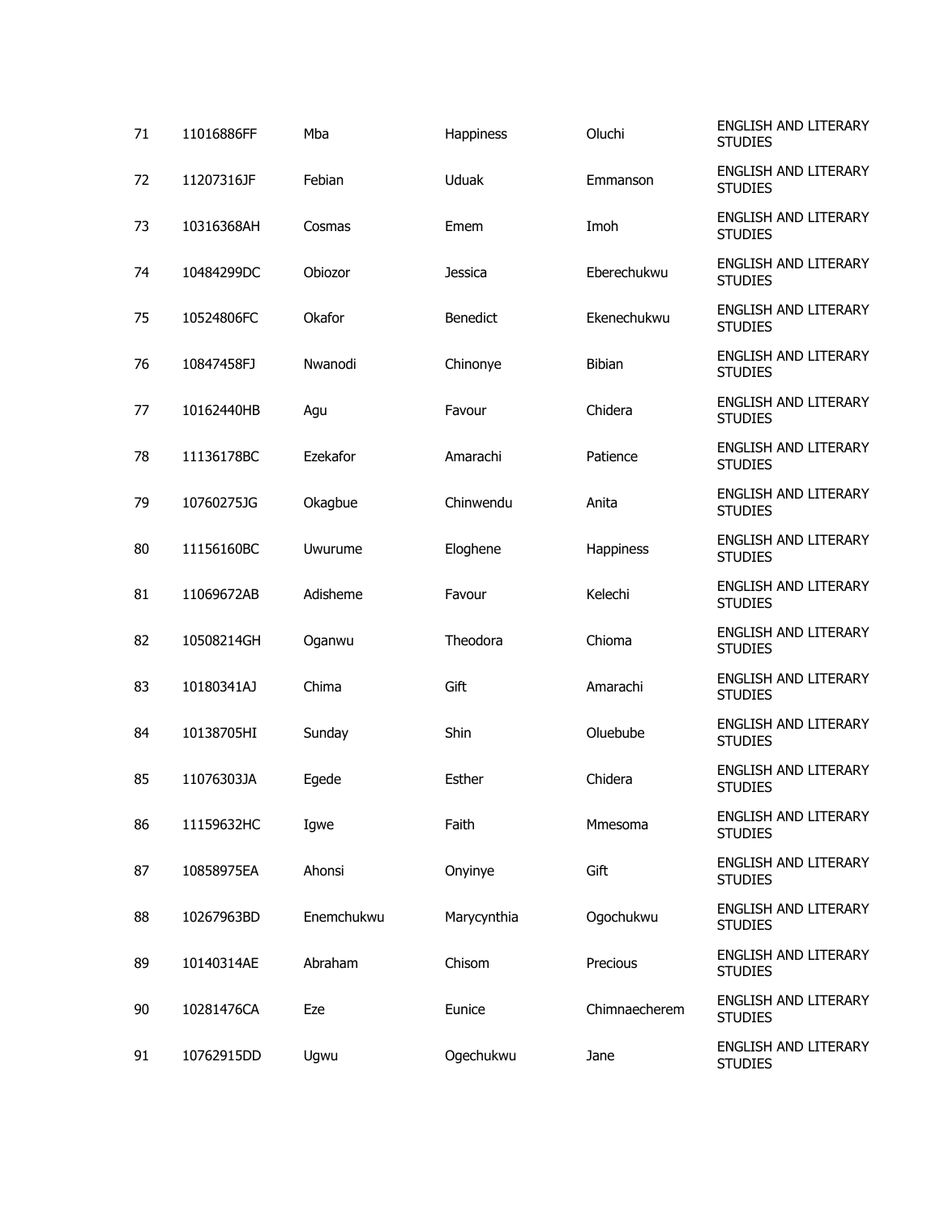| 71 | 11016886FF | Mba | Happiness | Oluchi | ENGLISH AND LITERARY STUDIES |
|---|---|---|---|---|---|
| 72 | 11207316JF | Febian | Uduak | Emmanson | ENGLISH AND LITERARY STUDIES |
| 73 | 10316368AH | Cosmas | Emem | Imoh | ENGLISH AND LITERARY STUDIES |
| 74 | 10484299DC | Obiozor | Jessica | Eberechukwu | ENGLISH AND LITERARY STUDIES |
| 75 | 10524806FC | Okafor | Benedict | Ekenechukwu | ENGLISH AND LITERARY STUDIES |
| 76 | 10847458FJ | Nwanodi | Chinonye | Bibian | ENGLISH AND LITERARY STUDIES |
| 77 | 10162440HB | Agu | Favour | Chidera | ENGLISH AND LITERARY STUDIES |
| 78 | 11136178BC | Ezekafor | Amarachi | Patience | ENGLISH AND LITERARY STUDIES |
| 79 | 10760275JG | Okagbue | Chinwendu | Anita | ENGLISH AND LITERARY STUDIES |
| 80 | 11156160BC | Uwurume | Eloghene | Happiness | ENGLISH AND LITERARY STUDIES |
| 81 | 11069672AB | Adisheme | Favour | Kelechi | ENGLISH AND LITERARY STUDIES |
| 82 | 10508214GH | Oganwu | Theodora | Chioma | ENGLISH AND LITERARY STUDIES |
| 83 | 10180341AJ | Chima | Gift | Amarachi | ENGLISH AND LITERARY STUDIES |
| 84 | 10138705HI | Sunday | Shin | Oluebube | ENGLISH AND LITERARY STUDIES |
| 85 | 11076303JA | Egede | Esther | Chidera | ENGLISH AND LITERARY STUDIES |
| 86 | 11159632HC | Igwe | Faith | Mmesoma | ENGLISH AND LITERARY STUDIES |
| 87 | 10858975EA | Ahonsi | Onyinye | Gift | ENGLISH AND LITERARY STUDIES |
| 88 | 10267963BD | Enemchukwu | Marycynthia | Ogochukwu | ENGLISH AND LITERARY STUDIES |
| 89 | 10140314AE | Abraham | Chisom | Precious | ENGLISH AND LITERARY STUDIES |
| 90 | 10281476CA | Eze | Eunice | Chimnaecherem | ENGLISH AND LITERARY STUDIES |
| 91 | 10762915DD | Ugwu | Ogechukwu | Jane | ENGLISH AND LITERARY STUDIES |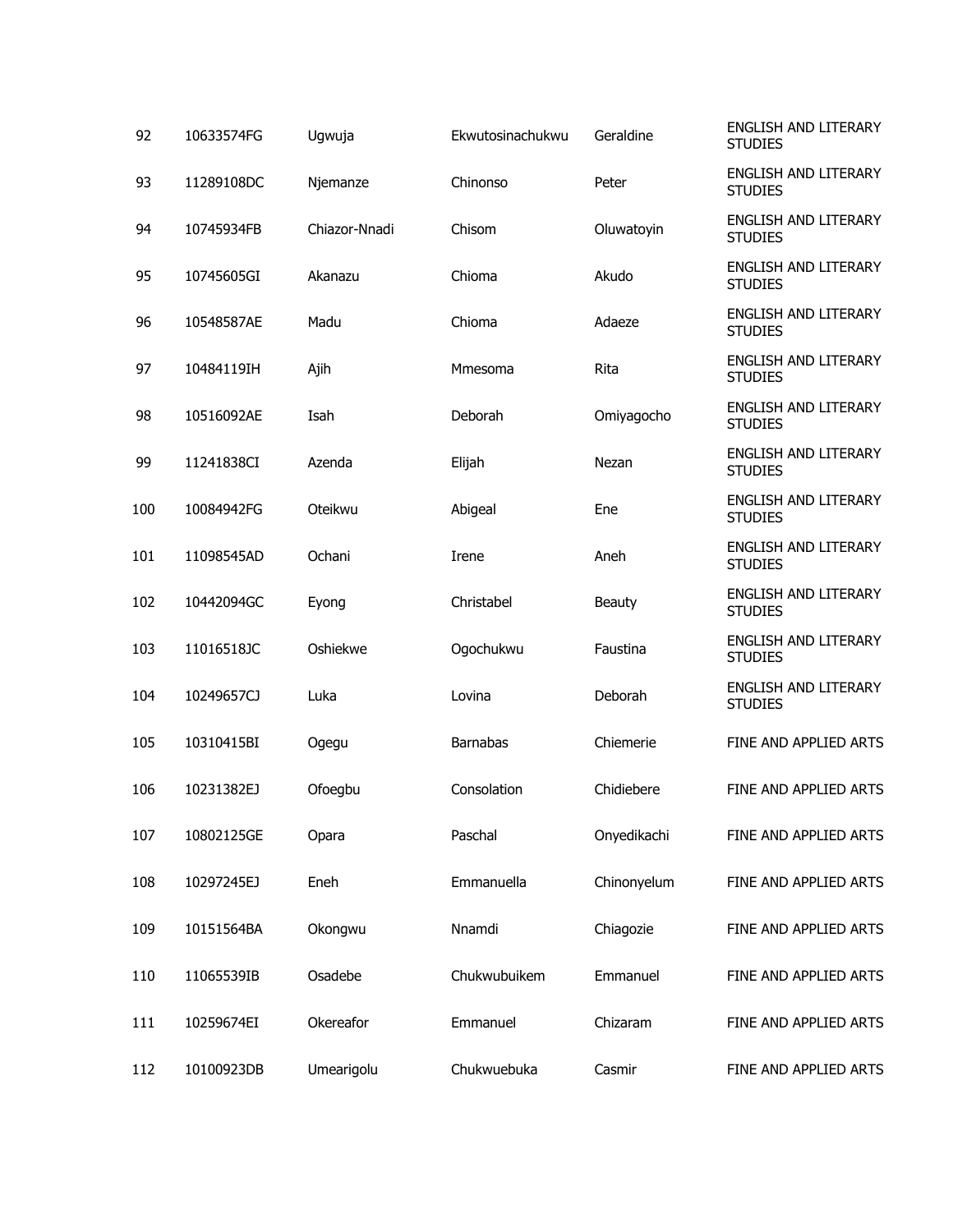| | | | | | |
|---|---|---|---|---|---|
| 92 | 10633574FG | Ugwuja | Ekwutosinachukwu | Geraldine | ENGLISH AND LITERARY STUDIES |
| 93 | 11289108DC | Njemanze | Chinonso | Peter | ENGLISH AND LITERARY STUDIES |
| 94 | 10745934FB | Chiazor-Nnadi | Chisom | Oluwatoyin | ENGLISH AND LITERARY STUDIES |
| 95 | 10745605GI | Akanazu | Chioma | Akudo | ENGLISH AND LITERARY STUDIES |
| 96 | 10548587AE | Madu | Chioma | Adaeze | ENGLISH AND LITERARY STUDIES |
| 97 | 10484119IH | Ajih | Mmesoma | Rita | ENGLISH AND LITERARY STUDIES |
| 98 | 10516092AE | Isah | Deborah | Omiyagocho | ENGLISH AND LITERARY STUDIES |
| 99 | 11241838CI | Azenda | Elijah | Nezan | ENGLISH AND LITERARY STUDIES |
| 100 | 10084942FG | Oteikwu | Abigeal | Ene | ENGLISH AND LITERARY STUDIES |
| 101 | 11098545AD | Ochani | Irene | Aneh | ENGLISH AND LITERARY STUDIES |
| 102 | 10442094GC | Eyong | Christabel | Beauty | ENGLISH AND LITERARY STUDIES |
| 103 | 11016518JC | Oshiekwe | Ogochukwu | Faustina | ENGLISH AND LITERARY STUDIES |
| 104 | 10249657CJ | Luka | Lovina | Deborah | ENGLISH AND LITERARY STUDIES |
| 105 | 10310415BI | Ogegu | Barnabas | Chiemerie | FINE AND APPLIED ARTS |
| 106 | 10231382EJ | Ofoegbu | Consolation | Chidiebere | FINE AND APPLIED ARTS |
| 107 | 10802125GE | Opara | Paschal | Onyedikachi | FINE AND APPLIED ARTS |
| 108 | 10297245EJ | Eneh | Emmanuella | Chinonyelum | FINE AND APPLIED ARTS |
| 109 | 10151564BA | Okongwu | Nnamdi | Chiagozie | FINE AND APPLIED ARTS |
| 110 | 11065539IB | Osadebe | Chukwubuikem | Emmanuel | FINE AND APPLIED ARTS |
| 111 | 10259674EI | Okereafor | Emmanuel | Chizaram | FINE AND APPLIED ARTS |
| 112 | 10100923DB | Umearigolu | Chukwuebuka | Casmir | FINE AND APPLIED ARTS |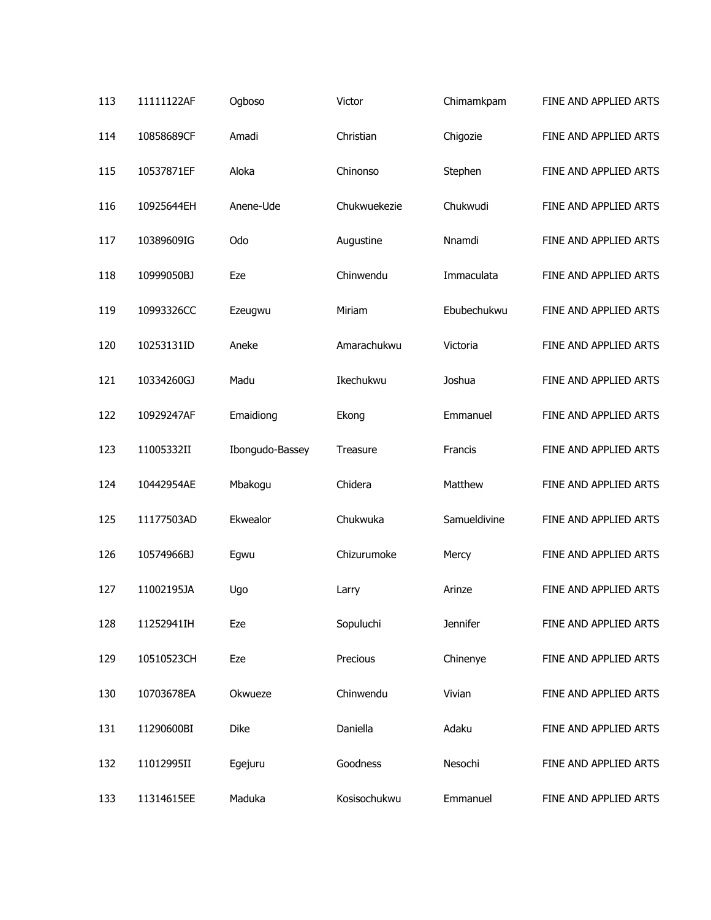| | | | | | |
|---|---|---|---|---|---|
| 113 | 11111122AF | Ogboso | Victor | Chimamkpam | FINE AND APPLIED ARTS |
| 114 | 10858689CF | Amadi | Christian | Chigozie | FINE AND APPLIED ARTS |
| 115 | 10537871EF | Aloka | Chinonso | Stephen | FINE AND APPLIED ARTS |
| 116 | 10925644EH | Anene-Ude | Chukwuekezie | Chukwudi | FINE AND APPLIED ARTS |
| 117 | 10389609IG | Odo | Augustine | Nnamdi | FINE AND APPLIED ARTS |
| 118 | 10999050BJ | Eze | Chinwendu | Immaculata | FINE AND APPLIED ARTS |
| 119 | 10993326CC | Ezeugwu | Miriam | Ebubechukwu | FINE AND APPLIED ARTS |
| 120 | 10253131ID | Aneke | Amarachukwu | Victoria | FINE AND APPLIED ARTS |
| 121 | 10334260GJ | Madu | Ikechukwu | Joshua | FINE AND APPLIED ARTS |
| 122 | 10929247AF | Emaidiong | Ekong | Emmanuel | FINE AND APPLIED ARTS |
| 123 | 11005332II | Ibongudo-Bassey | Treasure | Francis | FINE AND APPLIED ARTS |
| 124 | 10442954AE | Mbakogu | Chidera | Matthew | FINE AND APPLIED ARTS |
| 125 | 11177503AD | Ekwealor | Chukwuka | Samueldivine | FINE AND APPLIED ARTS |
| 126 | 10574966BJ | Egwu | Chizurumoke | Mercy | FINE AND APPLIED ARTS |
| 127 | 11002195JA | Ugo | Larry | Arinze | FINE AND APPLIED ARTS |
| 128 | 11252941IH | Eze | Sopuluchi | Jennifer | FINE AND APPLIED ARTS |
| 129 | 10510523CH | Eze | Precious | Chinenye | FINE AND APPLIED ARTS |
| 130 | 10703678EA | Okwueze | Chinwendu | Vivian | FINE AND APPLIED ARTS |
| 131 | 11290600BI | Dike | Daniella | Adaku | FINE AND APPLIED ARTS |
| 132 | 11012995II | Egejuru | Goodness | Nesochi | FINE AND APPLIED ARTS |
| 133 | 11314615EE | Maduka | Kosisochukwu | Emmanuel | FINE AND APPLIED ARTS |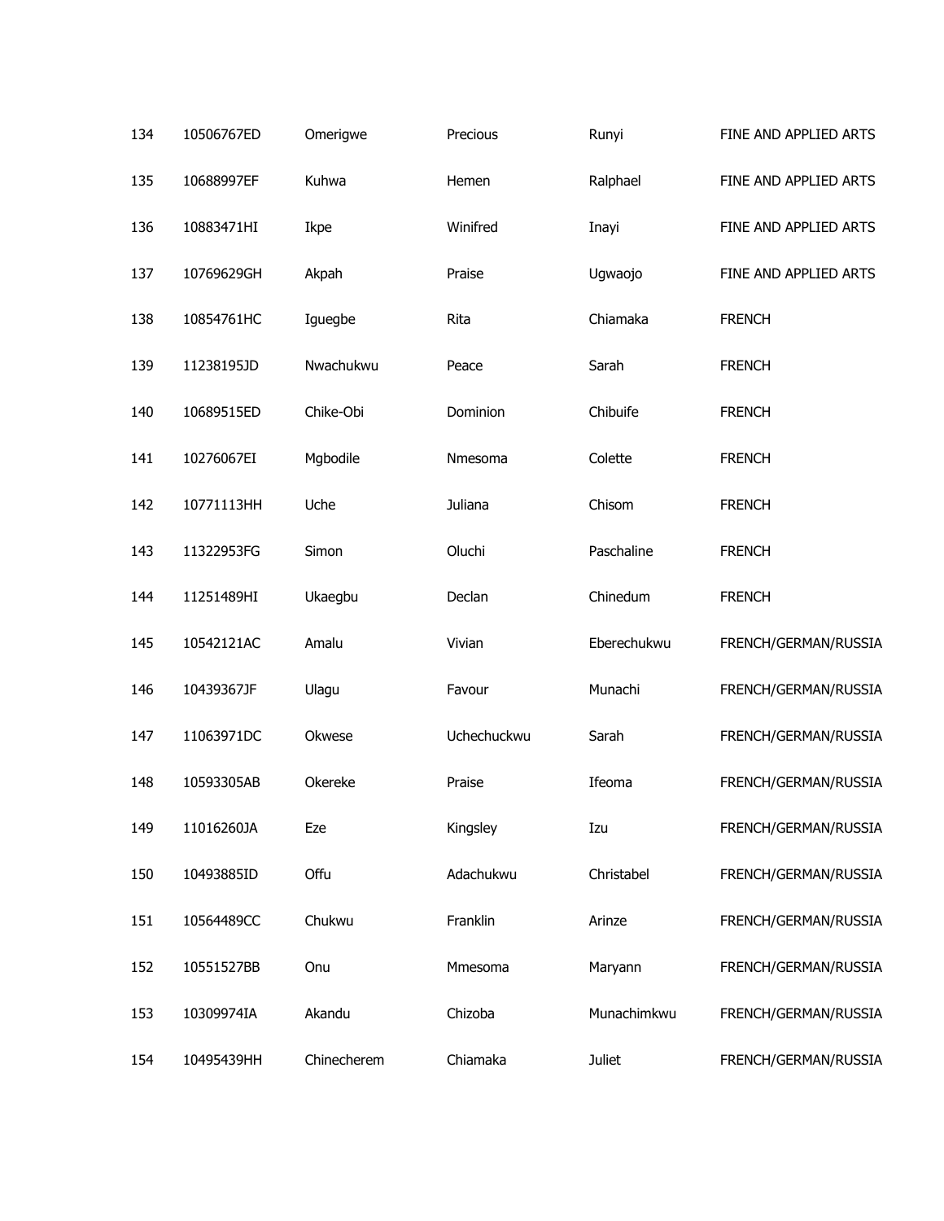| | | | | | |
|---|---|---|---|---|---|
| 134 | 10506767ED | Omerigwe | Precious | Runyi | FINE AND APPLIED ARTS |
| 135 | 10688997EF | Kuhwa | Hemen | Ralphael | FINE AND APPLIED ARTS |
| 136 | 10883471HI | Ikpe | Winifred | Inayi | FINE AND APPLIED ARTS |
| 137 | 10769629GH | Akpah | Praise | Ugwaojo | FINE AND APPLIED ARTS |
| 138 | 10854761HC | Iguegbe | Rita | Chiamaka | FRENCH |
| 139 | 11238195JD | Nwachukwu | Peace | Sarah | FRENCH |
| 140 | 10689515ED | Chike-Obi | Dominion | Chibuife | FRENCH |
| 141 | 10276067EI | Mgbodile | Nmesoma | Colette | FRENCH |
| 142 | 10771113HH | Uche | Juliana | Chisom | FRENCH |
| 143 | 11322953FG | Simon | Oluchi | Paschaline | FRENCH |
| 144 | 11251489HI | Ukaegbu | Declan | Chinedum | FRENCH |
| 145 | 10542121AC | Amalu | Vivian | Eberechukwu | FRENCH/GERMAN/RUSSIA |
| 146 | 10439367JF | Ulagu | Favour | Munachi | FRENCH/GERMAN/RUSSIA |
| 147 | 11063971DC | Okwese | Uchechuckwu | Sarah | FRENCH/GERMAN/RUSSIA |
| 148 | 10593305AB | Okereke | Praise | Ifeoma | FRENCH/GERMAN/RUSSIA |
| 149 | 11016260JA | Eze | Kingsley | Izu | FRENCH/GERMAN/RUSSIA |
| 150 | 10493885ID | Offu | Adachukwu | Christabel | FRENCH/GERMAN/RUSSIA |
| 151 | 10564489CC | Chukwu | Franklin | Arinze | FRENCH/GERMAN/RUSSIA |
| 152 | 10551527BB | Onu | Mmesoma | Maryann | FRENCH/GERMAN/RUSSIA |
| 153 | 10309974IA | Akandu | Chizoba | Munachimkwu | FRENCH/GERMAN/RUSSIA |
| 154 | 10495439HH | Chinecherem | Chiamaka | Juliet | FRENCH/GERMAN/RUSSIA |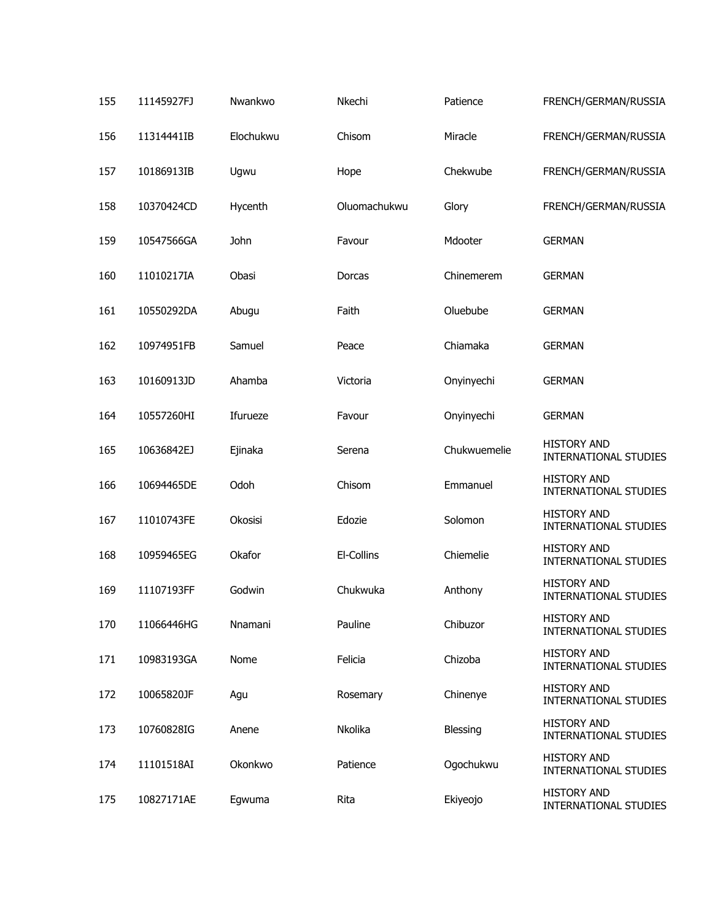| | | | | | |
|---|---|---|---|---|---|
| 155 | 11145927FJ | Nwankwo | Nkechi | Patience | FRENCH/GERMAN/RUSSIA |
| 156 | 11314441IB | Elochukwu | Chisom | Miracle | FRENCH/GERMAN/RUSSIA |
| 157 | 10186913IB | Ugwu | Hope | Chekwube | FRENCH/GERMAN/RUSSIA |
| 158 | 10370424CD | Hycenth | Oluomachukwu | Glory | FRENCH/GERMAN/RUSSIA |
| 159 | 10547566GA | John | Favour | Mdooter | GERMAN |
| 160 | 11010217IA | Obasi | Dorcas | Chinemerem | GERMAN |
| 161 | 10550292DA | Abugu | Faith | Oluebube | GERMAN |
| 162 | 10974951FB | Samuel | Peace | Chiamaka | GERMAN |
| 163 | 10160913JD | Ahamba | Victoria | Onyinyechi | GERMAN |
| 164 | 10557260HI | Ifurueze | Favour | Onyinyechi | GERMAN |
| 165 | 10636842EJ | Ejinaka | Serena | Chukwuemelie | HISTORY AND INTERNATIONAL STUDIES |
| 166 | 10694465DE | Odoh | Chisom | Emmanuel | HISTORY AND INTERNATIONAL STUDIES |
| 167 | 11010743FE | Okosisi | Edozie | Solomon | HISTORY AND INTERNATIONAL STUDIES |
| 168 | 10959465EG | Okafor | El-Collins | Chiemelie | HISTORY AND INTERNATIONAL STUDIES |
| 169 | 11107193FF | Godwin | Chukwuka | Anthony | HISTORY AND INTERNATIONAL STUDIES |
| 170 | 11066446HG | Nnamani | Pauline | Chibuzor | HISTORY AND INTERNATIONAL STUDIES |
| 171 | 10983193GA | Nome | Felicia | Chizoba | HISTORY AND INTERNATIONAL STUDIES |
| 172 | 10065820JF | Agu | Rosemary | Chinenye | HISTORY AND INTERNATIONAL STUDIES |
| 173 | 10760828IG | Anene | Nkolika | Blessing | HISTORY AND INTERNATIONAL STUDIES |
| 174 | 11101518AI | Okonkwo | Patience | Ogochukwu | HISTORY AND INTERNATIONAL STUDIES |
| 175 | 10827171AE | Egwuma | Rita | Ekiyeojo | HISTORY AND INTERNATIONAL STUDIES |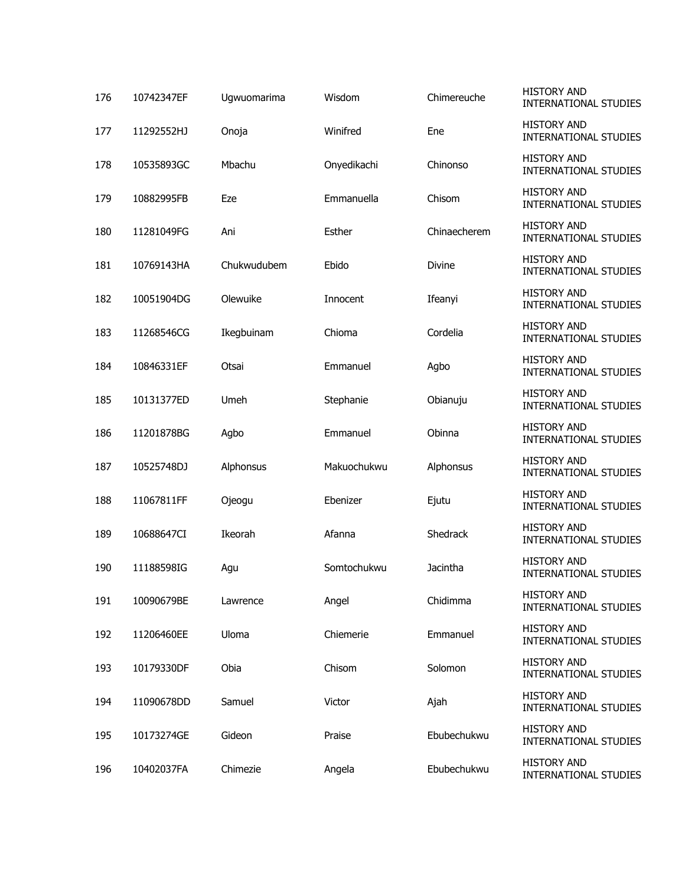| 176 | 10742347EF | Ugwuomarima | Wisdom | Chimereuche | HISTORY AND INTERNATIONAL STUDIES |
|---|---|---|---|---|---|
| 177 | 11292552HJ | Onoja | Winifred | Ene | HISTORY AND INTERNATIONAL STUDIES |
| 178 | 10535893GC | Mbachu | Onyedikachi | Chinonso | HISTORY AND INTERNATIONAL STUDIES |
| 179 | 10882995FB | Eze | Emmanuella | Chisom | HISTORY AND INTERNATIONAL STUDIES |
| 180 | 11281049FG | Ani | Esther | Chinaecherem | HISTORY AND INTERNATIONAL STUDIES |
| 181 | 10769143HA | Chukwudubem | Ebido | Divine | HISTORY AND INTERNATIONAL STUDIES |
| 182 | 10051904DG | Olewuike | Innocent | Ifeanyi | HISTORY AND INTERNATIONAL STUDIES |
| 183 | 11268546CG | Ikegbuinam | Chioma | Cordelia | HISTORY AND INTERNATIONAL STUDIES |
| 184 | 10846331EF | Otsai | Emmanuel | Agbo | HISTORY AND INTERNATIONAL STUDIES |
| 185 | 10131377ED | Umeh | Stephanie | Obianuju | HISTORY AND INTERNATIONAL STUDIES |
| 186 | 11201878BG | Agbo | Emmanuel | Obinna | HISTORY AND INTERNATIONAL STUDIES |
| 187 | 10525748DJ | Alphonsus | Makuochukwu | Alphonsus | HISTORY AND INTERNATIONAL STUDIES |
| 188 | 11067811FF | Ojeogu | Ebenizer | Ejutu | HISTORY AND INTERNATIONAL STUDIES |
| 189 | 10688647CI | Ikeorah | Afanna | Shedrack | HISTORY AND INTERNATIONAL STUDIES |
| 190 | 11188598IG | Agu | Somtochukwu | Jacintha | HISTORY AND INTERNATIONAL STUDIES |
| 191 | 10090679BE | Lawrence | Angel | Chidimma | HISTORY AND INTERNATIONAL STUDIES |
| 192 | 11206460EE | Uloma | Chiemerie | Emmanuel | HISTORY AND INTERNATIONAL STUDIES |
| 193 | 10179330DF | Obia | Chisom | Solomon | HISTORY AND INTERNATIONAL STUDIES |
| 194 | 11090678DD | Samuel | Victor | Ajah | HISTORY AND INTERNATIONAL STUDIES |
| 195 | 10173274GE | Gideon | Praise | Ebubechukwu | HISTORY AND INTERNATIONAL STUDIES |
| 196 | 10402037FA | Chimezie | Angela | Ebubechukwu | HISTORY AND INTERNATIONAL STUDIES |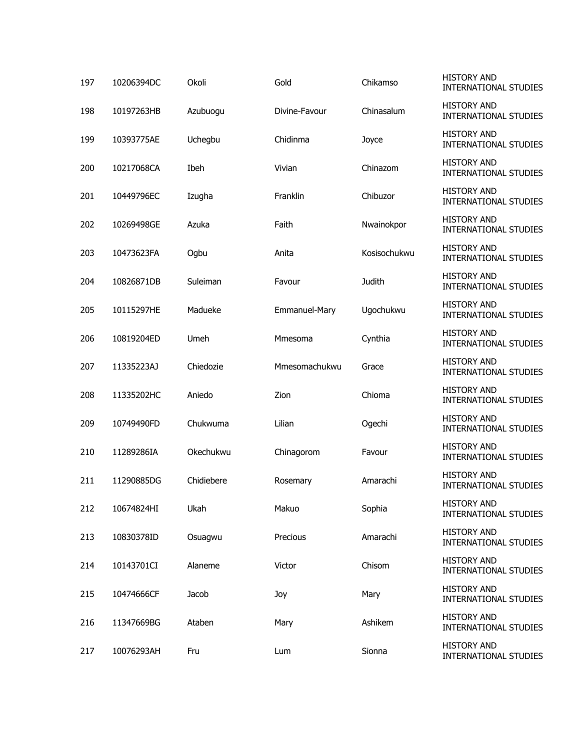| | | | | | |
|---|---|---|---|---|---|
| 197 | 10206394DC | Okoli | Gold | Chikamso | HISTORY AND INTERNATIONAL STUDIES |
| 198 | 10197263HB | Azubuogu | Divine-Favour | Chinasalum | HISTORY AND INTERNATIONAL STUDIES |
| 199 | 10393775AE | Uchegbu | Chidinma | Joyce | HISTORY AND INTERNATIONAL STUDIES |
| 200 | 10217068CA | Ibeh | Vivian | Chinazom | HISTORY AND INTERNATIONAL STUDIES |
| 201 | 10449796EC | Izugha | Franklin | Chibuzor | HISTORY AND INTERNATIONAL STUDIES |
| 202 | 10269498GE | Azuka | Faith | Nwainokpor | HISTORY AND INTERNATIONAL STUDIES |
| 203 | 10473623FA | Ogbu | Anita | Kosisochukwu | HISTORY AND INTERNATIONAL STUDIES |
| 204 | 10826871DB | Suleiman | Favour | Judith | HISTORY AND INTERNATIONAL STUDIES |
| 205 | 10115297HE | Madueke | Emmanuel-Mary | Ugochukwu | HISTORY AND INTERNATIONAL STUDIES |
| 206 | 10819204ED | Umeh | Mmesoma | Cynthia | HISTORY AND INTERNATIONAL STUDIES |
| 207 | 11335223AJ | Chiedozie | Mmesomachukwu | Grace | HISTORY AND INTERNATIONAL STUDIES |
| 208 | 11335202HC | Aniedo | Zion | Chioma | HISTORY AND INTERNATIONAL STUDIES |
| 209 | 10749490FD | Chukwuma | Lilian | Ogechi | HISTORY AND INTERNATIONAL STUDIES |
| 210 | 11289286IA | Okechukwu | Chinagorom | Favour | HISTORY AND INTERNATIONAL STUDIES |
| 211 | 11290885DG | Chidiebere | Rosemary | Amarachi | HISTORY AND INTERNATIONAL STUDIES |
| 212 | 10674824HI | Ukah | Makuo | Sophia | HISTORY AND INTERNATIONAL STUDIES |
| 213 | 10830378ID | Osuagwu | Precious | Amarachi | HISTORY AND INTERNATIONAL STUDIES |
| 214 | 10143701CI | Alaneme | Victor | Chisom | HISTORY AND INTERNATIONAL STUDIES |
| 215 | 10474666CF | Jacob | Joy | Mary | HISTORY AND INTERNATIONAL STUDIES |
| 216 | 11347669BG | Ataben | Mary | Ashikem | HISTORY AND INTERNATIONAL STUDIES |
| 217 | 10076293AH | Fru | Lum | Sionna | HISTORY AND INTERNATIONAL STUDIES |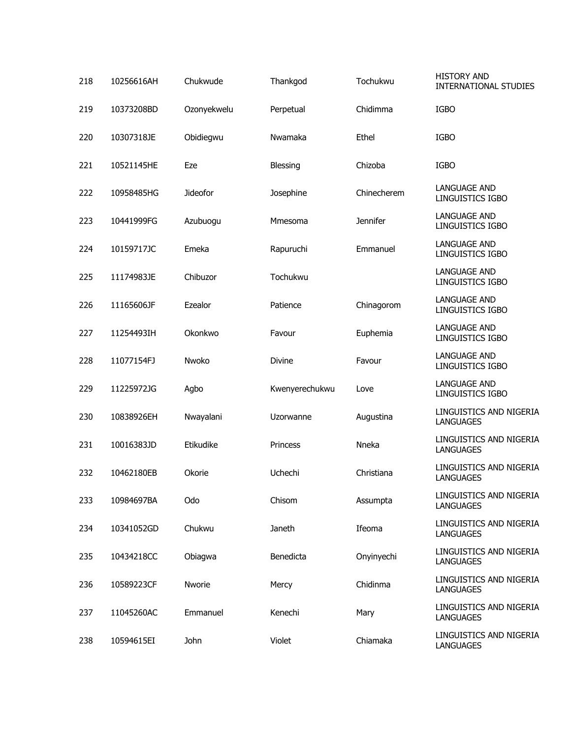| | | | | | |
|---|---|---|---|---|---|
| 218 | 10256616AH | Chukwude | Thankgod | Tochukwu | HISTORY AND INTERNATIONAL STUDIES |
| 219 | 10373208BD | Ozonyekwelu | Perpetual | Chidimma | IGBO |
| 220 | 10307318JE | Obidiegwu | Nwamaka | Ethel | IGBO |
| 221 | 10521145HE | Eze | Blessing | Chizoba | IGBO |
| 222 | 10958485HG | Jideofor | Josephine | Chinecherem | LANGUAGE AND LINGUISTICS IGBO |
| 223 | 10441999FG | Azubuogu | Mmesoma | Jennifer | LANGUAGE AND LINGUISTICS IGBO |
| 224 | 10159717JC | Emeka | Rapuruchi | Emmanuel | LANGUAGE AND LINGUISTICS IGBO |
| 225 | 11174983JE | Chibuzor | Tochukwu | | LANGUAGE AND LINGUISTICS IGBO |
| 226 | 11165606JF | Ezealor | Patience | Chinagorom | LANGUAGE AND LINGUISTICS IGBO |
| 227 | 11254493IH | Okonkwo | Favour | Euphemia | LANGUAGE AND LINGUISTICS IGBO |
| 228 | 11077154FJ | Nwoko | Divine | Favour | LANGUAGE AND LINGUISTICS IGBO |
| 229 | 11225972JG | Agbo | Kwenyerechukwu | Love | LANGUAGE AND LINGUISTICS IGBO |
| 230 | 10838926EH | Nwayalani | Uzorwanne | Augustina | LINGUISTICS AND NIGERIA LANGUAGES |
| 231 | 10016383JD | Etikudike | Princess | Nneka | LINGUISTICS AND NIGERIA LANGUAGES |
| 232 | 10462180EB | Okorie | Uchechi | Christiana | LINGUISTICS AND NIGERIA LANGUAGES |
| 233 | 10984697BA | Odo | Chisom | Assumpta | LINGUISTICS AND NIGERIA LANGUAGES |
| 234 | 10341052GD | Chukwu | Janeth | Ifeoma | LINGUISTICS AND NIGERIA LANGUAGES |
| 235 | 10434218CC | Obiagwa | Benedicta | Onyinyechi | LINGUISTICS AND NIGERIA LANGUAGES |
| 236 | 10589223CF | Nworie | Mercy | Chidinma | LINGUISTICS AND NIGERIA LANGUAGES |
| 237 | 11045260AC | Emmanuel | Kenechi | Mary | LINGUISTICS AND NIGERIA LANGUAGES |
| 238 | 10594615EI | John | Violet | Chiamaka | LINGUISTICS AND NIGERIA LANGUAGES |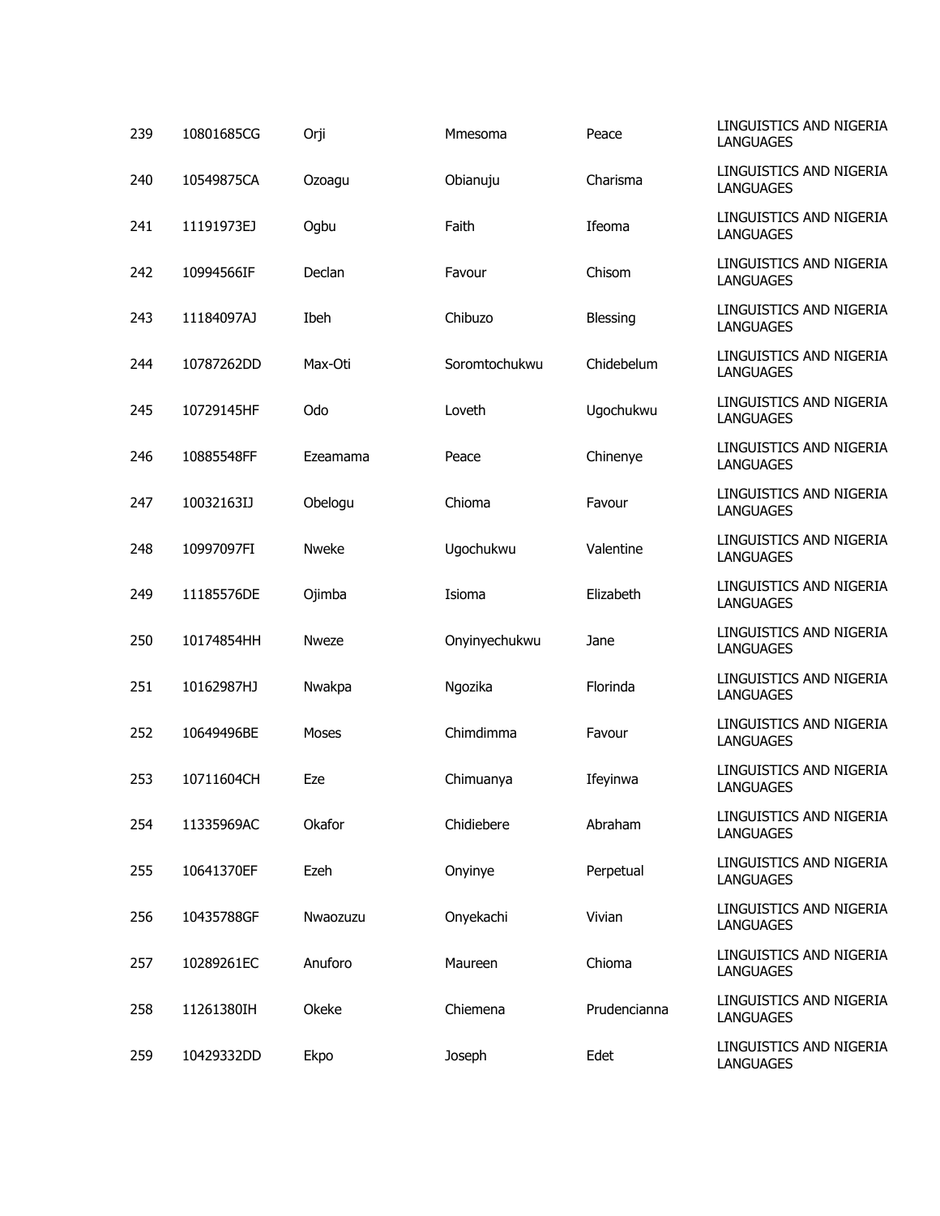| 239 | 10801685CG | Orji | Mmesoma | Peace | LINGUISTICS AND NIGERIA LANGUAGES |
|---|---|---|---|---|---|
| 240 | 10549875CA | Ozoagu | Obianuju | Charisma | LINGUISTICS AND NIGERIA LANGUAGES |
| 241 | 11191973EJ | Ogbu | Faith | Ifeoma | LINGUISTICS AND NIGERIA LANGUAGES |
| 242 | 10994566IF | Declan | Favour | Chisom | LINGUISTICS AND NIGERIA LANGUAGES |
| 243 | 11184097AJ | Ibeh | Chibuzo | Blessing | LINGUISTICS AND NIGERIA LANGUAGES |
| 244 | 10787262DD | Max-Oti | Soromtochukwu | Chidebelum | LINGUISTICS AND NIGERIA LANGUAGES |
| 245 | 10729145HF | Odo | Loveth | Ugochukwu | LINGUISTICS AND NIGERIA LANGUAGES |
| 246 | 10885548FF | Ezeamama | Peace | Chinenye | LINGUISTICS AND NIGERIA LANGUAGES |
| 247 | 10032163IJ | Obelogu | Chioma | Favour | LINGUISTICS AND NIGERIA LANGUAGES |
| 248 | 10997097FI | Nweke | Ugochukwu | Valentine | LINGUISTICS AND NIGERIA LANGUAGES |
| 249 | 11185576DE | Ojimba | Isioma | Elizabeth | LINGUISTICS AND NIGERIA LANGUAGES |
| 250 | 10174854HH | Nweze | Onyinyechukwu | Jane | LINGUISTICS AND NIGERIA LANGUAGES |
| 251 | 10162987HJ | Nwakpa | Ngozika | Florinda | LINGUISTICS AND NIGERIA LANGUAGES |
| 252 | 10649496BE | Moses | Chimdimma | Favour | LINGUISTICS AND NIGERIA LANGUAGES |
| 253 | 10711604CH | Eze | Chimuanya | Ifeyinwa | LINGUISTICS AND NIGERIA LANGUAGES |
| 254 | 11335969AC | Okafor | Chidiebere | Abraham | LINGUISTICS AND NIGERIA LANGUAGES |
| 255 | 10641370EF | Ezeh | Onyinye | Perpetual | LINGUISTICS AND NIGERIA LANGUAGES |
| 256 | 10435788GF | Nwaozuzu | Onyekachi | Vivian | LINGUISTICS AND NIGERIA LANGUAGES |
| 257 | 10289261EC | Anuforo | Maureen | Chioma | LINGUISTICS AND NIGERIA LANGUAGES |
| 258 | 11261380IH | Okeke | Chiemena | Prudencianna | LINGUISTICS AND NIGERIA LANGUAGES |
| 259 | 10429332DD | Ekpo | Joseph | Edet | LINGUISTICS AND NIGERIA LANGUAGES |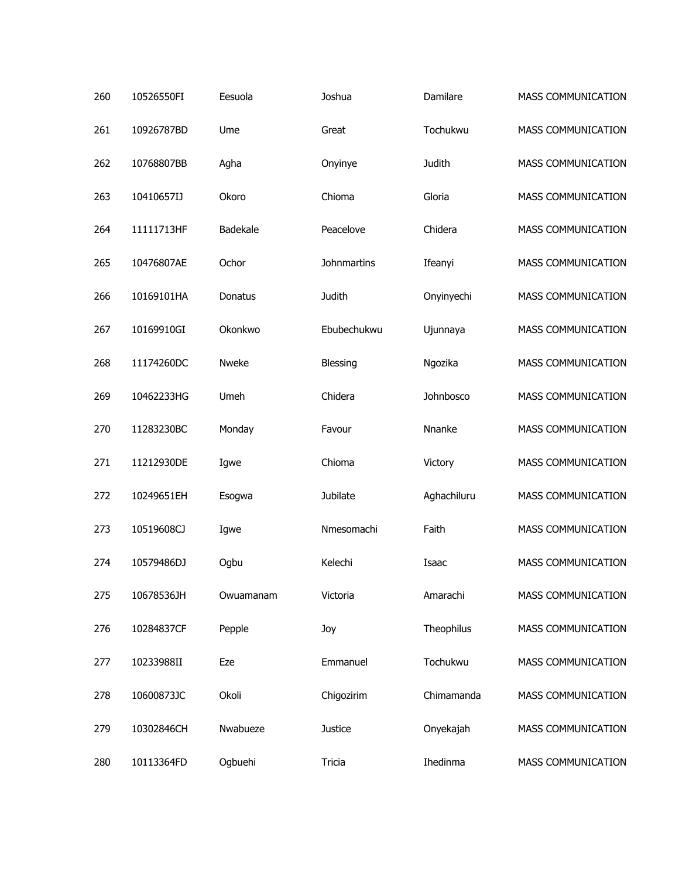| | | | | | |
|---|---|---|---|---|---|
| 260 | 10526550FI | Eesuola | Joshua | Damilare | MASS COMMUNICATION |
| 261 | 10926787BD | Ume | Great | Tochukwu | MASS COMMUNICATION |
| 262 | 10768807BB | Agha | Onyinye | Judith | MASS COMMUNICATION |
| 263 | 10410657IJ | Okoro | Chioma | Gloria | MASS COMMUNICATION |
| 264 | 11111713HF | Badekale | Peacelove | Chidera | MASS COMMUNICATION |
| 265 | 10476807AE | Ochor | Johnmartins | Ifeanyi | MASS COMMUNICATION |
| 266 | 10169101HA | Donatus | Judith | Onyinyechi | MASS COMMUNICATION |
| 267 | 10169910GI | Okonkwo | Ebubechukwu | Ujunnaya | MASS COMMUNICATION |
| 268 | 11174260DC | Nweke | Blessing | Ngozika | MASS COMMUNICATION |
| 269 | 10462233HG | Umeh | Chidera | Johnbosco | MASS COMMUNICATION |
| 270 | 11283230BC | Monday | Favour | Nnanke | MASS COMMUNICATION |
| 271 | 11212930DE | Igwe | Chioma | Victory | MASS COMMUNICATION |
| 272 | 10249651EH | Esogwa | Jubilate | Aghachiluru | MASS COMMUNICATION |
| 273 | 10519608CJ | Igwe | Nmesomachi | Faith | MASS COMMUNICATION |
| 274 | 10579486DJ | Ogbu | Kelechi | Isaac | MASS COMMUNICATION |
| 275 | 10678536JH | Owuamanam | Victoria | Amarachi | MASS COMMUNICATION |
| 276 | 10284837CF | Pepple | Joy | Theophilus | MASS COMMUNICATION |
| 277 | 10233988II | Eze | Emmanuel | Tochukwu | MASS COMMUNICATION |
| 278 | 10600873JC | Okoli | Chigozirim | Chimamanda | MASS COMMUNICATION |
| 279 | 10302846CH | Nwabueze | Justice | Onyekajah | MASS COMMUNICATION |
| 280 | 10113364FD | Ogbuehi | Tricia | Ihedinma | MASS COMMUNICATION |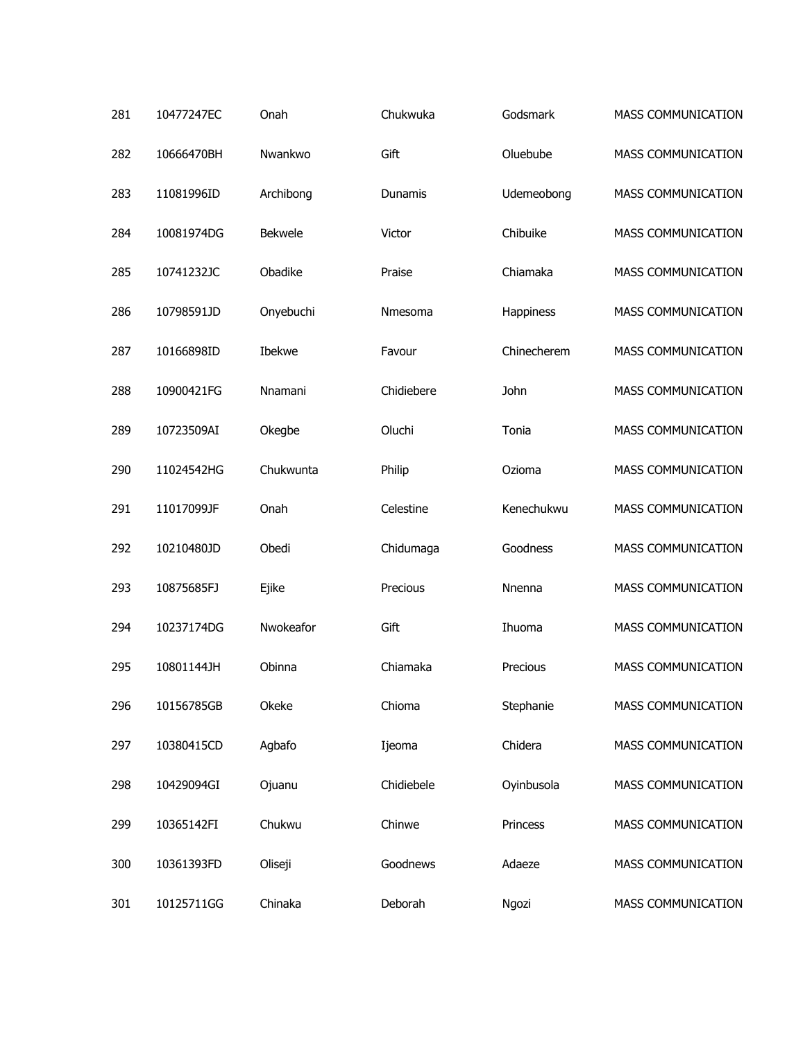| | | | | | |
|---|---|---|---|---|---|
| 281 | 10477247EC | Onah | Chukwuka | Godsmark | MASS COMMUNICATION |
| 282 | 10666470BH | Nwankwo | Gift | Oluebube | MASS COMMUNICATION |
| 283 | 11081996ID | Archibong | Dunamis | Udemeobong | MASS COMMUNICATION |
| 284 | 10081974DG | Bekwele | Victor | Chibuike | MASS COMMUNICATION |
| 285 | 10741232JC | Obadike | Praise | Chiamaka | MASS COMMUNICATION |
| 286 | 10798591JD | Onyebuchi | Nmesoma | Happiness | MASS COMMUNICATION |
| 287 | 10166898ID | Ibekwe | Favour | Chinecherem | MASS COMMUNICATION |
| 288 | 10900421FG | Nnamani | Chidiebere | John | MASS COMMUNICATION |
| 289 | 10723509AI | Okegbe | Oluchi | Tonia | MASS COMMUNICATION |
| 290 | 11024542HG | Chukwunta | Philip | Ozioma | MASS COMMUNICATION |
| 291 | 11017099JF | Onah | Celestine | Kenechukwu | MASS COMMUNICATION |
| 292 | 10210480JD | Obedi | Chidumaga | Goodness | MASS COMMUNICATION |
| 293 | 10875685FJ | Ejike | Precious | Nnenna | MASS COMMUNICATION |
| 294 | 10237174DG | Nwokeafor | Gift | Ihuoma | MASS COMMUNICATION |
| 295 | 10801144JH | Obinna | Chiamaka | Precious | MASS COMMUNICATION |
| 296 | 10156785GB | Okeke | Chioma | Stephanie | MASS COMMUNICATION |
| 297 | 10380415CD | Agbafo | Ijeoma | Chidera | MASS COMMUNICATION |
| 298 | 10429094GI | Ojuanu | Chidiebele | Oyinbusola | MASS COMMUNICATION |
| 299 | 10365142FI | Chukwu | Chinwe | Princess | MASS COMMUNICATION |
| 300 | 10361393FD | Oliseji | Goodnews | Adaeze | MASS COMMUNICATION |
| 301 | 10125711GG | Chinaka | Deborah | Ngozi | MASS COMMUNICATION |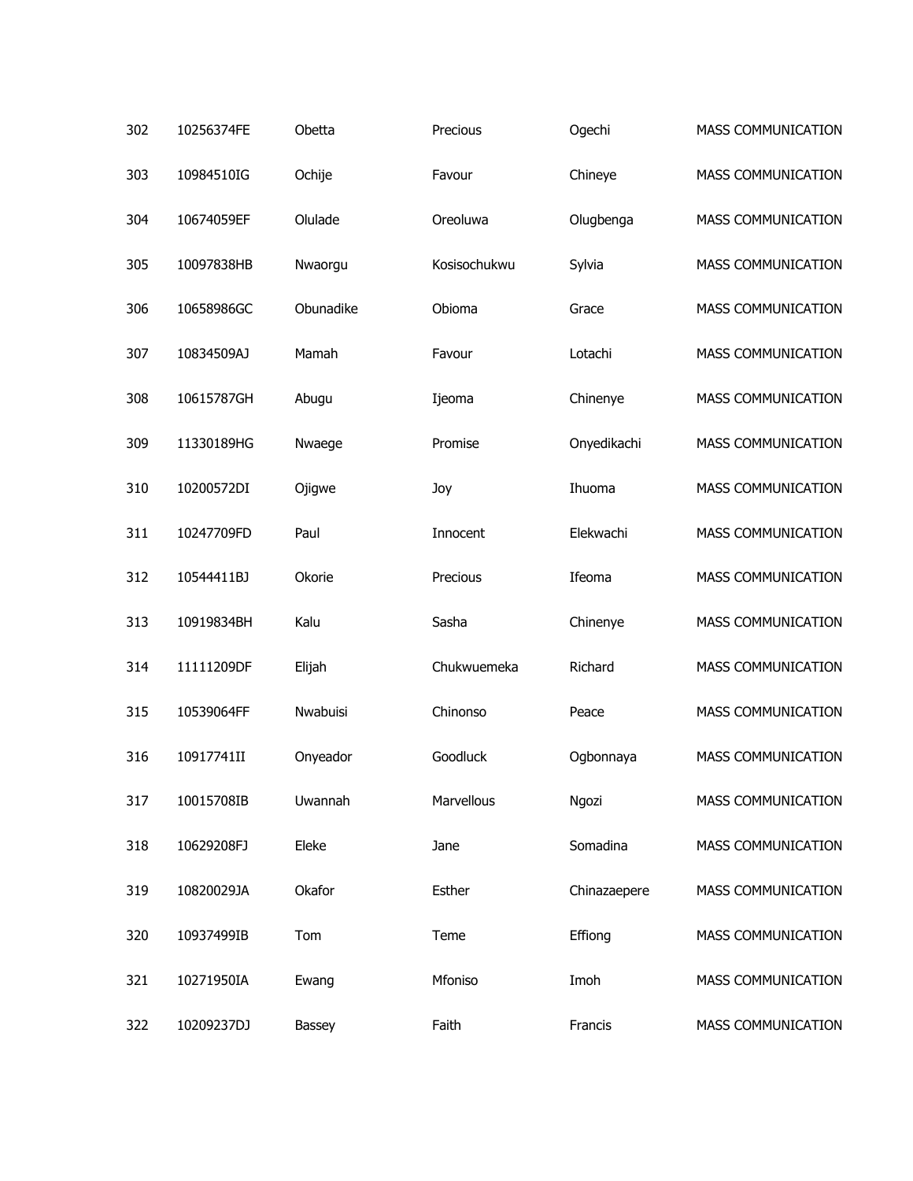| 302 | 10256374FE | Obetta | Precious | Ogechi | MASS COMMUNICATION |
|---|---|---|---|---|---|
| 303 | 10984510IG | Ochije | Favour | Chineye | MASS COMMUNICATION |
| 304 | 10674059EF | Olulade | Oreoluwa | Olugbenga | MASS COMMUNICATION |
| 305 | 10097838HB | Nwaorgu | Kosisochukwu | Sylvia | MASS COMMUNICATION |
| 306 | 10658986GC | Obunadike | Obioma | Grace | MASS COMMUNICATION |
| 307 | 10834509AJ | Mamah | Favour | Lotachi | MASS COMMUNICATION |
| 308 | 10615787GH | Abugu | Ijeoma | Chinenye | MASS COMMUNICATION |
| 309 | 11330189HG | Nwaege | Promise | Onyedikachi | MASS COMMUNICATION |
| 310 | 10200572DI | Ojigwe | Joy | Ihuoma | MASS COMMUNICATION |
| 311 | 10247709FD | Paul | Innocent | Elekwachi | MASS COMMUNICATION |
| 312 | 10544411BJ | Okorie | Precious | Ifeoma | MASS COMMUNICATION |
| 313 | 10919834BH | Kalu | Sasha | Chinenye | MASS COMMUNICATION |
| 314 | 11111209DF | Elijah | Chukwuemeka | Richard | MASS COMMUNICATION |
| 315 | 10539064FF | Nwabuisi | Chinonso | Peace | MASS COMMUNICATION |
| 316 | 10917741II | Onyeador | Goodluck | Ogbonnaya | MASS COMMUNICATION |
| 317 | 10015708IB | Uwannah | Marvellous | Ngozi | MASS COMMUNICATION |
| 318 | 10629208FJ | Eleke | Jane | Somadina | MASS COMMUNICATION |
| 319 | 10820029JA | Okafor | Esther | Chinazaepere | MASS COMMUNICATION |
| 320 | 10937499IB | Tom | Teme | Effiong | MASS COMMUNICATION |
| 321 | 10271950IA | Ewang | Mfoniso | Imoh | MASS COMMUNICATION |
| 322 | 10209237DJ | Bassey | Faith | Francis | MASS COMMUNICATION |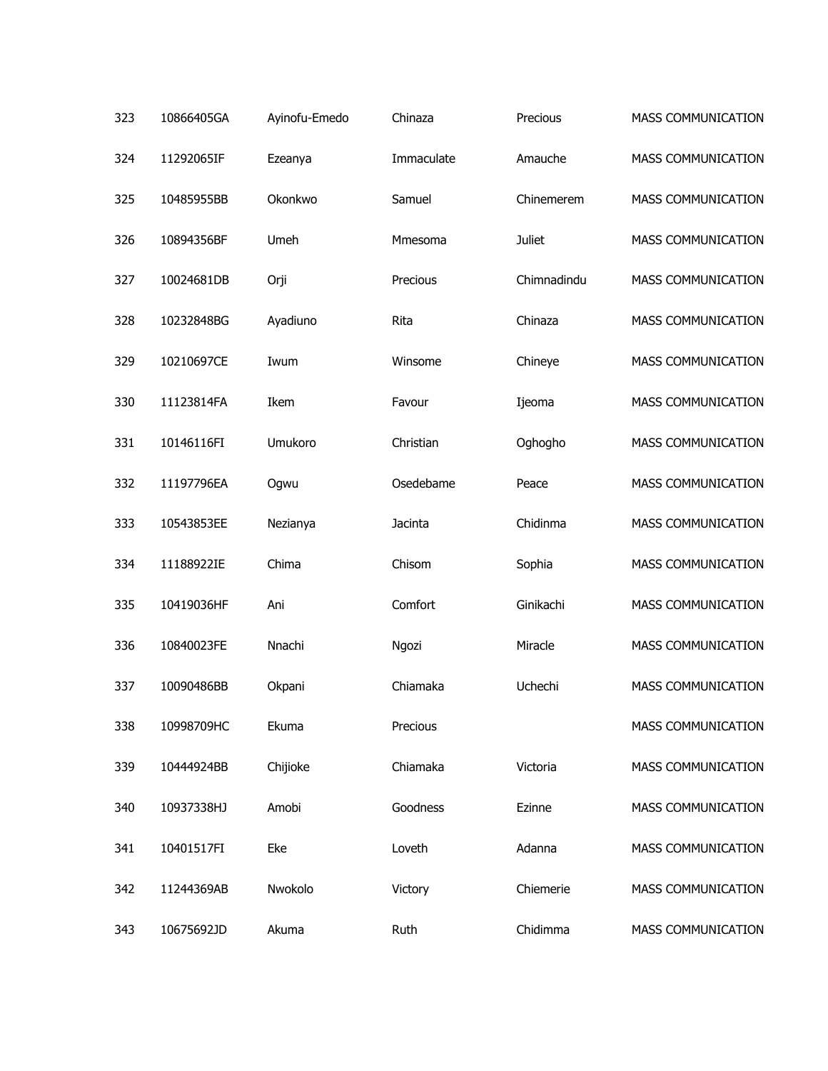| | | | | | |
|---|---|---|---|---|---|
| 323 | 10866405GA | Ayinofu-Emedo | Chinaza | Precious | MASS COMMUNICATION |
| 324 | 11292065IF | Ezeanya | Immaculate | Amauche | MASS COMMUNICATION |
| 325 | 10485955BB | Okonkwo | Samuel | Chinemerem | MASS COMMUNICATION |
| 326 | 10894356BF | Umeh | Mmesoma | Juliet | MASS COMMUNICATION |
| 327 | 10024681DB | Orji | Precious | Chimnadindu | MASS COMMUNICATION |
| 328 | 10232848BG | Ayadiuno | Rita | Chinaza | MASS COMMUNICATION |
| 329 | 10210697CE | Iwum | Winsome | Chineye | MASS COMMUNICATION |
| 330 | 11123814FA | Ikem | Favour | Ijeoma | MASS COMMUNICATION |
| 331 | 10146116FI | Umukoro | Christian | Oghogho | MASS COMMUNICATION |
| 332 | 11197796EA | Ogwu | Osedebame | Peace | MASS COMMUNICATION |
| 333 | 10543853EE | Nezianya | Jacinta | Chidinma | MASS COMMUNICATION |
| 334 | 11188922IE | Chima | Chisom | Sophia | MASS COMMUNICATION |
| 335 | 10419036HF | Ani | Comfort | Ginikachi | MASS COMMUNICATION |
| 336 | 10840023FE | Nnachi | Ngozi | Miracle | MASS COMMUNICATION |
| 337 | 10090486BB | Okpani | Chiamaka | Uchechi | MASS COMMUNICATION |
| 338 | 10998709HC | Ekuma | Precious | | MASS COMMUNICATION |
| 339 | 10444924BB | Chijioke | Chiamaka | Victoria | MASS COMMUNICATION |
| 340 | 10937338HJ | Amobi | Goodness | Ezinne | MASS COMMUNICATION |
| 341 | 10401517FI | Eke | Loveth | Adanna | MASS COMMUNICATION |
| 342 | 11244369AB | Nwokolo | Victory | Chiemerie | MASS COMMUNICATION |
| 343 | 10675692JD | Akuma | Ruth | Chidimma | MASS COMMUNICATION |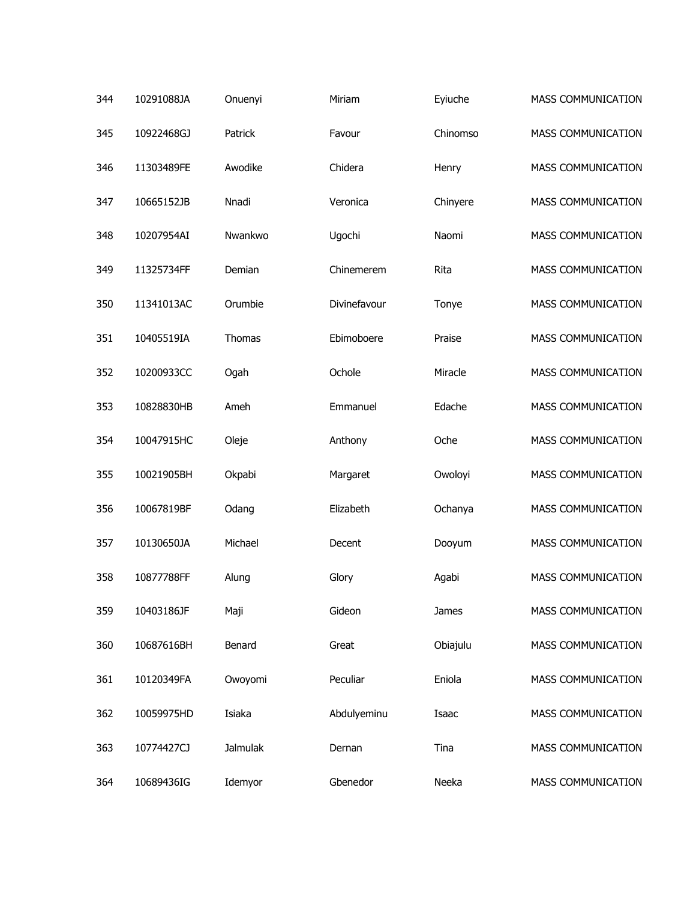| | | | | | |
|---|---|---|---|---|---|
| 344 | 10291088JA | Onuenyi | Miriam | Eyiuche | MASS COMMUNICATION |
| 345 | 10922468GJ | Patrick | Favour | Chinomso | MASS COMMUNICATION |
| 346 | 11303489FE | Awodike | Chidera | Henry | MASS COMMUNICATION |
| 347 | 10665152JB | Nnadi | Veronica | Chinyere | MASS COMMUNICATION |
| 348 | 10207954AI | Nwankwo | Ugochi | Naomi | MASS COMMUNICATION |
| 349 | 11325734FF | Demian | Chinemerem | Rita | MASS COMMUNICATION |
| 350 | 11341013AC | Orumbie | Divinefavour | Tonye | MASS COMMUNICATION |
| 351 | 10405519IA | Thomas | Ebimoboere | Praise | MASS COMMUNICATION |
| 352 | 10200933CC | Ogah | Ochole | Miracle | MASS COMMUNICATION |
| 353 | 10828830HB | Ameh | Emmanuel | Edache | MASS COMMUNICATION |
| 354 | 10047915HC | Oleje | Anthony | Oche | MASS COMMUNICATION |
| 355 | 10021905BH | Okpabi | Margaret | Owoloyi | MASS COMMUNICATION |
| 356 | 10067819BF | Odang | Elizabeth | Ochanya | MASS COMMUNICATION |
| 357 | 10130650JA | Michael | Decent | Dooyum | MASS COMMUNICATION |
| 358 | 10877788FF | Alung | Glory | Agabi | MASS COMMUNICATION |
| 359 | 10403186JF | Maji | Gideon | James | MASS COMMUNICATION |
| 360 | 10687616BH | Benard | Great | Obiajulu | MASS COMMUNICATION |
| 361 | 10120349FA | Owoyomi | Peculiar | Eniola | MASS COMMUNICATION |
| 362 | 10059975HD | Isiaka | Abdulyeminu | Isaac | MASS COMMUNICATION |
| 363 | 10774427CJ | Jalmulak | Dernan | Tina | MASS COMMUNICATION |
| 364 | 10689436IG | Idemyor | Gbenedor | Neeka | MASS COMMUNICATION |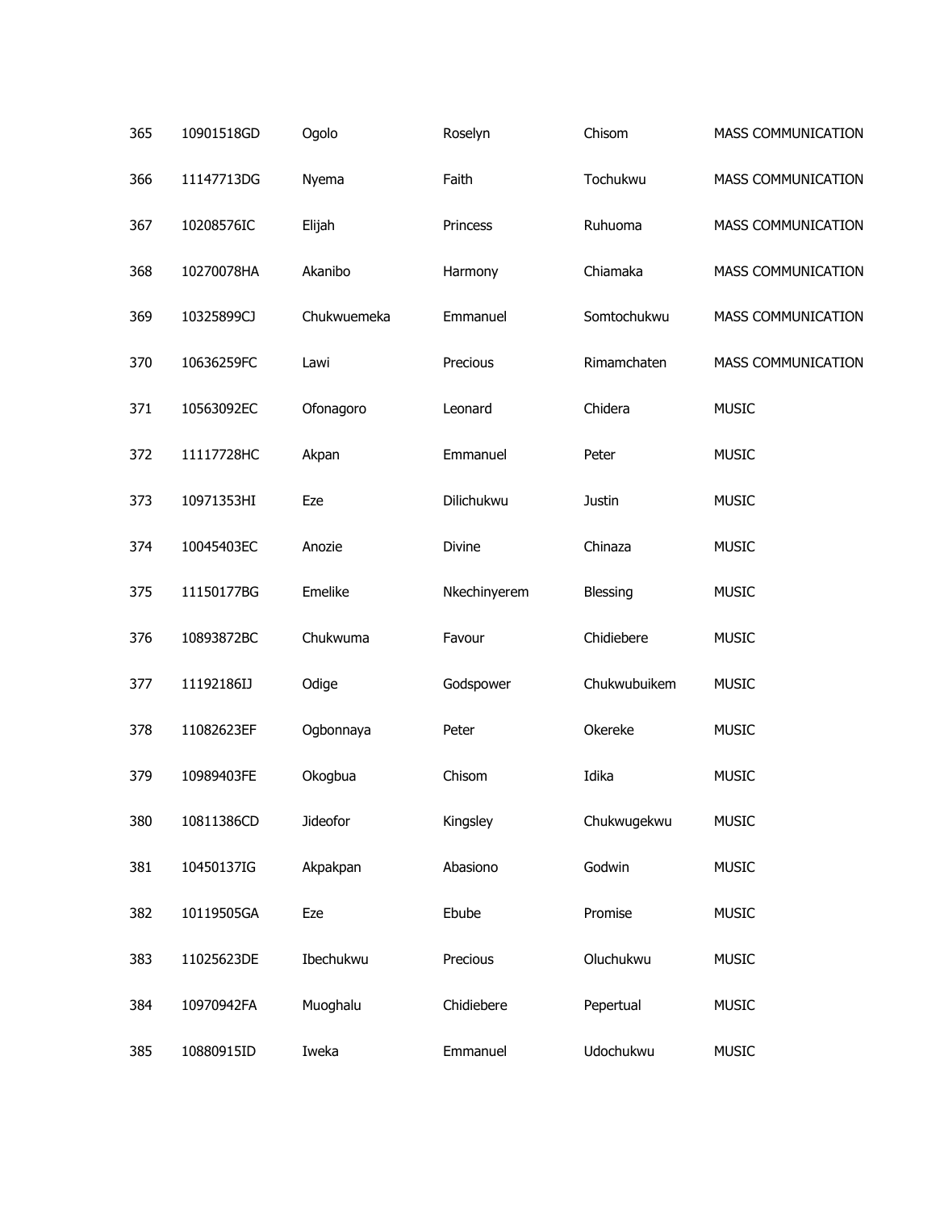| 365 | 10901518GD | Ogolo | Roselyn | Chisom | MASS COMMUNICATION |
|---|---|---|---|---|---|
| 366 | 11147713DG | Nyema | Faith | Tochukwu | MASS COMMUNICATION |
| 367 | 10208576IC | Elijah | Princess | Ruhuoma | MASS COMMUNICATION |
| 368 | 10270078HA | Akanibo | Harmony | Chiamaka | MASS COMMUNICATION |
| 369 | 10325899CJ | Chukwuemeka | Emmanuel | Somtochukwu | MASS COMMUNICATION |
| 370 | 10636259FC | Lawi | Precious | Rimamchaten | MASS COMMUNICATION |
| 371 | 10563092EC | Ofonagoro | Leonard | Chidera | MUSIC |
| 372 | 11117728HC | Akpan | Emmanuel | Peter | MUSIC |
| 373 | 10971353HI | Eze | Dilichukwu | Justin | MUSIC |
| 374 | 10045403EC | Anozie | Divine | Chinaza | MUSIC |
| 375 | 11150177BG | Emelike | Nkechinyerem | Blessing | MUSIC |
| 376 | 10893872BC | Chukwuma | Favour | Chidiebere | MUSIC |
| 377 | 11192186IJ | Odige | Godspower | Chukwubuikem | MUSIC |
| 378 | 11082623EF | Ogbonnaya | Peter | Okereke | MUSIC |
| 379 | 10989403FE | Okogbua | Chisom | Idika | MUSIC |
| 380 | 10811386CD | Jideofor | Kingsley | Chukwugekwu | MUSIC |
| 381 | 10450137IG | Akpakpan | Abasiono | Godwin | MUSIC |
| 382 | 10119505GA | Eze | Ebube | Promise | MUSIC |
| 383 | 11025623DE | Ibechukwu | Precious | Oluchukwu | MUSIC |
| 384 | 10970942FA | Muoghalu | Chidiebere | Pepertual | MUSIC |
| 385 | 10880915ID | Iweka | Emmanuel | Udochukwu | MUSIC |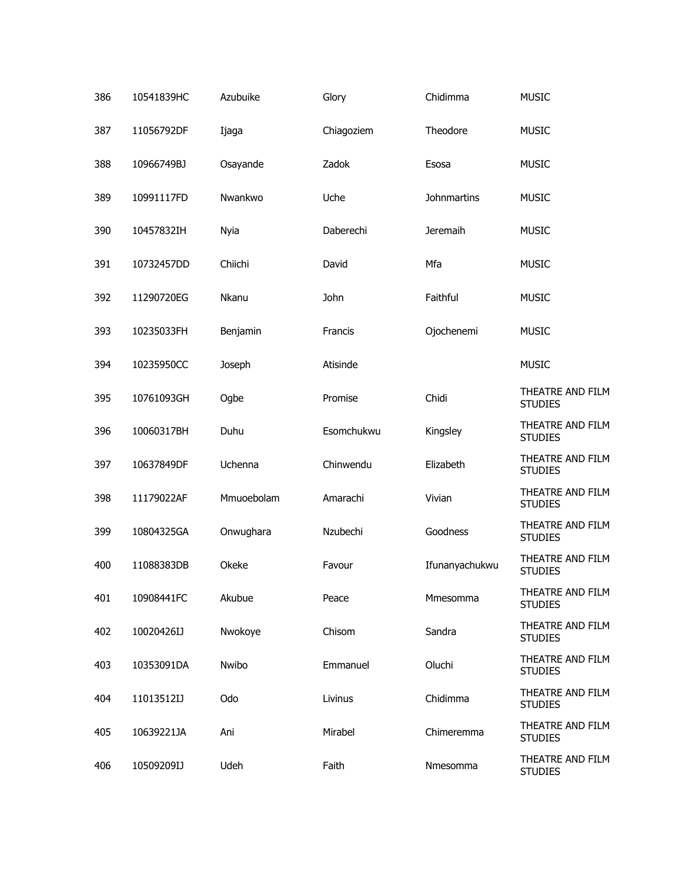| | | | | | |
|---|---|---|---|---|---|
| 386 | 10541839HC | Azubuike | Glory | Chidimma | MUSIC |
| 387 | 11056792DF | Ijaga | Chiagoziem | Theodore | MUSIC |
| 388 | 10966749BJ | Osayande | Zadok | Esosa | MUSIC |
| 389 | 10991117FD | Nwankwo | Uche | Johnmartins | MUSIC |
| 390 | 10457832IH | Nyia | Daberechi | Jeremaih | MUSIC |
| 391 | 10732457DD | Chiichi | David | Mfa | MUSIC |
| 392 | 11290720EG | Nkanu | John | Faithful | MUSIC |
| 393 | 10235033FH | Benjamin | Francis | Ojochenemi | MUSIC |
| 394 | 10235950CC | Joseph | Atisinde | | MUSIC |
| 395 | 10761093GH | Ogbe | Promise | Chidi | THEATRE AND FILM STUDIES |
| 396 | 10060317BH | Duhu | Esomchukwu | Kingsley | THEATRE AND FILM STUDIES |
| 397 | 10637849DF | Uchenna | Chinwendu | Elizabeth | THEATRE AND FILM STUDIES |
| 398 | 11179022AF | Mmuoebolam | Amarachi | Vivian | THEATRE AND FILM STUDIES |
| 399 | 10804325GA | Onwughara | Nzubechi | Goodness | THEATRE AND FILM STUDIES |
| 400 | 11088383DB | Okeke | Favour | Ifunanyachukwu | THEATRE AND FILM STUDIES |
| 401 | 10908441FC | Akubue | Peace | Mmesomma | THEATRE AND FILM STUDIES |
| 402 | 10020426IJ | Nwokoye | Chisom | Sandra | THEATRE AND FILM STUDIES |
| 403 | 10353091DA | Nwibo | Emmanuel | Oluchi | THEATRE AND FILM STUDIES |
| 404 | 11013512IJ | Odo | Livinus | Chidimma | THEATRE AND FILM STUDIES |
| 405 | 10639221JA | Ani | Mirabel | Chimeremma | THEATRE AND FILM STUDIES |
| 406 | 10509209IJ | Udeh | Faith | Nmesomma | THEATRE AND FILM STUDIES |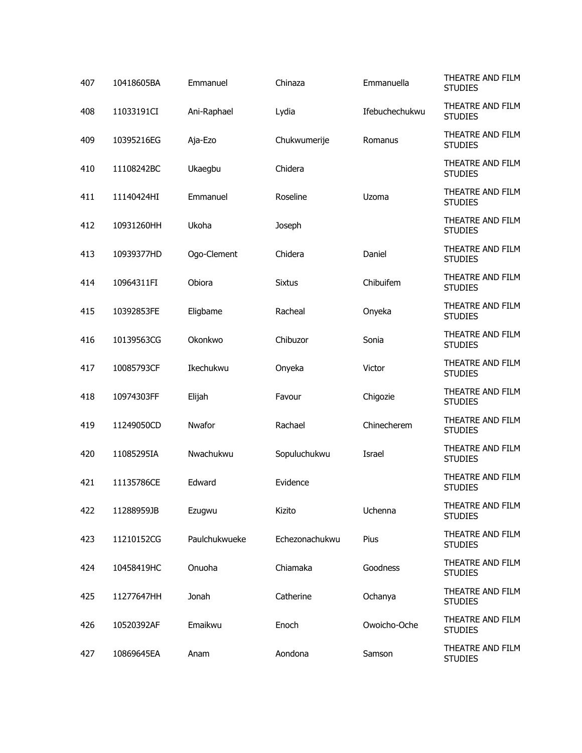| | | | | | |
|---|---|---|---|---|---|
| 407 | 10418605BA | Emmanuel | Chinaza | Emmanuella | THEATRE AND FILM STUDIES |
| 408 | 11033191CI | Ani-Raphael | Lydia | Ifebuchechukwu | THEATRE AND FILM STUDIES |
| 409 | 10395216EG | Aja-Ezo | Chukwumerije | Romanus | THEATRE AND FILM STUDIES |
| 410 | 11108242BC | Ukaegbu | Chidera | | THEATRE AND FILM STUDIES |
| 411 | 11140424HI | Emmanuel | Roseline | Uzoma | THEATRE AND FILM STUDIES |
| 412 | 10931260HH | Ukoha | Joseph | | THEATRE AND FILM STUDIES |
| 413 | 10939377HD | Ogo-Clement | Chidera | Daniel | THEATRE AND FILM STUDIES |
| 414 | 10964311FI | Obiora | Sixtus | Chibuifem | THEATRE AND FILM STUDIES |
| 415 | 10392853FE | Eligbame | Racheal | Onyeka | THEATRE AND FILM STUDIES |
| 416 | 10139563CG | Okonkwo | Chibuzor | Sonia | THEATRE AND FILM STUDIES |
| 417 | 10085793CF | Ikechukwu | Onyeka | Victor | THEATRE AND FILM STUDIES |
| 418 | 10974303FF | Elijah | Favour | Chigozie | THEATRE AND FILM STUDIES |
| 419 | 11249050CD | Nwafor | Rachael | Chinecherem | THEATRE AND FILM STUDIES |
| 420 | 11085295IA | Nwachukwu | Sopuluchukwu | Israel | THEATRE AND FILM STUDIES |
| 421 | 11135786CE | Edward | Evidence | | THEATRE AND FILM STUDIES |
| 422 | 11288959JB | Ezugwu | Kizito | Uchenna | THEATRE AND FILM STUDIES |
| 423 | 11210152CG | Paulchukwueke | Echezonachukwu | Pius | THEATRE AND FILM STUDIES |
| 424 | 10458419HC | Onuoha | Chiamaka | Goodness | THEATRE AND FILM STUDIES |
| 425 | 11277647HH | Jonah | Catherine | Ochanya | THEATRE AND FILM STUDIES |
| 426 | 10520392AF | Emaikwu | Enoch | Owoicho-Oche | THEATRE AND FILM STUDIES |
| 427 | 10869645EA | Anam | Aondona | Samson | THEATRE AND FILM STUDIES |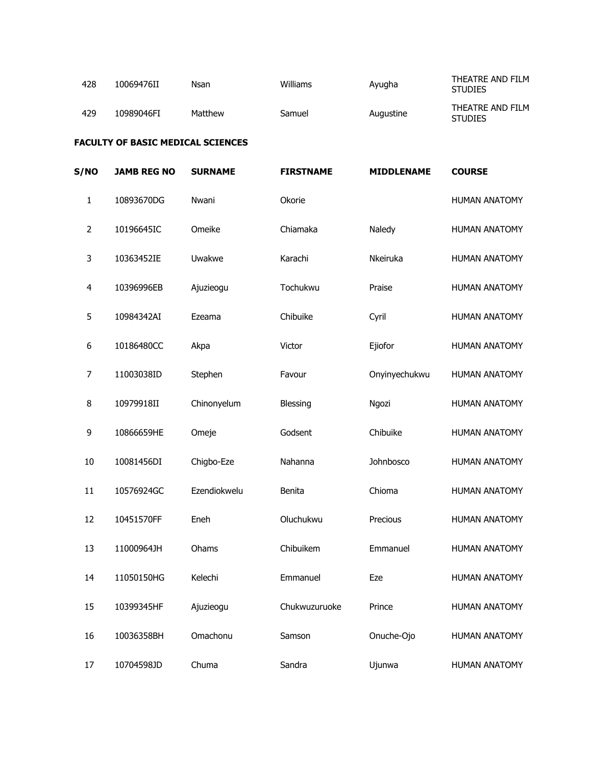| | | | | | |
|---|---|---|---|---|---|
| 428 | 10069476II | Nsan | Williams | Ayugha | THEATRE AND FILM STUDIES |
| 429 | 10989046FI | Matthew | Samuel | Augustine | THEATRE AND FILM STUDIES |

**FACULTY OF BASIC MEDICAL SCIENCES**

| S/NO | JAMB REG NO | SURNAME | FIRSTNAME | MIDDLENAME | COURSE |
|---|---|---|---|---|---|
| 1 | 10893670DG | Nwani | Okorie | | HUMAN ANATOMY |
| 2 | 10196645IC | Omeike | Chiamaka | Naledy | HUMAN ANATOMY |
| 3 | 10363452IE | Uwakwe | Karachi | Nkeiruka | HUMAN ANATOMY |
| 4 | 10396996EB | Ajuzieogu | Tochukwu | Praise | HUMAN ANATOMY |
| 5 | 10984342AI | Ezeama | Chibuike | Cyril | HUMAN ANATOMY |
| 6 | 10186480CC | Akpa | Victor | Ejiofor | HUMAN ANATOMY |
| 7 | 11003038ID | Stephen | Favour | Onyinyechukwu | HUMAN ANATOMY |
| 8 | 10979918II | Chinonyelum | Blessing | Ngozi | HUMAN ANATOMY |
| 9 | 10866659HE | Omeje | Godsent | Chibuike | HUMAN ANATOMY |
| 10 | 10081456DI | Chigbo-Eze | Nahanna | Johnbosco | HUMAN ANATOMY |
| 11 | 10576924GC | Ezendiokwelu | Benita | Chioma | HUMAN ANATOMY |
| 12 | 10451570FF | Eneh | Oluchukwu | Precious | HUMAN ANATOMY |
| 13 | 11000964JH | Ohams | Chibuikem | Emmanuel | HUMAN ANATOMY |
| 14 | 11050150HG | Kelechi | Emmanuel | Eze | HUMAN ANATOMY |
| 15 | 10399345HF | Ajuzieogu | Chukwuzuruoke | Prince | HUMAN ANATOMY |
| 16 | 10036358BH | Omachonu | Samson | Onuche-Ojo | HUMAN ANATOMY |
| 17 | 10704598JD | Chuma | Sandra | Ujunwa | HUMAN ANATOMY |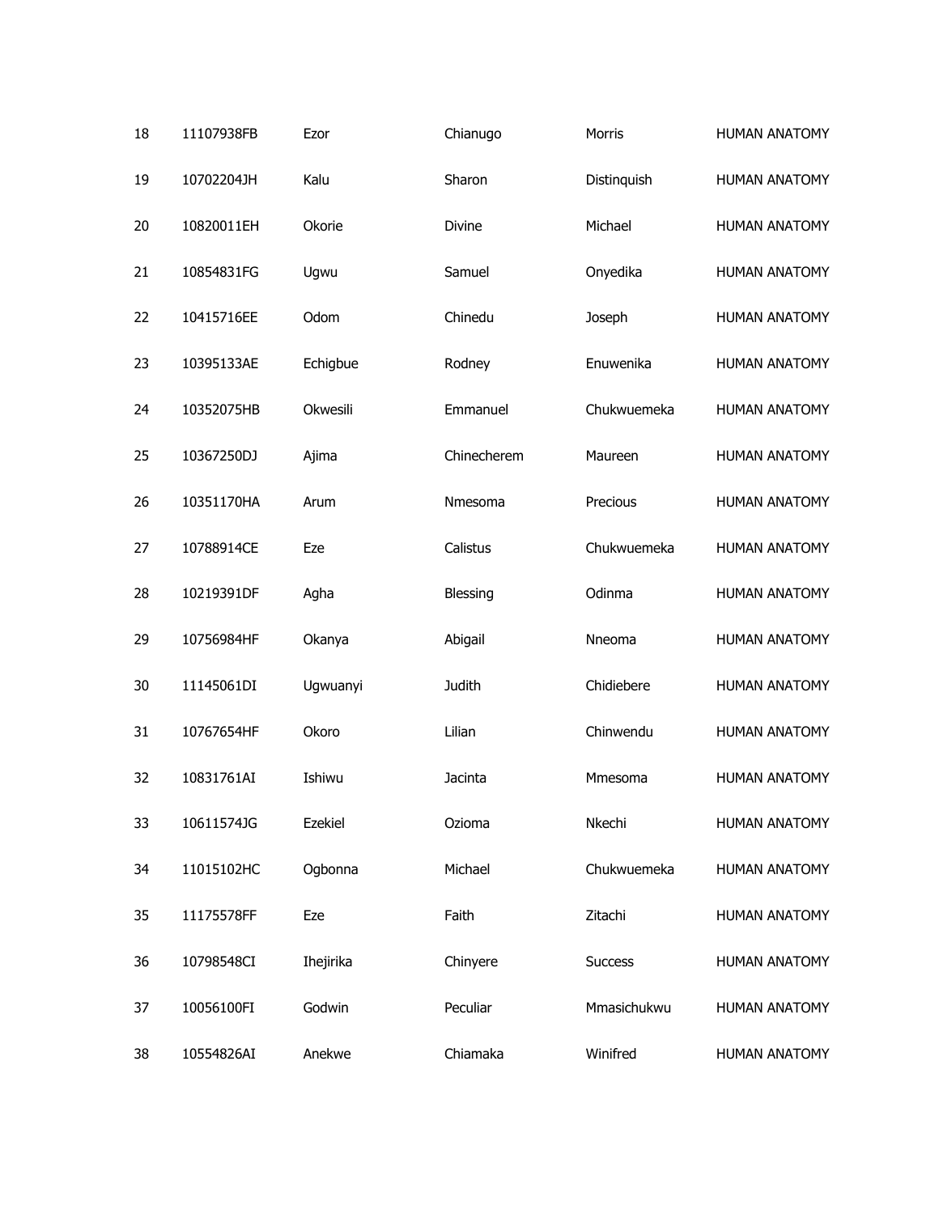| | | | | | |
|---|---|---|---|---|---|
| 18 | 11107938FB | Ezor | Chianugo | Morris | HUMAN ANATOMY |
| 19 | 10702204JH | Kalu | Sharon | Distinquish | HUMAN ANATOMY |
| 20 | 10820011EH | Okorie | Divine | Michael | HUMAN ANATOMY |
| 21 | 10854831FG | Ugwu | Samuel | Onyedika | HUMAN ANATOMY |
| 22 | 10415716EE | Odom | Chinedu | Joseph | HUMAN ANATOMY |
| 23 | 10395133AE | Echigbue | Rodney | Enuwenika | HUMAN ANATOMY |
| 24 | 10352075HB | Okwesili | Emmanuel | Chukwuemeka | HUMAN ANATOMY |
| 25 | 10367250DJ | Ajima | Chinecherem | Maureen | HUMAN ANATOMY |
| 26 | 10351170HA | Arum | Nmesoma | Precious | HUMAN ANATOMY |
| 27 | 10788914CE | Eze | Calistus | Chukwuemeka | HUMAN ANATOMY |
| 28 | 10219391DF | Agha | Blessing | Odinma | HUMAN ANATOMY |
| 29 | 10756984HF | Okanya | Abigail | Nneoma | HUMAN ANATOMY |
| 30 | 11145061DI | Ugwuanyi | Judith | Chidiebere | HUMAN ANATOMY |
| 31 | 10767654HF | Okoro | Lilian | Chinwendu | HUMAN ANATOMY |
| 32 | 10831761AI | Ishiwu | Jacinta | Mmesoma | HUMAN ANATOMY |
| 33 | 10611574JG | Ezekiel | Ozioma | Nkechi | HUMAN ANATOMY |
| 34 | 11015102HC | Ogbonna | Michael | Chukwuemeka | HUMAN ANATOMY |
| 35 | 11175578FF | Eze | Faith | Zitachi | HUMAN ANATOMY |
| 36 | 10798548CI | Ihejirika | Chinyere | Success | HUMAN ANATOMY |
| 37 | 10056100FI | Godwin | Peculiar | Mmasichukwu | HUMAN ANATOMY |
| 38 | 10554826AI | Anekwe | Chiamaka | Winifred | HUMAN ANATOMY |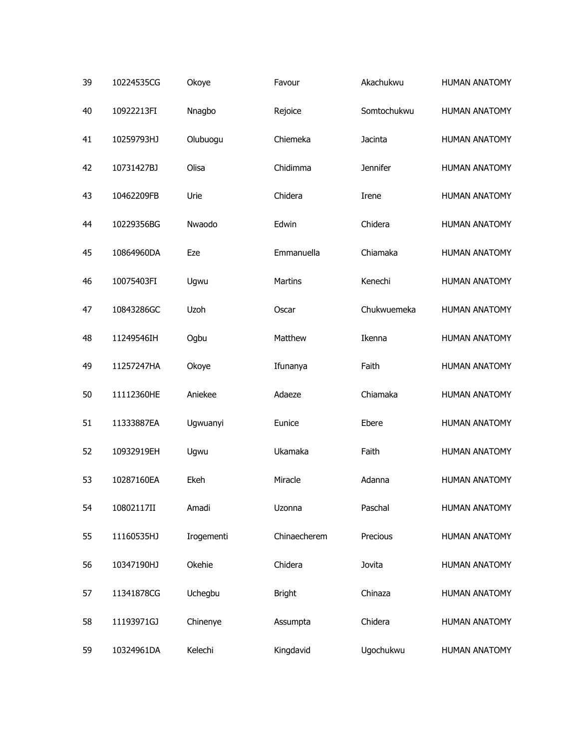| | | | | | |
|---|---|---|---|---|---|
| 39 | 10224535CG | Okoye | Favour | Akachukwu | HUMAN ANATOMY |
| 40 | 10922213FI | Nnagbo | Rejoice | Somtochukwu | HUMAN ANATOMY |
| 41 | 10259793HJ | Olubuogu | Chiemeka | Jacinta | HUMAN ANATOMY |
| 42 | 10731427BJ | Olisa | Chidimma | Jennifer | HUMAN ANATOMY |
| 43 | 10462209FB | Urie | Chidera | Irene | HUMAN ANATOMY |
| 44 | 10229356BG | Nwaodo | Edwin | Chidera | HUMAN ANATOMY |
| 45 | 10864960DA | Eze | Emmanuella | Chiamaka | HUMAN ANATOMY |
| 46 | 10075403FI | Ugwu | Martins | Kenechi | HUMAN ANATOMY |
| 47 | 10843286GC | Uzoh | Oscar | Chukwuemeka | HUMAN ANATOMY |
| 48 | 11249546IH | Ogbu | Matthew | Ikenna | HUMAN ANATOMY |
| 49 | 11257247HA | Okoye | Ifunanya | Faith | HUMAN ANATOMY |
| 50 | 11112360HE | Aniekee | Adaeze | Chiamaka | HUMAN ANATOMY |
| 51 | 11333887EA | Ugwuanyi | Eunice | Ebere | HUMAN ANATOMY |
| 52 | 10932919EH | Ugwu | Ukamaka | Faith | HUMAN ANATOMY |
| 53 | 10287160EA | Ekeh | Miracle | Adanna | HUMAN ANATOMY |
| 54 | 10802117II | Amadi | Uzonna | Paschal | HUMAN ANATOMY |
| 55 | 11160535HJ | Irogementi | Chinaecherem | Precious | HUMAN ANATOMY |
| 56 | 10347190HJ | Okehie | Chidera | Jovita | HUMAN ANATOMY |
| 57 | 11341878CG | Uchegbu | Bright | Chinaza | HUMAN ANATOMY |
| 58 | 11193971GJ | Chinenye | Assumpta | Chidera | HUMAN ANATOMY |
| 59 | 10324961DA | Kelechi | Kingdavid | Ugochukwu | HUMAN ANATOMY |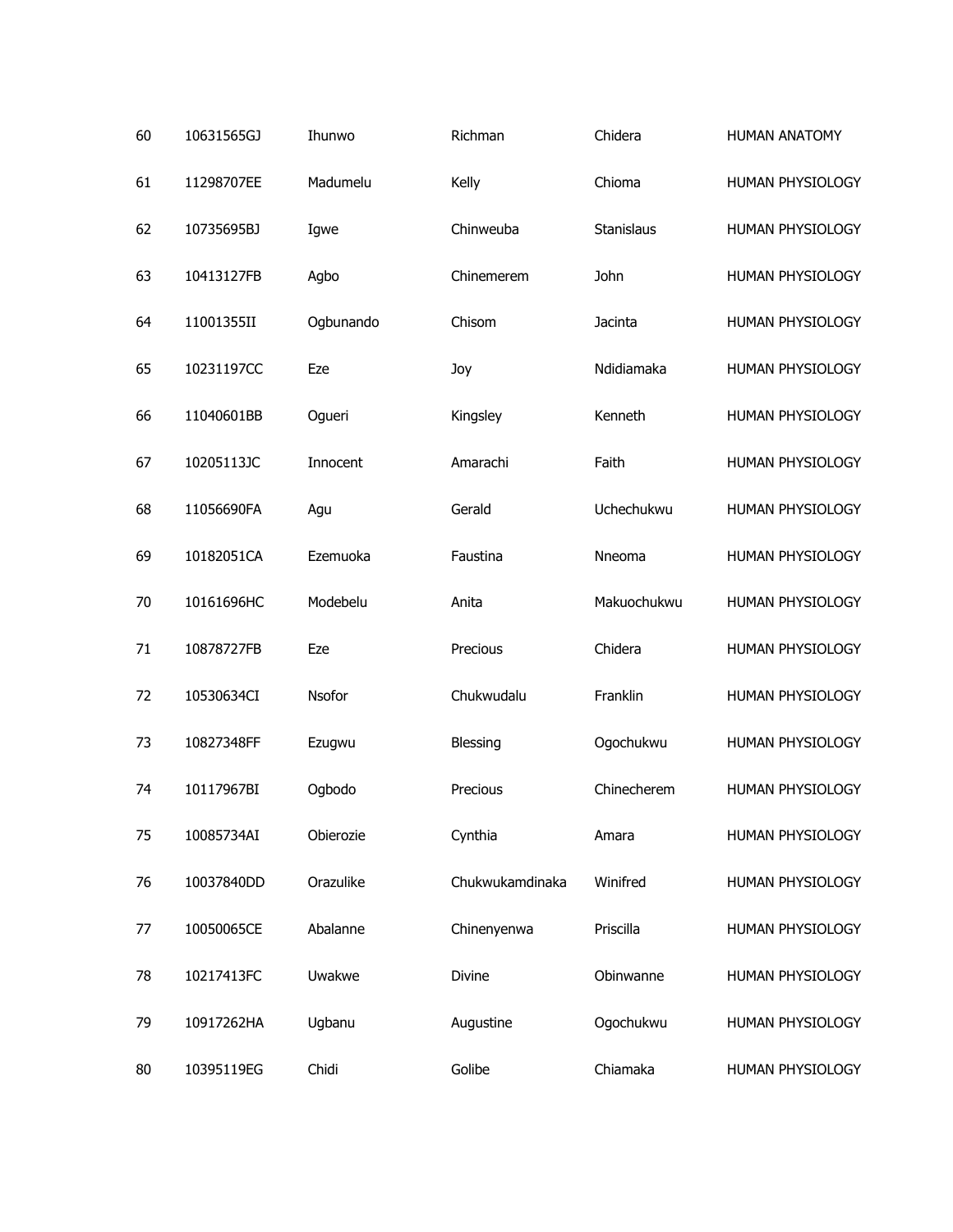| 60 | 10631565GJ | Ihunwo | Richman | Chidera | HUMAN ANATOMY |
|---|---|---|---|---|---|
| 61 | 11298707EE | Madumelu | Kelly | Chioma | HUMAN PHYSIOLOGY |
| 62 | 10735695BJ | Igwe | Chinweuba | Stanislaus | HUMAN PHYSIOLOGY |
| 63 | 10413127FB | Agbo | Chinemerem | John | HUMAN PHYSIOLOGY |
| 64 | 11001355II | Ogbunando | Chisom | Jacinta | HUMAN PHYSIOLOGY |
| 65 | 10231197CC | Eze | Joy | Ndidiamaka | HUMAN PHYSIOLOGY |
| 66 | 11040601BB | Ogueri | Kingsley | Kenneth | HUMAN PHYSIOLOGY |
| 67 | 10205113JC | Innocent | Amarachi | Faith | HUMAN PHYSIOLOGY |
| 68 | 11056690FA | Agu | Gerald | Uchechukwu | HUMAN PHYSIOLOGY |
| 69 | 10182051CA | Ezemuoka | Faustina | Nneoma | HUMAN PHYSIOLOGY |
| 70 | 10161696HC | Modebelu | Anita | Makuochukwu | HUMAN PHYSIOLOGY |
| 71 | 10878727FB | Eze | Precious | Chidera | HUMAN PHYSIOLOGY |
| 72 | 10530634CI | Nsofor | Chukwudalu | Franklin | HUMAN PHYSIOLOGY |
| 73 | 10827348FF | Ezugwu | Blessing | Ogochukwu | HUMAN PHYSIOLOGY |
| 74 | 10117967BI | Ogbodo | Precious | Chinecherem | HUMAN PHYSIOLOGY |
| 75 | 10085734AI | Obierozie | Cynthia | Amara | HUMAN PHYSIOLOGY |
| 76 | 10037840DD | Orazulike | Chukwukamdinaka | Winifred | HUMAN PHYSIOLOGY |
| 77 | 10050065CE | Abalanne | Chinenyenwa | Priscilla | HUMAN PHYSIOLOGY |
| 78 | 10217413FC | Uwakwe | Divine | Obinwanne | HUMAN PHYSIOLOGY |
| 79 | 10917262HA | Ugbanu | Augustine | Ogochukwu | HUMAN PHYSIOLOGY |
| 80 | 10395119EG | Chidi | Golibe | Chiamaka | HUMAN PHYSIOLOGY |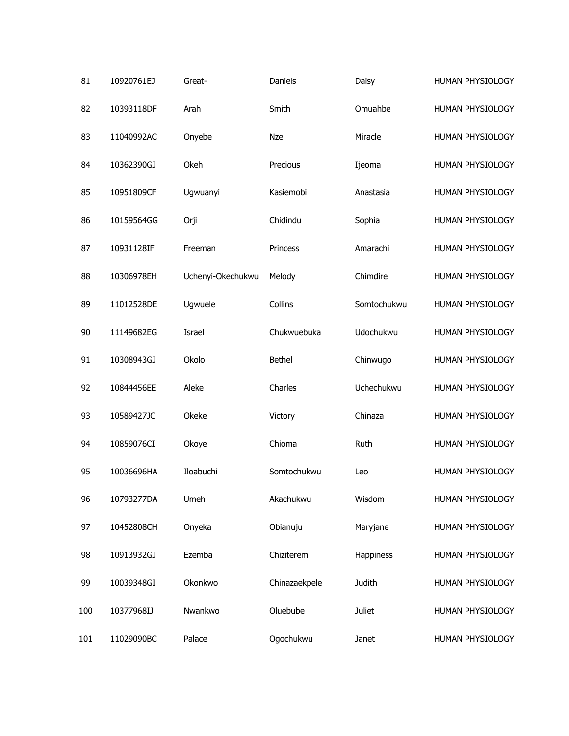| | | | | | |
|---|---|---|---|---|---|
| 81 | 10920761EJ | Great- | Daniels | Daisy | HUMAN PHYSIOLOGY |
| 82 | 10393118DF | Arah | Smith | Omuahbe | HUMAN PHYSIOLOGY |
| 83 | 11040992AC | Onyebe | Nze | Miracle | HUMAN PHYSIOLOGY |
| 84 | 10362390GJ | Okeh | Precious | Ijeoma | HUMAN PHYSIOLOGY |
| 85 | 10951809CF | Ugwuanyi | Kasiemobi | Anastasia | HUMAN PHYSIOLOGY |
| 86 | 10159564GG | Orji | Chidindu | Sophia | HUMAN PHYSIOLOGY |
| 87 | 10931128IF | Freeman | Princess | Amarachi | HUMAN PHYSIOLOGY |
| 88 | 10306978EH | Uchenyi-Okechukwu | Melody | Chimdire | HUMAN PHYSIOLOGY |
| 89 | 11012528DE | Ugwuele | Collins | Somtochukwu | HUMAN PHYSIOLOGY |
| 90 | 11149682EG | Israel | Chukwuebuka | Udochukwu | HUMAN PHYSIOLOGY |
| 91 | 10308943GJ | Okolo | Bethel | Chinwugo | HUMAN PHYSIOLOGY |
| 92 | 10844456EE | Aleke | Charles | Uchechukwu | HUMAN PHYSIOLOGY |
| 93 | 10589427JC | Okeke | Victory | Chinaza | HUMAN PHYSIOLOGY |
| 94 | 10859076CI | Okoye | Chioma | Ruth | HUMAN PHYSIOLOGY |
| 95 | 10036696HA | Iloabuchi | Somtochukwu | Leo | HUMAN PHYSIOLOGY |
| 96 | 10793277DA | Umeh | Akachukwu | Wisdom | HUMAN PHYSIOLOGY |
| 97 | 10452808CH | Onyeka | Obianuju | Maryjane | HUMAN PHYSIOLOGY |
| 98 | 10913932GJ | Ezemba | Chiziterem | Happiness | HUMAN PHYSIOLOGY |
| 99 | 10039348GI | Okonkwo | Chinazaekpele | Judith | HUMAN PHYSIOLOGY |
| 100 | 10377968IJ | Nwankwo | Oluebube | Juliet | HUMAN PHYSIOLOGY |
| 101 | 11029090BC | Palace | Ogochukwu | Janet | HUMAN PHYSIOLOGY |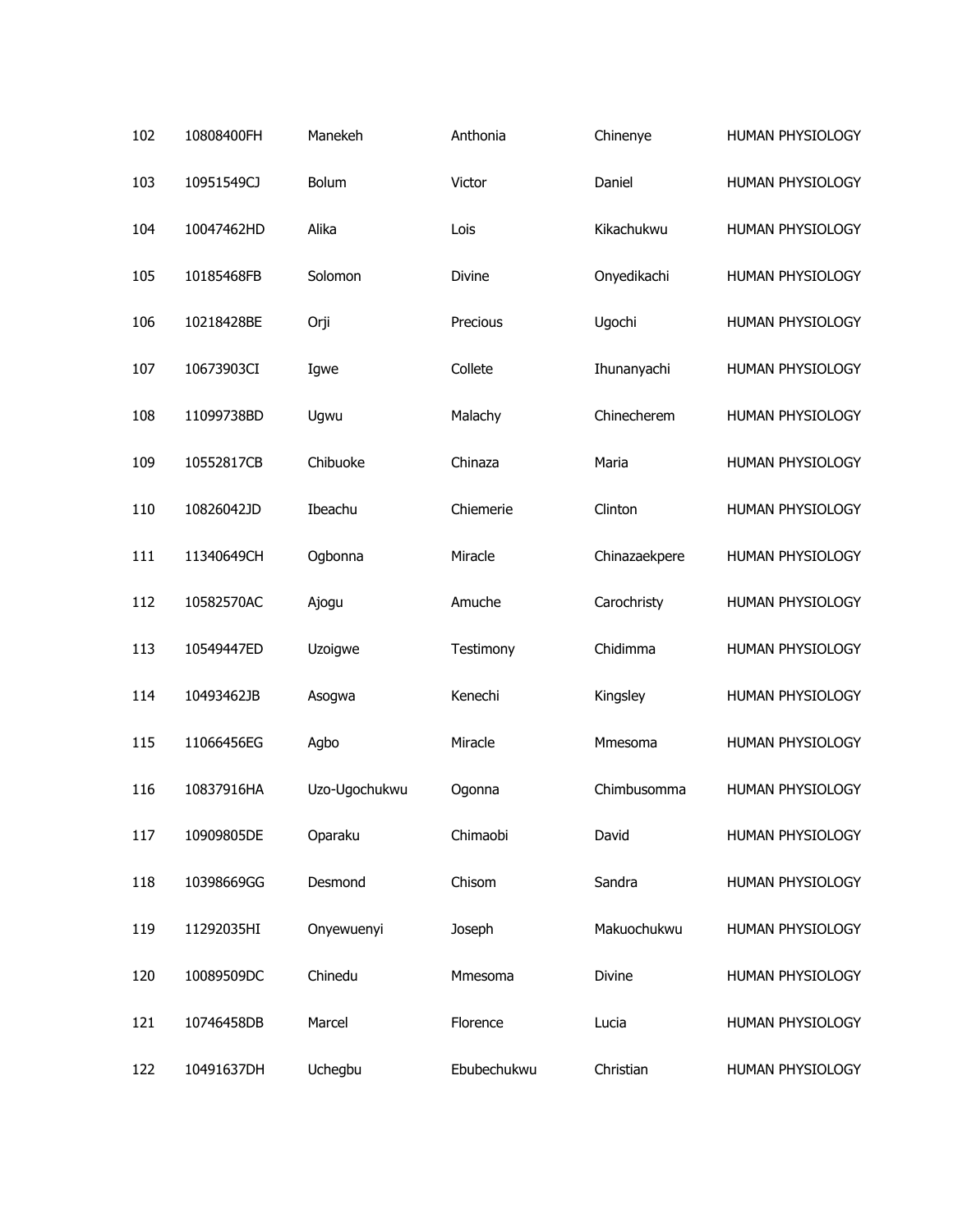| 102 | 10808400FH | Manekeh | Anthonia | Chinenye | HUMAN PHYSIOLOGY |
|---|---|---|---|---|---|
| 103 | 10951549CJ | Bolum | Victor | Daniel | HUMAN PHYSIOLOGY |
| 104 | 10047462HD | Alika | Lois | Kikachukwu | HUMAN PHYSIOLOGY |
| 105 | 10185468FB | Solomon | Divine | Onyedikachi | HUMAN PHYSIOLOGY |
| 106 | 10218428BE | Orji | Precious | Ugochi | HUMAN PHYSIOLOGY |
| 107 | 10673903CI | Igwe | Collete | Ihunanyachi | HUMAN PHYSIOLOGY |
| 108 | 11099738BD | Ugwu | Malachy | Chinecherem | HUMAN PHYSIOLOGY |
| 109 | 10552817CB | Chibuoke | Chinaza | Maria | HUMAN PHYSIOLOGY |
| 110 | 10826042JD | Ibeachu | Chiemerie | Clinton | HUMAN PHYSIOLOGY |
| 111 | 11340649CH | Ogbonna | Miracle | Chinazaekpere | HUMAN PHYSIOLOGY |
| 112 | 10582570AC | Ajogu | Amuche | Carochristy | HUMAN PHYSIOLOGY |
| 113 | 10549447ED | Uzoigwe | Testimony | Chidimma | HUMAN PHYSIOLOGY |
| 114 | 10493462JB | Asogwa | Kenechi | Kingsley | HUMAN PHYSIOLOGY |
| 115 | 11066456EG | Agbo | Miracle | Mmesoma | HUMAN PHYSIOLOGY |
| 116 | 10837916HA | Uzo-Ugochukwu | Ogonna | Chimbusomma | HUMAN PHYSIOLOGY |
| 117 | 10909805DE | Oparaku | Chimaobi | David | HUMAN PHYSIOLOGY |
| 118 | 10398669GG | Desmond | Chisom | Sandra | HUMAN PHYSIOLOGY |
| 119 | 11292035HI | Onyewuenyi | Joseph | Makuochukwu | HUMAN PHYSIOLOGY |
| 120 | 10089509DC | Chinedu | Mmesoma | Divine | HUMAN PHYSIOLOGY |
| 121 | 10746458DB | Marcel | Florence | Lucia | HUMAN PHYSIOLOGY |
| 122 | 10491637DH | Uchegbu | Ebubechukwu | Christian | HUMAN PHYSIOLOGY |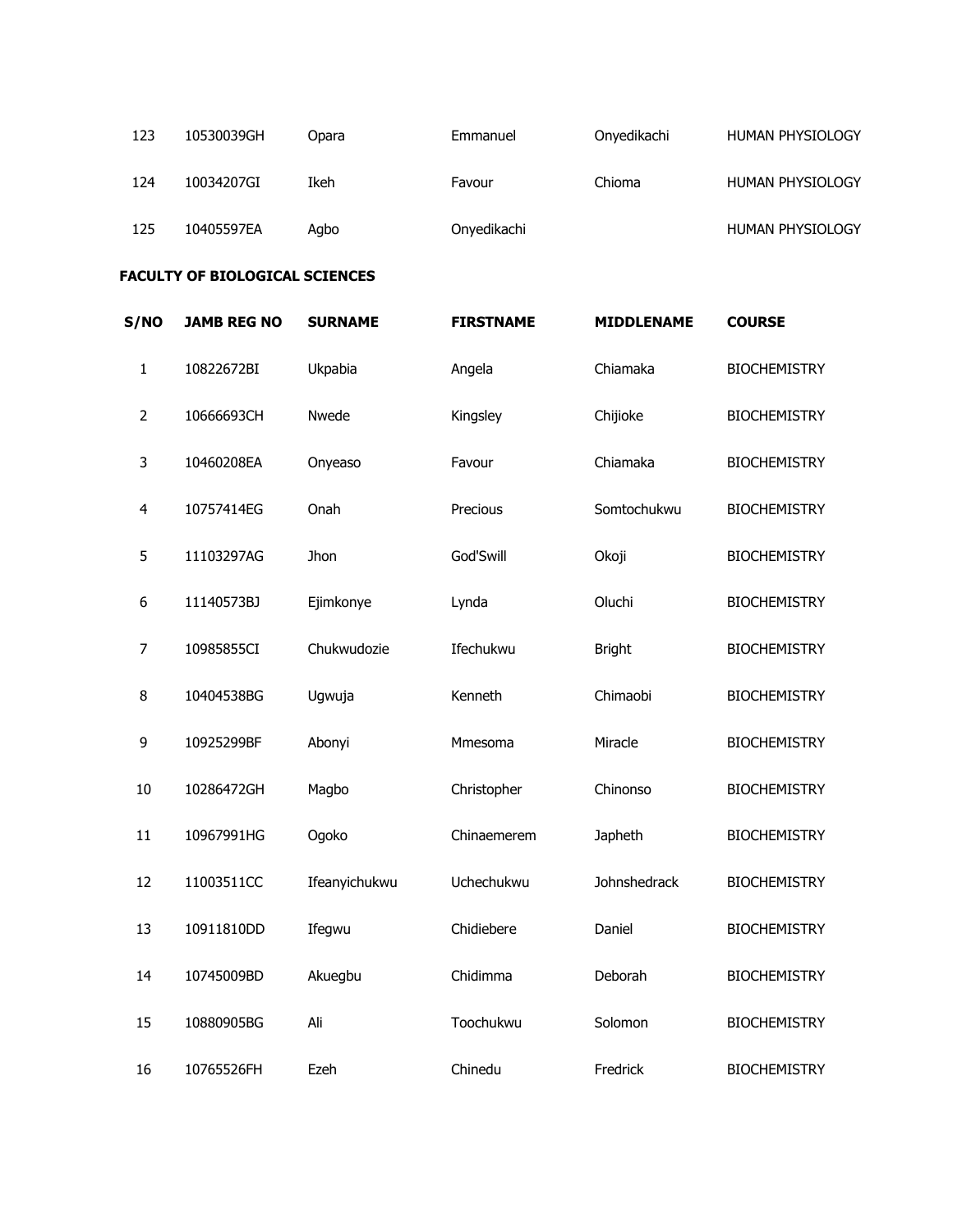| | | | | | |
|---|---|---|---|---|---|
| 123 | 10530039GH | Opara | Emmanuel | Onyedikachi | HUMAN PHYSIOLOGY |
| 124 | 10034207GI | Ikeh | Favour | Chioma | HUMAN PHYSIOLOGY |
| 125 | 10405597EA | Agbo | Onyedikachi | | HUMAN PHYSIOLOGY |

**FACULTY OF BIOLOGICAL SCIENCES**

| S/NO | JAMB REG NO | SURNAME | FIRSTNAME | MIDDLENAME | COURSE |
|---|---|---|---|---|---|
| 1 | 10822672BI | Ukpabia | Angela | Chiamaka | BIOCHEMISTRY |
| 2 | 10666693CH | Nwede | Kingsley | Chijioke | BIOCHEMISTRY |
| 3 | 10460208EA | Onyeaso | Favour | Chiamaka | BIOCHEMISTRY |
| 4 | 10757414EG | Onah | Precious | Somtochukwu | BIOCHEMISTRY |
| 5 | 11103297AG | Jhon | God'Swill | Okoji | BIOCHEMISTRY |
| 6 | 11140573BJ | Ejimkonye | Lynda | Oluchi | BIOCHEMISTRY |
| 7 | 10985855CI | Chukwudozie | Ifechukwu | Bright | BIOCHEMISTRY |
| 8 | 10404538BG | Ugwuja | Kenneth | Chimaobi | BIOCHEMISTRY |
| 9 | 10925299BF | Abonyi | Mmesoma | Miracle | BIOCHEMISTRY |
| 10 | 10286472GH | Magbo | Christopher | Chinonso | BIOCHEMISTRY |
| 11 | 10967991HG | Ogoko | Chinaemerem | Japheth | BIOCHEMISTRY |
| 12 | 11003511CC | Ifeanyichukwu | Uchechukwu | Johnshedrack | BIOCHEMISTRY |
| 13 | 10911810DD | Ifegwu | Chidiebere | Daniel | BIOCHEMISTRY |
| 14 | 10745009BD | Akuegbu | Chidimma | Deborah | BIOCHEMISTRY |
| 15 | 10880905BG | Ali | Toochukwu | Solomon | BIOCHEMISTRY |
| 16 | 10765526FH | Ezeh | Chinedu | Fredrick | BIOCHEMISTRY |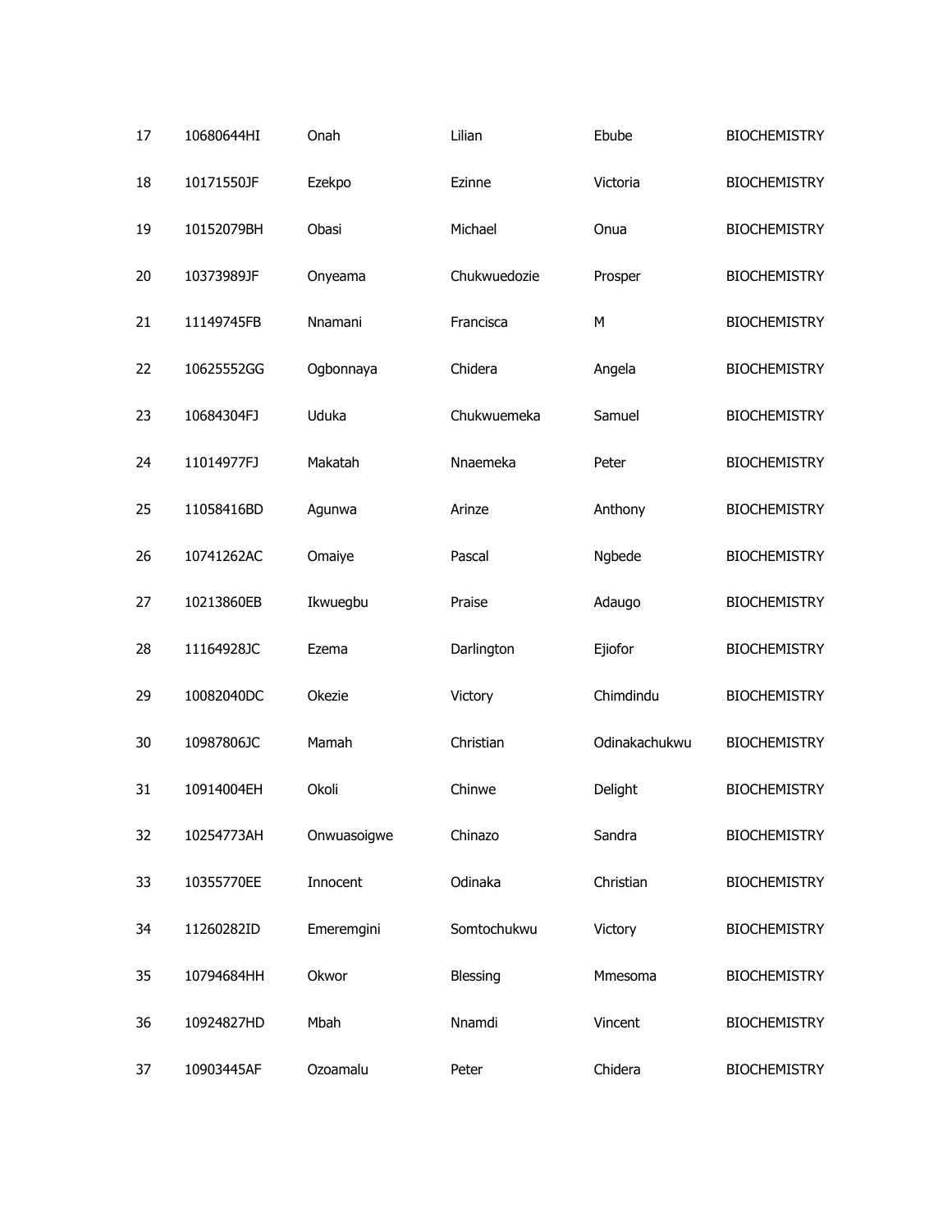| 17 | 10680644HI | Onah | Lilian | Ebube | BIOCHEMISTRY |
|---|---|---|---|---|---|
| 18 | 10171550JF | Ezekpo | Ezinne | Victoria | BIOCHEMISTRY |
| 19 | 10152079BH | Obasi | Michael | Onua | BIOCHEMISTRY |
| 20 | 10373989JF | Onyeama | Chukwuedozie | Prosper | BIOCHEMISTRY |
| 21 | 11149745FB | Nnamani | Francisca | M | BIOCHEMISTRY |
| 22 | 10625552GG | Ogbonnaya | Chidera | Angela | BIOCHEMISTRY |
| 23 | 10684304FJ | Uduka | Chukwuemeka | Samuel | BIOCHEMISTRY |
| 24 | 11014977FJ | Makatah | Nnaemeka | Peter | BIOCHEMISTRY |
| 25 | 11058416BD | Agunwa | Arinze | Anthony | BIOCHEMISTRY |
| 26 | 10741262AC | Omaiye | Pascal | Ngbede | BIOCHEMISTRY |
| 27 | 10213860EB | Ikwuegbu | Praise | Adaugo | BIOCHEMISTRY |
| 28 | 11164928JC | Ezema | Darlington | Ejiofor | BIOCHEMISTRY |
| 29 | 10082040DC | Okezie | Victory | Chimdindu | BIOCHEMISTRY |
| 30 | 10987806JC | Mamah | Christian | Odinakachukwu | BIOCHEMISTRY |
| 31 | 10914004EH | Okoli | Chinwe | Delight | BIOCHEMISTRY |
| 32 | 10254773AH | Onwuasoigwe | Chinazo | Sandra | BIOCHEMISTRY |
| 33 | 10355770EE | Innocent | Odinaka | Christian | BIOCHEMISTRY |
| 34 | 11260282ID | Emeremgini | Somtochukwu | Victory | BIOCHEMISTRY |
| 35 | 10794684HH | Okwor | Blessing | Mmesoma | BIOCHEMISTRY |
| 36 | 10924827HD | Mbah | Nnamdi | Vincent | BIOCHEMISTRY |
| 37 | 10903445AF | Ozoamalu | Peter | Chidera | BIOCHEMISTRY |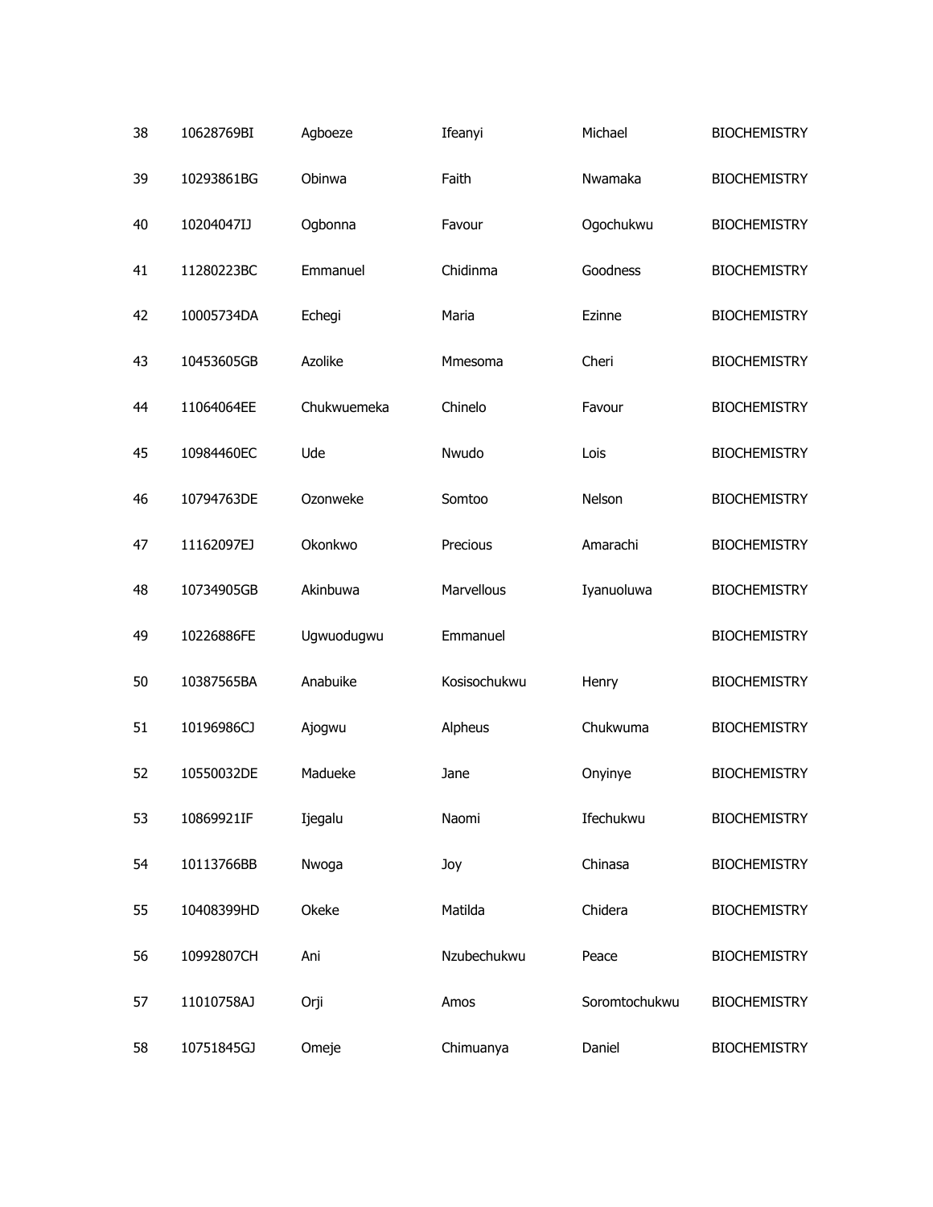| 38 | 10628769BI | Agboeze | Ifeanyi | Michael | BIOCHEMISTRY |
|---|---|---|---|---|---|
| 39 | 10293861BG | Obinwa | Faith | Nwamaka | BIOCHEMISTRY |
| 40 | 10204047IJ | Ogbonna | Favour | Ogochukwu | BIOCHEMISTRY |
| 41 | 11280223BC | Emmanuel | Chidinma | Goodness | BIOCHEMISTRY |
| 42 | 10005734DA | Echegi | Maria | Ezinne | BIOCHEMISTRY |
| 43 | 10453605GB | Azolike | Mmesoma | Cheri | BIOCHEMISTRY |
| 44 | 11064064EE | Chukwuemeka | Chinelo | Favour | BIOCHEMISTRY |
| 45 | 10984460EC | Ude | Nwudo | Lois | BIOCHEMISTRY |
| 46 | 10794763DE | Ozonweke | Somtoo | Nelson | BIOCHEMISTRY |
| 47 | 11162097EJ | Okonkwo | Precious | Amarachi | BIOCHEMISTRY |
| 48 | 10734905GB | Akinbuwa | Marvellous | Iyanuoluwa | BIOCHEMISTRY |
| 49 | 10226886FE | Ugwuodugwu | Emmanuel | | BIOCHEMISTRY |
| 50 | 10387565BA | Anabuike | Kosisochukwu | Henry | BIOCHEMISTRY |
| 51 | 10196986CJ | Ajogwu | Alpheus | Chukwuma | BIOCHEMISTRY |
| 52 | 10550032DE | Madueke | Jane | Onyinye | BIOCHEMISTRY |
| 53 | 10869921IF | Ijegalu | Naomi | Ifechukwu | BIOCHEMISTRY |
| 54 | 10113766BB | Nwoga | Joy | Chinasa | BIOCHEMISTRY |
| 55 | 10408399HD | Okeke | Matilda | Chidera | BIOCHEMISTRY |
| 56 | 10992807CH | Ani | Nzubechukwu | Peace | BIOCHEMISTRY |
| 57 | 11010758AJ | Orji | Amos | Soromtochukwu | BIOCHEMISTRY |
| 58 | 10751845GJ | Omeje | Chimuanya | Daniel | BIOCHEMISTRY |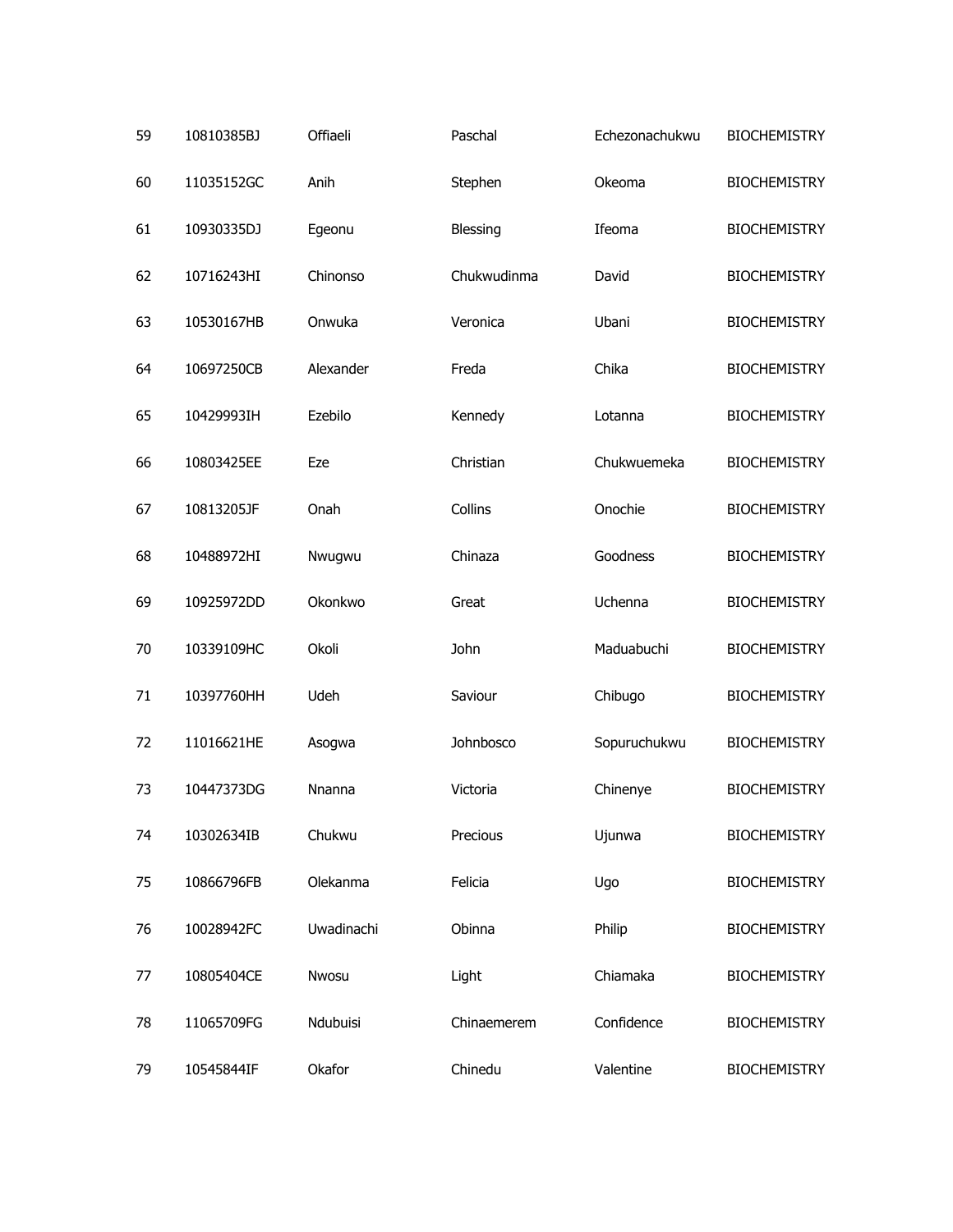| 59 | 10810385BJ | Offiaeli | Paschal | Echezonachukwu | BIOCHEMISTRY |
|---|---|---|---|---|---|
| 60 | 11035152GC | Anih | Stephen | Okeoma | BIOCHEMISTRY |
| 61 | 10930335DJ | Egeonu | Blessing | Ifeoma | BIOCHEMISTRY |
| 62 | 10716243HI | Chinonso | Chukwudinma | David | BIOCHEMISTRY |
| 63 | 10530167HB | Onwuka | Veronica | Ubani | BIOCHEMISTRY |
| 64 | 10697250CB | Alexander | Freda | Chika | BIOCHEMISTRY |
| 65 | 10429993IH | Ezebilo | Kennedy | Lotanna | BIOCHEMISTRY |
| 66 | 10803425EE | Eze | Christian | Chukwuemeka | BIOCHEMISTRY |
| 67 | 10813205JF | Onah | Collins | Onochie | BIOCHEMISTRY |
| 68 | 10488972HI | Nwugwu | Chinaza | Goodness | BIOCHEMISTRY |
| 69 | 10925972DD | Okonkwo | Great | Uchenna | BIOCHEMISTRY |
| 70 | 10339109HC | Okoli | John | Maduabuchi | BIOCHEMISTRY |
| 71 | 10397760HH | Udeh | Saviour | Chibugo | BIOCHEMISTRY |
| 72 | 11016621HE | Asogwa | Johnbosco | Sopuruchukwu | BIOCHEMISTRY |
| 73 | 10447373DG | Nnanna | Victoria | Chinenye | BIOCHEMISTRY |
| 74 | 10302634IB | Chukwu | Precious | Ujunwa | BIOCHEMISTRY |
| 75 | 10866796FB | Olekanma | Felicia | Ugo | BIOCHEMISTRY |
| 76 | 10028942FC | Uwadinachi | Obinna | Philip | BIOCHEMISTRY |
| 77 | 10805404CE | Nwosu | Light | Chiamaka | BIOCHEMISTRY |
| 78 | 11065709FG | Ndubuisi | Chinaemerem | Confidence | BIOCHEMISTRY |
| 79 | 10545844IF | Okafor | Chinedu | Valentine | BIOCHEMISTRY |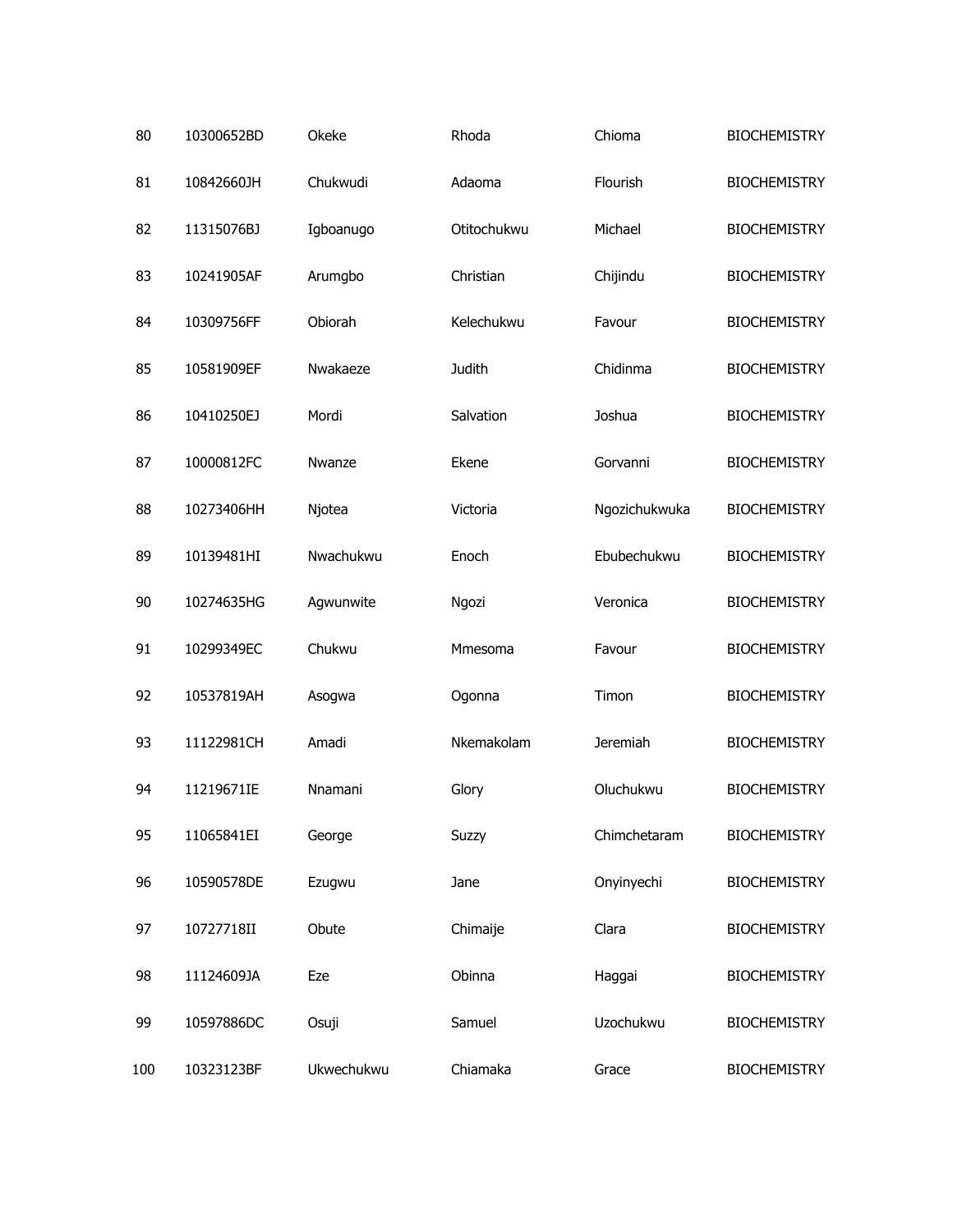| | | | | | |
|---|---|---|---|---|---|
| 80 | 10300652BD | Okeke | Rhoda | Chioma | BIOCHEMISTRY |
| 81 | 10842660JH | Chukwudi | Adaoma | Flourish | BIOCHEMISTRY |
| 82 | 11315076BJ | Igboanugo | Otitochukwu | Michael | BIOCHEMISTRY |
| 83 | 10241905AF | Arumgbo | Christian | Chijindu | BIOCHEMISTRY |
| 84 | 10309756FF | Obiorah | Kelechukwu | Favour | BIOCHEMISTRY |
| 85 | 10581909EF | Nwakaeze | Judith | Chidinma | BIOCHEMISTRY |
| 86 | 10410250EJ | Mordi | Salvation | Joshua | BIOCHEMISTRY |
| 87 | 10000812FC | Nwanze | Ekene | Gorvanni | BIOCHEMISTRY |
| 88 | 10273406HH | Njotea | Victoria | Ngozichukwuka | BIOCHEMISTRY |
| 89 | 10139481HI | Nwachukwu | Enoch | Ebubechukwu | BIOCHEMISTRY |
| 90 | 10274635HG | Agwunwite | Ngozi | Veronica | BIOCHEMISTRY |
| 91 | 10299349EC | Chukwu | Mmesoma | Favour | BIOCHEMISTRY |
| 92 | 10537819AH | Asogwa | Ogonna | Timon | BIOCHEMISTRY |
| 93 | 11122981CH | Amadi | Nkemakolam | Jeremiah | BIOCHEMISTRY |
| 94 | 11219671IE | Nnamani | Glory | Oluchukwu | BIOCHEMISTRY |
| 95 | 11065841EI | George | Suzzy | Chimchetaram | BIOCHEMISTRY |
| 96 | 10590578DE | Ezugwu | Jane | Onyinyechi | BIOCHEMISTRY |
| 97 | 10727718II | Obute | Chimaije | Clara | BIOCHEMISTRY |
| 98 | 11124609JA | Eze | Obinna | Haggai | BIOCHEMISTRY |
| 99 | 10597886DC | Osuji | Samuel | Uzochukwu | BIOCHEMISTRY |
| 100 | 10323123BF | Ukwechukwu | Chiamaka | Grace | BIOCHEMISTRY |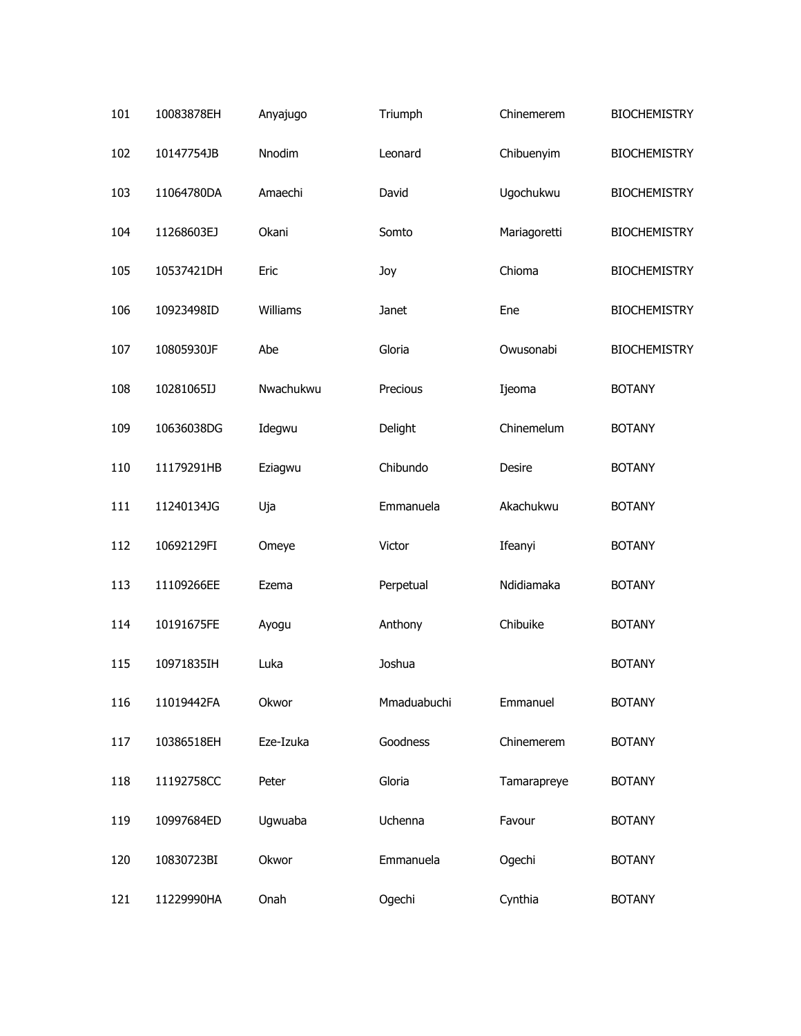| | | | | | |
|---|---|---|---|---|---|
| 101 | 10083878EH | Anyajugo | Triumph | Chinemerem | BIOCHEMISTRY |
| 102 | 10147754JB | Nnodim | Leonard | Chibuenyim | BIOCHEMISTRY |
| 103 | 11064780DA | Amaechi | David | Ugochukwu | BIOCHEMISTRY |
| 104 | 11268603EJ | Okani | Somto | Mariagoretti | BIOCHEMISTRY |
| 105 | 10537421DH | Eric | Joy | Chioma | BIOCHEMISTRY |
| 106 | 10923498ID | Williams | Janet | Ene | BIOCHEMISTRY |
| 107 | 10805930JF | Abe | Gloria | Owusonabi | BIOCHEMISTRY |
| 108 | 10281065IJ | Nwachukwu | Precious | Ijeoma | BOTANY |
| 109 | 10636038DG | Idegwu | Delight | Chinemelum | BOTANY |
| 110 | 11179291HB | Eziagwu | Chibundo | Desire | BOTANY |
| 111 | 11240134JG | Uja | Emmanuela | Akachukwu | BOTANY |
| 112 | 10692129FI | Omeye | Victor | Ifeanyi | BOTANY |
| 113 | 11109266EE | Ezema | Perpetual | Ndidiamaka | BOTANY |
| 114 | 10191675FE | Ayogu | Anthony | Chibuike | BOTANY |
| 115 | 10971835IH | Luka | Joshua | | BOTANY |
| 116 | 11019442FA | Okwor | Mmaduabuchi | Emmanuel | BOTANY |
| 117 | 10386518EH | Eze-Izuka | Goodness | Chinemerem | BOTANY |
| 118 | 11192758CC | Peter | Gloria | Tamarapreye | BOTANY |
| 119 | 10997684ED | Ugwuaba | Uchenna | Favour | BOTANY |
| 120 | 10830723BI | Okwor | Emmanuela | Ogechi | BOTANY |
| 121 | 11229990HA | Onah | Ogechi | Cynthia | BOTANY |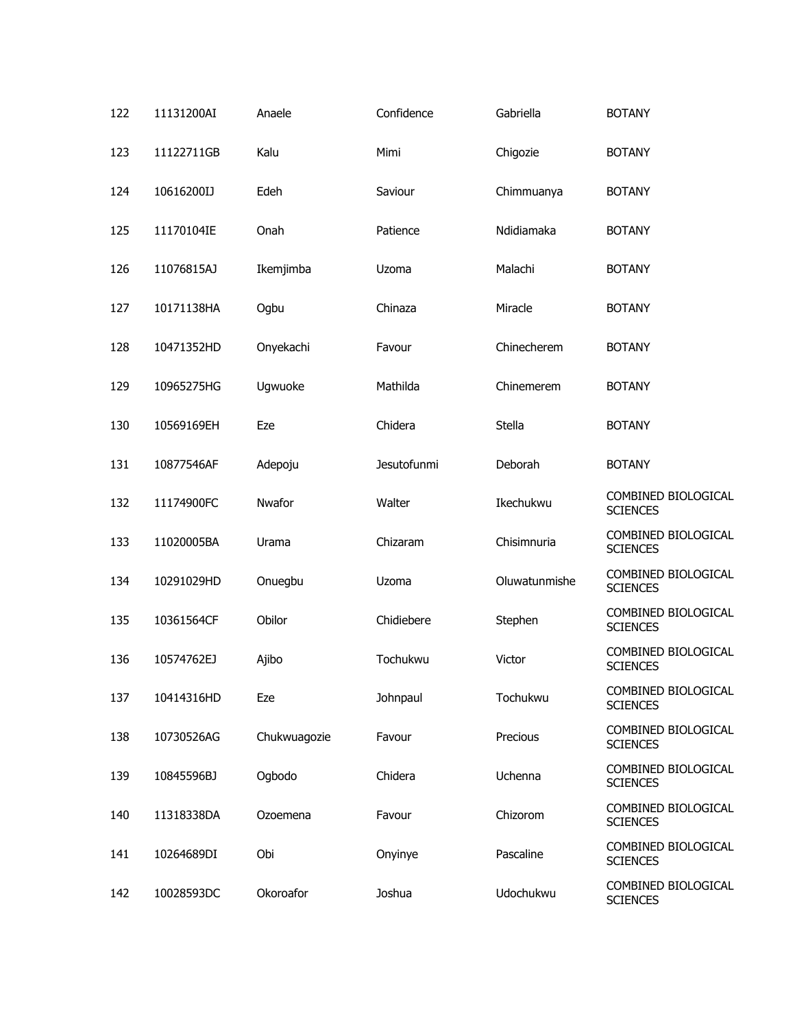| | | | | | |
|---|---|---|---|---|---|
| 122 | 11131200AI | Anaele | Confidence | Gabriella | BOTANY |
| 123 | 11122711GB | Kalu | Mimi | Chigozie | BOTANY |
| 124 | 10616200IJ | Edeh | Saviour | Chimmuanya | BOTANY |
| 125 | 11170104IE | Onah | Patience | Ndidiamaka | BOTANY |
| 126 | 11076815AJ | Ikemjimba | Uzoma | Malachi | BOTANY |
| 127 | 10171138HA | Ogbu | Chinaza | Miracle | BOTANY |
| 128 | 10471352HD | Onyekachi | Favour | Chinecherem | BOTANY |
| 129 | 10965275HG | Ugwuoke | Mathilda | Chinemerem | BOTANY |
| 130 | 10569169EH | Eze | Chidera | Stella | BOTANY |
| 131 | 10877546AF | Adepoju | Jesutofunmi | Deborah | BOTANY |
| 132 | 11174900FC | Nwafor | Walter | Ikechukwu | COMBINED BIOLOGICAL SCIENCES |
| 133 | 11020005BA | Urama | Chizaram | Chisimnuria | COMBINED BIOLOGICAL SCIENCES |
| 134 | 10291029HD | Onuegbu | Uzoma | Oluwatunmishe | COMBINED BIOLOGICAL SCIENCES |
| 135 | 10361564CF | Obilor | Chidiebere | Stephen | COMBINED BIOLOGICAL SCIENCES |
| 136 | 10574762EJ | Ajibo | Tochukwu | Victor | COMBINED BIOLOGICAL SCIENCES |
| 137 | 10414316HD | Eze | Johnpaul | Tochukwu | COMBINED BIOLOGICAL SCIENCES |
| 138 | 10730526AG | Chukwuagozie | Favour | Precious | COMBINED BIOLOGICAL SCIENCES |
| 139 | 10845596BJ | Ogbodo | Chidera | Uchenna | COMBINED BIOLOGICAL SCIENCES |
| 140 | 11318338DA | Ozoemena | Favour | Chizorom | COMBINED BIOLOGICAL SCIENCES |
| 141 | 10264689DI | Obi | Onyinye | Pascaline | COMBINED BIOLOGICAL SCIENCES |
| 142 | 10028593DC | Okoroafor | Joshua | Udochukwu | COMBINED BIOLOGICAL SCIENCES |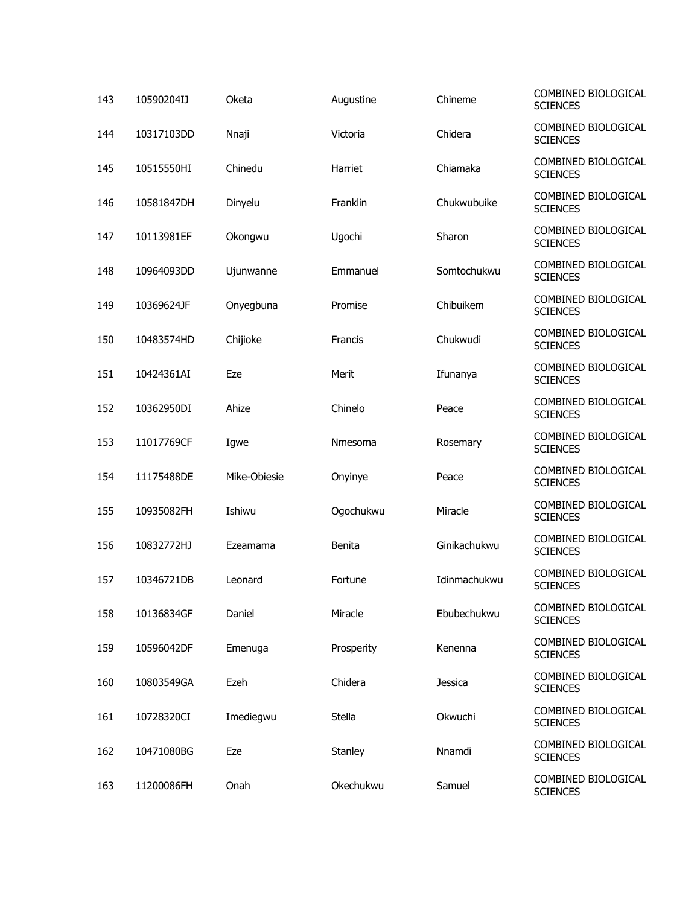| | | | | | |
|---|---|---|---|---|---|
| 143 | 10590204IJ | Oketa | Augustine | Chineme | COMBINED BIOLOGICAL SCIENCES |
| 144 | 10317103DD | Nnaji | Victoria | Chidera | COMBINED BIOLOGICAL SCIENCES |
| 145 | 10515550HI | Chinedu | Harriet | Chiamaka | COMBINED BIOLOGICAL SCIENCES |
| 146 | 10581847DH | Dinyelu | Franklin | Chukwubuike | COMBINED BIOLOGICAL SCIENCES |
| 147 | 10113981EF | Okongwu | Ugochi | Sharon | COMBINED BIOLOGICAL SCIENCES |
| 148 | 10964093DD | Ujunwanne | Emmanuel | Somtochukwu | COMBINED BIOLOGICAL SCIENCES |
| 149 | 10369624JF | Onyegbuna | Promise | Chibuikem | COMBINED BIOLOGICAL SCIENCES |
| 150 | 10483574HD | Chijioke | Francis | Chukwudi | COMBINED BIOLOGICAL SCIENCES |
| 151 | 10424361AI | Eze | Merit | Ifunanya | COMBINED BIOLOGICAL SCIENCES |
| 152 | 10362950DI | Ahize | Chinelo | Peace | COMBINED BIOLOGICAL SCIENCES |
| 153 | 11017769CF | Igwe | Nmesoma | Rosemary | COMBINED BIOLOGICAL SCIENCES |
| 154 | 11175488DE | Mike-Obiesie | Onyinye | Peace | COMBINED BIOLOGICAL SCIENCES |
| 155 | 10935082FH | Ishiwu | Ogochukwu | Miracle | COMBINED BIOLOGICAL SCIENCES |
| 156 | 10832772HJ | Ezeamama | Benita | Ginikachukwu | COMBINED BIOLOGICAL SCIENCES |
| 157 | 10346721DB | Leonard | Fortune | Idinmachukwu | COMBINED BIOLOGICAL SCIENCES |
| 158 | 10136834GF | Daniel | Miracle | Ebubechukwu | COMBINED BIOLOGICAL SCIENCES |
| 159 | 10596042DF | Emenuga | Prosperity | Kenenna | COMBINED BIOLOGICAL SCIENCES |
| 160 | 10803549GA | Ezeh | Chidera | Jessica | COMBINED BIOLOGICAL SCIENCES |
| 161 | 10728320CI | Imediegwu | Stella | Okwuchi | COMBINED BIOLOGICAL SCIENCES |
| 162 | 10471080BG | Eze | Stanley | Nnamdi | COMBINED BIOLOGICAL SCIENCES |
| 163 | 11200086FH | Onah | Okechukwu | Samuel | COMBINED BIOLOGICAL SCIENCES |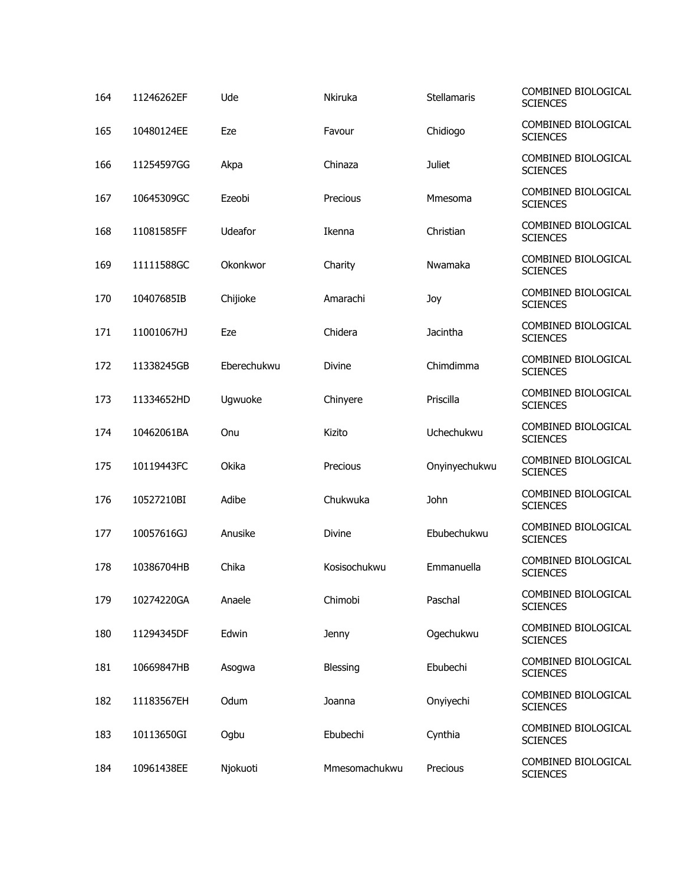| | | | | | |
|---|---|---|---|---|---|
| 164 | 11246262EF | Ude | Nkiruka | Stellamaris | COMBINED BIOLOGICAL SCIENCES |
| 165 | 10480124EE | Eze | Favour | Chidiogo | COMBINED BIOLOGICAL SCIENCES |
| 166 | 11254597GG | Akpa | Chinaza | Juliet | COMBINED BIOLOGICAL SCIENCES |
| 167 | 10645309GC | Ezeobi | Precious | Mmesoma | COMBINED BIOLOGICAL SCIENCES |
| 168 | 11081585FF | Udeafor | Ikenna | Christian | COMBINED BIOLOGICAL SCIENCES |
| 169 | 11111588GC | Okonkwor | Charity | Nwamaka | COMBINED BIOLOGICAL SCIENCES |
| 170 | 10407685IB | Chijioke | Amarachi | Joy | COMBINED BIOLOGICAL SCIENCES |
| 171 | 11001067HJ | Eze | Chidera | Jacintha | COMBINED BIOLOGICAL SCIENCES |
| 172 | 11338245GB | Eberechukwu | Divine | Chimdimma | COMBINED BIOLOGICAL SCIENCES |
| 173 | 11334652HD | Ugwuoke | Chinyere | Priscilla | COMBINED BIOLOGICAL SCIENCES |
| 174 | 10462061BA | Onu | Kizito | Uchechukwu | COMBINED BIOLOGICAL SCIENCES |
| 175 | 10119443FC | Okika | Precious | Onyinyechukwu | COMBINED BIOLOGICAL SCIENCES |
| 176 | 10527210BI | Adibe | Chukwuka | John | COMBINED BIOLOGICAL SCIENCES |
| 177 | 10057616GJ | Anusike | Divine | Ebubechukwu | COMBINED BIOLOGICAL SCIENCES |
| 178 | 10386704HB | Chika | Kosisochukwu | Emmanuella | COMBINED BIOLOGICAL SCIENCES |
| 179 | 10274220GA | Anaele | Chimobi | Paschal | COMBINED BIOLOGICAL SCIENCES |
| 180 | 11294345DF | Edwin | Jenny | Ogechukwu | COMBINED BIOLOGICAL SCIENCES |
| 181 | 10669847HB | Asogwa | Blessing | Ebubechi | COMBINED BIOLOGICAL SCIENCES |
| 182 | 11183567EH | Odum | Joanna | Onyiyechi | COMBINED BIOLOGICAL SCIENCES |
| 183 | 10113650GI | Ogbu | Ebubechi | Cynthia | COMBINED BIOLOGICAL SCIENCES |
| 184 | 10961438EE | Njokuoti | Mmesomachukwu | Precious | COMBINED BIOLOGICAL SCIENCES |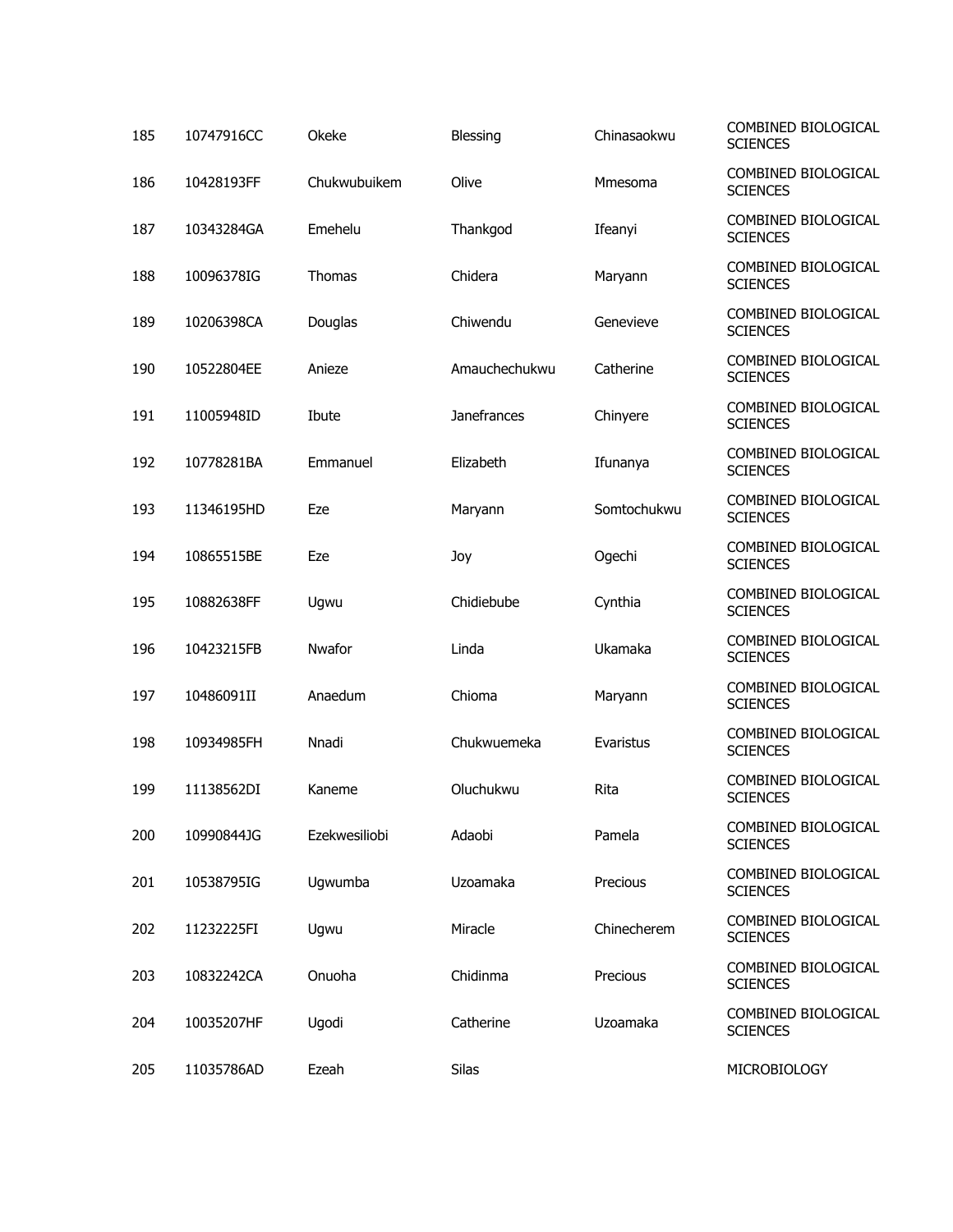| | | | | | |
|---|---|---|---|---|---|
| 185 | 10747916CC | Okeke | Blessing | Chinasaokwu | COMBINED BIOLOGICAL SCIENCES |
| 186 | 10428193FF | Chukwubuikem | Olive | Mmesoma | COMBINED BIOLOGICAL SCIENCES |
| 187 | 10343284GA | Emehelu | Thankgod | Ifeanyi | COMBINED BIOLOGICAL SCIENCES |
| 188 | 10096378IG | Thomas | Chidera | Maryann | COMBINED BIOLOGICAL SCIENCES |
| 189 | 10206398CA | Douglas | Chiwendu | Genevieve | COMBINED BIOLOGICAL SCIENCES |
| 190 | 10522804EE | Anieze | Amauchechukwu | Catherine | COMBINED BIOLOGICAL SCIENCES |
| 191 | 11005948ID | Ibute | Janefrances | Chinyere | COMBINED BIOLOGICAL SCIENCES |
| 192 | 10778281BA | Emmanuel | Elizabeth | Ifunanya | COMBINED BIOLOGICAL SCIENCES |
| 193 | 11346195HD | Eze | Maryann | Somtochukwu | COMBINED BIOLOGICAL SCIENCES |
| 194 | 10865515BE | Eze | Joy | Ogechi | COMBINED BIOLOGICAL SCIENCES |
| 195 | 10882638FF | Ugwu | Chidiebube | Cynthia | COMBINED BIOLOGICAL SCIENCES |
| 196 | 10423215FB | Nwafor | Linda | Ukamaka | COMBINED BIOLOGICAL SCIENCES |
| 197 | 10486091II | Anaedum | Chioma | Maryann | COMBINED BIOLOGICAL SCIENCES |
| 198 | 10934985FH | Nnadi | Chukwuemeka | Evaristus | COMBINED BIOLOGICAL SCIENCES |
| 199 | 11138562DI | Kaneme | Oluchukwu | Rita | COMBINED BIOLOGICAL SCIENCES |
| 200 | 10990844JG | Ezekwesiliobi | Adaobi | Pamela | COMBINED BIOLOGICAL SCIENCES |
| 201 | 10538795IG | Ugwumba | Uzoamaka | Precious | COMBINED BIOLOGICAL SCIENCES |
| 202 | 11232225FI | Ugwu | Miracle | Chinecherem | COMBINED BIOLOGICAL SCIENCES |
| 203 | 10832242CA | Onuoha | Chidinma | Precious | COMBINED BIOLOGICAL SCIENCES |
| 204 | 10035207HF | Ugodi | Catherine | Uzoamaka | COMBINED BIOLOGICAL SCIENCES |
| 205 | 11035786AD | Ezeah | Silas | | MICROBIOLOGY |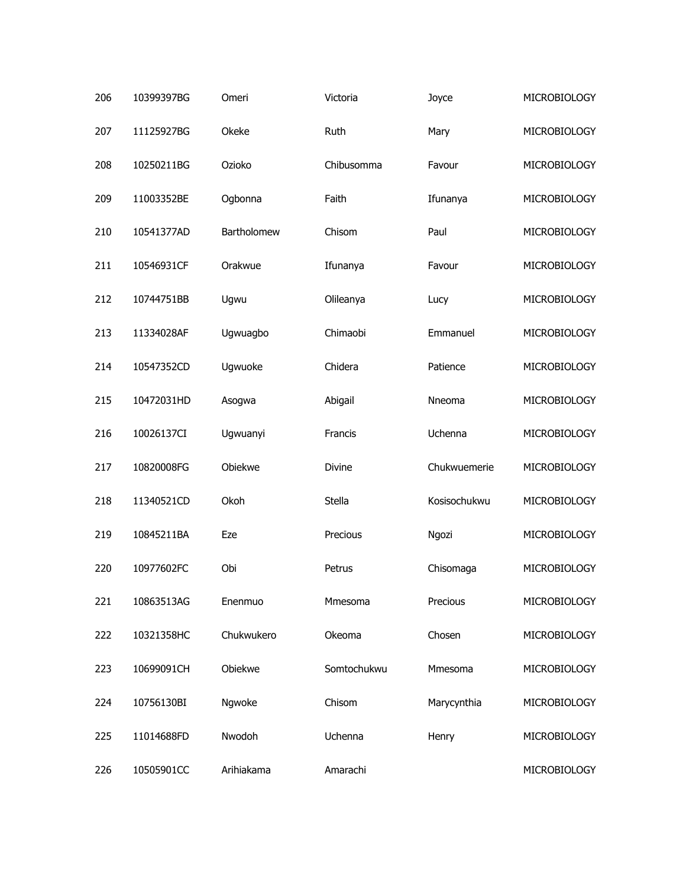| | | | | | |
|---|---|---|---|---|---|
| 206 | 10399397BG | Omeri | Victoria | Joyce | MICROBIOLOGY |
| 207 | 11125927BG | Okeke | Ruth | Mary | MICROBIOLOGY |
| 208 | 10250211BG | Ozioko | Chibusomma | Favour | MICROBIOLOGY |
| 209 | 11003352BE | Ogbonna | Faith | Ifunanya | MICROBIOLOGY |
| 210 | 10541377AD | Bartholomew | Chisom | Paul | MICROBIOLOGY |
| 211 | 10546931CF | Orakwue | Ifunanya | Favour | MICROBIOLOGY |
| 212 | 10744751BB | Ugwu | Olileanya | Lucy | MICROBIOLOGY |
| 213 | 11334028AF | Ugwuagbo | Chimaobi | Emmanuel | MICROBIOLOGY |
| 214 | 10547352CD | Ugwuoke | Chidera | Patience | MICROBIOLOGY |
| 215 | 10472031HD | Asogwa | Abigail | Nneoma | MICROBIOLOGY |
| 216 | 10026137CI | Ugwuanyi | Francis | Uchenna | MICROBIOLOGY |
| 217 | 10820008FG | Obiekwe | Divine | Chukwuemerie | MICROBIOLOGY |
| 218 | 11340521CD | Okoh | Stella | Kosisochukwu | MICROBIOLOGY |
| 219 | 10845211BA | Eze | Precious | Ngozi | MICROBIOLOGY |
| 220 | 10977602FC | Obi | Petrus | Chisomaga | MICROBIOLOGY |
| 221 | 10863513AG | Enenmuo | Mmesoma | Precious | MICROBIOLOGY |
| 222 | 10321358HC | Chukwukero | Okeoma | Chosen | MICROBIOLOGY |
| 223 | 10699091CH | Obiekwe | Somtochukwu | Mmesoma | MICROBIOLOGY |
| 224 | 10756130BI | Ngwoke | Chisom | Marycynthia | MICROBIOLOGY |
| 225 | 11014688FD | Nwodoh | Uchenna | Henry | MICROBIOLOGY |
| 226 | 10505901CC | Arihiakama | Amarachi | | MICROBIOLOGY |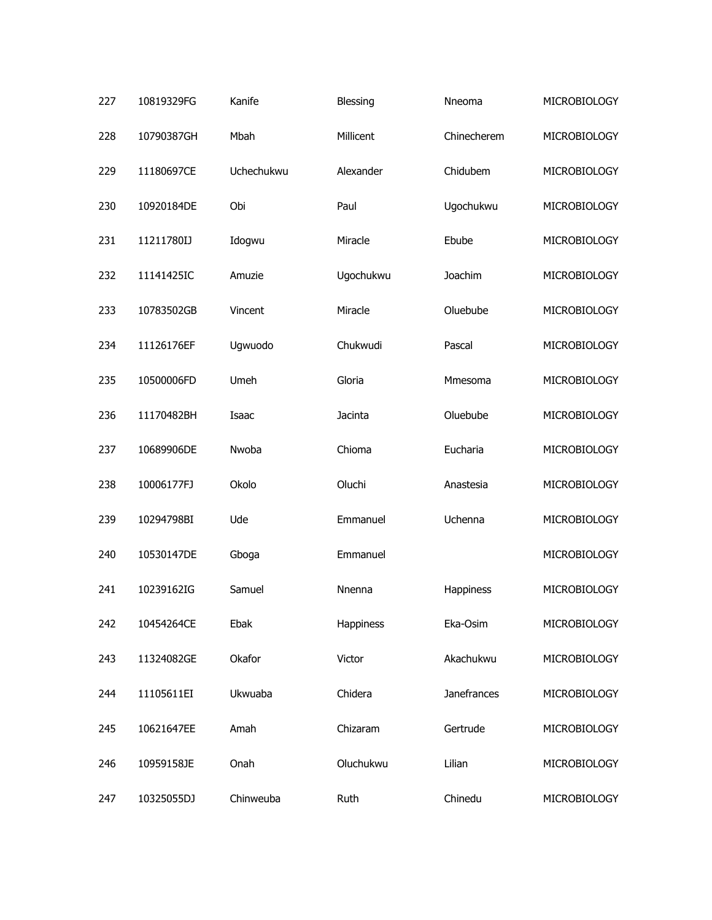| | | | | | |
|---|---|---|---|---|---|
| 227 | 10819329FG | Kanife | Blessing | Nneoma | MICROBIOLOGY |
| 228 | 10790387GH | Mbah | Millicent | Chinecherem | MICROBIOLOGY |
| 229 | 11180697CE | Uchechukwu | Alexander | Chidubem | MICROBIOLOGY |
| 230 | 10920184DE | Obi | Paul | Ugochukwu | MICROBIOLOGY |
| 231 | 11211780IJ | Idogwu | Miracle | Ebube | MICROBIOLOGY |
| 232 | 11141425IC | Amuzie | Ugochukwu | Joachim | MICROBIOLOGY |
| 233 | 10783502GB | Vincent | Miracle | Oluebube | MICROBIOLOGY |
| 234 | 11126176EF | Ugwuodo | Chukwudi | Pascal | MICROBIOLOGY |
| 235 | 10500006FD | Umeh | Gloria | Mmesoma | MICROBIOLOGY |
| 236 | 11170482BH | Isaac | Jacinta | Oluebube | MICROBIOLOGY |
| 237 | 10689906DE | Nwoba | Chioma | Eucharia | MICROBIOLOGY |
| 238 | 10006177FJ | Okolo | Oluchi | Anastesia | MICROBIOLOGY |
| 239 | 10294798BI | Ude | Emmanuel | Uchenna | MICROBIOLOGY |
| 240 | 10530147DE | Gboga | Emmanuel | | MICROBIOLOGY |
| 241 | 10239162IG | Samuel | Nnenna | Happiness | MICROBIOLOGY |
| 242 | 10454264CE | Ebak | Happiness | Eka-Osim | MICROBIOLOGY |
| 243 | 11324082GE | Okafor | Victor | Akachukwu | MICROBIOLOGY |
| 244 | 11105611EI | Ukwuaba | Chidera | Janefrances | MICROBIOLOGY |
| 245 | 10621647EE | Amah | Chizaram | Gertrude | MICROBIOLOGY |
| 246 | 10959158JE | Onah | Oluchukwu | Lilian | MICROBIOLOGY |
| 247 | 10325055DJ | Chinweuba | Ruth | Chinedu | MICROBIOLOGY |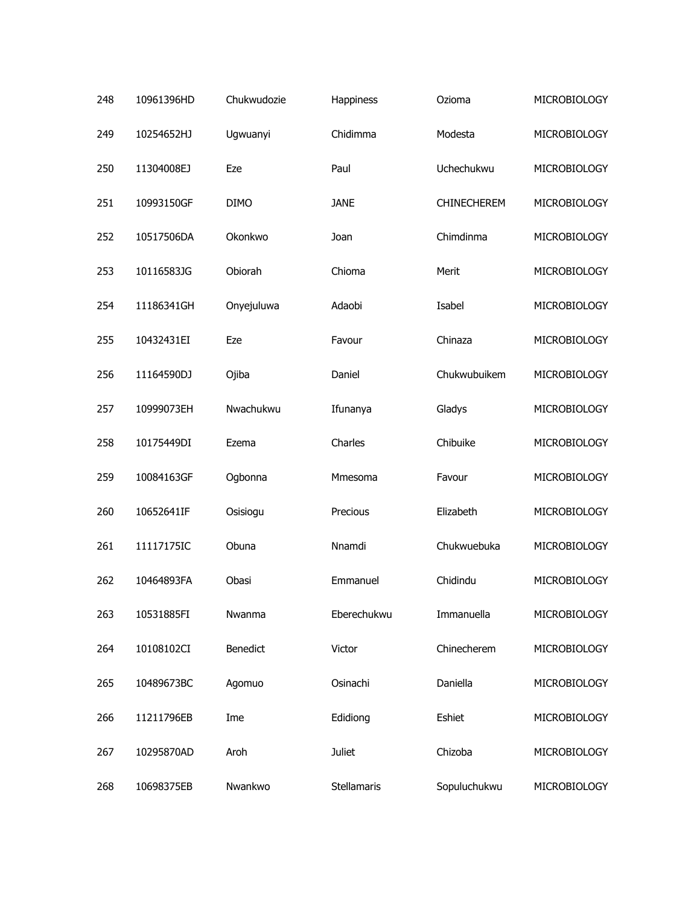| | | | | | |
|---|---|---|---|---|---|
| 248 | 10961396HD | Chukwudozie | Happiness | Ozioma | MICROBIOLOGY |
| 249 | 10254652HJ | Ugwuanyi | Chidimma | Modesta | MICROBIOLOGY |
| 250 | 11304008EJ | Eze | Paul | Uchechukwu | MICROBIOLOGY |
| 251 | 10993150GF | DIMO | JANE | CHINECHEREM | MICROBIOLOGY |
| 252 | 10517506DA | Okonkwo | Joan | Chimdinma | MICROBIOLOGY |
| 253 | 10116583JG | Obiorah | Chioma | Merit | MICROBIOLOGY |
| 254 | 11186341GH | Onyejuluwa | Adaobi | Isabel | MICROBIOLOGY |
| 255 | 10432431EI | Eze | Favour | Chinaza | MICROBIOLOGY |
| 256 | 11164590DJ | Ojiba | Daniel | Chukwubuikem | MICROBIOLOGY |
| 257 | 10999073EH | Nwachukwu | Ifunanya | Gladys | MICROBIOLOGY |
| 258 | 10175449DI | Ezema | Charles | Chibuike | MICROBIOLOGY |
| 259 | 10084163GF | Ogbonna | Mmesoma | Favour | MICROBIOLOGY |
| 260 | 10652641IF | Osisiogu | Precious | Elizabeth | MICROBIOLOGY |
| 261 | 11117175IC | Obuna | Nnamdi | Chukwuebuka | MICROBIOLOGY |
| 262 | 10464893FA | Obasi | Emmanuel | Chidindu | MICROBIOLOGY |
| 263 | 10531885FI | Nwanma | Eberechukwu | Immanuella | MICROBIOLOGY |
| 264 | 10108102CI | Benedict | Victor | Chinecherem | MICROBIOLOGY |
| 265 | 10489673BC | Agomuo | Osinachi | Daniella | MICROBIOLOGY |
| 266 | 11211796EB | Ime | Edidiong | Eshiet | MICROBIOLOGY |
| 267 | 10295870AD | Aroh | Juliet | Chizoba | MICROBIOLOGY |
| 268 | 10698375EB | Nwankwo | Stellamaris | Sopuluchukwu | MICROBIOLOGY |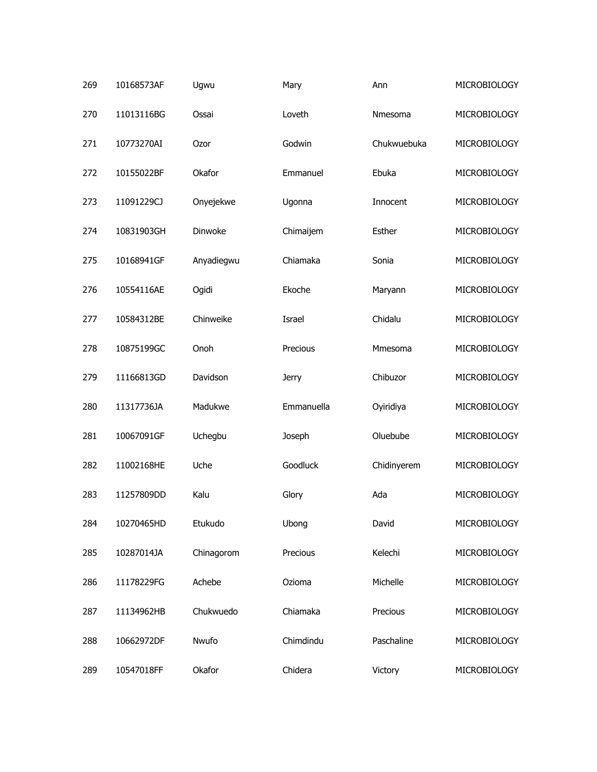| | | | | | |
|---|---|---|---|---|---|
| 269 | 10168573AF | Ugwu | Mary | Ann | MICROBIOLOGY |
| 270 | 11013116BG | Ossai | Loveth | Nmesoma | MICROBIOLOGY |
| 271 | 10773270AI | Ozor | Godwin | Chukwuebuka | MICROBIOLOGY |
| 272 | 10155022BF | Okafor | Emmanuel | Ebuka | MICROBIOLOGY |
| 273 | 11091229CJ | Onyejekwe | Ugonna | Innocent | MICROBIOLOGY |
| 274 | 10831903GH | Dinwoke | Chimaijem | Esther | MICROBIOLOGY |
| 275 | 10168941GF | Anyadiegwu | Chiamaka | Sonia | MICROBIOLOGY |
| 276 | 10554116AE | Ogidi | Ekoche | Maryann | MICROBIOLOGY |
| 277 | 10584312BE | Chinweike | Israel | Chidalu | MICROBIOLOGY |
| 278 | 10875199GC | Onoh | Precious | Mmesoma | MICROBIOLOGY |
| 279 | 11166813GD | Davidson | Jerry | Chibuzor | MICROBIOLOGY |
| 280 | 11317736JA | Madukwe | Emmanuella | Oyiridiya | MICROBIOLOGY |
| 281 | 10067091GF | Uchegbu | Joseph | Oluebube | MICROBIOLOGY |
| 282 | 11002168HE | Uche | Goodluck | Chidinyerem | MICROBIOLOGY |
| 283 | 11257809DD | Kalu | Glory | Ada | MICROBIOLOGY |
| 284 | 10270465HD | Etukudo | Ubong | David | MICROBIOLOGY |
| 285 | 10287014JA | Chinagorom | Precious | Kelechi | MICROBIOLOGY |
| 286 | 11178229FG | Achebe | Ozioma | Michelle | MICROBIOLOGY |
| 287 | 11134962HB | Chukwuedo | Chiamaka | Precious | MICROBIOLOGY |
| 288 | 10662972DF | Nwufo | Chimdindu | Paschaline | MICROBIOLOGY |
| 289 | 10547018FF | Okafor | Chidera | Victory | MICROBIOLOGY |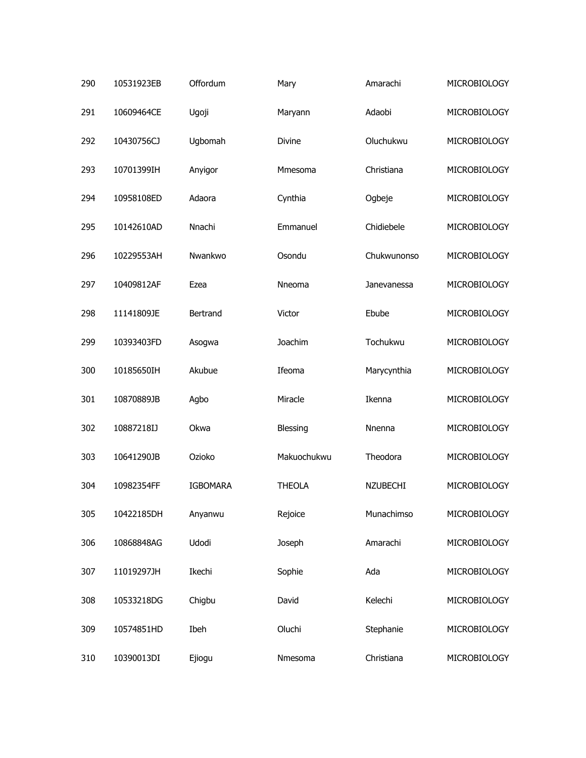| | | | | | |
|---|---|---|---|---|---|
| 290 | 10531923EB | Offordum | Mary | Amarachi | MICROBIOLOGY |
| 291 | 10609464CE | Ugoji | Maryann | Adaobi | MICROBIOLOGY |
| 292 | 10430756CJ | Ugbomah | Divine | Oluchukwu | MICROBIOLOGY |
| 293 | 10701399IH | Anyigor | Mmesoma | Christiana | MICROBIOLOGY |
| 294 | 10958108ED | Adaora | Cynthia | Ogbeje | MICROBIOLOGY |
| 295 | 10142610AD | Nnachi | Emmanuel | Chidiebele | MICROBIOLOGY |
| 296 | 10229553AH | Nwankwo | Osondu | Chukwunonso | MICROBIOLOGY |
| 297 | 10409812AF | Ezea | Nneoma | Janevanessa | MICROBIOLOGY |
| 298 | 11141809JE | Bertrand | Victor | Ebube | MICROBIOLOGY |
| 299 | 10393403FD | Asogwa | Joachim | Tochukwu | MICROBIOLOGY |
| 300 | 10185650IH | Akubue | Ifeoma | Marycynthia | MICROBIOLOGY |
| 301 | 10870889JB | Agbo | Miracle | Ikenna | MICROBIOLOGY |
| 302 | 10887218IJ | Okwa | Blessing | Nnenna | MICROBIOLOGY |
| 303 | 10641290JB | Ozioko | Makuochukwu | Theodora | MICROBIOLOGY |
| 304 | 10982354FF | IGBOMARA | THEOLA | NZUBECHI | MICROBIOLOGY |
| 305 | 10422185DH | Anyanwu | Rejoice | Munachimso | MICROBIOLOGY |
| 306 | 10868848AG | Udodi | Joseph | Amarachi | MICROBIOLOGY |
| 307 | 11019297JH | Ikechi | Sophie | Ada | MICROBIOLOGY |
| 308 | 10533218DG | Chigbu | David | Kelechi | MICROBIOLOGY |
| 309 | 10574851HD | Ibeh | Oluchi | Stephanie | MICROBIOLOGY |
| 310 | 10390013DI | Ejiogu | Nmesoma | Christiana | MICROBIOLOGY |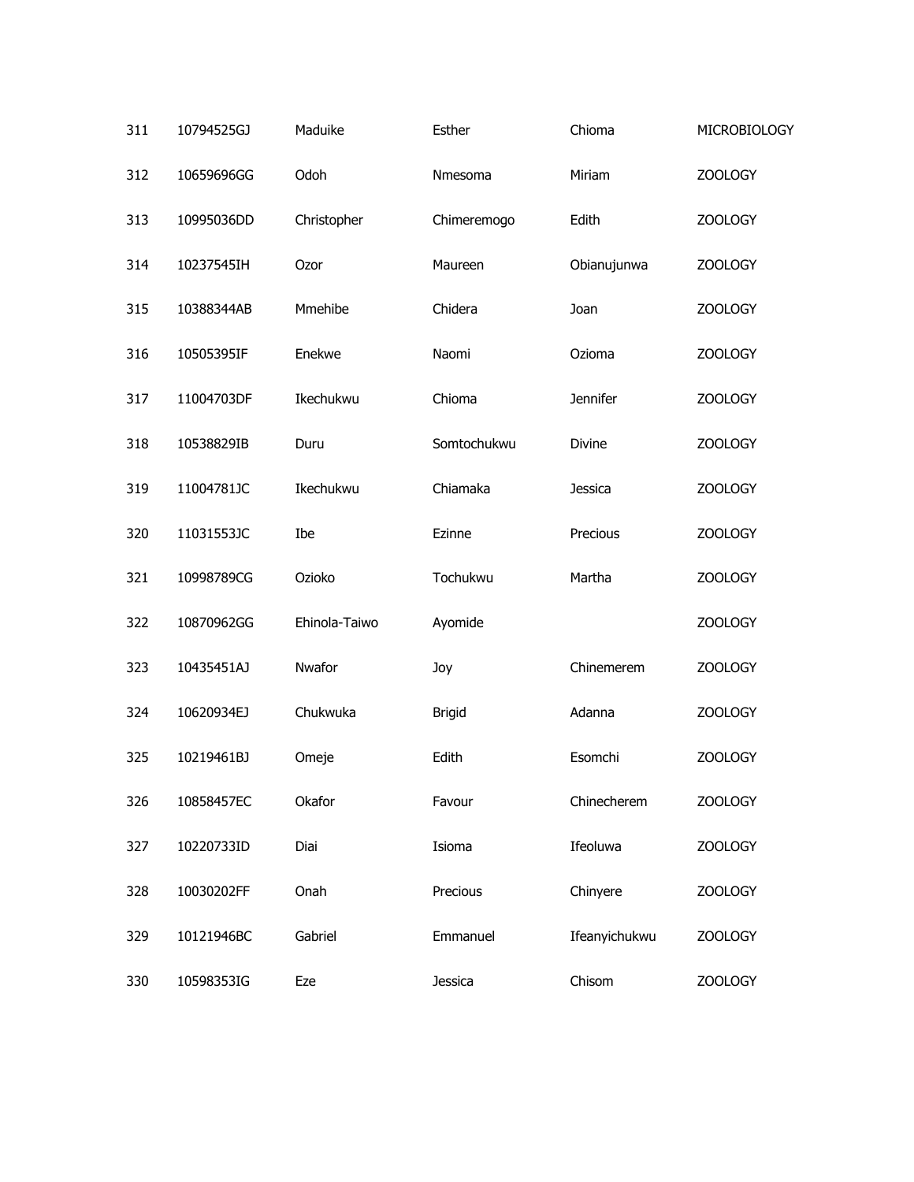| | | | | | |
|---|---|---|---|---|---|
| 311 | 10794525GJ | Maduike | Esther | Chioma | MICROBIOLOGY |
| 312 | 10659696GG | Odoh | Nmesoma | Miriam | ZOOLOGY |
| 313 | 10995036DD | Christopher | Chimeremogo | Edith | ZOOLOGY |
| 314 | 10237545IH | Ozor | Maureen | Obianujunwa | ZOOLOGY |
| 315 | 10388344AB | Mmehibe | Chidera | Joan | ZOOLOGY |
| 316 | 10505395IF | Enekwe | Naomi | Ozioma | ZOOLOGY |
| 317 | 11004703DF | Ikechukwu | Chioma | Jennifer | ZOOLOGY |
| 318 | 10538829IB | Duru | Somtochukwu | Divine | ZOOLOGY |
| 319 | 11004781JC | Ikechukwu | Chiamaka | Jessica | ZOOLOGY |
| 320 | 11031553JC | Ibe | Ezinne | Precious | ZOOLOGY |
| 321 | 10998789CG | Ozioko | Tochukwu | Martha | ZOOLOGY |
| 322 | 10870962GG | Ehinola-Taiwo | Ayomide | | ZOOLOGY |
| 323 | 10435451AJ | Nwafor | Joy | Chinemerem | ZOOLOGY |
| 324 | 10620934EJ | Chukwuka | Brigid | Adanna | ZOOLOGY |
| 325 | 10219461BJ | Omeje | Edith | Esomchi | ZOOLOGY |
| 326 | 10858457EC | Okafor | Favour | Chinecherem | ZOOLOGY |
| 327 | 10220733ID | Diai | Isioma | Ifeoluwa | ZOOLOGY |
| 328 | 10030202FF | Onah | Precious | Chinyere | ZOOLOGY |
| 329 | 10121946BC | Gabriel | Emmanuel | Ifeanyichukwu | ZOOLOGY |
| 330 | 10598353IG | Eze | Jessica | Chisom | ZOOLOGY |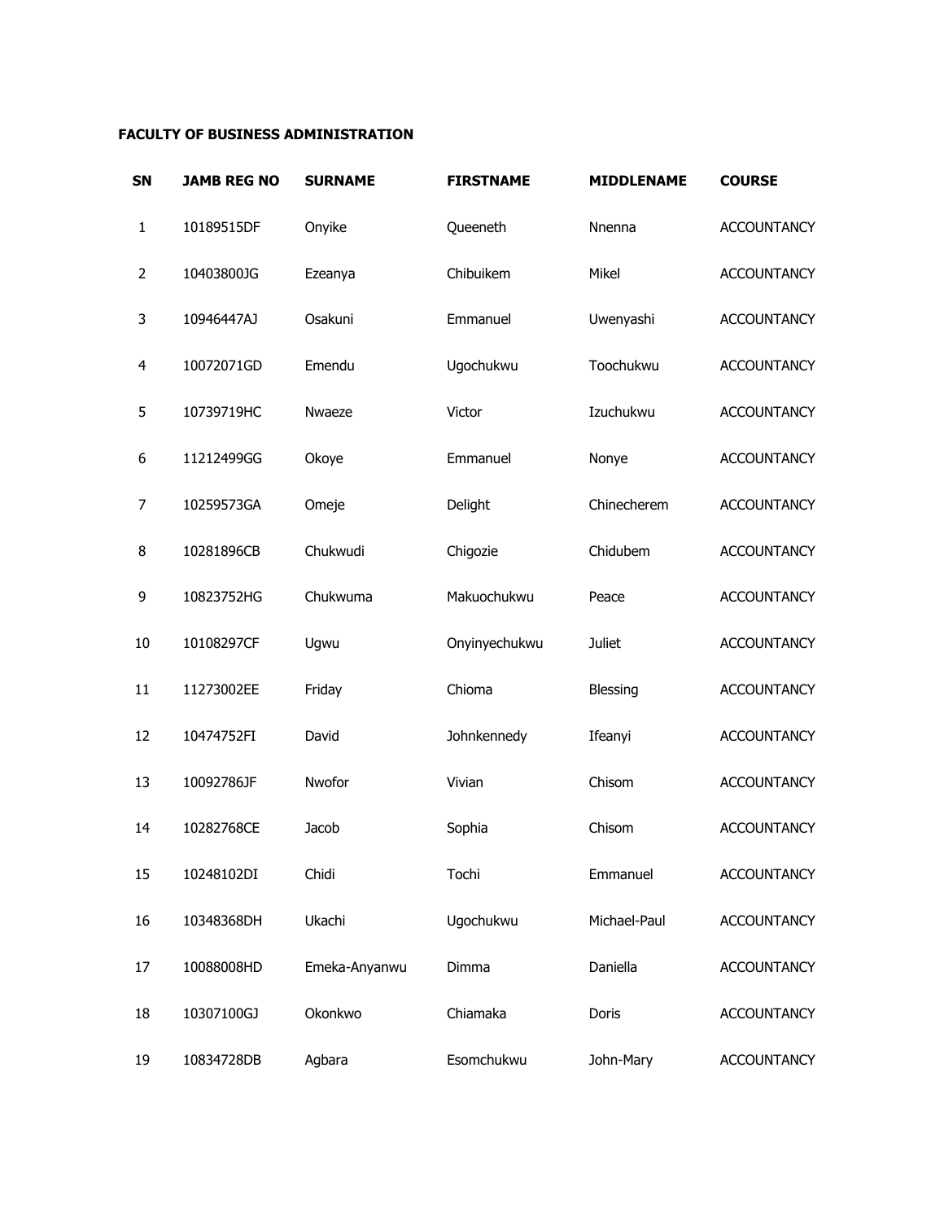**FACULTY OF BUSINESS ADMINISTRATION**

| SN | JAMB REG NO | SURNAME | FIRSTNAME | MIDDLENAME | COURSE |
|---|---|---|---|---|---|
| 1 | 10189515DF | Onyike | Queeneth | Nnenna | ACCOUNTANCY |
| 2 | 10403800JG | Ezeanya | Chibuikem | Mikel | ACCOUNTANCY |
| 3 | 10946447AJ | Osakuni | Emmanuel | Uwenyashi | ACCOUNTANCY |
| 4 | 10072071GD | Emendu | Ugochukwu | Toochukwu | ACCOUNTANCY |
| 5 | 10739719HC | Nwaeze | Victor | Izuchukwu | ACCOUNTANCY |
| 6 | 11212499GG | Okoye | Emmanuel | Nonye | ACCOUNTANCY |
| 7 | 10259573GA | Omeje | Delight | Chinecherem | ACCOUNTANCY |
| 8 | 10281896CB | Chukwudi | Chigozie | Chidubem | ACCOUNTANCY |
| 9 | 10823752HG | Chukwuma | Makuochukwu | Peace | ACCOUNTANCY |
| 10 | 10108297CF | Ugwu | Onyinyechukwu | Juliet | ACCOUNTANCY |
| 11 | 11273002EE | Friday | Chioma | Blessing | ACCOUNTANCY |
| 12 | 10474752FI | David | Johnkennedy | Ifeanyi | ACCOUNTANCY |
| 13 | 10092786JF | Nwofor | Vivian | Chisom | ACCOUNTANCY |
| 14 | 10282768CE | Jacob | Sophia | Chisom | ACCOUNTANCY |
| 15 | 10248102DI | Chidi | Tochi | Emmanuel | ACCOUNTANCY |
| 16 | 10348368DH | Ukachi | Ugochukwu | Michael-Paul | ACCOUNTANCY |
| 17 | 10088008HD | Emeka-Anyanwu | Dimma | Daniella | ACCOUNTANCY |
| 18 | 10307100GJ | Okonkwo | Chiamaka | Doris | ACCOUNTANCY |
| 19 | 10834728DB | Agbara | Esomchukwu | John-Mary | ACCOUNTANCY |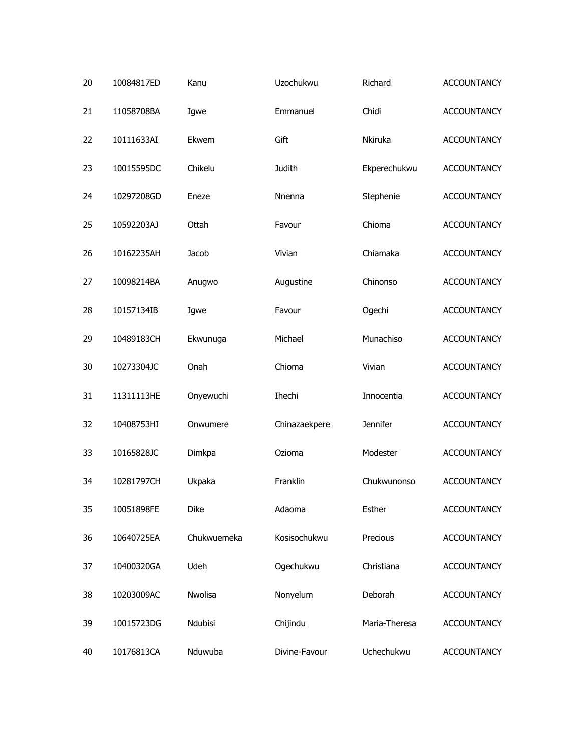| | | | | | |
|---|---|---|---|---|---|
| 20 | 10084817ED | Kanu | Uzochukwu | Richard | ACCOUNTANCY |
| 21 | 11058708BA | Igwe | Emmanuel | Chidi | ACCOUNTANCY |
| 22 | 10111633AI | Ekwem | Gift | Nkiruka | ACCOUNTANCY |
| 23 | 10015595DC | Chikelu | Judith | Ekperechukwu | ACCOUNTANCY |
| 24 | 10297208GD | Eneze | Nnenna | Stephenie | ACCOUNTANCY |
| 25 | 10592203AJ | Ottah | Favour | Chioma | ACCOUNTANCY |
| 26 | 10162235AH | Jacob | Vivian | Chiamaka | ACCOUNTANCY |
| 27 | 10098214BA | Anugwo | Augustine | Chinonso | ACCOUNTANCY |
| 28 | 10157134IB | Igwe | Favour | Ogechi | ACCOUNTANCY |
| 29 | 10489183CH | Ekwunuga | Michael | Munachiso | ACCOUNTANCY |
| 30 | 10273304JC | Onah | Chioma | Vivian | ACCOUNTANCY |
| 31 | 11311113HE | Onyewuchi | Ihechi | Innocentia | ACCOUNTANCY |
| 32 | 10408753HI | Onwumere | Chinazaekpere | Jennifer | ACCOUNTANCY |
| 33 | 10165828JC | Dimkpa | Ozioma | Modester | ACCOUNTANCY |
| 34 | 10281797CH | Ukpaka | Franklin | Chukwunonso | ACCOUNTANCY |
| 35 | 10051898FE | Dike | Adaoma | Esther | ACCOUNTANCY |
| 36 | 10640725EA | Chukwuemeka | Kosisochukwu | Precious | ACCOUNTANCY |
| 37 | 10400320GA | Udeh | Ogechukwu | Christiana | ACCOUNTANCY |
| 38 | 10203009AC | Nwolisa | Nonyelum | Deborah | ACCOUNTANCY |
| 39 | 10015723DG | Ndubisi | Chijindu | Maria-Theresa | ACCOUNTANCY |
| 40 | 10176813CA | Nduwuba | Divine-Favour | Uchechukwu | ACCOUNTANCY |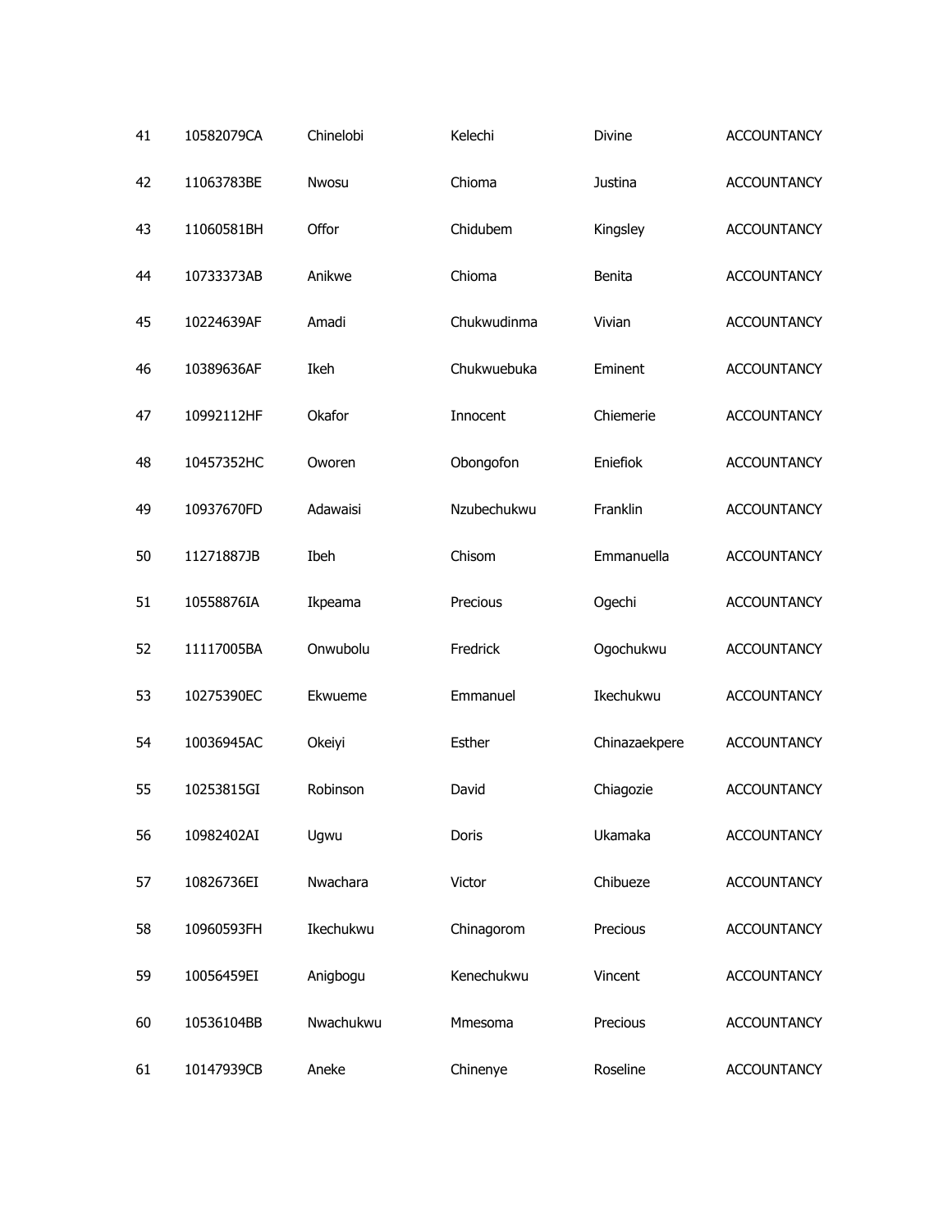| 41 | 10582079CA | Chinelobi | Kelechi | Divine | ACCOUNTANCY |
|---|---|---|---|---|---|
| 42 | 11063783BE | Nwosu | Chioma | Justina | ACCOUNTANCY |
| 43 | 11060581BH | Offor | Chidubem | Kingsley | ACCOUNTANCY |
| 44 | 10733373AB | Anikwe | Chioma | Benita | ACCOUNTANCY |
| 45 | 10224639AF | Amadi | Chukwudinma | Vivian | ACCOUNTANCY |
| 46 | 10389636AF | Ikeh | Chukwuebuka | Eminent | ACCOUNTANCY |
| 47 | 10992112HF | Okafor | Innocent | Chiemerie | ACCOUNTANCY |
| 48 | 10457352HC | Oworen | Obongofon | Eniefiok | ACCOUNTANCY |
| 49 | 10937670FD | Adawaisi | Nzubechukwu | Franklin | ACCOUNTANCY |
| 50 | 11271887JB | Ibeh | Chisom | Emmanuella | ACCOUNTANCY |
| 51 | 10558876IA | Ikpeama | Precious | Ogechi | ACCOUNTANCY |
| 52 | 11117005BA | Onwubolu | Fredrick | Ogochukwu | ACCOUNTANCY |
| 53 | 10275390EC | Ekwueme | Emmanuel | Ikechukwu | ACCOUNTANCY |
| 54 | 10036945AC | Okeiyi | Esther | Chinazaekpere | ACCOUNTANCY |
| 55 | 10253815GI | Robinson | David | Chiagozie | ACCOUNTANCY |
| 56 | 10982402AI | Ugwu | Doris | Ukamaka | ACCOUNTANCY |
| 57 | 10826736EI | Nwachara | Victor | Chibueze | ACCOUNTANCY |
| 58 | 10960593FH | Ikechukwu | Chinagorom | Precious | ACCOUNTANCY |
| 59 | 10056459EI | Anigbogu | Kenechukwu | Vincent | ACCOUNTANCY |
| 60 | 10536104BB | Nwachukwu | Mmesoma | Precious | ACCOUNTANCY |
| 61 | 10147939CB | Aneke | Chinenye | Roseline | ACCOUNTANCY |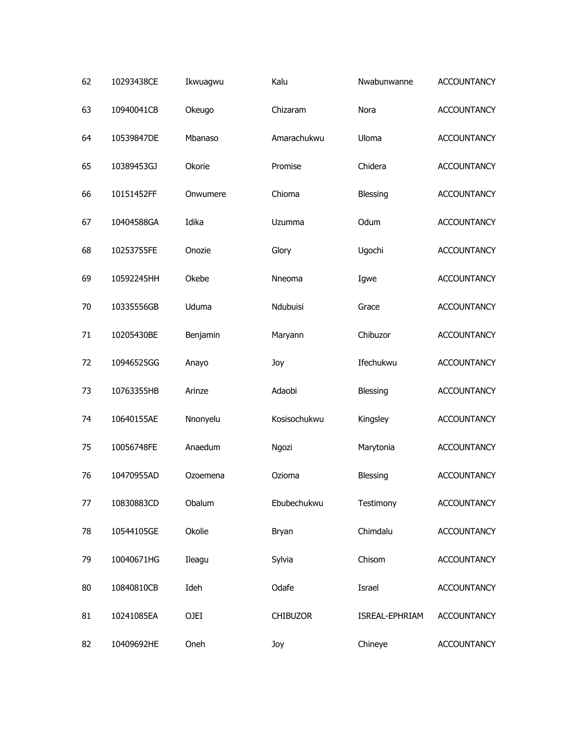| 62 | 10293438CE | Ikwuagwu | Kalu | Nwabunwanne | ACCOUNTANCY |
|---|---|---|---|---|---|
| 63 | 10940041CB | Okeugo | Chizaram | Nora | ACCOUNTANCY |
| 64 | 10539847DE | Mbanaso | Amarachukwu | Uloma | ACCOUNTANCY |
| 65 | 10389453GJ | Okorie | Promise | Chidera | ACCOUNTANCY |
| 66 | 10151452FF | Onwumere | Chioma | Blessing | ACCOUNTANCY |
| 67 | 10404588GA | Idika | Uzumma | Odum | ACCOUNTANCY |
| 68 | 10253755FE | Onozie | Glory | Ugochi | ACCOUNTANCY |
| 69 | 10592245HH | Okebe | Nneoma | Igwe | ACCOUNTANCY |
| 70 | 10335556GB | Uduma | Ndubuisi | Grace | ACCOUNTANCY |
| 71 | 10205430BE | Benjamin | Maryann | Chibuzor | ACCOUNTANCY |
| 72 | 10946525GG | Anayo | Joy | Ifechukwu | ACCOUNTANCY |
| 73 | 10763355HB | Arinze | Adaobi | Blessing | ACCOUNTANCY |
| 74 | 10640155AE | Nnonyelu | Kosisochukwu | Kingsley | ACCOUNTANCY |
| 75 | 10056748FE | Anaedum | Ngozi | Marytonia | ACCOUNTANCY |
| 76 | 10470955AD | Ozoemena | Ozioma | Blessing | ACCOUNTANCY |
| 77 | 10830883CD | Obalum | Ebubechukwu | Testimony | ACCOUNTANCY |
| 78 | 10544105GE | Okolie | Bryan | Chimdalu | ACCOUNTANCY |
| 79 | 10040671HG | Ileagu | Sylvia | Chisom | ACCOUNTANCY |
| 80 | 10840810CB | Ideh | Odafe | Israel | ACCOUNTANCY |
| 81 | 10241085EA | OJEI | CHIBUZOR | ISREAL-EPHRIAM | ACCOUNTANCY |
| 82 | 10409692HE | Oneh | Joy | Chineye | ACCOUNTANCY |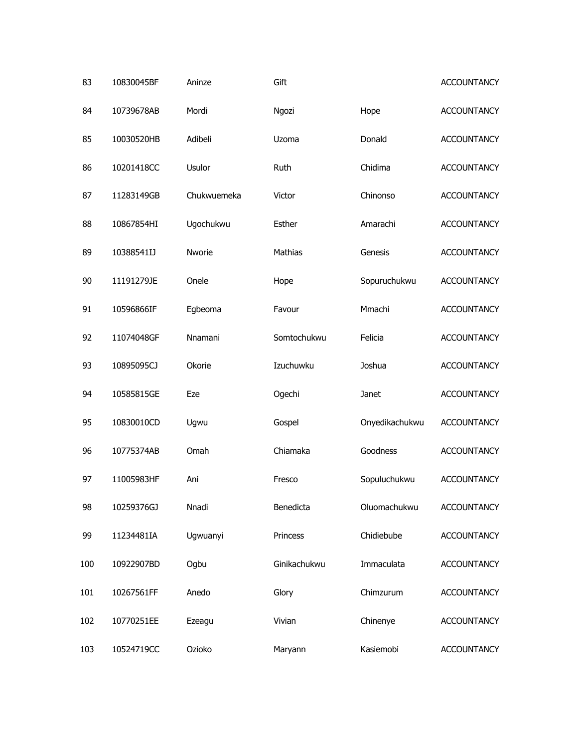| | | | | | |
|---|---|---|---|---|---|
| 83 | 10830045BF | Aninze | Gift | | ACCOUNTANCY |
| 84 | 10739678AB | Mordi | Ngozi | Hope | ACCOUNTANCY |
| 85 | 10030520HB | Adibeli | Uzoma | Donald | ACCOUNTANCY |
| 86 | 10201418CC | Usulor | Ruth | Chidima | ACCOUNTANCY |
| 87 | 11283149GB | Chukwuemeka | Victor | Chinonso | ACCOUNTANCY |
| 88 | 10867854HI | Ugochukwu | Esther | Amarachi | ACCOUNTANCY |
| 89 | 10388541IJ | Nworie | Mathias | Genesis | ACCOUNTANCY |
| 90 | 11191279JE | Onele | Hope | Sopuruchukwu | ACCOUNTANCY |
| 91 | 10596866IF | Egbeoma | Favour | Mmachi | ACCOUNTANCY |
| 92 | 11074048GF | Nnamani | Somtochukwu | Felicia | ACCOUNTANCY |
| 93 | 10895095CJ | Okorie | Izuchuwku | Joshua | ACCOUNTANCY |
| 94 | 10585815GE | Eze | Ogechi | Janet | ACCOUNTANCY |
| 95 | 10830010CD | Ugwu | Gospel | Onyedikachukwu | ACCOUNTANCY |
| 96 | 10775374AB | Omah | Chiamaka | Goodness | ACCOUNTANCY |
| 97 | 11005983HF | Ani | Fresco | Sopuluchukwu | ACCOUNTANCY |
| 98 | 10259376GJ | Nnadi | Benedicta | Oluomachukwu | ACCOUNTANCY |
| 99 | 11234481IA | Ugwuanyi | Princess | Chidiebube | ACCOUNTANCY |
| 100 | 10922907BD | Ogbu | Ginikachukwu | Immaculata | ACCOUNTANCY |
| 101 | 10267561FF | Anedo | Glory | Chimzurum | ACCOUNTANCY |
| 102 | 10770251EE | Ezeagu | Vivian | Chinenye | ACCOUNTANCY |
| 103 | 10524719CC | Ozioko | Maryann | Kasiemobi | ACCOUNTANCY |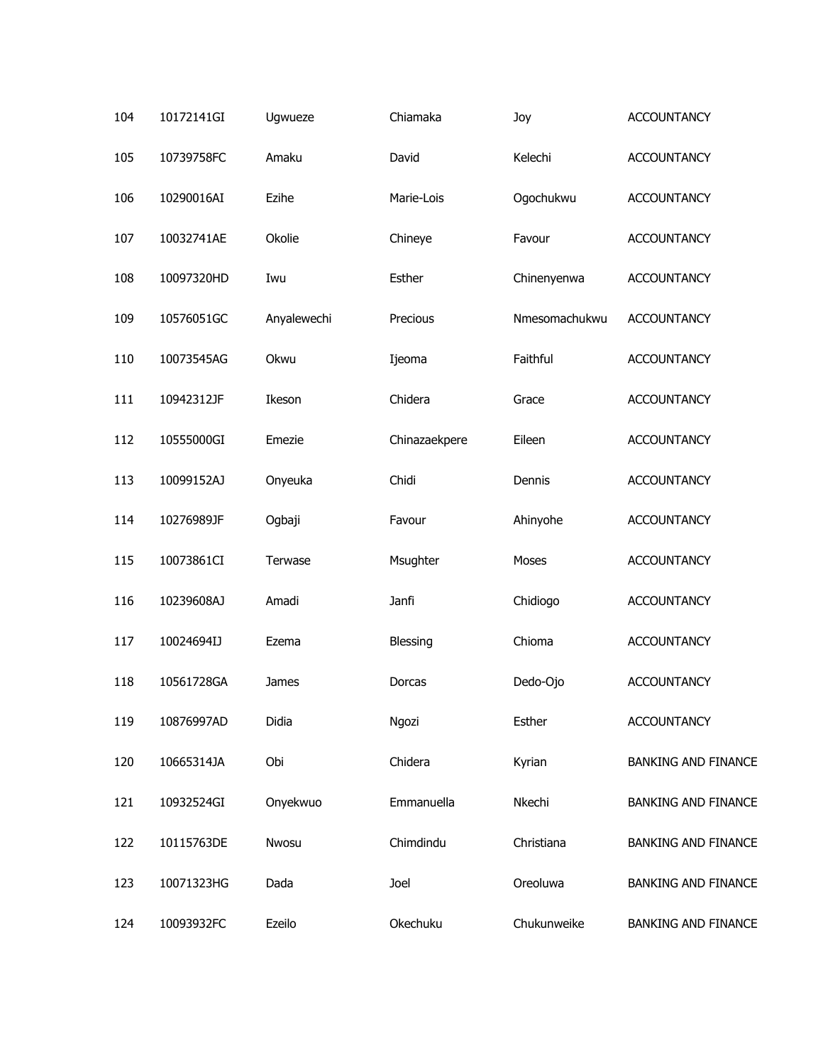| | | | | | |
|---|---|---|---|---|---|
| 104 | 10172141GI | Ugwueze | Chiamaka | Joy | ACCOUNTANCY |
| 105 | 10739758FC | Amaku | David | Kelechi | ACCOUNTANCY |
| 106 | 10290016AI | Ezihe | Marie-Lois | Ogochukwu | ACCOUNTANCY |
| 107 | 10032741AE | Okolie | Chineye | Favour | ACCOUNTANCY |
| 108 | 10097320HD | Iwu | Esther | Chinenyenwa | ACCOUNTANCY |
| 109 | 10576051GC | Anyalewechi | Precious | Nmesomachukwu | ACCOUNTANCY |
| 110 | 10073545AG | Okwu | Ijeoma | Faithful | ACCOUNTANCY |
| 111 | 10942312JF | Ikeson | Chidera | Grace | ACCOUNTANCY |
| 112 | 10555000GI | Emezie | Chinazaekpere | Eileen | ACCOUNTANCY |
| 113 | 10099152AJ | Onyeuka | Chidi | Dennis | ACCOUNTANCY |
| 114 | 10276989JF | Ogbaji | Favour | Ahinyohe | ACCOUNTANCY |
| 115 | 10073861CI | Terwase | Msughter | Moses | ACCOUNTANCY |
| 116 | 10239608AJ | Amadi | Janfi | Chidiogo | ACCOUNTANCY |
| 117 | 10024694IJ | Ezema | Blessing | Chioma | ACCOUNTANCY |
| 118 | 10561728GA | James | Dorcas | Dedo-Ojo | ACCOUNTANCY |
| 119 | 10876997AD | Didia | Ngozi | Esther | ACCOUNTANCY |
| 120 | 10665314JA | Obi | Chidera | Kyrian | BANKING AND FINANCE |
| 121 | 10932524GI | Onyekwuo | Emmanuella | Nkechi | BANKING AND FINANCE |
| 122 | 10115763DE | Nwosu | Chimdindu | Christiana | BANKING AND FINANCE |
| 123 | 10071323HG | Dada | Joel | Oreoluwa | BANKING AND FINANCE |
| 124 | 10093932FC | Ezeilo | Okechuku | Chukunweike | BANKING AND FINANCE |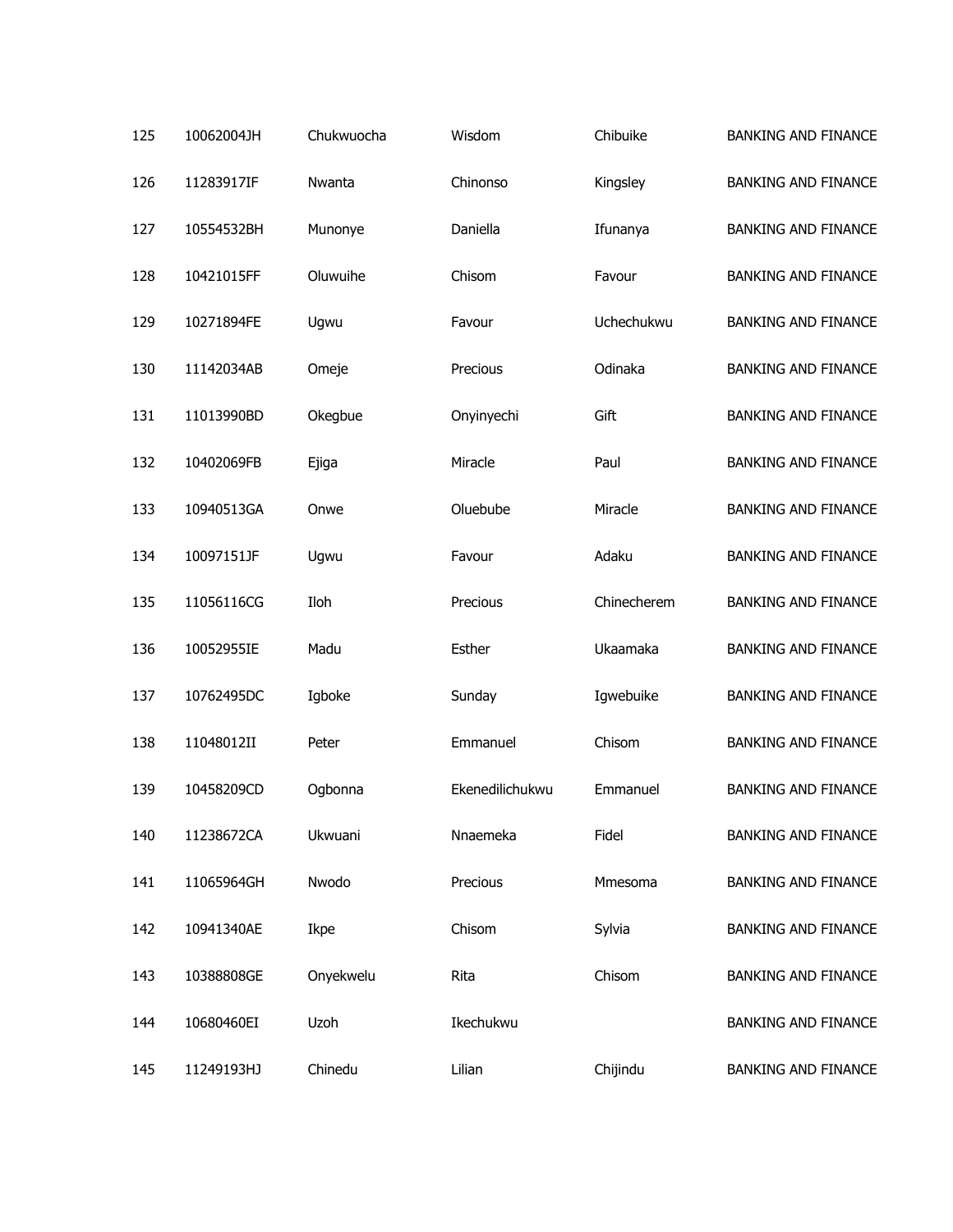| | | | | | |
|---|---|---|---|---|---|
| 125 | 10062004JH | Chukwuocha | Wisdom | Chibuike | BANKING AND FINANCE |
| 126 | 11283917IF | Nwanta | Chinonso | Kingsley | BANKING AND FINANCE |
| 127 | 10554532BH | Munonye | Daniella | Ifunanya | BANKING AND FINANCE |
| 128 | 10421015FF | Oluwuihe | Chisom | Favour | BANKING AND FINANCE |
| 129 | 10271894FE | Ugwu | Favour | Uchechukwu | BANKING AND FINANCE |
| 130 | 11142034AB | Omeje | Precious | Odinaka | BANKING AND FINANCE |
| 131 | 11013990BD | Okegbue | Onyinyechi | Gift | BANKING AND FINANCE |
| 132 | 10402069FB | Ejiga | Miracle | Paul | BANKING AND FINANCE |
| 133 | 10940513GA | Onwe | Oluebube | Miracle | BANKING AND FINANCE |
| 134 | 10097151JF | Ugwu | Favour | Adaku | BANKING AND FINANCE |
| 135 | 11056116CG | Iloh | Precious | Chinecherem | BANKING AND FINANCE |
| 136 | 10052955IE | Madu | Esther | Ukaamaka | BANKING AND FINANCE |
| 137 | 10762495DC | Igboke | Sunday | Igwebuike | BANKING AND FINANCE |
| 138 | 11048012II | Peter | Emmanuel | Chisom | BANKING AND FINANCE |
| 139 | 10458209CD | Ogbonna | Ekenedilichukwu | Emmanuel | BANKING AND FINANCE |
| 140 | 11238672CA | Ukwuani | Nnaemeka | Fidel | BANKING AND FINANCE |
| 141 | 11065964GH | Nwodo | Precious | Mmesoma | BANKING AND FINANCE |
| 142 | 10941340AE | Ikpe | Chisom | Sylvia | BANKING AND FINANCE |
| 143 | 10388808GE | Onyekwelu | Rita | Chisom | BANKING AND FINANCE |
| 144 | 10680460EI | Uzoh | Ikechukwu | | BANKING AND FINANCE |
| 145 | 11249193HJ | Chinedu | Lilian | Chijindu | BANKING AND FINANCE |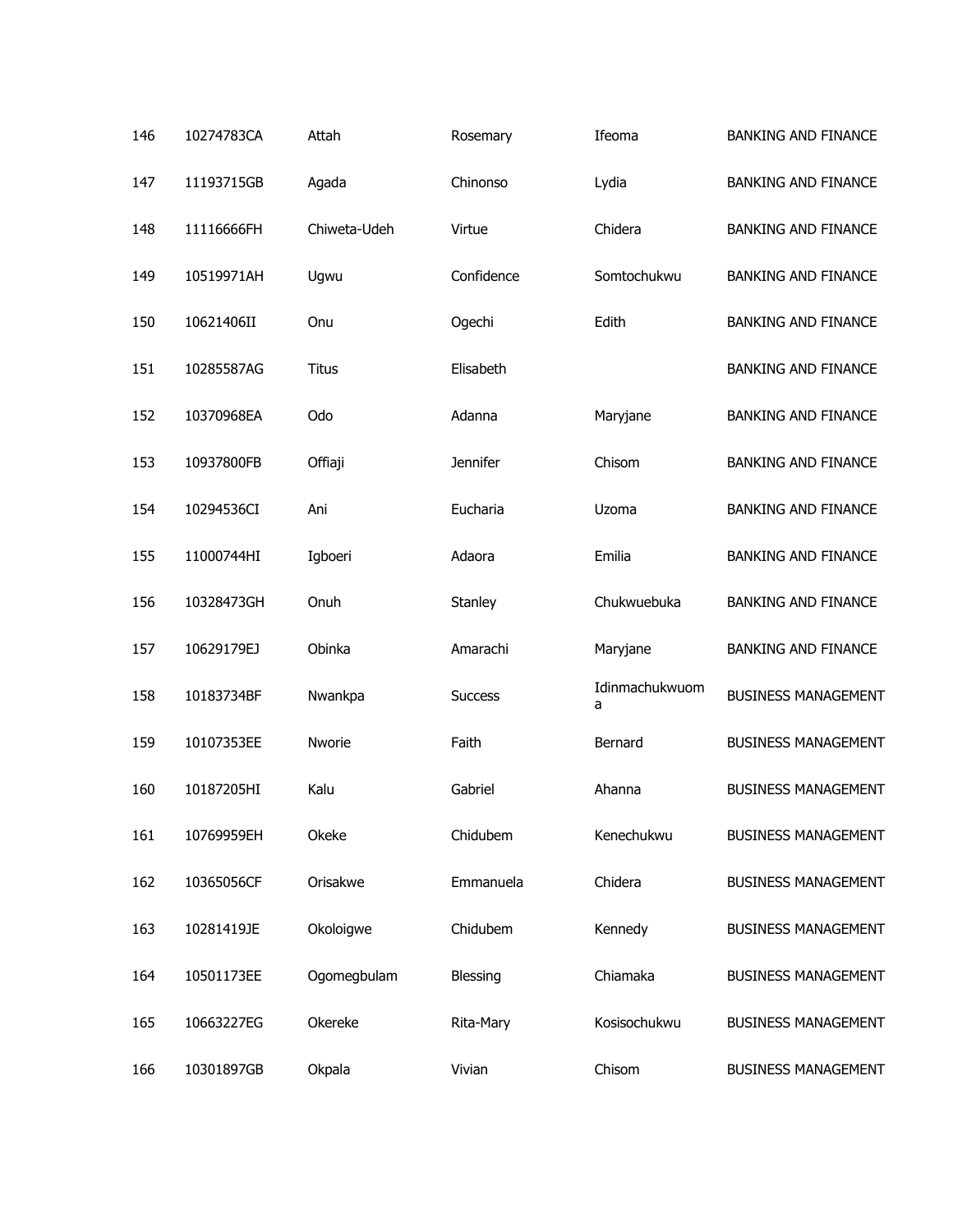| | | | | | |
|---|---|---|---|---|---|
| 146 | 10274783CA | Attah | Rosemary | Ifeoma | BANKING AND FINANCE |
| 147 | 11193715GB | Agada | Chinonso | Lydia | BANKING AND FINANCE |
| 148 | 11116666FH | Chiweta-Udeh | Virtue | Chidera | BANKING AND FINANCE |
| 149 | 10519971AH | Ugwu | Confidence | Somtochukwu | BANKING AND FINANCE |
| 150 | 10621406II | Onu | Ogechi | Edith | BANKING AND FINANCE |
| 151 | 10285587AG | Titus | Elisabeth | | BANKING AND FINANCE |
| 152 | 10370968EA | Odo | Adanna | Maryjane | BANKING AND FINANCE |
| 153 | 10937800FB | Offiaji | Jennifer | Chisom | BANKING AND FINANCE |
| 154 | 10294536CI | Ani | Eucharia | Uzoma | BANKING AND FINANCE |
| 155 | 11000744HI | Igboeri | Adaora | Emilia | BANKING AND FINANCE |
| 156 | 10328473GH | Onuh | Stanley | Chukwuebuka | BANKING AND FINANCE |
| 157 | 10629179EJ | Obinka | Amarachi | Maryjane | BANKING AND FINANCE |
| 158 | 10183734BF | Nwankpa | Success | Idinmachukwuoma | BUSINESS MANAGEMENT |
| 159 | 10107353EE | Nworie | Faith | Bernard | BUSINESS MANAGEMENT |
| 160 | 10187205HI | Kalu | Gabriel | Ahanna | BUSINESS MANAGEMENT |
| 161 | 10769959EH | Okeke | Chidubem | Kenechukwu | BUSINESS MANAGEMENT |
| 162 | 10365056CF | Orisakwe | Emmanuela | Chidera | BUSINESS MANAGEMENT |
| 163 | 10281419JE | Okoloigwe | Chidubem | Kennedy | BUSINESS MANAGEMENT |
| 164 | 10501173EE | Ogomegbulam | Blessing | Chiamaka | BUSINESS MANAGEMENT |
| 165 | 10663227EG | Okereke | Rita-Mary | Kosisochukwu | BUSINESS MANAGEMENT |
| 166 | 10301897GB | Okpala | Vivian | Chisom | BUSINESS MANAGEMENT |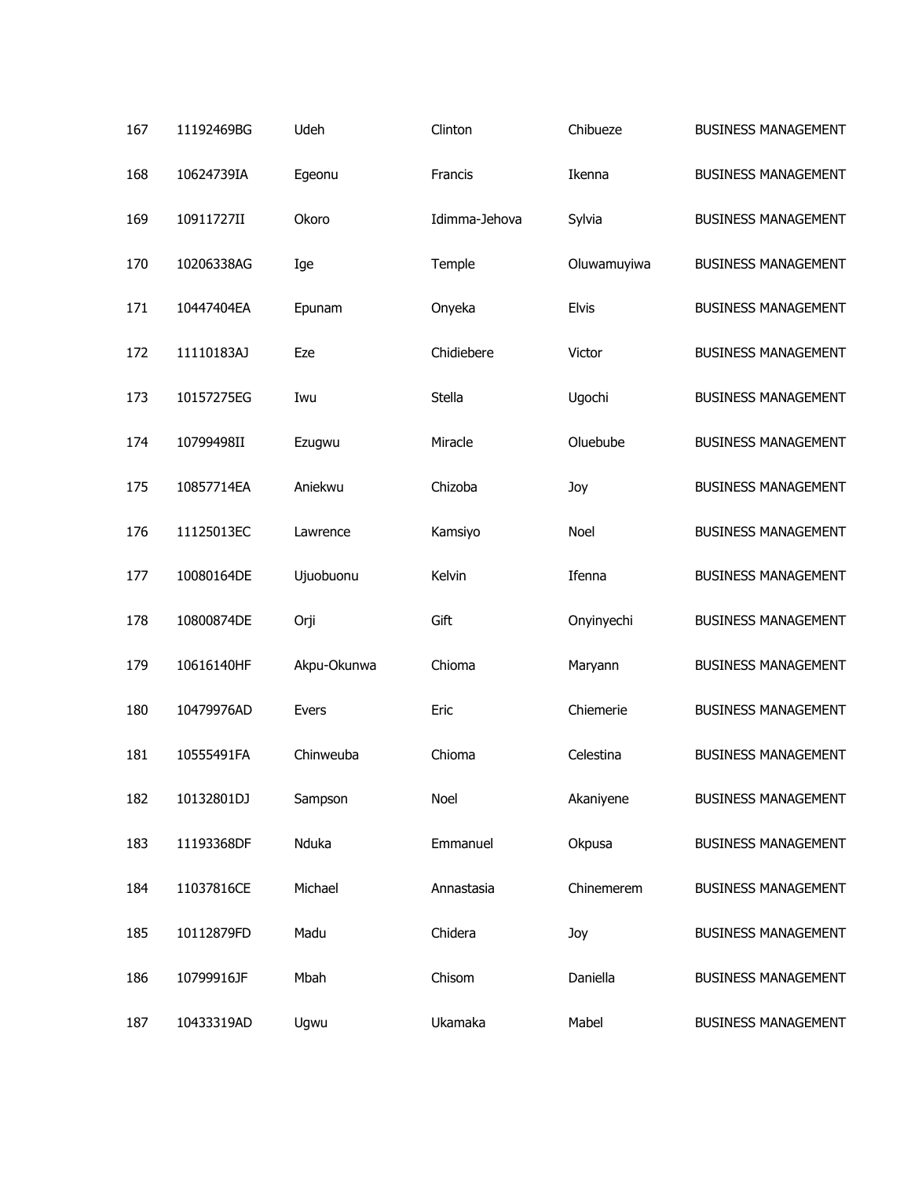| | | | | | |
|---|---|---|---|---|---|
| 167 | 11192469BG | Udeh | Clinton | Chibueze | BUSINESS MANAGEMENT |
| 168 | 10624739IA | Egeonu | Francis | Ikenna | BUSINESS MANAGEMENT |
| 169 | 10911727II | Okoro | Idimma-Jehova | Sylvia | BUSINESS MANAGEMENT |
| 170 | 10206338AG | Ige | Temple | Oluwamuyiwa | BUSINESS MANAGEMENT |
| 171 | 10447404EA | Epunam | Onyeka | Elvis | BUSINESS MANAGEMENT |
| 172 | 11110183AJ | Eze | Chidiebere | Victor | BUSINESS MANAGEMENT |
| 173 | 10157275EG | Iwu | Stella | Ugochi | BUSINESS MANAGEMENT |
| 174 | 10799498II | Ezugwu | Miracle | Oluebube | BUSINESS MANAGEMENT |
| 175 | 10857714EA | Aniekwu | Chizoba | Joy | BUSINESS MANAGEMENT |
| 176 | 11125013EC | Lawrence | Kamsiyo | Noel | BUSINESS MANAGEMENT |
| 177 | 10080164DE | Ujuobuonu | Kelvin | Ifenna | BUSINESS MANAGEMENT |
| 178 | 10800874DE | Orji | Gift | Onyinyechi | BUSINESS MANAGEMENT |
| 179 | 10616140HF | Akpu-Okunwa | Chioma | Maryann | BUSINESS MANAGEMENT |
| 180 | 10479976AD | Evers | Eric | Chiemerie | BUSINESS MANAGEMENT |
| 181 | 10555491FA | Chinweuba | Chioma | Celestina | BUSINESS MANAGEMENT |
| 182 | 10132801DJ | Sampson | Noel | Akaniyene | BUSINESS MANAGEMENT |
| 183 | 11193368DF | Nduka | Emmanuel | Okpusa | BUSINESS MANAGEMENT |
| 184 | 11037816CE | Michael | Annastasia | Chinemerem | BUSINESS MANAGEMENT |
| 185 | 10112879FD | Madu | Chidera | Joy | BUSINESS MANAGEMENT |
| 186 | 10799916JF | Mbah | Chisom | Daniella | BUSINESS MANAGEMENT |
| 187 | 10433319AD | Ugwu | Ukamaka | Mabel | BUSINESS MANAGEMENT |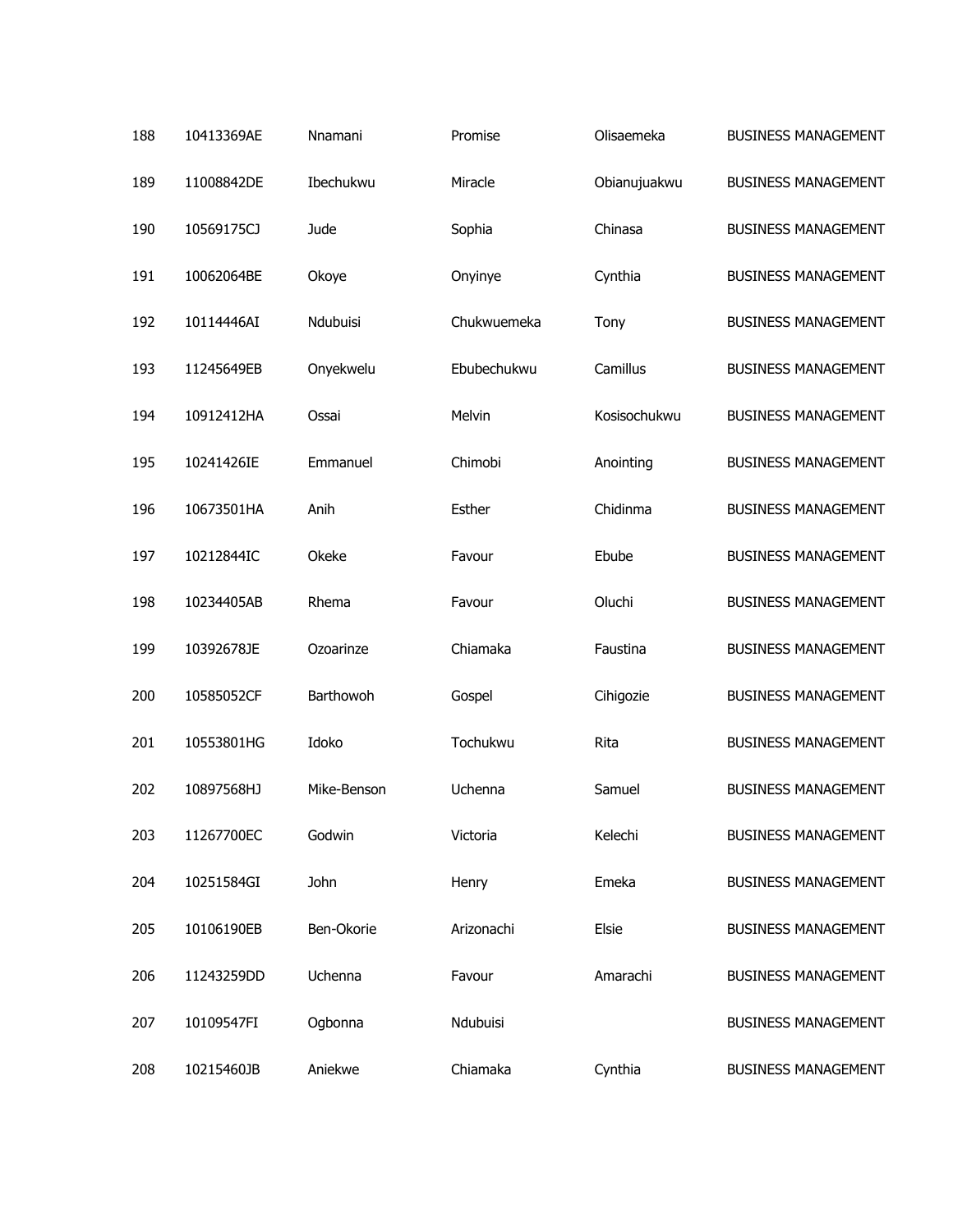| 188 | 10413369AE | Nnamani | Promise | Olisaemeka | BUSINESS MANAGEMENT |
|---|---|---|---|---|---|
| 189 | 11008842DE | Ibechukwu | Miracle | Obianujuakwu | BUSINESS MANAGEMENT |
| 190 | 10569175CJ | Jude | Sophia | Chinasa | BUSINESS MANAGEMENT |
| 191 | 10062064BE | Okoye | Onyinye | Cynthia | BUSINESS MANAGEMENT |
| 192 | 10114446AI | Ndubuisi | Chukwuemeka | Tony | BUSINESS MANAGEMENT |
| 193 | 11245649EB | Onyekwelu | Ebubechukwu | Camillus | BUSINESS MANAGEMENT |
| 194 | 10912412HA | Ossai | Melvin | Kosisochukwu | BUSINESS MANAGEMENT |
| 195 | 10241426IE | Emmanuel | Chimobi | Anointing | BUSINESS MANAGEMENT |
| 196 | 10673501HA | Anih | Esther | Chidinma | BUSINESS MANAGEMENT |
| 197 | 10212844IC | Okeke | Favour | Ebube | BUSINESS MANAGEMENT |
| 198 | 10234405AB | Rhema | Favour | Oluchi | BUSINESS MANAGEMENT |
| 199 | 10392678JE | Ozoarinze | Chiamaka | Faustina | BUSINESS MANAGEMENT |
| 200 | 10585052CF | Barthowoh | Gospel | Cihigozie | BUSINESS MANAGEMENT |
| 201 | 10553801HG | Idoko | Tochukwu | Rita | BUSINESS MANAGEMENT |
| 202 | 10897568HJ | Mike-Benson | Uchenna | Samuel | BUSINESS MANAGEMENT |
| 203 | 11267700EC | Godwin | Victoria | Kelechi | BUSINESS MANAGEMENT |
| 204 | 10251584GI | John | Henry | Emeka | BUSINESS MANAGEMENT |
| 205 | 10106190EB | Ben-Okorie | Arizonachi | Elsie | BUSINESS MANAGEMENT |
| 206 | 11243259DD | Uchenna | Favour | Amarachi | BUSINESS MANAGEMENT |
| 207 | 10109547FI | Ogbonna | Ndubuisi | | BUSINESS MANAGEMENT |
| 208 | 10215460JB | Aniekwe | Chiamaka | Cynthia | BUSINESS MANAGEMENT |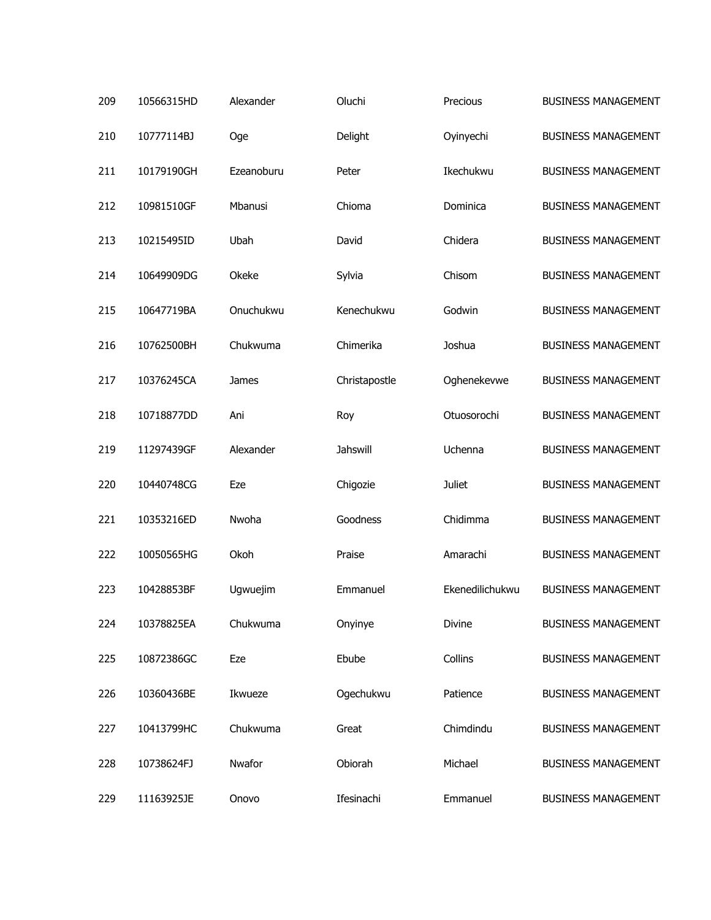| | | | | | |
|---|---|---|---|---|---|
| 209 | 10566315HD | Alexander | Oluchi | Precious | BUSINESS MANAGEMENT |
| 210 | 10777114BJ | Oge | Delight | Oyinyechi | BUSINESS MANAGEMENT |
| 211 | 10179190GH | Ezeanoburu | Peter | Ikechukwu | BUSINESS MANAGEMENT |
| 212 | 10981510GF | Mbanusi | Chioma | Dominica | BUSINESS MANAGEMENT |
| 213 | 10215495ID | Ubah | David | Chidera | BUSINESS MANAGEMENT |
| 214 | 10649909DG | Okeke | Sylvia | Chisom | BUSINESS MANAGEMENT |
| 215 | 10647719BA | Onuchukwu | Kenechukwu | Godwin | BUSINESS MANAGEMENT |
| 216 | 10762500BH | Chukwuma | Chimerika | Joshua | BUSINESS MANAGEMENT |
| 217 | 10376245CA | James | Christapostle | Oghenekevwe | BUSINESS MANAGEMENT |
| 218 | 10718877DD | Ani | Roy | Otuosorochi | BUSINESS MANAGEMENT |
| 219 | 11297439GF | Alexander | Jahswill | Uchenna | BUSINESS MANAGEMENT |
| 220 | 10440748CG | Eze | Chigozie | Juliet | BUSINESS MANAGEMENT |
| 221 | 10353216ED | Nwoha | Goodness | Chidimma | BUSINESS MANAGEMENT |
| 222 | 10050565HG | Okoh | Praise | Amarachi | BUSINESS MANAGEMENT |
| 223 | 10428853BF | Ugwuejim | Emmanuel | Ekenedilichukwu | BUSINESS MANAGEMENT |
| 224 | 10378825EA | Chukwuma | Onyinye | Divine | BUSINESS MANAGEMENT |
| 225 | 10872386GC | Eze | Ebube | Collins | BUSINESS MANAGEMENT |
| 226 | 10360436BE | Ikwueze | Ogechukwu | Patience | BUSINESS MANAGEMENT |
| 227 | 10413799HC | Chukwuma | Great | Chimdindu | BUSINESS MANAGEMENT |
| 228 | 10738624FJ | Nwafor | Obiorah | Michael | BUSINESS MANAGEMENT |
| 229 | 11163925JE | Onovo | Ifesinachi | Emmanuel | BUSINESS MANAGEMENT |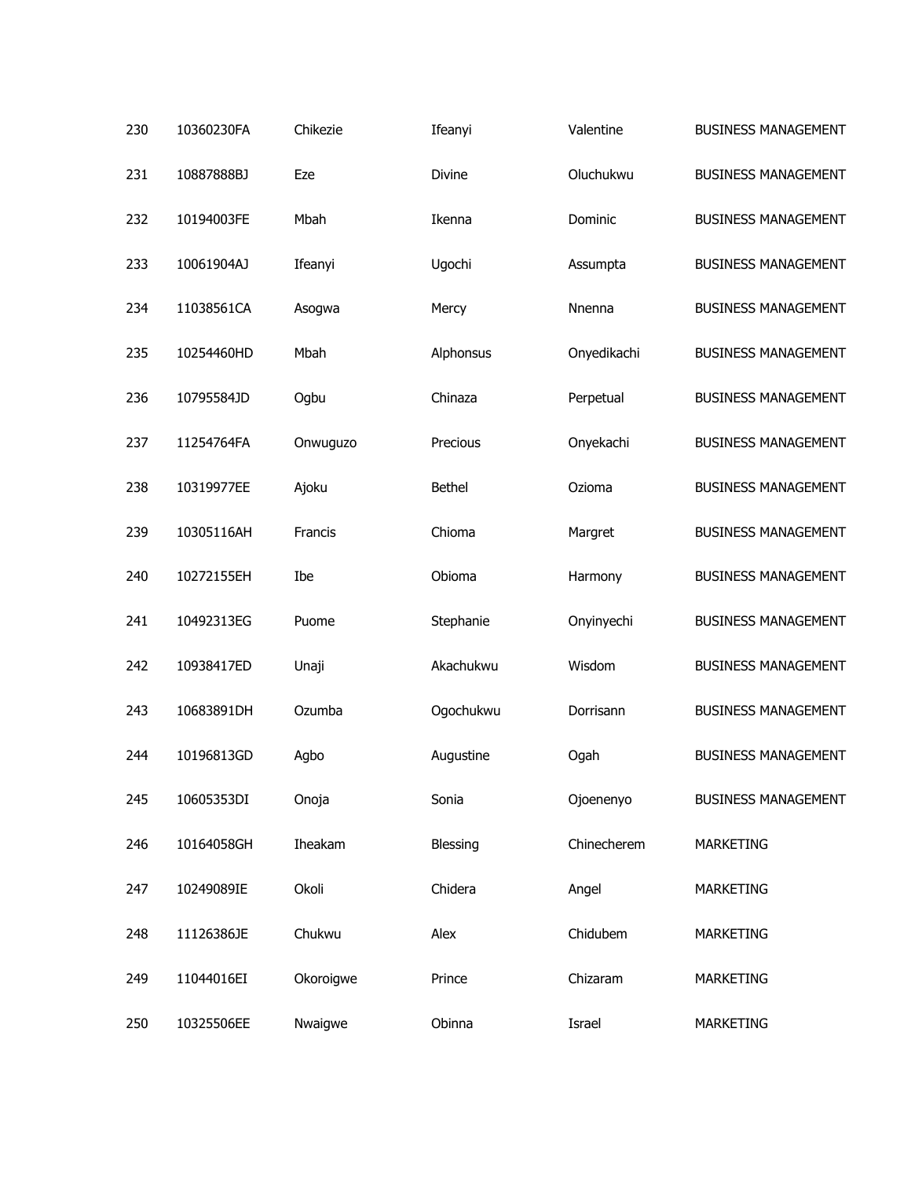| | | | | | |
|---|---|---|---|---|---|
| 230 | 10360230FA | Chikezie | Ifeanyi | Valentine | BUSINESS MANAGEMENT |
| 231 | 10887888BJ | Eze | Divine | Oluchukwu | BUSINESS MANAGEMENT |
| 232 | 10194003FE | Mbah | Ikenna | Dominic | BUSINESS MANAGEMENT |
| 233 | 10061904AJ | Ifeanyi | Ugochi | Assumpta | BUSINESS MANAGEMENT |
| 234 | 11038561CA | Asogwa | Mercy | Nnenna | BUSINESS MANAGEMENT |
| 235 | 10254460HD | Mbah | Alphonsus | Onyedikachi | BUSINESS MANAGEMENT |
| 236 | 10795584JD | Ogbu | Chinaza | Perpetual | BUSINESS MANAGEMENT |
| 237 | 11254764FA | Onwuguzo | Precious | Onyekachi | BUSINESS MANAGEMENT |
| 238 | 10319977EE | Ajoku | Bethel | Ozioma | BUSINESS MANAGEMENT |
| 239 | 10305116AH | Francis | Chioma | Margret | BUSINESS MANAGEMENT |
| 240 | 10272155EH | Ibe | Obioma | Harmony | BUSINESS MANAGEMENT |
| 241 | 10492313EG | Puome | Stephanie | Onyinyechi | BUSINESS MANAGEMENT |
| 242 | 10938417ED | Unaji | Akachukwu | Wisdom | BUSINESS MANAGEMENT |
| 243 | 10683891DH | Ozumba | Ogochukwu | Dorrisann | BUSINESS MANAGEMENT |
| 244 | 10196813GD | Agbo | Augustine | Ogah | BUSINESS MANAGEMENT |
| 245 | 10605353DI | Onoja | Sonia | Ojoenenyo | BUSINESS MANAGEMENT |
| 246 | 10164058GH | Iheakam | Blessing | Chinecherem | MARKETING |
| 247 | 10249089IE | Okoli | Chidera | Angel | MARKETING |
| 248 | 11126386JE | Chukwu | Alex | Chidubem | MARKETING |
| 249 | 11044016EI | Okoroigwe | Prince | Chizaram | MARKETING |
| 250 | 10325506EE | Nwaigwe | Obinna | Israel | MARKETING |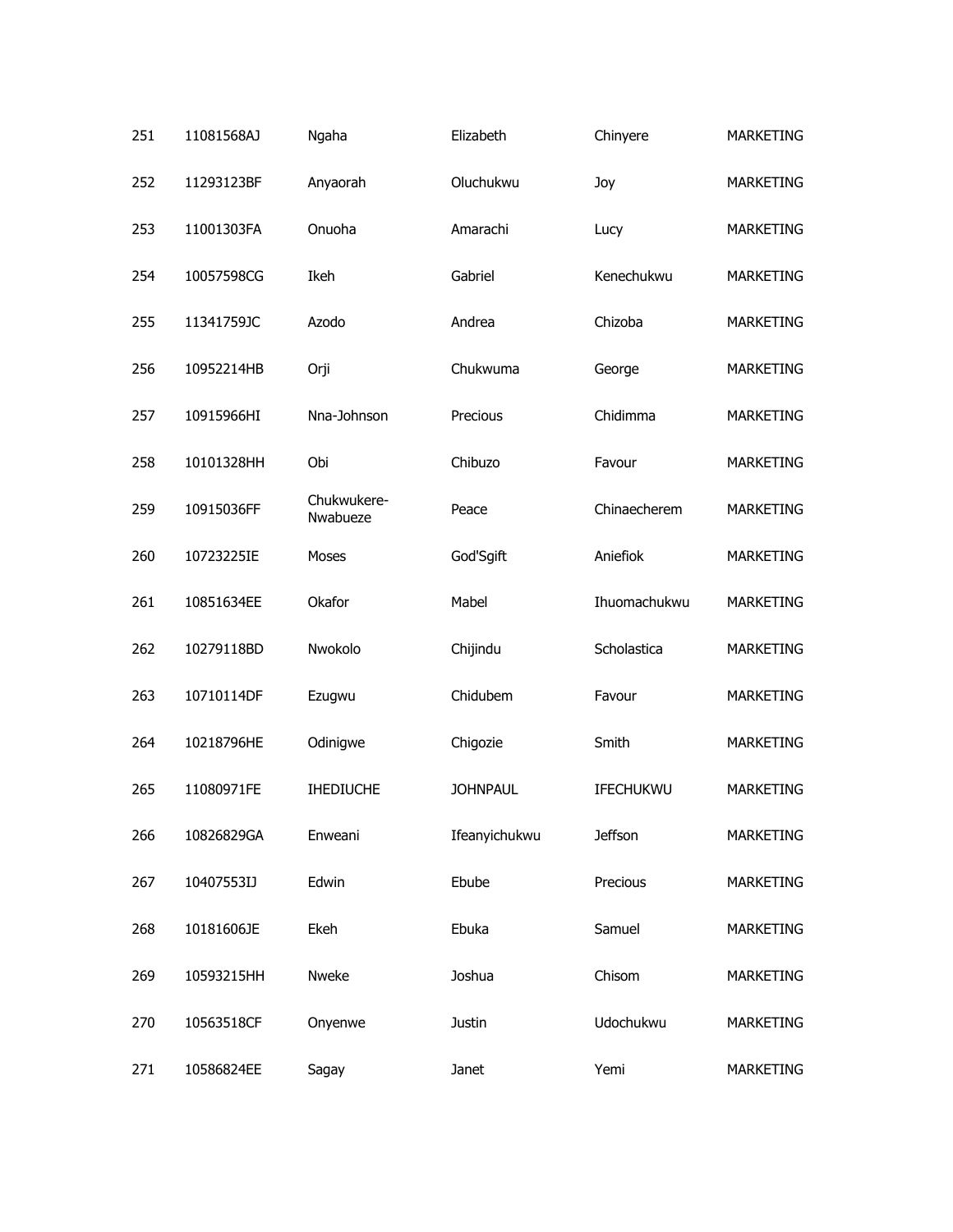| 251 | 11081568AJ | Ngaha | Elizabeth | Chinyere | MARKETING |
|---|---|---|---|---|---|
| 252 | 11293123BF | Anyaorah | Oluchukwu | Joy | MARKETING |
| 253 | 11001303FA | Onuoha | Amarachi | Lucy | MARKETING |
| 254 | 10057598CG | Ikeh | Gabriel | Kenechukwu | MARKETING |
| 255 | 11341759JC | Azodo | Andrea | Chizoba | MARKETING |
| 256 | 10952214HB | Orji | Chukwuma | George | MARKETING |
| 257 | 10915966HI | Nna-Johnson | Precious | Chidimma | MARKETING |
| 258 | 10101328HH | Obi | Chibuzo | Favour | MARKETING |
| 259 | 10915036FF | Chukwukere-Nwabueze | Peace | Chinaecherem | MARKETING |
| 260 | 10723225IE | Moses | God'Sgift | Aniefiok | MARKETING |
| 261 | 10851634EE | Okafor | Mabel | Ihuomachukwu | MARKETING |
| 262 | 10279118BD | Nwokolo | Chijindu | Scholastica | MARKETING |
| 263 | 10710114DF | Ezugwu | Chidubem | Favour | MARKETING |
| 264 | 10218796HE | Odinigwe | Chigozie | Smith | MARKETING |
| 265 | 11080971FE | IHEDIUCHE | JOHNPAUL | IFECHUKWU | MARKETING |
| 266 | 10826829GA | Enweani | Ifeanyichukwu | Jeffson | MARKETING |
| 267 | 10407553IJ | Edwin | Ebube | Precious | MARKETING |
| 268 | 10181606JE | Ekeh | Ebuka | Samuel | MARKETING |
| 269 | 10593215HH | Nweke | Joshua | Chisom | MARKETING |
| 270 | 10563518CF | Onyenwe | Justin | Udochukwu | MARKETING |
| 271 | 10586824EE | Sagay | Janet | Yemi | MARKETING |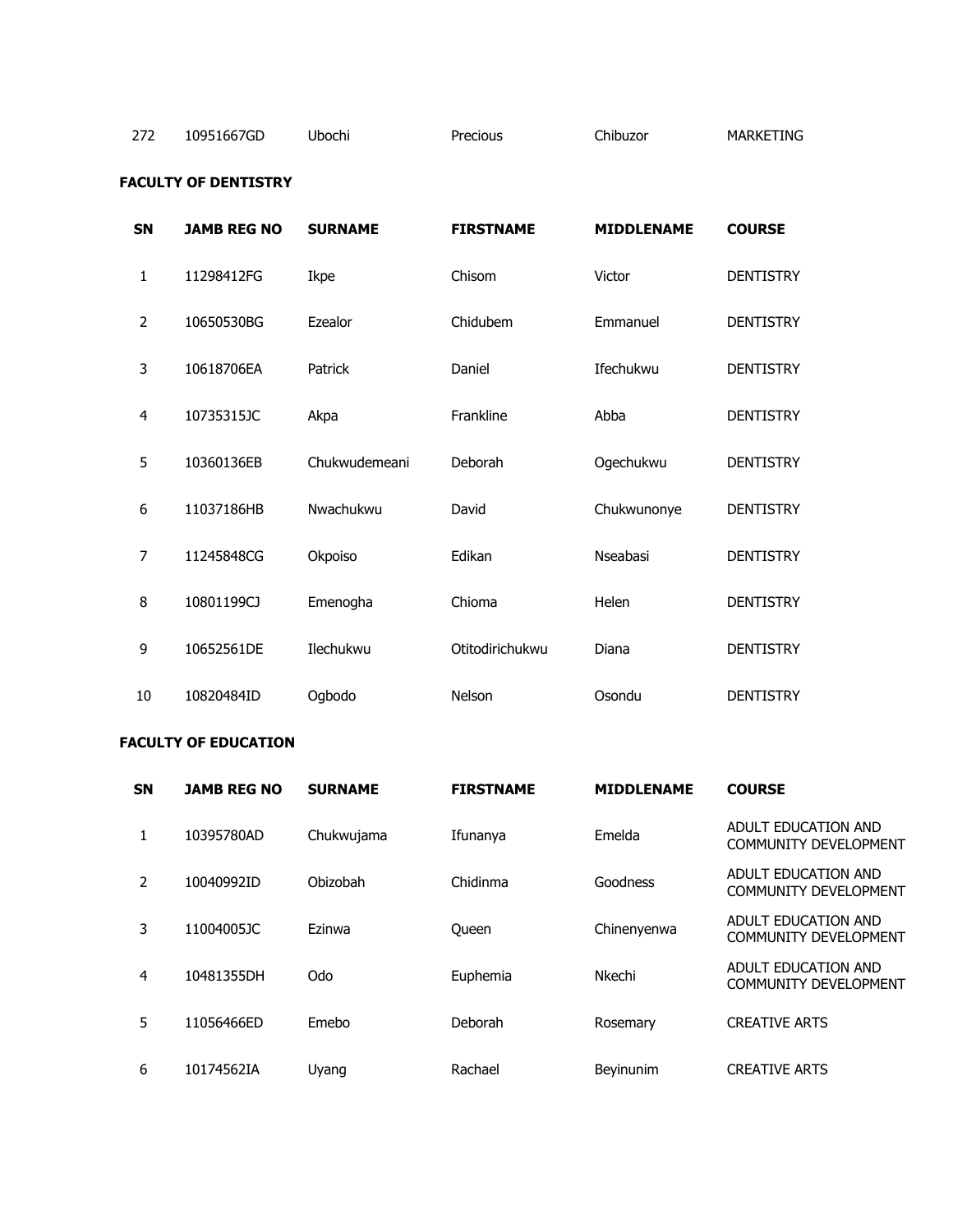| 272 | 10951667GD | Ubochi | Precious | Chibuzor | MARKETING |
|---|---|---|---|---|---|

**FACULTY OF DENTISTRY**

| SN | JAMB REG NO | SURNAME | FIRSTNAME | MIDDLENAME | COURSE |
|---|---|---|---|---|---|
| 1 | 11298412FG | Ikpe | Chisom | Victor | DENTISTRY |
| 2 | 10650530BG | Ezealor | Chidubem | Emmanuel | DENTISTRY |
| 3 | 10618706EA | Patrick | Daniel | Ifechukwu | DENTISTRY |
| 4 | 10735315JC | Akpa | Frankline | Abba | DENTISTRY |
| 5 | 10360136EB | Chukwudemeani | Deborah | Ogechukwu | DENTISTRY |
| 6 | 11037186HB | Nwachukwu | David | Chukwunonye | DENTISTRY |
| 7 | 11245848CG | Okpoiso | Edikan | Nseabasi | DENTISTRY |
| 8 | 10801199CJ | Emenogha | Chioma | Helen | DENTISTRY |
| 9 | 10652561DE | Ilechukwu | Otitodirichukwu | Diana | DENTISTRY |
| 10 | 10820484ID | Ogbodo | Nelson | Osondu | DENTISTRY |

**FACULTY OF EDUCATION**

| SN | JAMB REG NO | SURNAME | FIRSTNAME | MIDDLENAME | COURSE |
|---|---|---|---|---|---|
| 1 | 10395780AD | Chukwujama | Ifunanya | Emelda | ADULT EDUCATION AND COMMUNITY DEVELOPMENT |
| 2 | 10040992ID | Obizobah | Chidinma | Goodness | ADULT EDUCATION AND COMMUNITY DEVELOPMENT |
| 3 | 11004005JC | Ezinwa | Queen | Chinenyenwa | ADULT EDUCATION AND COMMUNITY DEVELOPMENT |
| 4 | 10481355DH | Odo | Euphemia | Nkechi | ADULT EDUCATION AND COMMUNITY DEVELOPMENT |
| 5 | 11056466ED | Emebo | Deborah | Rosemary | CREATIVE ARTS |
| 6 | 10174562IA | Uyang | Rachael | Beyinunim | CREATIVE ARTS |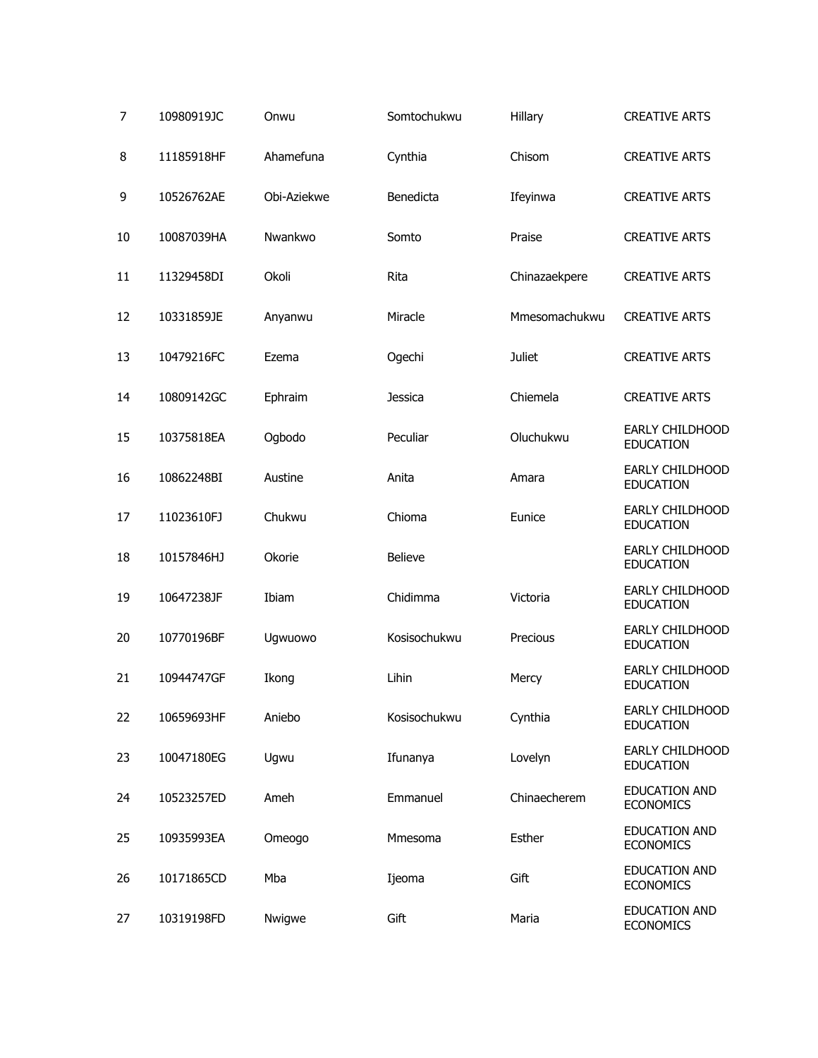| | | | | | |
|---|---|---|---|---|---|
| 7 | 10980919JC | Onwu | Somtochukwu | Hillary | CREATIVE ARTS |
| 8 | 11185918HF | Ahamefuna | Cynthia | Chisom | CREATIVE ARTS |
| 9 | 10526762AE | Obi-Aziekwe | Benedicta | Ifeyinwa | CREATIVE ARTS |
| 10 | 10087039HA | Nwankwo | Somto | Praise | CREATIVE ARTS |
| 11 | 11329458DI | Okoli | Rita | Chinazaekpere | CREATIVE ARTS |
| 12 | 10331859JE | Anyanwu | Miracle | Mmesomachukwu | CREATIVE ARTS |
| 13 | 10479216FC | Ezema | Ogechi | Juliet | CREATIVE ARTS |
| 14 | 10809142GC | Ephraim | Jessica | Chiemela | CREATIVE ARTS |
| 15 | 10375818EA | Ogbodo | Peculiar | Oluchukwu | EARLY CHILDHOOD EDUCATION |
| 16 | 10862248BI | Austine | Anita | Amara | EARLY CHILDHOOD EDUCATION |
| 17 | 11023610FJ | Chukwu | Chioma | Eunice | EARLY CHILDHOOD EDUCATION |
| 18 | 10157846HJ | Okorie | Believe | | EARLY CHILDHOOD EDUCATION |
| 19 | 10647238JF | Ibiam | Chidimma | Victoria | EARLY CHILDHOOD EDUCATION |
| 20 | 10770196BF | Ugwuowo | Kosisochukwu | Precious | EARLY CHILDHOOD EDUCATION |
| 21 | 10944747GF | Ikong | Lihin | Mercy | EARLY CHILDHOOD EDUCATION |
| 22 | 10659693HF | Aniebo | Kosisochukwu | Cynthia | EARLY CHILDHOOD EDUCATION |
| 23 | 10047180EG | Ugwu | Ifunanya | Lovelyn | EARLY CHILDHOOD EDUCATION |
| 24 | 10523257ED | Ameh | Emmanuel | Chinaecherem | EDUCATION AND ECONOMICS |
| 25 | 10935993EA | Omeogo | Mmesoma | Esther | EDUCATION AND ECONOMICS |
| 26 | 10171865CD | Mba | Ijeoma | Gift | EDUCATION AND ECONOMICS |
| 27 | 10319198FD | Nwigwe | Gift | Maria | EDUCATION AND ECONOMICS |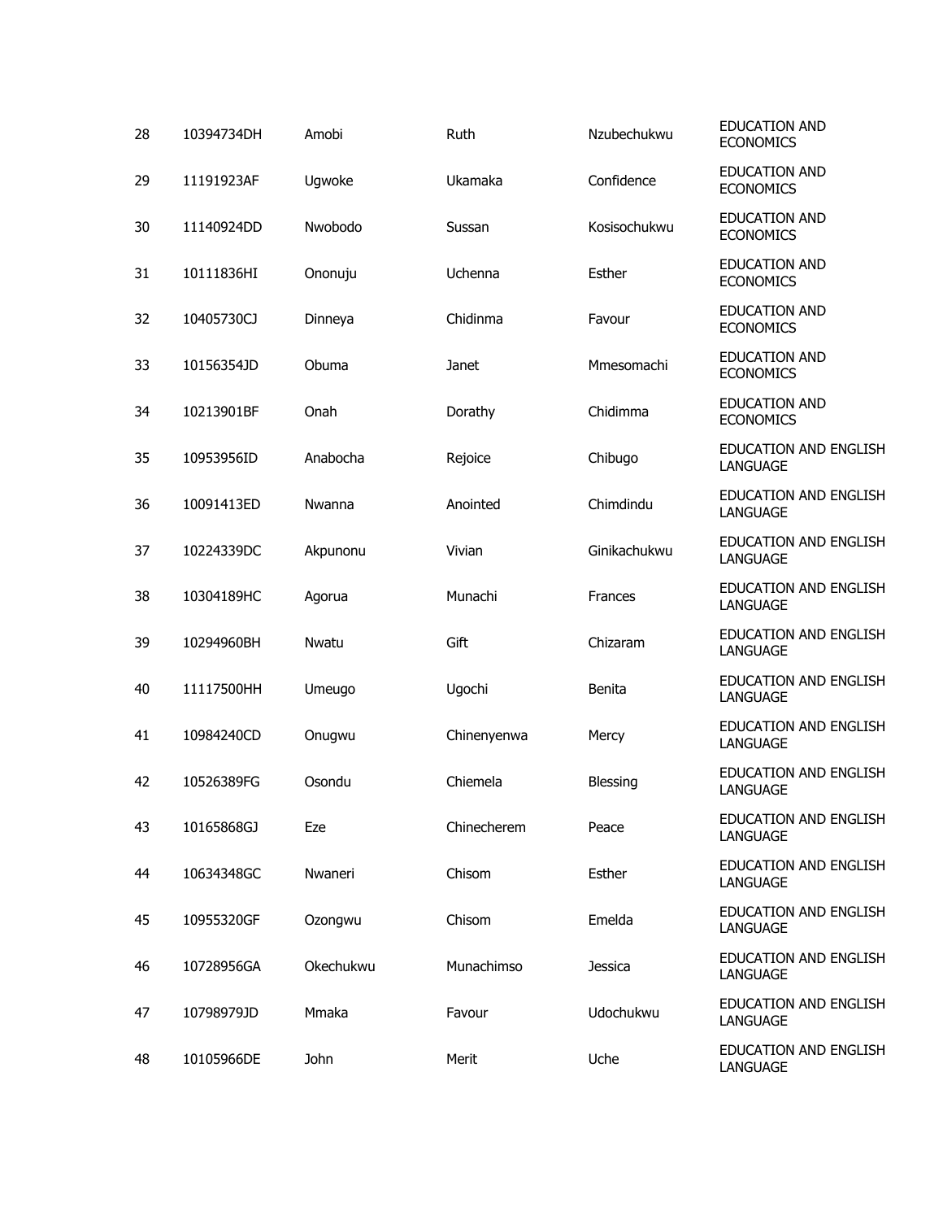| | | | | | |
|---|---|---|---|---|---|
| 28 | 10394734DH | Amobi | Ruth | Nzubechukwu | EDUCATION AND ECONOMICS |
| 29 | 11191923AF | Ugwoke | Ukamaka | Confidence | EDUCATION AND ECONOMICS |
| 30 | 11140924DD | Nwobodo | Sussan | Kosisochukwu | EDUCATION AND ECONOMICS |
| 31 | 10111836HI | Ononuju | Uchenna | Esther | EDUCATION AND ECONOMICS |
| 32 | 10405730CJ | Dinneya | Chidinma | Favour | EDUCATION AND ECONOMICS |
| 33 | 10156354JD | Obuma | Janet | Mmesomachi | EDUCATION AND ECONOMICS |
| 34 | 10213901BF | Onah | Dorathy | Chidimma | EDUCATION AND ECONOMICS |
| 35 | 10953956ID | Anabocha | Rejoice | Chibugo | EDUCATION AND ENGLISH LANGUAGE |
| 36 | 10091413ED | Nwanna | Anointed | Chimdindu | EDUCATION AND ENGLISH LANGUAGE |
| 37 | 10224339DC | Akpunonu | Vivian | Ginikachukwu | EDUCATION AND ENGLISH LANGUAGE |
| 38 | 10304189HC | Agorua | Munachi | Frances | EDUCATION AND ENGLISH LANGUAGE |
| 39 | 10294960BH | Nwatu | Gift | Chizaram | EDUCATION AND ENGLISH LANGUAGE |
| 40 | 11117500HH | Umeugo | Ugochi | Benita | EDUCATION AND ENGLISH LANGUAGE |
| 41 | 10984240CD | Onugwu | Chinenyenwa | Mercy | EDUCATION AND ENGLISH LANGUAGE |
| 42 | 10526389FG | Osondu | Chiemela | Blessing | EDUCATION AND ENGLISH LANGUAGE |
| 43 | 10165868GJ | Eze | Chinecherem | Peace | EDUCATION AND ENGLISH LANGUAGE |
| 44 | 10634348GC | Nwaneri | Chisom | Esther | EDUCATION AND ENGLISH LANGUAGE |
| 45 | 10955320GF | Ozongwu | Chisom | Emelda | EDUCATION AND ENGLISH LANGUAGE |
| 46 | 10728956GA | Okechukwu | Munachimso | Jessica | EDUCATION AND ENGLISH LANGUAGE |
| 47 | 10798979JD | Mmaka | Favour | Udochukwu | EDUCATION AND ENGLISH LANGUAGE |
| 48 | 10105966DE | John | Merit | Uche | EDUCATION AND ENGLISH LANGUAGE |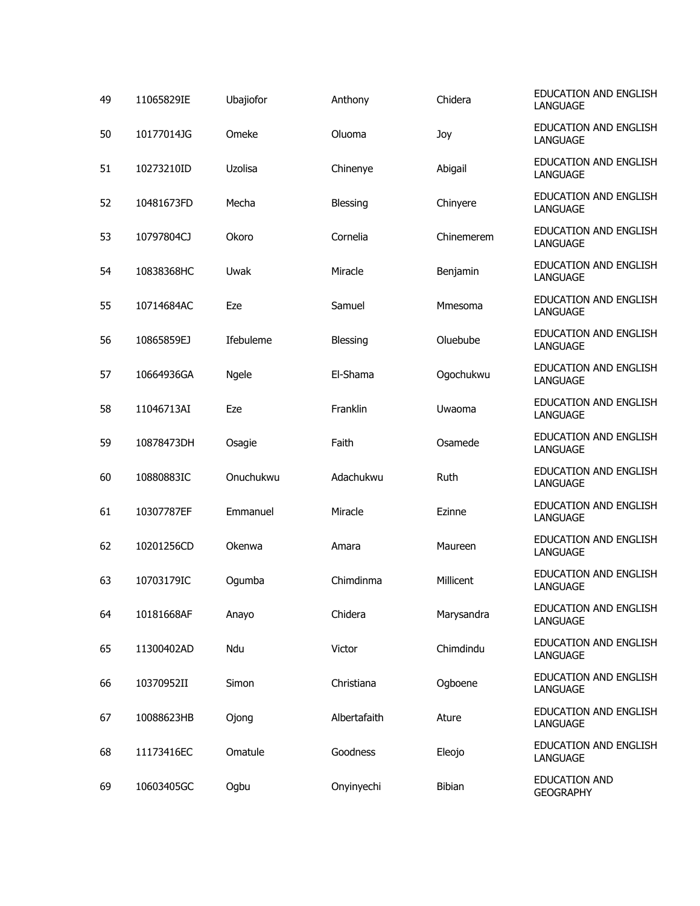| | | | | | |
|---|---|---|---|---|---|
| 49 | 11065829IE | Ubajiofor | Anthony | Chidera | EDUCATION AND ENGLISH LANGUAGE |
| 50 | 10177014JG | Omeke | Oluoma | Joy | EDUCATION AND ENGLISH LANGUAGE |
| 51 | 10273210ID | Uzolisa | Chinenye | Abigail | EDUCATION AND ENGLISH LANGUAGE |
| 52 | 10481673FD | Mecha | Blessing | Chinyere | EDUCATION AND ENGLISH LANGUAGE |
| 53 | 10797804CJ | Okoro | Cornelia | Chinemerem | EDUCATION AND ENGLISH LANGUAGE |
| 54 | 10838368HC | Uwak | Miracle | Benjamin | EDUCATION AND ENGLISH LANGUAGE |
| 55 | 10714684AC | Eze | Samuel | Mmesoma | EDUCATION AND ENGLISH LANGUAGE |
| 56 | 10865859EJ | Ifebuleme | Blessing | Oluebube | EDUCATION AND ENGLISH LANGUAGE |
| 57 | 10664936GA | Ngele | El-Shama | Ogochukwu | EDUCATION AND ENGLISH LANGUAGE |
| 58 | 11046713AI | Eze | Franklin | Uwaoma | EDUCATION AND ENGLISH LANGUAGE |
| 59 | 10878473DH | Osagie | Faith | Osamede | EDUCATION AND ENGLISH LANGUAGE |
| 60 | 10880883IC | Onuchukwu | Adachukwu | Ruth | EDUCATION AND ENGLISH LANGUAGE |
| 61 | 10307787EF | Emmanuel | Miracle | Ezinne | EDUCATION AND ENGLISH LANGUAGE |
| 62 | 10201256CD | Okenwa | Amara | Maureen | EDUCATION AND ENGLISH LANGUAGE |
| 63 | 10703179IC | Ogumba | Chimdinma | Millicent | EDUCATION AND ENGLISH LANGUAGE |
| 64 | 10181668AF | Anayo | Chidera | Marysandra | EDUCATION AND ENGLISH LANGUAGE |
| 65 | 11300402AD | Ndu | Victor | Chimdindu | EDUCATION AND ENGLISH LANGUAGE |
| 66 | 10370952II | Simon | Christiana | Ogboene | EDUCATION AND ENGLISH LANGUAGE |
| 67 | 10088623HB | Ojong | Albertafaith | Ature | EDUCATION AND ENGLISH LANGUAGE |
| 68 | 11173416EC | Omatule | Goodness | Eleojo | EDUCATION AND ENGLISH LANGUAGE |
| 69 | 10603405GC | Ogbu | Onyinyechi | Bibian | EDUCATION AND GEOGRAPHY |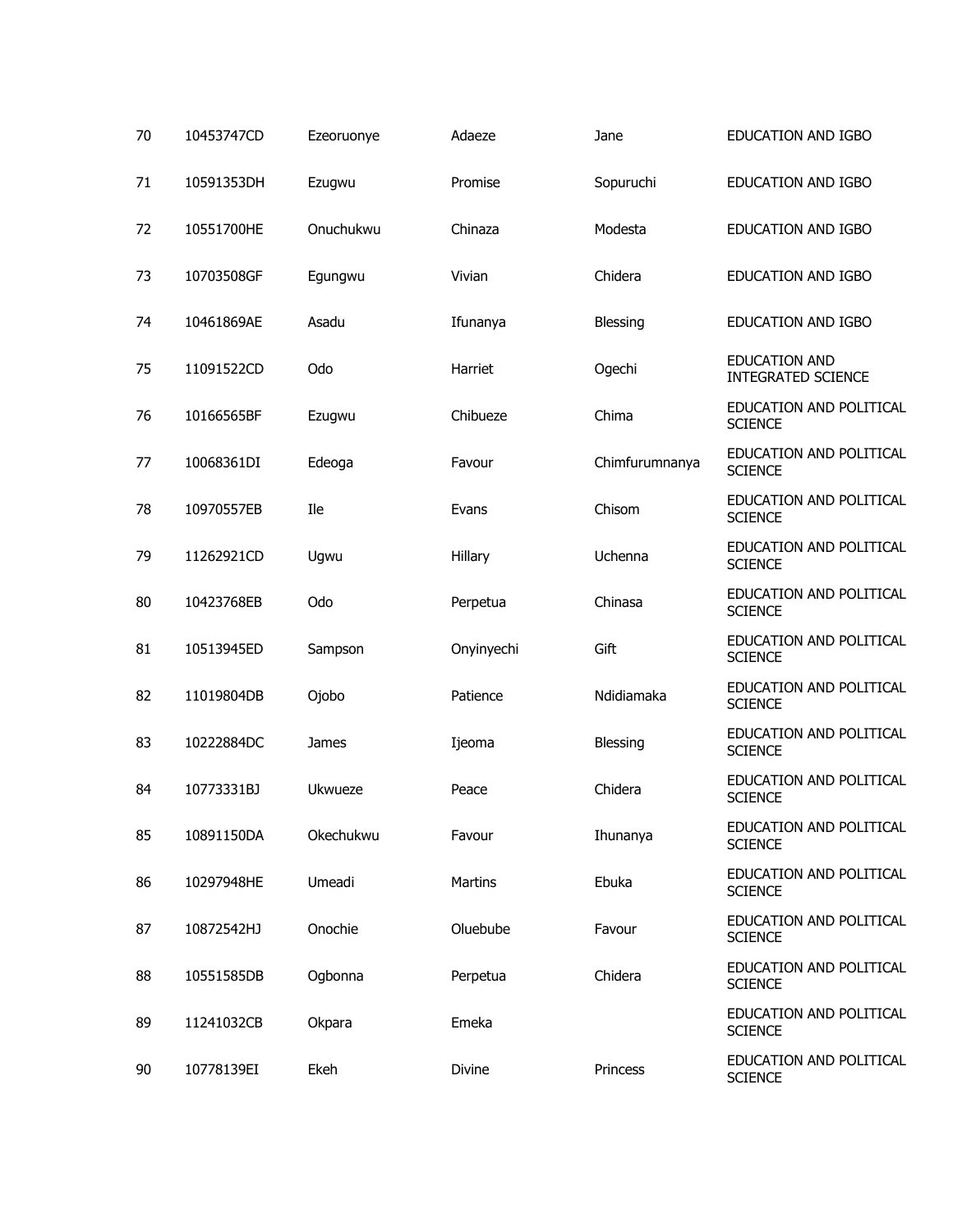| | | | | | |
|---|---|---|---|---|---|
| 70 | 10453747CD | Ezeoruonye | Adaeze | Jane | EDUCATION AND IGBO |
| 71 | 10591353DH | Ezugwu | Promise | Sopuruchi | EDUCATION AND IGBO |
| 72 | 10551700HE | Onuchukwu | Chinaza | Modesta | EDUCATION AND IGBO |
| 73 | 10703508GF | Egungwu | Vivian | Chidera | EDUCATION AND IGBO |
| 74 | 10461869AE | Asadu | Ifunanya | Blessing | EDUCATION AND IGBO |
| 75 | 11091522CD | Odo | Harriet | Ogechi | EDUCATION AND INTEGRATED SCIENCE |
| 76 | 10166565BF | Ezugwu | Chibueze | Chima | EDUCATION AND POLITICAL SCIENCE |
| 77 | 10068361DI | Edeoga | Favour | Chimfurumnanya | EDUCATION AND POLITICAL SCIENCE |
| 78 | 10970557EB | Ile | Evans | Chisom | EDUCATION AND POLITICAL SCIENCE |
| 79 | 11262921CD | Ugwu | Hillary | Uchenna | EDUCATION AND POLITICAL SCIENCE |
| 80 | 10423768EB | Odo | Perpetua | Chinasa | EDUCATION AND POLITICAL SCIENCE |
| 81 | 10513945ED | Sampson | Onyinyechi | Gift | EDUCATION AND POLITICAL SCIENCE |
| 82 | 11019804DB | Ojobo | Patience | Ndidiamaka | EDUCATION AND POLITICAL SCIENCE |
| 83 | 10222884DC | James | Ijeoma | Blessing | EDUCATION AND POLITICAL SCIENCE |
| 84 | 10773331BJ | Ukwueze | Peace | Chidera | EDUCATION AND POLITICAL SCIENCE |
| 85 | 10891150DA | Okechukwu | Favour | Ihunanya | EDUCATION AND POLITICAL SCIENCE |
| 86 | 10297948HE | Umeadi | Martins | Ebuka | EDUCATION AND POLITICAL SCIENCE |
| 87 | 10872542HJ | Onochie | Oluebube | Favour | EDUCATION AND POLITICAL SCIENCE |
| 88 | 10551585DB | Ogbonna | Perpetua | Chidera | EDUCATION AND POLITICAL SCIENCE |
| 89 | 11241032CB | Okpara | Emeka | | EDUCATION AND POLITICAL SCIENCE |
| 90 | 10778139EI | Ekeh | Divine | Princess | EDUCATION AND POLITICAL SCIENCE |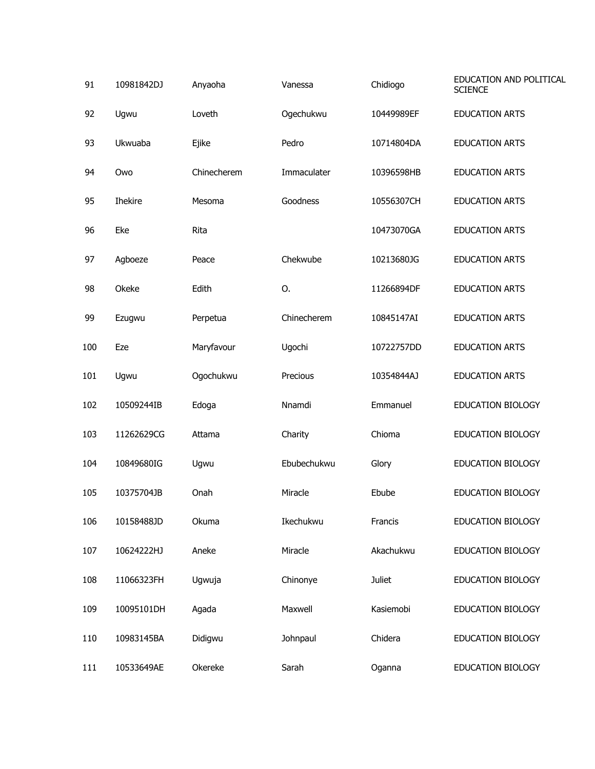| | | | | | |
|---|---|---|---|---|---|
| 91 | 10981842DJ | Anyaoha | Vanessa | Chidiogo | EDUCATION AND POLITICAL SCIENCE |
| 92 | Ugwu | Loveth | Ogechukwu | 10449989EF | EDUCATION ARTS |
| 93 | Ukwuaba | Ejike | Pedro | 10714804DA | EDUCATION ARTS |
| 94 | Owo | Chinecherem | Immaculater | 10396598HB | EDUCATION ARTS |
| 95 | Ihekire | Mesoma | Goodness | 10556307CH | EDUCATION ARTS |
| 96 | Eke | Rita | | 10473070GA | EDUCATION ARTS |
| 97 | Agboeze | Peace | Chekwube | 10213680JG | EDUCATION ARTS |
| 98 | Okeke | Edith | O. | 11266894DF | EDUCATION ARTS |
| 99 | Ezugwu | Perpetua | Chinecherem | 10845147AI | EDUCATION ARTS |
| 100 | Eze | Maryfavour | Ugochi | 10722757DD | EDUCATION ARTS |
| 101 | Ugwu | Ogochukwu | Precious | 10354844AJ | EDUCATION ARTS |
| 102 | 10509244IB | Edoga | Nnamdi | Emmanuel | EDUCATION BIOLOGY |
| 103 | 11262629CG | Attama | Charity | Chioma | EDUCATION BIOLOGY |
| 104 | 10849680IG | Ugwu | Ebubechukwu | Glory | EDUCATION BIOLOGY |
| 105 | 10375704JB | Onah | Miracle | Ebube | EDUCATION BIOLOGY |
| 106 | 10158488JD | Okuma | Ikechukwu | Francis | EDUCATION BIOLOGY |
| 107 | 10624222HJ | Aneke | Miracle | Akachukwu | EDUCATION BIOLOGY |
| 108 | 11066323FH | Ugwuja | Chinonye | Juliet | EDUCATION BIOLOGY |
| 109 | 10095101DH | Agada | Maxwell | Kasiemobi | EDUCATION BIOLOGY |
| 110 | 10983145BA | Didigwu | Johnpaul | Chidera | EDUCATION BIOLOGY |
| 111 | 10533649AE | Okereke | Sarah | Oganna | EDUCATION BIOLOGY |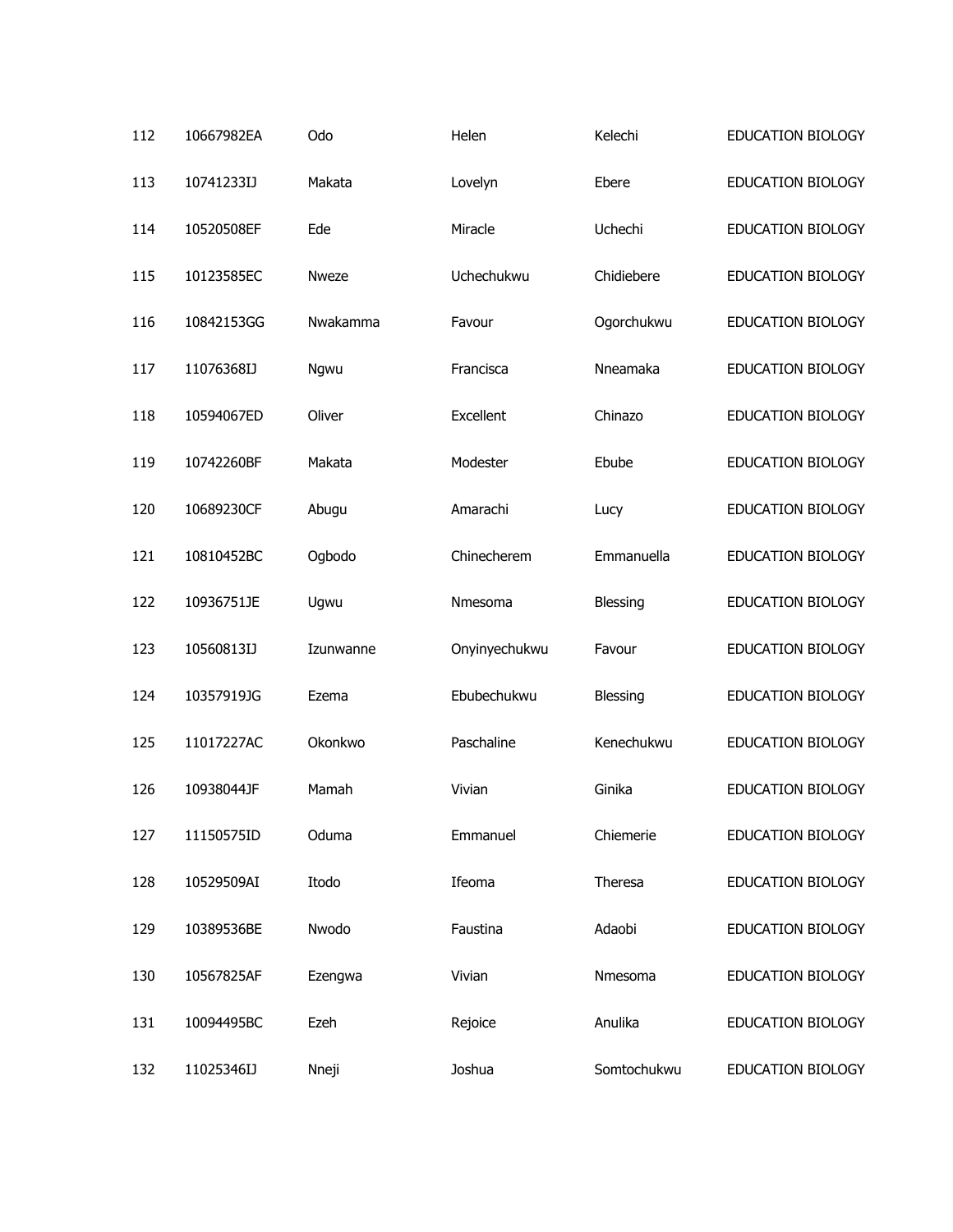| | | | | | |
|---|---|---|---|---|---|
| 112 | 10667982EA | Odo | Helen | Kelechi | EDUCATION BIOLOGY |
| 113 | 10741233IJ | Makata | Lovelyn | Ebere | EDUCATION BIOLOGY |
| 114 | 10520508EF | Ede | Miracle | Uchechi | EDUCATION BIOLOGY |
| 115 | 10123585EC | Nweze | Uchechukwu | Chidiebere | EDUCATION BIOLOGY |
| 116 | 10842153GG | Nwakamma | Favour | Ogorchukwu | EDUCATION BIOLOGY |
| 117 | 11076368IJ | Ngwu | Francisca | Nneamaka | EDUCATION BIOLOGY |
| 118 | 10594067ED | Oliver | Excellent | Chinazo | EDUCATION BIOLOGY |
| 119 | 10742260BF | Makata | Modester | Ebube | EDUCATION BIOLOGY |
| 120 | 10689230CF | Abugu | Amarachi | Lucy | EDUCATION BIOLOGY |
| 121 | 10810452BC | Ogbodo | Chinecherem | Emmanuella | EDUCATION BIOLOGY |
| 122 | 10936751JE | Ugwu | Nmesoma | Blessing | EDUCATION BIOLOGY |
| 123 | 10560813IJ | Izunwanne | Onyinyechukwu | Favour | EDUCATION BIOLOGY |
| 124 | 10357919JG | Ezema | Ebubechukwu | Blessing | EDUCATION BIOLOGY |
| 125 | 11017227AC | Okonkwo | Paschaline | Kenechukwu | EDUCATION BIOLOGY |
| 126 | 10938044JF | Mamah | Vivian | Ginika | EDUCATION BIOLOGY |
| 127 | 11150575ID | Oduma | Emmanuel | Chiemerie | EDUCATION BIOLOGY |
| 128 | 10529509AI | Itodo | Ifeoma | Theresa | EDUCATION BIOLOGY |
| 129 | 10389536BE | Nwodo | Faustina | Adaobi | EDUCATION BIOLOGY |
| 130 | 10567825AF | Ezengwa | Vivian | Nmesoma | EDUCATION BIOLOGY |
| 131 | 10094495BC | Ezeh | Rejoice | Anulika | EDUCATION BIOLOGY |
| 132 | 11025346IJ | Nneji | Joshua | Somtochukwu | EDUCATION BIOLOGY |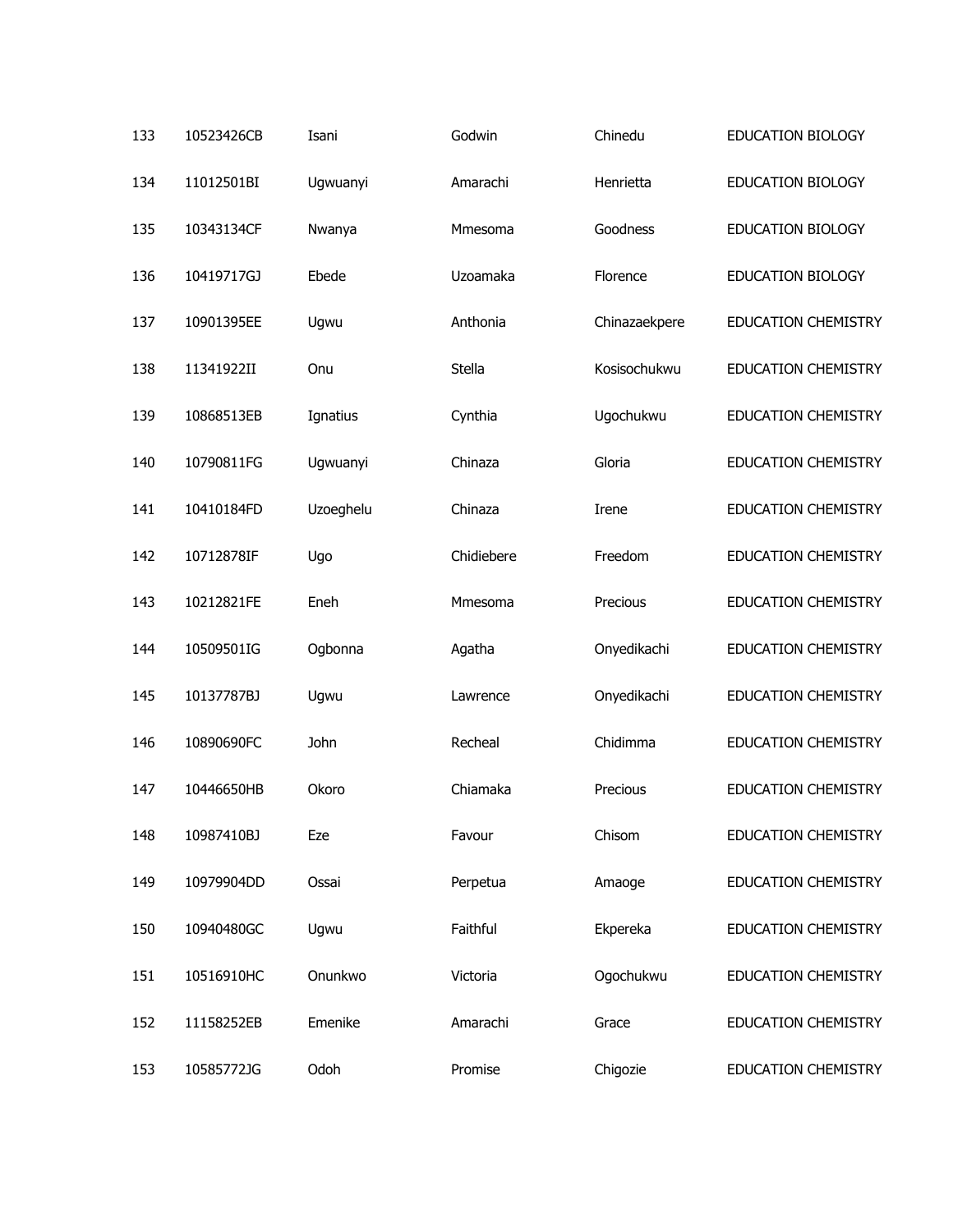| | | | | | |
|---|---|---|---|---|---|
| 133 | 10523426CB | Isani | Godwin | Chinedu | EDUCATION BIOLOGY |
| 134 | 11012501BI | Ugwuanyi | Amarachi | Henrietta | EDUCATION BIOLOGY |
| 135 | 10343134CF | Nwanya | Mmesoma | Goodness | EDUCATION BIOLOGY |
| 136 | 10419717GJ | Ebede | Uzoamaka | Florence | EDUCATION BIOLOGY |
| 137 | 10901395EE | Ugwu | Anthonia | Chinazaekpere | EDUCATION CHEMISTRY |
| 138 | 11341922II | Onu | Stella | Kosisochukwu | EDUCATION CHEMISTRY |
| 139 | 10868513EB | Ignatius | Cynthia | Ugochukwu | EDUCATION CHEMISTRY |
| 140 | 10790811FG | Ugwuanyi | Chinaza | Gloria | EDUCATION CHEMISTRY |
| 141 | 10410184FD | Uzoeghelu | Chinaza | Irene | EDUCATION CHEMISTRY |
| 142 | 10712878IF | Ugo | Chidiebere | Freedom | EDUCATION CHEMISTRY |
| 143 | 10212821FE | Eneh | Mmesoma | Precious | EDUCATION CHEMISTRY |
| 144 | 10509501IG | Ogbonna | Agatha | Onyedikachi | EDUCATION CHEMISTRY |
| 145 | 10137787BJ | Ugwu | Lawrence | Onyedikachi | EDUCATION CHEMISTRY |
| 146 | 10890690FC | John | Recheal | Chidimma | EDUCATION CHEMISTRY |
| 147 | 10446650HB | Okoro | Chiamaka | Precious | EDUCATION CHEMISTRY |
| 148 | 10987410BJ | Eze | Favour | Chisom | EDUCATION CHEMISTRY |
| 149 | 10979904DD | Ossai | Perpetua | Amaoge | EDUCATION CHEMISTRY |
| 150 | 10940480GC | Ugwu | Faithful | Ekpereka | EDUCATION CHEMISTRY |
| 151 | 10516910HC | Onunkwo | Victoria | Ogochukwu | EDUCATION CHEMISTRY |
| 152 | 11158252EB | Emenike | Amarachi | Grace | EDUCATION CHEMISTRY |
| 153 | 10585772JG | Odoh | Promise | Chigozie | EDUCATION CHEMISTRY |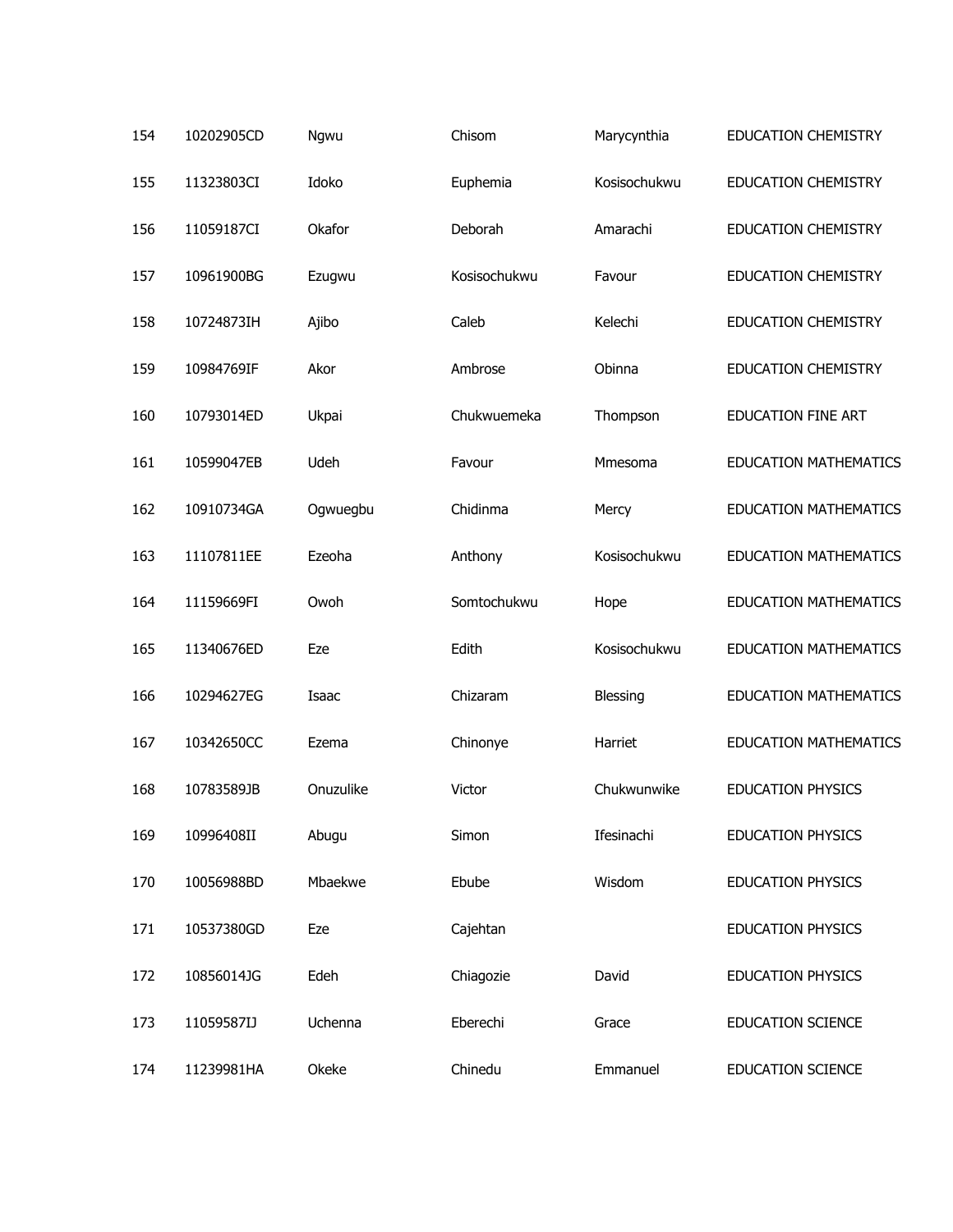| | | | | | |
|---|---|---|---|---|---|
| 154 | 10202905CD | Ngwu | Chisom | Marycynthia | EDUCATION CHEMISTRY |
| 155 | 11323803CI | Idoko | Euphemia | Kosisochukwu | EDUCATION CHEMISTRY |
| 156 | 11059187CI | Okafor | Deborah | Amarachi | EDUCATION CHEMISTRY |
| 157 | 10961900BG | Ezugwu | Kosisochukwu | Favour | EDUCATION CHEMISTRY |
| 158 | 10724873IH | Ajibo | Caleb | Kelechi | EDUCATION CHEMISTRY |
| 159 | 10984769IF | Akor | Ambrose | Obinna | EDUCATION CHEMISTRY |
| 160 | 10793014ED | Ukpai | Chukwuemeka | Thompson | EDUCATION FINE ART |
| 161 | 10599047EB | Udeh | Favour | Mmesoma | EDUCATION MATHEMATICS |
| 162 | 10910734GA | Ogwuegbu | Chidinma | Mercy | EDUCATION MATHEMATICS |
| 163 | 11107811EE | Ezeoha | Anthony | Kosisochukwu | EDUCATION MATHEMATICS |
| 164 | 11159669FI | Owoh | Somtochukwu | Hope | EDUCATION MATHEMATICS |
| 165 | 11340676ED | Eze | Edith | Kosisochukwu | EDUCATION MATHEMATICS |
| 166 | 10294627EG | Isaac | Chizaram | Blessing | EDUCATION MATHEMATICS |
| 167 | 10342650CC | Ezema | Chinonye | Harriet | EDUCATION MATHEMATICS |
| 168 | 10783589JB | Onuzulike | Victor | Chukwunwike | EDUCATION PHYSICS |
| 169 | 10996408II | Abugu | Simon | Ifesinachi | EDUCATION PHYSICS |
| 170 | 10056988BD | Mbaekwe | Ebube | Wisdom | EDUCATION PHYSICS |
| 171 | 10537380GD | Eze | Cajehtan | | EDUCATION PHYSICS |
| 172 | 10856014JG | Edeh | Chiagozie | David | EDUCATION PHYSICS |
| 173 | 11059587IJ | Uchenna | Eberechi | Grace | EDUCATION SCIENCE |
| 174 | 11239981HA | Okeke | Chinedu | Emmanuel | EDUCATION SCIENCE |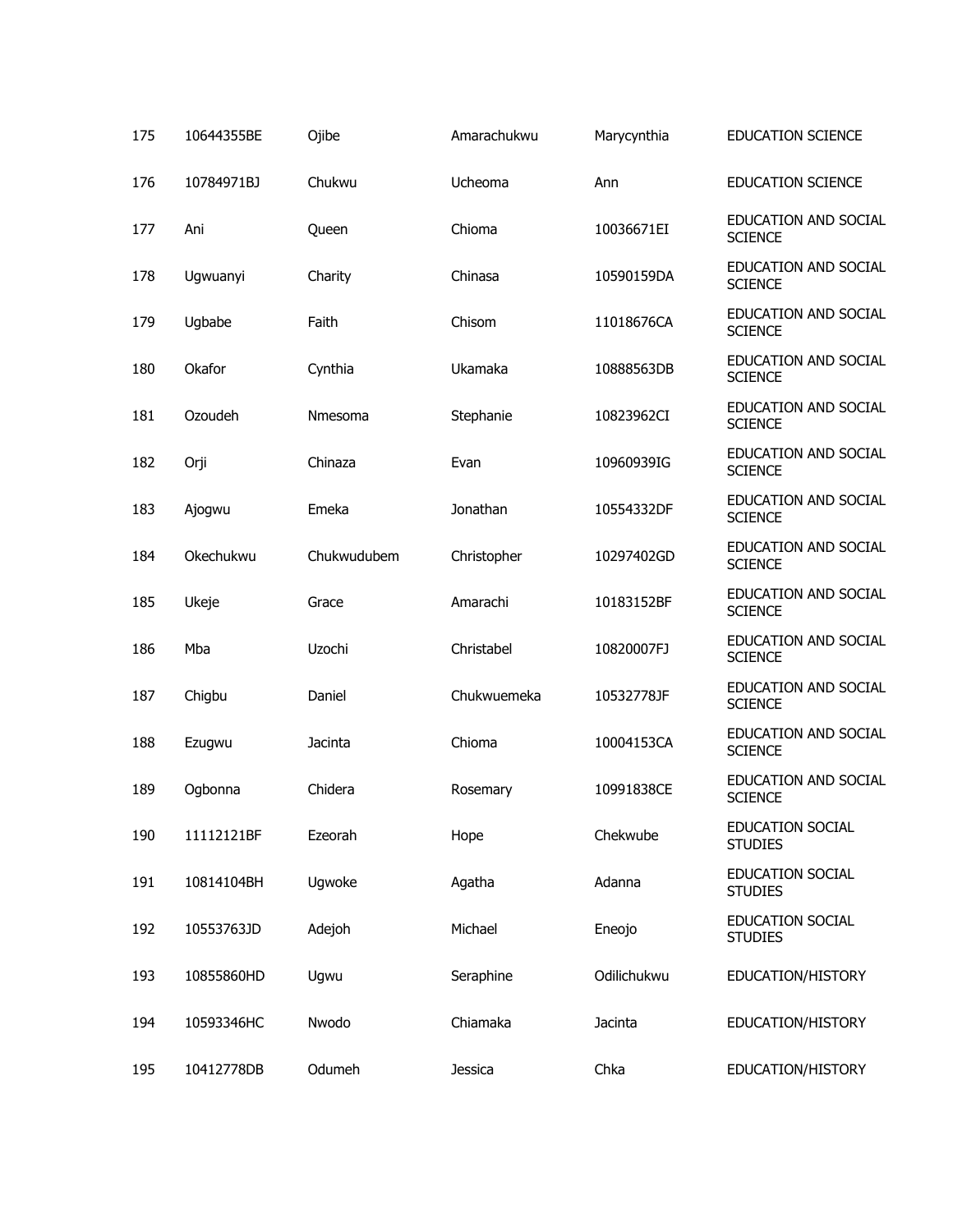| | | | | | |
|---|---|---|---|---|---|
| 175 | 10644355BE | Ojibe | Amarachukwu | Marycynthia | EDUCATION SCIENCE |
| 176 | 10784971BJ | Chukwu | Ucheoma | Ann | EDUCATION SCIENCE |
| 177 | Ani | Queen | Chioma | 10036671EI | EDUCATION AND SOCIAL SCIENCE |
| 178 | Ugwuanyi | Charity | Chinasa | 10590159DA | EDUCATION AND SOCIAL SCIENCE |
| 179 | Ugbabe | Faith | Chisom | 11018676CA | EDUCATION AND SOCIAL SCIENCE |
| 180 | Okafor | Cynthia | Ukamaka | 10888563DB | EDUCATION AND SOCIAL SCIENCE |
| 181 | Ozoudeh | Nmesoma | Stephanie | 10823962CI | EDUCATION AND SOCIAL SCIENCE |
| 182 | Orji | Chinaza | Evan | 10960939IG | EDUCATION AND SOCIAL SCIENCE |
| 183 | Ajogwu | Emeka | Jonathan | 10554332DF | EDUCATION AND SOCIAL SCIENCE |
| 184 | Okechukwu | Chukwudubem | Christopher | 10297402GD | EDUCATION AND SOCIAL SCIENCE |
| 185 | Ukeje | Grace | Amarachi | 10183152BF | EDUCATION AND SOCIAL SCIENCE |
| 186 | Mba | Uzochi | Christabel | 10820007FJ | EDUCATION AND SOCIAL SCIENCE |
| 187 | Chigbu | Daniel | Chukwuemeka | 10532778JF | EDUCATION AND SOCIAL SCIENCE |
| 188 | Ezugwu | Jacinta | Chioma | 10004153CA | EDUCATION AND SOCIAL SCIENCE |
| 189 | Ogbonna | Chidera | Rosemary | 10991838CE | EDUCATION AND SOCIAL SCIENCE |
| 190 | 11112121BF | Ezeorah | Hope | Chekwube | EDUCATION SOCIAL STUDIES |
| 191 | 10814104BH | Ugwoke | Agatha | Adanna | EDUCATION SOCIAL STUDIES |
| 192 | 10553763JD | Adejoh | Michael | Eneojo | EDUCATION SOCIAL STUDIES |
| 193 | 10855860HD | Ugwu | Seraphine | Odilichukwu | EDUCATION/HISTORY |
| 194 | 10593346HC | Nwodo | Chiamaka | Jacinta | EDUCATION/HISTORY |
| 195 | 10412778DB | Odumeh | Jessica | Chka | EDUCATION/HISTORY |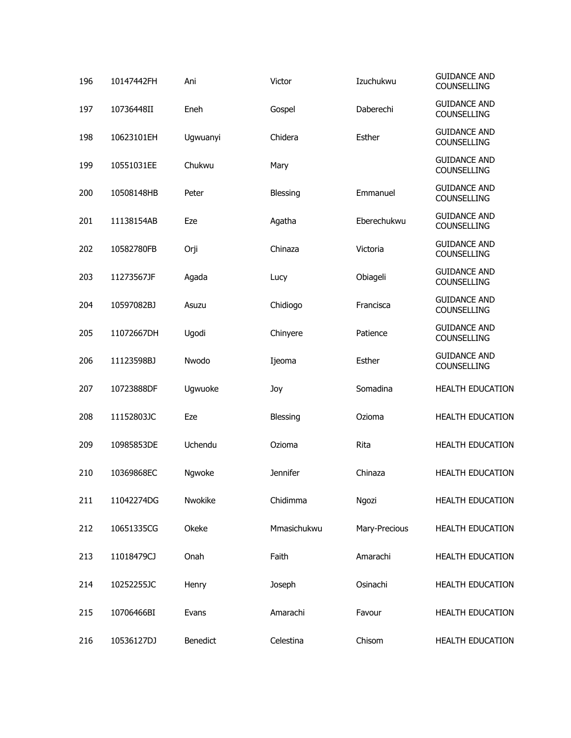| | | | | | |
|---|---|---|---|---|---|
| 196 | 10147442FH | Ani | Victor | Izuchukwu | GUIDANCE AND COUNSELLING |
| 197 | 10736448II | Eneh | Gospel | Daberechi | GUIDANCE AND COUNSELLING |
| 198 | 10623101EH | Ugwuanyi | Chidera | Esther | GUIDANCE AND COUNSELLING |
| 199 | 10551031EE | Chukwu | Mary | | GUIDANCE AND COUNSELLING |
| 200 | 10508148HB | Peter | Blessing | Emmanuel | GUIDANCE AND COUNSELLING |
| 201 | 11138154AB | Eze | Agatha | Eberechukwu | GUIDANCE AND COUNSELLING |
| 202 | 10582780FB | Orji | Chinaza | Victoria | GUIDANCE AND COUNSELLING |
| 203 | 11273567JF | Agada | Lucy | Obiageli | GUIDANCE AND COUNSELLING |
| 204 | 10597082BJ | Asuzu | Chidiogo | Francisca | GUIDANCE AND COUNSELLING |
| 205 | 11072667DH | Ugodi | Chinyere | Patience | GUIDANCE AND COUNSELLING |
| 206 | 11123598BJ | Nwodo | Ijeoma | Esther | GUIDANCE AND COUNSELLING |
| 207 | 10723888DF | Ugwuoke | Joy | Somadina | HEALTH EDUCATION |
| 208 | 11152803JC | Eze | Blessing | Ozioma | HEALTH EDUCATION |
| 209 | 10985853DE | Uchendu | Ozioma | Rita | HEALTH EDUCATION |
| 210 | 10369868EC | Ngwoke | Jennifer | Chinaza | HEALTH EDUCATION |
| 211 | 11042274DG | Nwokike | Chidimma | Ngozi | HEALTH EDUCATION |
| 212 | 10651335CG | Okeke | Mmasichukwu | Mary-Precious | HEALTH EDUCATION |
| 213 | 11018479CJ | Onah | Faith | Amarachi | HEALTH EDUCATION |
| 214 | 10252255JC | Henry | Joseph | Osinachi | HEALTH EDUCATION |
| 215 | 10706466BI | Evans | Amarachi | Favour | HEALTH EDUCATION |
| 216 | 10536127DJ | Benedict | Celestina | Chisom | HEALTH EDUCATION |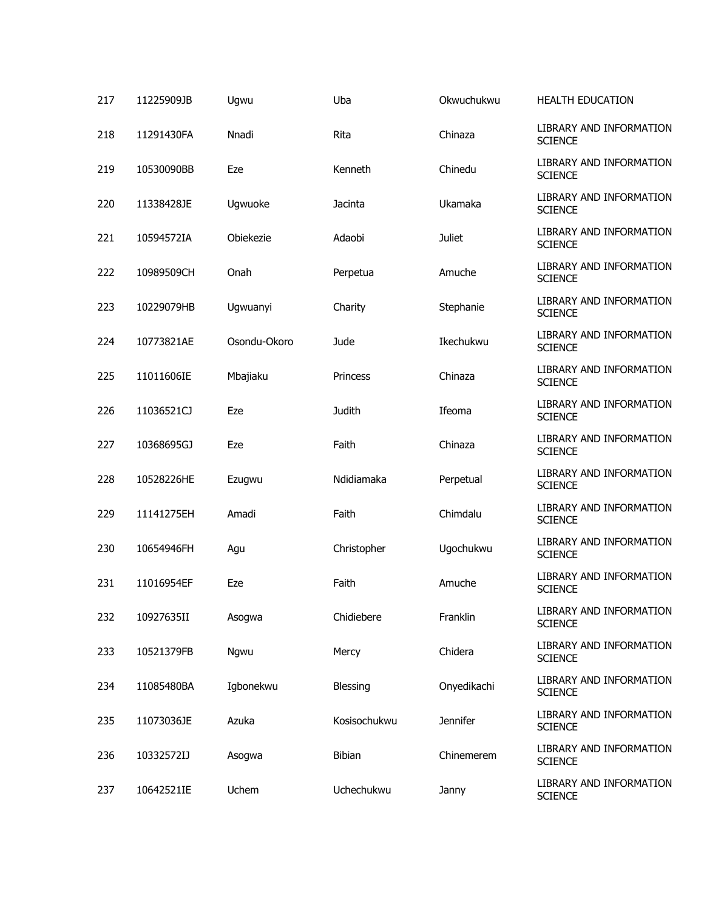| | | | | | |
|---|---|---|---|---|---|
| 217 | 11225909JB | Ugwu | Uba | Okwuchukwu | HEALTH EDUCATION |
| 218 | 11291430FA | Nnadi | Rita | Chinaza | LIBRARY AND INFORMATION SCIENCE |
| 219 | 10530090BB | Eze | Kenneth | Chinedu | LIBRARY AND INFORMATION SCIENCE |
| 220 | 11338428JE | Ugwuoke | Jacinta | Ukamaka | LIBRARY AND INFORMATION SCIENCE |
| 221 | 10594572IA | Obiekezie | Adaobi | Juliet | LIBRARY AND INFORMATION SCIENCE |
| 222 | 10989509CH | Onah | Perpetua | Amuche | LIBRARY AND INFORMATION SCIENCE |
| 223 | 10229079HB | Ugwuanyi | Charity | Stephanie | LIBRARY AND INFORMATION SCIENCE |
| 224 | 10773821AE | Osondu-Okoro | Jude | Ikechukwu | LIBRARY AND INFORMATION SCIENCE |
| 225 | 11011606IE | Mbajiaku | Princess | Chinaza | LIBRARY AND INFORMATION SCIENCE |
| 226 | 11036521CJ | Eze | Judith | Ifeoma | LIBRARY AND INFORMATION SCIENCE |
| 227 | 10368695GJ | Eze | Faith | Chinaza | LIBRARY AND INFORMATION SCIENCE |
| 228 | 10528226HE | Ezugwu | Ndidiamaka | Perpetual | LIBRARY AND INFORMATION SCIENCE |
| 229 | 11141275EH | Amadi | Faith | Chimdalu | LIBRARY AND INFORMATION SCIENCE |
| 230 | 10654946FH | Agu | Christopher | Ugochukwu | LIBRARY AND INFORMATION SCIENCE |
| 231 | 11016954EF | Eze | Faith | Amuche | LIBRARY AND INFORMATION SCIENCE |
| 232 | 10927635II | Asogwa | Chidiebere | Franklin | LIBRARY AND INFORMATION SCIENCE |
| 233 | 10521379FB | Ngwu | Mercy | Chidera | LIBRARY AND INFORMATION SCIENCE |
| 234 | 11085480BA | Igbonekwu | Blessing | Onyedikachi | LIBRARY AND INFORMATION SCIENCE |
| 235 | 11073036JE | Azuka | Kosisochukwu | Jennifer | LIBRARY AND INFORMATION SCIENCE |
| 236 | 10332572IJ | Asogwa | Bibian | Chinemerem | LIBRARY AND INFORMATION SCIENCE |
| 237 | 10642521IE | Uchem | Uchechukwu | Janny | LIBRARY AND INFORMATION SCIENCE |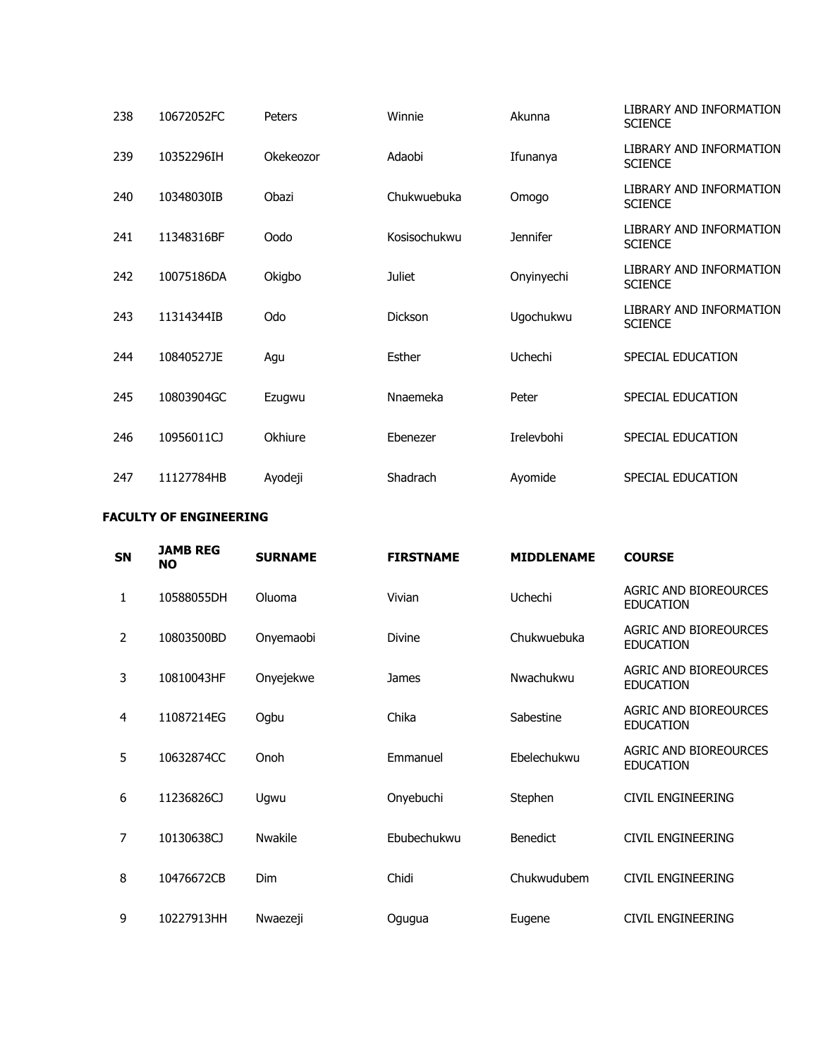| SN | JAMB REG NO | SURNAME | FIRSTNAME | MIDDLENAME | COURSE |
|---|---|---|---|---|---|
| 238 | 10672052FC | Peters | Winnie | Akunna | LIBRARY AND INFORMATION SCIENCE |
| 239 | 10352296IH | Okekeozor | Adaobi | Ifunanya | LIBRARY AND INFORMATION SCIENCE |
| 240 | 10348030IB | Obazi | Chukwuebuka | Omogo | LIBRARY AND INFORMATION SCIENCE |
| 241 | 11348316BF | Oodo | Kosisochukwu | Jennifer | LIBRARY AND INFORMATION SCIENCE |
| 242 | 10075186DA | Okigbo | Juliet | Onyinyechi | LIBRARY AND INFORMATION SCIENCE |
| 243 | 11314344IB | Odo | Dickson | Ugochukwu | LIBRARY AND INFORMATION SCIENCE |
| 244 | 10840527JE | Agu | Esther | Uchechi | SPECIAL EDUCATION |
| 245 | 10803904GC | Ezugwu | Nnaemeka | Peter | SPECIAL EDUCATION |
| 246 | 10956011CJ | Okhiure | Ebenezer | Irelevbohi | SPECIAL EDUCATION |
| 247 | 11127784HB | Ayodeji | Shadrach | Ayomide | SPECIAL EDUCATION |

**FACULTY OF ENGINEERING**

| SN | JAMB REG NO | SURNAME | FIRSTNAME | MIDDLENAME | COURSE |
|---|---|---|---|---|---|
| 1 | 10588055DH | Oluoma | Vivian | Uchechi | AGRIC AND BIOREOURCES EDUCATION |
| 2 | 10803500BD | Onyemaobi | Divine | Chukwuebuka | AGRIC AND BIOREOURCES EDUCATION |
| 3 | 10810043HF | Onyejekwe | James | Nwachukwu | AGRIC AND BIOREOURCES EDUCATION |
| 4 | 11087214EG | Ogbu | Chika | Sabestine | AGRIC AND BIOREOURCES EDUCATION |
| 5 | 10632874CC | Onoh | Emmanuel | Ebelechukwu | AGRIC AND BIOREOURCES EDUCATION |
| 6 | 11236826CJ | Ugwu | Onyebuchi | Stephen | CIVIL ENGINEERING |
| 7 | 10130638CJ | Nwakile | Ebubechukwu | Benedict | CIVIL ENGINEERING |
| 8 | 10476672CB | Dim | Chidi | Chukwudubem | CIVIL ENGINEERING |
| 9 | 10227913HH | Nwaezeji | Ogugua | Eugene | CIVIL ENGINEERING |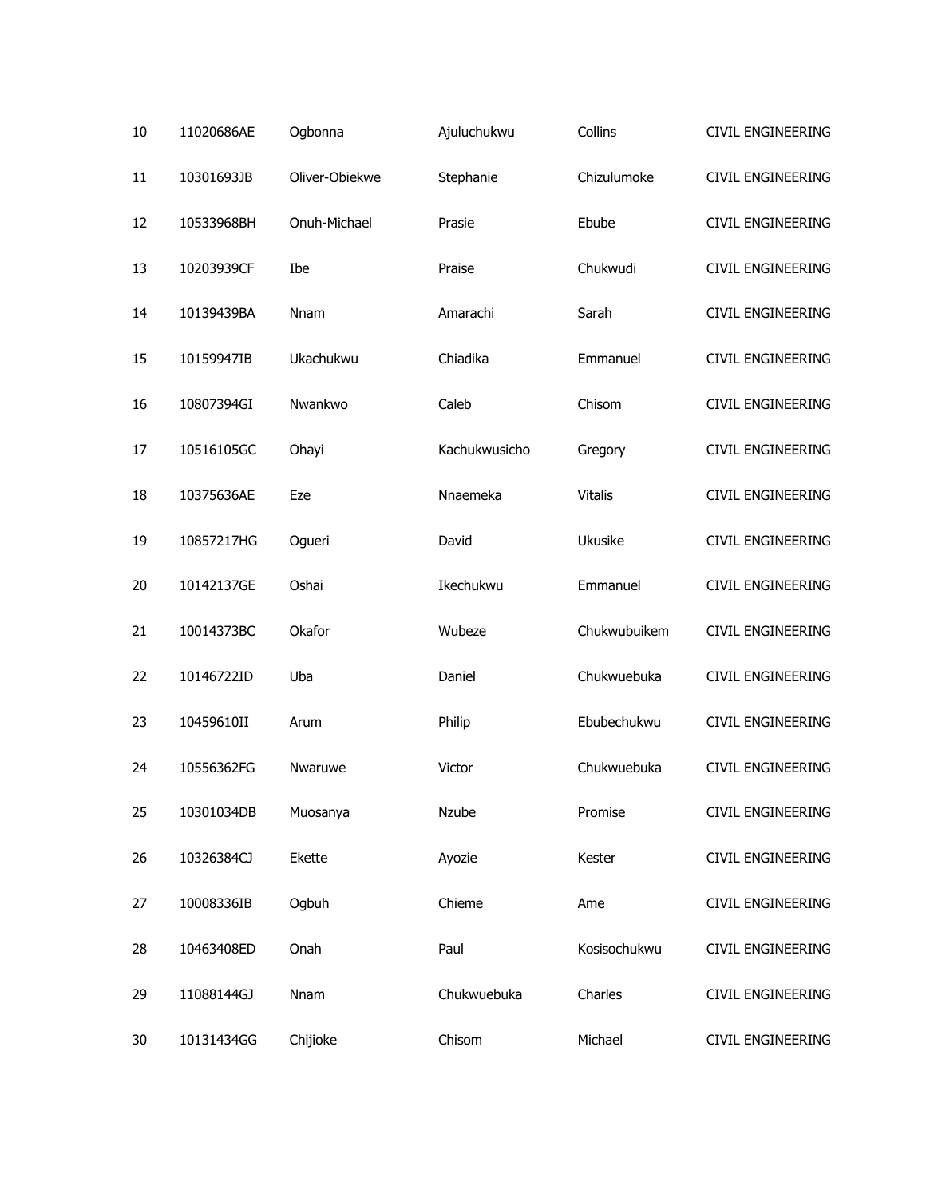| 10 | 11020686AE | Ogbonna | Ajuluchukwu | Collins | CIVIL ENGINEERING |
|---|---|---|---|---|---|
| 11 | 10301693JB | Oliver-Obiekwe | Stephanie | Chizulumoke | CIVIL ENGINEERING |
| 12 | 10533968BH | Onuh-Michael | Prasie | Ebube | CIVIL ENGINEERING |
| 13 | 10203939CF | Ibe | Praise | Chukwudi | CIVIL ENGINEERING |
| 14 | 10139439BA | Nnam | Amarachi | Sarah | CIVIL ENGINEERING |
| 15 | 10159947IB | Ukachukwu | Chiadika | Emmanuel | CIVIL ENGINEERING |
| 16 | 10807394GI | Nwankwo | Caleb | Chisom | CIVIL ENGINEERING |
| 17 | 10516105GC | Ohayi | Kachukwusicho | Gregory | CIVIL ENGINEERING |
| 18 | 10375636AE | Eze | Nnaemeka | Vitalis | CIVIL ENGINEERING |
| 19 | 10857217HG | Ogueri | David | Ukusike | CIVIL ENGINEERING |
| 20 | 10142137GE | Oshai | Ikechukwu | Emmanuel | CIVIL ENGINEERING |
| 21 | 10014373BC | Okafor | Wubeze | Chukwubuikem | CIVIL ENGINEERING |
| 22 | 10146722ID | Uba | Daniel | Chukwuebuka | CIVIL ENGINEERING |
| 23 | 10459610II | Arum | Philip | Ebubechukwu | CIVIL ENGINEERING |
| 24 | 10556362FG | Nwaruwe | Victor | Chukwuebuka | CIVIL ENGINEERING |
| 25 | 10301034DB | Muosanya | Nzube | Promise | CIVIL ENGINEERING |
| 26 | 10326384CJ | Ekette | Ayozie | Kester | CIVIL ENGINEERING |
| 27 | 10008336IB | Ogbuh | Chieme | Ame | CIVIL ENGINEERING |
| 28 | 10463408ED | Onah | Paul | Kosisochukwu | CIVIL ENGINEERING |
| 29 | 11088144GJ | Nnam | Chukwuebuka | Charles | CIVIL ENGINEERING |
| 30 | 10131434GG | Chijioke | Chisom | Michael | CIVIL ENGINEERING |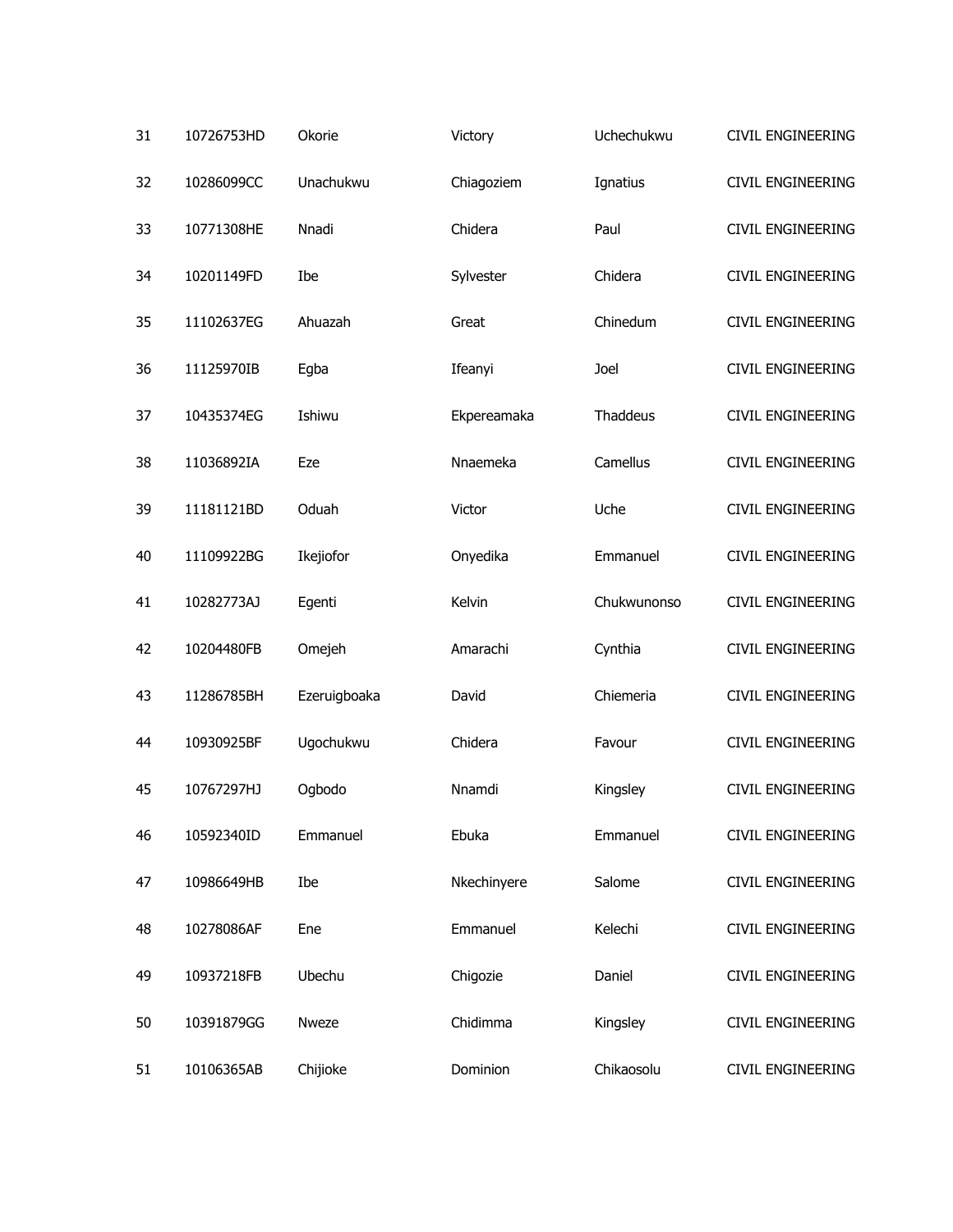| | | | | | |
|---|---|---|---|---|---|
| 31 | 10726753HD | Okorie | Victory | Uchechukwu | CIVIL ENGINEERING |
| 32 | 10286099CC | Unachukwu | Chiagoziem | Ignatius | CIVIL ENGINEERING |
| 33 | 10771308HE | Nnadi | Chidera | Paul | CIVIL ENGINEERING |
| 34 | 10201149FD | Ibe | Sylvester | Chidera | CIVIL ENGINEERING |
| 35 | 11102637EG | Ahuazah | Great | Chinedum | CIVIL ENGINEERING |
| 36 | 11125970IB | Egba | Ifeanyi | Joel | CIVIL ENGINEERING |
| 37 | 10435374EG | Ishiwu | Ekpereamaka | Thaddeus | CIVIL ENGINEERING |
| 38 | 11036892IA | Eze | Nnaemeka | Camellus | CIVIL ENGINEERING |
| 39 | 11181121BD | Oduah | Victor | Uche | CIVIL ENGINEERING |
| 40 | 11109922BG | Ikejiofor | Onyedika | Emmanuel | CIVIL ENGINEERING |
| 41 | 10282773AJ | Egenti | Kelvin | Chukwunonso | CIVIL ENGINEERING |
| 42 | 10204480FB | Omejeh | Amarachi | Cynthia | CIVIL ENGINEERING |
| 43 | 11286785BH | Ezeruigboaka | David | Chiemeria | CIVIL ENGINEERING |
| 44 | 10930925BF | Ugochukwu | Chidera | Favour | CIVIL ENGINEERING |
| 45 | 10767297HJ | Ogbodo | Nnamdi | Kingsley | CIVIL ENGINEERING |
| 46 | 10592340ID | Emmanuel | Ebuka | Emmanuel | CIVIL ENGINEERING |
| 47 | 10986649HB | Ibe | Nkechinyere | Salome | CIVIL ENGINEERING |
| 48 | 10278086AF | Ene | Emmanuel | Kelechi | CIVIL ENGINEERING |
| 49 | 10937218FB | Ubechu | Chigozie | Daniel | CIVIL ENGINEERING |
| 50 | 10391879GG | Nweze | Chidimma | Kingsley | CIVIL ENGINEERING |
| 51 | 10106365AB | Chijioke | Dominion | Chikaosolu | CIVIL ENGINEERING |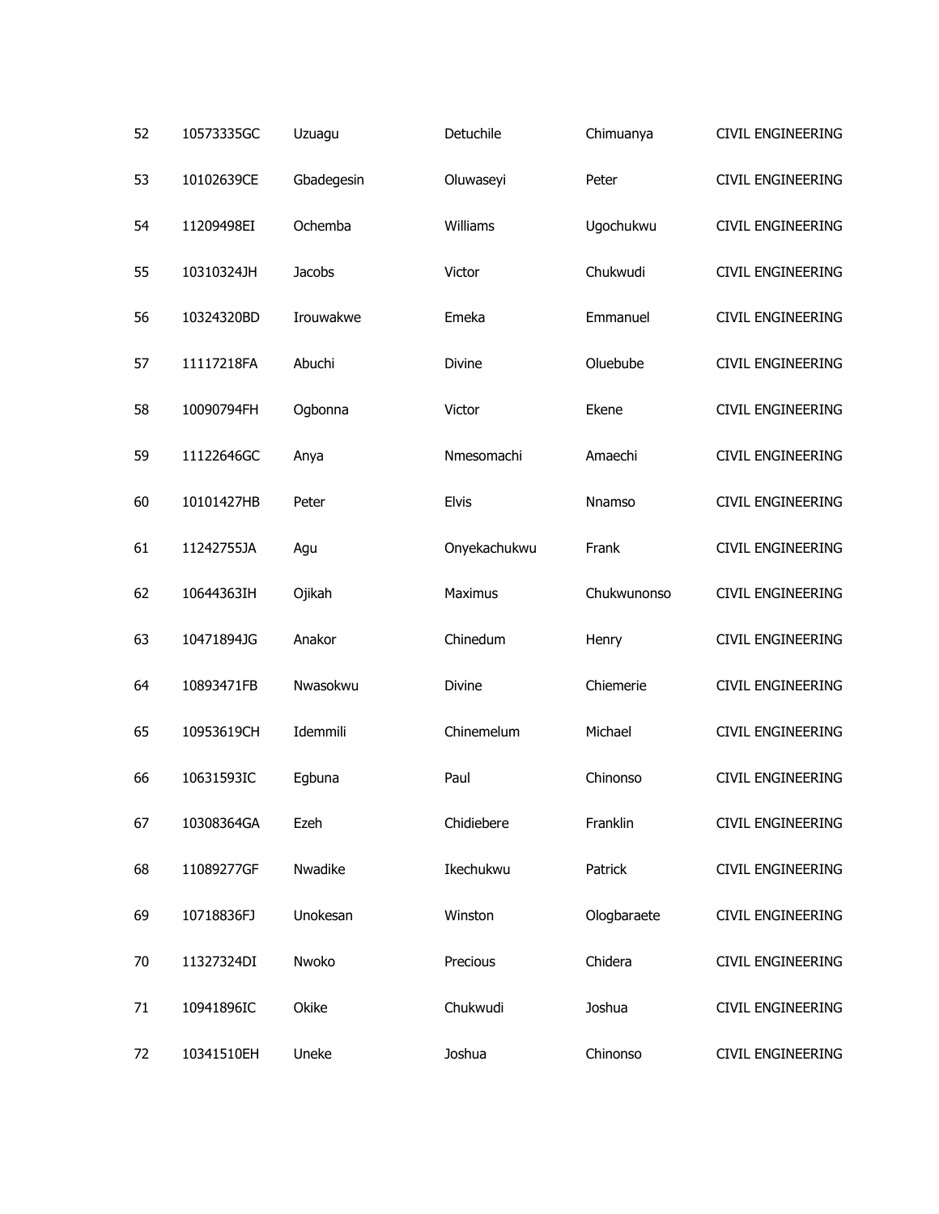| | | | | | |
|---|---|---|---|---|---|
| 52 | 10573335GC | Uzuagu | Detuchile | Chimuanya | CIVIL ENGINEERING |
| 53 | 10102639CE | Gbadegesin | Oluwaseyi | Peter | CIVIL ENGINEERING |
| 54 | 11209498EI | Ochemba | Williams | Ugochukwu | CIVIL ENGINEERING |
| 55 | 10310324JH | Jacobs | Victor | Chukwudi | CIVIL ENGINEERING |
| 56 | 10324320BD | Irouwakwe | Emeka | Emmanuel | CIVIL ENGINEERING |
| 57 | 11117218FA | Abuchi | Divine | Oluebube | CIVIL ENGINEERING |
| 58 | 10090794FH | Ogbonna | Victor | Ekene | CIVIL ENGINEERING |
| 59 | 11122646GC | Anya | Nmesomachi | Amaechi | CIVIL ENGINEERING |
| 60 | 10101427HB | Peter | Elvis | Nnamso | CIVIL ENGINEERING |
| 61 | 11242755JA | Agu | Onyekachukwu | Frank | CIVIL ENGINEERING |
| 62 | 10644363IH | Ojikah | Maximus | Chukwunonso | CIVIL ENGINEERING |
| 63 | 10471894JG | Anakor | Chinedum | Henry | CIVIL ENGINEERING |
| 64 | 10893471FB | Nwasokwu | Divine | Chiemerie | CIVIL ENGINEERING |
| 65 | 10953619CH | Idemmili | Chinemelum | Michael | CIVIL ENGINEERING |
| 66 | 10631593IC | Egbuna | Paul | Chinonso | CIVIL ENGINEERING |
| 67 | 10308364GA | Ezeh | Chidiebere | Franklin | CIVIL ENGINEERING |
| 68 | 11089277GF | Nwadike | Ikechukwu | Patrick | CIVIL ENGINEERING |
| 69 | 10718836FJ | Unokesan | Winston | Ologbaraete | CIVIL ENGINEERING |
| 70 | 11327324DI | Nwoko | Precious | Chidera | CIVIL ENGINEERING |
| 71 | 10941896IC | Okike | Chukwudi | Joshua | CIVIL ENGINEERING |
| 72 | 10341510EH | Uneke | Joshua | Chinonso | CIVIL ENGINEERING |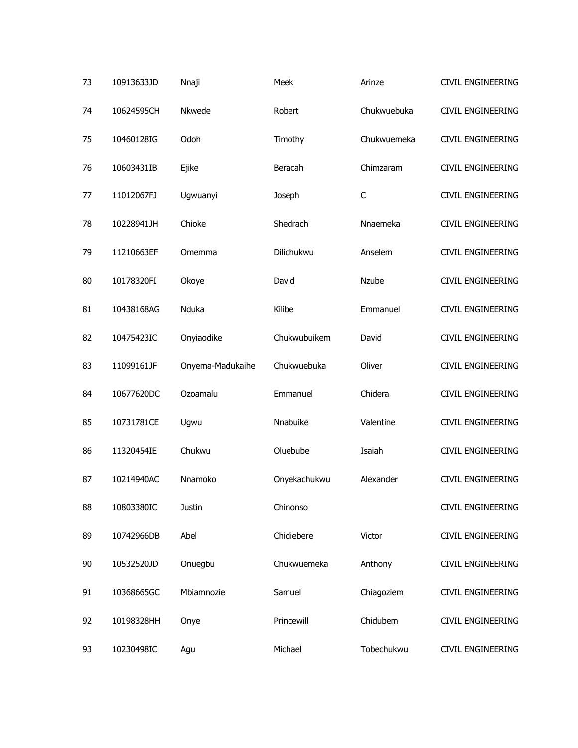| | | | | | |
|---|---|---|---|---|---|
| 73 | 10913633JD | Nnaji | Meek | Arinze | CIVIL ENGINEERING |
| 74 | 10624595CH | Nkwede | Robert | Chukwuebuka | CIVIL ENGINEERING |
| 75 | 10460128IG | Odoh | Timothy | Chukwuemeka | CIVIL ENGINEERING |
| 76 | 10603431IB | Ejike | Beracah | Chimzaram | CIVIL ENGINEERING |
| 77 | 11012067FJ | Ugwuanyi | Joseph | C | CIVIL ENGINEERING |
| 78 | 10228941JH | Chioke | Shedrach | Nnaemeka | CIVIL ENGINEERING |
| 79 | 11210663EF | Omemma | Dilichukwu | Anselem | CIVIL ENGINEERING |
| 80 | 10178320FI | Okoye | David | Nzube | CIVIL ENGINEERING |
| 81 | 10438168AG | Nduka | Kilibe | Emmanuel | CIVIL ENGINEERING |
| 82 | 10475423IC | Onyiaodike | Chukwubuikem | David | CIVIL ENGINEERING |
| 83 | 11099161JF | Onyema-Madukaihe | Chukwuebuka | Oliver | CIVIL ENGINEERING |
| 84 | 10677620DC | Ozoamalu | Emmanuel | Chidera | CIVIL ENGINEERING |
| 85 | 10731781CE | Ugwu | Nnabuike | Valentine | CIVIL ENGINEERING |
| 86 | 11320454IE | Chukwu | Oluebube | Isaiah | CIVIL ENGINEERING |
| 87 | 10214940AC | Nnamoko | Onyekachukwu | Alexander | CIVIL ENGINEERING |
| 88 | 10803380IC | Justin | Chinonso | | CIVIL ENGINEERING |
| 89 | 10742966DB | Abel | Chidiebere | Victor | CIVIL ENGINEERING |
| 90 | 10532520JD | Onuegbu | Chukwuemeka | Anthony | CIVIL ENGINEERING |
| 91 | 10368665GC | Mbiamnozie | Samuel | Chiagoziem | CIVIL ENGINEERING |
| 92 | 10198328HH | Onye | Princewill | Chidubem | CIVIL ENGINEERING |
| 93 | 10230498IC | Agu | Michael | Tobechukwu | CIVIL ENGINEERING |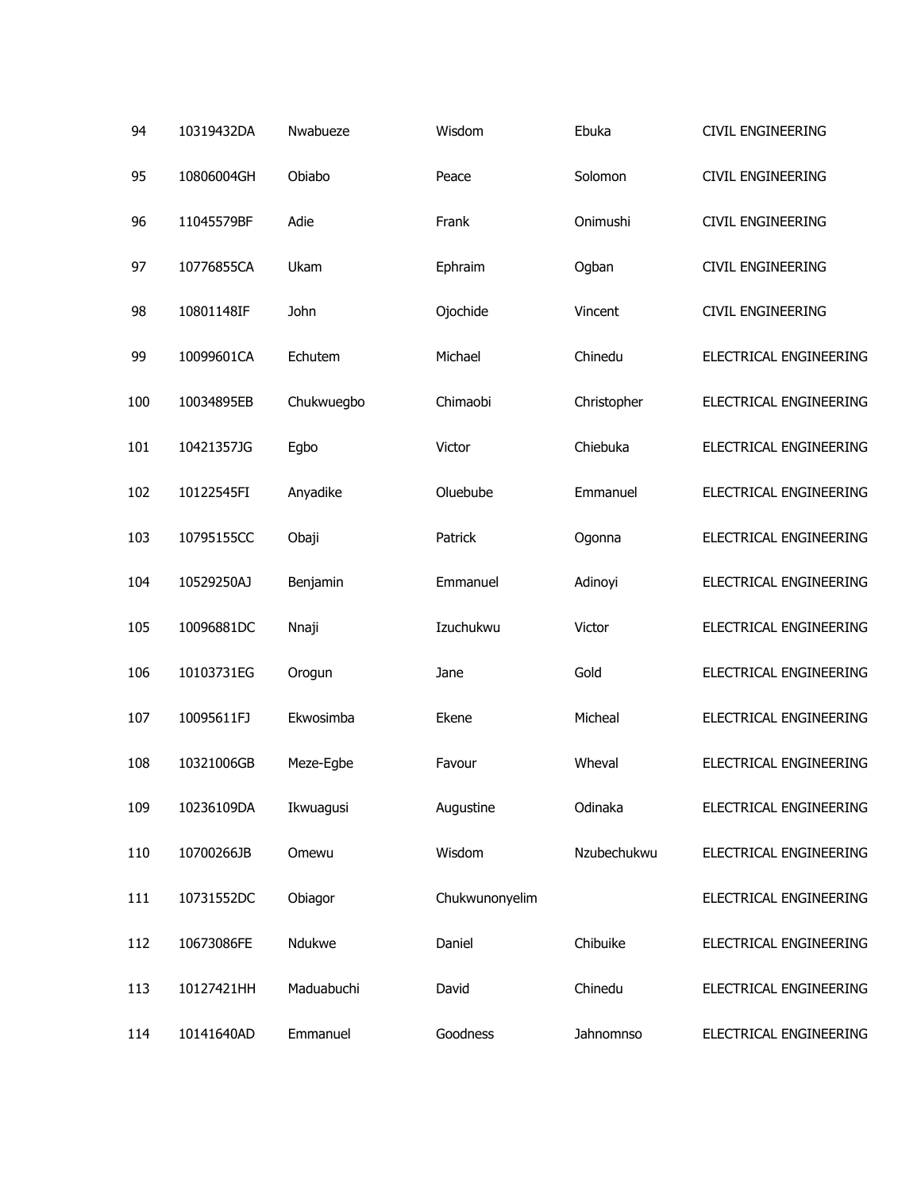| | | | | | |
|---|---|---|---|---|---|
| 94 | 10319432DA | Nwabueze | Wisdom | Ebuka | CIVIL ENGINEERING |
| 95 | 10806004GH | Obiabo | Peace | Solomon | CIVIL ENGINEERING |
| 96 | 11045579BF | Adie | Frank | Onimushi | CIVIL ENGINEERING |
| 97 | 10776855CA | Ukam | Ephraim | Ogban | CIVIL ENGINEERING |
| 98 | 10801148IF | John | Ojochide | Vincent | CIVIL ENGINEERING |
| 99 | 10099601CA | Echutem | Michael | Chinedu | ELECTRICAL ENGINEERING |
| 100 | 10034895EB | Chukwuegbo | Chimaobi | Christopher | ELECTRICAL ENGINEERING |
| 101 | 10421357JG | Egbo | Victor | Chiebuka | ELECTRICAL ENGINEERING |
| 102 | 10122545FI | Anyadike | Oluebube | Emmanuel | ELECTRICAL ENGINEERING |
| 103 | 10795155CC | Obaji | Patrick | Ogonna | ELECTRICAL ENGINEERING |
| 104 | 10529250AJ | Benjamin | Emmanuel | Adinoyi | ELECTRICAL ENGINEERING |
| 105 | 10096881DC | Nnaji | Izuchukwu | Victor | ELECTRICAL ENGINEERING |
| 106 | 10103731EG | Orogun | Jane | Gold | ELECTRICAL ENGINEERING |
| 107 | 10095611FJ | Ekwosimba | Ekene | Micheal | ELECTRICAL ENGINEERING |
| 108 | 10321006GB | Meze-Egbe | Favour | Wheval | ELECTRICAL ENGINEERING |
| 109 | 10236109DA | Ikwuagusi | Augustine | Odinaka | ELECTRICAL ENGINEERING |
| 110 | 10700266JB | Omewu | Wisdom | Nzubechukwu | ELECTRICAL ENGINEERING |
| 111 | 10731552DC | Obiagor | Chukwunonyelim | | ELECTRICAL ENGINEERING |
| 112 | 10673086FE | Ndukwe | Daniel | Chibuike | ELECTRICAL ENGINEERING |
| 113 | 10127421HH | Maduabuchi | David | Chinedu | ELECTRICAL ENGINEERING |
| 114 | 10141640AD | Emmanuel | Goodness | Jahnomnso | ELECTRICAL ENGINEERING |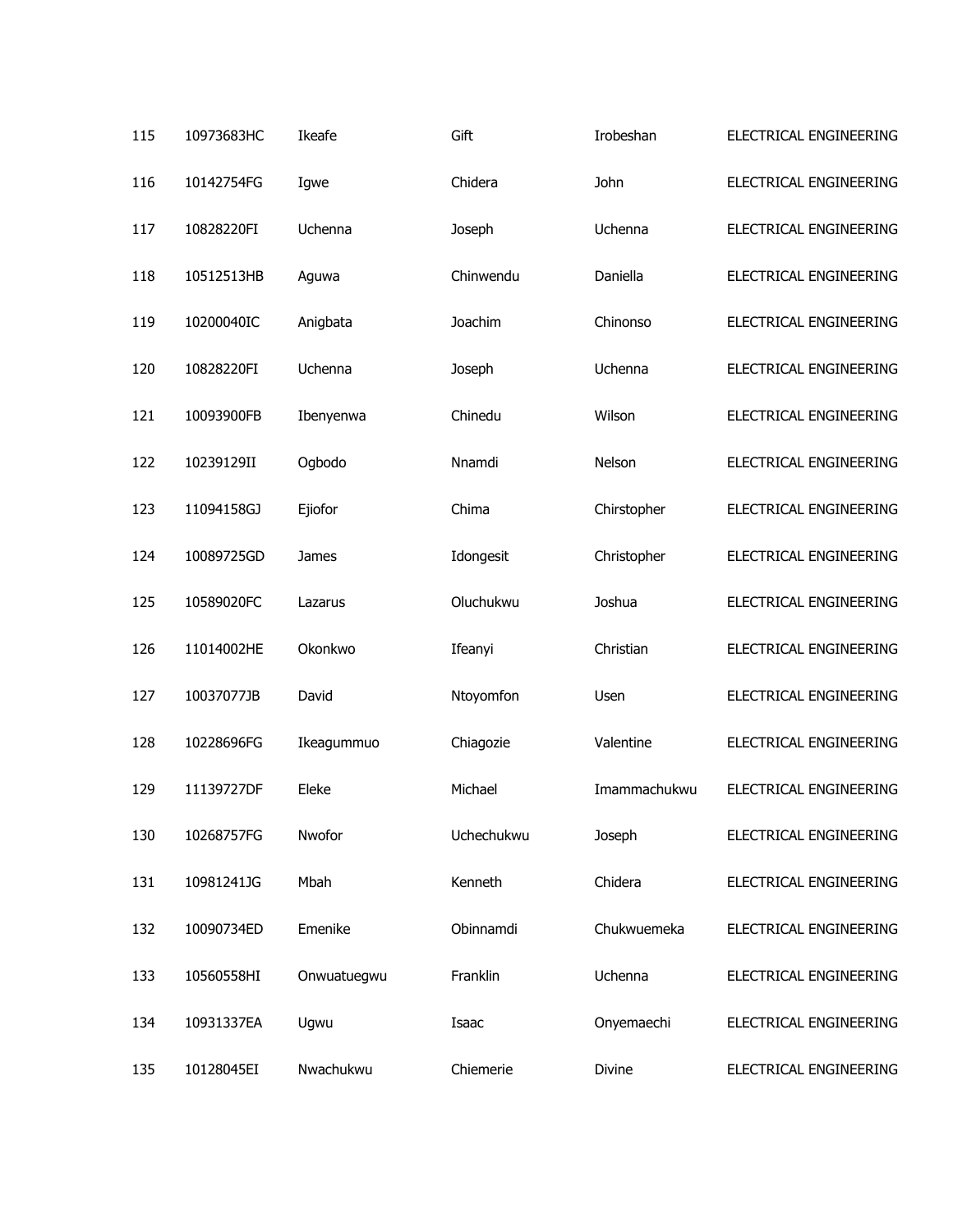| | | | | | |
|---|---|---|---|---|---|
| 115 | 10973683HC | Ikeafe | Gift | Irobeshan | ELECTRICAL ENGINEERING |
| 116 | 10142754FG | Igwe | Chidera | John | ELECTRICAL ENGINEERING |
| 117 | 10828220FI | Uchenna | Joseph | Uchenna | ELECTRICAL ENGINEERING |
| 118 | 10512513HB | Aguwa | Chinwendu | Daniella | ELECTRICAL ENGINEERING |
| 119 | 10200040IC | Anigbata | Joachim | Chinonso | ELECTRICAL ENGINEERING |
| 120 | 10828220FI | Uchenna | Joseph | Uchenna | ELECTRICAL ENGINEERING |
| 121 | 10093900FB | Ibenyenwa | Chinedu | Wilson | ELECTRICAL ENGINEERING |
| 122 | 10239129II | Ogbodo | Nnamdi | Nelson | ELECTRICAL ENGINEERING |
| 123 | 11094158GJ | Ejiofor | Chima | Chirstopher | ELECTRICAL ENGINEERING |
| 124 | 10089725GD | James | Idongesit | Christopher | ELECTRICAL ENGINEERING |
| 125 | 10589020FC | Lazarus | Oluchukwu | Joshua | ELECTRICAL ENGINEERING |
| 126 | 11014002HE | Okonkwo | Ifeanyi | Christian | ELECTRICAL ENGINEERING |
| 127 | 10037077JB | David | Ntoyomfon | Usen | ELECTRICAL ENGINEERING |
| 128 | 10228696FG | Ikeagummuo | Chiagozie | Valentine | ELECTRICAL ENGINEERING |
| 129 | 11139727DF | Eleke | Michael | Imammachukwu | ELECTRICAL ENGINEERING |
| 130 | 10268757FG | Nwofor | Uchechukwu | Joseph | ELECTRICAL ENGINEERING |
| 131 | 10981241JG | Mbah | Kenneth | Chidera | ELECTRICAL ENGINEERING |
| 132 | 10090734ED | Emenike | Obinnamdi | Chukwuemeka | ELECTRICAL ENGINEERING |
| 133 | 10560558HI | Onwuatuegwu | Franklin | Uchenna | ELECTRICAL ENGINEERING |
| 134 | 10931337EA | Ugwu | Isaac | Onyemaechi | ELECTRICAL ENGINEERING |
| 135 | 10128045EI | Nwachukwu | Chiemerie | Divine | ELECTRICAL ENGINEERING |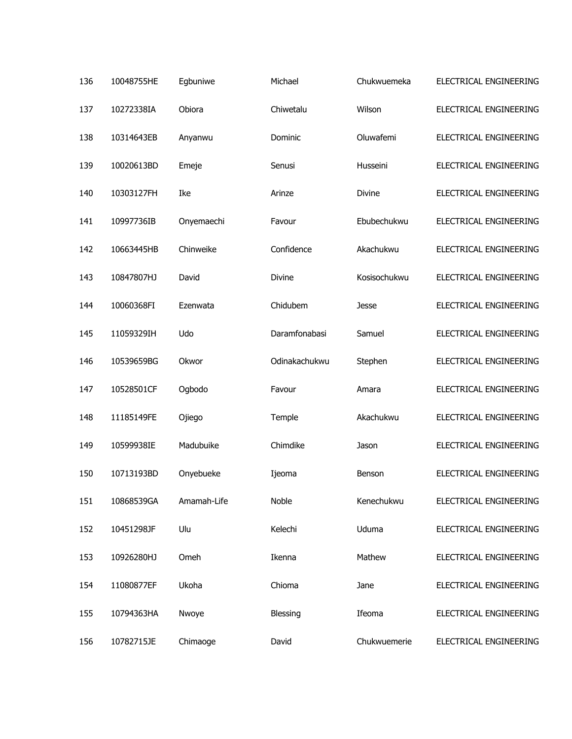| | | | | | |
|---|---|---|---|---|---|
| 136 | 10048755HE | Egbuniwe | Michael | Chukwuemeka | ELECTRICAL ENGINEERING |
| 137 | 10272338IA | Obiora | Chiwetalu | Wilson | ELECTRICAL ENGINEERING |
| 138 | 10314643EB | Anyanwu | Dominic | Oluwafemi | ELECTRICAL ENGINEERING |
| 139 | 10020613BD | Emeje | Senusi | Husseini | ELECTRICAL ENGINEERING |
| 140 | 10303127FH | Ike | Arinze | Divine | ELECTRICAL ENGINEERING |
| 141 | 10997736IB | Onyemaechi | Favour | Ebubechukwu | ELECTRICAL ENGINEERING |
| 142 | 10663445HB | Chinweike | Confidence | Akachukwu | ELECTRICAL ENGINEERING |
| 143 | 10847807HJ | David | Divine | Kosisochukwu | ELECTRICAL ENGINEERING |
| 144 | 10060368FI | Ezenwata | Chidubem | Jesse | ELECTRICAL ENGINEERING |
| 145 | 11059329IH | Udo | Daramfonabasi | Samuel | ELECTRICAL ENGINEERING |
| 146 | 10539659BG | Okwor | Odinakachukwu | Stephen | ELECTRICAL ENGINEERING |
| 147 | 10528501CF | Ogbodo | Favour | Amara | ELECTRICAL ENGINEERING |
| 148 | 11185149FE | Ojiego | Temple | Akachukwu | ELECTRICAL ENGINEERING |
| 149 | 10599938IE | Madubuike | Chimdike | Jason | ELECTRICAL ENGINEERING |
| 150 | 10713193BD | Onyebueke | Ijeoma | Benson | ELECTRICAL ENGINEERING |
| 151 | 10868539GA | Amamah-Life | Noble | Kenechukwu | ELECTRICAL ENGINEERING |
| 152 | 10451298JF | Ulu | Kelechi | Uduma | ELECTRICAL ENGINEERING |
| 153 | 10926280HJ | Omeh | Ikenna | Mathew | ELECTRICAL ENGINEERING |
| 154 | 11080877EF | Ukoha | Chioma | Jane | ELECTRICAL ENGINEERING |
| 155 | 10794363HA | Nwoye | Blessing | Ifeoma | ELECTRICAL ENGINEERING |
| 156 | 10782715JE | Chimaoge | David | Chukwuemerie | ELECTRICAL ENGINEERING |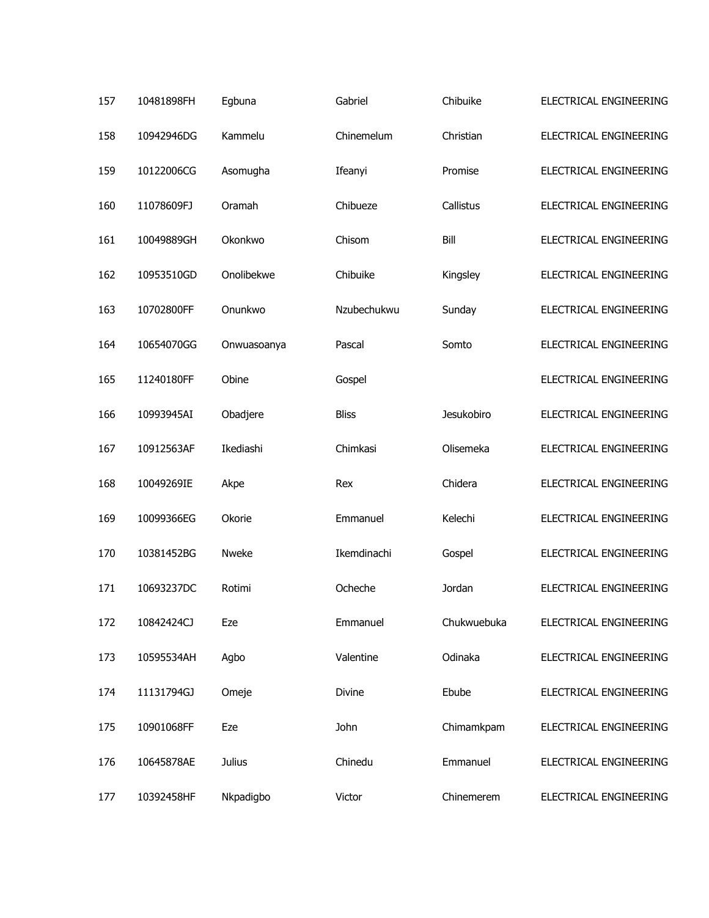| | | | | | |
|---|---|---|---|---|---|
| 157 | 10481898FH | Egbuna | Gabriel | Chibuike | ELECTRICAL ENGINEERING |
| 158 | 10942946DG | Kammelu | Chinemelum | Christian | ELECTRICAL ENGINEERING |
| 159 | 10122006CG | Asomugha | Ifeanyi | Promise | ELECTRICAL ENGINEERING |
| 160 | 11078609FJ | Oramah | Chibueze | Callistus | ELECTRICAL ENGINEERING |
| 161 | 10049889GH | Okonkwo | Chisom | Bill | ELECTRICAL ENGINEERING |
| 162 | 10953510GD | Onolibekwe | Chibuike | Kingsley | ELECTRICAL ENGINEERING |
| 163 | 10702800FF | Onunkwo | Nzubechukwu | Sunday | ELECTRICAL ENGINEERING |
| 164 | 10654070GG | Onwuasoanya | Pascal | Somto | ELECTRICAL ENGINEERING |
| 165 | 11240180FF | Obine | Gospel | | ELECTRICAL ENGINEERING |
| 166 | 10993945AI | Obadjere | Bliss | Jesukobiro | ELECTRICAL ENGINEERING |
| 167 | 10912563AF | Ikediashi | Chimkasi | Olisemeka | ELECTRICAL ENGINEERING |
| 168 | 10049269IE | Akpe | Rex | Chidera | ELECTRICAL ENGINEERING |
| 169 | 10099366EG | Okorie | Emmanuel | Kelechi | ELECTRICAL ENGINEERING |
| 170 | 10381452BG | Nweke | Ikemdinachi | Gospel | ELECTRICAL ENGINEERING |
| 171 | 10693237DC | Rotimi | Ocheche | Jordan | ELECTRICAL ENGINEERING |
| 172 | 10842424CJ | Eze | Emmanuel | Chukwuebuka | ELECTRICAL ENGINEERING |
| 173 | 10595534AH | Agbo | Valentine | Odinaka | ELECTRICAL ENGINEERING |
| 174 | 11131794GJ | Omeje | Divine | Ebube | ELECTRICAL ENGINEERING |
| 175 | 10901068FF | Eze | John | Chimamkpam | ELECTRICAL ENGINEERING |
| 176 | 10645878AE | Julius | Chinedu | Emmanuel | ELECTRICAL ENGINEERING |
| 177 | 10392458HF | Nkpadigbo | Victor | Chinemerem | ELECTRICAL ENGINEERING |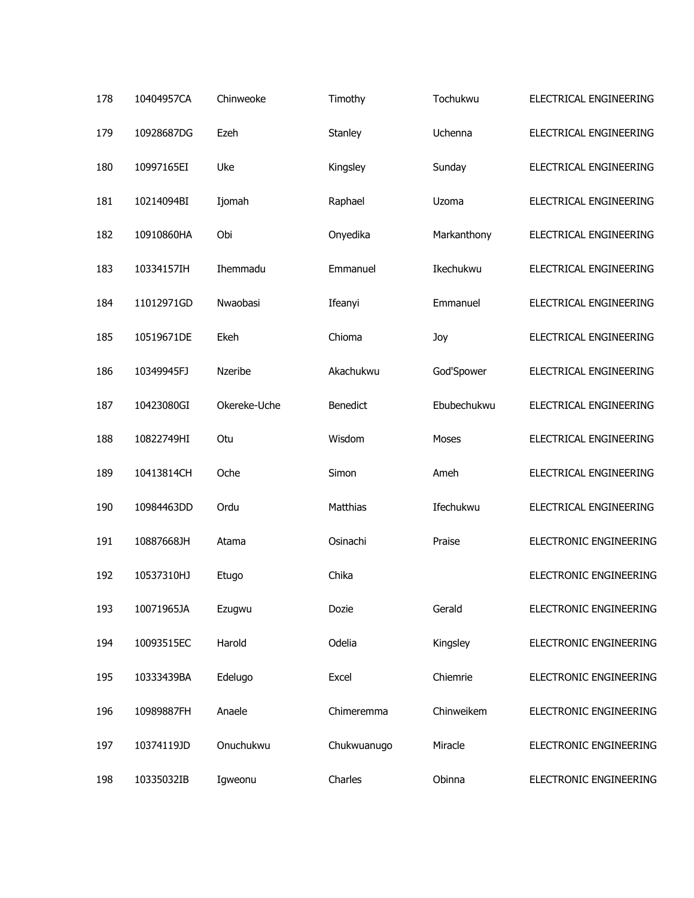| | | | | | |
|---|---|---|---|---|---|
| 178 | 10404957CA | Chinweoke | Timothy | Tochukwu | ELECTRICAL ENGINEERING |
| 179 | 10928687DG | Ezeh | Stanley | Uchenna | ELECTRICAL ENGINEERING |
| 180 | 10997165EI | Uke | Kingsley | Sunday | ELECTRICAL ENGINEERING |
| 181 | 10214094BI | Ijomah | Raphael | Uzoma | ELECTRICAL ENGINEERING |
| 182 | 10910860HA | Obi | Onyedika | Markanthony | ELECTRICAL ENGINEERING |
| 183 | 10334157IH | Ihemmadu | Emmanuel | Ikechukwu | ELECTRICAL ENGINEERING |
| 184 | 11012971GD | Nwaobasi | Ifeanyi | Emmanuel | ELECTRICAL ENGINEERING |
| 185 | 10519671DE | Ekeh | Chioma | Joy | ELECTRICAL ENGINEERING |
| 186 | 10349945FJ | Nzeribe | Akachukwu | God'Spower | ELECTRICAL ENGINEERING |
| 187 | 10423080GI | Okereke-Uche | Benedict | Ebubechukwu | ELECTRICAL ENGINEERING |
| 188 | 10822749HI | Otu | Wisdom | Moses | ELECTRICAL ENGINEERING |
| 189 | 10413814CH | Oche | Simon | Ameh | ELECTRICAL ENGINEERING |
| 190 | 10984463DD | Ordu | Matthias | Ifechukwu | ELECTRICAL ENGINEERING |
| 191 | 10887668JH | Atama | Osinachi | Praise | ELECTRONIC ENGINEERING |
| 192 | 10537310HJ | Etugo | Chika | | ELECTRONIC ENGINEERING |
| 193 | 10071965JA | Ezugwu | Dozie | Gerald | ELECTRONIC ENGINEERING |
| 194 | 10093515EC | Harold | Odelia | Kingsley | ELECTRONIC ENGINEERING |
| 195 | 10333439BA | Edelugo | Excel | Chiemrie | ELECTRONIC ENGINEERING |
| 196 | 10989887FH | Anaele | Chimeremma | Chinweikem | ELECTRONIC ENGINEERING |
| 197 | 10374119JD | Onuchukwu | Chukwuanugo | Miracle | ELECTRONIC ENGINEERING |
| 198 | 10335032IB | Igweonu | Charles | Obinna | ELECTRONIC ENGINEERING |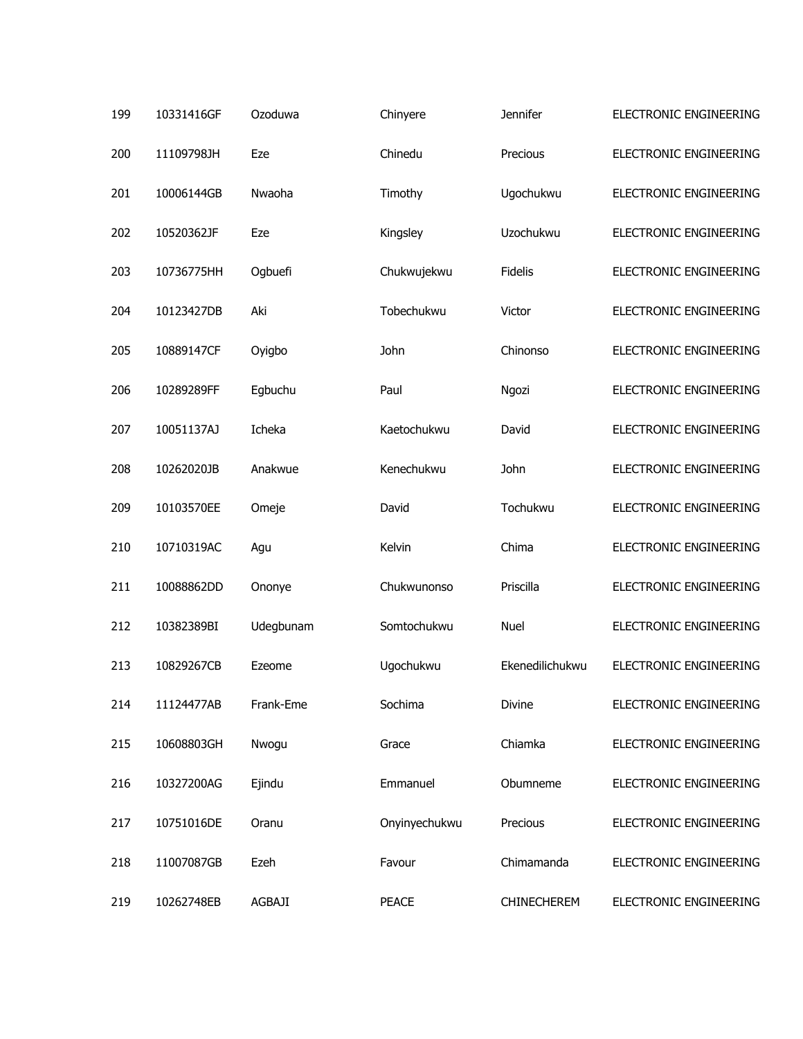| | | | | | |
|---|---|---|---|---|---|
| 199 | 10331416GF | Ozoduwa | Chinyere | Jennifer | ELECTRONIC ENGINEERING |
| 200 | 11109798JH | Eze | Chinedu | Precious | ELECTRONIC ENGINEERING |
| 201 | 10006144GB | Nwaoha | Timothy | Ugochukwu | ELECTRONIC ENGINEERING |
| 202 | 10520362JF | Eze | Kingsley | Uzochukwu | ELECTRONIC ENGINEERING |
| 203 | 10736775HH | Ogbuefi | Chukwujekwu | Fidelis | ELECTRONIC ENGINEERING |
| 204 | 10123427DB | Aki | Tobechukwu | Victor | ELECTRONIC ENGINEERING |
| 205 | 10889147CF | Oyigbo | John | Chinonso | ELECTRONIC ENGINEERING |
| 206 | 10289289FF | Egbuchu | Paul | Ngozi | ELECTRONIC ENGINEERING |
| 207 | 10051137AJ | Icheka | Kaetochukwu | David | ELECTRONIC ENGINEERING |
| 208 | 10262020JB | Anakwue | Kenechukwu | John | ELECTRONIC ENGINEERING |
| 209 | 10103570EE | Omeje | David | Tochukwu | ELECTRONIC ENGINEERING |
| 210 | 10710319AC | Agu | Kelvin | Chima | ELECTRONIC ENGINEERING |
| 211 | 10088862DD | Ononye | Chukwunonso | Priscilla | ELECTRONIC ENGINEERING |
| 212 | 10382389BI | Udegbunam | Somtochukwu | Nuel | ELECTRONIC ENGINEERING |
| 213 | 10829267CB | Ezeome | Ugochukwu | Ekenedilichukwu | ELECTRONIC ENGINEERING |
| 214 | 11124477AB | Frank-Eme | Sochima | Divine | ELECTRONIC ENGINEERING |
| 215 | 10608803GH | Nwogu | Grace | Chiamka | ELECTRONIC ENGINEERING |
| 216 | 10327200AG | Ejindu | Emmanuel | Obumneme | ELECTRONIC ENGINEERING |
| 217 | 10751016DE | Oranu | Onyinyechukwu | Precious | ELECTRONIC ENGINEERING |
| 218 | 11007087GB | Ezeh | Favour | Chimamanda | ELECTRONIC ENGINEERING |
| 219 | 10262748EB | AGBAJI | PEACE | CHINECHEREM | ELECTRONIC ENGINEERING |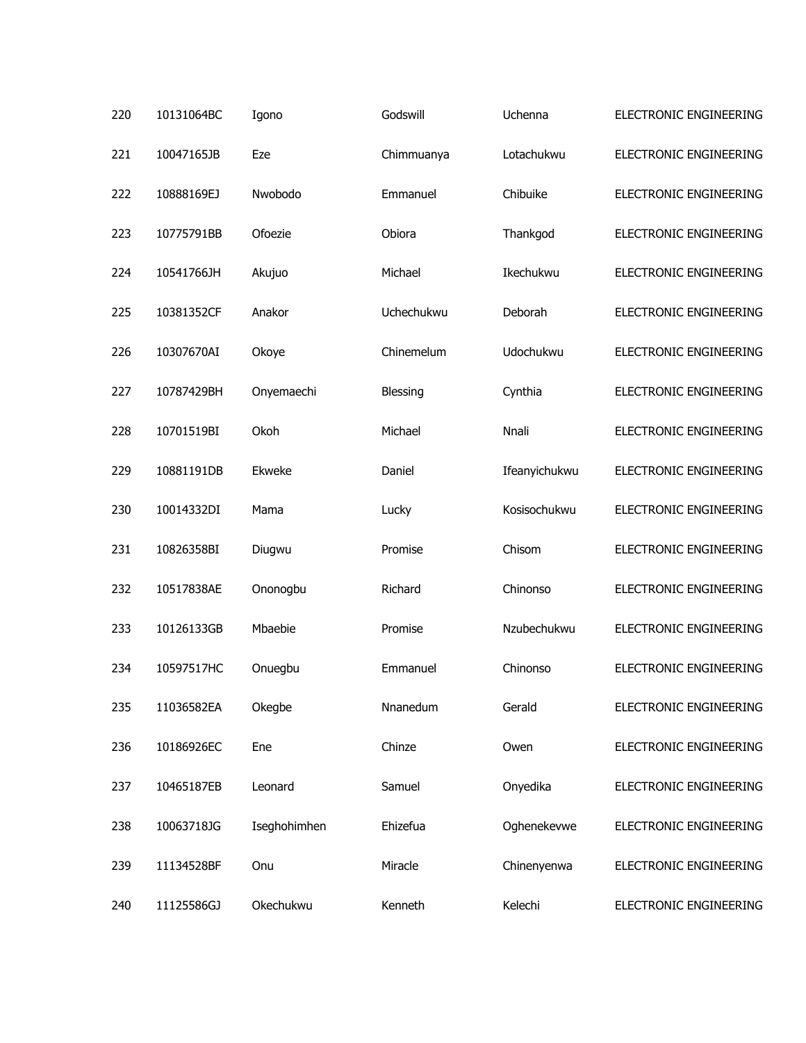| 220 | 10131064BC | Igono | Godswill | Uchenna | ELECTRONIC ENGINEERING |
|---|---|---|---|---|---|
| 221 | 10047165JB | Eze | Chimmuanya | Lotachukwu | ELECTRONIC ENGINEERING |
| 222 | 10888169EJ | Nwobodo | Emmanuel | Chibuike | ELECTRONIC ENGINEERING |
| 223 | 10775791BB | Ofoezie | Obiora | Thankgod | ELECTRONIC ENGINEERING |
| 224 | 10541766JH | Akujuo | Michael | Ikechukwu | ELECTRONIC ENGINEERING |
| 225 | 10381352CF | Anakor | Uchechukwu | Deborah | ELECTRONIC ENGINEERING |
| 226 | 10307670AI | Okoye | Chinemelum | Udochukwu | ELECTRONIC ENGINEERING |
| 227 | 10787429BH | Onyemaechi | Blessing | Cynthia | ELECTRONIC ENGINEERING |
| 228 | 10701519BI | Okoh | Michael | Nnali | ELECTRONIC ENGINEERING |
| 229 | 10881191DB | Ekweke | Daniel | Ifeanyichukwu | ELECTRONIC ENGINEERING |
| 230 | 10014332DI | Mama | Lucky | Kosisochukwu | ELECTRONIC ENGINEERING |
| 231 | 10826358BI | Diugwu | Promise | Chisom | ELECTRONIC ENGINEERING |
| 232 | 10517838AE | Ononogbu | Richard | Chinonso | ELECTRONIC ENGINEERING |
| 233 | 10126133GB | Mbaebie | Promise | Nzubechukwu | ELECTRONIC ENGINEERING |
| 234 | 10597517HC | Onuegbu | Emmanuel | Chinonso | ELECTRONIC ENGINEERING |
| 235 | 11036582EA | Okegbe | Nnanedum | Gerald | ELECTRONIC ENGINEERING |
| 236 | 10186926EC | Ene | Chinze | Owen | ELECTRONIC ENGINEERING |
| 237 | 10465187EB | Leonard | Samuel | Onyedika | ELECTRONIC ENGINEERING |
| 238 | 10063718JG | Iseghohimhen | Ehizefua | Oghenekevwe | ELECTRONIC ENGINEERING |
| 239 | 11134528BF | Onu | Miracle | Chinenyenwa | ELECTRONIC ENGINEERING |
| 240 | 11125586GJ | Okechukwu | Kenneth | Kelechi | ELECTRONIC ENGINEERING |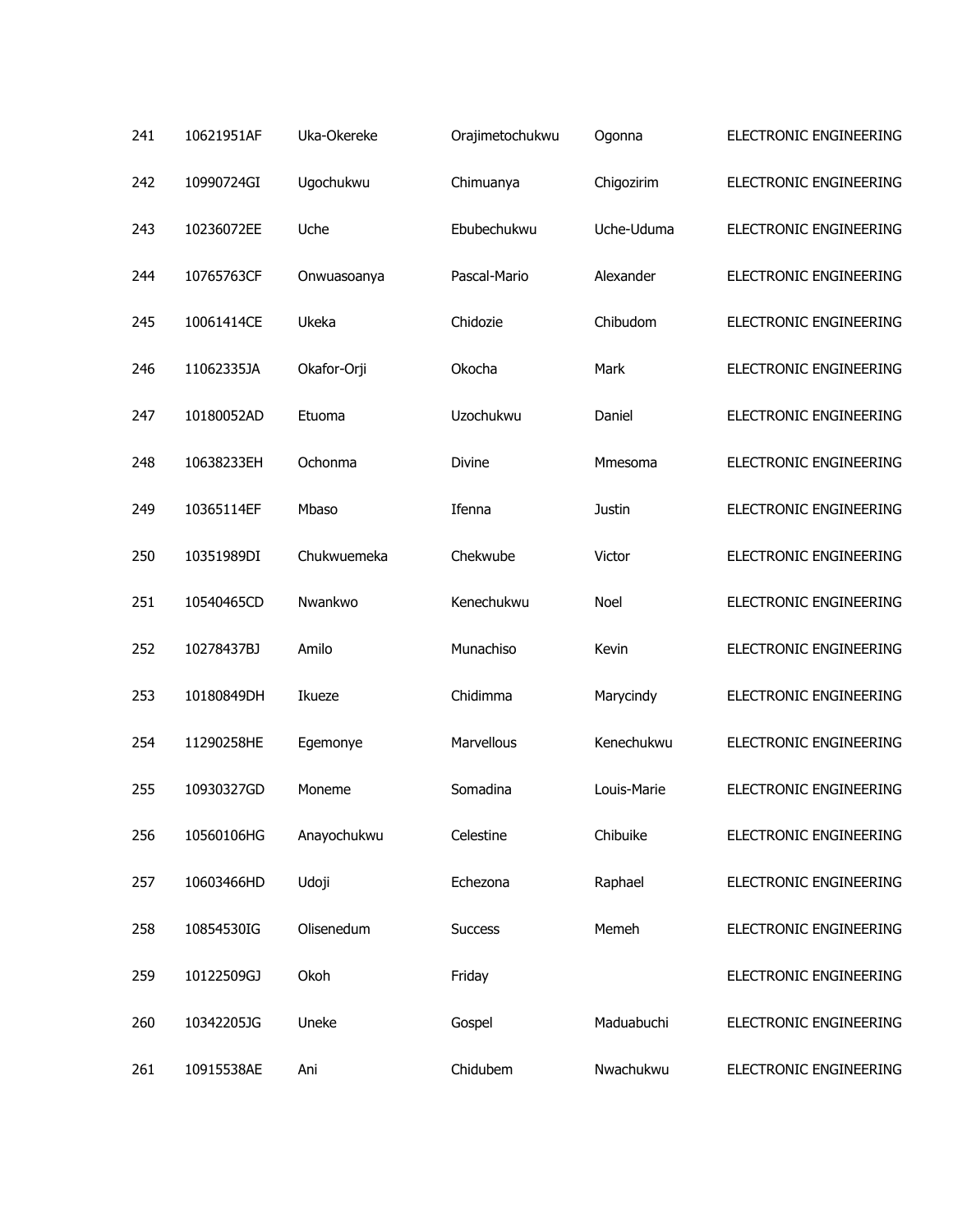| | | | | | |
|---|---|---|---|---|---|
| 241 | 10621951AF | Uka-Okereke | Orajimetochukwu | Ogonna | ELECTRONIC ENGINEERING |
| 242 | 10990724GI | Ugochukwu | Chimuanya | Chigozirim | ELECTRONIC ENGINEERING |
| 243 | 10236072EE | Uche | Ebubechukwu | Uche-Uduma | ELECTRONIC ENGINEERING |
| 244 | 10765763CF | Onwuasoanya | Pascal-Mario | Alexander | ELECTRONIC ENGINEERING |
| 245 | 10061414CE | Ukeka | Chidozie | Chibudom | ELECTRONIC ENGINEERING |
| 246 | 11062335JA | Okafor-Orji | Okocha | Mark | ELECTRONIC ENGINEERING |
| 247 | 10180052AD | Etuoma | Uzochukwu | Daniel | ELECTRONIC ENGINEERING |
| 248 | 10638233EH | Ochonma | Divine | Mmesoma | ELECTRONIC ENGINEERING |
| 249 | 10365114EF | Mbaso | Ifenna | Justin | ELECTRONIC ENGINEERING |
| 250 | 10351989DI | Chukwuemeka | Chekwube | Victor | ELECTRONIC ENGINEERING |
| 251 | 10540465CD | Nwankwo | Kenechukwu | Noel | ELECTRONIC ENGINEERING |
| 252 | 10278437BJ | Amilo | Munachiso | Kevin | ELECTRONIC ENGINEERING |
| 253 | 10180849DH | Ikueze | Chidimma | Marycindy | ELECTRONIC ENGINEERING |
| 254 | 11290258HE | Egemonye | Marvellous | Kenechukwu | ELECTRONIC ENGINEERING |
| 255 | 10930327GD | Moneme | Somadina | Louis-Marie | ELECTRONIC ENGINEERING |
| 256 | 10560106HG | Anayochukwu | Celestine | Chibuike | ELECTRONIC ENGINEERING |
| 257 | 10603466HD | Udoji | Echezona | Raphael | ELECTRONIC ENGINEERING |
| 258 | 10854530IG | Olisenedum | Success | Memeh | ELECTRONIC ENGINEERING |
| 259 | 10122509GJ | Okoh | Friday | | ELECTRONIC ENGINEERING |
| 260 | 10342205JG | Uneke | Gospel | Maduabuchi | ELECTRONIC ENGINEERING |
| 261 | 10915538AE | Ani | Chidubem | Nwachukwu | ELECTRONIC ENGINEERING |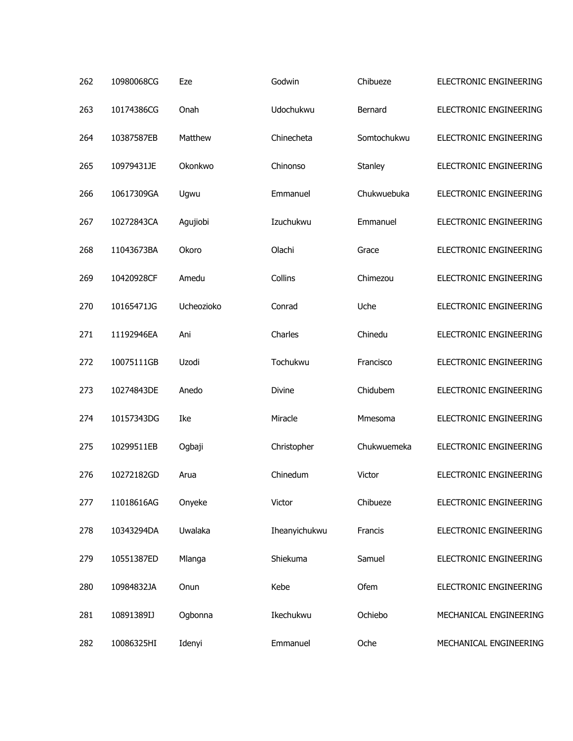| 262 | 10980068CG | Eze | Godwin | Chibueze | ELECTRONIC ENGINEERING |
|---|---|---|---|---|---|
| 263 | 10174386CG | Onah | Udochukwu | Bernard | ELECTRONIC ENGINEERING |
| 264 | 10387587EB | Matthew | Chinecheta | Somtochukwu | ELECTRONIC ENGINEERING |
| 265 | 10979431JE | Okonkwo | Chinonso | Stanley | ELECTRONIC ENGINEERING |
| 266 | 10617309GA | Ugwu | Emmanuel | Chukwuebuka | ELECTRONIC ENGINEERING |
| 267 | 10272843CA | Agujiobi | Izuchukwu | Emmanuel | ELECTRONIC ENGINEERING |
| 268 | 11043673BA | Okoro | Olachi | Grace | ELECTRONIC ENGINEERING |
| 269 | 10420928CF | Amedu | Collins | Chimezou | ELECTRONIC ENGINEERING |
| 270 | 10165471JG | Ucheozioko | Conrad | Uche | ELECTRONIC ENGINEERING |
| 271 | 11192946EA | Ani | Charles | Chinedu | ELECTRONIC ENGINEERING |
| 272 | 10075111GB | Uzodi | Tochukwu | Francisco | ELECTRONIC ENGINEERING |
| 273 | 10274843DE | Anedo | Divine | Chidubem | ELECTRONIC ENGINEERING |
| 274 | 10157343DG | Ike | Miracle | Mmesoma | ELECTRONIC ENGINEERING |
| 275 | 10299511EB | Ogbaji | Christopher | Chukwuemeka | ELECTRONIC ENGINEERING |
| 276 | 10272182GD | Arua | Chinedum | Victor | ELECTRONIC ENGINEERING |
| 277 | 11018616AG | Onyeke | Victor | Chibueze | ELECTRONIC ENGINEERING |
| 278 | 10343294DA | Uwalaka | Iheanyichukwu | Francis | ELECTRONIC ENGINEERING |
| 279 | 10551387ED | Mlanga | Shiekuma | Samuel | ELECTRONIC ENGINEERING |
| 280 | 10984832JA | Onun | Kebe | Ofem | ELECTRONIC ENGINEERING |
| 281 | 10891389IJ | Ogbonna | Ikechukwu | Ochiebo | MECHANICAL ENGINEERING |
| 282 | 10086325HI | Idenyi | Emmanuel | Oche | MECHANICAL ENGINEERING |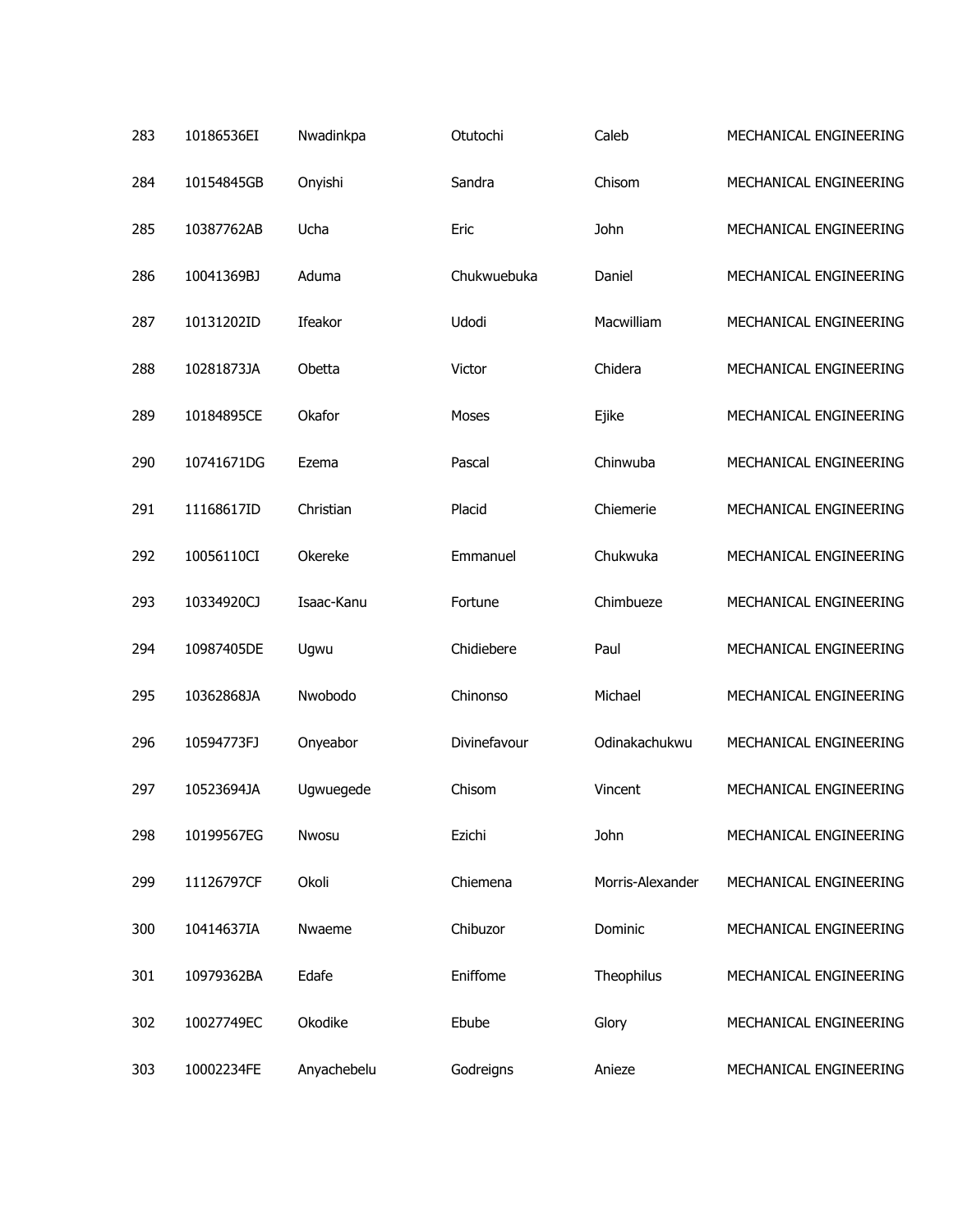| | | | | | |
|---|---|---|---|---|---|
| 283 | 10186536EI | Nwadinkpa | Otutochi | Caleb | MECHANICAL ENGINEERING |
| 284 | 10154845GB | Onyishi | Sandra | Chisom | MECHANICAL ENGINEERING |
| 285 | 10387762AB | Ucha | Eric | John | MECHANICAL ENGINEERING |
| 286 | 10041369BJ | Aduma | Chukwuebuka | Daniel | MECHANICAL ENGINEERING |
| 287 | 10131202ID | Ifeakor | Udodi | Macwilliam | MECHANICAL ENGINEERING |
| 288 | 10281873JA | Obetta | Victor | Chidera | MECHANICAL ENGINEERING |
| 289 | 10184895CE | Okafor | Moses | Ejike | MECHANICAL ENGINEERING |
| 290 | 10741671DG | Ezema | Pascal | Chinwuba | MECHANICAL ENGINEERING |
| 291 | 11168617ID | Christian | Placid | Chiemerie | MECHANICAL ENGINEERING |
| 292 | 10056110CI | Okereke | Emmanuel | Chukwuka | MECHANICAL ENGINEERING |
| 293 | 10334920CJ | Isaac-Kanu | Fortune | Chimbueze | MECHANICAL ENGINEERING |
| 294 | 10987405DE | Ugwu | Chidiebere | Paul | MECHANICAL ENGINEERING |
| 295 | 10362868JA | Nwobodo | Chinonso | Michael | MECHANICAL ENGINEERING |
| 296 | 10594773FJ | Onyeabor | Divinefavour | Odinakachukwu | MECHANICAL ENGINEERING |
| 297 | 10523694JA | Ugwuegede | Chisom | Vincent | MECHANICAL ENGINEERING |
| 298 | 10199567EG | Nwosu | Ezichi | John | MECHANICAL ENGINEERING |
| 299 | 11126797CF | Okoli | Chiemena | Morris-Alexander | MECHANICAL ENGINEERING |
| 300 | 10414637IA | Nwaeme | Chibuzor | Dominic | MECHANICAL ENGINEERING |
| 301 | 10979362BA | Edafe | Eniffome | Theophilus | MECHANICAL ENGINEERING |
| 302 | 10027749EC | Okodike | Ebube | Glory | MECHANICAL ENGINEERING |
| 303 | 10002234FE | Anyachebelu | Godreigns | Anieze | MECHANICAL ENGINEERING |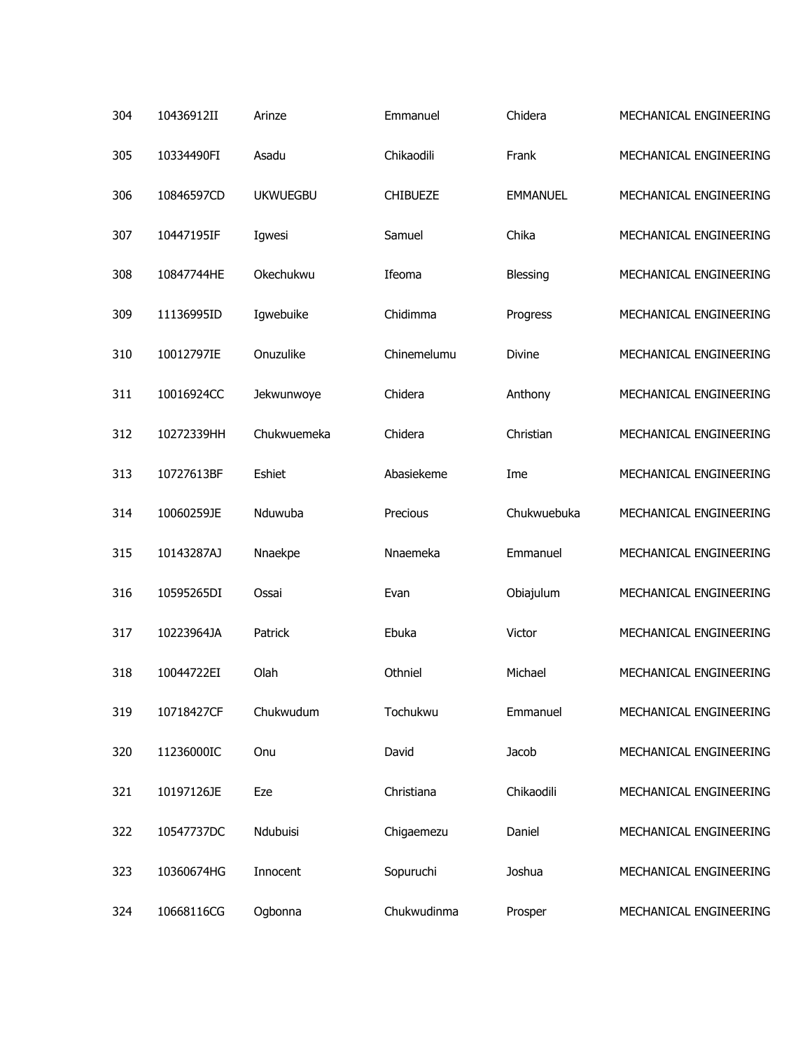| 304 | 10436912II | Arinze | Emmanuel | Chidera | MECHANICAL ENGINEERING |
|---|---|---|---|---|---|
| 305 | 10334490FI | Asadu | Chikaodili | Frank | MECHANICAL ENGINEERING |
| 306 | 10846597CD | UKWUEGBU | CHIBUEZE | EMMANUEL | MECHANICAL ENGINEERING |
| 307 | 10447195IF | Igwesi | Samuel | Chika | MECHANICAL ENGINEERING |
| 308 | 10847744HE | Okechukwu | Ifeoma | Blessing | MECHANICAL ENGINEERING |
| 309 | 11136995ID | Igwebuike | Chidimma | Progress | MECHANICAL ENGINEERING |
| 310 | 10012797IE | Onuzulike | Chinemelumu | Divine | MECHANICAL ENGINEERING |
| 311 | 10016924CC | Jekwunwoye | Chidera | Anthony | MECHANICAL ENGINEERING |
| 312 | 10272339HH | Chukwuemeka | Chidera | Christian | MECHANICAL ENGINEERING |
| 313 | 10727613BF | Eshiet | Abasiekeme | Ime | MECHANICAL ENGINEERING |
| 314 | 10060259JE | Nduwuba | Precious | Chukwuebuka | MECHANICAL ENGINEERING |
| 315 | 10143287AJ | Nnaekpe | Nnaemeka | Emmanuel | MECHANICAL ENGINEERING |
| 316 | 10595265DI | Ossai | Evan | Obiajulum | MECHANICAL ENGINEERING |
| 317 | 10223964JA | Patrick | Ebuka | Victor | MECHANICAL ENGINEERING |
| 318 | 10044722EI | Olah | Othniel | Michael | MECHANICAL ENGINEERING |
| 319 | 10718427CF | Chukwudum | Tochukwu | Emmanuel | MECHANICAL ENGINEERING |
| 320 | 11236000IC | Onu | David | Jacob | MECHANICAL ENGINEERING |
| 321 | 10197126JE | Eze | Christiana | Chikaodili | MECHANICAL ENGINEERING |
| 322 | 10547737DC | Ndubuisi | Chigaemezu | Daniel | MECHANICAL ENGINEERING |
| 323 | 10360674HG | Innocent | Sopuruchi | Joshua | MECHANICAL ENGINEERING |
| 324 | 10668116CG | Ogbonna | Chukwudinma | Prosper | MECHANICAL ENGINEERING |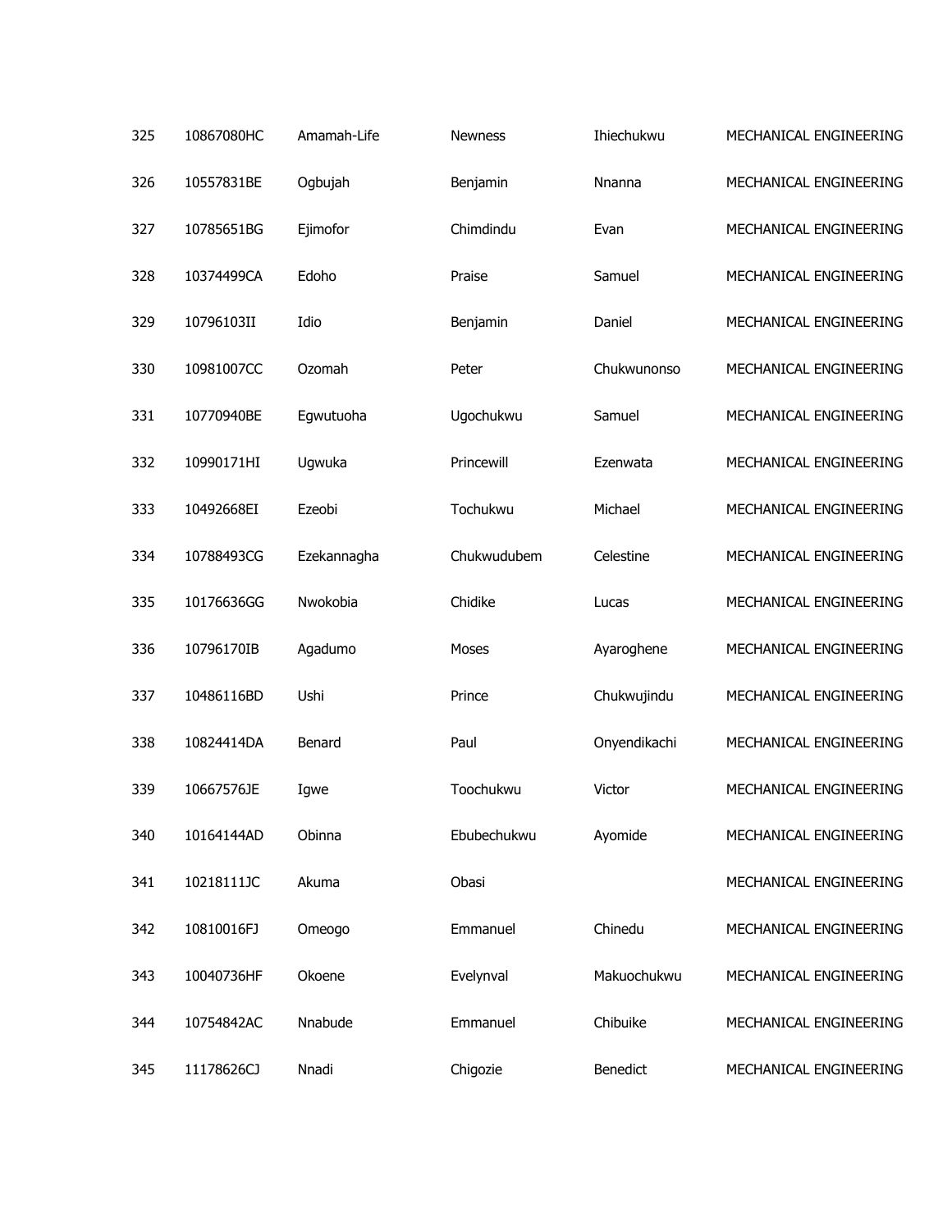| | | | | | |
|---|---|---|---|---|---|
| 325 | 10867080HC | Amamah-Life | Newness | Ihiechukwu | MECHANICAL ENGINEERING |
| 326 | 10557831BE | Ogbujah | Benjamin | Nnanna | MECHANICAL ENGINEERING |
| 327 | 10785651BG | Ejimofor | Chimdindu | Evan | MECHANICAL ENGINEERING |
| 328 | 10374499CA | Edoho | Praise | Samuel | MECHANICAL ENGINEERING |
| 329 | 10796103II | Idio | Benjamin | Daniel | MECHANICAL ENGINEERING |
| 330 | 10981007CC | Ozomah | Peter | Chukwunonso | MECHANICAL ENGINEERING |
| 331 | 10770940BE | Egwutuoha | Ugochukwu | Samuel | MECHANICAL ENGINEERING |
| 332 | 10990171HI | Ugwuka | Princewill | Ezenwata | MECHANICAL ENGINEERING |
| 333 | 10492668EI | Ezeobi | Tochukwu | Michael | MECHANICAL ENGINEERING |
| 334 | 10788493CG | Ezekannagha | Chukwudubem | Celestine | MECHANICAL ENGINEERING |
| 335 | 10176636GG | Nwokobia | Chidike | Lucas | MECHANICAL ENGINEERING |
| 336 | 10796170IB | Agadumo | Moses | Ayaroghene | MECHANICAL ENGINEERING |
| 337 | 10486116BD | Ushi | Prince | Chukwujindu | MECHANICAL ENGINEERING |
| 338 | 10824414DA | Benard | Paul | Onyendikachi | MECHANICAL ENGINEERING |
| 339 | 10667576JE | Igwe | Toochukwu | Victor | MECHANICAL ENGINEERING |
| 340 | 10164144AD | Obinna | Ebubechukwu | Ayomide | MECHANICAL ENGINEERING |
| 341 | 10218111JC | Akuma | Obasi | | MECHANICAL ENGINEERING |
| 342 | 10810016FJ | Omeogo | Emmanuel | Chinedu | MECHANICAL ENGINEERING |
| 343 | 10040736HF | Okoene | Evelynval | Makuochukwu | MECHANICAL ENGINEERING |
| 344 | 10754842AC | Nnabude | Emmanuel | Chibuike | MECHANICAL ENGINEERING |
| 345 | 11178626CJ | Nnadi | Chigozie | Benedict | MECHANICAL ENGINEERING |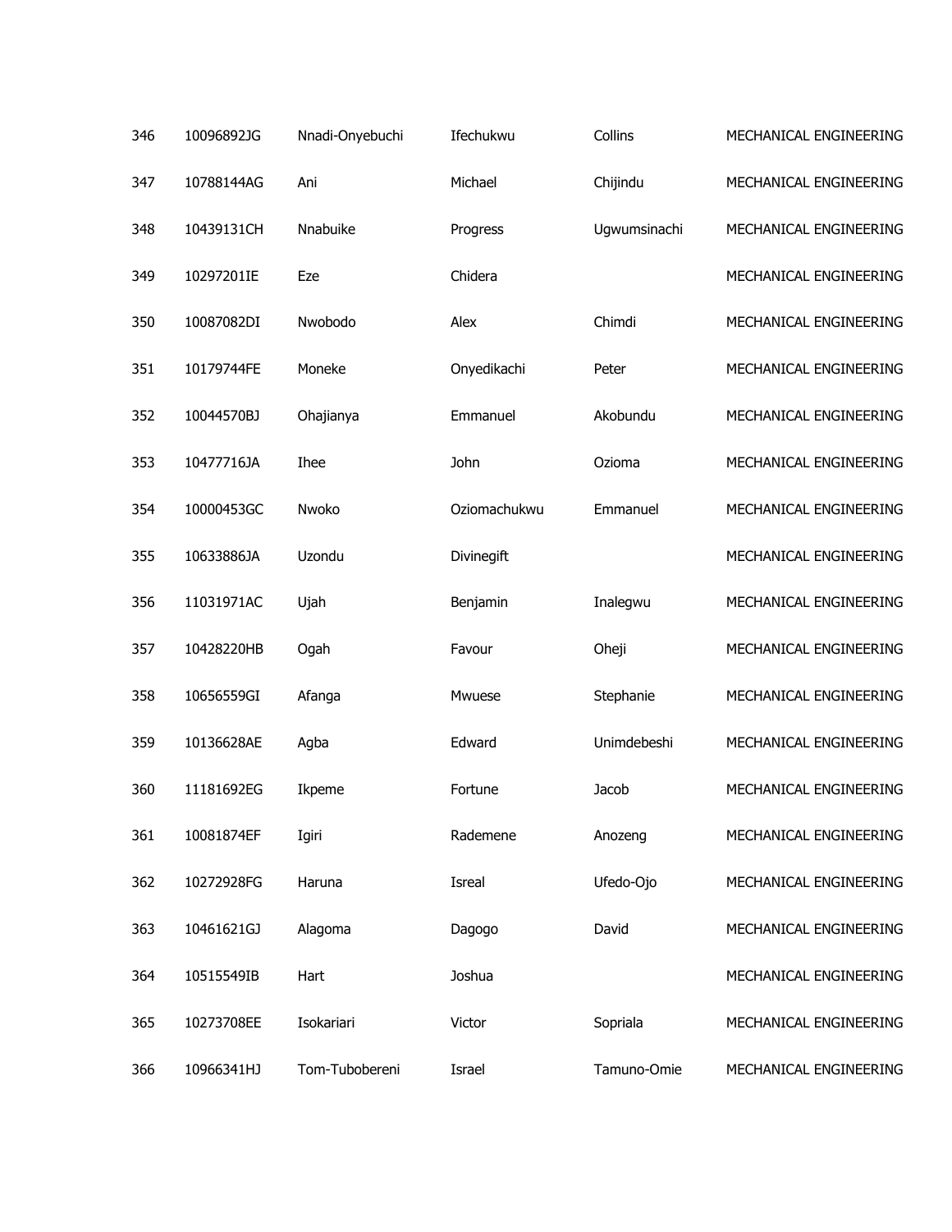| | | | | | |
|---|---|---|---|---|---|
| 346 | 10096892JG | Nnadi-Onyebuchi | Ifechukwu | Collins | MECHANICAL ENGINEERING |
| 347 | 10788144AG | Ani | Michael | Chijindu | MECHANICAL ENGINEERING |
| 348 | 10439131CH | Nnabuike | Progress | Ugwumsinachi | MECHANICAL ENGINEERING |
| 349 | 10297201IE | Eze | Chidera | | MECHANICAL ENGINEERING |
| 350 | 10087082DI | Nwobodo | Alex | Chimdi | MECHANICAL ENGINEERING |
| 351 | 10179744FE | Moneke | Onyedikachi | Peter | MECHANICAL ENGINEERING |
| 352 | 10044570BJ | Ohajianya | Emmanuel | Akobundu | MECHANICAL ENGINEERING |
| 353 | 10477716JA | Ihee | John | Ozioma | MECHANICAL ENGINEERING |
| 354 | 10000453GC | Nwoko | Oziomachukwu | Emmanuel | MECHANICAL ENGINEERING |
| 355 | 10633886JA | Uzondu | Divinegift | | MECHANICAL ENGINEERING |
| 356 | 11031971AC | Ujah | Benjamin | Inalegwu | MECHANICAL ENGINEERING |
| 357 | 10428220HB | Ogah | Favour | Oheji | MECHANICAL ENGINEERING |
| 358 | 10656559GI | Afanga | Mwuese | Stephanie | MECHANICAL ENGINEERING |
| 359 | 10136628AE | Agba | Edward | Unimdebeshi | MECHANICAL ENGINEERING |
| 360 | 11181692EG | Ikpeme | Fortune | Jacob | MECHANICAL ENGINEERING |
| 361 | 10081874EF | Igiri | Rademene | Anozeng | MECHANICAL ENGINEERING |
| 362 | 10272928FG | Haruna | Isreal | Ufedo-Ojo | MECHANICAL ENGINEERING |
| 363 | 10461621GJ | Alagoma | Dagogo | David | MECHANICAL ENGINEERING |
| 364 | 10515549IB | Hart | Joshua | | MECHANICAL ENGINEERING |
| 365 | 10273708EE | Isokariari | Victor | Sopriala | MECHANICAL ENGINEERING |
| 366 | 10966341HJ | Tom-Tubobereni | Israel | Tamuno-Omie | MECHANICAL ENGINEERING |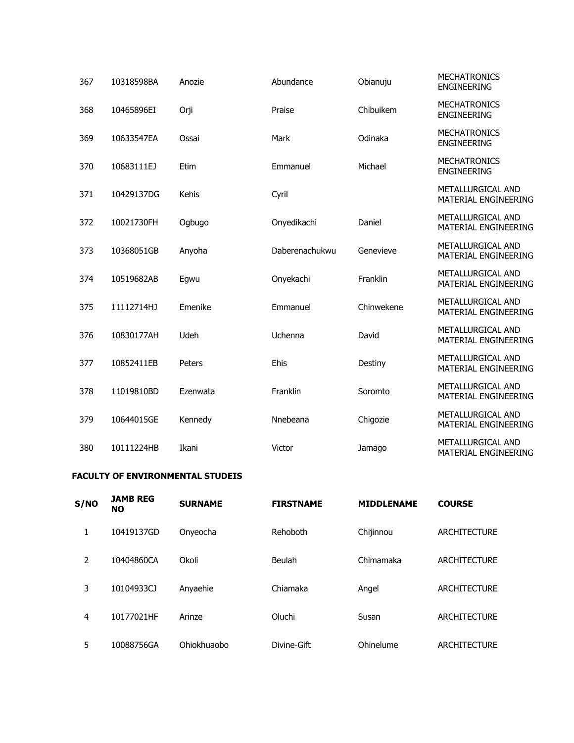| | | | | | |
|---|---|---|---|---|---|
| 367 | 10318598BA | Anozie | Abundance | Obianuju | MECHATRONICS ENGINEERING |
| 368 | 10465896EI | Orji | Praise | Chibuikem | MECHATRONICS ENGINEERING |
| 369 | 10633547EA | Ossai | Mark | Odinaka | MECHATRONICS ENGINEERING |
| 370 | 10683111EJ | Etim | Emmanuel | Michael | MECHATRONICS ENGINEERING |
| 371 | 10429137DG | Kehis | Cyril | | METALLURGICAL AND MATERIAL ENGINEERING |
| 372 | 10021730FH | Ogbugo | Onyedikachi | Daniel | METALLURGICAL AND MATERIAL ENGINEERING |
| 373 | 10368051GB | Anyoha | Daberenachukwu | Genevieve | METALLURGICAL AND MATERIAL ENGINEERING |
| 374 | 10519682AB | Egwu | Onyekachi | Franklin | METALLURGICAL AND MATERIAL ENGINEERING |
| 375 | 11112714HJ | Emenike | Emmanuel | Chinwekene | METALLURGICAL AND MATERIAL ENGINEERING |
| 376 | 10830177AH | Udeh | Uchenna | David | METALLURGICAL AND MATERIAL ENGINEERING |
| 377 | 10852411EB | Peters | Ehis | Destiny | METALLURGICAL AND MATERIAL ENGINEERING |
| 378 | 11019810BD | Ezenwata | Franklin | Soromto | METALLURGICAL AND MATERIAL ENGINEERING |
| 379 | 10644015GE | Kennedy | Nnebeana | Chigozie | METALLURGICAL AND MATERIAL ENGINEERING |
| 380 | 10111224HB | Ikani | Victor | Jamago | METALLURGICAL AND MATERIAL ENGINEERING |

**FACULTY OF ENVIRONMENTAL STUDEIS**

| S/NO | JAMB REG NO | SURNAME | FIRSTNAME | MIDDLENAME | COURSE |
|---|---|---|---|---|---|
| 1 | 10419137GD | Onyeocha | Rehoboth | Chijinnou | ARCHITECTURE |
| 2 | 10404860CA | Okoli | Beulah | Chimamaka | ARCHITECTURE |
| 3 | 10104933CJ | Anyaehie | Chiamaka | Angel | ARCHITECTURE |
| 4 | 10177021HF | Arinze | Oluchi | Susan | ARCHITECTURE |
| 5 | 10088756GA | Ohiokhuaobo | Divine-Gift | Ohinelume | ARCHITECTURE |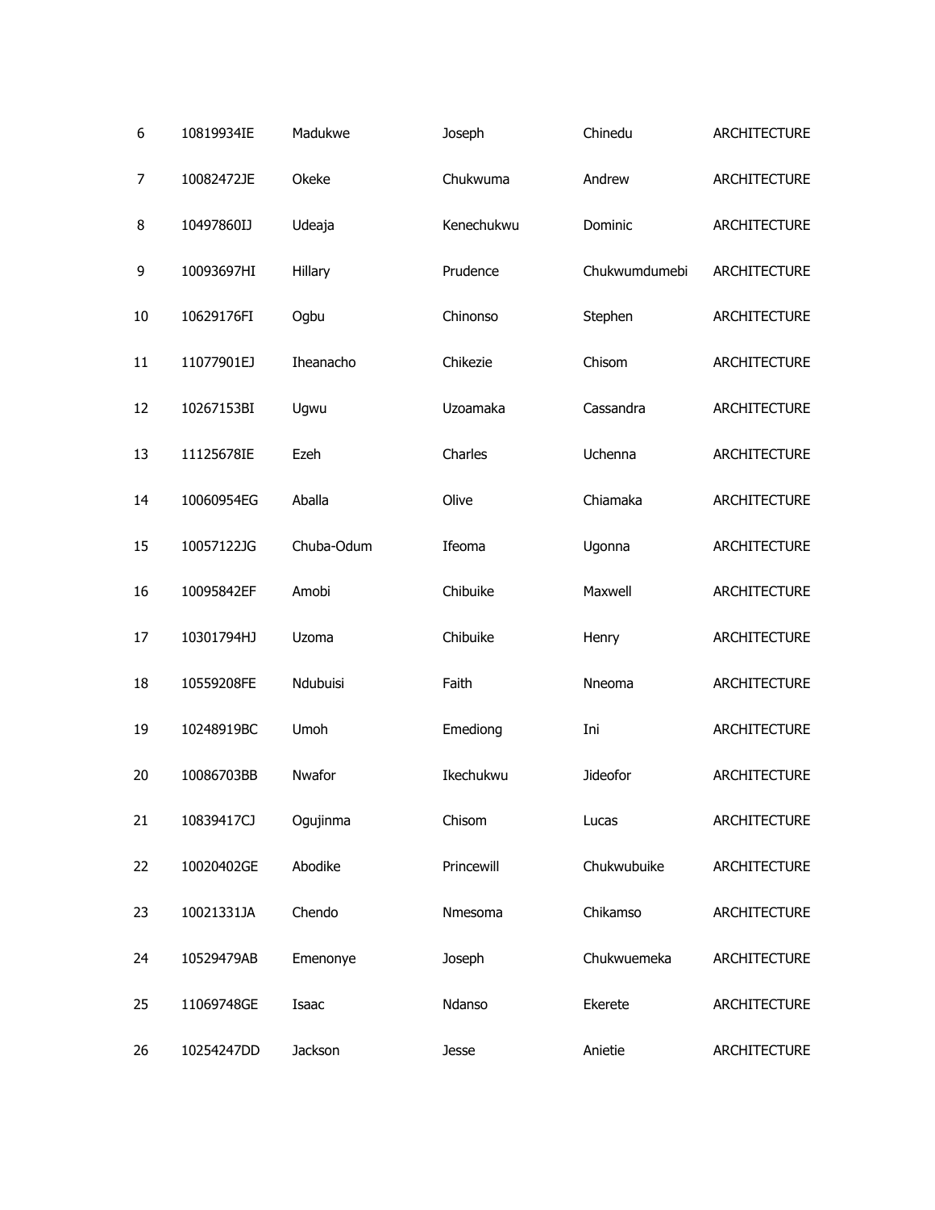| | | | | | |
|---|---|---|---|---|---|
| 6 | 10819934IE | Madukwe | Joseph | Chinedu | ARCHITECTURE |
| 7 | 10082472JE | Okeke | Chukwuma | Andrew | ARCHITECTURE |
| 8 | 10497860IJ | Udeaja | Kenechukwu | Dominic | ARCHITECTURE |
| 9 | 10093697HI | Hillary | Prudence | Chukwumdumebi | ARCHITECTURE |
| 10 | 10629176FI | Ogbu | Chinonso | Stephen | ARCHITECTURE |
| 11 | 11077901EJ | Iheanacho | Chikezie | Chisom | ARCHITECTURE |
| 12 | 10267153BI | Ugwu | Uzoamaka | Cassandra | ARCHITECTURE |
| 13 | 11125678IE | Ezeh | Charles | Uchenna | ARCHITECTURE |
| 14 | 10060954EG | Aballa | Olive | Chiamaka | ARCHITECTURE |
| 15 | 10057122JG | Chuba-Odum | Ifeoma | Ugonna | ARCHITECTURE |
| 16 | 10095842EF | Amobi | Chibuike | Maxwell | ARCHITECTURE |
| 17 | 10301794HJ | Uzoma | Chibuike | Henry | ARCHITECTURE |
| 18 | 10559208FE | Ndubuisi | Faith | Nneoma | ARCHITECTURE |
| 19 | 10248919BC | Umoh | Emediong | Ini | ARCHITECTURE |
| 20 | 10086703BB | Nwafor | Ikechukwu | Jideofor | ARCHITECTURE |
| 21 | 10839417CJ | Ogujinma | Chisom | Lucas | ARCHITECTURE |
| 22 | 10020402GE | Abodike | Princewill | Chukwubuike | ARCHITECTURE |
| 23 | 10021331JA | Chendo | Nmesoma | Chikamso | ARCHITECTURE |
| 24 | 10529479AB | Emenonye | Joseph | Chukwuemeka | ARCHITECTURE |
| 25 | 11069748GE | Isaac | Ndanso | Ekerete | ARCHITECTURE |
| 26 | 10254247DD | Jackson | Jesse | Anietie | ARCHITECTURE |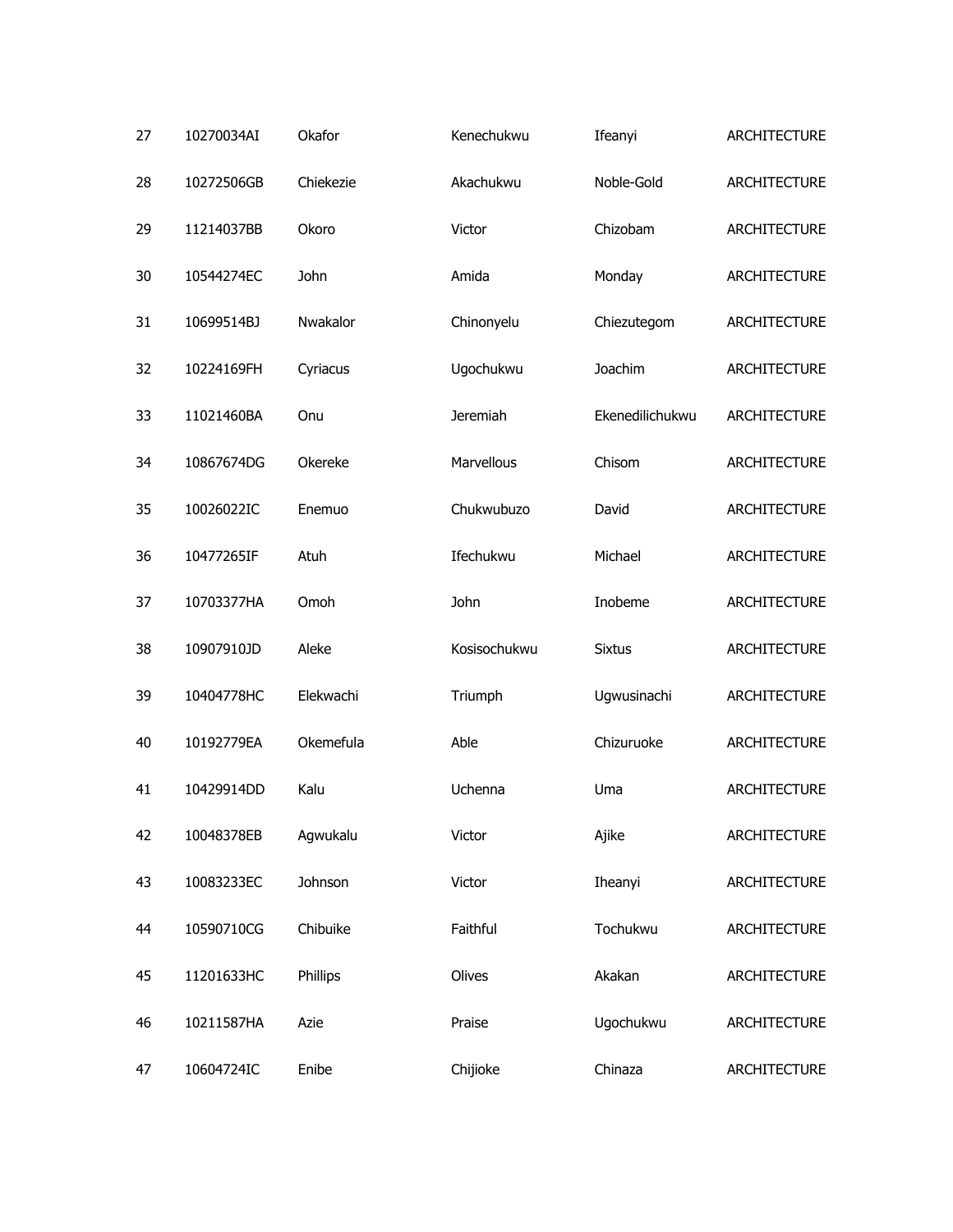| | | | | | |
|---|---|---|---|---|---|
| 27 | 10270034AI | Okafor | Kenechukwu | Ifeanyi | ARCHITECTURE |
| 28 | 10272506GB | Chiekezie | Akachukwu | Noble-Gold | ARCHITECTURE |
| 29 | 11214037BB | Okoro | Victor | Chizobam | ARCHITECTURE |
| 30 | 10544274EC | John | Amida | Monday | ARCHITECTURE |
| 31 | 10699514BJ | Nwakalor | Chinonyelu | Chiezutegom | ARCHITECTURE |
| 32 | 10224169FH | Cyriacus | Ugochukwu | Joachim | ARCHITECTURE |
| 33 | 11021460BA | Onu | Jeremiah | Ekenedilichukwu | ARCHITECTURE |
| 34 | 10867674DG | Okereke | Marvellous | Chisom | ARCHITECTURE |
| 35 | 10026022IC | Enemuo | Chukwubuzo | David | ARCHITECTURE |
| 36 | 10477265IF | Atuh | Ifechukwu | Michael | ARCHITECTURE |
| 37 | 10703377HA | Omoh | John | Inobeme | ARCHITECTURE |
| 38 | 10907910JD | Aleke | Kosisochukwu | Sixtus | ARCHITECTURE |
| 39 | 10404778HC | Elekwachi | Triumph | Ugwusinachi | ARCHITECTURE |
| 40 | 10192779EA | Okemefula | Able | Chizuruoke | ARCHITECTURE |
| 41 | 10429914DD | Kalu | Uchenna | Uma | ARCHITECTURE |
| 42 | 10048378EB | Agwukalu | Victor | Ajike | ARCHITECTURE |
| 43 | 10083233EC | Johnson | Victor | Iheanyi | ARCHITECTURE |
| 44 | 10590710CG | Chibuike | Faithful | Tochukwu | ARCHITECTURE |
| 45 | 11201633HC | Phillips | Olives | Akakan | ARCHITECTURE |
| 46 | 10211587HA | Azie | Praise | Ugochukwu | ARCHITECTURE |
| 47 | 10604724IC | Enibe | Chijioke | Chinaza | ARCHITECTURE |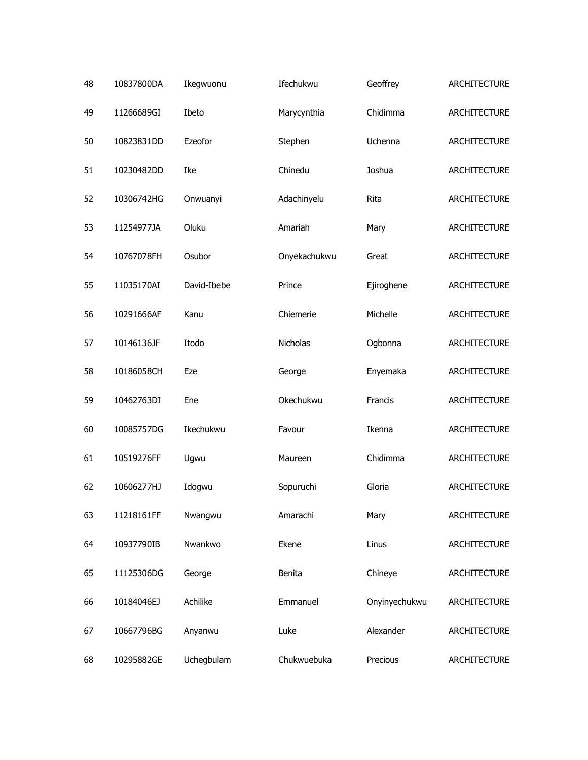| | | | | | |
|---|---|---|---|---|---|
| 48 | 10837800DA | Ikegwuonu | Ifechukwu | Geoffrey | ARCHITECTURE |
| 49 | 11266689GI | Ibeto | Marycynthia | Chidimma | ARCHITECTURE |
| 50 | 10823831DD | Ezeofor | Stephen | Uchenna | ARCHITECTURE |
| 51 | 10230482DD | Ike | Chinedu | Joshua | ARCHITECTURE |
| 52 | 10306742HG | Onwuanyi | Adachinyelu | Rita | ARCHITECTURE |
| 53 | 11254977JA | Oluku | Amariah | Mary | ARCHITECTURE |
| 54 | 10767078FH | Osubor | Onyekachukwu | Great | ARCHITECTURE |
| 55 | 11035170AI | David-Ibebe | Prince | Ejiroghene | ARCHITECTURE |
| 56 | 10291666AF | Kanu | Chiemerie | Michelle | ARCHITECTURE |
| 57 | 10146136JF | Itodo | Nicholas | Ogbonna | ARCHITECTURE |
| 58 | 10186058CH | Eze | George | Enyemaka | ARCHITECTURE |
| 59 | 10462763DI | Ene | Okechukwu | Francis | ARCHITECTURE |
| 60 | 10085757DG | Ikechukwu | Favour | Ikenna | ARCHITECTURE |
| 61 | 10519276FF | Ugwu | Maureen | Chidimma | ARCHITECTURE |
| 62 | 10606277HJ | Idogwu | Sopuruchi | Gloria | ARCHITECTURE |
| 63 | 11218161FF | Nwangwu | Amarachi | Mary | ARCHITECTURE |
| 64 | 10937790IB | Nwankwo | Ekene | Linus | ARCHITECTURE |
| 65 | 11125306DG | George | Benita | Chineye | ARCHITECTURE |
| 66 | 10184046EJ | Achilike | Emmanuel | Onyinyechukwu | ARCHITECTURE |
| 67 | 10667796BG | Anyanwu | Luke | Alexander | ARCHITECTURE |
| 68 | 10295882GE | Uchegbulam | Chukwuebuka | Precious | ARCHITECTURE |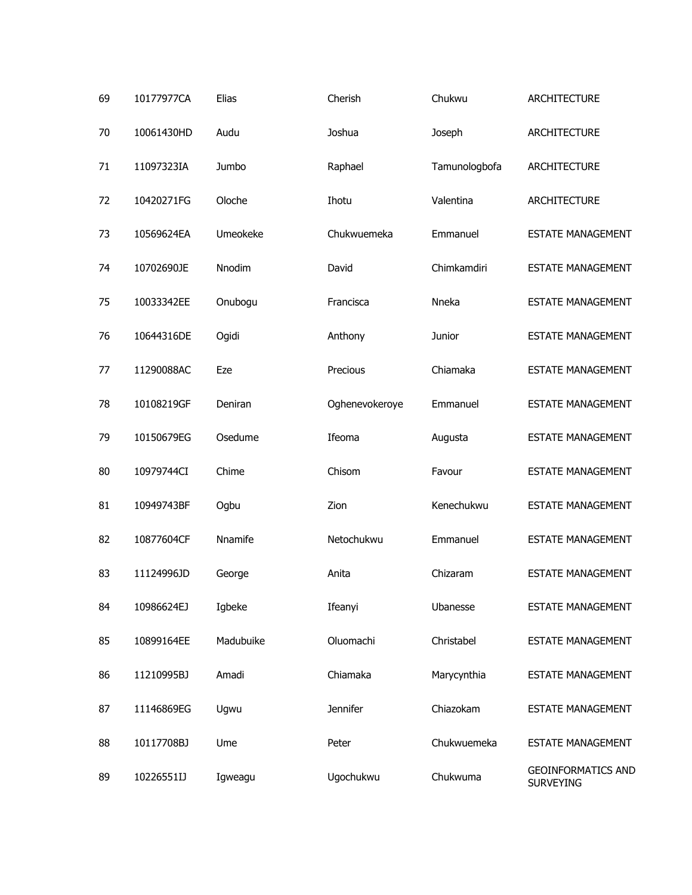| | | | | | |
|---|---|---|---|---|---|
| 69 | 10177977CA | Elias | Cherish | Chukwu | ARCHITECTURE |
| 70 | 10061430HD | Audu | Joshua | Joseph | ARCHITECTURE |
| 71 | 11097323IA | Jumbo | Raphael | Tamunologbofa | ARCHITECTURE |
| 72 | 10420271FG | Oloche | Ihotu | Valentina | ARCHITECTURE |
| 73 | 10569624EA | Umeokeke | Chukwuemeka | Emmanuel | ESTATE MANAGEMENT |
| 74 | 10702690JE | Nnodim | David | Chimkamdiri | ESTATE MANAGEMENT |
| 75 | 10033342EE | Onubogu | Francisca | Nneka | ESTATE MANAGEMENT |
| 76 | 10644316DE | Ogidi | Anthony | Junior | ESTATE MANAGEMENT |
| 77 | 11290088AC | Eze | Precious | Chiamaka | ESTATE MANAGEMENT |
| 78 | 10108219GF | Deniran | Oghenevokeroye | Emmanuel | ESTATE MANAGEMENT |
| 79 | 10150679EG | Osedume | Ifeoma | Augusta | ESTATE MANAGEMENT |
| 80 | 10979744CI | Chime | Chisom | Favour | ESTATE MANAGEMENT |
| 81 | 10949743BF | Ogbu | Zion | Kenechukwu | ESTATE MANAGEMENT |
| 82 | 10877604CF | Nnamife | Netochukwu | Emmanuel | ESTATE MANAGEMENT |
| 83 | 11124996JD | George | Anita | Chizaram | ESTATE MANAGEMENT |
| 84 | 10986624EJ | Igbeke | Ifeanyi | Ubanesse | ESTATE MANAGEMENT |
| 85 | 10899164EE | Madubuike | Oluomachi | Christabel | ESTATE MANAGEMENT |
| 86 | 11210995BJ | Amadi | Chiamaka | Marycynthia | ESTATE MANAGEMENT |
| 87 | 11146869EG | Ugwu | Jennifer | Chiazokam | ESTATE MANAGEMENT |
| 88 | 10117708BJ | Ume | Peter | Chukwuemeka | ESTATE MANAGEMENT |
| 89 | 10226551IJ | Igweagu | Ugochukwu | Chukwuma | GEOINFORMATICS AND SURVEYING |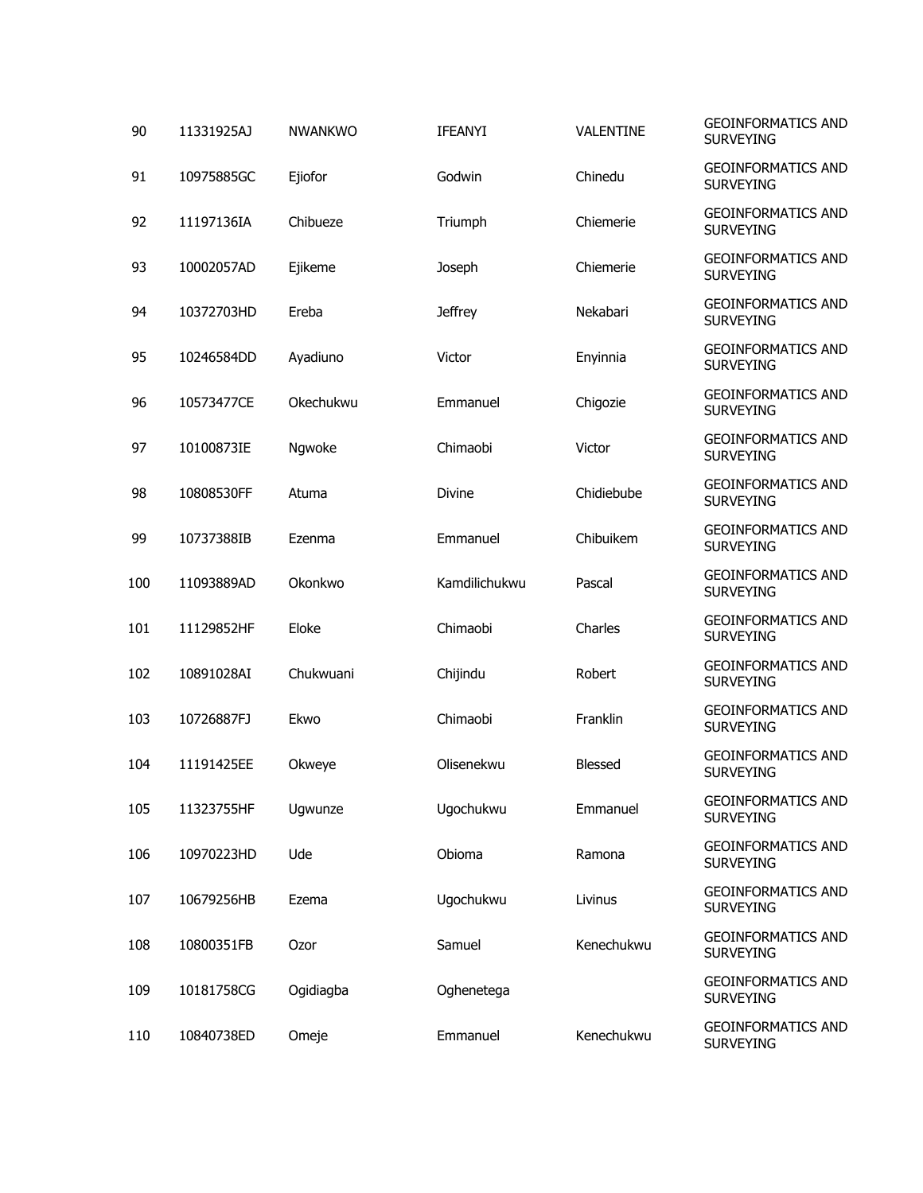| | | | | | |
|---|---|---|---|---|---|
| 90 | 11331925AJ | NWANKWO | IFEANYI | VALENTINE | GEOINFORMATICS AND SURVEYING |
| 91 | 10975885GC | Ejiofor | Godwin | Chinedu | GEOINFORMATICS AND SURVEYING |
| 92 | 11197136IA | Chibueze | Triumph | Chiemerie | GEOINFORMATICS AND SURVEYING |
| 93 | 10002057AD | Ejikeme | Joseph | Chiemerie | GEOINFORMATICS AND SURVEYING |
| 94 | 10372703HD | Ereba | Jeffrey | Nekabari | GEOINFORMATICS AND SURVEYING |
| 95 | 10246584DD | Ayadiuno | Victor | Enyinnia | GEOINFORMATICS AND SURVEYING |
| 96 | 10573477CE | Okechukwu | Emmanuel | Chigozie | GEOINFORMATICS AND SURVEYING |
| 97 | 10100873IE | Ngwoke | Chimaobi | Victor | GEOINFORMATICS AND SURVEYING |
| 98 | 10808530FF | Atuma | Divine | Chidiebube | GEOINFORMATICS AND SURVEYING |
| 99 | 10737388IB | Ezenma | Emmanuel | Chibuikem | GEOINFORMATICS AND SURVEYING |
| 100 | 11093889AD | Okonkwo | Kamdilichukwu | Pascal | GEOINFORMATICS AND SURVEYING |
| 101 | 11129852HF | Eloke | Chimaobi | Charles | GEOINFORMATICS AND SURVEYING |
| 102 | 10891028AI | Chukwuani | Chijindu | Robert | GEOINFORMATICS AND SURVEYING |
| 103 | 10726887FJ | Ekwo | Chimaobi | Franklin | GEOINFORMATICS AND SURVEYING |
| 104 | 11191425EE | Okweye | Olisenekwu | Blessed | GEOINFORMATICS AND SURVEYING |
| 105 | 11323755HF | Ugwunze | Ugochukwu | Emmanuel | GEOINFORMATICS AND SURVEYING |
| 106 | 10970223HD | Ude | Obioma | Ramona | GEOINFORMATICS AND SURVEYING |
| 107 | 10679256HB | Ezema | Ugochukwu | Livinus | GEOINFORMATICS AND SURVEYING |
| 108 | 10800351FB | Ozor | Samuel | Kenechukwu | GEOINFORMATICS AND SURVEYING |
| 109 | 10181758CG | Ogidiagba | Oghenetega | | GEOINFORMATICS AND SURVEYING |
| 110 | 10840738ED | Omeje | Emmanuel | Kenechukwu | GEOINFORMATICS AND SURVEYING |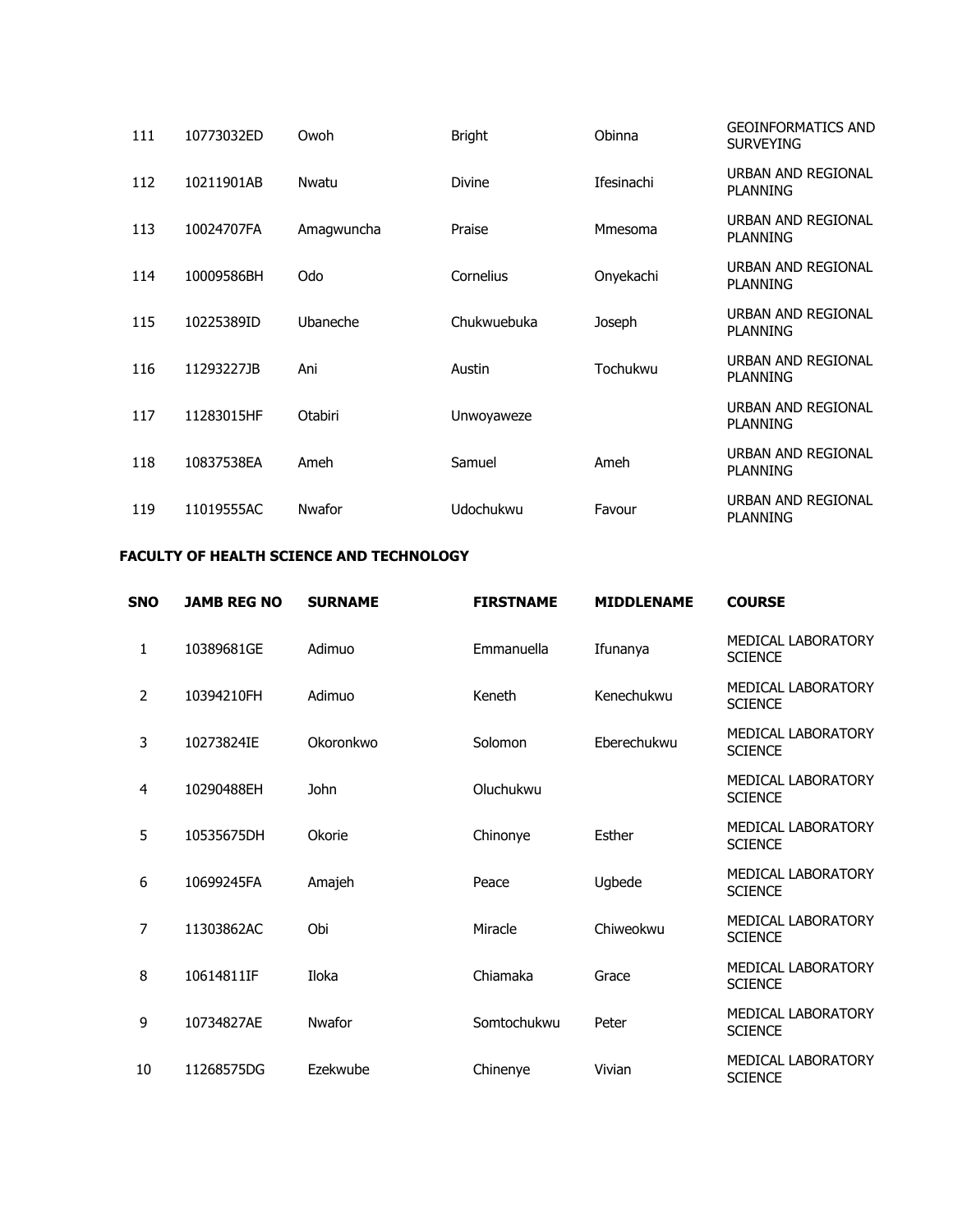| | | | | | |
|---|---|---|---|---|---|
| 111 | 10773032ED | Owoh | Bright | Obinna | GEOINFORMATICS AND SURVEYING |
| 112 | 10211901AB | Nwatu | Divine | Ifesinachi | URBAN AND REGIONAL PLANNING |
| 113 | 10024707FA | Amagwuncha | Praise | Mmesoma | URBAN AND REGIONAL PLANNING |
| 114 | 10009586BH | Odo | Cornelius | Onyekachi | URBAN AND REGIONAL PLANNING |
| 115 | 10225389ID | Ubaneche | Chukwuebuka | Joseph | URBAN AND REGIONAL PLANNING |
| 116 | 11293227JB | Ani | Austin | Tochukwu | URBAN AND REGIONAL PLANNING |
| 117 | 11283015HF | Otabiri | Unwoyaweze | | URBAN AND REGIONAL PLANNING |
| 118 | 10837538EA | Ameh | Samuel | Ameh | URBAN AND REGIONAL PLANNING |
| 119 | 11019555AC | Nwafor | Udochukwu | Favour | URBAN AND REGIONAL PLANNING |

**FACULTY OF HEALTH SCIENCE AND TECHNOLOGY**

| SNO | JAMB REG NO | SURNAME | FIRSTNAME | MIDDLENAME | COURSE |
|---|---|---|---|---|---|
| 1 | 10389681GE | Adimuo | Emmanuella | Ifunanya | MEDICAL LABORATORY SCIENCE |
| 2 | 10394210FH | Adimuo | Keneth | Kenechukwu | MEDICAL LABORATORY SCIENCE |
| 3 | 10273824IE | Okoronkwo | Solomon | Eberechukwu | MEDICAL LABORATORY SCIENCE |
| 4 | 10290488EH | John | Oluchukwu | | MEDICAL LABORATORY SCIENCE |
| 5 | 10535675DH | Okorie | Chinonye | Esther | MEDICAL LABORATORY SCIENCE |
| 6 | 10699245FA | Amajeh | Peace | Ugbede | MEDICAL LABORATORY SCIENCE |
| 7 | 11303862AC | Obi | Miracle | Chiweokwu | MEDICAL LABORATORY SCIENCE |
| 8 | 10614811IF | Iloka | Chiamaka | Grace | MEDICAL LABORATORY SCIENCE |
| 9 | 10734827AE | Nwafor | Somtochukwu | Peter | MEDICAL LABORATORY SCIENCE |
| 10 | 11268575DG | Ezekwube | Chinenye | Vivian | MEDICAL LABORATORY SCIENCE |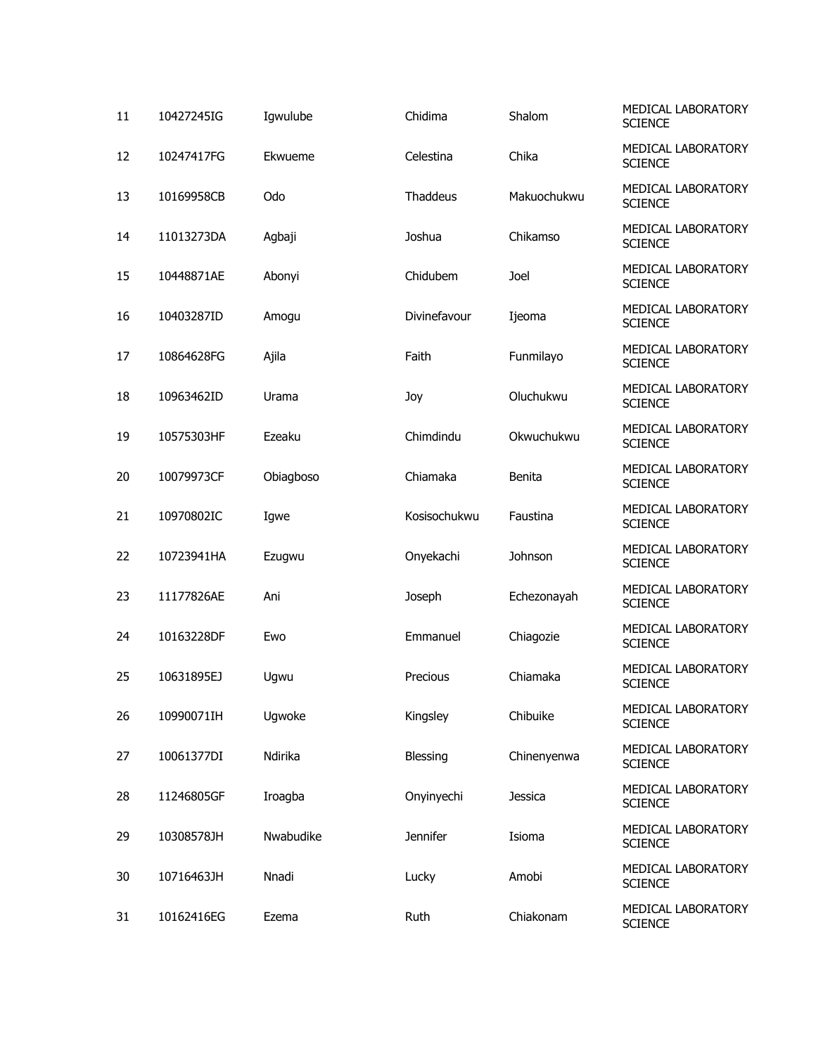| | | | | | |
|---|---|---|---|---|---|
| 11 | 10427245IG | Igwulube | Chidima | Shalom | MEDICAL LABORATORY SCIENCE |
| 12 | 10247417FG | Ekwueme | Celestina | Chika | MEDICAL LABORATORY SCIENCE |
| 13 | 10169958CB | Odo | Thaddeus | Makuochukwu | MEDICAL LABORATORY SCIENCE |
| 14 | 11013273DA | Agbaji | Joshua | Chikamso | MEDICAL LABORATORY SCIENCE |
| 15 | 10448871AE | Abonyi | Chidubem | Joel | MEDICAL LABORATORY SCIENCE |
| 16 | 10403287ID | Amogu | Divinefavour | Ijeoma | MEDICAL LABORATORY SCIENCE |
| 17 | 10864628FG | Ajila | Faith | Funmilayo | MEDICAL LABORATORY SCIENCE |
| 18 | 10963462ID | Urama | Joy | Oluchukwu | MEDICAL LABORATORY SCIENCE |
| 19 | 10575303HF | Ezeaku | Chimdindu | Okwuchukwu | MEDICAL LABORATORY SCIENCE |
| 20 | 10079973CF | Obiagboso | Chiamaka | Benita | MEDICAL LABORATORY SCIENCE |
| 21 | 10970802IC | Igwe | Kosisochukwu | Faustina | MEDICAL LABORATORY SCIENCE |
| 22 | 10723941HA | Ezugwu | Onyekachi | Johnson | MEDICAL LABORATORY SCIENCE |
| 23 | 11177826AE | Ani | Joseph | Echezonayah | MEDICAL LABORATORY SCIENCE |
| 24 | 10163228DF | Ewo | Emmanuel | Chiagozie | MEDICAL LABORATORY SCIENCE |
| 25 | 10631895EJ | Ugwu | Precious | Chiamaka | MEDICAL LABORATORY SCIENCE |
| 26 | 10990071IH | Ugwoke | Kingsley | Chibuike | MEDICAL LABORATORY SCIENCE |
| 27 | 10061377DI | Ndirika | Blessing | Chinenyenwa | MEDICAL LABORATORY SCIENCE |
| 28 | 11246805GF | Iroagba | Onyinyechi | Jessica | MEDICAL LABORATORY SCIENCE |
| 29 | 10308578JH | Nwabudike | Jennifer | Isioma | MEDICAL LABORATORY SCIENCE |
| 30 | 10716463JH | Nnadi | Lucky | Amobi | MEDICAL LABORATORY SCIENCE |
| 31 | 10162416EG | Ezema | Ruth | Chiakonam | MEDICAL LABORATORY SCIENCE |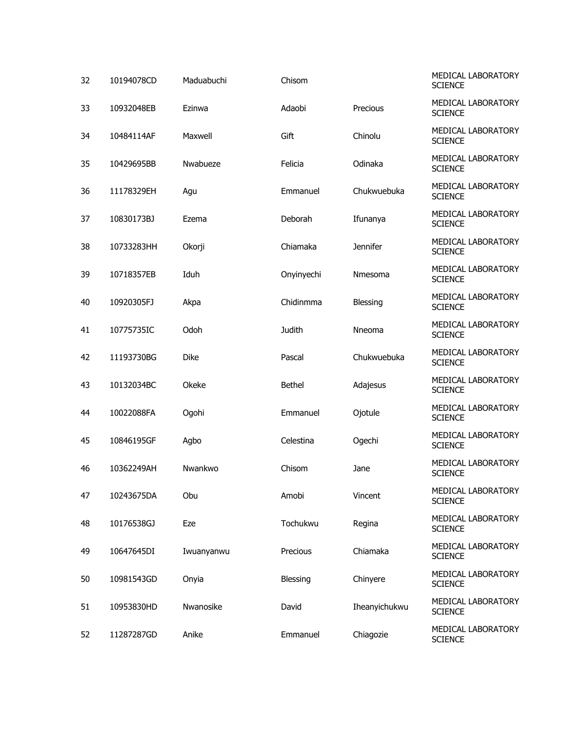| | | | | | |
|---|---|---|---|---|---|
| 32 | 10194078CD | Maduabuchi | Chisom | | MEDICAL LABORATORY SCIENCE |
| 33 | 10932048EB | Ezinwa | Adaobi | Precious | MEDICAL LABORATORY SCIENCE |
| 34 | 10484114AF | Maxwell | Gift | Chinolu | MEDICAL LABORATORY SCIENCE |
| 35 | 10429695BB | Nwabueze | Felicia | Odinaka | MEDICAL LABORATORY SCIENCE |
| 36 | 11178329EH | Agu | Emmanuel | Chukwuebuka | MEDICAL LABORATORY SCIENCE |
| 37 | 10830173BJ | Ezema | Deborah | Ifunanya | MEDICAL LABORATORY SCIENCE |
| 38 | 10733283HH | Okorji | Chiamaka | Jennifer | MEDICAL LABORATORY SCIENCE |
| 39 | 10718357EB | Iduh | Onyinyechi | Nmesoma | MEDICAL LABORATORY SCIENCE |
| 40 | 10920305FJ | Akpa | Chidinmma | Blessing | MEDICAL LABORATORY SCIENCE |
| 41 | 10775735IC | Odoh | Judith | Nneoma | MEDICAL LABORATORY SCIENCE |
| 42 | 11193730BG | Dike | Pascal | Chukwuebuka | MEDICAL LABORATORY SCIENCE |
| 43 | 10132034BC | Okeke | Bethel | Adajesus | MEDICAL LABORATORY SCIENCE |
| 44 | 10022088FA | Ogohi | Emmanuel | Ojotule | MEDICAL LABORATORY SCIENCE |
| 45 | 10846195GF | Agbo | Celestina | Ogechi | MEDICAL LABORATORY SCIENCE |
| 46 | 10362249AH | Nwankwo | Chisom | Jane | MEDICAL LABORATORY SCIENCE |
| 47 | 10243675DA | Obu | Amobi | Vincent | MEDICAL LABORATORY SCIENCE |
| 48 | 10176538GJ | Eze | Tochukwu | Regina | MEDICAL LABORATORY SCIENCE |
| 49 | 10647645DI | Iwuanyanwu | Precious | Chiamaka | MEDICAL LABORATORY SCIENCE |
| 50 | 10981543GD | Onyia | Blessing | Chinyere | MEDICAL LABORATORY SCIENCE |
| 51 | 10953830HD | Nwanosike | David | Iheanyichukwu | MEDICAL LABORATORY SCIENCE |
| 52 | 11287287GD | Anike | Emmanuel | Chiagozie | MEDICAL LABORATORY SCIENCE |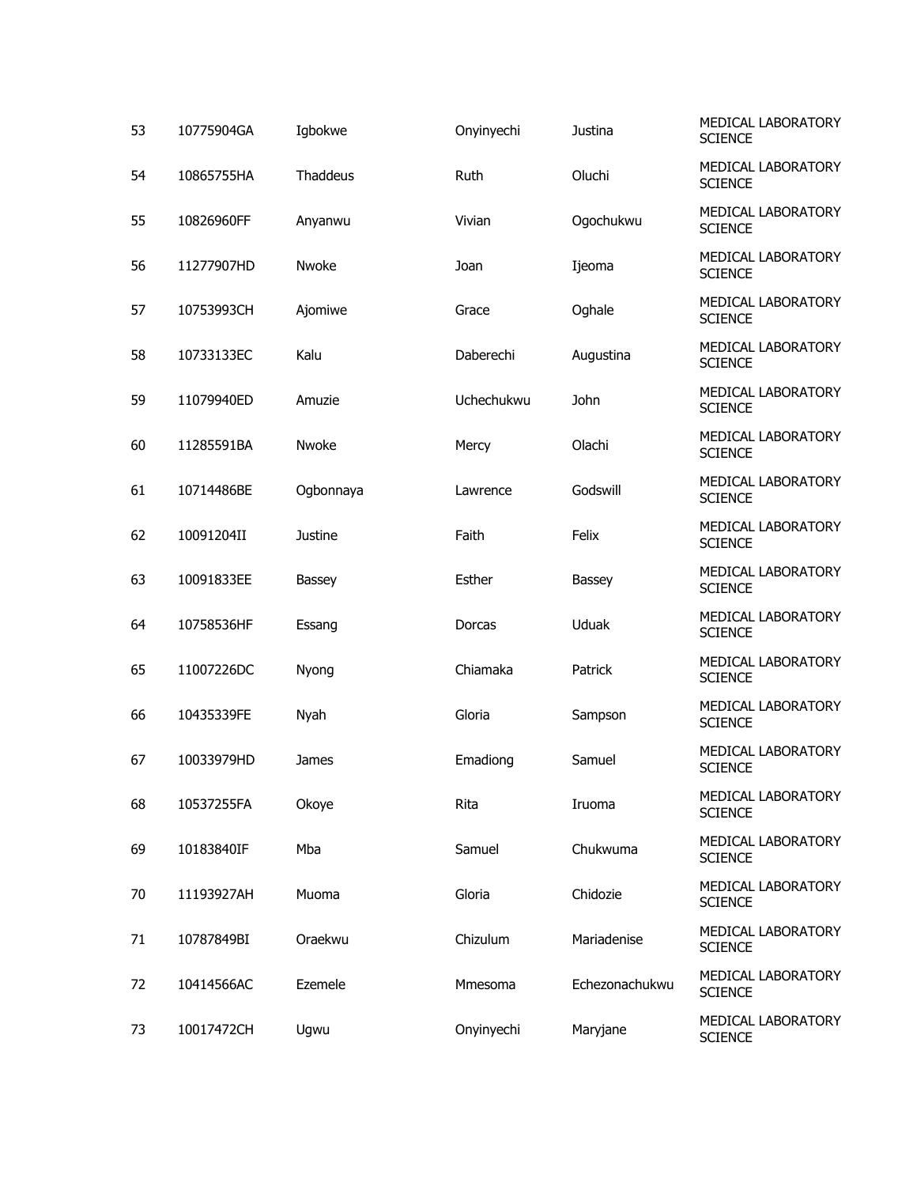| | | | | | |
|---|---|---|---|---|---|
| 53 | 10775904GA | Igbokwe | Onyinyechi | Justina | MEDICAL LABORATORY SCIENCE |
| 54 | 10865755HA | Thaddeus | Ruth | Oluchi | MEDICAL LABORATORY SCIENCE |
| 55 | 10826960FF | Anyanwu | Vivian | Ogochukwu | MEDICAL LABORATORY SCIENCE |
| 56 | 11277907HD | Nwoke | Joan | Ijeoma | MEDICAL LABORATORY SCIENCE |
| 57 | 10753993CH | Ajomiwe | Grace | Oghale | MEDICAL LABORATORY SCIENCE |
| 58 | 10733133EC | Kalu | Daberechi | Augustina | MEDICAL LABORATORY SCIENCE |
| 59 | 11079940ED | Amuzie | Uchechukwu | John | MEDICAL LABORATORY SCIENCE |
| 60 | 11285591BA | Nwoke | Mercy | Olachi | MEDICAL LABORATORY SCIENCE |
| 61 | 10714486BE | Ogbonnaya | Lawrence | Godswill | MEDICAL LABORATORY SCIENCE |
| 62 | 10091204II | Justine | Faith | Felix | MEDICAL LABORATORY SCIENCE |
| 63 | 10091833EE | Bassey | Esther | Bassey | MEDICAL LABORATORY SCIENCE |
| 64 | 10758536HF | Essang | Dorcas | Uduak | MEDICAL LABORATORY SCIENCE |
| 65 | 11007226DC | Nyong | Chiamaka | Patrick | MEDICAL LABORATORY SCIENCE |
| 66 | 10435339FE | Nyah | Gloria | Sampson | MEDICAL LABORATORY SCIENCE |
| 67 | 10033979HD | James | Emadiong | Samuel | MEDICAL LABORATORY SCIENCE |
| 68 | 10537255FA | Okoye | Rita | Iruoma | MEDICAL LABORATORY SCIENCE |
| 69 | 10183840IF | Mba | Samuel | Chukwuma | MEDICAL LABORATORY SCIENCE |
| 70 | 11193927AH | Muoma | Gloria | Chidozie | MEDICAL LABORATORY SCIENCE |
| 71 | 10787849BI | Oraekwu | Chizulum | Mariadenise | MEDICAL LABORATORY SCIENCE |
| 72 | 10414566AC | Ezemele | Mmesoma | Echezonachukwu | MEDICAL LABORATORY SCIENCE |
| 73 | 10017472CH | Ugwu | Onyinyechi | Maryjane | MEDICAL LABORATORY SCIENCE |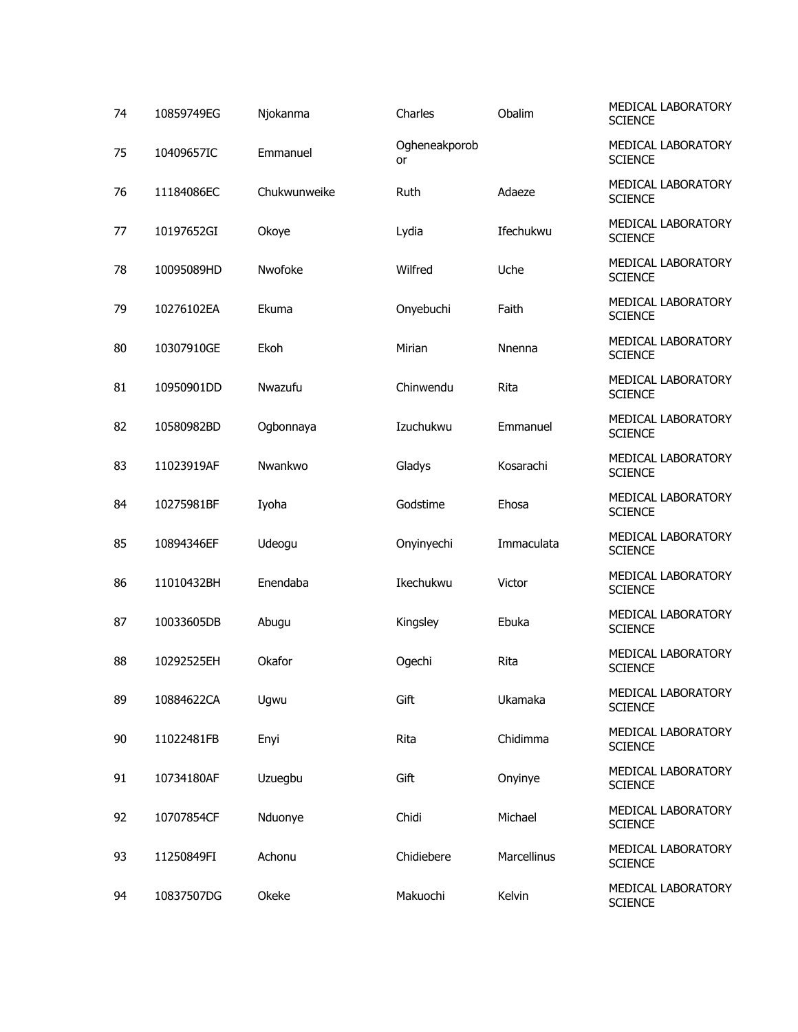| 74 | 10859749EG | Njokanma | Charles | Obalim | MEDICAL LABORATORY SCIENCE |
|---|---|---|---|---|---|
| 75 | 10409657IC | Emmanuel | Ogheneakporobor | | MEDICAL LABORATORY SCIENCE |
| 76 | 11184086EC | Chukwunweike | Ruth | Adaeze | MEDICAL LABORATORY SCIENCE |
| 77 | 10197652GI | Okoye | Lydia | Ifechukwu | MEDICAL LABORATORY SCIENCE |
| 78 | 10095089HD | Nwofoke | Wilfred | Uche | MEDICAL LABORATORY SCIENCE |
| 79 | 10276102EA | Ekuma | Onyebuchi | Faith | MEDICAL LABORATORY SCIENCE |
| 80 | 10307910GE | Ekoh | Mirian | Nnenna | MEDICAL LABORATORY SCIENCE |
| 81 | 10950901DD | Nwazufu | Chinwendu | Rita | MEDICAL LABORATORY SCIENCE |
| 82 | 10580982BD | Ogbonnaya | Izuchukwu | Emmanuel | MEDICAL LABORATORY SCIENCE |
| 83 | 11023919AF | Nwankwo | Gladys | Kosarachi | MEDICAL LABORATORY SCIENCE |
| 84 | 10275981BF | Iyoha | Godstime | Ehosa | MEDICAL LABORATORY SCIENCE |
| 85 | 10894346EF | Udeogu | Onyinyechi | Immaculata | MEDICAL LABORATORY SCIENCE |
| 86 | 11010432BH | Enendaba | Ikechukwu | Victor | MEDICAL LABORATORY SCIENCE |
| 87 | 10033605DB | Abugu | Kingsley | Ebuka | MEDICAL LABORATORY SCIENCE |
| 88 | 10292525EH | Okafor | Ogechi | Rita | MEDICAL LABORATORY SCIENCE |
| 89 | 10884622CA | Ugwu | Gift | Ukamaka | MEDICAL LABORATORY SCIENCE |
| 90 | 11022481FB | Enyi | Rita | Chidimma | MEDICAL LABORATORY SCIENCE |
| 91 | 10734180AF | Uzuegbu | Gift | Onyinye | MEDICAL LABORATORY SCIENCE |
| 92 | 10707854CF | Nduonye | Chidi | Michael | MEDICAL LABORATORY SCIENCE |
| 93 | 11250849FI | Achonu | Chidiebere | Marcellinus | MEDICAL LABORATORY SCIENCE |
| 94 | 10837507DG | Okeke | Makuochi | Kelvin | MEDICAL LABORATORY SCIENCE |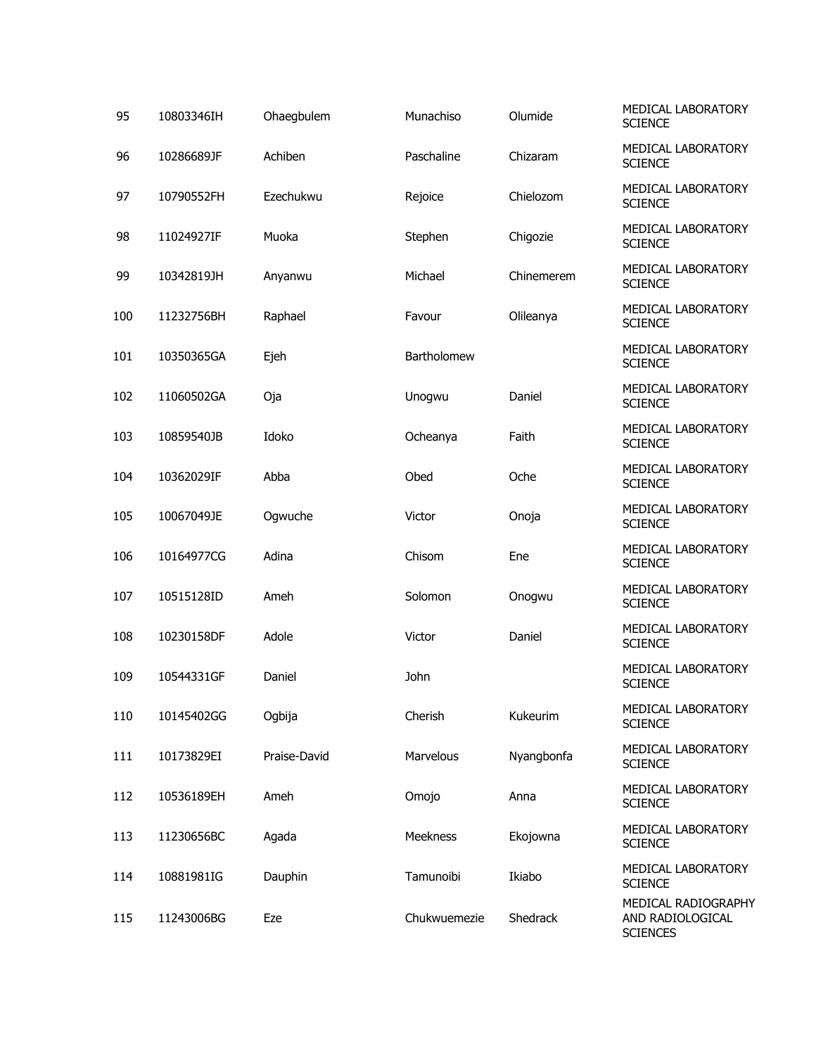| | | | | | |
|---|---|---|---|---|---|
| 95 | 10803346IH | Ohaegbulem | Munachiso | Olumide | MEDICAL LABORATORY SCIENCE |
| 96 | 10286689JF | Achiben | Paschaline | Chizaram | MEDICAL LABORATORY SCIENCE |
| 97 | 10790552FH | Ezechukwu | Rejoice | Chielozom | MEDICAL LABORATORY SCIENCE |
| 98 | 11024927IF | Muoka | Stephen | Chigozie | MEDICAL LABORATORY SCIENCE |
| 99 | 10342819JH | Anyanwu | Michael | Chinemerem | MEDICAL LABORATORY SCIENCE |
| 100 | 11232756BH | Raphael | Favour | Olileanya | MEDICAL LABORATORY SCIENCE |
| 101 | 10350365GA | Ejeh | Bartholomew | | MEDICAL LABORATORY SCIENCE |
| 102 | 11060502GA | Oja | Unogwu | Daniel | MEDICAL LABORATORY SCIENCE |
| 103 | 10859540JB | Idoko | Ocheanya | Faith | MEDICAL LABORATORY SCIENCE |
| 104 | 10362029IF | Abba | Obed | Oche | MEDICAL LABORATORY SCIENCE |
| 105 | 10067049JE | Ogwuche | Victor | Onoja | MEDICAL LABORATORY SCIENCE |
| 106 | 10164977CG | Adina | Chisom | Ene | MEDICAL LABORATORY SCIENCE |
| 107 | 10515128ID | Ameh | Solomon | Onogwu | MEDICAL LABORATORY SCIENCE |
| 108 | 10230158DF | Adole | Victor | Daniel | MEDICAL LABORATORY SCIENCE |
| 109 | 10544331GF | Daniel | John | | MEDICAL LABORATORY SCIENCE |
| 110 | 10145402GG | Ogbija | Cherish | Kukeurim | MEDICAL LABORATORY SCIENCE |
| 111 | 10173829EI | Praise-David | Marvelous | Nyangbonfa | MEDICAL LABORATORY SCIENCE |
| 112 | 10536189EH | Ameh | Omojo | Anna | MEDICAL LABORATORY SCIENCE |
| 113 | 11230656BC | Agada | Meekness | Ekojowna | MEDICAL LABORATORY SCIENCE |
| 114 | 10881981IG | Dauphin | Tamunoibi | Ikiabo | MEDICAL LABORATORY SCIENCE |
| 115 | 11243006BG | Eze | Chukwuemezie | Shedrack | MEDICAL RADIOGRAPHY AND RADIOLOGICAL SCIENCES |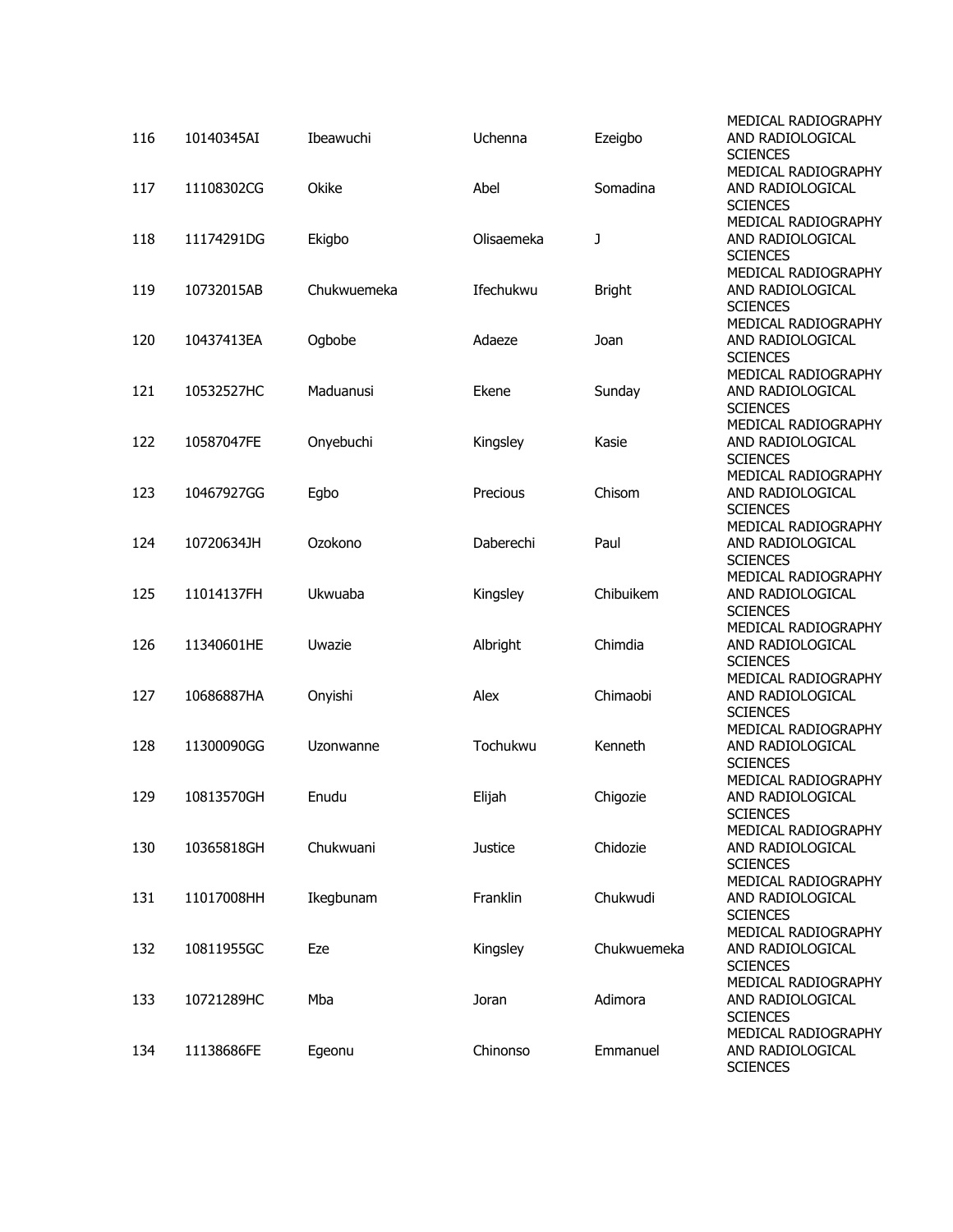| | | | | | |
|---|---|---|---|---|---|
| 116 | 10140345AI | Ibeawuchi | Uchenna | Ezeigbo | MEDICAL RADIOGRAPHY AND RADIOLOGICAL SCIENCES |
| 117 | 11108302CG | Okike | Abel | Somadina | MEDICAL RADIOGRAPHY AND RADIOLOGICAL SCIENCES |
| 118 | 11174291DG | Ekigbo | Olisaemeka | J | MEDICAL RADIOGRAPHY AND RADIOLOGICAL SCIENCES |
| 119 | 10732015AB | Chukwuemeka | Ifechukwu | Bright | MEDICAL RADIOGRAPHY AND RADIOLOGICAL SCIENCES |
| 120 | 10437413EA | Ogbobe | Adaeze | Joan | MEDICAL RADIOGRAPHY AND RADIOLOGICAL SCIENCES |
| 121 | 10532527HC | Maduanusi | Ekene | Sunday | MEDICAL RADIOGRAPHY AND RADIOLOGICAL SCIENCES |
| 122 | 10587047FE | Onyebuchi | Kingsley | Kasie | MEDICAL RADIOGRAPHY AND RADIOLOGICAL SCIENCES |
| 123 | 10467927GG | Egbo | Precious | Chisom | MEDICAL RADIOGRAPHY AND RADIOLOGICAL SCIENCES |
| 124 | 10720634JH | Ozokono | Daberechi | Paul | MEDICAL RADIOGRAPHY AND RADIOLOGICAL SCIENCES |
| 125 | 11014137FH | Ukwuaba | Kingsley | Chibuikem | MEDICAL RADIOGRAPHY AND RADIOLOGICAL SCIENCES |
| 126 | 11340601HE | Uwazie | Albright | Chimdia | MEDICAL RADIOGRAPHY AND RADIOLOGICAL SCIENCES |
| 127 | 10686887HA | Onyishi | Alex | Chimaobi | MEDICAL RADIOGRAPHY AND RADIOLOGICAL SCIENCES |
| 128 | 11300090GG | Uzonwanne | Tochukwu | Kenneth | MEDICAL RADIOGRAPHY AND RADIOLOGICAL SCIENCES |
| 129 | 10813570GH | Enudu | Elijah | Chigozie | MEDICAL RADIOGRAPHY AND RADIOLOGICAL SCIENCES |
| 130 | 10365818GH | Chukwuani | Justice | Chidozie | MEDICAL RADIOGRAPHY AND RADIOLOGICAL SCIENCES |
| 131 | 11017008HH | Ikegbunam | Franklin | Chukwudi | MEDICAL RADIOGRAPHY AND RADIOLOGICAL SCIENCES |
| 132 | 10811955GC | Eze | Kingsley | Chukwuemeka | MEDICAL RADIOGRAPHY AND RADIOLOGICAL SCIENCES |
| 133 | 10721289HC | Mba | Joran | Adimora | MEDICAL RADIOGRAPHY AND RADIOLOGICAL SCIENCES |
| 134 | 11138686FE | Egeonu | Chinonso | Emmanuel | MEDICAL RADIOGRAPHY AND RADIOLOGICAL SCIENCES |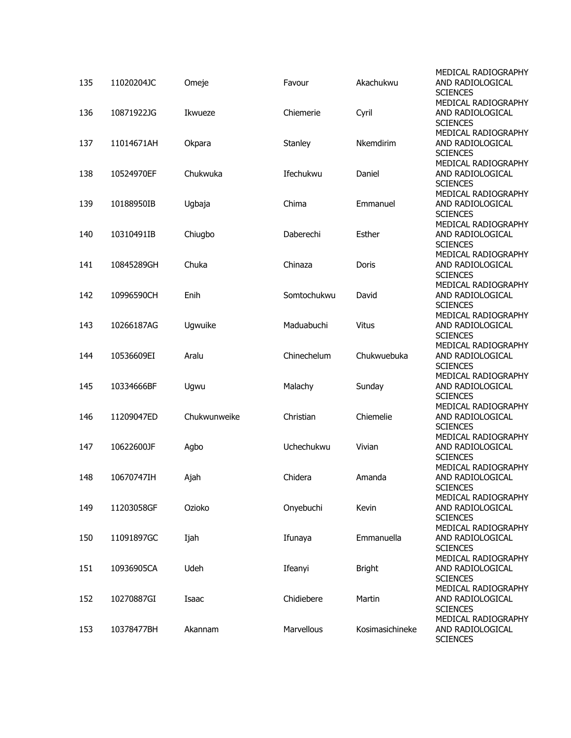| | | | | | |
|---|---|---|---|---|---|
| 135 | 11020204JC | Omeje | Favour | Akachukwu | MEDICAL RADIOGRAPHY AND RADIOLOGICAL SCIENCES |
| 136 | 10871922JG | Ikwueze | Chiemerie | Cyril | MEDICAL RADIOGRAPHY AND RADIOLOGICAL SCIENCES |
| 137 | 11014671AH | Okpara | Stanley | Nkemdirim | MEDICAL RADIOGRAPHY AND RADIOLOGICAL SCIENCES |
| 138 | 10524970EF | Chukwuka | Ifechukwu | Daniel | MEDICAL RADIOGRAPHY AND RADIOLOGICAL SCIENCES |
| 139 | 10188950IB | Ugbaja | Chima | Emmanuel | MEDICAL RADIOGRAPHY AND RADIOLOGICAL SCIENCES |
| 140 | 10310491IB | Chiugbo | Daberechi | Esther | MEDICAL RADIOGRAPHY AND RADIOLOGICAL SCIENCES |
| 141 | 10845289GH | Chuka | Chinaza | Doris | MEDICAL RADIOGRAPHY AND RADIOLOGICAL SCIENCES |
| 142 | 10996590CH | Enih | Somtochukwu | David | MEDICAL RADIOGRAPHY AND RADIOLOGICAL SCIENCES |
| 143 | 10266187AG | Ugwuike | Maduabuchi | Vitus | MEDICAL RADIOGRAPHY AND RADIOLOGICAL SCIENCES |
| 144 | 10536609EI | Aralu | Chinechelum | Chukwuebuka | MEDICAL RADIOGRAPHY AND RADIOLOGICAL SCIENCES |
| 145 | 10334666BF | Ugwu | Malachy | Sunday | MEDICAL RADIOGRAPHY AND RADIOLOGICAL SCIENCES |
| 146 | 11209047ED | Chukwunweike | Christian | Chiemelie | MEDICAL RADIOGRAPHY AND RADIOLOGICAL SCIENCES |
| 147 | 10622600JF | Agbo | Uchechukwu | Vivian | MEDICAL RADIOGRAPHY AND RADIOLOGICAL SCIENCES |
| 148 | 10670747IH | Ajah | Chidera | Amanda | MEDICAL RADIOGRAPHY AND RADIOLOGICAL SCIENCES |
| 149 | 11203058GF | Ozioko | Onyebuchi | Kevin | MEDICAL RADIOGRAPHY AND RADIOLOGICAL SCIENCES |
| 150 | 11091897GC | Ijah | Ifunaya | Emmanuella | MEDICAL RADIOGRAPHY AND RADIOLOGICAL SCIENCES |
| 151 | 10936905CA | Udeh | Ifeanyi | Bright | MEDICAL RADIOGRAPHY AND RADIOLOGICAL SCIENCES |
| 152 | 10270887GI | Isaac | Chidiebere | Martin | MEDICAL RADIOGRAPHY AND RADIOLOGICAL SCIENCES |
| 153 | 10378477BH | Akannam | Marvellous | Kosimasichineke | MEDICAL RADIOGRAPHY AND RADIOLOGICAL SCIENCES |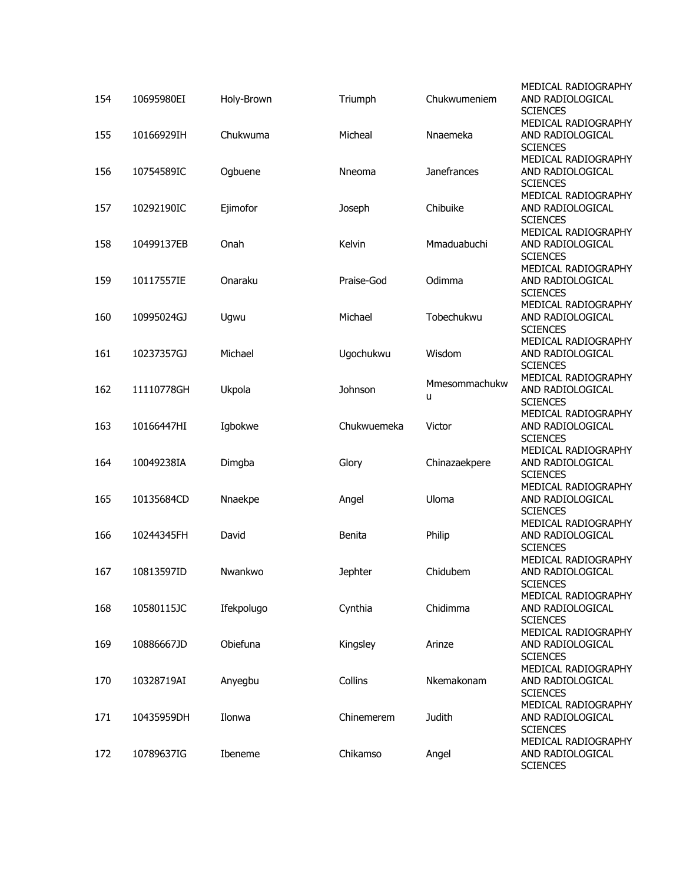| | | | | | |
|---|---|---|---|---|---|
| 154 | 10695980EI | Holy-Brown | Triumph | Chukwumeniem | MEDICAL RADIOGRAPHY AND RADIOLOGICAL SCIENCES |
| 155 | 10166929IH | Chukwuma | Micheal | Nnaemeka | MEDICAL RADIOGRAPHY AND RADIOLOGICAL SCIENCES |
| 156 | 10754589IC | Ogbuene | Nneoma | Janefrances | MEDICAL RADIOGRAPHY AND RADIOLOGICAL SCIENCES |
| 157 | 10292190IC | Ejimofor | Joseph | Chibuike | MEDICAL RADIOGRAPHY AND RADIOLOGICAL SCIENCES |
| 158 | 10499137EB | Onah | Kelvin | Mmaduabuchi | MEDICAL RADIOGRAPHY AND RADIOLOGICAL SCIENCES |
| 159 | 10117557IE | Onaraku | Praise-God | Odimma | MEDICAL RADIOGRAPHY AND RADIOLOGICAL SCIENCES |
| 160 | 10995024GJ | Ugwu | Michael | Tobechukwu | MEDICAL RADIOGRAPHY AND RADIOLOGICAL SCIENCES |
| 161 | 10237357GJ | Michael | Ugochukwu | Wisdom | MEDICAL RADIOGRAPHY AND RADIOLOGICAL SCIENCES |
| 162 | 11110778GH | Ukpola | Johnson | Mmesommachukwu | MEDICAL RADIOGRAPHY AND RADIOLOGICAL SCIENCES |
| 163 | 10166447HI | Igbokwe | Chukwuemeka | Victor | MEDICAL RADIOGRAPHY AND RADIOLOGICAL SCIENCES |
| 164 | 10049238IA | Dimgba | Glory | Chinazaekpere | MEDICAL RADIOGRAPHY AND RADIOLOGICAL SCIENCES |
| 165 | 10135684CD | Nnaekpe | Angel | Uloma | MEDICAL RADIOGRAPHY AND RADIOLOGICAL SCIENCES |
| 166 | 10244345FH | David | Benita | Philip | MEDICAL RADIOGRAPHY AND RADIOLOGICAL SCIENCES |
| 167 | 10813597ID | Nwankwo | Jephter | Chidubem | MEDICAL RADIOGRAPHY AND RADIOLOGICAL SCIENCES |
| 168 | 10580115JC | Ifekpolugo | Cynthia | Chidimma | MEDICAL RADIOGRAPHY AND RADIOLOGICAL SCIENCES |
| 169 | 10886667JD | Obiefuna | Kingsley | Arinze | MEDICAL RADIOGRAPHY AND RADIOLOGICAL SCIENCES |
| 170 | 10328719AI | Anyegbu | Collins | Nkemakonam | MEDICAL RADIOGRAPHY AND RADIOLOGICAL SCIENCES |
| 171 | 10435959DH | Ilonwa | Chinemerem | Judith | MEDICAL RADIOGRAPHY AND RADIOLOGICAL SCIENCES |
| 172 | 10789637IG | Ibeneme | Chikamso | Angel | MEDICAL RADIOGRAPHY AND RADIOLOGICAL SCIENCES |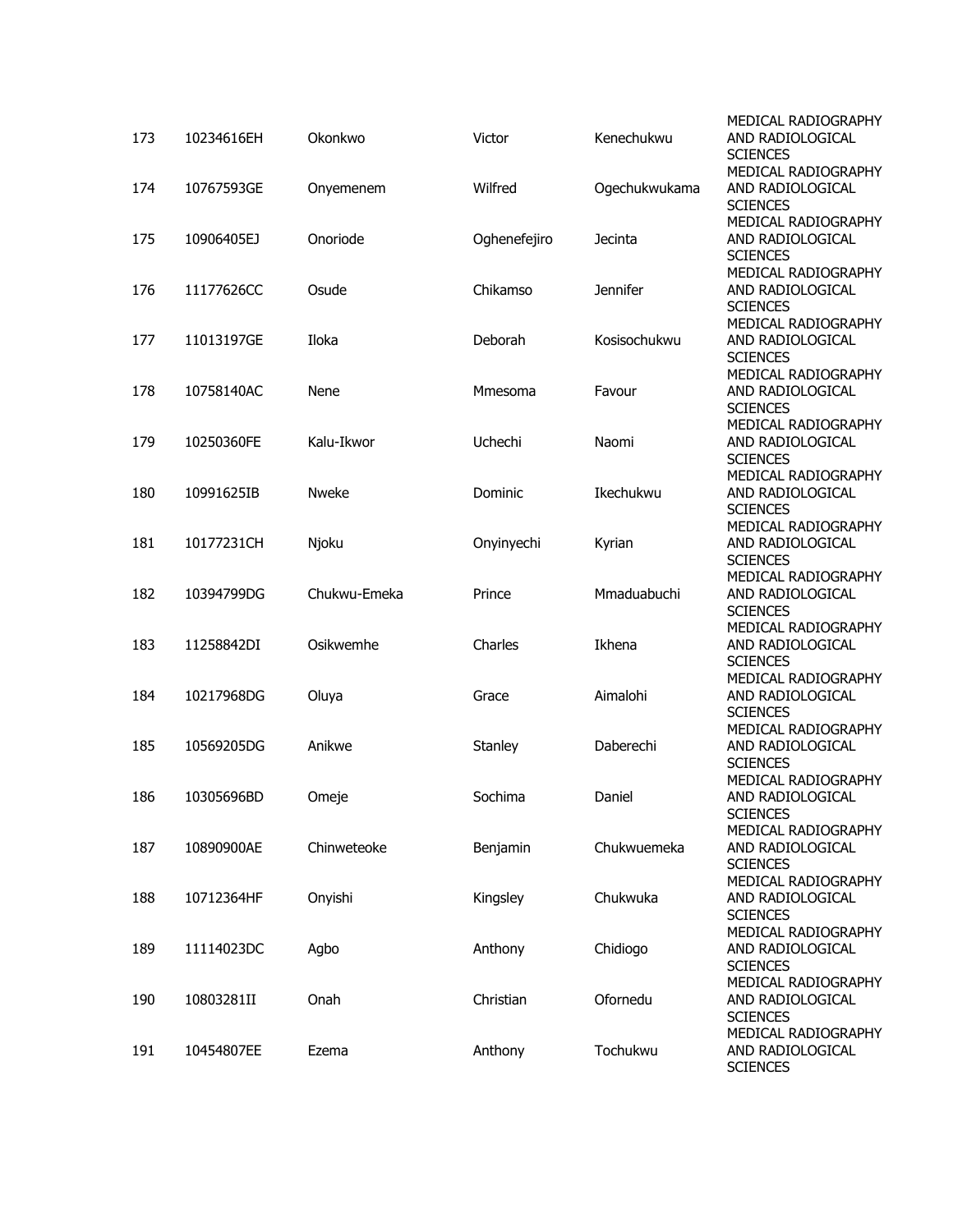| | | | | | |
|---|---|---|---|---|---|
| 173 | 10234616EH | Okonkwo | Victor | Kenechukwu | MEDICAL RADIOGRAPHY AND RADIOLOGICAL SCIENCES |
| 174 | 10767593GE | Onyemenem | Wilfred | Ogechukwukama | MEDICAL RADIOGRAPHY AND RADIOLOGICAL SCIENCES |
| 175 | 10906405EJ | Onoriode | Oghenefejiro | Jecinta | MEDICAL RADIOGRAPHY AND RADIOLOGICAL SCIENCES |
| 176 | 11177626CC | Osude | Chikamso | Jennifer | MEDICAL RADIOGRAPHY AND RADIOLOGICAL SCIENCES |
| 177 | 11013197GE | Iloka | Deborah | Kosisochukwu | MEDICAL RADIOGRAPHY AND RADIOLOGICAL SCIENCES |
| 178 | 10758140AC | Nene | Mmesoma | Favour | MEDICAL RADIOGRAPHY AND RADIOLOGICAL SCIENCES |
| 179 | 10250360FE | Kalu-Ikwor | Uchechi | Naomi | MEDICAL RADIOGRAPHY AND RADIOLOGICAL SCIENCES |
| 180 | 10991625IB | Nweke | Dominic | Ikechukwu | MEDICAL RADIOGRAPHY AND RADIOLOGICAL SCIENCES |
| 181 | 10177231CH | Njoku | Onyinyechi | Kyrian | MEDICAL RADIOGRAPHY AND RADIOLOGICAL SCIENCES |
| 182 | 10394799DG | Chukwu-Emeka | Prince | Mmaduabuchi | MEDICAL RADIOGRAPHY AND RADIOLOGICAL SCIENCES |
| 183 | 11258842DI | Osikwemhe | Charles | Ikhena | MEDICAL RADIOGRAPHY AND RADIOLOGICAL SCIENCES |
| 184 | 10217968DG | Oluya | Grace | Aimalohi | MEDICAL RADIOGRAPHY AND RADIOLOGICAL SCIENCES |
| 185 | 10569205DG | Anikwe | Stanley | Daberechi | MEDICAL RADIOGRAPHY AND RADIOLOGICAL SCIENCES |
| 186 | 10305696BD | Omeje | Sochima | Daniel | MEDICAL RADIOGRAPHY AND RADIOLOGICAL SCIENCES |
| 187 | 10890900AE | Chinweteoke | Benjamin | Chukwuemeka | MEDICAL RADIOGRAPHY AND RADIOLOGICAL SCIENCES |
| 188 | 10712364HF | Onyishi | Kingsley | Chukwuka | MEDICAL RADIOGRAPHY AND RADIOLOGICAL SCIENCES |
| 189 | 11114023DC | Agbo | Anthony | Chidiogo | MEDICAL RADIOGRAPHY AND RADIOLOGICAL SCIENCES |
| 190 | 10803281II | Onah | Christian | Ofornedu | MEDICAL RADIOGRAPHY AND RADIOLOGICAL SCIENCES |
| 191 | 10454807EE | Ezema | Anthony | Tochukwu | MEDICAL RADIOGRAPHY AND RADIOLOGICAL SCIENCES |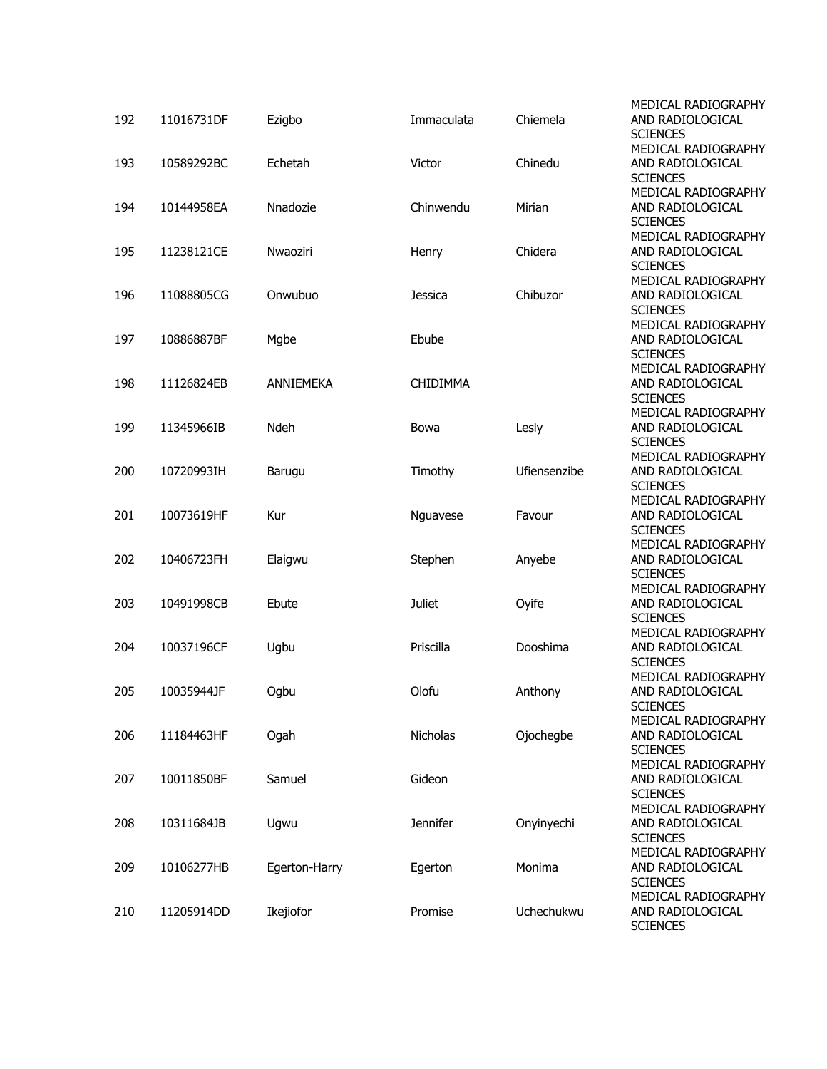| | | | | | |
|---|---|---|---|---|---|
| 192 | 11016731DF | Ezigbo | Immaculata | Chiemela | MEDICAL RADIOGRAPHY AND RADIOLOGICAL SCIENCES |
| 193 | 10589292BC | Echetah | Victor | Chinedu | MEDICAL RADIOGRAPHY AND RADIOLOGICAL SCIENCES |
| 194 | 10144958EA | Nnadozie | Chinwendu | Mirian | MEDICAL RADIOGRAPHY AND RADIOLOGICAL SCIENCES |
| 195 | 11238121CE | Nwaoziri | Henry | Chidera | MEDICAL RADIOGRAPHY AND RADIOLOGICAL SCIENCES |
| 196 | 11088805CG | Onwubuo | Jessica | Chibuzor | MEDICAL RADIOGRAPHY AND RADIOLOGICAL SCIENCES |
| 197 | 10886887BF | Mgbe | Ebube | | MEDICAL RADIOGRAPHY AND RADIOLOGICAL SCIENCES |
| 198 | 11126824EB | ANNIEMEKA | CHIDIMMA | | MEDICAL RADIOGRAPHY AND RADIOLOGICAL SCIENCES |
| 199 | 11345966IB | Ndeh | Bowa | Lesly | MEDICAL RADIOGRAPHY AND RADIOLOGICAL SCIENCES |
| 200 | 10720993IH | Barugu | Timothy | Ufiensenzibe | MEDICAL RADIOGRAPHY AND RADIOLOGICAL SCIENCES |
| 201 | 10073619HF | Kur | Nguavese | Favour | MEDICAL RADIOGRAPHY AND RADIOLOGICAL SCIENCES |
| 202 | 10406723FH | Elaigwu | Stephen | Anyebe | MEDICAL RADIOGRAPHY AND RADIOLOGICAL SCIENCES |
| 203 | 10491998CB | Ebute | Juliet | Oyife | MEDICAL RADIOGRAPHY AND RADIOLOGICAL SCIENCES |
| 204 | 10037196CF | Ugbu | Priscilla | Dooshima | MEDICAL RADIOGRAPHY AND RADIOLOGICAL SCIENCES |
| 205 | 10035944JF | Ogbu | Olofu | Anthony | MEDICAL RADIOGRAPHY AND RADIOLOGICAL SCIENCES |
| 206 | 11184463HF | Ogah | Nicholas | Ojochegbe | MEDICAL RADIOGRAPHY AND RADIOLOGICAL SCIENCES |
| 207 | 10011850BF | Samuel | Gideon | | MEDICAL RADIOGRAPHY AND RADIOLOGICAL SCIENCES |
| 208 | 10311684JB | Ugwu | Jennifer | Onyinyechi | MEDICAL RADIOGRAPHY AND RADIOLOGICAL SCIENCES |
| 209 | 10106277HB | Egerton-Harry | Egerton | Monima | MEDICAL RADIOGRAPHY AND RADIOLOGICAL SCIENCES |
| 210 | 11205914DD | Ikejiofor | Promise | Uchechukwu | MEDICAL RADIOGRAPHY AND RADIOLOGICAL SCIENCES |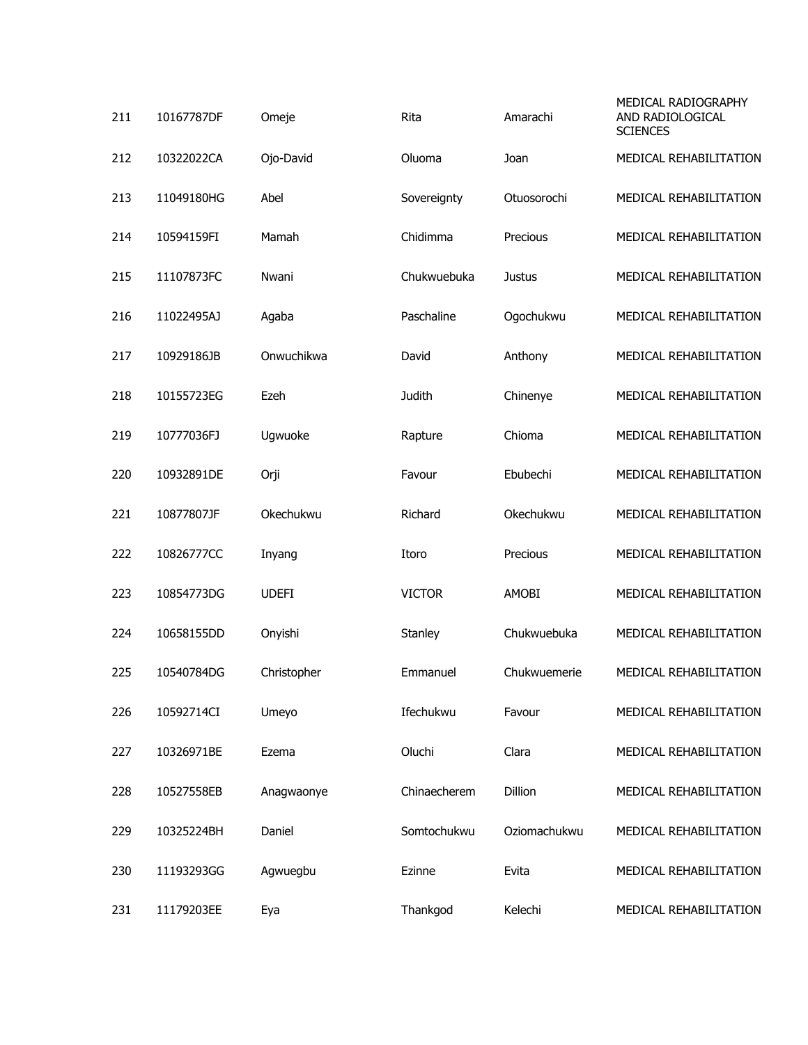| | | | | | |
|---|---|---|---|---|---|
| 211 | 10167787DF | Omeje | Rita | Amarachi | MEDICAL RADIOGRAPHY AND RADIOLOGICAL SCIENCES |
| 212 | 10322022CA | Ojo-David | Oluoma | Joan | MEDICAL REHABILITATION |
| 213 | 11049180HG | Abel | Sovereignty | Otuosorochi | MEDICAL REHABILITATION |
| 214 | 10594159FI | Mamah | Chidimma | Precious | MEDICAL REHABILITATION |
| 215 | 11107873FC | Nwani | Chukwuebuka | Justus | MEDICAL REHABILITATION |
| 216 | 11022495AJ | Agaba | Paschaline | Ogochukwu | MEDICAL REHABILITATION |
| 217 | 10929186JB | Onwuchikwa | David | Anthony | MEDICAL REHABILITATION |
| 218 | 10155723EG | Ezeh | Judith | Chinenye | MEDICAL REHABILITATION |
| 219 | 10777036FJ | Ugwuoke | Rapture | Chioma | MEDICAL REHABILITATION |
| 220 | 10932891DE | Orji | Favour | Ebubechi | MEDICAL REHABILITATION |
| 221 | 10877807JF | Okechukwu | Richard | Okechukwu | MEDICAL REHABILITATION |
| 222 | 10826777CC | Inyang | Itoro | Precious | MEDICAL REHABILITATION |
| 223 | 10854773DG | UDEFI | VICTOR | AMOBI | MEDICAL REHABILITATION |
| 224 | 10658155DD | Onyishi | Stanley | Chukwuebuka | MEDICAL REHABILITATION |
| 225 | 10540784DG | Christopher | Emmanuel | Chukwuemerie | MEDICAL REHABILITATION |
| 226 | 10592714CI | Umeyo | Ifechukwu | Favour | MEDICAL REHABILITATION |
| 227 | 10326971BE | Ezema | Oluchi | Clara | MEDICAL REHABILITATION |
| 228 | 10527558EB | Anagwaonye | Chinaecherem | Dillion | MEDICAL REHABILITATION |
| 229 | 10325224BH | Daniel | Somtochukwu | Oziomachukwu | MEDICAL REHABILITATION |
| 230 | 11193293GG | Agwuegbu | Ezinne | Evita | MEDICAL REHABILITATION |
| 231 | 11179203EE | Eya | Thankgod | Kelechi | MEDICAL REHABILITATION |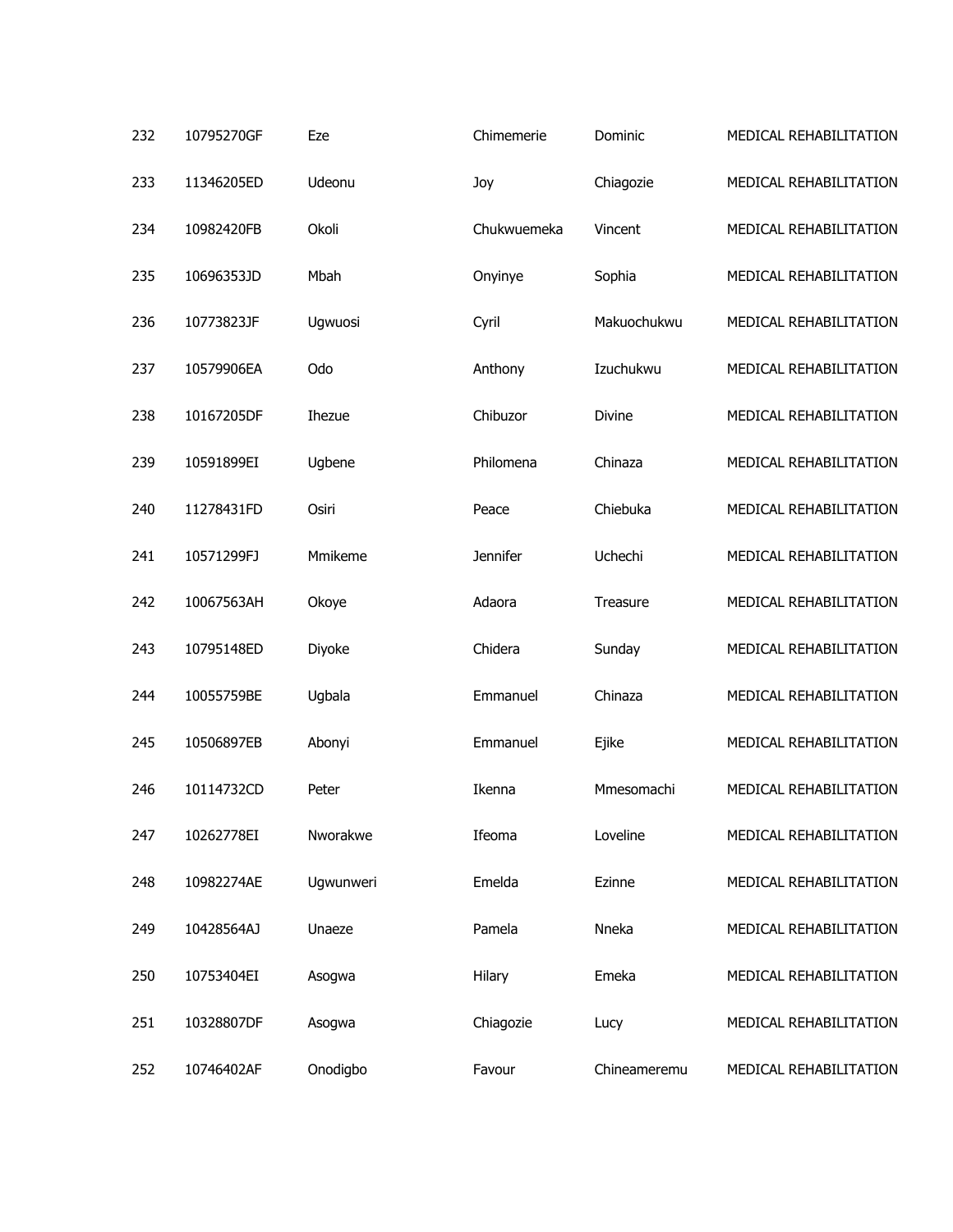| | | | | | |
|---|---|---|---|---|---|
| 232 | 10795270GF | Eze | Chimemerie | Dominic | MEDICAL REHABILITATION |
| 233 | 11346205ED | Udeonu | Joy | Chiagozie | MEDICAL REHABILITATION |
| 234 | 10982420FB | Okoli | Chukwuemeka | Vincent | MEDICAL REHABILITATION |
| 235 | 10696353JD | Mbah | Onyinye | Sophia | MEDICAL REHABILITATION |
| 236 | 10773823JF | Ugwuosi | Cyril | Makuochukwu | MEDICAL REHABILITATION |
| 237 | 10579906EA | Odo | Anthony | Izuchukwu | MEDICAL REHABILITATION |
| 238 | 10167205DF | Ihezue | Chibuzor | Divine | MEDICAL REHABILITATION |
| 239 | 10591899EI | Ugbene | Philomena | Chinaza | MEDICAL REHABILITATION |
| 240 | 11278431FD | Osiri | Peace | Chiebuka | MEDICAL REHABILITATION |
| 241 | 10571299FJ | Mmikeme | Jennifer | Uchechi | MEDICAL REHABILITATION |
| 242 | 10067563AH | Okoye | Adaora | Treasure | MEDICAL REHABILITATION |
| 243 | 10795148ED | Diyoke | Chidera | Sunday | MEDICAL REHABILITATION |
| 244 | 10055759BE | Ugbala | Emmanuel | Chinaza | MEDICAL REHABILITATION |
| 245 | 10506897EB | Abonyi | Emmanuel | Ejike | MEDICAL REHABILITATION |
| 246 | 10114732CD | Peter | Ikenna | Mmesomachi | MEDICAL REHABILITATION |
| 247 | 10262778EI | Nworakwe | Ifeoma | Loveline | MEDICAL REHABILITATION |
| 248 | 10982274AE | Ugwunweri | Emelda | Ezinne | MEDICAL REHABILITATION |
| 249 | 10428564AJ | Unaeze | Pamela | Nneka | MEDICAL REHABILITATION |
| 250 | 10753404EI | Asogwa | Hilary | Emeka | MEDICAL REHABILITATION |
| 251 | 10328807DF | Asogwa | Chiagozie | Lucy | MEDICAL REHABILITATION |
| 252 | 10746402AF | Onodigbo | Favour | Chineameremu | MEDICAL REHABILITATION |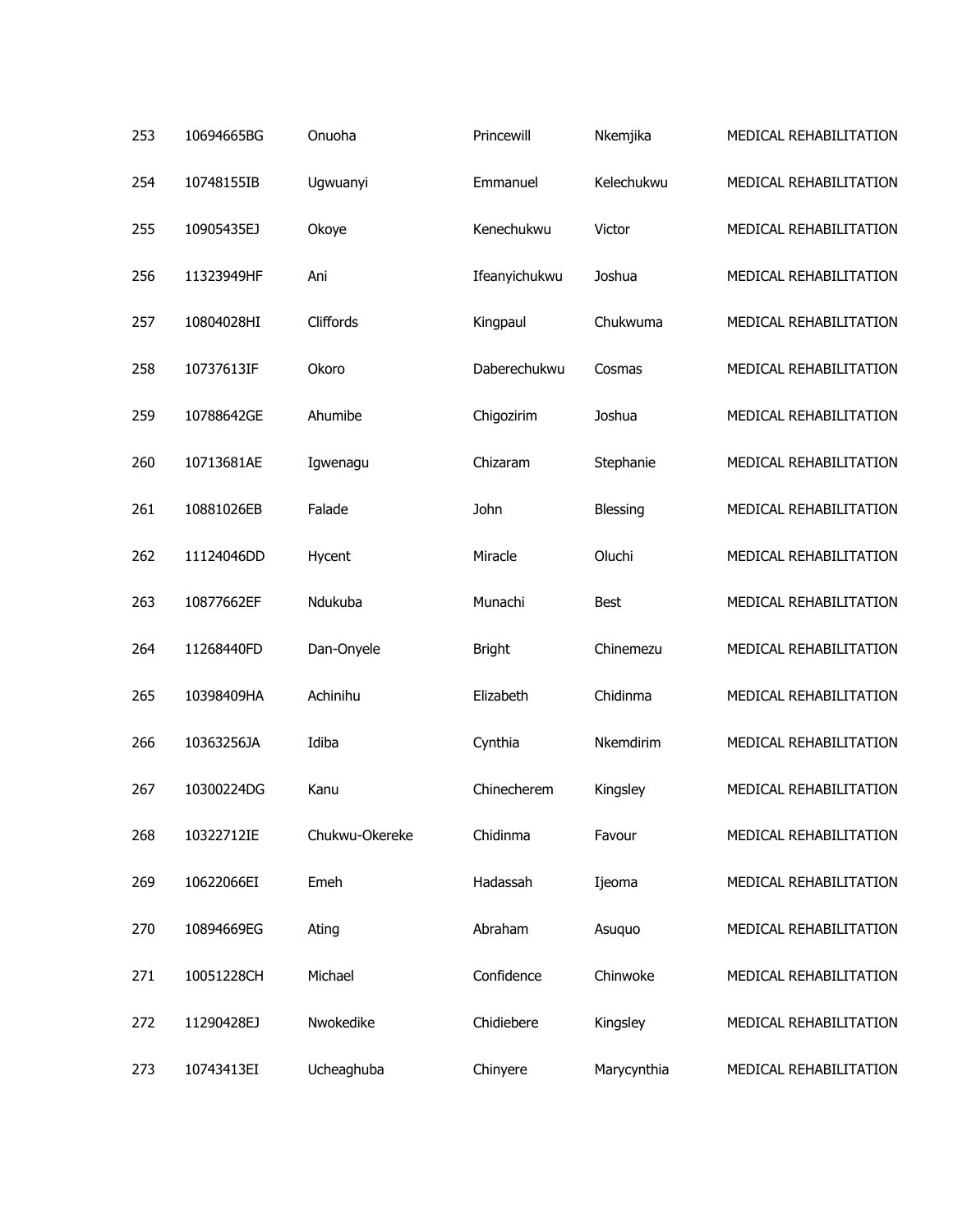| 253 | 10694665BG | Onuoha | Princewill | Nkemjika | MEDICAL REHABILITATION |
|---|---|---|---|---|---|
| 254 | 10748155IB | Ugwuanyi | Emmanuel | Kelechukwu | MEDICAL REHABILITATION |
| 255 | 10905435EJ | Okoye | Kenechukwu | Victor | MEDICAL REHABILITATION |
| 256 | 11323949HF | Ani | Ifeanyichukwu | Joshua | MEDICAL REHABILITATION |
| 257 | 10804028HI | Cliffords | Kingpaul | Chukwuma | MEDICAL REHABILITATION |
| 258 | 10737613IF | Okoro | Daberechukwu | Cosmas | MEDICAL REHABILITATION |
| 259 | 10788642GE | Ahumibe | Chigozirim | Joshua | MEDICAL REHABILITATION |
| 260 | 10713681AE | Igwenagu | Chizaram | Stephanie | MEDICAL REHABILITATION |
| 261 | 10881026EB | Falade | John | Blessing | MEDICAL REHABILITATION |
| 262 | 11124046DD | Hycent | Miracle | Oluchi | MEDICAL REHABILITATION |
| 263 | 10877662EF | Ndukuba | Munachi | Best | MEDICAL REHABILITATION |
| 264 | 11268440FD | Dan-Onyele | Bright | Chinemezu | MEDICAL REHABILITATION |
| 265 | 10398409HA | Achinihu | Elizabeth | Chidinma | MEDICAL REHABILITATION |
| 266 | 10363256JA | Idiba | Cynthia | Nkemdirim | MEDICAL REHABILITATION |
| 267 | 10300224DG | Kanu | Chinecherem | Kingsley | MEDICAL REHABILITATION |
| 268 | 10322712IE | Chukwu-Okereke | Chidinma | Favour | MEDICAL REHABILITATION |
| 269 | 10622066EI | Emeh | Hadassah | Ijeoma | MEDICAL REHABILITATION |
| 270 | 10894669EG | Ating | Abraham | Asuquo | MEDICAL REHABILITATION |
| 271 | 10051228CH | Michael | Confidence | Chinwoke | MEDICAL REHABILITATION |
| 272 | 11290428EJ | Nwokedike | Chidiebere | Kingsley | MEDICAL REHABILITATION |
| 273 | 10743413EI | Ucheaghuba | Chinyere | Marycynthia | MEDICAL REHABILITATION |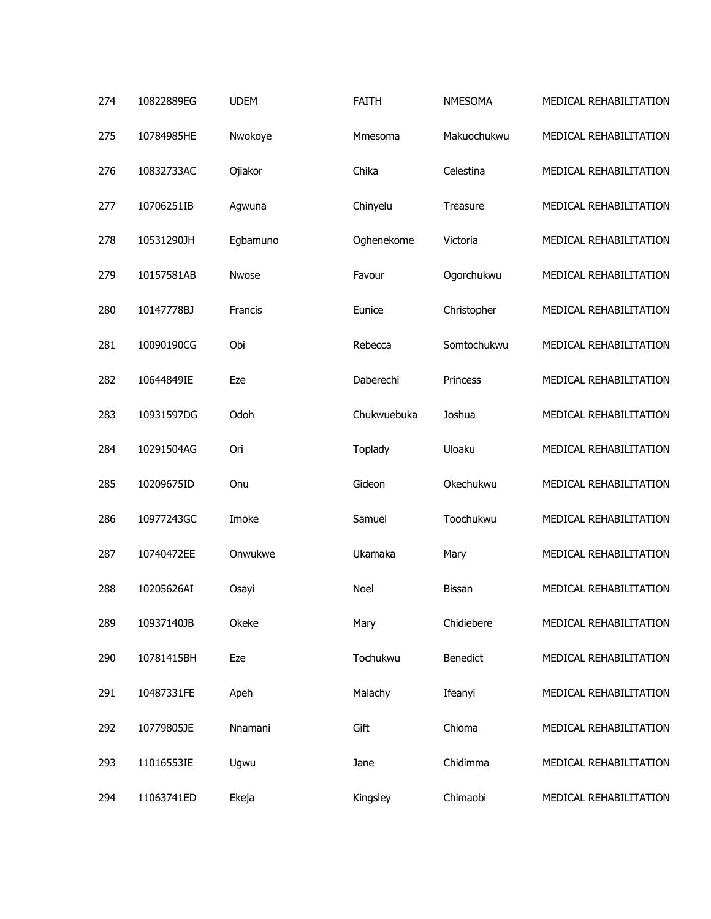| | | | | | |
|---|---|---|---|---|---|
| 274 | 10822889EG | UDEM | FAITH | NMESOMA | MEDICAL REHABILITATION |
| 275 | 10784985HE | Nwokoye | Mmesoma | Makuochukwu | MEDICAL REHABILITATION |
| 276 | 10832733AC | Ojiakor | Chika | Celestina | MEDICAL REHABILITATION |
| 277 | 10706251IB | Agwuna | Chinyelu | Treasure | MEDICAL REHABILITATION |
| 278 | 10531290JH | Egbamuno | Oghenekome | Victoria | MEDICAL REHABILITATION |
| 279 | 10157581AB | Nwose | Favour | Ogorchukwu | MEDICAL REHABILITATION |
| 280 | 10147778BJ | Francis | Eunice | Christopher | MEDICAL REHABILITATION |
| 281 | 10090190CG | Obi | Rebecca | Somtochukwu | MEDICAL REHABILITATION |
| 282 | 10644849IE | Eze | Daberechi | Princess | MEDICAL REHABILITATION |
| 283 | 10931597DG | Odoh | Chukwuebuka | Joshua | MEDICAL REHABILITATION |
| 284 | 10291504AG | Ori | Toplady | Uloaku | MEDICAL REHABILITATION |
| 285 | 10209675ID | Onu | Gideon | Okechukwu | MEDICAL REHABILITATION |
| 286 | 10977243GC | Imoke | Samuel | Toochukwu | MEDICAL REHABILITATION |
| 287 | 10740472EE | Onwukwe | Ukamaka | Mary | MEDICAL REHABILITATION |
| 288 | 10205626AI | Osayi | Noel | Bissan | MEDICAL REHABILITATION |
| 289 | 10937140JB | Okeke | Mary | Chidiebere | MEDICAL REHABILITATION |
| 290 | 10781415BH | Eze | Tochukwu | Benedict | MEDICAL REHABILITATION |
| 291 | 10487331FE | Apeh | Malachy | Ifeanyi | MEDICAL REHABILITATION |
| 292 | 10779805JE | Nnamani | Gift | Chioma | MEDICAL REHABILITATION |
| 293 | 11016553IE | Ugwu | Jane | Chidimma | MEDICAL REHABILITATION |
| 294 | 11063741ED | Ekeja | Kingsley | Chimaobi | MEDICAL REHABILITATION |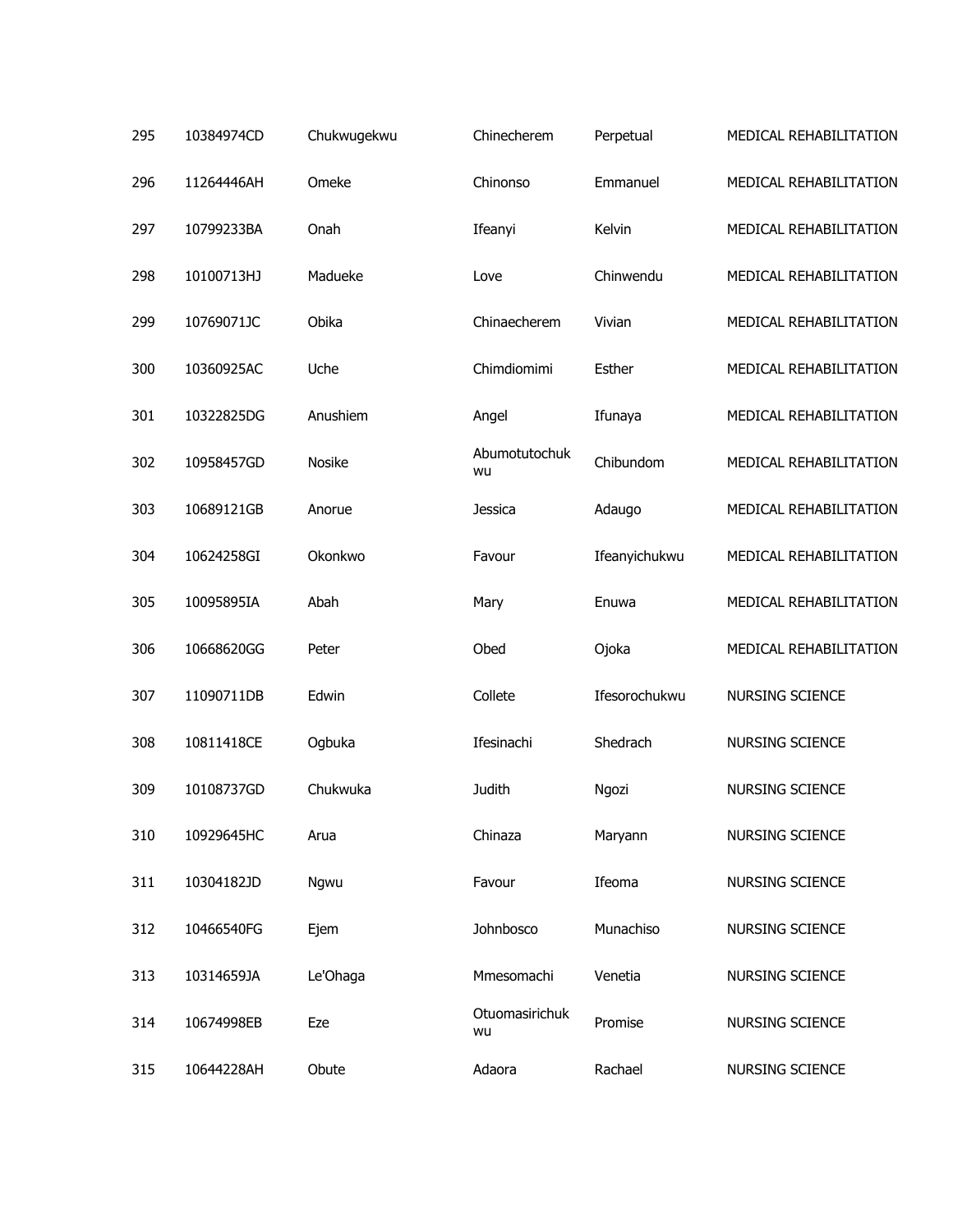| | | | | | |
|---|---|---|---|---|---|
| 295 | 10384974CD | Chukwugekwu | Chinecherem | Perpetual | MEDICAL REHABILITATION |
| 296 | 11264446AH | Omeke | Chinonso | Emmanuel | MEDICAL REHABILITATION |
| 297 | 10799233BA | Onah | Ifeanyi | Kelvin | MEDICAL REHABILITATION |
| 298 | 10100713HJ | Madueke | Love | Chinwendu | MEDICAL REHABILITATION |
| 299 | 10769071JC | Obika | Chinaecherem | Vivian | MEDICAL REHABILITATION |
| 300 | 10360925AC | Uche | Chimdiomimi | Esther | MEDICAL REHABILITATION |
| 301 | 10322825DG | Anushiem | Angel | Ifunaya | MEDICAL REHABILITATION |
| 302 | 10958457GD | Nosike | Abumotutochukwu | Chibundom | MEDICAL REHABILITATION |
| 303 | 10689121GB | Anorue | Jessica | Adaugo | MEDICAL REHABILITATION |
| 304 | 10624258GI | Okonkwo | Favour | Ifeanyichukwu | MEDICAL REHABILITATION |
| 305 | 10095895IA | Abah | Mary | Enuwa | MEDICAL REHABILITATION |
| 306 | 10668620GG | Peter | Obed | Ojoka | MEDICAL REHABILITATION |
| 307 | 11090711DB | Edwin | Collete | Ifesorochukwu | NURSING SCIENCE |
| 308 | 10811418CE | Ogbuka | Ifesinachi | Shedrach | NURSING SCIENCE |
| 309 | 10108737GD | Chukwuka | Judith | Ngozi | NURSING SCIENCE |
| 310 | 10929645HC | Arua | Chinaza | Maryann | NURSING SCIENCE |
| 311 | 10304182JD | Ngwu | Favour | Ifeoma | NURSING SCIENCE |
| 312 | 10466540FG | Ejem | Johnbosco | Munachiso | NURSING SCIENCE |
| 313 | 10314659JA | Le'Ohaga | Mmesomachi | Venetia | NURSING SCIENCE |
| 314 | 10674998EB | Eze | Otuomasirichukwu | Promise | NURSING SCIENCE |
| 315 | 10644228AH | Obute | Adaora | Rachael | NURSING SCIENCE |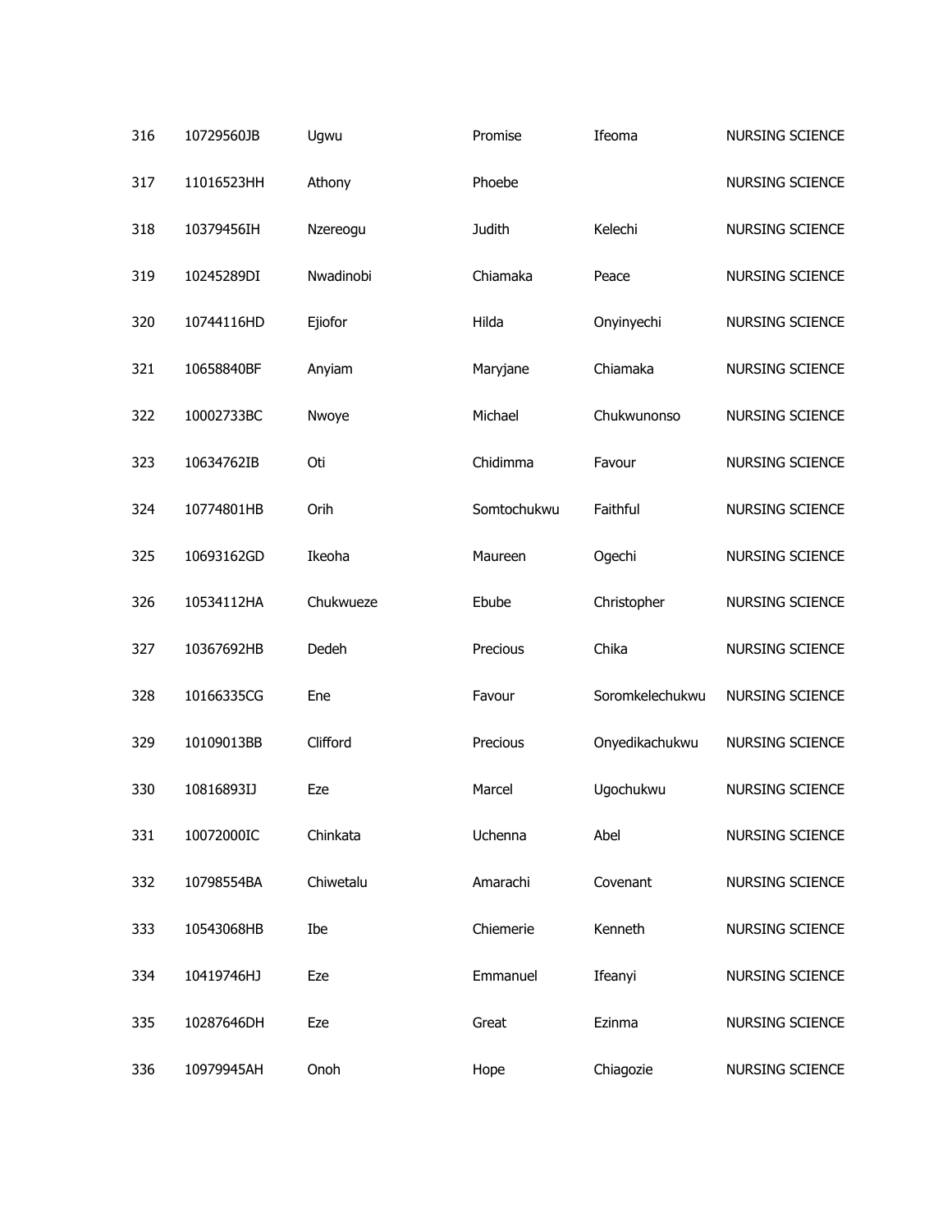| | | | | | |
|---|---|---|---|---|---|
| 316 | 10729560JB | Ugwu | Promise | Ifeoma | NURSING SCIENCE |
| 317 | 11016523HH | Athony | Phoebe | | NURSING SCIENCE |
| 318 | 10379456IH | Nzereogu | Judith | Kelechi | NURSING SCIENCE |
| 319 | 10245289DI | Nwadinobi | Chiamaka | Peace | NURSING SCIENCE |
| 320 | 10744116HD | Ejiofor | Hilda | Onyinyechi | NURSING SCIENCE |
| 321 | 10658840BF | Anyiam | Maryjane | Chiamaka | NURSING SCIENCE |
| 322 | 10002733BC | Nwoye | Michael | Chukwunonso | NURSING SCIENCE |
| 323 | 10634762IB | Oti | Chidimma | Favour | NURSING SCIENCE |
| 324 | 10774801HB | Orih | Somtochukwu | Faithful | NURSING SCIENCE |
| 325 | 10693162GD | Ikeoha | Maureen | Ogechi | NURSING SCIENCE |
| 326 | 10534112HA | Chukwueze | Ebube | Christopher | NURSING SCIENCE |
| 327 | 10367692HB | Dedeh | Precious | Chika | NURSING SCIENCE |
| 328 | 10166335CG | Ene | Favour | Soromkelechukwu | NURSING SCIENCE |
| 329 | 10109013BB | Clifford | Precious | Onyedikachukwu | NURSING SCIENCE |
| 330 | 10816893IJ | Eze | Marcel | Ugochukwu | NURSING SCIENCE |
| 331 | 10072000IC | Chinkata | Uchenna | Abel | NURSING SCIENCE |
| 332 | 10798554BA | Chiwetalu | Amarachi | Covenant | NURSING SCIENCE |
| 333 | 10543068HB | Ibe | Chiemerie | Kenneth | NURSING SCIENCE |
| 334 | 10419746HJ | Eze | Emmanuel | Ifeanyi | NURSING SCIENCE |
| 335 | 10287646DH | Eze | Great | Ezinma | NURSING SCIENCE |
| 336 | 10979945AH | Onoh | Hope | Chiagozie | NURSING SCIENCE |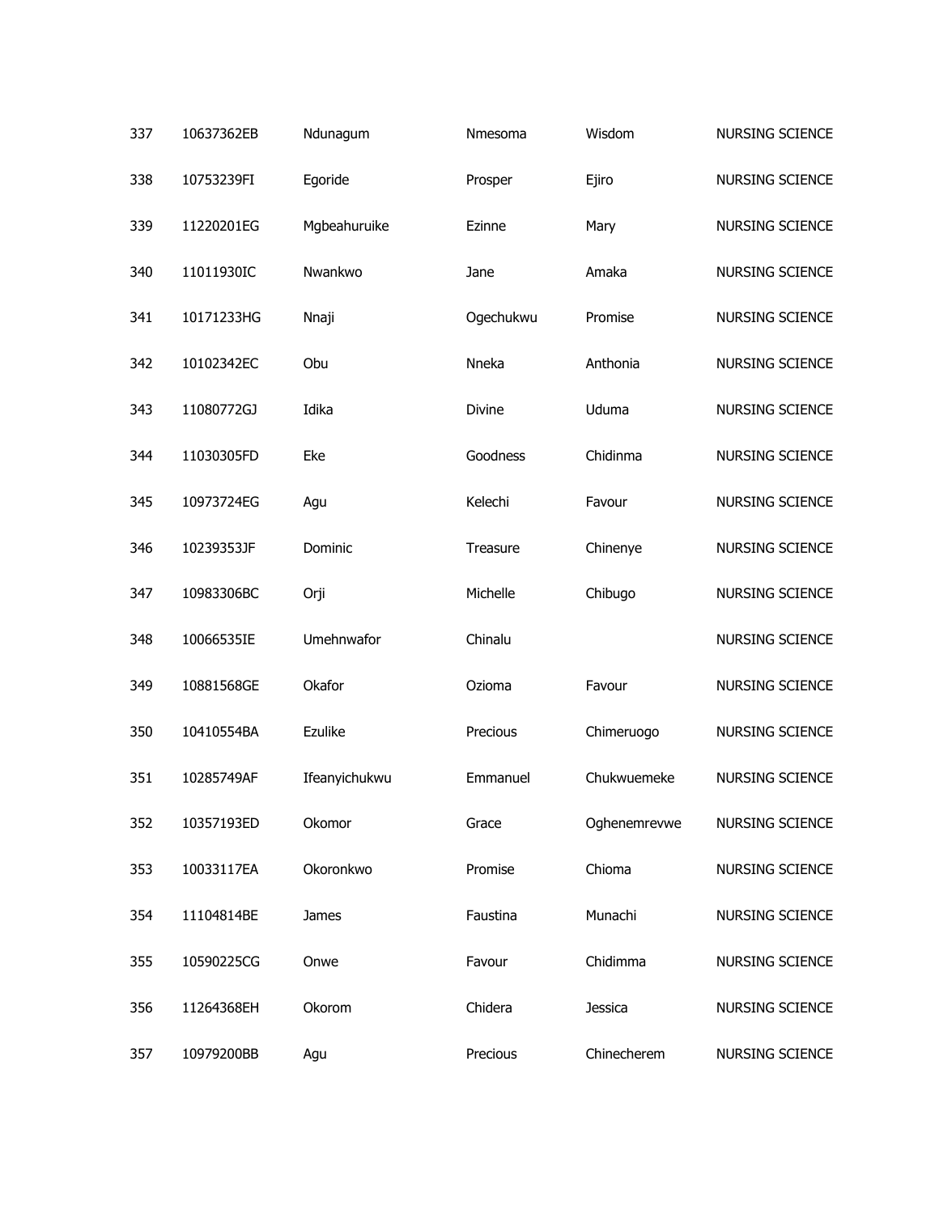| | | | | | |
|---|---|---|---|---|---|
| 337 | 10637362EB | Ndunagum | Nmesoma | Wisdom | NURSING SCIENCE |
| 338 | 10753239FI | Egoride | Prosper | Ejiro | NURSING SCIENCE |
| 339 | 11220201EG | Mgbeahuruike | Ezinne | Mary | NURSING SCIENCE |
| 340 | 11011930IC | Nwankwo | Jane | Amaka | NURSING SCIENCE |
| 341 | 10171233HG | Nnaji | Ogechukwu | Promise | NURSING SCIENCE |
| 342 | 10102342EC | Obu | Nneka | Anthonia | NURSING SCIENCE |
| 343 | 11080772GJ | Idika | Divine | Uduma | NURSING SCIENCE |
| 344 | 11030305FD | Eke | Goodness | Chidinma | NURSING SCIENCE |
| 345 | 10973724EG | Agu | Kelechi | Favour | NURSING SCIENCE |
| 346 | 10239353JF | Dominic | Treasure | Chinenye | NURSING SCIENCE |
| 347 | 10983306BC | Orji | Michelle | Chibugo | NURSING SCIENCE |
| 348 | 10066535IE | Umehnwafor | Chinalu | | NURSING SCIENCE |
| 349 | 10881568GE | Okafor | Ozioma | Favour | NURSING SCIENCE |
| 350 | 10410554BA | Ezulike | Precious | Chimeruogo | NURSING SCIENCE |
| 351 | 10285749AF | Ifeanyichukwu | Emmanuel | Chukwuemeke | NURSING SCIENCE |
| 352 | 10357193ED | Okomor | Grace | Oghenemrevwe | NURSING SCIENCE |
| 353 | 10033117EA | Okoronkwo | Promise | Chioma | NURSING SCIENCE |
| 354 | 11104814BE | James | Faustina | Munachi | NURSING SCIENCE |
| 355 | 10590225CG | Onwe | Favour | Chidimma | NURSING SCIENCE |
| 356 | 11264368EH | Okorom | Chidera | Jessica | NURSING SCIENCE |
| 357 | 10979200BB | Agu | Precious | Chinecherem | NURSING SCIENCE |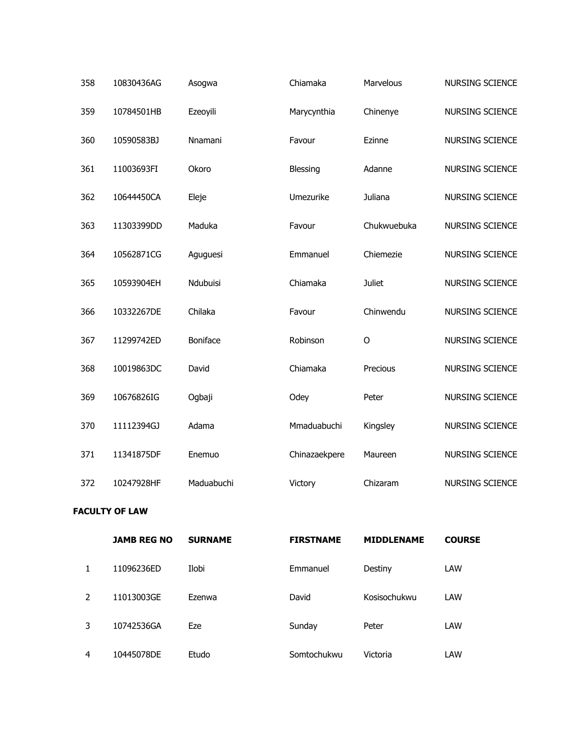| | | | | | |
|---|---|---|---|---|---|
| 358 | 10830436AG | Asogwa | Chiamaka | Marvelous | NURSING SCIENCE |
| 359 | 10784501HB | Ezeoyili | Marycynthia | Chinenye | NURSING SCIENCE |
| 360 | 10590583BJ | Nnamani | Favour | Ezinne | NURSING SCIENCE |
| 361 | 11003693FI | Okoro | Blessing | Adanne | NURSING SCIENCE |
| 362 | 10644450CA | Eleje | Umezurike | Juliana | NURSING SCIENCE |
| 363 | 11303399DD | Maduka | Favour | Chukwuebuka | NURSING SCIENCE |
| 364 | 10562871CG | Aguguesi | Emmanuel | Chiemezie | NURSING SCIENCE |
| 365 | 10593904EH | Ndubuisi | Chiamaka | Juliet | NURSING SCIENCE |
| 366 | 10332267DE | Chilaka | Favour | Chinwendu | NURSING SCIENCE |
| 367 | 11299742ED | Boniface | Robinson | O | NURSING SCIENCE |
| 368 | 10019863DC | David | Chiamaka | Precious | NURSING SCIENCE |
| 369 | 10676826IG | Ogbaji | Odey | Peter | NURSING SCIENCE |
| 370 | 11112394GJ | Adama | Mmaduabuchi | Kingsley | NURSING SCIENCE |
| 371 | 11341875DF | Enemuo | Chinazaekpere | Maureen | NURSING SCIENCE |
| 372 | 10247928HF | Maduabuchi | Victory | Chizaram | NURSING SCIENCE |

**FACULTY OF LAW**

| | JAMB REG NO | SURNAME | FIRSTNAME | MIDDLENAME | COURSE |
|---|---|---|---|---|---|
| 1 | 11096236ED | Ilobi | Emmanuel | Destiny | LAW |
| 2 | 11013003GE | Ezenwa | David | Kosisochukwu | LAW |
| 3 | 10742536GA | Eze | Sunday | Peter | LAW |
| 4 | 10445078DE | Etudo | Somtochukwu | Victoria | LAW |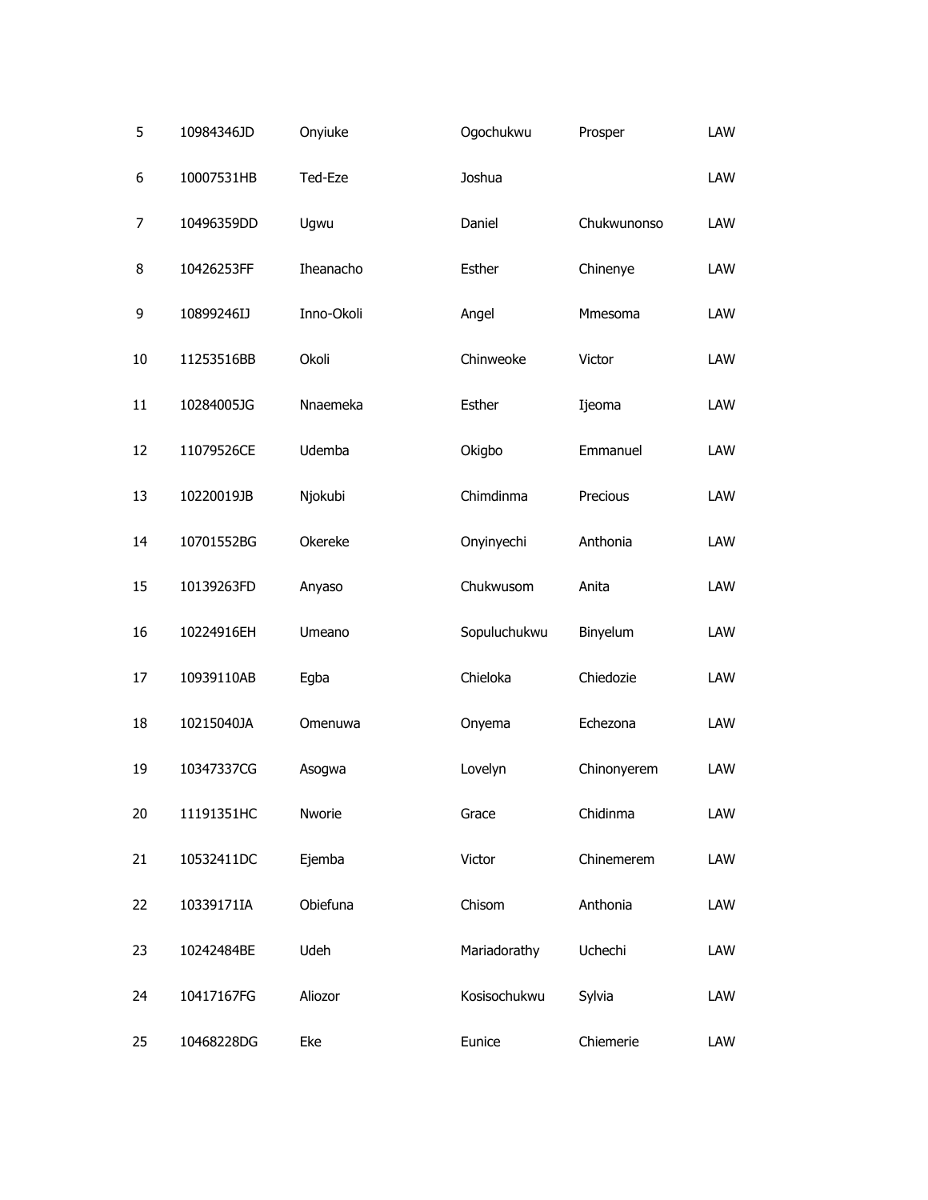| | | | | | |
|---|---|---|---|---|---|
| 5 | 10984346JD | Onyiuke | Ogochukwu | Prosper | LAW |
| 6 | 10007531HB | Ted-Eze | Joshua | | LAW |
| 7 | 10496359DD | Ugwu | Daniel | Chukwunonso | LAW |
| 8 | 10426253FF | Iheanacho | Esther | Chinenye | LAW |
| 9 | 10899246IJ | Inno-Okoli | Angel | Mmesoma | LAW |
| 10 | 11253516BB | Okoli | Chinweoke | Victor | LAW |
| 11 | 10284005JG | Nnaemeka | Esther | Ijeoma | LAW |
| 12 | 11079526CE | Udemba | Okigbo | Emmanuel | LAW |
| 13 | 10220019JB | Njokubi | Chimdinma | Precious | LAW |
| 14 | 10701552BG | Okereke | Onyinyechi | Anthonia | LAW |
| 15 | 10139263FD | Anyaso | Chukwusom | Anita | LAW |
| 16 | 10224916EH | Umeano | Sopuluchukwu | Binyelum | LAW |
| 17 | 10939110AB | Egba | Chieloka | Chiedozie | LAW |
| 18 | 10215040JA | Omenuwa | Onyema | Echezona | LAW |
| 19 | 10347337CG | Asogwa | Lovelyn | Chinonyerem | LAW |
| 20 | 11191351HC | Nworie | Grace | Chidinma | LAW |
| 21 | 10532411DC | Ejemba | Victor | Chinemerem | LAW |
| 22 | 10339171IA | Obiefuna | Chisom | Anthonia | LAW |
| 23 | 10242484BE | Udeh | Mariadorathy | Uchechi | LAW |
| 24 | 10417167FG | Aliozor | Kosisochukwu | Sylvia | LAW |
| 25 | 10468228DG | Eke | Eunice | Chiemerie | LAW |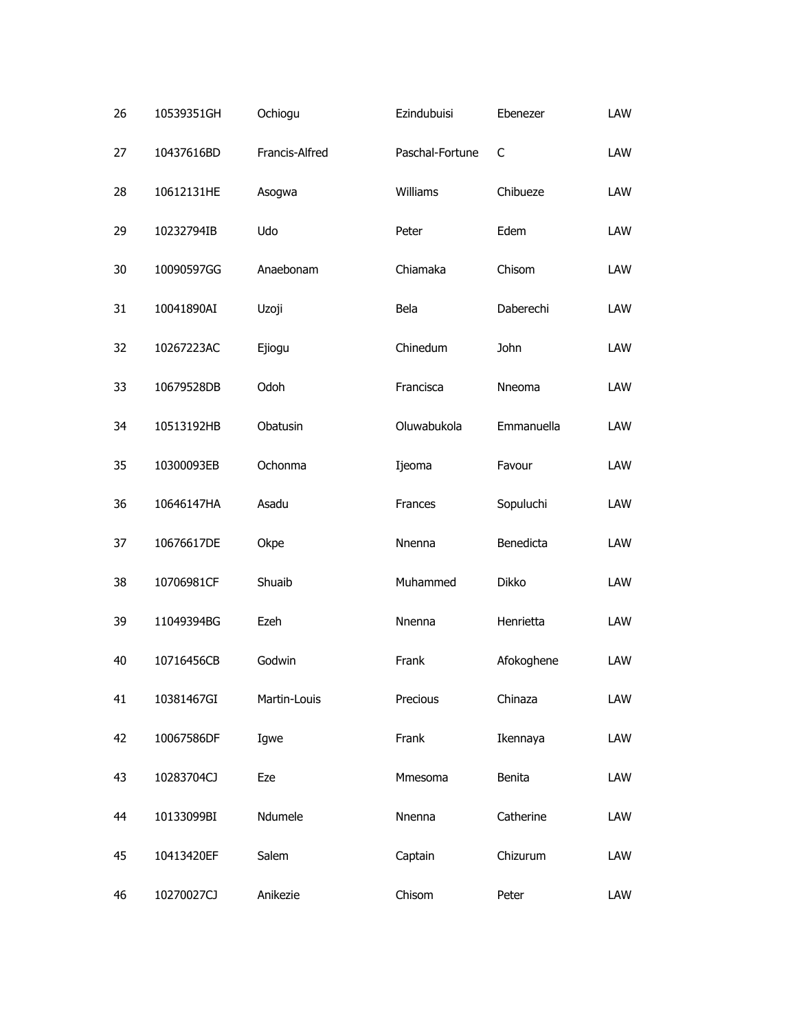| 26 | 10539351GH | Ochiogu | Ezindubuisi | Ebenezer | LAW |
|---|---|---|---|---|---|
| 27 | 10437616BD | Francis-Alfred | Paschal-Fortune | C | LAW |
| 28 | 10612131HE | Asogwa | Williams | Chibueze | LAW |
| 29 | 10232794IB | Udo | Peter | Edem | LAW |
| 30 | 10090597GG | Anaebonam | Chiamaka | Chisom | LAW |
| 31 | 10041890AI | Uzoji | Bela | Daberechi | LAW |
| 32 | 10267223AC | Ejiogu | Chinedum | John | LAW |
| 33 | 10679528DB | Odoh | Francisca | Nneoma | LAW |
| 34 | 10513192HB | Obatusin | Oluwabukola | Emmanuella | LAW |
| 35 | 10300093EB | Ochonma | Ijeoma | Favour | LAW |
| 36 | 10646147HA | Asadu | Frances | Sopuluchi | LAW |
| 37 | 10676617DE | Okpe | Nnenna | Benedicta | LAW |
| 38 | 10706981CF | Shuaib | Muhammed | Dikko | LAW |
| 39 | 11049394BG | Ezeh | Nnenna | Henrietta | LAW |
| 40 | 10716456CB | Godwin | Frank | Afokoghene | LAW |
| 41 | 10381467GI | Martin-Louis | Precious | Chinaza | LAW |
| 42 | 10067586DF | Igwe | Frank | Ikennaya | LAW |
| 43 | 10283704CJ | Eze | Mmesoma | Benita | LAW |
| 44 | 10133099BI | Ndumele | Nnenna | Catherine | LAW |
| 45 | 10413420EF | Salem | Captain | Chizurum | LAW |
| 46 | 10270027CJ | Anikezie | Chisom | Peter | LAW |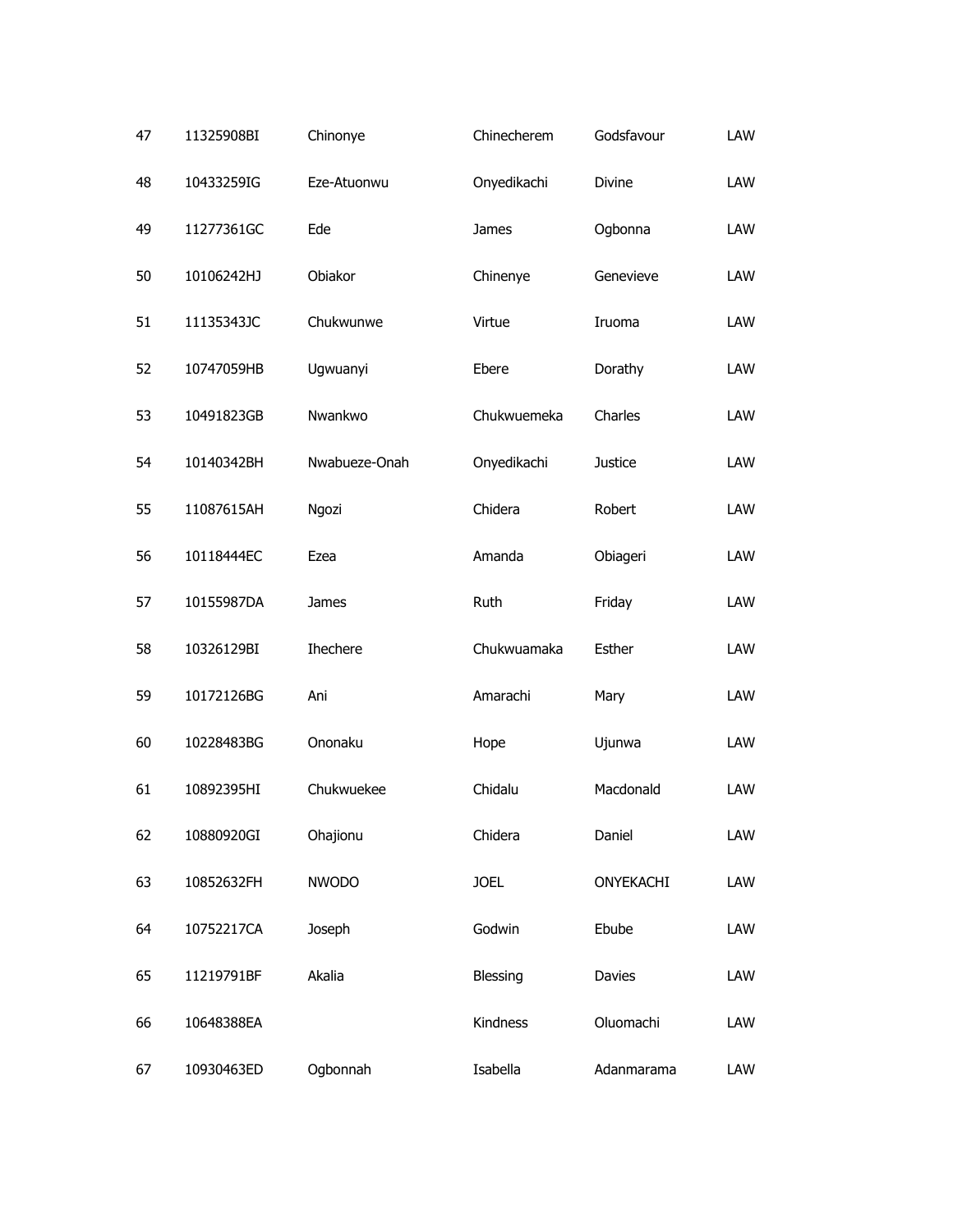| | | | | | |
|---|---|---|---|---|---|
| 47 | 11325908BI | Chinonye | Chinecherem | Godsfavour | LAW |
| 48 | 10433259IG | Eze-Atuonwu | Onyedikachi | Divine | LAW |
| 49 | 11277361GC | Ede | James | Ogbonna | LAW |
| 50 | 10106242HJ | Obiakor | Chinenye | Genevieve | LAW |
| 51 | 11135343JC | Chukwunwe | Virtue | Iruoma | LAW |
| 52 | 10747059HB | Ugwuanyi | Ebere | Dorathy | LAW |
| 53 | 10491823GB | Nwankwo | Chukwuemeka | Charles | LAW |
| 54 | 10140342BH | Nwabueze-Onah | Onyedikachi | Justice | LAW |
| 55 | 11087615AH | Ngozi | Chidera | Robert | LAW |
| 56 | 10118444EC | Ezea | Amanda | Obiageri | LAW |
| 57 | 10155987DA | James | Ruth | Friday | LAW |
| 58 | 10326129BI | Ihechere | Chukwuamaka | Esther | LAW |
| 59 | 10172126BG | Ani | Amarachi | Mary | LAW |
| 60 | 10228483BG | Ononaku | Hope | Ujunwa | LAW |
| 61 | 10892395HI | Chukwuekee | Chidalu | Macdonald | LAW |
| 62 | 10880920GI | Ohajionu | Chidera | Daniel | LAW |
| 63 | 10852632FH | NWODO | JOEL | ONYEKACHI | LAW |
| 64 | 10752217CA | Joseph | Godwin | Ebube | LAW |
| 65 | 11219791BF | Akalia | Blessing | Davies | LAW |
| 66 | 10648388EA | | Kindness | Oluomachi | LAW |
| 67 | 10930463ED | Ogbonnah | Isabella | Adanmarama | LAW |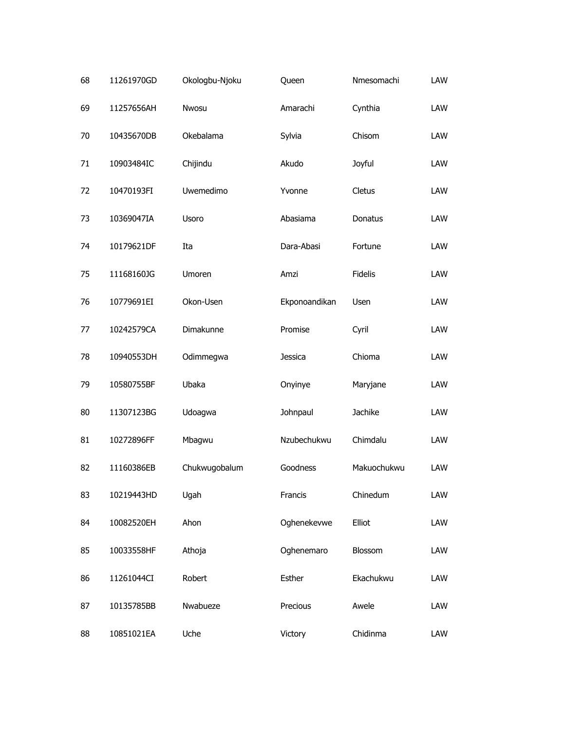| 68 | 11261970GD | Okologbu-Njoku | Queen | Nmesomachi | LAW |
|---|---|---|---|---|---|
| 69 | 11257656AH | Nwosu | Amarachi | Cynthia | LAW |
| 70 | 10435670DB | Okebalama | Sylvia | Chisom | LAW |
| 71 | 10903484IC | Chijindu | Akudo | Joyful | LAW |
| 72 | 10470193FI | Uwemedimo | Yvonne | Cletus | LAW |
| 73 | 10369047IA | Usoro | Abasiama | Donatus | LAW |
| 74 | 10179621DF | Ita | Dara-Abasi | Fortune | LAW |
| 75 | 11168160JG | Umoren | Amzi | Fidelis | LAW |
| 76 | 10779691EI | Okon-Usen | Ekponoandikan | Usen | LAW |
| 77 | 10242579CA | Dimakunne | Promise | Cyril | LAW |
| 78 | 10940553DH | Odimmegwa | Jessica | Chioma | LAW |
| 79 | 10580755BF | Ubaka | Onyinye | Maryjane | LAW |
| 80 | 11307123BG | Udoagwa | Johnpaul | Jachike | LAW |
| 81 | 10272896FF | Mbagwu | Nzubechukwu | Chimdalu | LAW |
| 82 | 11160386EB | Chukwugobalum | Goodness | Makuochukwu | LAW |
| 83 | 10219443HD | Ugah | Francis | Chinedum | LAW |
| 84 | 10082520EH | Ahon | Oghenekevwe | Elliot | LAW |
| 85 | 10033558HF | Athoja | Oghenemaro | Blossom | LAW |
| 86 | 11261044CI | Robert | Esther | Ekachukwu | LAW |
| 87 | 10135785BB | Nwabueze | Precious | Awele | LAW |
| 88 | 10851021EA | Uche | Victory | Chidinma | LAW |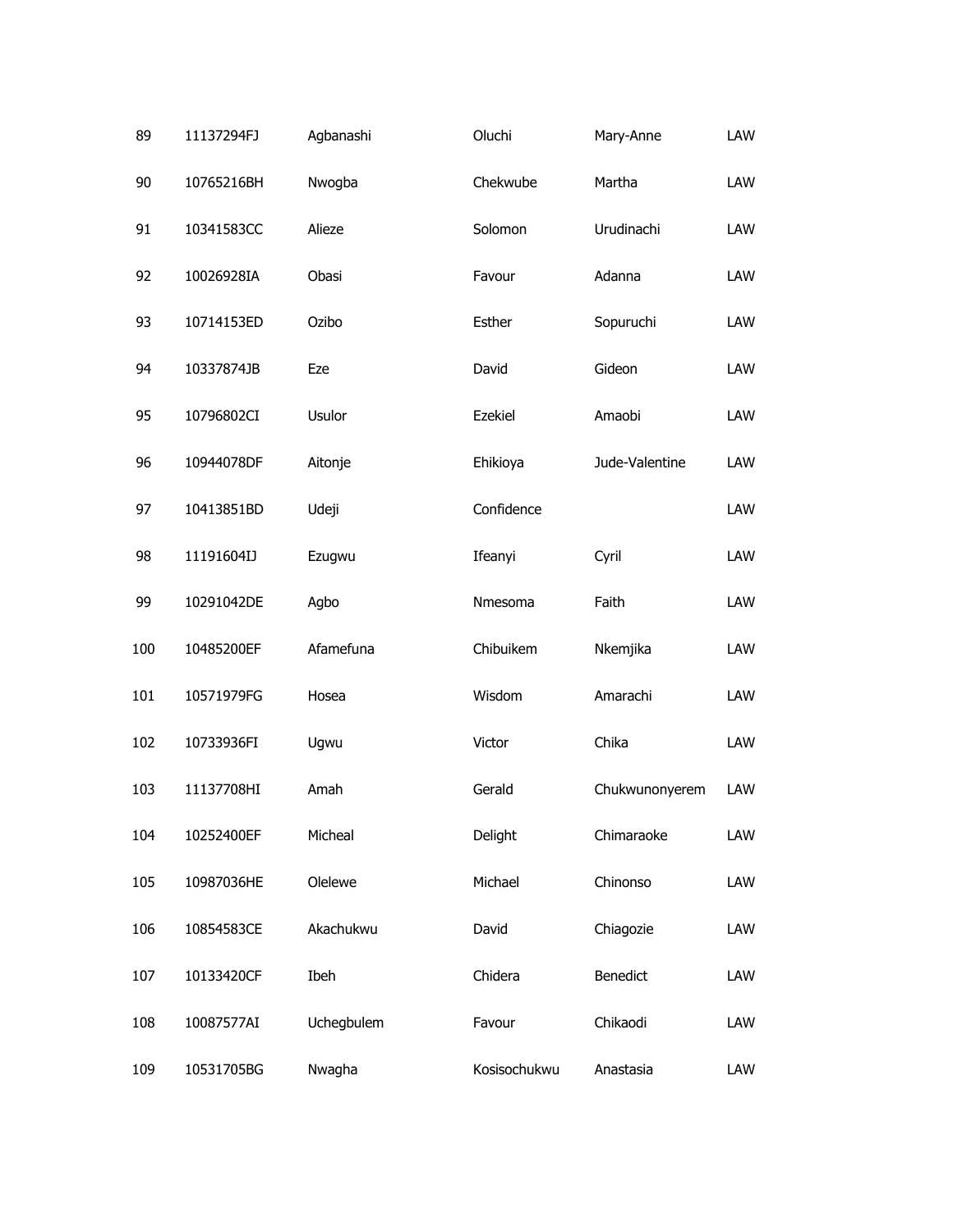| | | | | | |
|---|---|---|---|---|---|
| 89 | 11137294FJ | Agbanashi | Oluchi | Mary-Anne | LAW |
| 90 | 10765216BH | Nwogba | Chekwube | Martha | LAW |
| 91 | 10341583CC | Alieze | Solomon | Urudinachi | LAW |
| 92 | 10026928IA | Obasi | Favour | Adanna | LAW |
| 93 | 10714153ED | Ozibo | Esther | Sopuruchi | LAW |
| 94 | 10337874JB | Eze | David | Gideon | LAW |
| 95 | 10796802CI | Usulor | Ezekiel | Amaobi | LAW |
| 96 | 10944078DF | Aitonje | Ehikioya | Jude-Valentine | LAW |
| 97 | 10413851BD | Udeji | Confidence | | LAW |
| 98 | 11191604IJ | Ezugwu | Ifeanyi | Cyril | LAW |
| 99 | 10291042DE | Agbo | Nmesoma | Faith | LAW |
| 100 | 10485200EF | Afamefuna | Chibuikem | Nkemjika | LAW |
| 101 | 10571979FG | Hosea | Wisdom | Amarachi | LAW |
| 102 | 10733936FI | Ugwu | Victor | Chika | LAW |
| 103 | 11137708HI | Amah | Gerald | Chukwunonyerem | LAW |
| 104 | 10252400EF | Micheal | Delight | Chimaraoke | LAW |
| 105 | 10987036HE | Olelewe | Michael | Chinonso | LAW |
| 106 | 10854583CE | Akachukwu | David | Chiagozie | LAW |
| 107 | 10133420CF | Ibeh | Chidera | Benedict | LAW |
| 108 | 10087577AI | Uchegbulem | Favour | Chikaodi | LAW |
| 109 | 10531705BG | Nwagha | Kosisochukwu | Anastasia | LAW |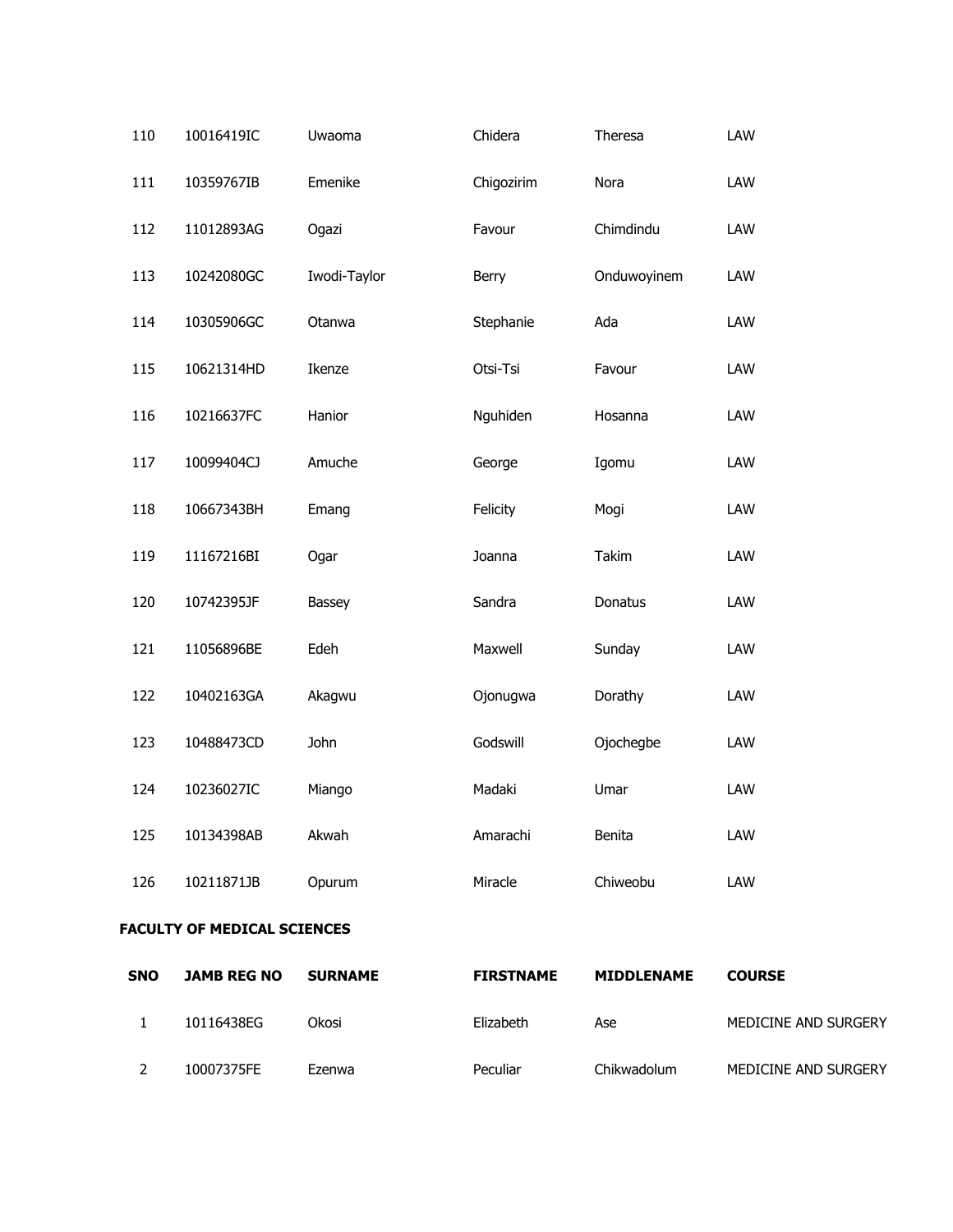| 110 | 10016419IC | Uwaoma | Chidera | Theresa | LAW |
|---|---|---|---|---|---|
| 111 | 10359767IB | Emenike | Chigozirim | Nora | LAW |
| 112 | 11012893AG | Ogazi | Favour | Chimdindu | LAW |
| 113 | 10242080GC | Iwodi-Taylor | Berry | Onduwoyinem | LAW |
| 114 | 10305906GC | Otanwa | Stephanie | Ada | LAW |
| 115 | 10621314HD | Ikenze | Otsi-Tsi | Favour | LAW |
| 116 | 10216637FC | Hanior | Nguhiden | Hosanna | LAW |
| 117 | 10099404CJ | Amuche | George | Igomu | LAW |
| 118 | 10667343BH | Emang | Felicity | Mogi | LAW |
| 119 | 11167216BI | Ogar | Joanna | Takim | LAW |
| 120 | 10742395JF | Bassey | Sandra | Donatus | LAW |
| 121 | 11056896BE | Edeh | Maxwell | Sunday | LAW |
| 122 | 10402163GA | Akagwu | Ojonugwa | Dorathy | LAW |
| 123 | 10488473CD | John | Godswill | Ojochegbe | LAW |
| 124 | 10236027IC | Miango | Madaki | Umar | LAW |
| 125 | 10134398AB | Akwah | Amarachi | Benita | LAW |
| 126 | 10211871JB | Opurum | Miracle | Chiweobu | LAW |

**FACULTY OF MEDICAL SCIENCES**

| SNO | JAMB REG NO | SURNAME | FIRSTNAME | MIDDLENAME | COURSE |
|---|---|---|---|---|---|
| 1 | 10116438EG | Okosi | Elizabeth | Ase | MEDICINE AND SURGERY |
| 2 | 10007375FE | Ezenwa | Peculiar | Chikwadolum | MEDICINE AND SURGERY |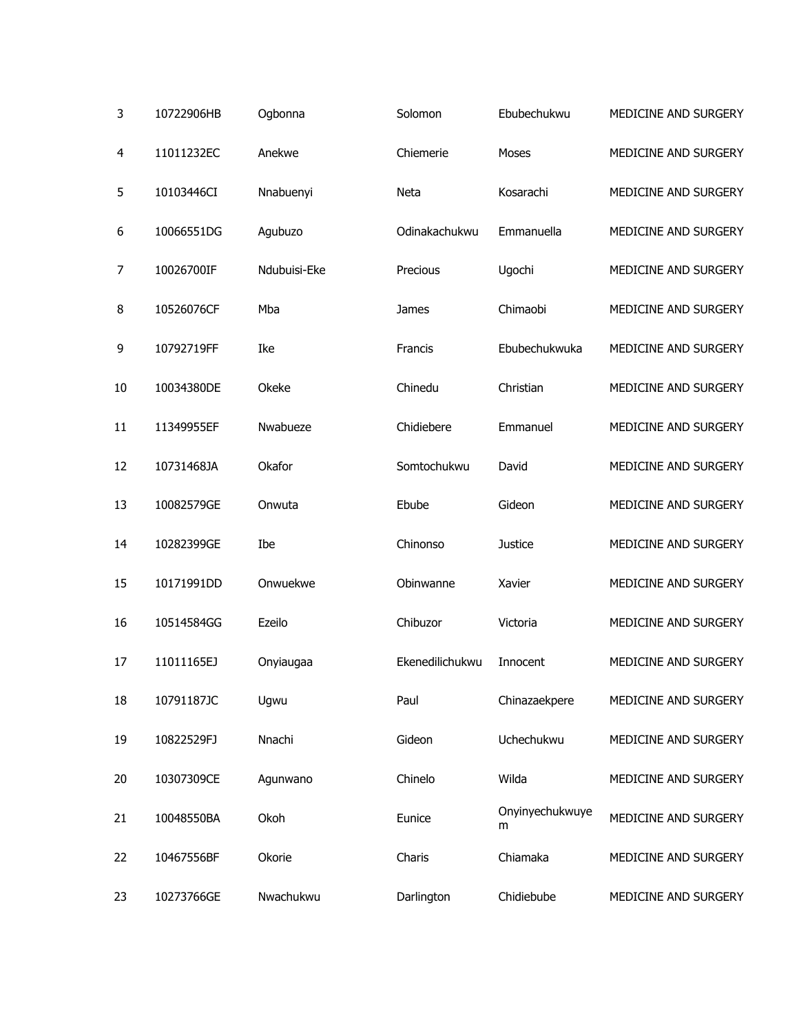| | | | | | |
|---|---|---|---|---|---|
| 3 | 10722906HB | Ogbonna | Solomon | Ebubechukwu | MEDICINE AND SURGERY |
| 4 | 11011232EC | Anekwe | Chiemerie | Moses | MEDICINE AND SURGERY |
| 5 | 10103446CI | Nnabuenyi | Neta | Kosarachi | MEDICINE AND SURGERY |
| 6 | 10066551DG | Agubuzo | Odinakachukwu | Emmanuella | MEDICINE AND SURGERY |
| 7 | 10026700IF | Ndubuisi-Eke | Precious | Ugochi | MEDICINE AND SURGERY |
| 8 | 10526076CF | Mba | James | Chimaobi | MEDICINE AND SURGERY |
| 9 | 10792719FF | Ike | Francis | Ebubechukwuka | MEDICINE AND SURGERY |
| 10 | 10034380DE | Okeke | Chinedu | Christian | MEDICINE AND SURGERY |
| 11 | 11349955EF | Nwabueze | Chidiebere | Emmanuel | MEDICINE AND SURGERY |
| 12 | 10731468JA | Okafor | Somtochukwu | David | MEDICINE AND SURGERY |
| 13 | 10082579GE | Onwuta | Ebube | Gideon | MEDICINE AND SURGERY |
| 14 | 10282399GE | Ibe | Chinonso | Justice | MEDICINE AND SURGERY |
| 15 | 10171991DD | Onwuekwe | Obinwanne | Xavier | MEDICINE AND SURGERY |
| 16 | 10514584GG | Ezeilo | Chibuzor | Victoria | MEDICINE AND SURGERY |
| 17 | 11011165EJ | Onyiaugaa | Ekenedilichukwu | Innocent | MEDICINE AND SURGERY |
| 18 | 10791187JC | Ugwu | Paul | Chinazaekpere | MEDICINE AND SURGERY |
| 19 | 10822529FJ | Nnachi | Gideon | Uchechukwu | MEDICINE AND SURGERY |
| 20 | 10307309CE | Agunwano | Chinelo | Wilda | MEDICINE AND SURGERY |
| 21 | 10048550BA | Okoh | Eunice | Onyinyechukwuyem | MEDICINE AND SURGERY |
| 22 | 10467556BF | Okorie | Charis | Chiamaka | MEDICINE AND SURGERY |
| 23 | 10273766GE | Nwachukwu | Darlington | Chidiebube | MEDICINE AND SURGERY |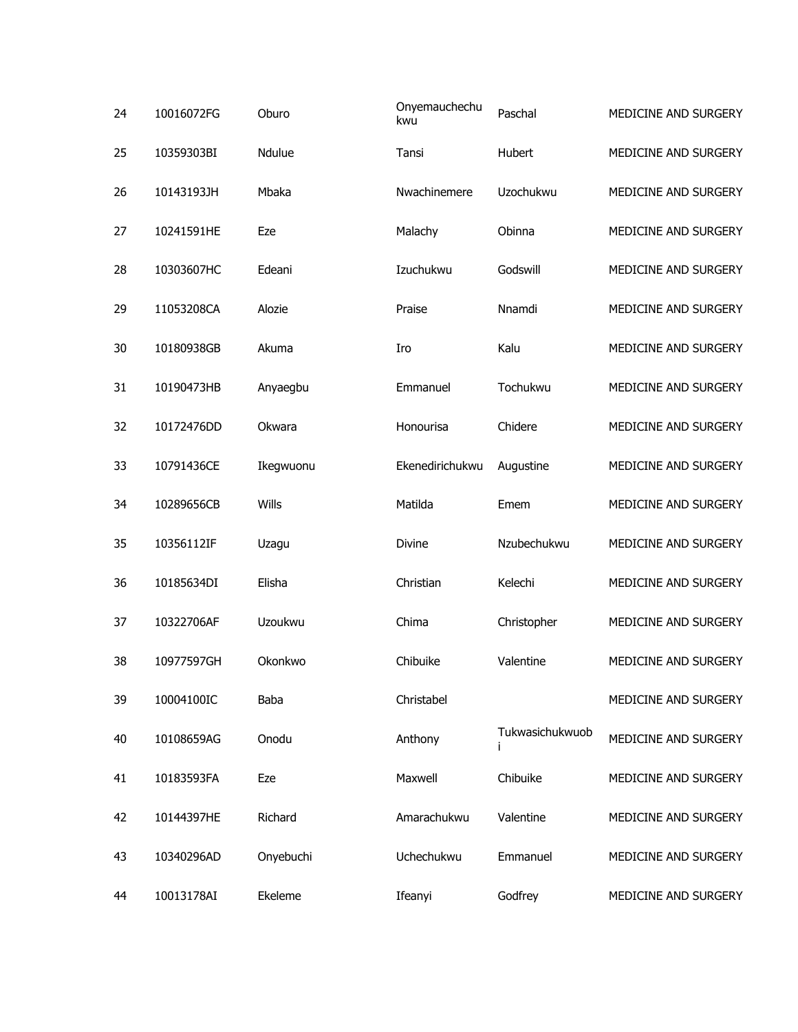| | | | | | |
|---|---|---|---|---|---|
| 24 | 10016072FG | Oburo | Onyemauchechukwu | Paschal | MEDICINE AND SURGERY |
| 25 | 10359303BI | Ndulue | Tansi | Hubert | MEDICINE AND SURGERY |
| 26 | 10143193JH | Mbaka | Nwachinemere | Uzochukwu | MEDICINE AND SURGERY |
| 27 | 10241591HE | Eze | Malachy | Obinna | MEDICINE AND SURGERY |
| 28 | 10303607HC | Edeani | Izuchukwu | Godswill | MEDICINE AND SURGERY |
| 29 | 11053208CA | Alozie | Praise | Nnamdi | MEDICINE AND SURGERY |
| 30 | 10180938GB | Akuma | Iro | Kalu | MEDICINE AND SURGERY |
| 31 | 10190473HB | Anyaegbu | Emmanuel | Tochukwu | MEDICINE AND SURGERY |
| 32 | 10172476DD | Okwara | Honourisa | Chidere | MEDICINE AND SURGERY |
| 33 | 10791436CE | Ikegwuonu | Ekenedirichukwu | Augustine | MEDICINE AND SURGERY |
| 34 | 10289656CB | Wills | Matilda | Emem | MEDICINE AND SURGERY |
| 35 | 10356112IF | Uzagu | Divine | Nzubechukwu | MEDICINE AND SURGERY |
| 36 | 10185634DI | Elisha | Christian | Kelechi | MEDICINE AND SURGERY |
| 37 | 10322706AF | Uzoukwu | Chima | Christopher | MEDICINE AND SURGERY |
| 38 | 10977597GH | Okonkwo | Chibuike | Valentine | MEDICINE AND SURGERY |
| 39 | 10004100IC | Baba | Christabel | | MEDICINE AND SURGERY |
| 40 | 10108659AG | Onodu | Anthony | Tukwasichukwuobi | MEDICINE AND SURGERY |
| 41 | 10183593FA | Eze | Maxwell | Chibuike | MEDICINE AND SURGERY |
| 42 | 10144397HE | Richard | Amarachukwu | Valentine | MEDICINE AND SURGERY |
| 43 | 10340296AD | Onyebuchi | Uchechukwu | Emmanuel | MEDICINE AND SURGERY |
| 44 | 10013178AI | Ekeleme | Ifeanyi | Godfrey | MEDICINE AND SURGERY |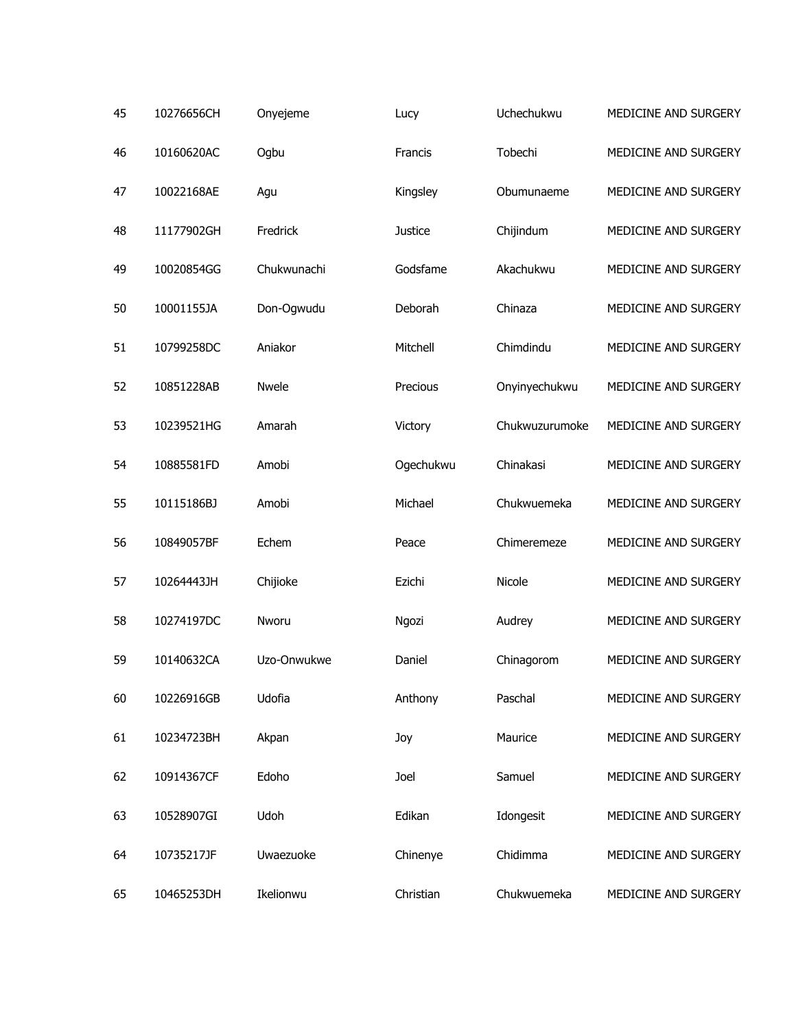| | | | | | |
|---|---|---|---|---|---|
| 45 | 10276656CH | Onyejeme | Lucy | Uchechukwu | MEDICINE AND SURGERY |
| 46 | 10160620AC | Ogbu | Francis | Tobechi | MEDICINE AND SURGERY |
| 47 | 10022168AE | Agu | Kingsley | Obumunaeme | MEDICINE AND SURGERY |
| 48 | 11177902GH | Fredrick | Justice | Chijindum | MEDICINE AND SURGERY |
| 49 | 10020854GG | Chukwunachi | Godsfame | Akachukwu | MEDICINE AND SURGERY |
| 50 | 10001155JA | Don-Ogwudu | Deborah | Chinaza | MEDICINE AND SURGERY |
| 51 | 10799258DC | Aniakor | Mitchell | Chimdindu | MEDICINE AND SURGERY |
| 52 | 10851228AB | Nwele | Precious | Onyinyechukwu | MEDICINE AND SURGERY |
| 53 | 10239521HG | Amarah | Victory | Chukwuzurumoke | MEDICINE AND SURGERY |
| 54 | 10885581FD | Amobi | Ogechukwu | Chinakasi | MEDICINE AND SURGERY |
| 55 | 10115186BJ | Amobi | Michael | Chukwuemeka | MEDICINE AND SURGERY |
| 56 | 10849057BF | Echem | Peace | Chimeremeze | MEDICINE AND SURGERY |
| 57 | 10264443JH | Chijioke | Ezichi | Nicole | MEDICINE AND SURGERY |
| 58 | 10274197DC | Nworu | Ngozi | Audrey | MEDICINE AND SURGERY |
| 59 | 10140632CA | Uzo-Onwukwe | Daniel | Chinagorom | MEDICINE AND SURGERY |
| 60 | 10226916GB | Udofia | Anthony | Paschal | MEDICINE AND SURGERY |
| 61 | 10234723BH | Akpan | Joy | Maurice | MEDICINE AND SURGERY |
| 62 | 10914367CF | Edoho | Joel | Samuel | MEDICINE AND SURGERY |
| 63 | 10528907GI | Udoh | Edikan | Idongesit | MEDICINE AND SURGERY |
| 64 | 10735217JF | Uwaezuoke | Chinenye | Chidimma | MEDICINE AND SURGERY |
| 65 | 10465253DH | Ikelionwu | Christian | Chukwuemeka | MEDICINE AND SURGERY |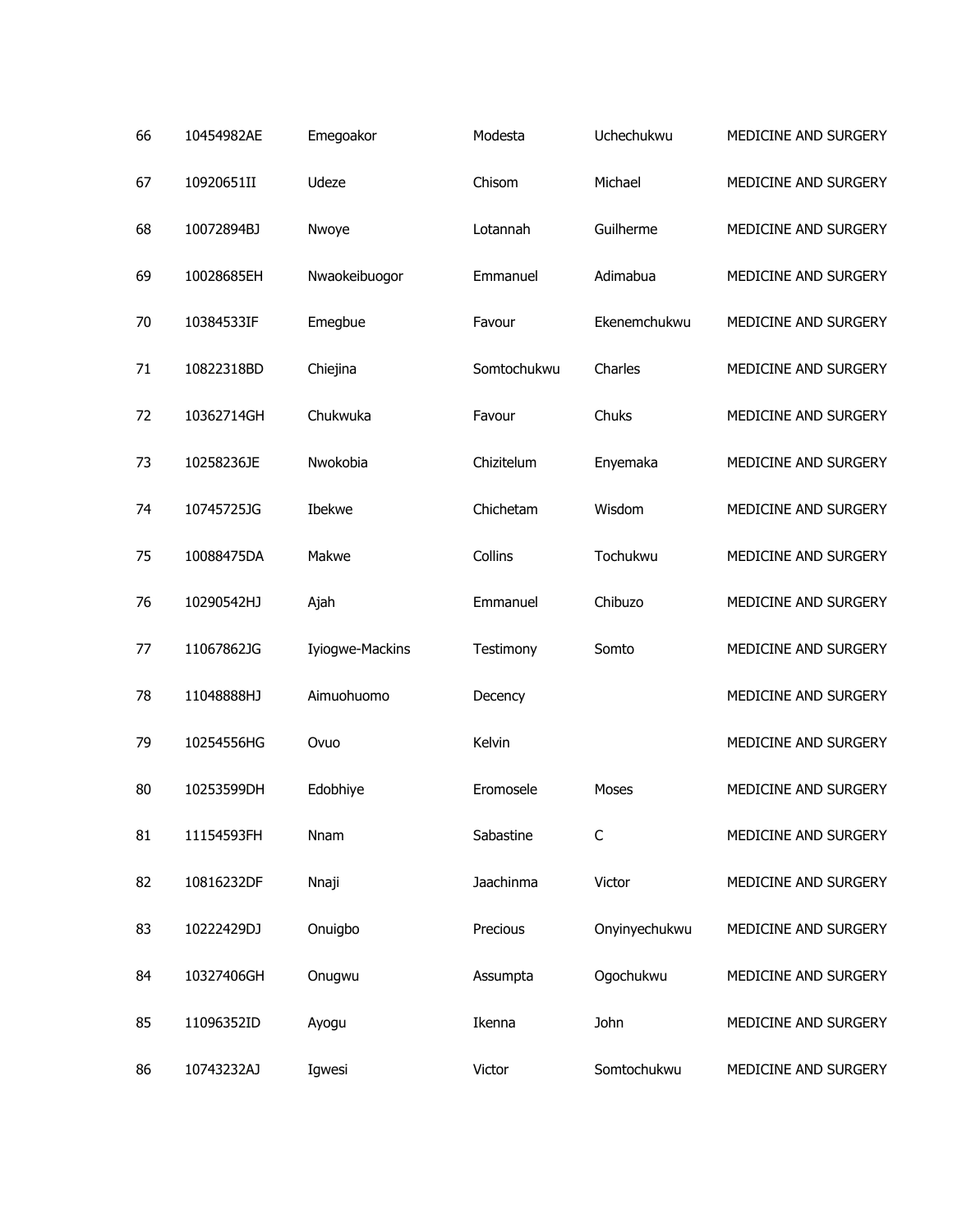| | | | | | |
|---|---|---|---|---|---|
| 66 | 10454982AE | Emegoakor | Modesta | Uchechukwu | MEDICINE AND SURGERY |
| 67 | 10920651II | Udeze | Chisom | Michael | MEDICINE AND SURGERY |
| 68 | 10072894BJ | Nwoye | Lotannah | Guilherme | MEDICINE AND SURGERY |
| 69 | 10028685EH | Nwaokeibuogor | Emmanuel | Adimabua | MEDICINE AND SURGERY |
| 70 | 10384533IF | Emegbue | Favour | Ekenemchukwu | MEDICINE AND SURGERY |
| 71 | 10822318BD | Chiejina | Somtochukwu | Charles | MEDICINE AND SURGERY |
| 72 | 10362714GH | Chukwuka | Favour | Chuks | MEDICINE AND SURGERY |
| 73 | 10258236JE | Nwokobia | Chizitelum | Enyemaka | MEDICINE AND SURGERY |
| 74 | 10745725JG | Ibekwe | Chichetam | Wisdom | MEDICINE AND SURGERY |
| 75 | 10088475DA | Makwe | Collins | Tochukwu | MEDICINE AND SURGERY |
| 76 | 10290542HJ | Ajah | Emmanuel | Chibuzo | MEDICINE AND SURGERY |
| 77 | 11067862JG | Iyiogwe-Mackins | Testimony | Somto | MEDICINE AND SURGERY |
| 78 | 11048888HJ | Aimuohuomo | Decency | | MEDICINE AND SURGERY |
| 79 | 10254556HG | Ovuo | Kelvin | | MEDICINE AND SURGERY |
| 80 | 10253599DH | Edobhiye | Eromosele | Moses | MEDICINE AND SURGERY |
| 81 | 11154593FH | Nnam | Sabastine | C | MEDICINE AND SURGERY |
| 82 | 10816232DF | Nnaji | Jaachinma | Victor | MEDICINE AND SURGERY |
| 83 | 10222429DJ | Onuigbo | Precious | Onyinyechukwu | MEDICINE AND SURGERY |
| 84 | 10327406GH | Onugwu | Assumpta | Ogochukwu | MEDICINE AND SURGERY |
| 85 | 11096352ID | Ayogu | Ikenna | John | MEDICINE AND SURGERY |
| 86 | 10743232AJ | Igwesi | Victor | Somtochukwu | MEDICINE AND SURGERY |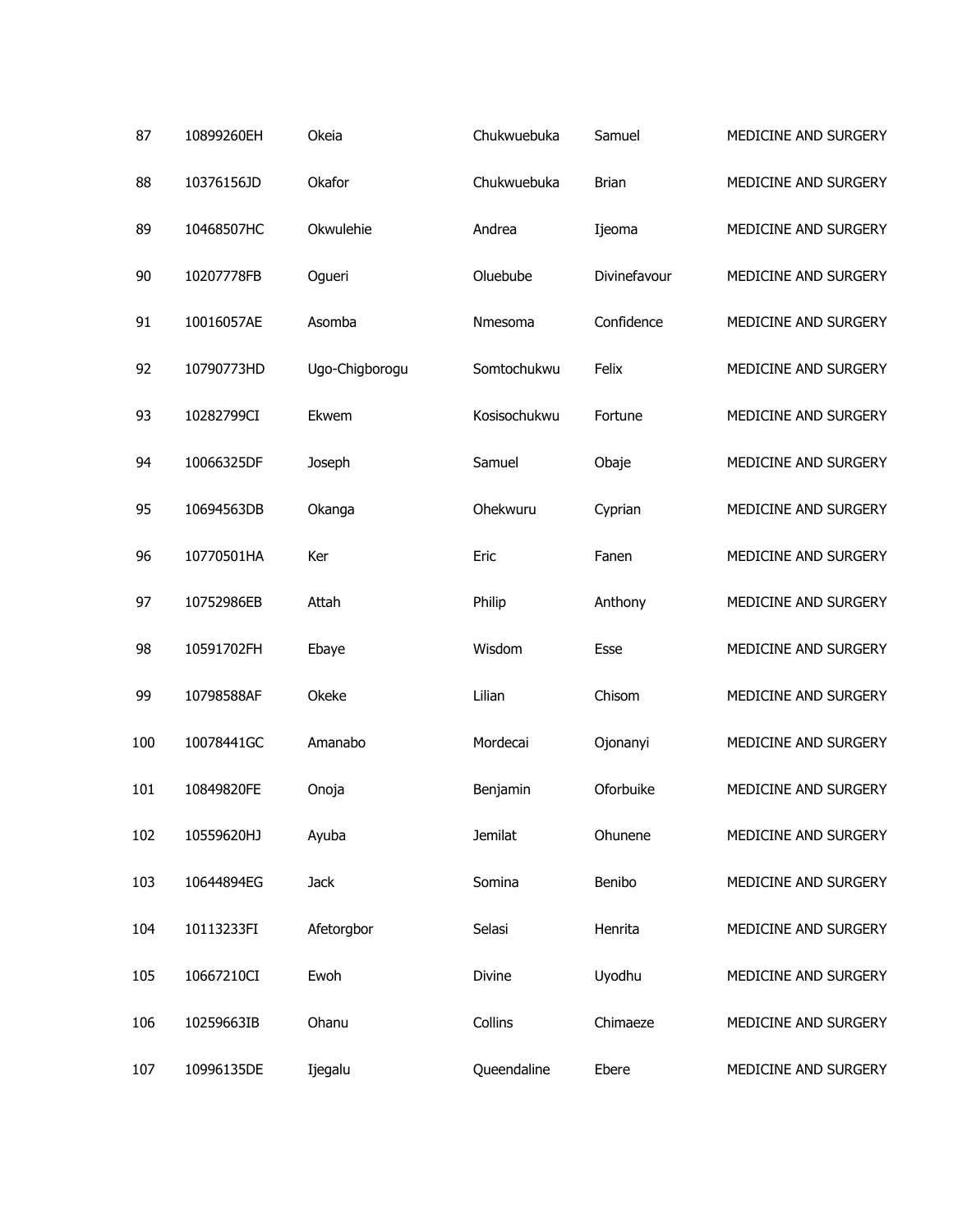| | | | | | |
|---|---|---|---|---|---|
| 87 | 10899260EH | Okeia | Chukwuebuka | Samuel | MEDICINE AND SURGERY |
| 88 | 10376156JD | Okafor | Chukwuebuka | Brian | MEDICINE AND SURGERY |
| 89 | 10468507HC | Okwulehie | Andrea | Ijeoma | MEDICINE AND SURGERY |
| 90 | 10207778FB | Ogueri | Oluebube | Divinefavour | MEDICINE AND SURGERY |
| 91 | 10016057AE | Asomba | Nmesoma | Confidence | MEDICINE AND SURGERY |
| 92 | 10790773HD | Ugo-Chigborogu | Somtochukwu | Felix | MEDICINE AND SURGERY |
| 93 | 10282799CI | Ekwem | Kosisochukwu | Fortune | MEDICINE AND SURGERY |
| 94 | 10066325DF | Joseph | Samuel | Obaje | MEDICINE AND SURGERY |
| 95 | 10694563DB | Okanga | Ohekwuru | Cyprian | MEDICINE AND SURGERY |
| 96 | 10770501HA | Ker | Eric | Fanen | MEDICINE AND SURGERY |
| 97 | 10752986EB | Attah | Philip | Anthony | MEDICINE AND SURGERY |
| 98 | 10591702FH | Ebaye | Wisdom | Esse | MEDICINE AND SURGERY |
| 99 | 10798588AF | Okeke | Lilian | Chisom | MEDICINE AND SURGERY |
| 100 | 10078441GC | Amanabo | Mordecai | Ojonanyi | MEDICINE AND SURGERY |
| 101 | 10849820FE | Onoja | Benjamin | Oforbuike | MEDICINE AND SURGERY |
| 102 | 10559620HJ | Ayuba | Jemilat | Ohunene | MEDICINE AND SURGERY |
| 103 | 10644894EG | Jack | Somina | Benibo | MEDICINE AND SURGERY |
| 104 | 10113233FI | Afetorgbor | Selasi | Henrita | MEDICINE AND SURGERY |
| 105 | 10667210CI | Ewoh | Divine | Uyodhu | MEDICINE AND SURGERY |
| 106 | 10259663IB | Ohanu | Collins | Chimaeze | MEDICINE AND SURGERY |
| 107 | 10996135DE | Ijegalu | Queendaline | Ebere | MEDICINE AND SURGERY |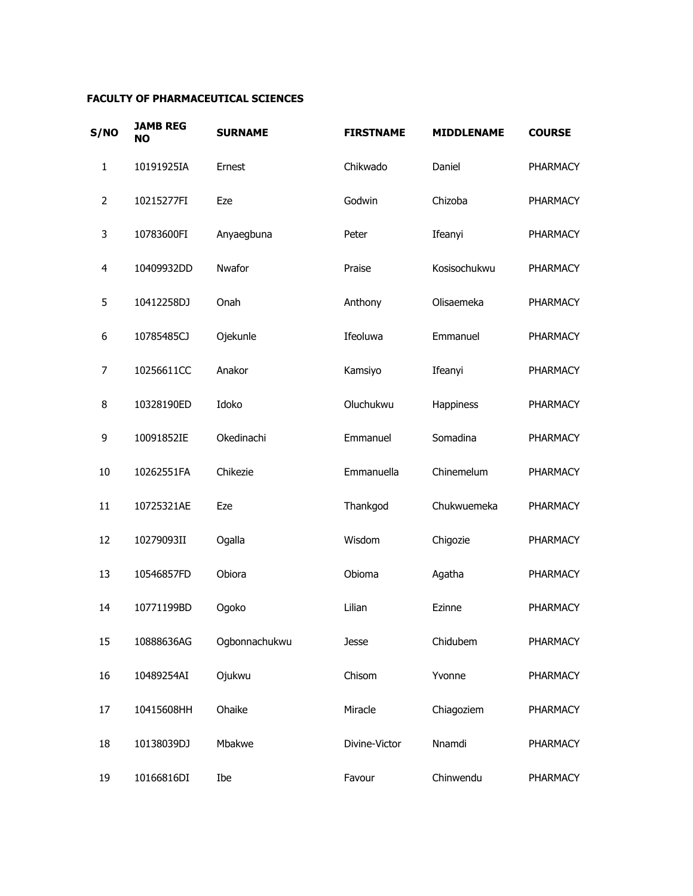**FACULTY OF PHARMACEUTICAL SCIENCES**

| S/NO | JAMB REG NO | SURNAME | FIRSTNAME | MIDDLENAME | COURSE |
|---|---|---|---|---|---|
| 1 | 10191925IA | Ernest | Chikwado | Daniel | PHARMACY |
| 2 | 10215277FI | Eze | Godwin | Chizoba | PHARMACY |
| 3 | 10783600FI | Anyaegbuna | Peter | Ifeanyi | PHARMACY |
| 4 | 10409932DD | Nwafor | Praise | Kosisochukwu | PHARMACY |
| 5 | 10412258DJ | Onah | Anthony | Olisaemeka | PHARMACY |
| 6 | 10785485CJ | Ojekunle | Ifeoluwa | Emmanuel | PHARMACY |
| 7 | 10256611CC | Anakor | Kamsiyo | Ifeanyi | PHARMACY |
| 8 | 10328190ED | Idoko | Oluchukwu | Happiness | PHARMACY |
| 9 | 10091852IE | Okedinachi | Emmanuel | Somadina | PHARMACY |
| 10 | 10262551FA | Chikezie | Emmanuella | Chinemelum | PHARMACY |
| 11 | 10725321AE | Eze | Thankgod | Chukwuemeka | PHARMACY |
| 12 | 10279093II | Ogalla | Wisdom | Chigozie | PHARMACY |
| 13 | 10546857FD | Obiora | Obioma | Agatha | PHARMACY |
| 14 | 10771199BD | Ogoko | Lilian | Ezinne | PHARMACY |
| 15 | 10888636AG | Ogbonnachukwu | Jesse | Chidubem | PHARMACY |
| 16 | 10489254AI | Ojukwu | Chisom | Yvonne | PHARMACY |
| 17 | 10415608HH | Ohaike | Miracle | Chiagoziem | PHARMACY |
| 18 | 10138039DJ | Mbakwe | Divine-Victor | Nnamdi | PHARMACY |
| 19 | 10166816DI | Ibe | Favour | Chinwendu | PHARMACY |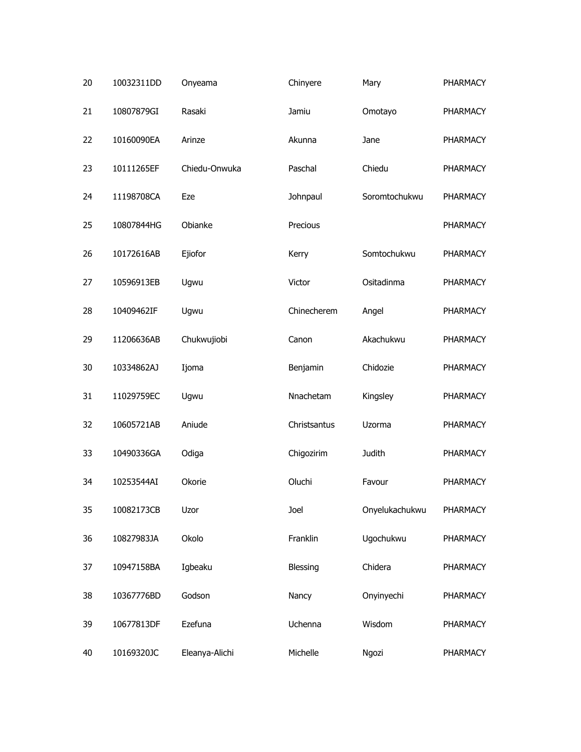| | | | | | |
|---|---|---|---|---|---|
| 20 | 10032311DD | Onyeama | Chinyere | Mary | PHARMACY |
| 21 | 10807879GI | Rasaki | Jamiu | Omotayo | PHARMACY |
| 22 | 10160090EA | Arinze | Akunna | Jane | PHARMACY |
| 23 | 10111265EF | Chiedu-Onwuka | Paschal | Chiedu | PHARMACY |
| 24 | 11198708CA | Eze | Johnpaul | Soromtochukwu | PHARMACY |
| 25 | 10807844HG | Obianke | Precious | | PHARMACY |
| 26 | 10172616AB | Ejiofor | Kerry | Somtochukwu | PHARMACY |
| 27 | 10596913EB | Ugwu | Victor | Ositadinma | PHARMACY |
| 28 | 10409462IF | Ugwu | Chinecherem | Angel | PHARMACY |
| 29 | 11206636AB | Chukwujiobi | Canon | Akachukwu | PHARMACY |
| 30 | 10334862AJ | Ijoma | Benjamin | Chidozie | PHARMACY |
| 31 | 11029759EC | Ugwu | Nnachetam | Kingsley | PHARMACY |
| 32 | 10605721AB | Aniude | Christsantus | Uzorma | PHARMACY |
| 33 | 10490336GA | Odiga | Chigozirim | Judith | PHARMACY |
| 34 | 10253544AI | Okorie | Oluchi | Favour | PHARMACY |
| 35 | 10082173CB | Uzor | Joel | Onyelukachukwu | PHARMACY |
| 36 | 10827983JA | Okolo | Franklin | Ugochukwu | PHARMACY |
| 37 | 10947158BA | Igbeaku | Blessing | Chidera | PHARMACY |
| 38 | 10367776BD | Godson | Nancy | Onyinyechi | PHARMACY |
| 39 | 10677813DF | Ezefuna | Uchenna | Wisdom | PHARMACY |
| 40 | 10169320JC | Eleanya-Alichi | Michelle | Ngozi | PHARMACY |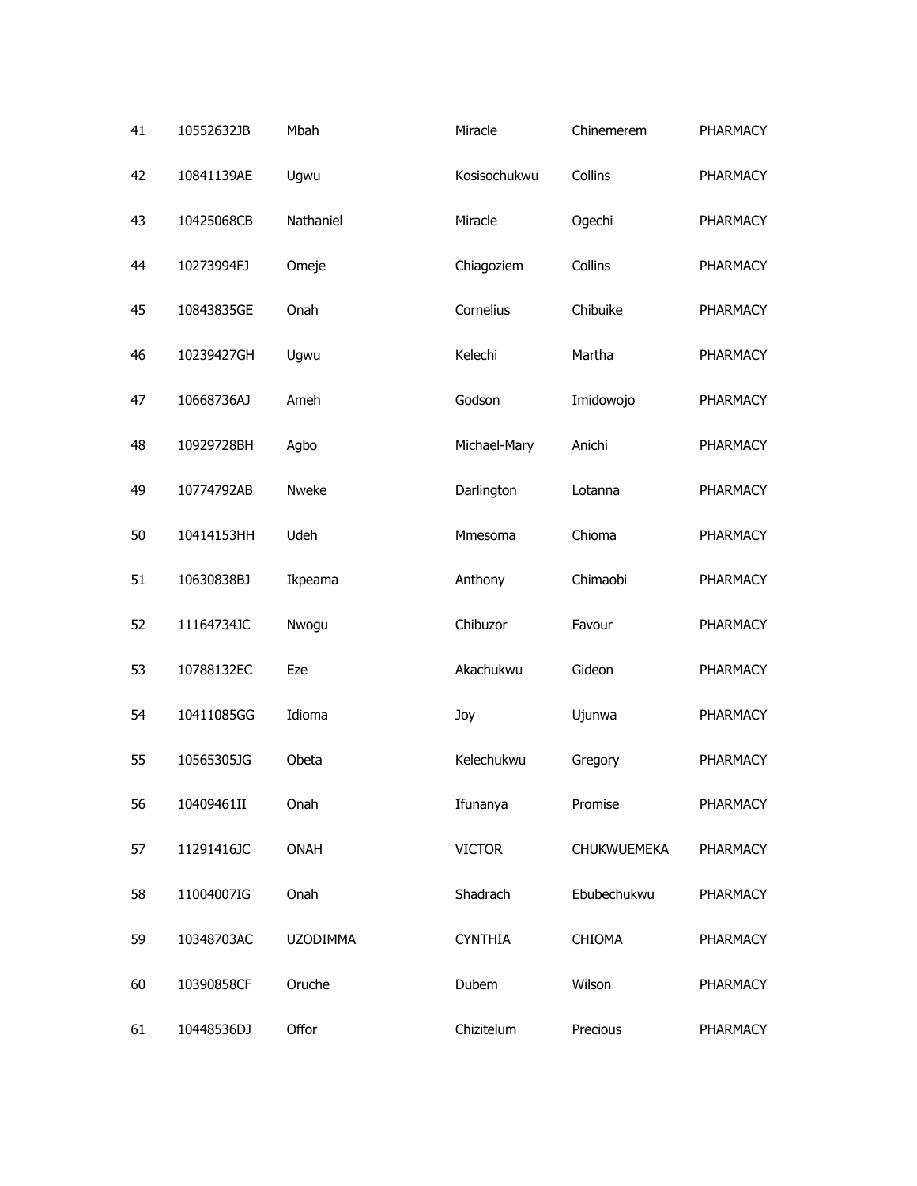| | | | | | |
|---|---|---|---|---|---|
| 41 | 10552632JB | Mbah | Miracle | Chinemerem | PHARMACY |
| 42 | 10841139AE | Ugwu | Kosisochukwu | Collins | PHARMACY |
| 43 | 10425068CB | Nathaniel | Miracle | Ogechi | PHARMACY |
| 44 | 10273994FJ | Omeje | Chiagoziem | Collins | PHARMACY |
| 45 | 10843835GE | Onah | Cornelius | Chibuike | PHARMACY |
| 46 | 10239427GH | Ugwu | Kelechi | Martha | PHARMACY |
| 47 | 10668736AJ | Ameh | Godson | Imidowojo | PHARMACY |
| 48 | 10929728BH | Agbo | Michael-Mary | Anichi | PHARMACY |
| 49 | 10774792AB | Nweke | Darlington | Lotanna | PHARMACY |
| 50 | 10414153HH | Udeh | Mmesoma | Chioma | PHARMACY |
| 51 | 10630838BJ | Ikpeama | Anthony | Chimaobi | PHARMACY |
| 52 | 11164734JC | Nwogu | Chibuzor | Favour | PHARMACY |
| 53 | 10788132EC | Eze | Akachukwu | Gideon | PHARMACY |
| 54 | 10411085GG | Idioma | Joy | Ujunwa | PHARMACY |
| 55 | 10565305JG | Obeta | Kelechukwu | Gregory | PHARMACY |
| 56 | 10409461II | Onah | Ifunanya | Promise | PHARMACY |
| 57 | 11291416JC | ONAH | VICTOR | CHUKWUEMEKA | PHARMACY |
| 58 | 11004007IG | Onah | Shadrach | Ebubechukwu | PHARMACY |
| 59 | 10348703AC | UZODIMMA | CYNTHIA | CHIOMA | PHARMACY |
| 60 | 10390858CF | Oruche | Dubem | Wilson | PHARMACY |
| 61 | 10448536DJ | Offor | Chizitelum | Precious | PHARMACY |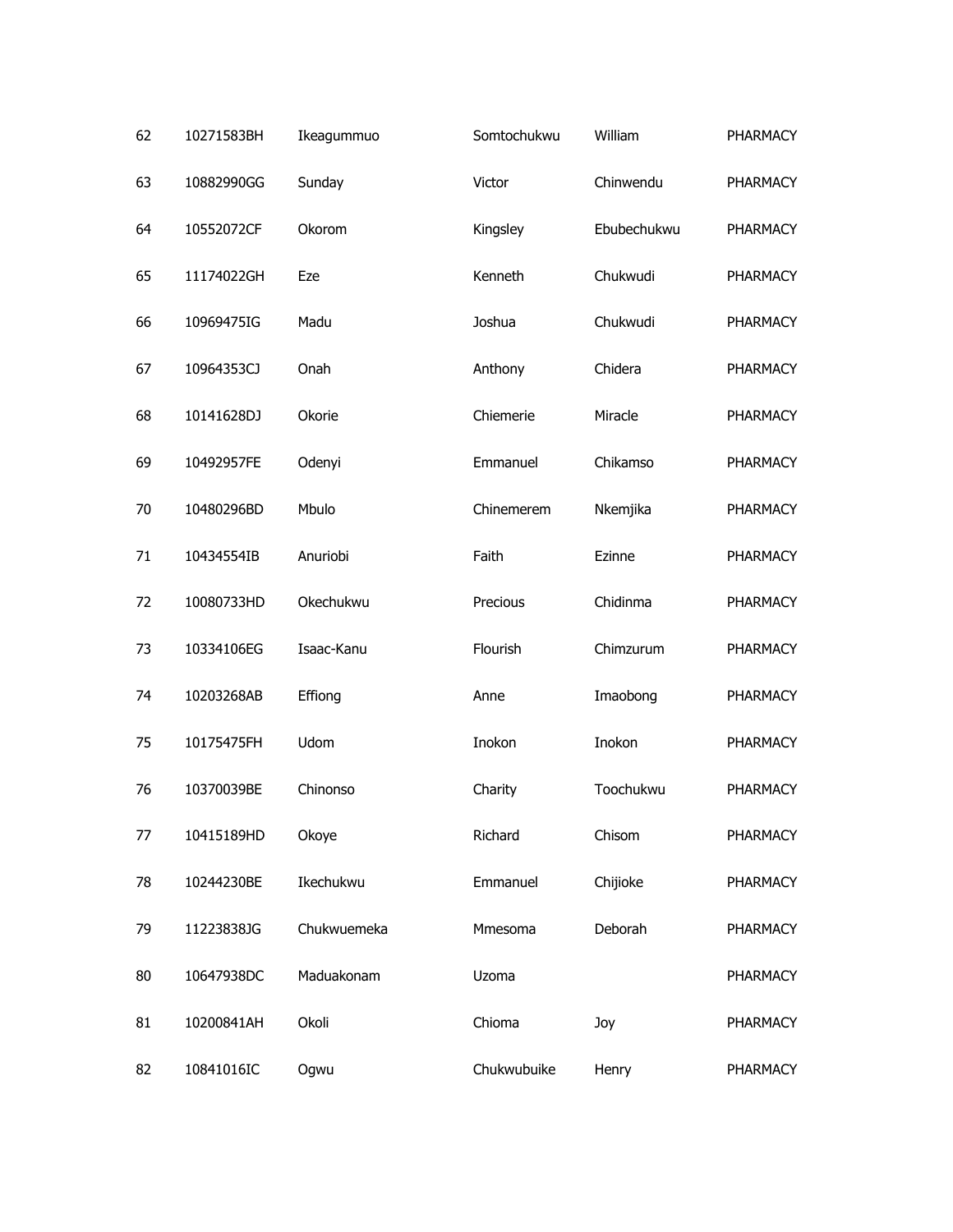| 62 | 10271583BH | Ikeagummuo | Somtochukwu | William | PHARMACY |
|---|---|---|---|---|---|
| 63 | 10882990GG | Sunday | Victor | Chinwendu | PHARMACY |
| 64 | 10552072CF | Okorom | Kingsley | Ebubechukwu | PHARMACY |
| 65 | 11174022GH | Eze | Kenneth | Chukwudi | PHARMACY |
| 66 | 10969475IG | Madu | Joshua | Chukwudi | PHARMACY |
| 67 | 10964353CJ | Onah | Anthony | Chidera | PHARMACY |
| 68 | 10141628DJ | Okorie | Chiemerie | Miracle | PHARMACY |
| 69 | 10492957FE | Odenyi | Emmanuel | Chikamso | PHARMACY |
| 70 | 10480296BD | Mbulo | Chinemerem | Nkemjika | PHARMACY |
| 71 | 10434554IB | Anuriobi | Faith | Ezinne | PHARMACY |
| 72 | 10080733HD | Okechukwu | Precious | Chidinma | PHARMACY |
| 73 | 10334106EG | Isaac-Kanu | Flourish | Chimzurum | PHARMACY |
| 74 | 10203268AB | Effiong | Anne | Imaobong | PHARMACY |
| 75 | 10175475FH | Udom | Inokon | Inokon | PHARMACY |
| 76 | 10370039BE | Chinonso | Charity | Toochukwu | PHARMACY |
| 77 | 10415189HD | Okoye | Richard | Chisom | PHARMACY |
| 78 | 10244230BE | Ikechukwu | Emmanuel | Chijioke | PHARMACY |
| 79 | 11223838JG | Chukwuemeka | Mmesoma | Deborah | PHARMACY |
| 80 | 10647938DC | Maduakonam | Uzoma | | PHARMACY |
| 81 | 10200841AH | Okoli | Chioma | Joy | PHARMACY |
| 82 | 10841016IC | Ogwu | Chukwubuike | Henry | PHARMACY |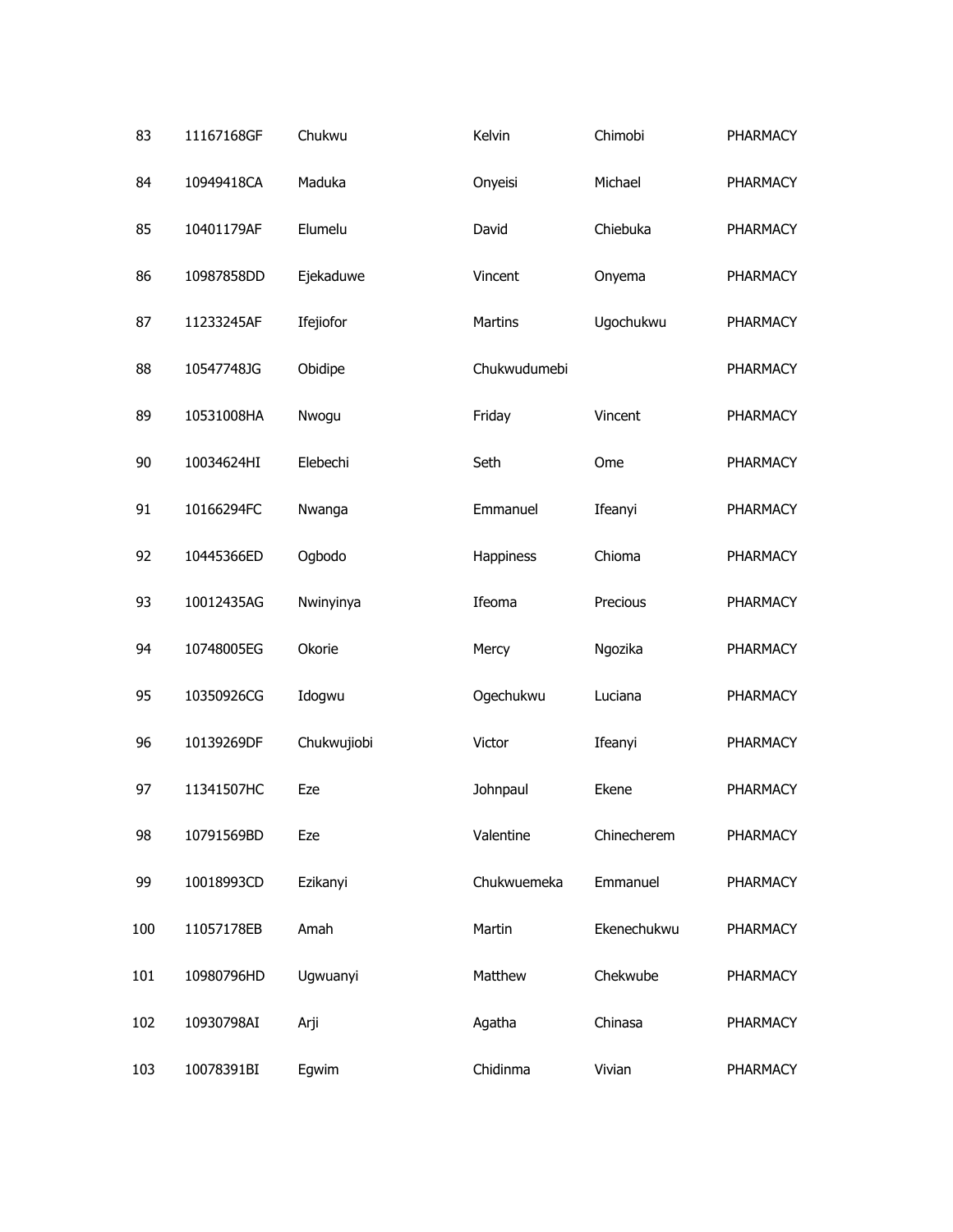| | | | | | |
|---|---|---|---|---|---|
| 83 | 11167168GF | Chukwu | Kelvin | Chimobi | PHARMACY |
| 84 | 10949418CA | Maduka | Onyeisi | Michael | PHARMACY |
| 85 | 10401179AF | Elumelu | David | Chiebuka | PHARMACY |
| 86 | 10987858DD | Ejekaduwe | Vincent | Onyema | PHARMACY |
| 87 | 11233245AF | Ifejiofor | Martins | Ugochukwu | PHARMACY |
| 88 | 10547748JG | Obidipe | Chukwudumebi | | PHARMACY |
| 89 | 10531008HA | Nwogu | Friday | Vincent | PHARMACY |
| 90 | 10034624HI | Elebechi | Seth | Ome | PHARMACY |
| 91 | 10166294FC | Nwanga | Emmanuel | Ifeanyi | PHARMACY |
| 92 | 10445366ED | Ogbodo | Happiness | Chioma | PHARMACY |
| 93 | 10012435AG | Nwinyinya | Ifeoma | Precious | PHARMACY |
| 94 | 10748005EG | Okorie | Mercy | Ngozika | PHARMACY |
| 95 | 10350926CG | Idogwu | Ogechukwu | Luciana | PHARMACY |
| 96 | 10139269DF | Chukwujiobi | Victor | Ifeanyi | PHARMACY |
| 97 | 11341507HC | Eze | Johnpaul | Ekene | PHARMACY |
| 98 | 10791569BD | Eze | Valentine | Chinecherem | PHARMACY |
| 99 | 10018993CD | Ezikanyi | Chukwuemeka | Emmanuel | PHARMACY |
| 100 | 11057178EB | Amah | Martin | Ekenechukwu | PHARMACY |
| 101 | 10980796HD | Ugwuanyi | Matthew | Chekwube | PHARMACY |
| 102 | 10930798AI | Arji | Agatha | Chinasa | PHARMACY |
| 103 | 10078391BI | Egwim | Chidinma | Vivian | PHARMACY |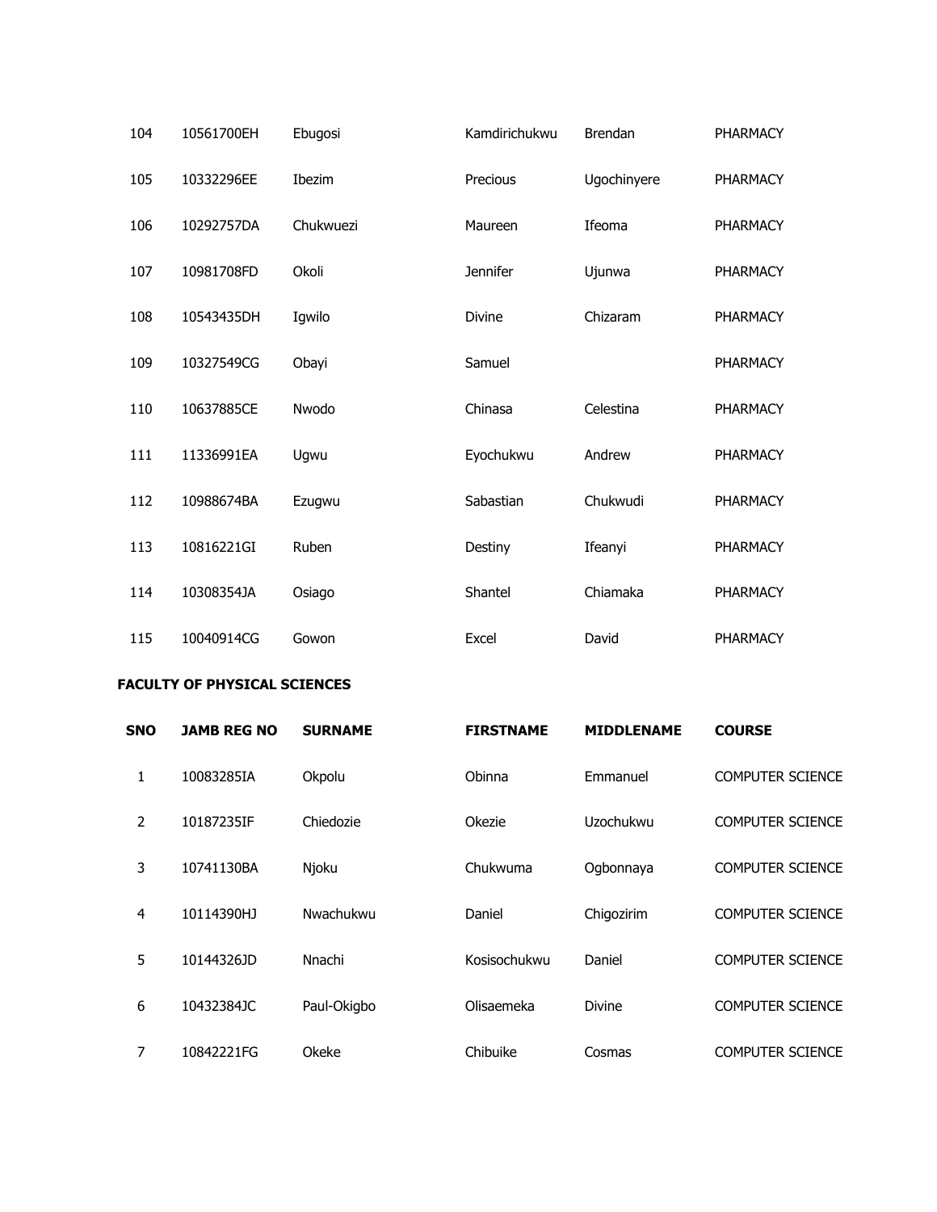| SNO | JAMB REG NO | SURNAME | FIRSTNAME | MIDDLENAME | COURSE |
|---|---|---|---|---|---|
| 104 | 10561700EH | Ebugosi | Kamdirichukwu | Brendan | PHARMACY |
| 105 | 10332296EE | Ibezim | Precious | Ugochinyere | PHARMACY |
| 106 | 10292757DA | Chukwuezi | Maureen | Ifeoma | PHARMACY |
| 107 | 10981708FD | Okoli | Jennifer | Ujunwa | PHARMACY |
| 108 | 10543435DH | Igwilo | Divine | Chizaram | PHARMACY |
| 109 | 10327549CG | Obayi | Samuel | | PHARMACY |
| 110 | 10637885CE | Nwodo | Chinasa | Celestina | PHARMACY |
| 111 | 11336991EA | Ugwu | Eyochukwu | Andrew | PHARMACY |
| 112 | 10988674BA | Ezugwu | Sabastian | Chukwudi | PHARMACY |
| 113 | 10816221GI | Ruben | Destiny | Ifeanyi | PHARMACY |
| 114 | 10308354JA | Osiago | Shantel | Chiamaka | PHARMACY |
| 115 | 10040914CG | Gowon | Excel | David | PHARMACY |

**FACULTY OF PHYSICAL SCIENCES**

| SNO | JAMB REG NO | SURNAME | FIRSTNAME | MIDDLENAME | COURSE |
|---|---|---|---|---|---|
| 1 | 10083285IA | Okpolu | Obinna | Emmanuel | COMPUTER SCIENCE |
| 2 | 10187235IF | Chiedozie | Okezie | Uzochukwu | COMPUTER SCIENCE |
| 3 | 10741130BA | Njoku | Chukwuma | Ogbonnaya | COMPUTER SCIENCE |
| 4 | 10114390HJ | Nwachukwu | Daniel | Chigozirim | COMPUTER SCIENCE |
| 5 | 10144326JD | Nnachi | Kosisochukwu | Daniel | COMPUTER SCIENCE |
| 6 | 10432384JC | Paul-Okigbo | Olisaemeka | Divine | COMPUTER SCIENCE |
| 7 | 10842221FG | Okeke | Chibuike | Cosmas | COMPUTER SCIENCE |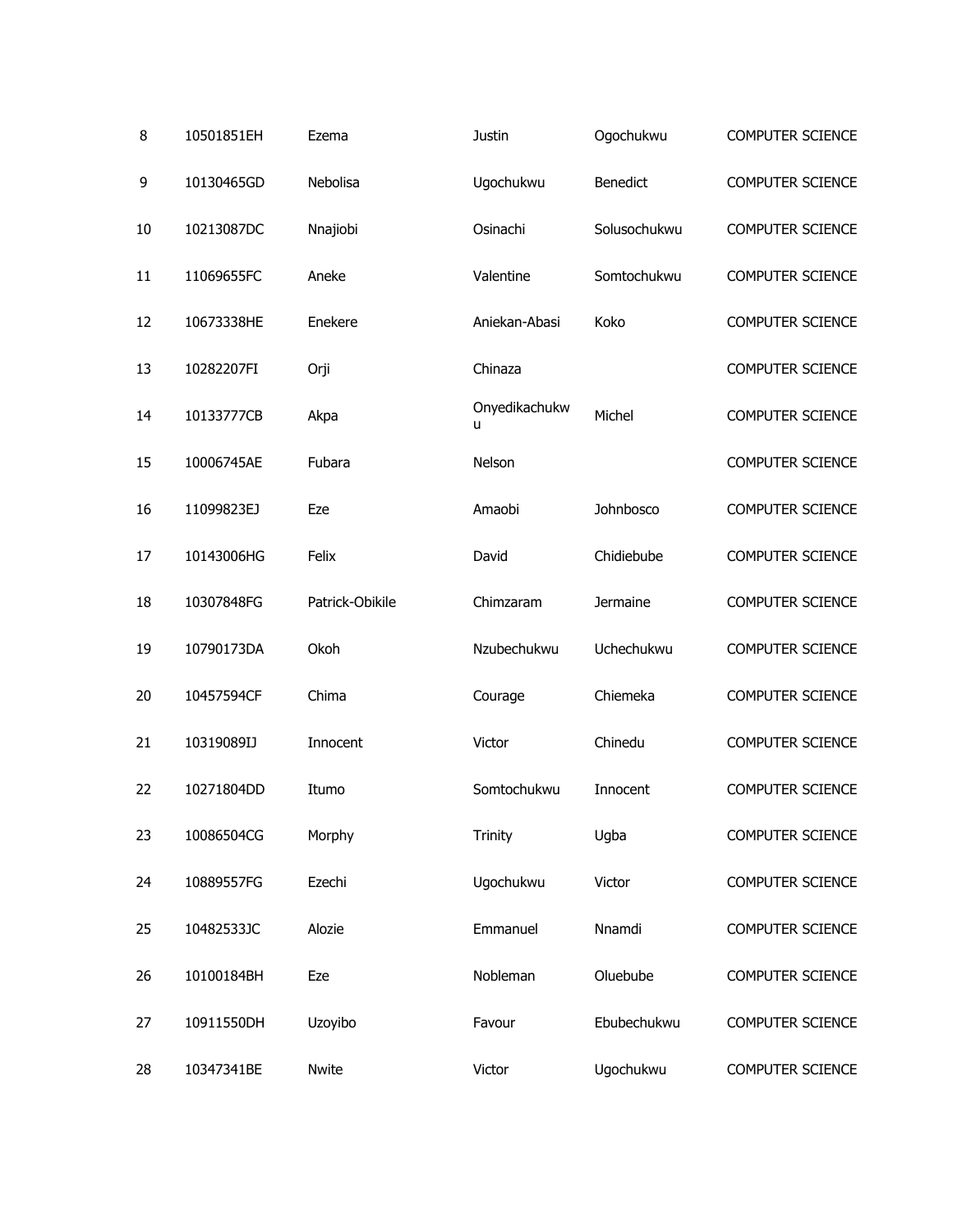| | | | | | |
|---|---|---|---|---|---|
| 8 | 10501851EH | Ezema | Justin | Ogochukwu | COMPUTER SCIENCE |
| 9 | 10130465GD | Nebolisa | Ugochukwu | Benedict | COMPUTER SCIENCE |
| 10 | 10213087DC | Nnajiobi | Osinachi | Solusochukwu | COMPUTER SCIENCE |
| 11 | 11069655FC | Aneke | Valentine | Somtochukwu | COMPUTER SCIENCE |
| 12 | 10673338HE | Enekere | Aniekan-Abasi | Koko | COMPUTER SCIENCE |
| 13 | 10282207FI | Orji | Chinaza | | COMPUTER SCIENCE |
| 14 | 10133777CB | Akpa | Onyedikachukwu | Michel | COMPUTER SCIENCE |
| 15 | 10006745AE | Fubara | Nelson | | COMPUTER SCIENCE |
| 16 | 11099823EJ | Eze | Amaobi | Johnbosco | COMPUTER SCIENCE |
| 17 | 10143006HG | Felix | David | Chidiebube | COMPUTER SCIENCE |
| 18 | 10307848FG | Patrick-Obikile | Chimzaram | Jermaine | COMPUTER SCIENCE |
| 19 | 10790173DA | Okoh | Nzubechukwu | Uchechukwu | COMPUTER SCIENCE |
| 20 | 10457594CF | Chima | Courage | Chiemeka | COMPUTER SCIENCE |
| 21 | 10319089IJ | Innocent | Victor | Chinedu | COMPUTER SCIENCE |
| 22 | 10271804DD | Itumo | Somtochukwu | Innocent | COMPUTER SCIENCE |
| 23 | 10086504CG | Morphy | Trinity | Ugba | COMPUTER SCIENCE |
| 24 | 10889557FG | Ezechi | Ugochukwu | Victor | COMPUTER SCIENCE |
| 25 | 10482533JC | Alozie | Emmanuel | Nnamdi | COMPUTER SCIENCE |
| 26 | 10100184BH | Eze | Nobleman | Oluebube | COMPUTER SCIENCE |
| 27 | 10911550DH | Uzoyibo | Favour | Ebubechukwu | COMPUTER SCIENCE |
| 28 | 10347341BE | Nwite | Victor | Ugochukwu | COMPUTER SCIENCE |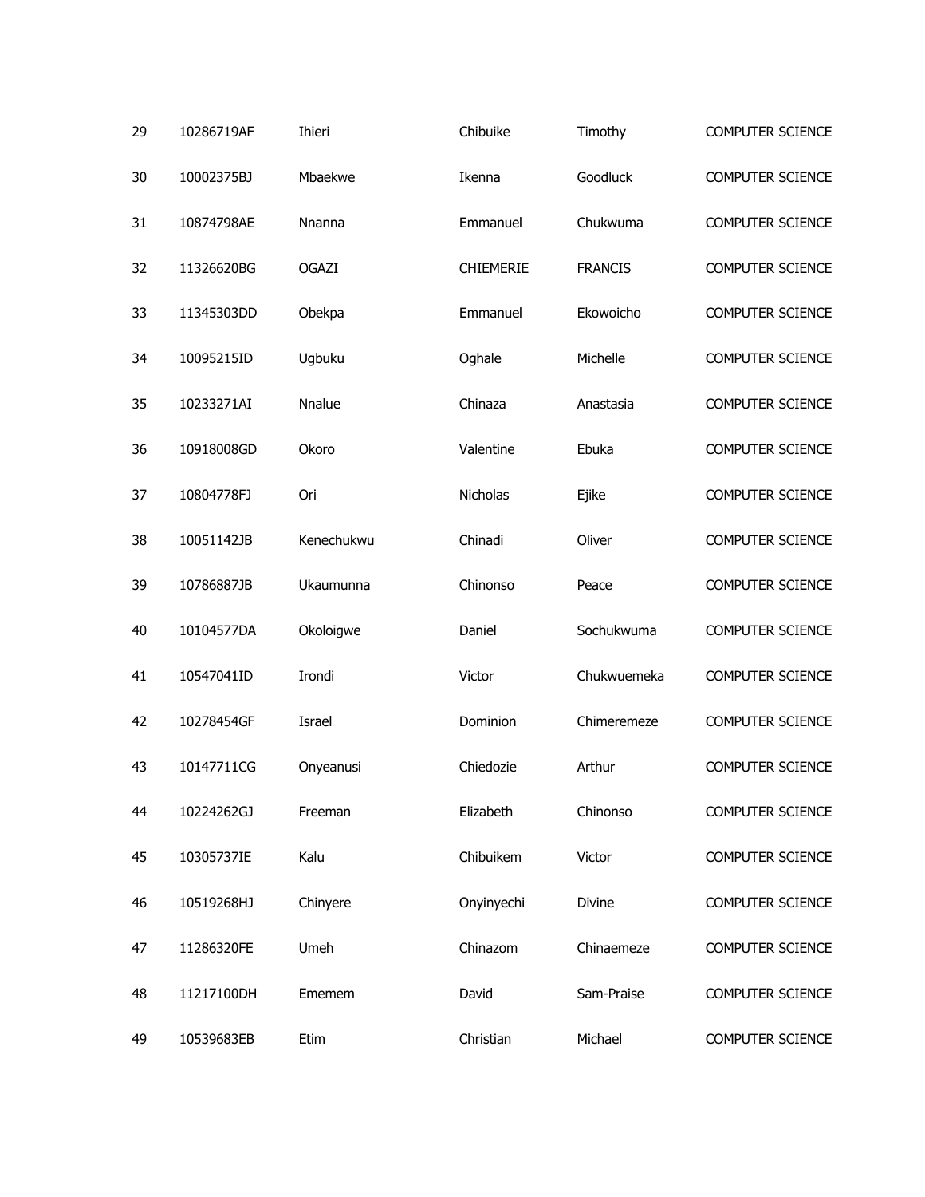| | | | | | |
|---|---|---|---|---|---|
| 29 | 10286719AF | Ihieri | Chibuike | Timothy | COMPUTER SCIENCE |
| 30 | 10002375BJ | Mbaekwe | Ikenna | Goodluck | COMPUTER SCIENCE |
| 31 | 10874798AE | Nnanna | Emmanuel | Chukwuma | COMPUTER SCIENCE |
| 32 | 11326620BG | OGAZI | CHIEMERIE | FRANCIS | COMPUTER SCIENCE |
| 33 | 11345303DD | Obekpa | Emmanuel | Ekowoicho | COMPUTER SCIENCE |
| 34 | 10095215ID | Ugbuku | Oghale | Michelle | COMPUTER SCIENCE |
| 35 | 10233271AI | Nnalue | Chinaza | Anastasia | COMPUTER SCIENCE |
| 36 | 10918008GD | Okoro | Valentine | Ebuka | COMPUTER SCIENCE |
| 37 | 10804778FJ | Ori | Nicholas | Ejike | COMPUTER SCIENCE |
| 38 | 10051142JB | Kenechukwu | Chinadi | Oliver | COMPUTER SCIENCE |
| 39 | 10786887JB | Ukaumunna | Chinonso | Peace | COMPUTER SCIENCE |
| 40 | 10104577DA | Okoloigwe | Daniel | Sochukwuma | COMPUTER SCIENCE |
| 41 | 10547041ID | Irondi | Victor | Chukwuemeka | COMPUTER SCIENCE |
| 42 | 10278454GF | Israel | Dominion | Chimeremeze | COMPUTER SCIENCE |
| 43 | 10147711CG | Onyeanusi | Chiedozie | Arthur | COMPUTER SCIENCE |
| 44 | 10224262GJ | Freeman | Elizabeth | Chinonso | COMPUTER SCIENCE |
| 45 | 10305737IE | Kalu | Chibuikem | Victor | COMPUTER SCIENCE |
| 46 | 10519268HJ | Chinyere | Onyinyechi | Divine | COMPUTER SCIENCE |
| 47 | 11286320FE | Umeh | Chinazom | Chinaemeze | COMPUTER SCIENCE |
| 48 | 11217100DH | Ememem | David | Sam-Praise | COMPUTER SCIENCE |
| 49 | 10539683EB | Etim | Christian | Michael | COMPUTER SCIENCE |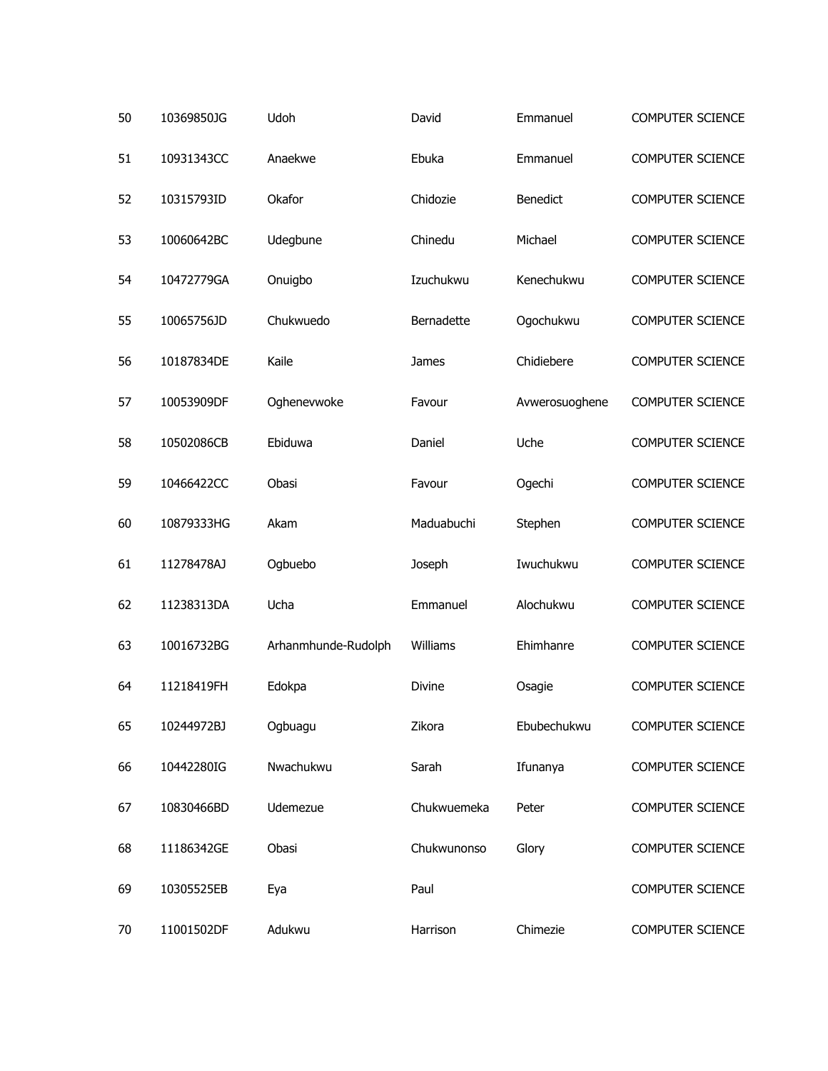| | | | | | |
|---|---|---|---|---|---|
| 50 | 10369850JG | Udoh | David | Emmanuel | COMPUTER SCIENCE |
| 51 | 10931343CC | Anaekwe | Ebuka | Emmanuel | COMPUTER SCIENCE |
| 52 | 10315793ID | Okafor | Chidozie | Benedict | COMPUTER SCIENCE |
| 53 | 10060642BC | Udegbune | Chinedu | Michael | COMPUTER SCIENCE |
| 54 | 10472779GA | Onuigbo | Izuchukwu | Kenechukwu | COMPUTER SCIENCE |
| 55 | 10065756JD | Chukwuedo | Bernadette | Ogochukwu | COMPUTER SCIENCE |
| 56 | 10187834DE | Kaile | James | Chidiebere | COMPUTER SCIENCE |
| 57 | 10053909DF | Oghenevwoke | Favour | Avwerosuoghene | COMPUTER SCIENCE |
| 58 | 10502086CB | Ebiduwa | Daniel | Uche | COMPUTER SCIENCE |
| 59 | 10466422CC | Obasi | Favour | Ogechi | COMPUTER SCIENCE |
| 60 | 10879333HG | Akam | Maduabuchi | Stephen | COMPUTER SCIENCE |
| 61 | 11278478AJ | Ogbuebo | Joseph | Iwuchukwu | COMPUTER SCIENCE |
| 62 | 11238313DA | Ucha | Emmanuel | Alochukwu | COMPUTER SCIENCE |
| 63 | 10016732BG | Arhanmhunde-Rudolph | Williams | Ehimhanre | COMPUTER SCIENCE |
| 64 | 11218419FH | Edokpa | Divine | Osagie | COMPUTER SCIENCE |
| 65 | 10244972BJ | Ogbuagu | Zikora | Ebubechukwu | COMPUTER SCIENCE |
| 66 | 10442280IG | Nwachukwu | Sarah | Ifunanya | COMPUTER SCIENCE |
| 67 | 10830466BD | Udemezue | Chukwuemeka | Peter | COMPUTER SCIENCE |
| 68 | 11186342GE | Obasi | Chukwunonso | Glory | COMPUTER SCIENCE |
| 69 | 10305525EB | Eya | Paul | | COMPUTER SCIENCE |
| 70 | 11001502DF | Adukwu | Harrison | Chimezie | COMPUTER SCIENCE |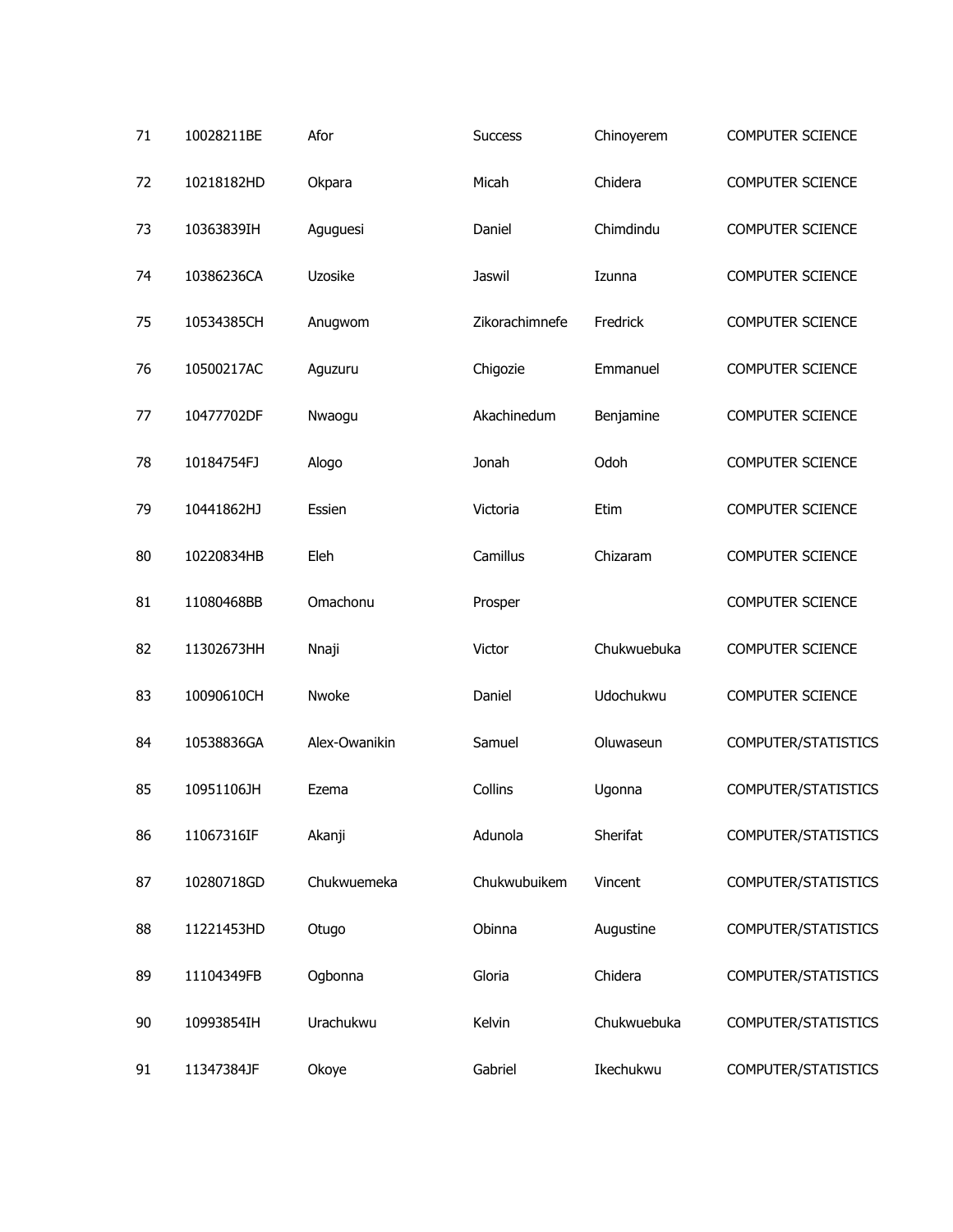| | | | | | |
|---|---|---|---|---|---|
| 71 | 10028211BE | Afor | Success | Chinoyerem | COMPUTER SCIENCE |
| 72 | 10218182HD | Okpara | Micah | Chidera | COMPUTER SCIENCE |
| 73 | 10363839IH | Aguguesi | Daniel | Chimdindu | COMPUTER SCIENCE |
| 74 | 10386236CA | Uzosike | Jaswil | Izunna | COMPUTER SCIENCE |
| 75 | 10534385CH | Anugwom | Zikorachimnefe | Fredrick | COMPUTER SCIENCE |
| 76 | 10500217AC | Aguzuru | Chigozie | Emmanuel | COMPUTER SCIENCE |
| 77 | 10477702DF | Nwaogu | Akachinedum | Benjamine | COMPUTER SCIENCE |
| 78 | 10184754FJ | Alogo | Jonah | Odoh | COMPUTER SCIENCE |
| 79 | 10441862HJ | Essien | Victoria | Etim | COMPUTER SCIENCE |
| 80 | 10220834HB | Eleh | Camillus | Chizaram | COMPUTER SCIENCE |
| 81 | 11080468BB | Omachonu | Prosper | | COMPUTER SCIENCE |
| 82 | 11302673HH | Nnaji | Victor | Chukwuebuka | COMPUTER SCIENCE |
| 83 | 10090610CH | Nwoke | Daniel | Udochukwu | COMPUTER SCIENCE |
| 84 | 10538836GA | Alex-Owanikin | Samuel | Oluwaseun | COMPUTER/STATISTICS |
| 85 | 10951106JH | Ezema | Collins | Ugonna | COMPUTER/STATISTICS |
| 86 | 11067316IF | Akanji | Adunola | Sherifat | COMPUTER/STATISTICS |
| 87 | 10280718GD | Chukwuemeka | Chukwubuikem | Vincent | COMPUTER/STATISTICS |
| 88 | 11221453HD | Otugo | Obinna | Augustine | COMPUTER/STATISTICS |
| 89 | 11104349FB | Ogbonna | Gloria | Chidera | COMPUTER/STATISTICS |
| 90 | 10993854IH | Urachukwu | Kelvin | Chukwuebuka | COMPUTER/STATISTICS |
| 91 | 11347384JF | Okoye | Gabriel | Ikechukwu | COMPUTER/STATISTICS |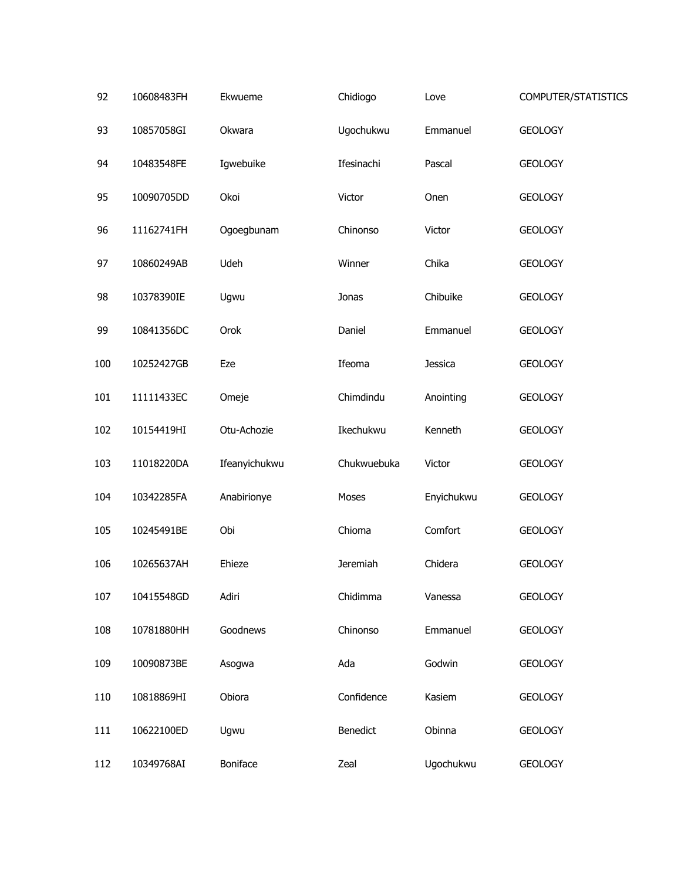| 92 | 10608483FH | Ekwueme | Chidiogo | Love | COMPUTER/STATISTICS |
|---|---|---|---|---|---|
| 93 | 10857058GI | Okwara | Ugochukwu | Emmanuel | GEOLOGY |
| 94 | 10483548FE | Igwebuike | Ifesinachi | Pascal | GEOLOGY |
| 95 | 10090705DD | Okoi | Victor | Onen | GEOLOGY |
| 96 | 11162741FH | Ogoegbunam | Chinonso | Victor | GEOLOGY |
| 97 | 10860249AB | Udeh | Winner | Chika | GEOLOGY |
| 98 | 10378390IE | Ugwu | Jonas | Chibuike | GEOLOGY |
| 99 | 10841356DC | Orok | Daniel | Emmanuel | GEOLOGY |
| 100 | 10252427GB | Eze | Ifeoma | Jessica | GEOLOGY |
| 101 | 11111433EC | Omeje | Chimdindu | Anointing | GEOLOGY |
| 102 | 10154419HI | Otu-Achozie | Ikechukwu | Kenneth | GEOLOGY |
| 103 | 11018220DA | Ifeanyichukwu | Chukwuebuka | Victor | GEOLOGY |
| 104 | 10342285FA | Anabirionye | Moses | Enyichukwu | GEOLOGY |
| 105 | 10245491BE | Obi | Chioma | Comfort | GEOLOGY |
| 106 | 10265637AH | Ehieze | Jeremiah | Chidera | GEOLOGY |
| 107 | 10415548GD | Adiri | Chidimma | Vanessa | GEOLOGY |
| 108 | 10781880HH | Goodnews | Chinonso | Emmanuel | GEOLOGY |
| 109 | 10090873BE | Asogwa | Ada | Godwin | GEOLOGY |
| 110 | 10818869HI | Obiora | Confidence | Kasiem | GEOLOGY |
| 111 | 10622100ED | Ugwu | Benedict | Obinna | GEOLOGY |
| 112 | 10349768AI | Boniface | Zeal | Ugochukwu | GEOLOGY |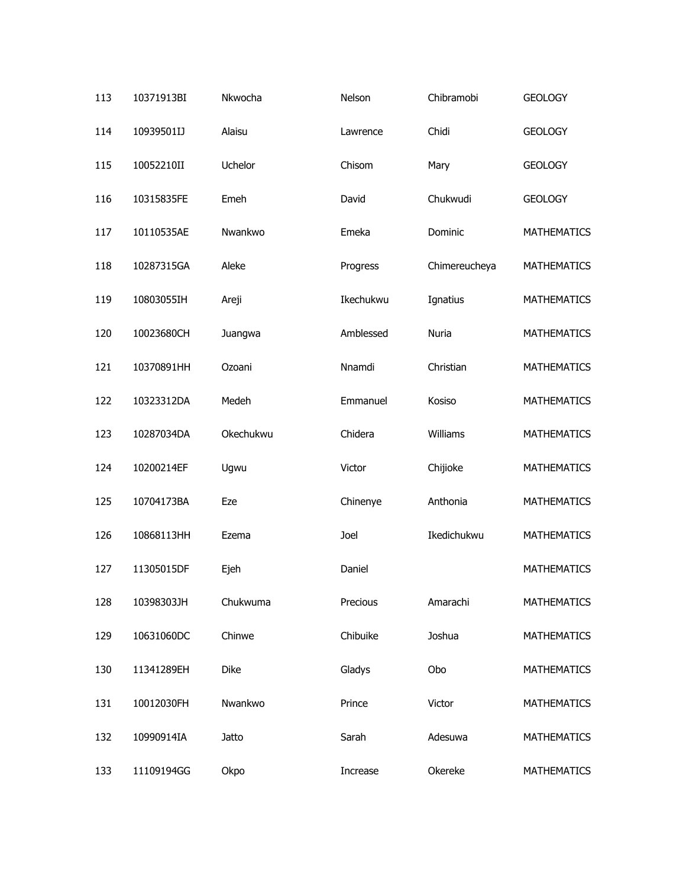| | | | | | |
|---|---|---|---|---|---|
| 113 | 10371913BI | Nkwocha | Nelson | Chibramobi | GEOLOGY |
| 114 | 10939501IJ | Alaisu | Lawrence | Chidi | GEOLOGY |
| 115 | 10052210II | Uchelor | Chisom | Mary | GEOLOGY |
| 116 | 10315835FE | Emeh | David | Chukwudi | GEOLOGY |
| 117 | 10110535AE | Nwankwo | Emeka | Dominic | MATHEMATICS |
| 118 | 10287315GA | Aleke | Progress | Chimereucheya | MATHEMATICS |
| 119 | 10803055IH | Areji | Ikechukwu | Ignatius | MATHEMATICS |
| 120 | 10023680CH | Juangwa | Amblessed | Nuria | MATHEMATICS |
| 121 | 10370891HH | Ozoani | Nnamdi | Christian | MATHEMATICS |
| 122 | 10323312DA | Medeh | Emmanuel | Kosiso | MATHEMATICS |
| 123 | 10287034DA | Okechukwu | Chidera | Williams | MATHEMATICS |
| 124 | 10200214EF | Ugwu | Victor | Chijioke | MATHEMATICS |
| 125 | 10704173BA | Eze | Chinenye | Anthonia | MATHEMATICS |
| 126 | 10868113HH | Ezema | Joel | Ikedichukwu | MATHEMATICS |
| 127 | 11305015DF | Ejeh | Daniel | | MATHEMATICS |
| 128 | 10398303JH | Chukwuma | Precious | Amarachi | MATHEMATICS |
| 129 | 10631060DC | Chinwe | Chibuike | Joshua | MATHEMATICS |
| 130 | 11341289EH | Dike | Gladys | Obo | MATHEMATICS |
| 131 | 10012030FH | Nwankwo | Prince | Victor | MATHEMATICS |
| 132 | 10990914IA | Jatto | Sarah | Adesuwa | MATHEMATICS |
| 133 | 11109194GG | Okpo | Increase | Okereke | MATHEMATICS |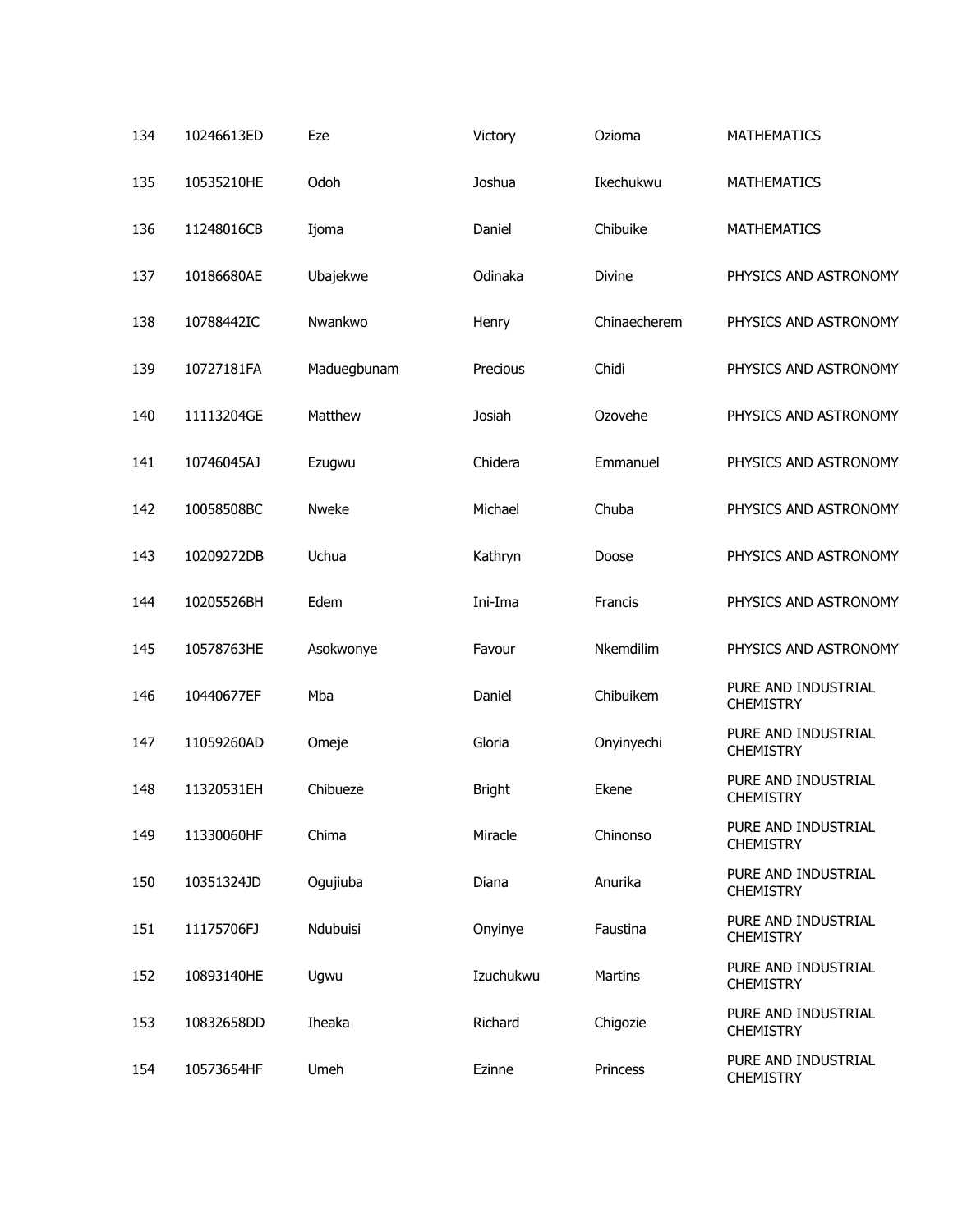| | | | | | |
|---|---|---|---|---|---|
| 134 | 10246613ED | Eze | Victory | Ozioma | MATHEMATICS |
| 135 | 10535210HE | Odoh | Joshua | Ikechukwu | MATHEMATICS |
| 136 | 11248016CB | Ijoma | Daniel | Chibuike | MATHEMATICS |
| 137 | 10186680AE | Ubajekwe | Odinaka | Divine | PHYSICS AND ASTRONOMY |
| 138 | 10788442IC | Nwankwo | Henry | Chinaecherem | PHYSICS AND ASTRONOMY |
| 139 | 10727181FA | Maduegbunam | Precious | Chidi | PHYSICS AND ASTRONOMY |
| 140 | 11113204GE | Matthew | Josiah | Ozovehe | PHYSICS AND ASTRONOMY |
| 141 | 10746045AJ | Ezugwu | Chidera | Emmanuel | PHYSICS AND ASTRONOMY |
| 142 | 10058508BC | Nweke | Michael | Chuba | PHYSICS AND ASTRONOMY |
| 143 | 10209272DB | Uchua | Kathryn | Doose | PHYSICS AND ASTRONOMY |
| 144 | 10205526BH | Edem | Ini-Ima | Francis | PHYSICS AND ASTRONOMY |
| 145 | 10578763HE | Asokwonye | Favour | Nkemdilim | PHYSICS AND ASTRONOMY |
| 146 | 10440677EF | Mba | Daniel | Chibuikem | PURE AND INDUSTRIAL CHEMISTRY |
| 147 | 11059260AD | Omeje | Gloria | Onyinyechi | PURE AND INDUSTRIAL CHEMISTRY |
| 148 | 11320531EH | Chibueze | Bright | Ekene | PURE AND INDUSTRIAL CHEMISTRY |
| 149 | 11330060HF | Chima | Miracle | Chinonso | PURE AND INDUSTRIAL CHEMISTRY |
| 150 | 10351324JD | Ogujiuba | Diana | Anurika | PURE AND INDUSTRIAL CHEMISTRY |
| 151 | 11175706FJ | Ndubuisi | Onyinye | Faustina | PURE AND INDUSTRIAL CHEMISTRY |
| 152 | 10893140HE | Ugwu | Izuchukwu | Martins | PURE AND INDUSTRIAL CHEMISTRY |
| 153 | 10832658DD | Iheaka | Richard | Chigozie | PURE AND INDUSTRIAL CHEMISTRY |
| 154 | 10573654HF | Umeh | Ezinne | Princess | PURE AND INDUSTRIAL CHEMISTRY |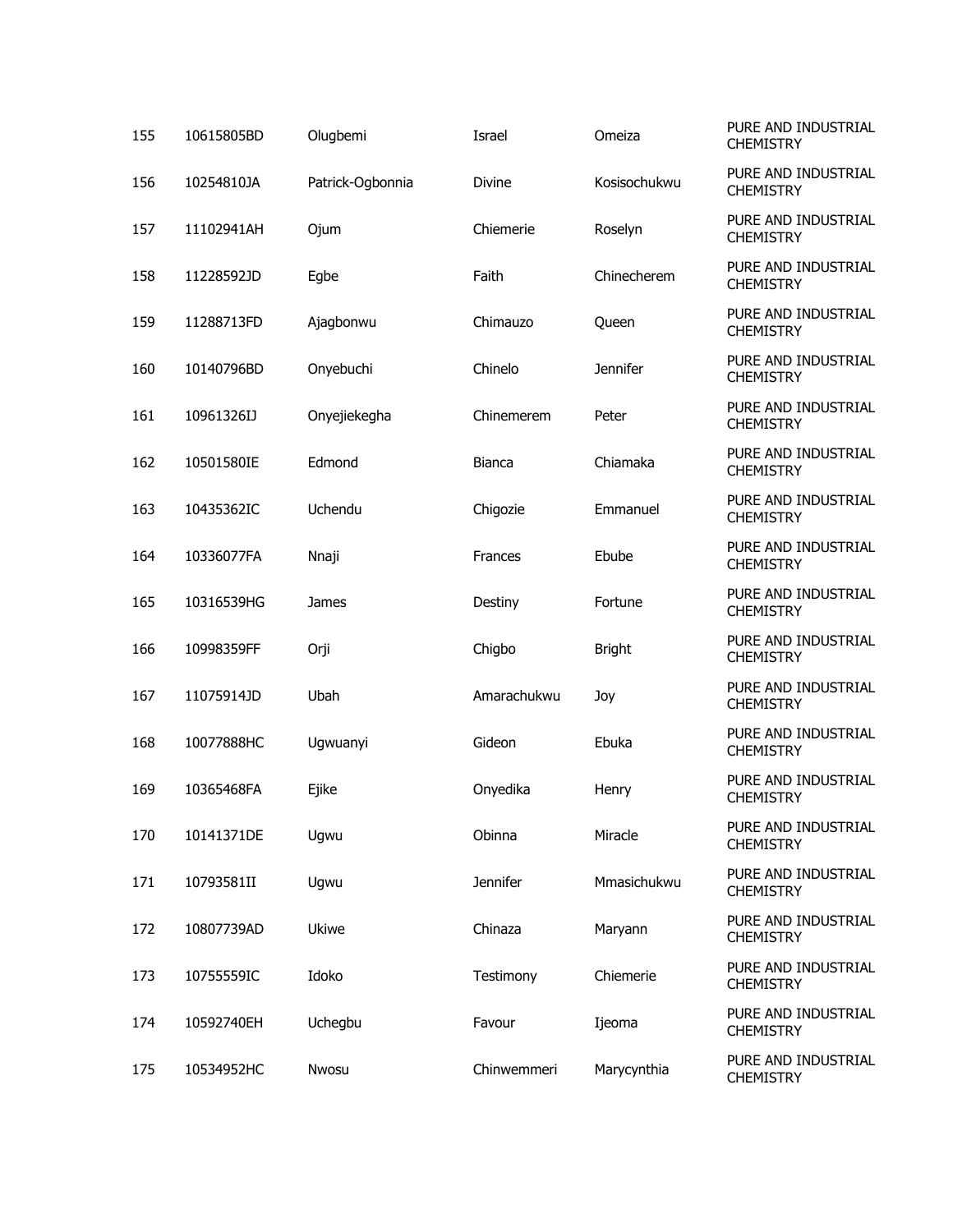| | | | | | |
|---|---|---|---|---|---|
| 155 | 10615805BD | Olugbemi | Israel | Omeiza | PURE AND INDUSTRIAL CHEMISTRY |
| 156 | 10254810JA | Patrick-Ogbonnia | Divine | Kosisochukwu | PURE AND INDUSTRIAL CHEMISTRY |
| 157 | 11102941AH | Ojum | Chiemerie | Roselyn | PURE AND INDUSTRIAL CHEMISTRY |
| 158 | 11228592JD | Egbe | Faith | Chinecherem | PURE AND INDUSTRIAL CHEMISTRY |
| 159 | 11288713FD | Ajagbonwu | Chimauzo | Queen | PURE AND INDUSTRIAL CHEMISTRY |
| 160 | 10140796BD | Onyebuchi | Chinelo | Jennifer | PURE AND INDUSTRIAL CHEMISTRY |
| 161 | 10961326IJ | Onyejiekegha | Chinemerem | Peter | PURE AND INDUSTRIAL CHEMISTRY |
| 162 | 10501580IE | Edmond | Bianca | Chiamaka | PURE AND INDUSTRIAL CHEMISTRY |
| 163 | 10435362IC | Uchendu | Chigozie | Emmanuel | PURE AND INDUSTRIAL CHEMISTRY |
| 164 | 10336077FA | Nnaji | Frances | Ebube | PURE AND INDUSTRIAL CHEMISTRY |
| 165 | 10316539HG | James | Destiny | Fortune | PURE AND INDUSTRIAL CHEMISTRY |
| 166 | 10998359FF | Orji | Chigbo | Bright | PURE AND INDUSTRIAL CHEMISTRY |
| 167 | 11075914JD | Ubah | Amarachukwu | Joy | PURE AND INDUSTRIAL CHEMISTRY |
| 168 | 10077888HC | Ugwuanyi | Gideon | Ebuka | PURE AND INDUSTRIAL CHEMISTRY |
| 169 | 10365468FA | Ejike | Onyedika | Henry | PURE AND INDUSTRIAL CHEMISTRY |
| 170 | 10141371DE | Ugwu | Obinna | Miracle | PURE AND INDUSTRIAL CHEMISTRY |
| 171 | 10793581II | Ugwu | Jennifer | Mmasichukwu | PURE AND INDUSTRIAL CHEMISTRY |
| 172 | 10807739AD | Ukiwe | Chinaza | Maryann | PURE AND INDUSTRIAL CHEMISTRY |
| 173 | 10755559IC | Idoko | Testimony | Chiemerie | PURE AND INDUSTRIAL CHEMISTRY |
| 174 | 10592740EH | Uchegbu | Favour | Ijeoma | PURE AND INDUSTRIAL CHEMISTRY |
| 175 | 10534952HC | Nwosu | Chinwemmeri | Marycynthia | PURE AND INDUSTRIAL CHEMISTRY |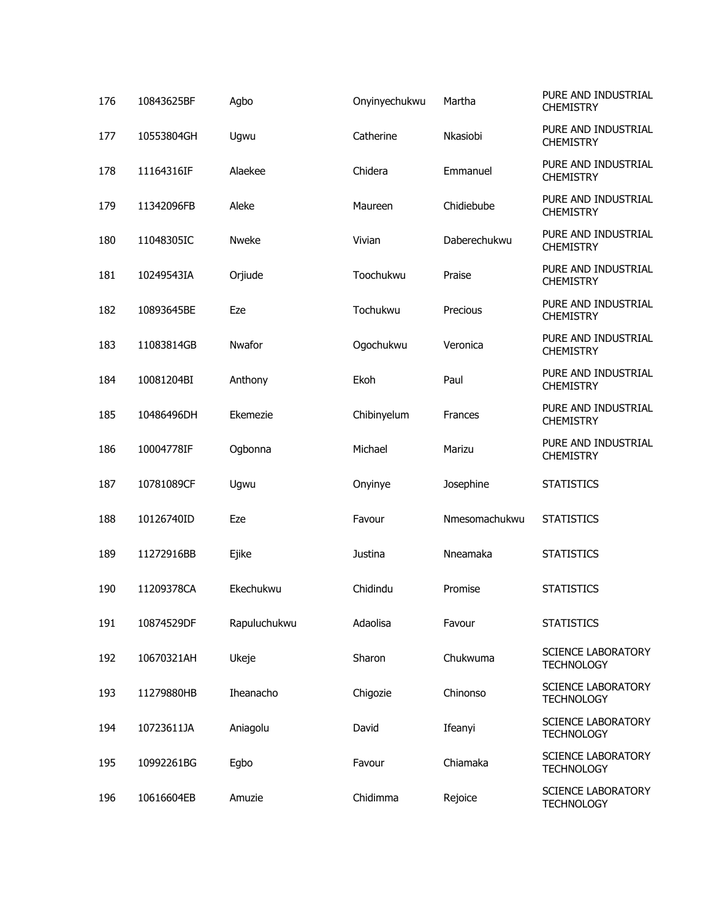| | | | | | |
|---|---|---|---|---|---|
| 176 | 10843625BF | Agbo | Onyinyechukwu | Martha | PURE AND INDUSTRIAL CHEMISTRY |
| 177 | 10553804GH | Ugwu | Catherine | Nkasiobi | PURE AND INDUSTRIAL CHEMISTRY |
| 178 | 11164316IF | Alaekee | Chidera | Emmanuel | PURE AND INDUSTRIAL CHEMISTRY |
| 179 | 11342096FB | Aleke | Maureen | Chidiebube | PURE AND INDUSTRIAL CHEMISTRY |
| 180 | 11048305IC | Nweke | Vivian | Daberechukwu | PURE AND INDUSTRIAL CHEMISTRY |
| 181 | 10249543IA | Orjiude | Toochukwu | Praise | PURE AND INDUSTRIAL CHEMISTRY |
| 182 | 10893645BE | Eze | Tochukwu | Precious | PURE AND INDUSTRIAL CHEMISTRY |
| 183 | 11083814GB | Nwafor | Ogochukwu | Veronica | PURE AND INDUSTRIAL CHEMISTRY |
| 184 | 10081204BI | Anthony | Ekoh | Paul | PURE AND INDUSTRIAL CHEMISTRY |
| 185 | 10486496DH | Ekemezie | Chibinyelum | Frances | PURE AND INDUSTRIAL CHEMISTRY |
| 186 | 10004778IF | Ogbonna | Michael | Marizu | PURE AND INDUSTRIAL CHEMISTRY |
| 187 | 10781089CF | Ugwu | Onyinye | Josephine | STATISTICS |
| 188 | 10126740ID | Eze | Favour | Nmesomachukwu | STATISTICS |
| 189 | 11272916BB | Ejike | Justina | Nneamaka | STATISTICS |
| 190 | 11209378CA | Ekechukwu | Chidindu | Promise | STATISTICS |
| 191 | 10874529DF | Rapuluchukwu | Adaolisa | Favour | STATISTICS |
| 192 | 10670321AH | Ukeje | Sharon | Chukwuma | SCIENCE LABORATORY TECHNOLOGY |
| 193 | 11279880HB | Iheanacho | Chigozie | Chinonso | SCIENCE LABORATORY TECHNOLOGY |
| 194 | 10723611JA | Aniagolu | David | Ifeanyi | SCIENCE LABORATORY TECHNOLOGY |
| 195 | 10992261BG | Egbo | Favour | Chiamaka | SCIENCE LABORATORY TECHNOLOGY |
| 196 | 10616604EB | Amuzie | Chidimma | Rejoice | SCIENCE LABORATORY TECHNOLOGY |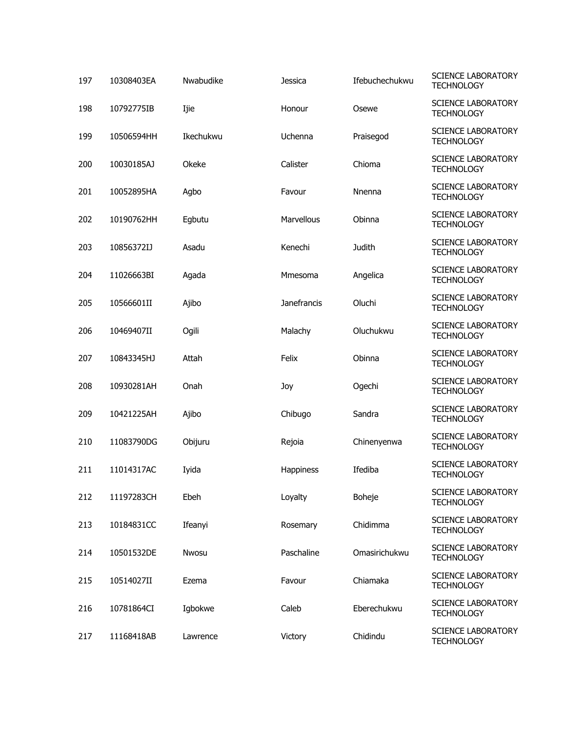| | | | | | |
|---|---|---|---|---|---|
| 197 | 10308403EA | Nwabudike | Jessica | Ifebuchechukwu | SCIENCE LABORATORY TECHNOLOGY |
| 198 | 10792775IB | Ijie | Honour | Osewe | SCIENCE LABORATORY TECHNOLOGY |
| 199 | 10506594HH | Ikechukwu | Uchenna | Praisegod | SCIENCE LABORATORY TECHNOLOGY |
| 200 | 10030185AJ | Okeke | Calister | Chioma | SCIENCE LABORATORY TECHNOLOGY |
| 201 | 10052895HA | Agbo | Favour | Nnenna | SCIENCE LABORATORY TECHNOLOGY |
| 202 | 10190762HH | Egbutu | Marvellous | Obinna | SCIENCE LABORATORY TECHNOLOGY |
| 203 | 10856372IJ | Asadu | Kenechi | Judith | SCIENCE LABORATORY TECHNOLOGY |
| 204 | 11026663BI | Agada | Mmesoma | Angelica | SCIENCE LABORATORY TECHNOLOGY |
| 205 | 10566601II | Ajibo | Janefrancis | Oluchi | SCIENCE LABORATORY TECHNOLOGY |
| 206 | 10469407II | Ogili | Malachy | Oluchukwu | SCIENCE LABORATORY TECHNOLOGY |
| 207 | 10843345HJ | Attah | Felix | Obinna | SCIENCE LABORATORY TECHNOLOGY |
| 208 | 10930281AH | Onah | Joy | Ogechi | SCIENCE LABORATORY TECHNOLOGY |
| 209 | 10421225AH | Ajibo | Chibugo | Sandra | SCIENCE LABORATORY TECHNOLOGY |
| 210 | 11083790DG | Obijuru | Rejoia | Chinenyenwa | SCIENCE LABORATORY TECHNOLOGY |
| 211 | 11014317AC | Iyida | Happiness | Ifediba | SCIENCE LABORATORY TECHNOLOGY |
| 212 | 11197283CH | Ebeh | Loyalty | Boheje | SCIENCE LABORATORY TECHNOLOGY |
| 213 | 10184831CC | Ifeanyi | Rosemary | Chidimma | SCIENCE LABORATORY TECHNOLOGY |
| 214 | 10501532DE | Nwosu | Paschaline | Omasirichukwu | SCIENCE LABORATORY TECHNOLOGY |
| 215 | 10514027II | Ezema | Favour | Chiamaka | SCIENCE LABORATORY TECHNOLOGY |
| 216 | 10781864CI | Igbokwe | Caleb | Eberechukwu | SCIENCE LABORATORY TECHNOLOGY |
| 217 | 11168418AB | Lawrence | Victory | Chidindu | SCIENCE LABORATORY TECHNOLOGY |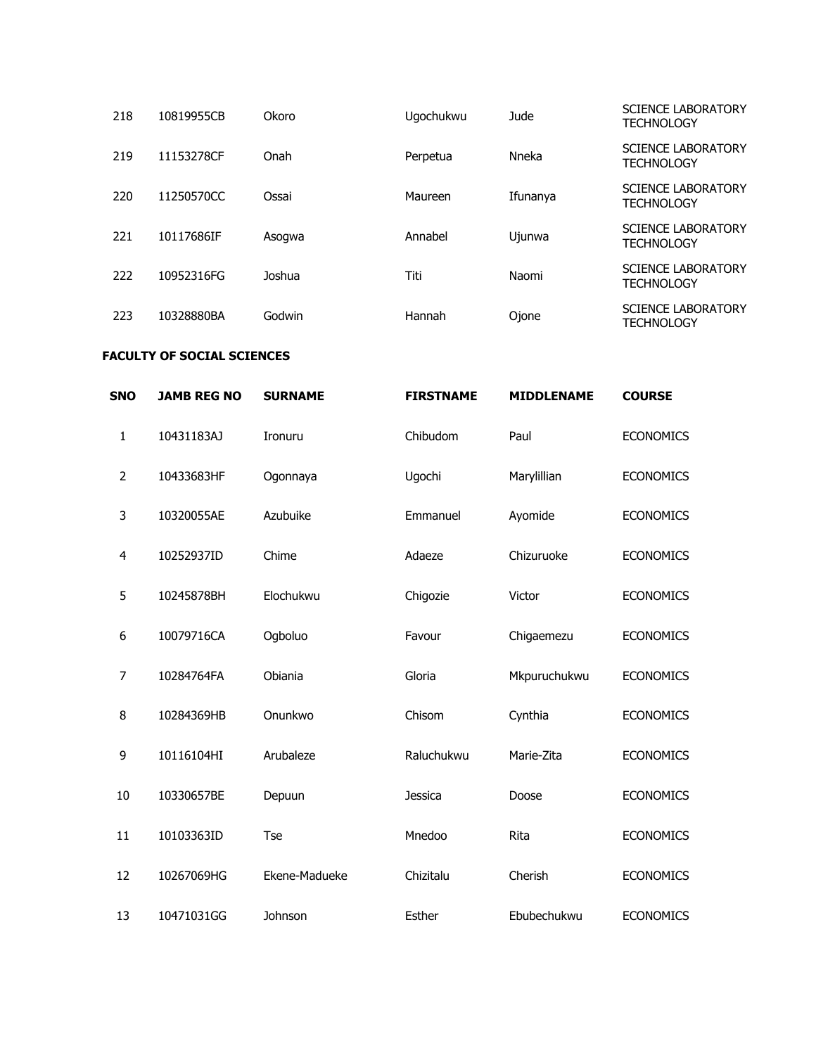| | | | | | |
|---|---|---|---|---|---|
| 218 | 10819955CB | Okoro | Ugochukwu | Jude | SCIENCE LABORATORY TECHNOLOGY |
| 219 | 11153278CF | Onah | Perpetua | Nneka | SCIENCE LABORATORY TECHNOLOGY |
| 220 | 11250570CC | Ossai | Maureen | Ifunanya | SCIENCE LABORATORY TECHNOLOGY |
| 221 | 10117686IF | Asogwa | Annabel | Ujunwa | SCIENCE LABORATORY TECHNOLOGY |
| 222 | 10952316FG | Joshua | Titi | Naomi | SCIENCE LABORATORY TECHNOLOGY |
| 223 | 10328880BA | Godwin | Hannah | Ojone | SCIENCE LABORATORY TECHNOLOGY |

**FACULTY OF SOCIAL SCIENCES**

| SNO | JAMB REG NO | SURNAME | FIRSTNAME | MIDDLENAME | COURSE |
|---|---|---|---|---|---|
| 1 | 10431183AJ | Ironuru | Chibudom | Paul | ECONOMICS |
| 2 | 10433683HF | Ogonnaya | Ugochi | Marylillian | ECONOMICS |
| 3 | 10320055AE | Azubuike | Emmanuel | Ayomide | ECONOMICS |
| 4 | 10252937ID | Chime | Adaeze | Chizuruoke | ECONOMICS |
| 5 | 10245878BH | Elochukwu | Chigozie | Victor | ECONOMICS |
| 6 | 10079716CA | Ogboluo | Favour | Chigaemezu | ECONOMICS |
| 7 | 10284764FA | Obiania | Gloria | Mkpuruchukwu | ECONOMICS |
| 8 | 10284369HB | Onunkwo | Chisom | Cynthia | ECONOMICS |
| 9 | 10116104HI | Arubaleze | Raluchukwu | Marie-Zita | ECONOMICS |
| 10 | 10330657BE | Depuun | Jessica | Doose | ECONOMICS |
| 11 | 10103363ID | Tse | Mnedoo | Rita | ECONOMICS |
| 12 | 10267069HG | Ekene-Madueke | Chizitalu | Cherish | ECONOMICS |
| 13 | 10471031GG | Johnson | Esther | Ebubechukwu | ECONOMICS |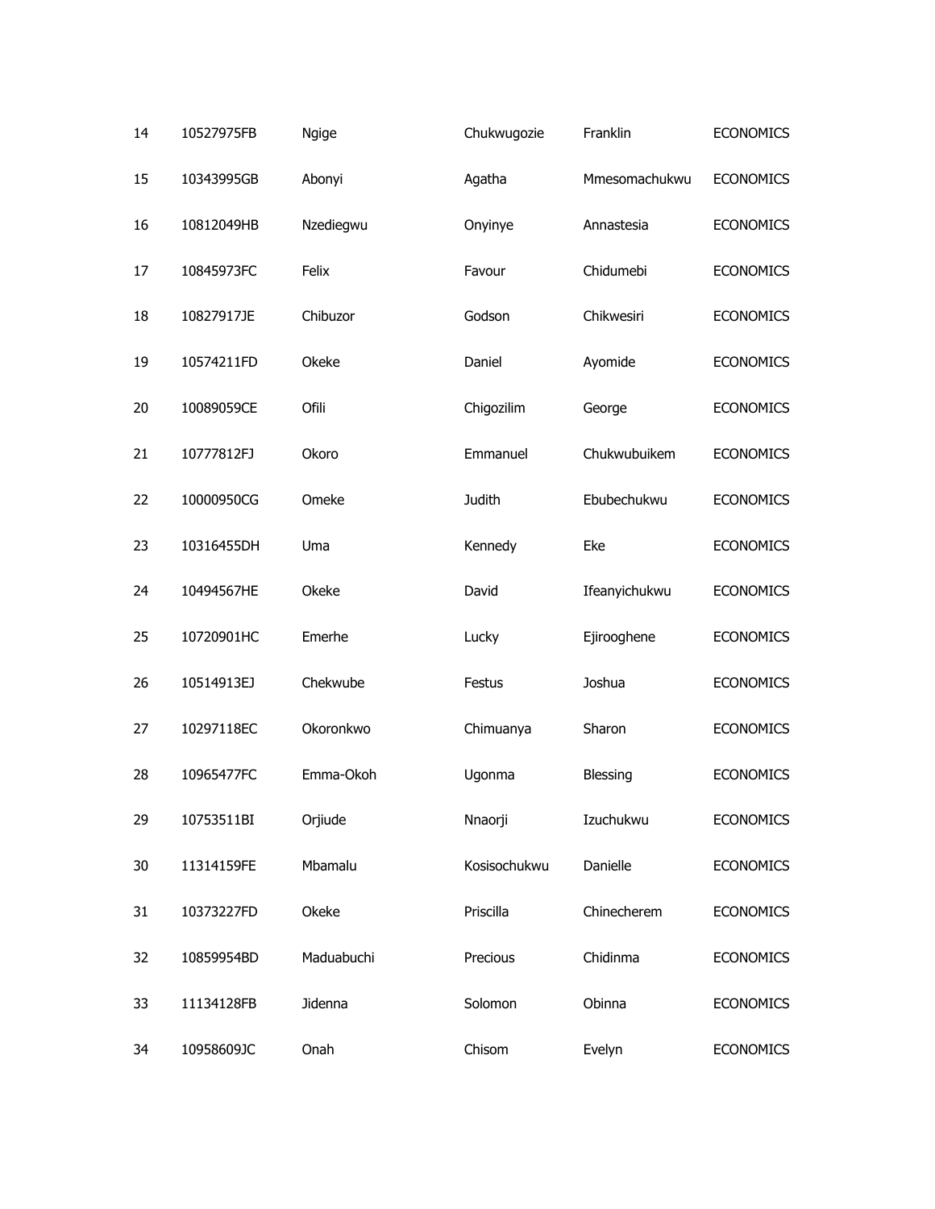| 14 | 10527975FB | Ngige | Chukwugozie | Franklin | ECONOMICS |
|---|---|---|---|---|---|
| 15 | 10343995GB | Abonyi | Agatha | Mmesomachukwu | ECONOMICS |
| 16 | 10812049HB | Nzediegwu | Onyinye | Annastesia | ECONOMICS |
| 17 | 10845973FC | Felix | Favour | Chidumebi | ECONOMICS |
| 18 | 10827917JE | Chibuzor | Godson | Chikwesiri | ECONOMICS |
| 19 | 10574211FD | Okeke | Daniel | Ayomide | ECONOMICS |
| 20 | 10089059CE | Ofili | Chigozilim | George | ECONOMICS |
| 21 | 10777812FJ | Okoro | Emmanuel | Chukwubuikem | ECONOMICS |
| 22 | 10000950CG | Omeke | Judith | Ebubechukwu | ECONOMICS |
| 23 | 10316455DH | Uma | Kennedy | Eke | ECONOMICS |
| 24 | 10494567HE | Okeke | David | Ifeanyichukwu | ECONOMICS |
| 25 | 10720901HC | Emerhe | Lucky | Ejirooghene | ECONOMICS |
| 26 | 10514913EJ | Chekwube | Festus | Joshua | ECONOMICS |
| 27 | 10297118EC | Okoronkwo | Chimuanya | Sharon | ECONOMICS |
| 28 | 10965477FC | Emma-Okoh | Ugonma | Blessing | ECONOMICS |
| 29 | 10753511BI | Orjiude | Nnaorji | Izuchukwu | ECONOMICS |
| 30 | 11314159FE | Mbamalu | Kosisochukwu | Danielle | ECONOMICS |
| 31 | 10373227FD | Okeke | Priscilla | Chinecherem | ECONOMICS |
| 32 | 10859954BD | Maduabuchi | Precious | Chidinma | ECONOMICS |
| 33 | 11134128FB | Jidenna | Solomon | Obinna | ECONOMICS |
| 34 | 10958609JC | Onah | Chisom | Evelyn | ECONOMICS |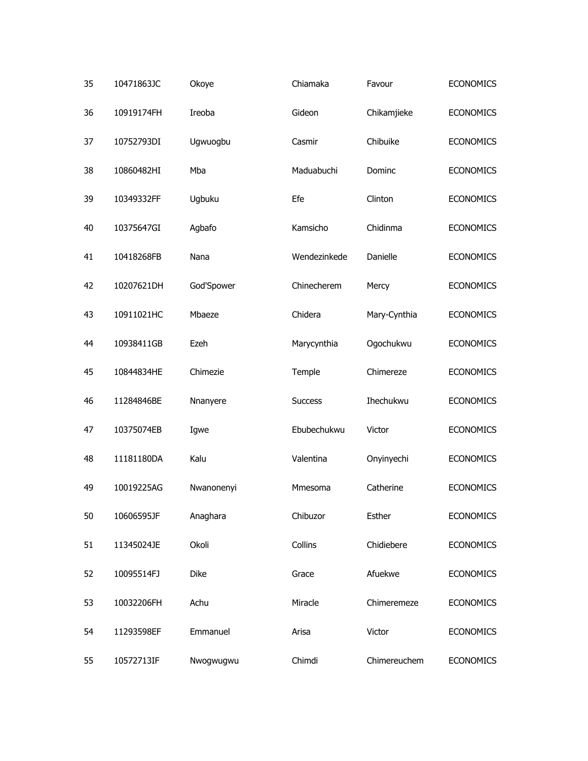| | | | | | |
|---|---|---|---|---|---|
| 35 | 10471863JC | Okoye | Chiamaka | Favour | ECONOMICS |
| 36 | 10919174FH | Ireoba | Gideon | Chikamjieke | ECONOMICS |
| 37 | 10752793DI | Ugwuogbu | Casmir | Chibuike | ECONOMICS |
| 38 | 10860482HI | Mba | Maduabuchi | Dominc | ECONOMICS |
| 39 | 10349332FF | Ugbuku | Efe | Clinton | ECONOMICS |
| 40 | 10375647GI | Agbafo | Kamsicho | Chidinma | ECONOMICS |
| 41 | 10418268FB | Nana | Wendezinkede | Danielle | ECONOMICS |
| 42 | 10207621DH | God'Spower | Chinecherem | Mercy | ECONOMICS |
| 43 | 10911021HC | Mbaeze | Chidera | Mary-Cynthia | ECONOMICS |
| 44 | 10938411GB | Ezeh | Marycynthia | Ogochukwu | ECONOMICS |
| 45 | 10844834HE | Chimezie | Temple | Chimereze | ECONOMICS |
| 46 | 11284846BE | Nnanyere | Success | Ihechukwu | ECONOMICS |
| 47 | 10375074EB | Igwe | Ebubechukwu | Victor | ECONOMICS |
| 48 | 11181180DA | Kalu | Valentina | Onyinyechi | ECONOMICS |
| 49 | 10019225AG | Nwanonenyi | Mmesoma | Catherine | ECONOMICS |
| 50 | 10606595JF | Anaghara | Chibuzor | Esther | ECONOMICS |
| 51 | 11345024JE | Okoli | Collins | Chidiebere | ECONOMICS |
| 52 | 10095514FJ | Dike | Grace | Afuekwe | ECONOMICS |
| 53 | 10032206FH | Achu | Miracle | Chimeremeze | ECONOMICS |
| 54 | 11293598EF | Emmanuel | Arisa | Victor | ECONOMICS |
| 55 | 10572713IF | Nwogwugwu | Chimdi | Chimereuchem | ECONOMICS |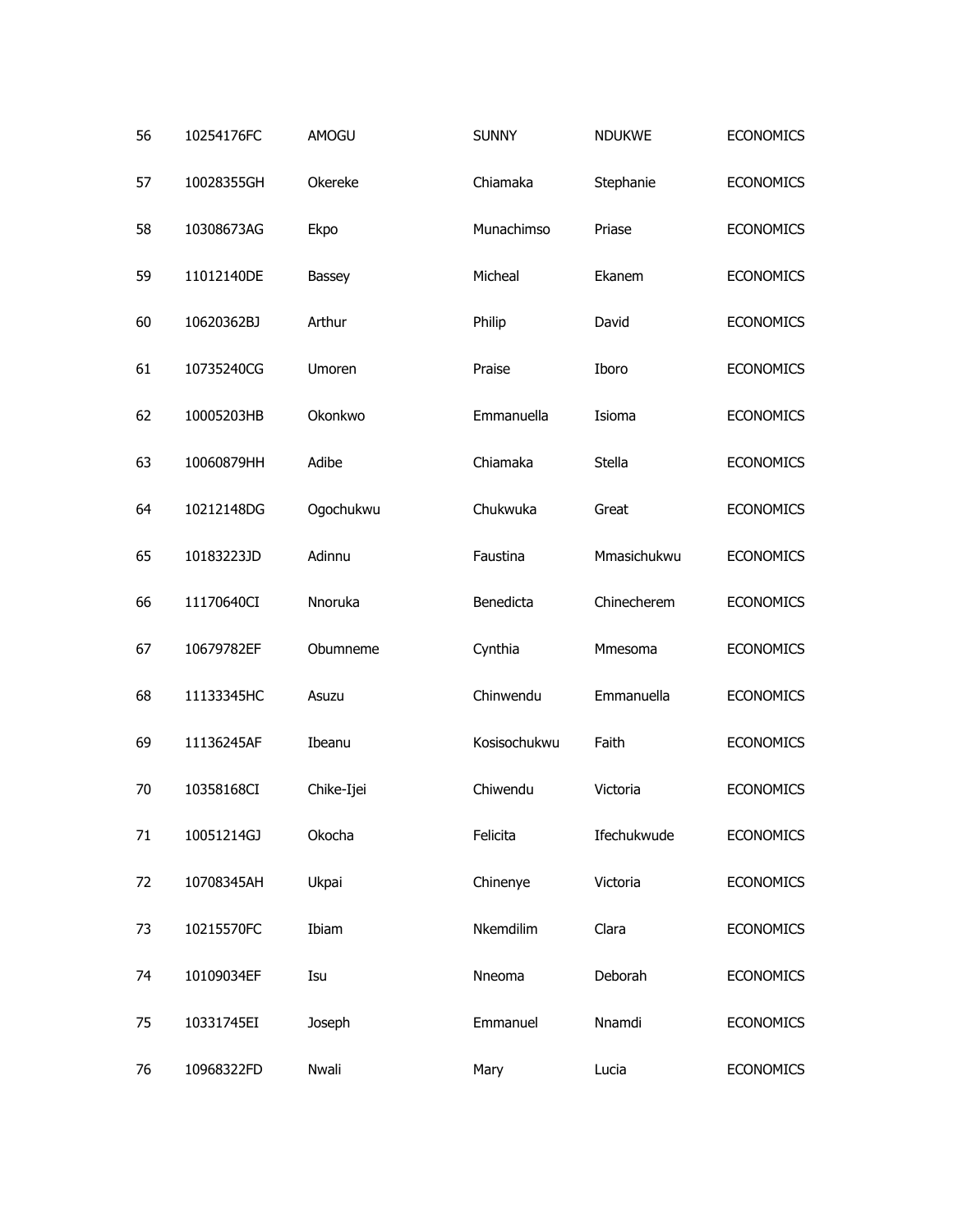| 56 | 10254176FC | AMOGU | SUNNY | NDUKWE | ECONOMICS |
|---|---|---|---|---|---|
| 57 | 10028355GH | Okereke | Chiamaka | Stephanie | ECONOMICS |
| 58 | 10308673AG | Ekpo | Munachimso | Priase | ECONOMICS |
| 59 | 11012140DE | Bassey | Micheal | Ekanem | ECONOMICS |
| 60 | 10620362BJ | Arthur | Philip | David | ECONOMICS |
| 61 | 10735240CG | Umoren | Praise | Iboro | ECONOMICS |
| 62 | 10005203HB | Okonkwo | Emmanuella | Isioma | ECONOMICS |
| 63 | 10060879HH | Adibe | Chiamaka | Stella | ECONOMICS |
| 64 | 10212148DG | Ogochukwu | Chukwuka | Great | ECONOMICS |
| 65 | 10183223JD | Adinnu | Faustina | Mmasichukwu | ECONOMICS |
| 66 | 11170640CI | Nnoruka | Benedicta | Chinecherem | ECONOMICS |
| 67 | 10679782EF | Obumneme | Cynthia | Mmesoma | ECONOMICS |
| 68 | 11133345HC | Asuzu | Chinwendu | Emmanuella | ECONOMICS |
| 69 | 11136245AF | Ibeanu | Kosisochukwu | Faith | ECONOMICS |
| 70 | 10358168CI | Chike-Ijei | Chiwendu | Victoria | ECONOMICS |
| 71 | 10051214GJ | Okocha | Felicita | Ifechukwude | ECONOMICS |
| 72 | 10708345AH | Ukpai | Chinenye | Victoria | ECONOMICS |
| 73 | 10215570FC | Ibiam | Nkemdilim | Clara | ECONOMICS |
| 74 | 10109034EF | Isu | Nneoma | Deborah | ECONOMICS |
| 75 | 10331745EI | Joseph | Emmanuel | Nnamdi | ECONOMICS |
| 76 | 10968322FD | Nwali | Mary | Lucia | ECONOMICS |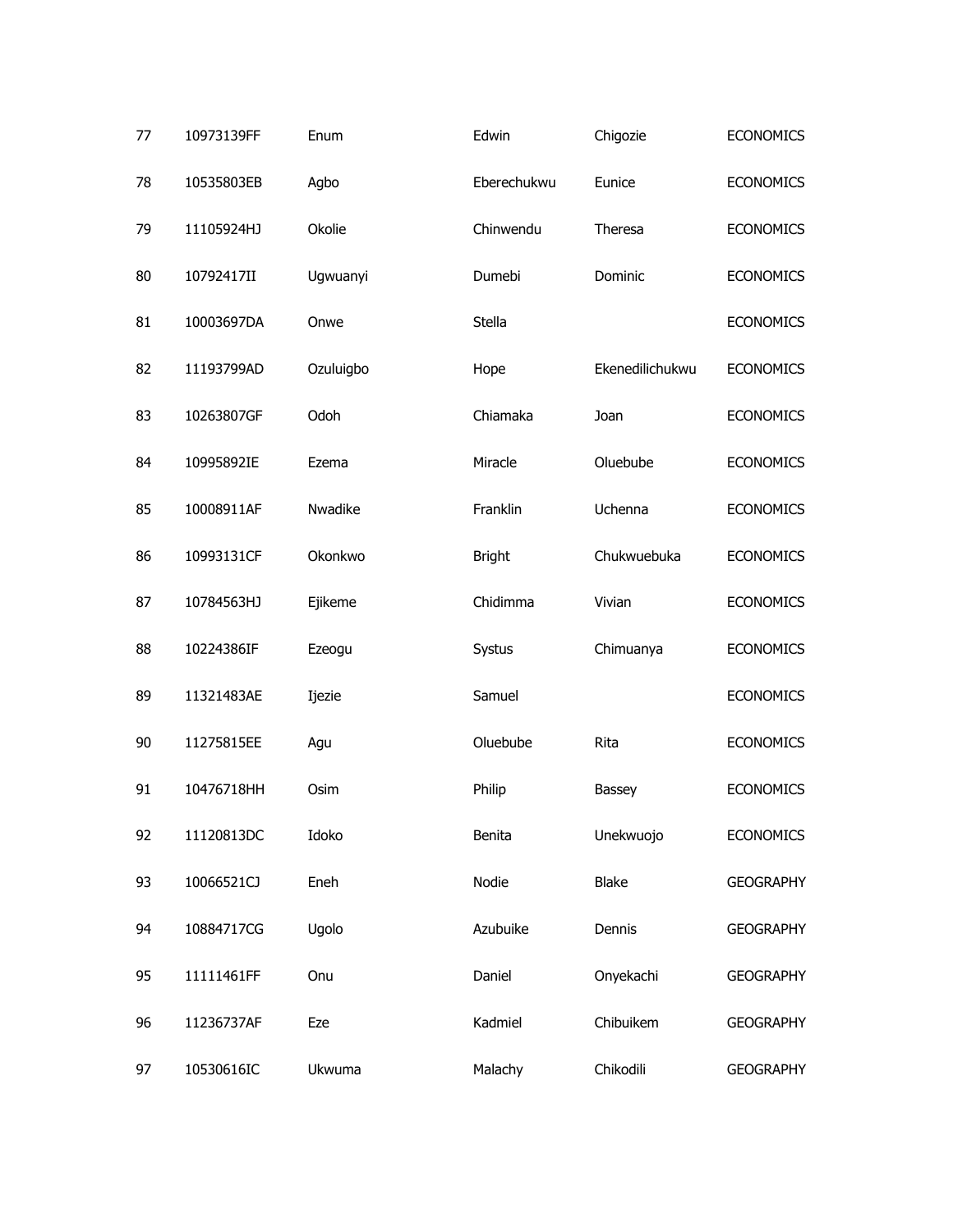| | | | | | |
|---|---|---|---|---|---|
| 77 | 10973139FF | Enum | Edwin | Chigozie | ECONOMICS |
| 78 | 10535803EB | Agbo | Eberechukwu | Eunice | ECONOMICS |
| 79 | 11105924HJ | Okolie | Chinwendu | Theresa | ECONOMICS |
| 80 | 10792417II | Ugwuanyi | Dumebi | Dominic | ECONOMICS |
| 81 | 10003697DA | Onwe | Stella | | ECONOMICS |
| 82 | 11193799AD | Ozuluigbo | Hope | Ekenedilichukwu | ECONOMICS |
| 83 | 10263807GF | Odoh | Chiamaka | Joan | ECONOMICS |
| 84 | 10995892IE | Ezema | Miracle | Oluebube | ECONOMICS |
| 85 | 10008911AF | Nwadike | Franklin | Uchenna | ECONOMICS |
| 86 | 10993131CF | Okonkwo | Bright | Chukwuebuka | ECONOMICS |
| 87 | 10784563HJ | Ejikeme | Chidimma | Vivian | ECONOMICS |
| 88 | 10224386IF | Ezeogu | Systus | Chimuanya | ECONOMICS |
| 89 | 11321483AE | Ijezie | Samuel | | ECONOMICS |
| 90 | 11275815EE | Agu | Oluebube | Rita | ECONOMICS |
| 91 | 10476718HH | Osim | Philip | Bassey | ECONOMICS |
| 92 | 11120813DC | Idoko | Benita | Unekwuojo | ECONOMICS |
| 93 | 10066521CJ | Eneh | Nodie | Blake | GEOGRAPHY |
| 94 | 10884717CG | Ugolo | Azubuike | Dennis | GEOGRAPHY |
| 95 | 11111461FF | Onu | Daniel | Onyekachi | GEOGRAPHY |
| 96 | 11236737AF | Eze | Kadmiel | Chibuikem | GEOGRAPHY |
| 97 | 10530616IC | Ukwuma | Malachy | Chikodili | GEOGRAPHY |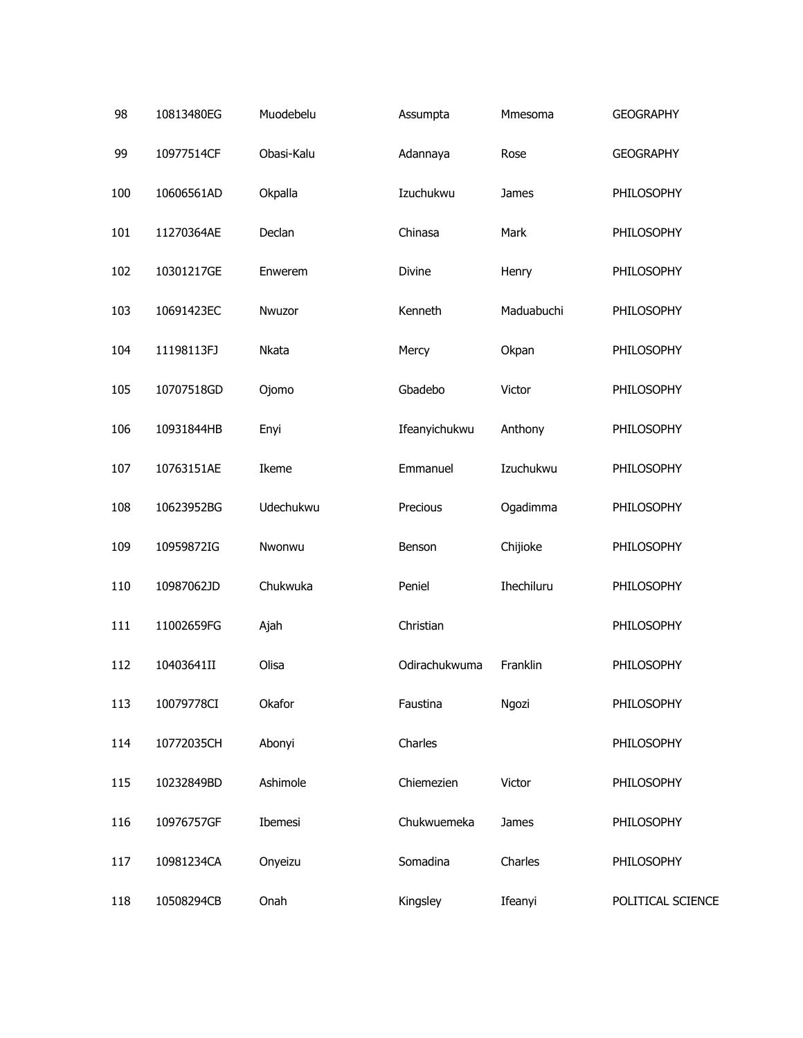| | | | | | |
|---|---|---|---|---|---|
| 98 | 10813480EG | Muodebelu | Assumpta | Mmesoma | GEOGRAPHY |
| 99 | 10977514CF | Obasi-Kalu | Adannaya | Rose | GEOGRAPHY |
| 100 | 10606561AD | Okpalla | Izuchukwu | James | PHILOSOPHY |
| 101 | 11270364AE | Declan | Chinasa | Mark | PHILOSOPHY |
| 102 | 10301217GE | Enwerem | Divine | Henry | PHILOSOPHY |
| 103 | 10691423EC | Nwuzor | Kenneth | Maduabuchi | PHILOSOPHY |
| 104 | 11198113FJ | Nkata | Mercy | Okpan | PHILOSOPHY |
| 105 | 10707518GD | Ojomo | Gbadebo | Victor | PHILOSOPHY |
| 106 | 10931844HB | Enyi | Ifeanyichukwu | Anthony | PHILOSOPHY |
| 107 | 10763151AE | Ikeme | Emmanuel | Izuchukwu | PHILOSOPHY |
| 108 | 10623952BG | Udechukwu | Precious | Ogadimma | PHILOSOPHY |
| 109 | 10959872IG | Nwonwu | Benson | Chijioke | PHILOSOPHY |
| 110 | 10987062JD | Chukwuka | Peniel | Ihechiluru | PHILOSOPHY |
| 111 | 11002659FG | Ajah | Christian | | PHILOSOPHY |
| 112 | 10403641II | Olisa | Odirachukwuma | Franklin | PHILOSOPHY |
| 113 | 10079778CI | Okafor | Faustina | Ngozi | PHILOSOPHY |
| 114 | 10772035CH | Abonyi | Charles | | PHILOSOPHY |
| 115 | 10232849BD | Ashimole | Chiemezien | Victor | PHILOSOPHY |
| 116 | 10976757GF | Ibemesi | Chukwuemeka | James | PHILOSOPHY |
| 117 | 10981234CA | Onyeizu | Somadina | Charles | PHILOSOPHY |
| 118 | 10508294CB | Onah | Kingsley | Ifeanyi | POLITICAL SCIENCE |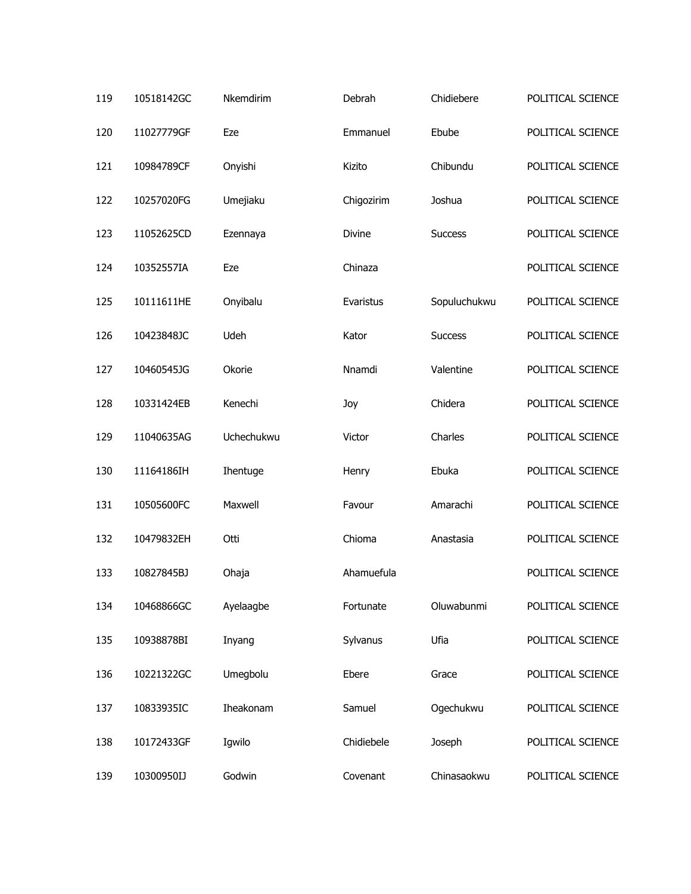| | | | | | |
|---|---|---|---|---|---|
| 119 | 10518142GC | Nkemdirim | Debrah | Chidiebere | POLITICAL SCIENCE |
| 120 | 11027779GF | Eze | Emmanuel | Ebube | POLITICAL SCIENCE |
| 121 | 10984789CF | Onyishi | Kizito | Chibundu | POLITICAL SCIENCE |
| 122 | 10257020FG | Umejiaku | Chigozirim | Joshua | POLITICAL SCIENCE |
| 123 | 11052625CD | Ezennaya | Divine | Success | POLITICAL SCIENCE |
| 124 | 10352557IA | Eze | Chinaza | | POLITICAL SCIENCE |
| 125 | 10111611HE | Onyibalu | Evaristus | Sopuluchukwu | POLITICAL SCIENCE |
| 126 | 10423848JC | Udeh | Kator | Success | POLITICAL SCIENCE |
| 127 | 10460545JG | Okorie | Nnamdi | Valentine | POLITICAL SCIENCE |
| 128 | 10331424EB | Kenechi | Joy | Chidera | POLITICAL SCIENCE |
| 129 | 11040635AG | Uchechukwu | Victor | Charles | POLITICAL SCIENCE |
| 130 | 11164186IH | Ihentuge | Henry | Ebuka | POLITICAL SCIENCE |
| 131 | 10505600FC | Maxwell | Favour | Amarachi | POLITICAL SCIENCE |
| 132 | 10479832EH | Otti | Chioma | Anastasia | POLITICAL SCIENCE |
| 133 | 10827845BJ | Ohaja | Ahamuefula | | POLITICAL SCIENCE |
| 134 | 10468866GC | Ayelaagbe | Fortunate | Oluwabunmi | POLITICAL SCIENCE |
| 135 | 10938878BI | Inyang | Sylvanus | Ufia | POLITICAL SCIENCE |
| 136 | 10221322GC | Umegbolu | Ebere | Grace | POLITICAL SCIENCE |
| 137 | 10833935IC | Iheakonam | Samuel | Ogechukwu | POLITICAL SCIENCE |
| 138 | 10172433GF | Igwilo | Chidiebele | Joseph | POLITICAL SCIENCE |
| 139 | 10300950IJ | Godwin | Covenant | Chinasaokwu | POLITICAL SCIENCE |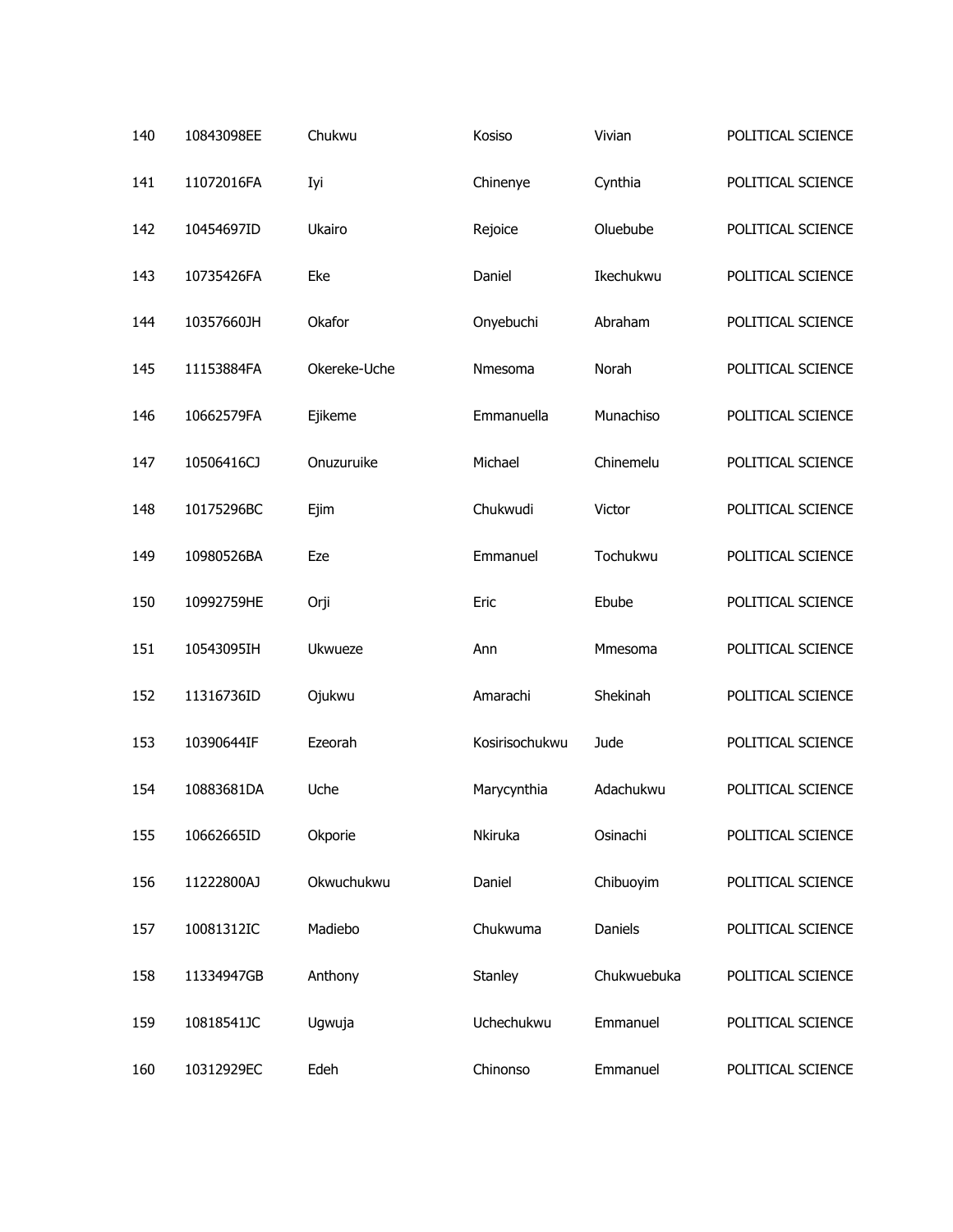| | | | | | |
|---|---|---|---|---|---|
| 140 | 10843098EE | Chukwu | Kosiso | Vivian | POLITICAL SCIENCE |
| 141 | 11072016FA | Iyi | Chinenye | Cynthia | POLITICAL SCIENCE |
| 142 | 10454697ID | Ukairo | Rejoice | Oluebube | POLITICAL SCIENCE |
| 143 | 10735426FA | Eke | Daniel | Ikechukwu | POLITICAL SCIENCE |
| 144 | 10357660JH | Okafor | Onyebuchi | Abraham | POLITICAL SCIENCE |
| 145 | 11153884FA | Okereke-Uche | Nmesoma | Norah | POLITICAL SCIENCE |
| 146 | 10662579FA | Ejikeme | Emmanuella | Munachiso | POLITICAL SCIENCE |
| 147 | 10506416CJ | Onuzuruike | Michael | Chinemelu | POLITICAL SCIENCE |
| 148 | 10175296BC | Ejim | Chukwudi | Victor | POLITICAL SCIENCE |
| 149 | 10980526BA | Eze | Emmanuel | Tochukwu | POLITICAL SCIENCE |
| 150 | 10992759HE | Orji | Eric | Ebube | POLITICAL SCIENCE |
| 151 | 10543095IH | Ukwueze | Ann | Mmesoma | POLITICAL SCIENCE |
| 152 | 11316736ID | Ojukwu | Amarachi | Shekinah | POLITICAL SCIENCE |
| 153 | 10390644IF | Ezeorah | Kosirisochukwu | Jude | POLITICAL SCIENCE |
| 154 | 10883681DA | Uche | Marycynthia | Adachukwu | POLITICAL SCIENCE |
| 155 | 10662665ID | Okporie | Nkiruka | Osinachi | POLITICAL SCIENCE |
| 156 | 11222800AJ | Okwuchukwu | Daniel | Chibuoyim | POLITICAL SCIENCE |
| 157 | 10081312IC | Madiebo | Chukwuma | Daniels | POLITICAL SCIENCE |
| 158 | 11334947GB | Anthony | Stanley | Chukwuebuka | POLITICAL SCIENCE |
| 159 | 10818541JC | Ugwuja | Uchechukwu | Emmanuel | POLITICAL SCIENCE |
| 160 | 10312929EC | Edeh | Chinonso | Emmanuel | POLITICAL SCIENCE |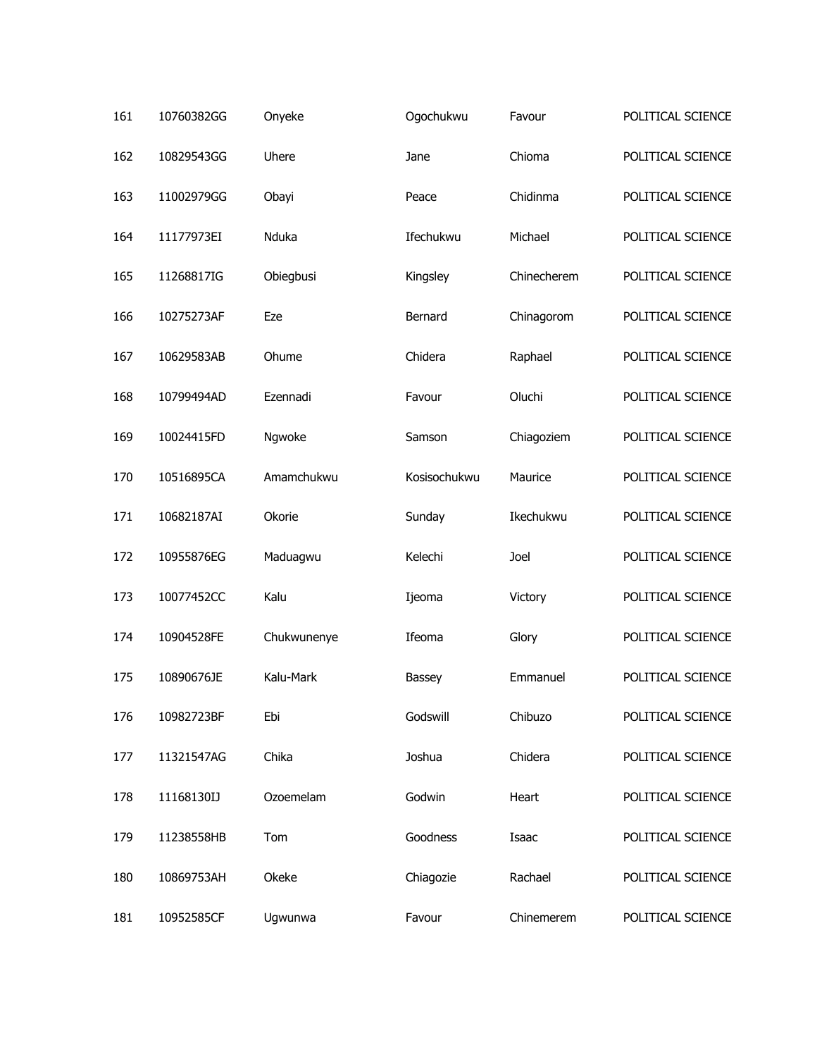| | | | | | |
|---|---|---|---|---|---|
| 161 | 10760382GG | Onyeke | Ogochukwu | Favour | POLITICAL SCIENCE |
| 162 | 10829543GG | Uhere | Jane | Chioma | POLITICAL SCIENCE |
| 163 | 11002979GG | Obayi | Peace | Chidinma | POLITICAL SCIENCE |
| 164 | 11177973EI | Nduka | Ifechukwu | Michael | POLITICAL SCIENCE |
| 165 | 11268817IG | Obiegbusi | Kingsley | Chinecherem | POLITICAL SCIENCE |
| 166 | 10275273AF | Eze | Bernard | Chinagorom | POLITICAL SCIENCE |
| 167 | 10629583AB | Ohume | Chidera | Raphael | POLITICAL SCIENCE |
| 168 | 10799494AD | Ezennadi | Favour | Oluchi | POLITICAL SCIENCE |
| 169 | 10024415FD | Ngwoke | Samson | Chiagoziem | POLITICAL SCIENCE |
| 170 | 10516895CA | Amamchukwu | Kosisochukwu | Maurice | POLITICAL SCIENCE |
| 171 | 10682187AI | Okorie | Sunday | Ikechukwu | POLITICAL SCIENCE |
| 172 | 10955876EG | Maduagwu | Kelechi | Joel | POLITICAL SCIENCE |
| 173 | 10077452CC | Kalu | Ijeoma | Victory | POLITICAL SCIENCE |
| 174 | 10904528FE | Chukwunenye | Ifeoma | Glory | POLITICAL SCIENCE |
| 175 | 10890676JE | Kalu-Mark | Bassey | Emmanuel | POLITICAL SCIENCE |
| 176 | 10982723BF | Ebi | Godswill | Chibuzo | POLITICAL SCIENCE |
| 177 | 11321547AG | Chika | Joshua | Chidera | POLITICAL SCIENCE |
| 178 | 11168130IJ | Ozoemelam | Godwin | Heart | POLITICAL SCIENCE |
| 179 | 11238558HB | Tom | Goodness | Isaac | POLITICAL SCIENCE |
| 180 | 10869753AH | Okeke | Chiagozie | Rachael | POLITICAL SCIENCE |
| 181 | 10952585CF | Ugwunwa | Favour | Chinemerem | POLITICAL SCIENCE |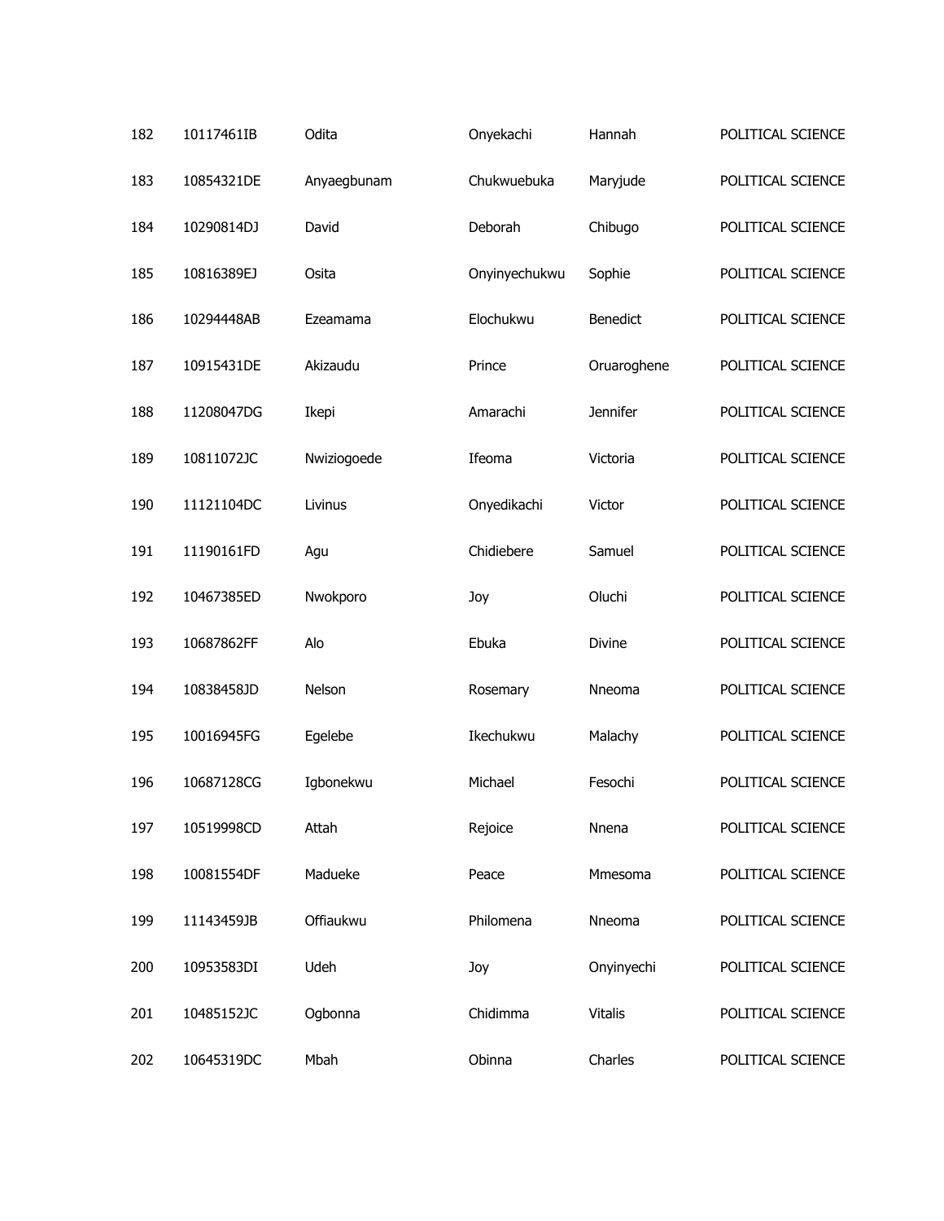| 182 | 10117461IB | Odita | Onyekachi | Hannah | POLITICAL SCIENCE |
|---|---|---|---|---|---|
| 183 | 10854321DE | Anyaegbunam | Chukwuebuka | Maryjude | POLITICAL SCIENCE |
| 184 | 10290814DJ | David | Deborah | Chibugo | POLITICAL SCIENCE |
| 185 | 10816389EJ | Osita | Onyinyechukwu | Sophie | POLITICAL SCIENCE |
| 186 | 10294448AB | Ezeamama | Elochukwu | Benedict | POLITICAL SCIENCE |
| 187 | 10915431DE | Akizaudu | Prince | Oruaroghene | POLITICAL SCIENCE |
| 188 | 11208047DG | Ikepi | Amarachi | Jennifer | POLITICAL SCIENCE |
| 189 | 10811072JC | Nwiziogoede | Ifeoma | Victoria | POLITICAL SCIENCE |
| 190 | 11121104DC | Livinus | Onyedikachi | Victor | POLITICAL SCIENCE |
| 191 | 11190161FD | Agu | Chidiebere | Samuel | POLITICAL SCIENCE |
| 192 | 10467385ED | Nwokporo | Joy | Oluchi | POLITICAL SCIENCE |
| 193 | 10687862FF | Alo | Ebuka | Divine | POLITICAL SCIENCE |
| 194 | 10838458JD | Nelson | Rosemary | Nneoma | POLITICAL SCIENCE |
| 195 | 10016945FG | Egelebe | Ikechukwu | Malachy | POLITICAL SCIENCE |
| 196 | 10687128CG | Igbonekwu | Michael | Fesochi | POLITICAL SCIENCE |
| 197 | 10519998CD | Attah | Rejoice | Nnena | POLITICAL SCIENCE |
| 198 | 10081554DF | Madueke | Peace | Mmesoma | POLITICAL SCIENCE |
| 199 | 11143459JB | Offiaukwu | Philomena | Nneoma | POLITICAL SCIENCE |
| 200 | 10953583DI | Udeh | Joy | Onyinyechi | POLITICAL SCIENCE |
| 201 | 10485152JC | Ogbonna | Chidimma | Vitalis | POLITICAL SCIENCE |
| 202 | 10645319DC | Mbah | Obinna | Charles | POLITICAL SCIENCE |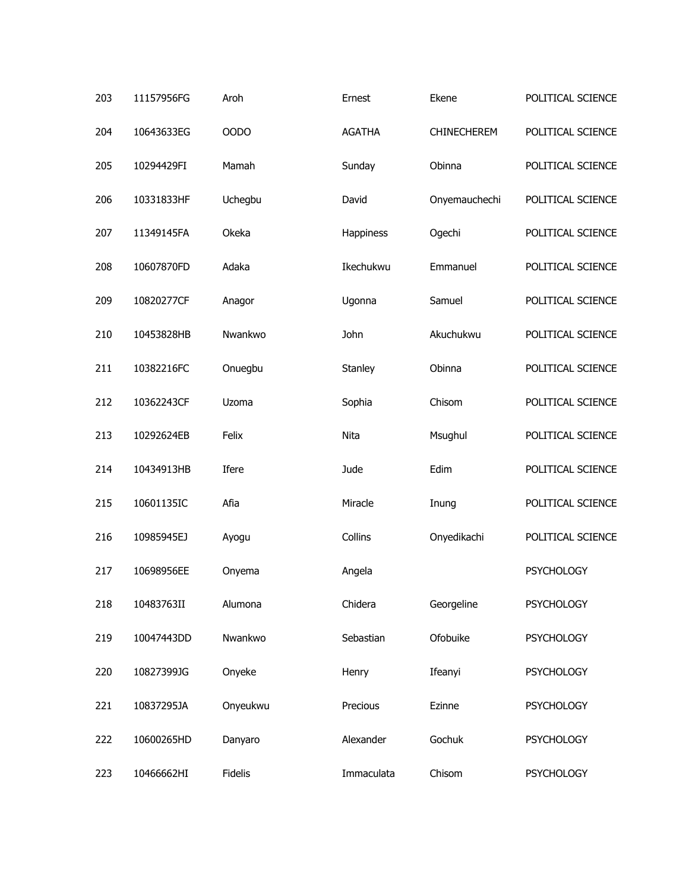| | | | | | |
|---|---|---|---|---|---|
| 203 | 11157956FG | Aroh | Ernest | Ekene | POLITICAL SCIENCE |
| 204 | 10643633EG | OODO | AGATHA | CHINECHEREM | POLITICAL SCIENCE |
| 205 | 10294429FI | Mamah | Sunday | Obinna | POLITICAL SCIENCE |
| 206 | 10331833HF | Uchegbu | David | Onyemauchechi | POLITICAL SCIENCE |
| 207 | 11349145FA | Okeka | Happiness | Ogechi | POLITICAL SCIENCE |
| 208 | 10607870FD | Adaka | Ikechukwu | Emmanuel | POLITICAL SCIENCE |
| 209 | 10820277CF | Anagor | Ugonna | Samuel | POLITICAL SCIENCE |
| 210 | 10453828HB | Nwankwo | John | Akuchukwu | POLITICAL SCIENCE |
| 211 | 10382216FC | Onuegbu | Stanley | Obinna | POLITICAL SCIENCE |
| 212 | 10362243CF | Uzoma | Sophia | Chisom | POLITICAL SCIENCE |
| 213 | 10292624EB | Felix | Nita | Msughul | POLITICAL SCIENCE |
| 214 | 10434913HB | Ifere | Jude | Edim | POLITICAL SCIENCE |
| 215 | 10601135IC | Afia | Miracle | Inung | POLITICAL SCIENCE |
| 216 | 10985945EJ | Ayogu | Collins | Onyedikachi | POLITICAL SCIENCE |
| 217 | 10698956EE | Onyema | Angela | | PSYCHOLOGY |
| 218 | 10483763II | Alumona | Chidera | Georgeline | PSYCHOLOGY |
| 219 | 10047443DD | Nwankwo | Sebastian | Ofobuike | PSYCHOLOGY |
| 220 | 10827399JG | Onyeke | Henry | Ifeanyi | PSYCHOLOGY |
| 221 | 10837295JA | Onyeukwu | Precious | Ezinne | PSYCHOLOGY |
| 222 | 10600265HD | Danyaro | Alexander | Gochuk | PSYCHOLOGY |
| 223 | 10466662HI | Fidelis | Immaculata | Chisom | PSYCHOLOGY |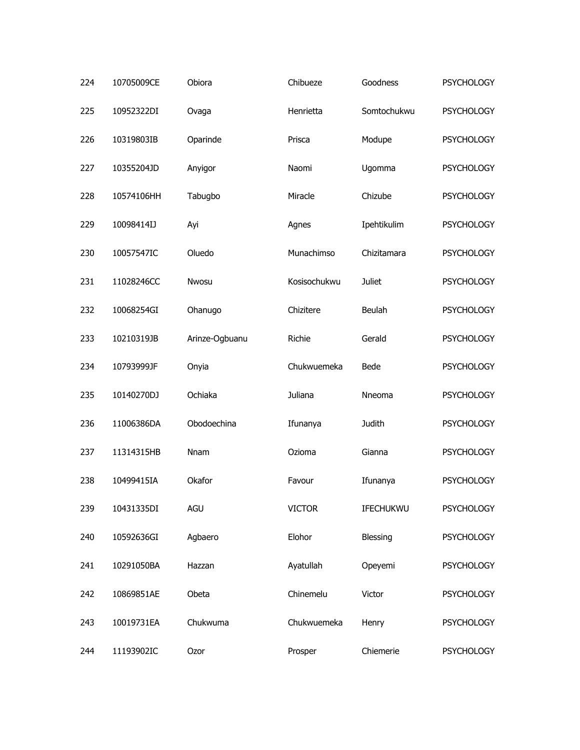| 224 | 10705009CE | Obiora | Chibueze | Goodness | PSYCHOLOGY |
|---|---|---|---|---|---|
| 225 | 10952322DI | Ovaga | Henrietta | Somtochukwu | PSYCHOLOGY |
| 226 | 10319803IB | Oparinde | Prisca | Modupe | PSYCHOLOGY |
| 227 | 10355204JD | Anyigor | Naomi | Ugomma | PSYCHOLOGY |
| 228 | 10574106HH | Tabugbo | Miracle | Chizube | PSYCHOLOGY |
| 229 | 10098414IJ | Ayi | Agnes | Ipehtikulim | PSYCHOLOGY |
| 230 | 10057547IC | Oluedo | Munachimso | Chizitamara | PSYCHOLOGY |
| 231 | 11028246CC | Nwosu | Kosisochukwu | Juliet | PSYCHOLOGY |
| 232 | 10068254GI | Ohanugo | Chizitere | Beulah | PSYCHOLOGY |
| 233 | 10210319JB | Arinze-Ogbuanu | Richie | Gerald | PSYCHOLOGY |
| 234 | 10793999JF | Onyia | Chukwuemeka | Bede | PSYCHOLOGY |
| 235 | 10140270DJ | Ochiaka | Juliana | Nneoma | PSYCHOLOGY |
| 236 | 11006386DA | Obodoechina | Ifunanya | Judith | PSYCHOLOGY |
| 237 | 11314315HB | Nnam | Ozioma | Gianna | PSYCHOLOGY |
| 238 | 10499415IA | Okafor | Favour | Ifunanya | PSYCHOLOGY |
| 239 | 10431335DI | AGU | VICTOR | IFECHUKWU | PSYCHOLOGY |
| 240 | 10592636GI | Agbaero | Elohor | Blessing | PSYCHOLOGY |
| 241 | 10291050BA | Hazzan | Ayatullah | Opeyemi | PSYCHOLOGY |
| 242 | 10869851AE | Obeta | Chinemelu | Victor | PSYCHOLOGY |
| 243 | 10019731EA | Chukwuma | Chukwuemeka | Henry | PSYCHOLOGY |
| 244 | 11193902IC | Ozor | Prosper | Chiemerie | PSYCHOLOGY |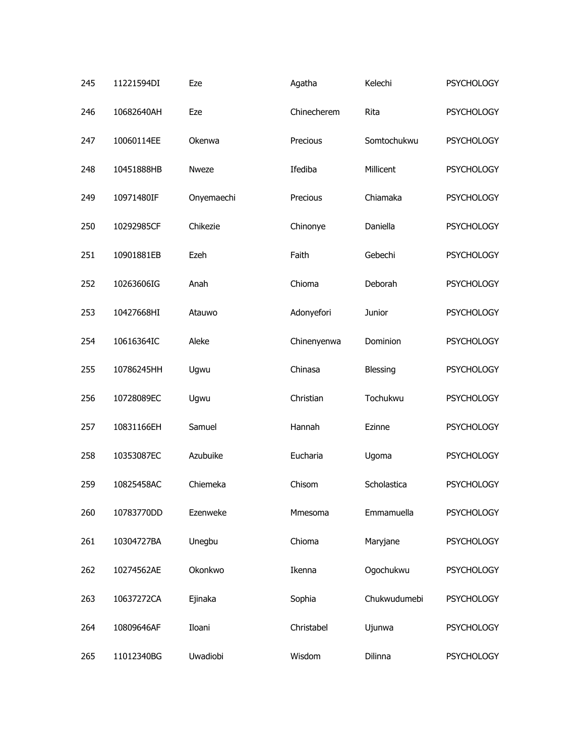| | | | | | |
|---|---|---|---|---|---|
| 245 | 11221594DI | Eze | Agatha | Kelechi | PSYCHOLOGY |
| 246 | 10682640AH | Eze | Chinecherem | Rita | PSYCHOLOGY |
| 247 | 10060114EE | Okenwa | Precious | Somtochukwu | PSYCHOLOGY |
| 248 | 10451888HB | Nweze | Ifediba | Millicent | PSYCHOLOGY |
| 249 | 10971480IF | Onyemaechi | Precious | Chiamaka | PSYCHOLOGY |
| 250 | 10292985CF | Chikezie | Chinonye | Daniella | PSYCHOLOGY |
| 251 | 10901881EB | Ezeh | Faith | Gebechi | PSYCHOLOGY |
| 252 | 10263606IG | Anah | Chioma | Deborah | PSYCHOLOGY |
| 253 | 10427668HI | Atauwo | Adonyefori | Junior | PSYCHOLOGY |
| 254 | 10616364IC | Aleke | Chinenyenwa | Dominion | PSYCHOLOGY |
| 255 | 10786245HH | Ugwu | Chinasa | Blessing | PSYCHOLOGY |
| 256 | 10728089EC | Ugwu | Christian | Tochukwu | PSYCHOLOGY |
| 257 | 10831166EH | Samuel | Hannah | Ezinne | PSYCHOLOGY |
| 258 | 10353087EC | Azubuike | Eucharia | Ugoma | PSYCHOLOGY |
| 259 | 10825458AC | Chiemeka | Chisom | Scholastica | PSYCHOLOGY |
| 260 | 10783770DD | Ezenweke | Mmesoma | Emmamuella | PSYCHOLOGY |
| 261 | 10304727BA | Unegbu | Chioma | Maryjane | PSYCHOLOGY |
| 262 | 10274562AE | Okonkwo | Ikenna | Ogochukwu | PSYCHOLOGY |
| 263 | 10637272CA | Ejinaka | Sophia | Chukwudumebi | PSYCHOLOGY |
| 264 | 10809646AF | Iloani | Christabel | Ujunwa | PSYCHOLOGY |
| 265 | 11012340BG | Uwadiobi | Wisdom | Dilinna | PSYCHOLOGY |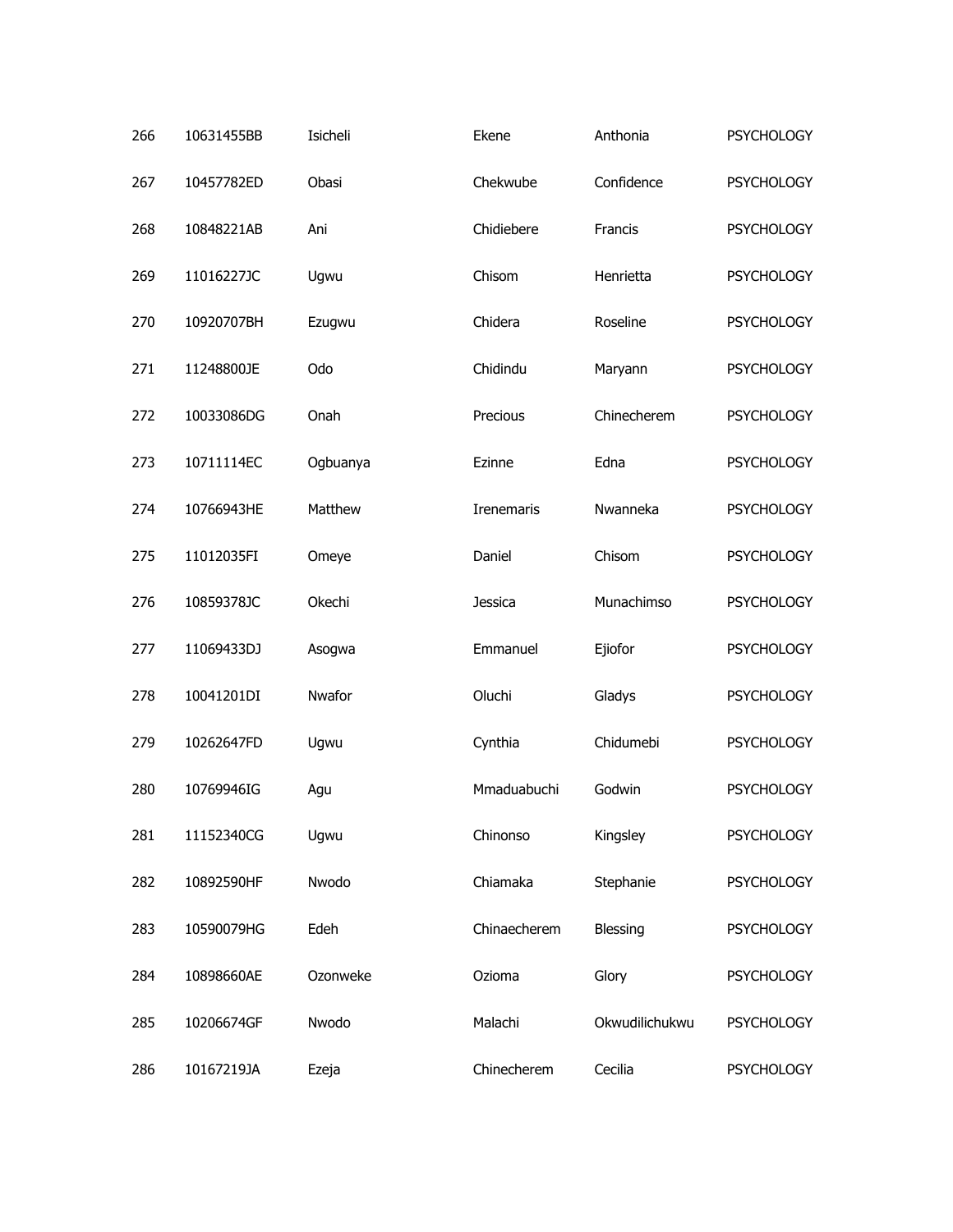| | | | | | |
|---|---|---|---|---|---|
| 266 | 10631455BB | Isicheli | Ekene | Anthonia | PSYCHOLOGY |
| 267 | 10457782ED | Obasi | Chekwube | Confidence | PSYCHOLOGY |
| 268 | 10848221AB | Ani | Chidiebere | Francis | PSYCHOLOGY |
| 269 | 11016227JC | Ugwu | Chisom | Henrietta | PSYCHOLOGY |
| 270 | 10920707BH | Ezugwu | Chidera | Roseline | PSYCHOLOGY |
| 271 | 11248800JE | Odo | Chidindu | Maryann | PSYCHOLOGY |
| 272 | 10033086DG | Onah | Precious | Chinecherem | PSYCHOLOGY |
| 273 | 10711114EC | Ogbuanya | Ezinne | Edna | PSYCHOLOGY |
| 274 | 10766943HE | Matthew | Irenemaris | Nwanneka | PSYCHOLOGY |
| 275 | 11012035FI | Omeye | Daniel | Chisom | PSYCHOLOGY |
| 276 | 10859378JC | Okechi | Jessica | Munachimso | PSYCHOLOGY |
| 277 | 11069433DJ | Asogwa | Emmanuel | Ejiofor | PSYCHOLOGY |
| 278 | 10041201DI | Nwafor | Oluchi | Gladys | PSYCHOLOGY |
| 279 | 10262647FD | Ugwu | Cynthia | Chidumebi | PSYCHOLOGY |
| 280 | 10769946IG | Agu | Mmaduabuchi | Godwin | PSYCHOLOGY |
| 281 | 11152340CG | Ugwu | Chinonso | Kingsley | PSYCHOLOGY |
| 282 | 10892590HF | Nwodo | Chiamaka | Stephanie | PSYCHOLOGY |
| 283 | 10590079HG | Edeh | Chinaecherem | Blessing | PSYCHOLOGY |
| 284 | 10898660AE | Ozonweke | Ozioma | Glory | PSYCHOLOGY |
| 285 | 10206674GF | Nwodo | Malachi | Okwudilichukwu | PSYCHOLOGY |
| 286 | 10167219JA | Ezeja | Chinecherem | Cecilia | PSYCHOLOGY |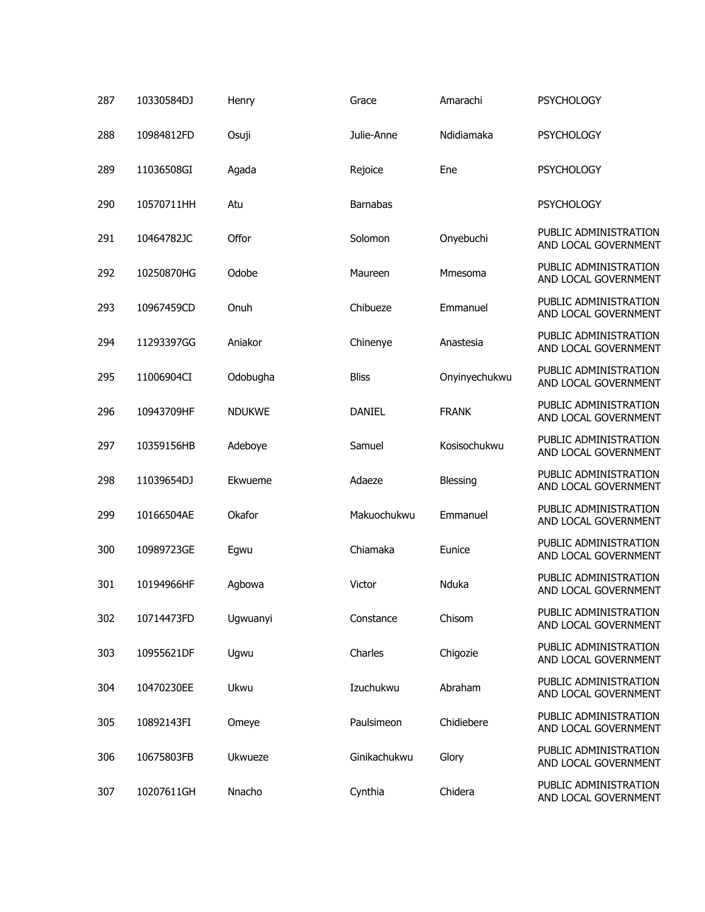| 287 | 10330584DJ | Henry | Grace | Amarachi | PSYCHOLOGY |
|---|---|---|---|---|---|
| 288 | 10984812FD | Osuji | Julie-Anne | Ndidiamaka | PSYCHOLOGY |
| 289 | 11036508GI | Agada | Rejoice | Ene | PSYCHOLOGY |
| 290 | 10570711HH | Atu | Barnabas | | PSYCHOLOGY |
| 291 | 10464782JC | Offor | Solomon | Onyebuchi | PUBLIC ADMINISTRATION AND LOCAL GOVERNMENT |
| 292 | 10250870HG | Odobe | Maureen | Mmesoma | PUBLIC ADMINISTRATION AND LOCAL GOVERNMENT |
| 293 | 10967459CD | Onuh | Chibueze | Emmanuel | PUBLIC ADMINISTRATION AND LOCAL GOVERNMENT |
| 294 | 11293397GG | Aniakor | Chinenye | Anastesia | PUBLIC ADMINISTRATION AND LOCAL GOVERNMENT |
| 295 | 11006904CI | Odobugha | Bliss | Onyinyechukwu | PUBLIC ADMINISTRATION AND LOCAL GOVERNMENT |
| 296 | 10943709HF | NDUKWE | DANIEL | FRANK | PUBLIC ADMINISTRATION AND LOCAL GOVERNMENT |
| 297 | 10359156HB | Adeboye | Samuel | Kosisochukwu | PUBLIC ADMINISTRATION AND LOCAL GOVERNMENT |
| 298 | 11039654DJ | Ekwueme | Adaeze | Blessing | PUBLIC ADMINISTRATION AND LOCAL GOVERNMENT |
| 299 | 10166504AE | Okafor | Makuochukwu | Emmanuel | PUBLIC ADMINISTRATION AND LOCAL GOVERNMENT |
| 300 | 10989723GE | Egwu | Chiamaka | Eunice | PUBLIC ADMINISTRATION AND LOCAL GOVERNMENT |
| 301 | 10194966HF | Agbowa | Victor | Nduka | PUBLIC ADMINISTRATION AND LOCAL GOVERNMENT |
| 302 | 10714473FD | Ugwuanyi | Constance | Chisom | PUBLIC ADMINISTRATION AND LOCAL GOVERNMENT |
| 303 | 10955621DF | Ugwu | Charles | Chigozie | PUBLIC ADMINISTRATION AND LOCAL GOVERNMENT |
| 304 | 10470230EE | Ukwu | Izuchukwu | Abraham | PUBLIC ADMINISTRATION AND LOCAL GOVERNMENT |
| 305 | 10892143FI | Omeye | Paulsimeon | Chidiebere | PUBLIC ADMINISTRATION AND LOCAL GOVERNMENT |
| 306 | 10675803FB | Ukwueze | Ginikachukwu | Glory | PUBLIC ADMINISTRATION AND LOCAL GOVERNMENT |
| 307 | 10207611GH | Nnacho | Cynthia | Chidera | PUBLIC ADMINISTRATION AND LOCAL GOVERNMENT |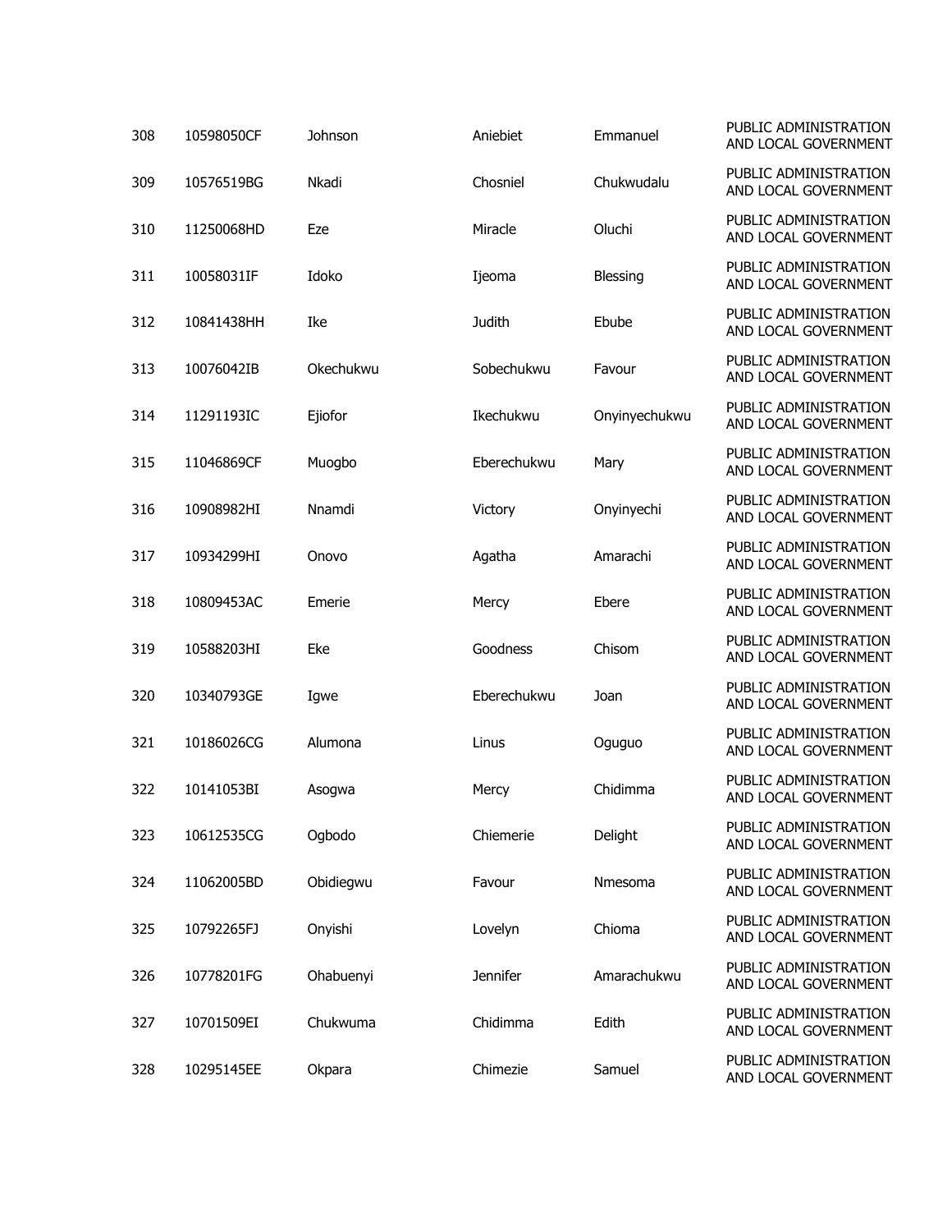| | | | | | |
|---|---|---|---|---|---|
| 308 | 10598050CF | Johnson | Aniebiet | Emmanuel | PUBLIC ADMINISTRATION AND LOCAL GOVERNMENT |
| 309 | 10576519BG | Nkadi | Chosniel | Chukwudalu | PUBLIC ADMINISTRATION AND LOCAL GOVERNMENT |
| 310 | 11250068HD | Eze | Miracle | Oluchi | PUBLIC ADMINISTRATION AND LOCAL GOVERNMENT |
| 311 | 10058031IF | Idoko | Ijeoma | Blessing | PUBLIC ADMINISTRATION AND LOCAL GOVERNMENT |
| 312 | 10841438HH | Ike | Judith | Ebube | PUBLIC ADMINISTRATION AND LOCAL GOVERNMENT |
| 313 | 10076042IB | Okechukwu | Sobechukwu | Favour | PUBLIC ADMINISTRATION AND LOCAL GOVERNMENT |
| 314 | 11291193IC | Ejiofor | Ikechukwu | Onyinyechukwu | PUBLIC ADMINISTRATION AND LOCAL GOVERNMENT |
| 315 | 11046869CF | Muogbo | Eberechukwu | Mary | PUBLIC ADMINISTRATION AND LOCAL GOVERNMENT |
| 316 | 10908982HI | Nnamdi | Victory | Onyinyechi | PUBLIC ADMINISTRATION AND LOCAL GOVERNMENT |
| 317 | 10934299HI | Onovo | Agatha | Amarachi | PUBLIC ADMINISTRATION AND LOCAL GOVERNMENT |
| 318 | 10809453AC | Emerie | Mercy | Ebere | PUBLIC ADMINISTRATION AND LOCAL GOVERNMENT |
| 319 | 10588203HI | Eke | Goodness | Chisom | PUBLIC ADMINISTRATION AND LOCAL GOVERNMENT |
| 320 | 10340793GE | Igwe | Eberechukwu | Joan | PUBLIC ADMINISTRATION AND LOCAL GOVERNMENT |
| 321 | 10186026CG | Alumona | Linus | Oguguo | PUBLIC ADMINISTRATION AND LOCAL GOVERNMENT |
| 322 | 10141053BI | Asogwa | Mercy | Chidimma | PUBLIC ADMINISTRATION AND LOCAL GOVERNMENT |
| 323 | 10612535CG | Ogbodo | Chiemerie | Delight | PUBLIC ADMINISTRATION AND LOCAL GOVERNMENT |
| 324 | 11062005BD | Obidiegwu | Favour | Nmesoma | PUBLIC ADMINISTRATION AND LOCAL GOVERNMENT |
| 325 | 10792265FJ | Onyishi | Lovelyn | Chioma | PUBLIC ADMINISTRATION AND LOCAL GOVERNMENT |
| 326 | 10778201FG | Ohabuenyi | Jennifer | Amarachukwu | PUBLIC ADMINISTRATION AND LOCAL GOVERNMENT |
| 327 | 10701509EI | Chukwuma | Chidimma | Edith | PUBLIC ADMINISTRATION AND LOCAL GOVERNMENT |
| 328 | 10295145EE | Okpara | Chimezie | Samuel | PUBLIC ADMINISTRATION AND LOCAL GOVERNMENT |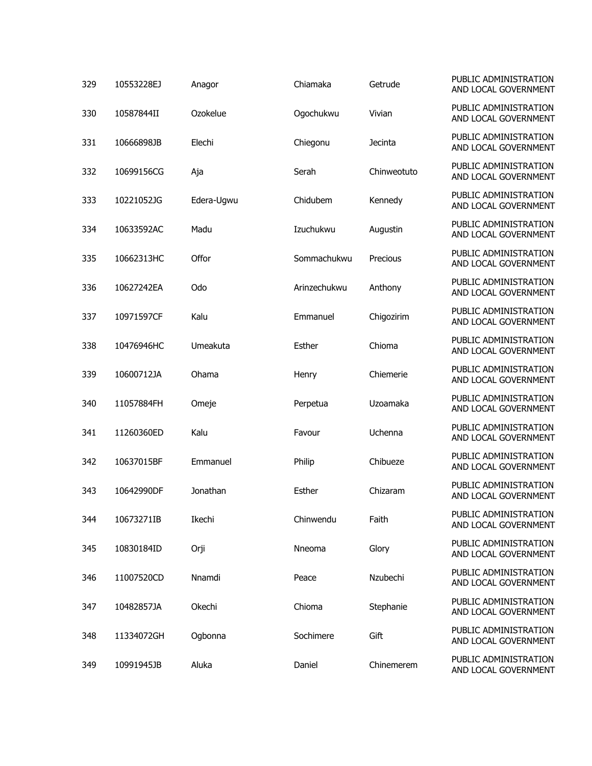| | | | | | |
|---|---|---|---|---|---|
| 329 | 10553228EJ | Anagor | Chiamaka | Getrude | PUBLIC ADMINISTRATION AND LOCAL GOVERNMENT |
| 330 | 10587844II | Ozokelue | Ogochukwu | Vivian | PUBLIC ADMINISTRATION AND LOCAL GOVERNMENT |
| 331 | 10666898JB | Elechi | Chiegonu | Jecinta | PUBLIC ADMINISTRATION AND LOCAL GOVERNMENT |
| 332 | 10699156CG | Aja | Serah | Chinweotuto | PUBLIC ADMINISTRATION AND LOCAL GOVERNMENT |
| 333 | 10221052JG | Edera-Ugwu | Chidubem | Kennedy | PUBLIC ADMINISTRATION AND LOCAL GOVERNMENT |
| 334 | 10633592AC | Madu | Izuchukwu | Augustin | PUBLIC ADMINISTRATION AND LOCAL GOVERNMENT |
| 335 | 10662313HC | Offor | Sommachukwu | Precious | PUBLIC ADMINISTRATION AND LOCAL GOVERNMENT |
| 336 | 10627242EA | Odo | Arinzechukwu | Anthony | PUBLIC ADMINISTRATION AND LOCAL GOVERNMENT |
| 337 | 10971597CF | Kalu | Emmanuel | Chigozirim | PUBLIC ADMINISTRATION AND LOCAL GOVERNMENT |
| 338 | 10476946HC | Umeakuta | Esther | Chioma | PUBLIC ADMINISTRATION AND LOCAL GOVERNMENT |
| 339 | 10600712JA | Ohama | Henry | Chiemerie | PUBLIC ADMINISTRATION AND LOCAL GOVERNMENT |
| 340 | 11057884FH | Omeje | Perpetua | Uzoamaka | PUBLIC ADMINISTRATION AND LOCAL GOVERNMENT |
| 341 | 11260360ED | Kalu | Favour | Uchenna | PUBLIC ADMINISTRATION AND LOCAL GOVERNMENT |
| 342 | 10637015BF | Emmanuel | Philip | Chibueze | PUBLIC ADMINISTRATION AND LOCAL GOVERNMENT |
| 343 | 10642990DF | Jonathan | Esther | Chizaram | PUBLIC ADMINISTRATION AND LOCAL GOVERNMENT |
| 344 | 10673271IB | Ikechi | Chinwendu | Faith | PUBLIC ADMINISTRATION AND LOCAL GOVERNMENT |
| 345 | 10830184ID | Orji | Nneoma | Glory | PUBLIC ADMINISTRATION AND LOCAL GOVERNMENT |
| 346 | 11007520CD | Nnamdi | Peace | Nzubechi | PUBLIC ADMINISTRATION AND LOCAL GOVERNMENT |
| 347 | 10482857JA | Okechi | Chioma | Stephanie | PUBLIC ADMINISTRATION AND LOCAL GOVERNMENT |
| 348 | 11334072GH | Ogbonna | Sochimere | Gift | PUBLIC ADMINISTRATION AND LOCAL GOVERNMENT |
| 349 | 10991945JB | Aluka | Daniel | Chinemerem | PUBLIC ADMINISTRATION AND LOCAL GOVERNMENT |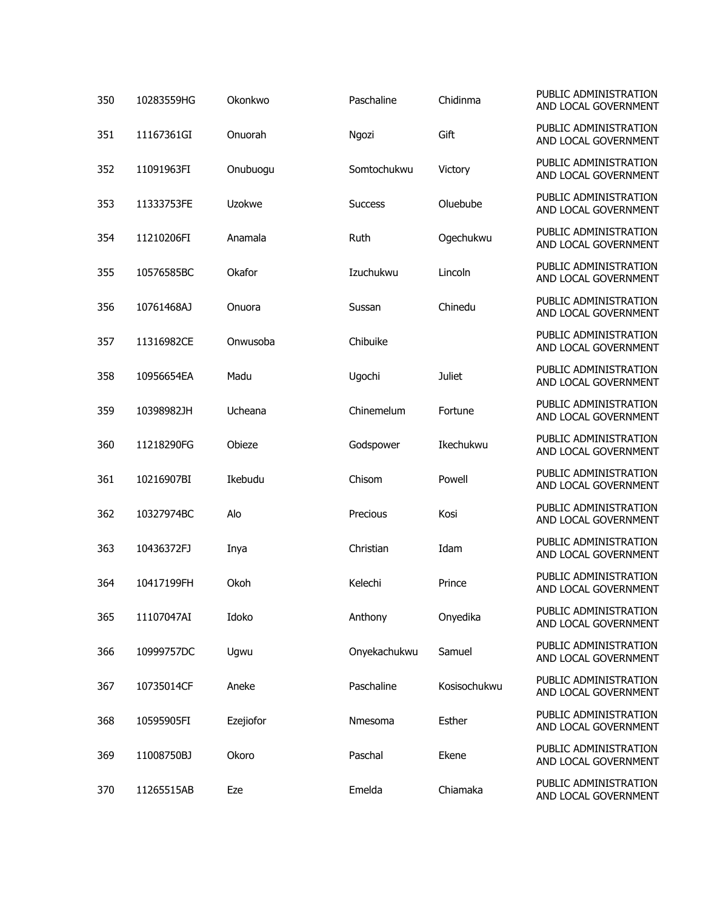| | | | | | |
|---|---|---|---|---|---|
| 350 | 10283559HG | Okonkwo | Paschaline | Chidinma | PUBLIC ADMINISTRATION AND LOCAL GOVERNMENT |
| 351 | 11167361GI | Onuorah | Ngozi | Gift | PUBLIC ADMINISTRATION AND LOCAL GOVERNMENT |
| 352 | 11091963FI | Onubuogu | Somtochukwu | Victory | PUBLIC ADMINISTRATION AND LOCAL GOVERNMENT |
| 353 | 11333753FE | Uzokwe | Success | Oluebube | PUBLIC ADMINISTRATION AND LOCAL GOVERNMENT |
| 354 | 11210206FI | Anamala | Ruth | Ogechukwu | PUBLIC ADMINISTRATION AND LOCAL GOVERNMENT |
| 355 | 10576585BC | Okafor | Izuchukwu | Lincoln | PUBLIC ADMINISTRATION AND LOCAL GOVERNMENT |
| 356 | 10761468AJ | Onuora | Sussan | Chinedu | PUBLIC ADMINISTRATION AND LOCAL GOVERNMENT |
| 357 | 11316982CE | Onwusoba | Chibuike | | PUBLIC ADMINISTRATION AND LOCAL GOVERNMENT |
| 358 | 10956654EA | Madu | Ugochi | Juliet | PUBLIC ADMINISTRATION AND LOCAL GOVERNMENT |
| 359 | 10398982JH | Ucheana | Chinemelum | Fortune | PUBLIC ADMINISTRATION AND LOCAL GOVERNMENT |
| 360 | 11218290FG | Obieze | Godspower | Ikechukwu | PUBLIC ADMINISTRATION AND LOCAL GOVERNMENT |
| 361 | 10216907BI | Ikebudu | Chisom | Powell | PUBLIC ADMINISTRATION AND LOCAL GOVERNMENT |
| 362 | 10327974BC | Alo | Precious | Kosi | PUBLIC ADMINISTRATION AND LOCAL GOVERNMENT |
| 363 | 10436372FJ | Inya | Christian | Idam | PUBLIC ADMINISTRATION AND LOCAL GOVERNMENT |
| 364 | 10417199FH | Okoh | Kelechi | Prince | PUBLIC ADMINISTRATION AND LOCAL GOVERNMENT |
| 365 | 11107047AI | Idoko | Anthony | Onyedika | PUBLIC ADMINISTRATION AND LOCAL GOVERNMENT |
| 366 | 10999757DC | Ugwu | Onyekachukwu | Samuel | PUBLIC ADMINISTRATION AND LOCAL GOVERNMENT |
| 367 | 10735014CF | Aneke | Paschaline | Kosisochukwu | PUBLIC ADMINISTRATION AND LOCAL GOVERNMENT |
| 368 | 10595905FI | Ezejiofor | Nmesoma | Esther | PUBLIC ADMINISTRATION AND LOCAL GOVERNMENT |
| 369 | 11008750BJ | Okoro | Paschal | Ekene | PUBLIC ADMINISTRATION AND LOCAL GOVERNMENT |
| 370 | 11265515AB | Eze | Emelda | Chiamaka | PUBLIC ADMINISTRATION AND LOCAL GOVERNMENT |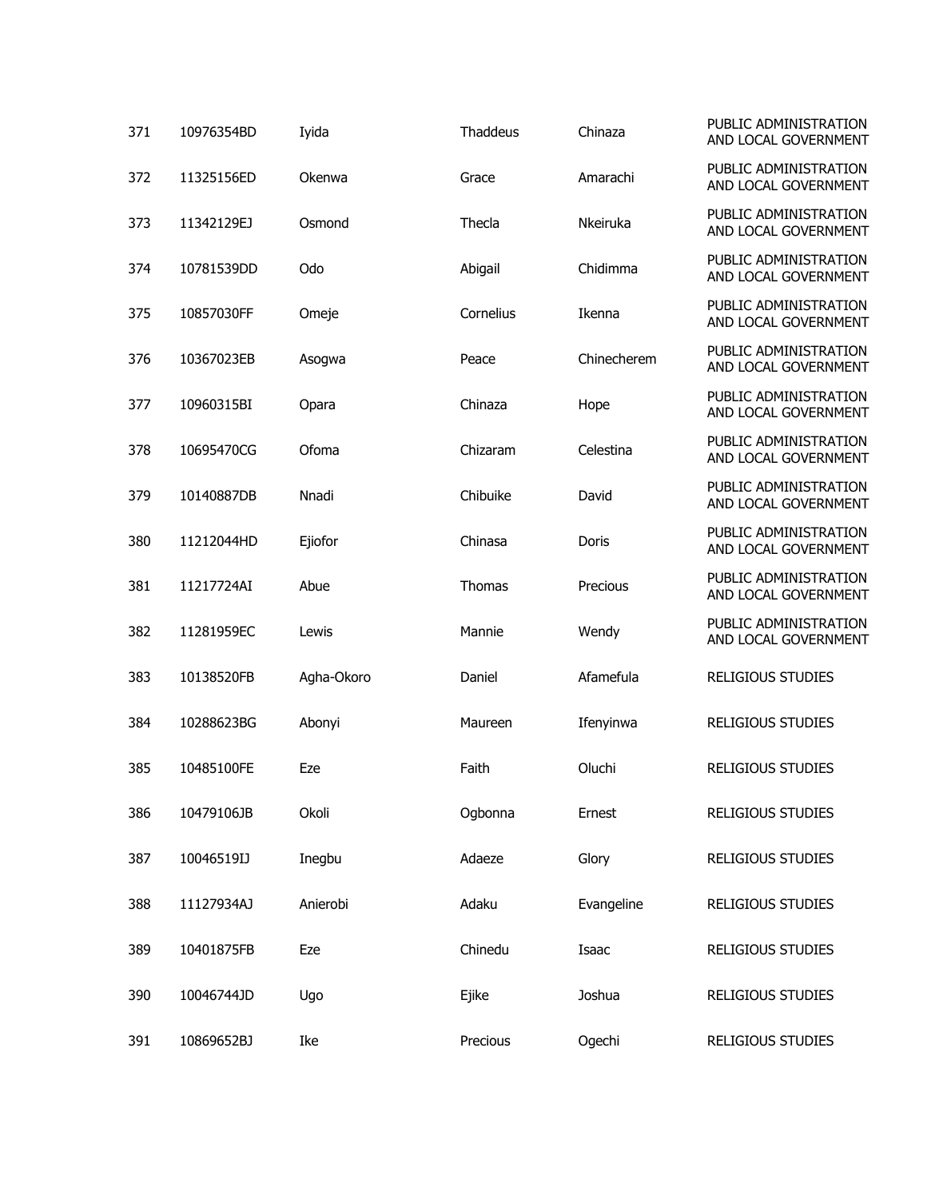| | | | | | |
|---|---|---|---|---|---|
| 371 | 10976354BD | Iyida | Thaddeus | Chinaza | PUBLIC ADMINISTRATION AND LOCAL GOVERNMENT |
| 372 | 11325156ED | Okenwa | Grace | Amarachi | PUBLIC ADMINISTRATION AND LOCAL GOVERNMENT |
| 373 | 11342129EJ | Osmond | Thecla | Nkeiruka | PUBLIC ADMINISTRATION AND LOCAL GOVERNMENT |
| 374 | 10781539DD | Odo | Abigail | Chidimma | PUBLIC ADMINISTRATION AND LOCAL GOVERNMENT |
| 375 | 10857030FF | Omeje | Cornelius | Ikenna | PUBLIC ADMINISTRATION AND LOCAL GOVERNMENT |
| 376 | 10367023EB | Asogwa | Peace | Chinecherem | PUBLIC ADMINISTRATION AND LOCAL GOVERNMENT |
| 377 | 10960315BI | Opara | Chinaza | Hope | PUBLIC ADMINISTRATION AND LOCAL GOVERNMENT |
| 378 | 10695470CG | Ofoma | Chizaram | Celestina | PUBLIC ADMINISTRATION AND LOCAL GOVERNMENT |
| 379 | 10140887DB | Nnadi | Chibuike | David | PUBLIC ADMINISTRATION AND LOCAL GOVERNMENT |
| 380 | 11212044HD | Ejiofor | Chinasa | Doris | PUBLIC ADMINISTRATION AND LOCAL GOVERNMENT |
| 381 | 11217724AI | Abue | Thomas | Precious | PUBLIC ADMINISTRATION AND LOCAL GOVERNMENT |
| 382 | 11281959EC | Lewis | Mannie | Wendy | PUBLIC ADMINISTRATION AND LOCAL GOVERNMENT |
| 383 | 10138520FB | Agha-Okoro | Daniel | Afamefula | RELIGIOUS STUDIES |
| 384 | 10288623BG | Abonyi | Maureen | Ifenyinwa | RELIGIOUS STUDIES |
| 385 | 10485100FE | Eze | Faith | Oluchi | RELIGIOUS STUDIES |
| 386 | 10479106JB | Okoli | Ogbonna | Ernest | RELIGIOUS STUDIES |
| 387 | 10046519IJ | Inegbu | Adaeze | Glory | RELIGIOUS STUDIES |
| 388 | 11127934AJ | Anierobi | Adaku | Evangeline | RELIGIOUS STUDIES |
| 389 | 10401875FB | Eze | Chinedu | Isaac | RELIGIOUS STUDIES |
| 390 | 10046744JD | Ugo | Ejike | Joshua | RELIGIOUS STUDIES |
| 391 | 10869652BJ | Ike | Precious | Ogechi | RELIGIOUS STUDIES |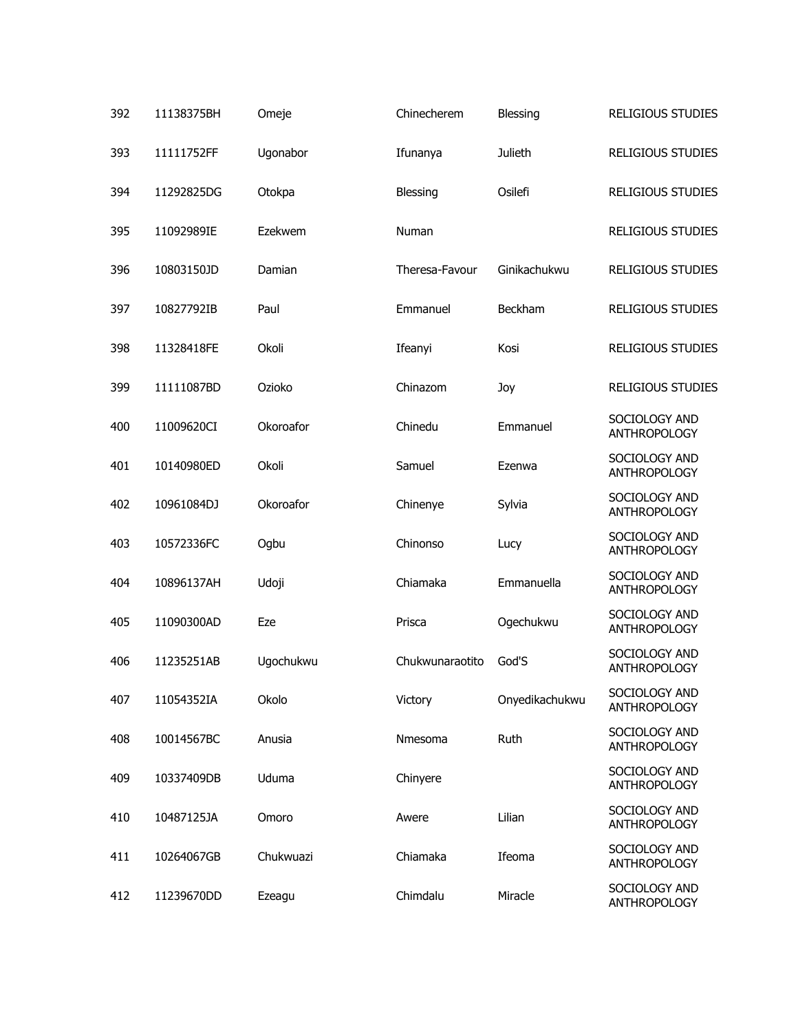| 392 | 11138375BH | Omeje | Chinecherem | Blessing | RELIGIOUS STUDIES |
|---|---|---|---|---|---|
| 393 | 11111752FF | Ugonabor | Ifunanya | Julieth | RELIGIOUS STUDIES |
| 394 | 11292825DG | Otokpa | Blessing | Osilefi | RELIGIOUS STUDIES |
| 395 | 11092989IE | Ezekwem | Numan | | RELIGIOUS STUDIES |
| 396 | 10803150JD | Damian | Theresa-Favour | Ginikachukwu | RELIGIOUS STUDIES |
| 397 | 10827792IB | Paul | Emmanuel | Beckham | RELIGIOUS STUDIES |
| 398 | 11328418FE | Okoli | Ifeanyi | Kosi | RELIGIOUS STUDIES |
| 399 | 11111087BD | Ozioko | Chinazom | Joy | RELIGIOUS STUDIES |
| 400 | 11009620CI | Okoroafor | Chinedu | Emmanuel | SOCIOLOGY AND ANTHROPOLOGY |
| 401 | 10140980ED | Okoli | Samuel | Ezenwa | SOCIOLOGY AND ANTHROPOLOGY |
| 402 | 10961084DJ | Okoroafor | Chinenye | Sylvia | SOCIOLOGY AND ANTHROPOLOGY |
| 403 | 10572336FC | Ogbu | Chinonso | Lucy | SOCIOLOGY AND ANTHROPOLOGY |
| 404 | 10896137AH | Udoji | Chiamaka | Emmanuella | SOCIOLOGY AND ANTHROPOLOGY |
| 405 | 11090300AD | Eze | Prisca | Ogechukwu | SOCIOLOGY AND ANTHROPOLOGY |
| 406 | 11235251AB | Ugochukwu | Chukwunaraotito | God'S | SOCIOLOGY AND ANTHROPOLOGY |
| 407 | 11054352IA | Okolo | Victory | Onyedikachukwu | SOCIOLOGY AND ANTHROPOLOGY |
| 408 | 10014567BC | Anusia | Nmesoma | Ruth | SOCIOLOGY AND ANTHROPOLOGY |
| 409 | 10337409DB | Uduma | Chinyere | | SOCIOLOGY AND ANTHROPOLOGY |
| 410 | 10487125JA | Omoro | Awere | Lilian | SOCIOLOGY AND ANTHROPOLOGY |
| 411 | 10264067GB | Chukwuazi | Chiamaka | Ifeoma | SOCIOLOGY AND ANTHROPOLOGY |
| 412 | 11239670DD | Ezeagu | Chimdalu | Miracle | SOCIOLOGY AND ANTHROPOLOGY |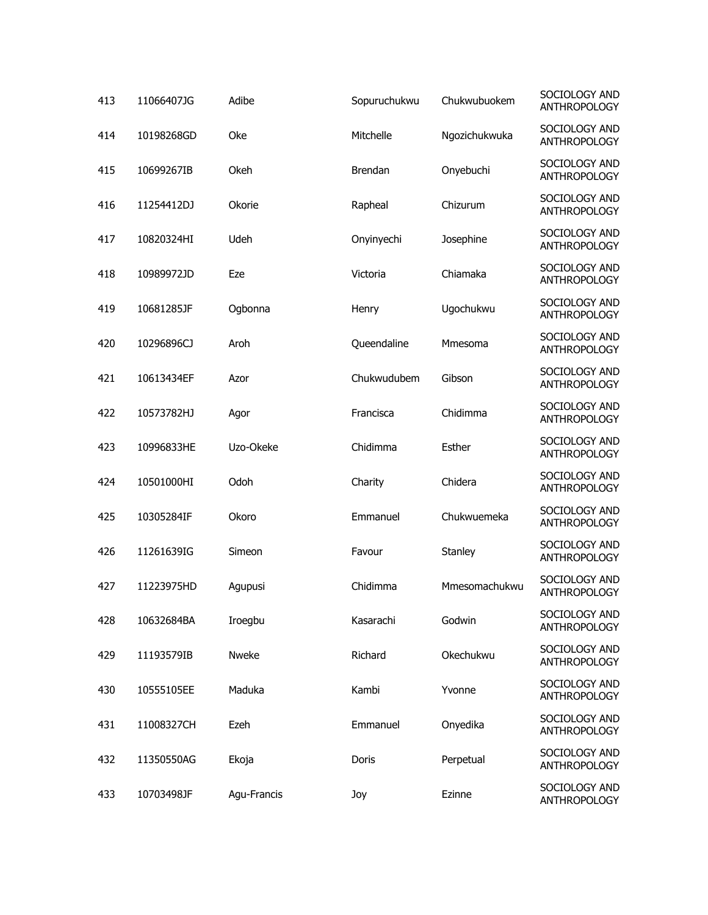| 413 | 11066407JG | Adibe | Sopuruchukwu | Chukwubuokem | SOCIOLOGY AND ANTHROPOLOGY |
|---|---|---|---|---|---|
| 414 | 10198268GD | Oke | Mitchelle | Ngozichukwuka | SOCIOLOGY AND ANTHROPOLOGY |
| 415 | 10699267IB | Okeh | Brendan | Onyebuchi | SOCIOLOGY AND ANTHROPOLOGY |
| 416 | 11254412DJ | Okorie | Rapheal | Chizurum | SOCIOLOGY AND ANTHROPOLOGY |
| 417 | 10820324HI | Udeh | Onyinyechi | Josephine | SOCIOLOGY AND ANTHROPOLOGY |
| 418 | 10989972JD | Eze | Victoria | Chiamaka | SOCIOLOGY AND ANTHROPOLOGY |
| 419 | 10681285JF | Ogbonna | Henry | Ugochukwu | SOCIOLOGY AND ANTHROPOLOGY |
| 420 | 10296896CJ | Aroh | Queendaline | Mmesoma | SOCIOLOGY AND ANTHROPOLOGY |
| 421 | 10613434EF | Azor | Chukwudubem | Gibson | SOCIOLOGY AND ANTHROPOLOGY |
| 422 | 10573782HJ | Agor | Francisca | Chidimma | SOCIOLOGY AND ANTHROPOLOGY |
| 423 | 10996833HE | Uzo-Okeke | Chidimma | Esther | SOCIOLOGY AND ANTHROPOLOGY |
| 424 | 10501000HI | Odoh | Charity | Chidera | SOCIOLOGY AND ANTHROPOLOGY |
| 425 | 10305284IF | Okoro | Emmanuel | Chukwuemeka | SOCIOLOGY AND ANTHROPOLOGY |
| 426 | 11261639IG | Simeon | Favour | Stanley | SOCIOLOGY AND ANTHROPOLOGY |
| 427 | 11223975HD | Agupusi | Chidimma | Mmesomachukwu | SOCIOLOGY AND ANTHROPOLOGY |
| 428 | 10632684BA | Iroegbu | Kasarachi | Godwin | SOCIOLOGY AND ANTHROPOLOGY |
| 429 | 11193579IB | Nweke | Richard | Okechukwu | SOCIOLOGY AND ANTHROPOLOGY |
| 430 | 10555105EE | Maduka | Kambi | Yvonne | SOCIOLOGY AND ANTHROPOLOGY |
| 431 | 11008327CH | Ezeh | Emmanuel | Onyedika | SOCIOLOGY AND ANTHROPOLOGY |
| 432 | 11350550AG | Ekoja | Doris | Perpetual | SOCIOLOGY AND ANTHROPOLOGY |
| 433 | 10703498JF | Agu-Francis | Joy | Ezinne | SOCIOLOGY AND ANTHROPOLOGY |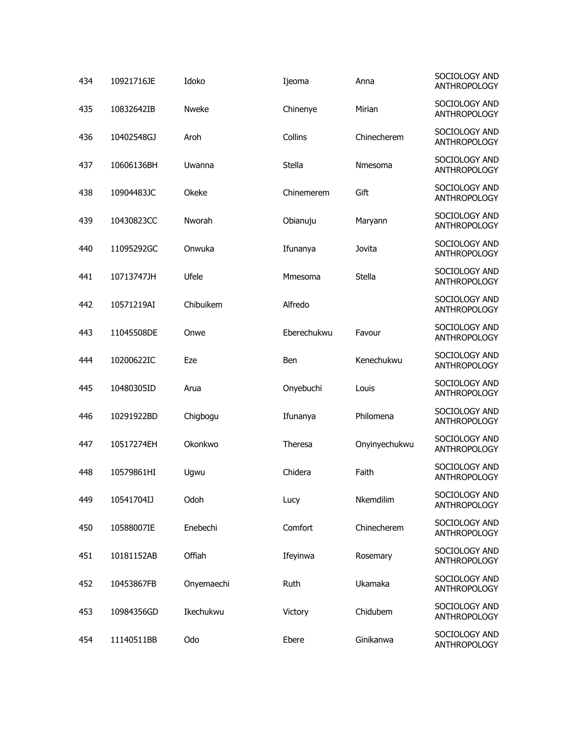| | | | | | |
|---|---|---|---|---|---|
| 434 | 10921716JE | Idoko | Ijeoma | Anna | SOCIOLOGY AND ANTHROPOLOGY |
| 435 | 10832642IB | Nweke | Chinenye | Mirian | SOCIOLOGY AND ANTHROPOLOGY |
| 436 | 10402548GJ | Aroh | Collins | Chinecherem | SOCIOLOGY AND ANTHROPOLOGY |
| 437 | 10606136BH | Uwanna | Stella | Nmesoma | SOCIOLOGY AND ANTHROPOLOGY |
| 438 | 10904483JC | Okeke | Chinemerem | Gift | SOCIOLOGY AND ANTHROPOLOGY |
| 439 | 10430823CC | Nworah | Obianuju | Maryann | SOCIOLOGY AND ANTHROPOLOGY |
| 440 | 11095292GC | Onwuka | Ifunanya | Jovita | SOCIOLOGY AND ANTHROPOLOGY |
| 441 | 10713747JH | Ufele | Mmesoma | Stella | SOCIOLOGY AND ANTHROPOLOGY |
| 442 | 10571219AI | Chibuikem | Alfredo | | SOCIOLOGY AND ANTHROPOLOGY |
| 443 | 11045508DE | Onwe | Eberechukwu | Favour | SOCIOLOGY AND ANTHROPOLOGY |
| 444 | 10200622IC | Eze | Ben | Kenechukwu | SOCIOLOGY AND ANTHROPOLOGY |
| 445 | 10480305ID | Arua | Onyebuchi | Louis | SOCIOLOGY AND ANTHROPOLOGY |
| 446 | 10291922BD | Chigbogu | Ifunanya | Philomena | SOCIOLOGY AND ANTHROPOLOGY |
| 447 | 10517274EH | Okonkwo | Theresa | Onyinyechukwu | SOCIOLOGY AND ANTHROPOLOGY |
| 448 | 10579861HI | Ugwu | Chidera | Faith | SOCIOLOGY AND ANTHROPOLOGY |
| 449 | 10541704IJ | Odoh | Lucy | Nkemdilim | SOCIOLOGY AND ANTHROPOLOGY |
| 450 | 10588007IE | Enebechi | Comfort | Chinecherem | SOCIOLOGY AND ANTHROPOLOGY |
| 451 | 10181152AB | Offiah | Ifeyinwa | Rosemary | SOCIOLOGY AND ANTHROPOLOGY |
| 452 | 10453867FB | Onyemaechi | Ruth | Ukamaka | SOCIOLOGY AND ANTHROPOLOGY |
| 453 | 10984356GD | Ikechukwu | Victory | Chidubem | SOCIOLOGY AND ANTHROPOLOGY |
| 454 | 11140511BB | Odo | Ebere | Ginikanwa | SOCIOLOGY AND ANTHROPOLOGY |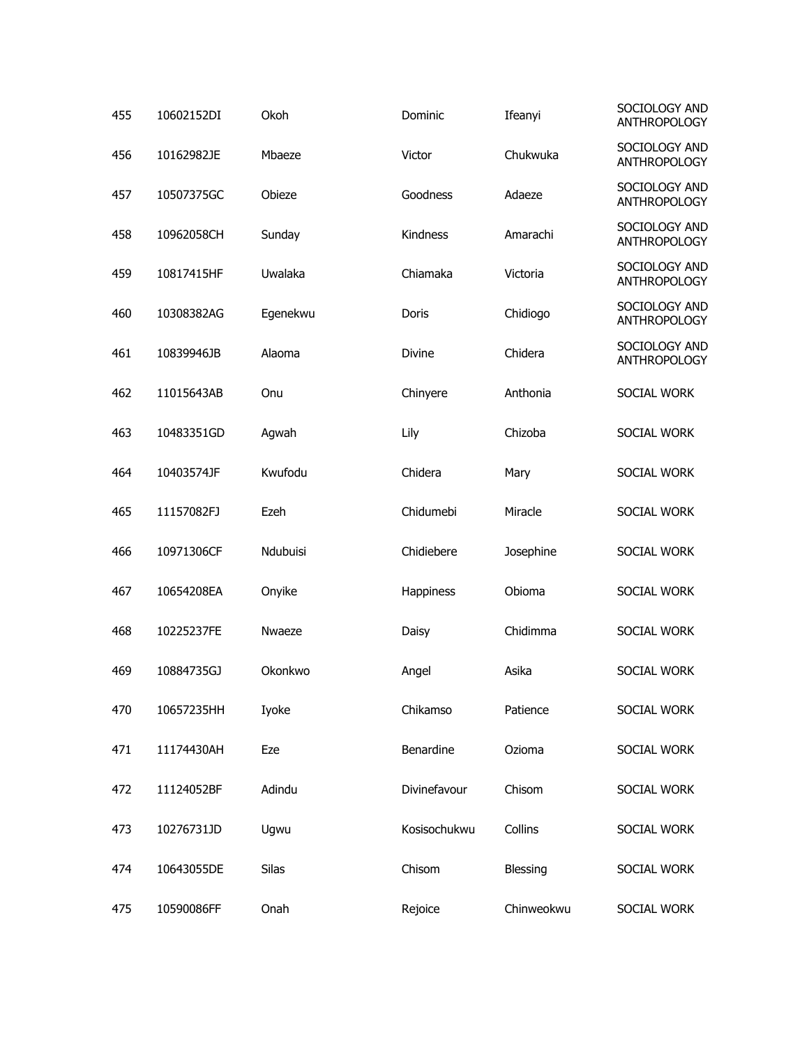| | | | | | |
|---|---|---|---|---|---|
| 455 | 10602152DI | Okoh | Dominic | Ifeanyi | SOCIOLOGY AND ANTHROPOLOGY |
| 456 | 10162982JE | Mbaeze | Victor | Chukwuka | SOCIOLOGY AND ANTHROPOLOGY |
| 457 | 10507375GC | Obieze | Goodness | Adaeze | SOCIOLOGY AND ANTHROPOLOGY |
| 458 | 10962058CH | Sunday | Kindness | Amarachi | SOCIOLOGY AND ANTHROPOLOGY |
| 459 | 10817415HF | Uwalaka | Chiamaka | Victoria | SOCIOLOGY AND ANTHROPOLOGY |
| 460 | 10308382AG | Egenekwu | Doris | Chidiogo | SOCIOLOGY AND ANTHROPOLOGY |
| 461 | 10839946JB | Alaoma | Divine | Chidera | SOCIOLOGY AND ANTHROPOLOGY |
| 462 | 11015643AB | Onu | Chinyere | Anthonia | SOCIAL WORK |
| 463 | 10483351GD | Agwah | Lily | Chizoba | SOCIAL WORK |
| 464 | 10403574JF | Kwufodu | Chidera | Mary | SOCIAL WORK |
| 465 | 11157082FJ | Ezeh | Chidumebi | Miracle | SOCIAL WORK |
| 466 | 10971306CF | Ndubuisi | Chidiebere | Josephine | SOCIAL WORK |
| 467 | 10654208EA | Onyike | Happiness | Obioma | SOCIAL WORK |
| 468 | 10225237FE | Nwaeze | Daisy | Chidimma | SOCIAL WORK |
| 469 | 10884735GJ | Okonkwo | Angel | Asika | SOCIAL WORK |
| 470 | 10657235HH | Iyoke | Chikamso | Patience | SOCIAL WORK |
| 471 | 11174430AH | Eze | Benardine | Ozioma | SOCIAL WORK |
| 472 | 11124052BF | Adindu | Divinefavour | Chisom | SOCIAL WORK |
| 473 | 10276731JD | Ugwu | Kosisochukwu | Collins | SOCIAL WORK |
| 474 | 10643055DE | Silas | Chisom | Blessing | SOCIAL WORK |
| 475 | 10590086FF | Onah | Rejoice | Chinweokwu | SOCIAL WORK |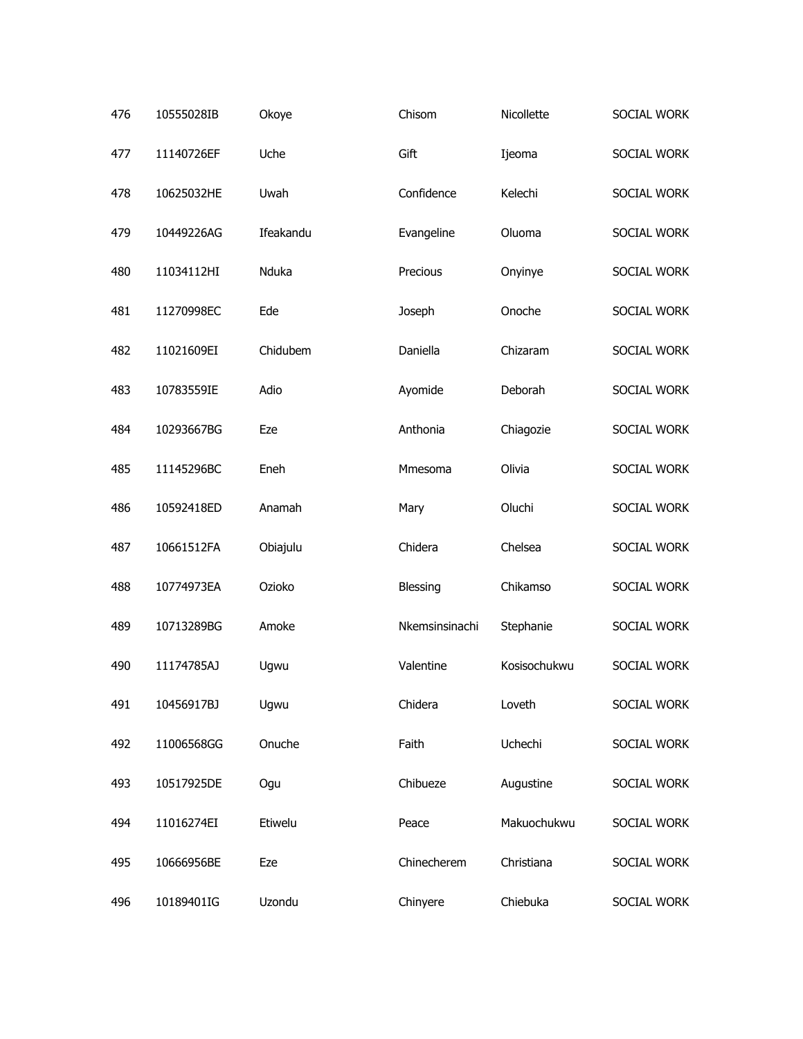| | | | | | |
|---|---|---|---|---|---|
| 476 | 10555028IB | Okoye | Chisom | Nicollette | SOCIAL WORK |
| 477 | 11140726EF | Uche | Gift | Ijeoma | SOCIAL WORK |
| 478 | 10625032HE | Uwah | Confidence | Kelechi | SOCIAL WORK |
| 479 | 10449226AG | Ifeakandu | Evangeline | Oluoma | SOCIAL WORK |
| 480 | 11034112HI | Nduka | Precious | Onyinye | SOCIAL WORK |
| 481 | 11270998EC | Ede | Joseph | Onoche | SOCIAL WORK |
| 482 | 11021609EI | Chidubem | Daniella | Chizaram | SOCIAL WORK |
| 483 | 10783559IE | Adio | Ayomide | Deborah | SOCIAL WORK |
| 484 | 10293667BG | Eze | Anthonia | Chiagozie | SOCIAL WORK |
| 485 | 11145296BC | Eneh | Mmesoma | Olivia | SOCIAL WORK |
| 486 | 10592418ED | Anamah | Mary | Oluchi | SOCIAL WORK |
| 487 | 10661512FA | Obiajulu | Chidera | Chelsea | SOCIAL WORK |
| 488 | 10774973EA | Ozioko | Blessing | Chikamso | SOCIAL WORK |
| 489 | 10713289BG | Amoke | Nkemsinsinachi | Stephanie | SOCIAL WORK |
| 490 | 11174785AJ | Ugwu | Valentine | Kosisochukwu | SOCIAL WORK |
| 491 | 10456917BJ | Ugwu | Chidera | Loveth | SOCIAL WORK |
| 492 | 11006568GG | Onuche | Faith | Uchechi | SOCIAL WORK |
| 493 | 10517925DE | Ogu | Chibueze | Augustine | SOCIAL WORK |
| 494 | 11016274EI | Etiwelu | Peace | Makuochukwu | SOCIAL WORK |
| 495 | 10666956BE | Eze | Chinecherem | Christiana | SOCIAL WORK |
| 496 | 10189401IG | Uzondu | Chinyere | Chiebuka | SOCIAL WORK |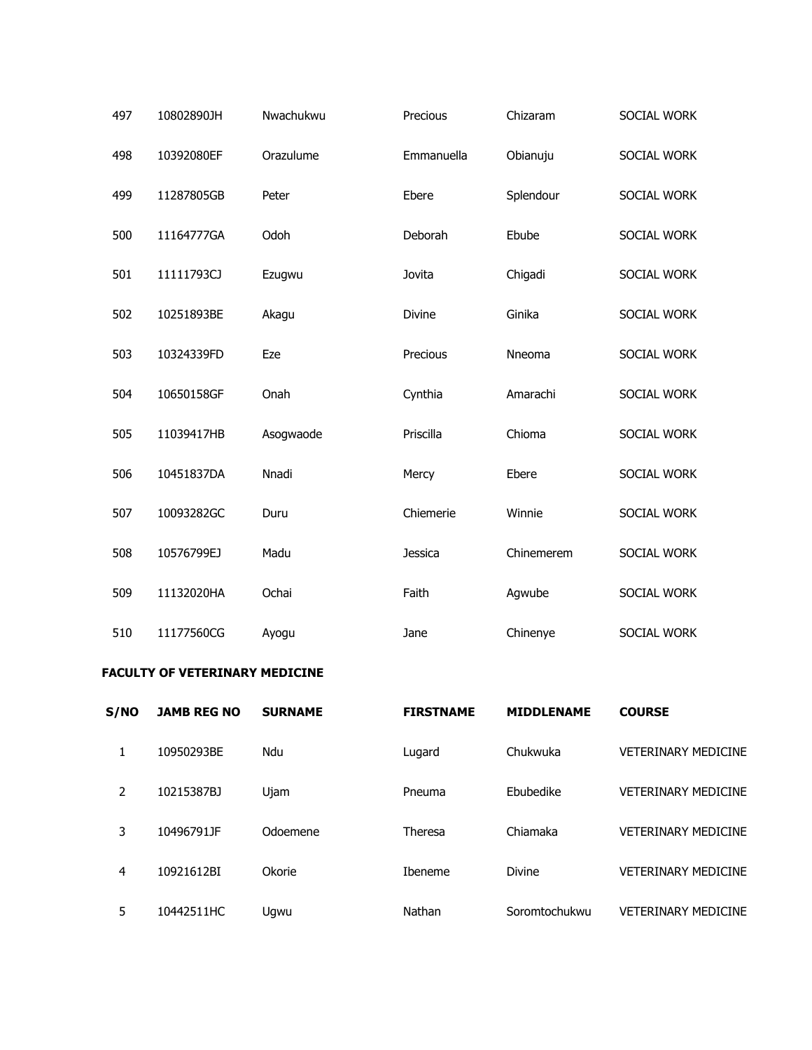| 497 | 10802890JH | Nwachukwu | Precious | Chizaram | SOCIAL WORK |
|---|---|---|---|---|---|
| 498 | 10392080EF | Orazulume | Emmanuella | Obianuju | SOCIAL WORK |
| 499 | 11287805GB | Peter | Ebere | Splendour | SOCIAL WORK |
| 500 | 11164777GA | Odoh | Deborah | Ebube | SOCIAL WORK |
| 501 | 11111793CJ | Ezugwu | Jovita | Chigadi | SOCIAL WORK |
| 502 | 10251893BE | Akagu | Divine | Ginika | SOCIAL WORK |
| 503 | 10324339FD | Eze | Precious | Nneoma | SOCIAL WORK |
| 504 | 10650158GF | Onah | Cynthia | Amarachi | SOCIAL WORK |
| 505 | 11039417HB | Asogwaode | Priscilla | Chioma | SOCIAL WORK |
| 506 | 10451837DA | Nnadi | Mercy | Ebere | SOCIAL WORK |
| 507 | 10093282GC | Duru | Chiemerie | Winnie | SOCIAL WORK |
| 508 | 10576799EJ | Madu | Jessica | Chinemerem | SOCIAL WORK |
| 509 | 11132020HA | Ochai | Faith | Agwube | SOCIAL WORK |
| 510 | 11177560CG | Ayogu | Jane | Chinenye | SOCIAL WORK |

**FACULTY OF VETERINARY MEDICINE**

| S/NO | JAMB REG NO | SURNAME | FIRSTNAME | MIDDLENAME | COURSE |
|---|---|---|---|---|---|
| 1 | 10950293BE | Ndu | Lugard | Chukwuka | VETERINARY MEDICINE |
| 2 | 10215387BJ | Ujam | Pneuma | Ebubedike | VETERINARY MEDICINE |
| 3 | 10496791JF | Odoemene | Theresa | Chiamaka | VETERINARY MEDICINE |
| 4 | 10921612BI | Okorie | Ibeneme | Divine | VETERINARY MEDICINE |
| 5 | 10442511HC | Ugwu | Nathan | Soromtochukwu | VETERINARY MEDICINE |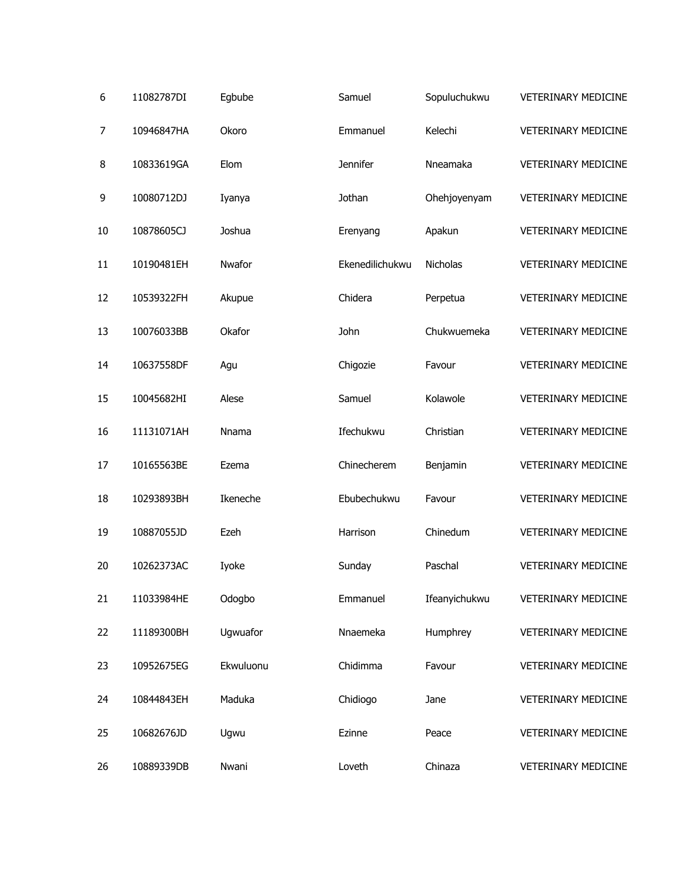| | | | | | |
|---|---|---|---|---|---|
| 6 | 11082787DI | Egbube | Samuel | Sopuluchukwu | VETERINARY MEDICINE |
| 7 | 10946847HA | Okoro | Emmanuel | Kelechi | VETERINARY MEDICINE |
| 8 | 10833619GA | Elom | Jennifer | Nneamaka | VETERINARY MEDICINE |
| 9 | 10080712DJ | Iyanya | Jothan | Ohehjoyenyam | VETERINARY MEDICINE |
| 10 | 10878605CJ | Joshua | Erenyang | Apakun | VETERINARY MEDICINE |
| 11 | 10190481EH | Nwafor | Ekenedilichukwu | Nicholas | VETERINARY MEDICINE |
| 12 | 10539322FH | Akupue | Chidera | Perpetua | VETERINARY MEDICINE |
| 13 | 10076033BB | Okafor | John | Chukwuemeka | VETERINARY MEDICINE |
| 14 | 10637558DF | Agu | Chigozie | Favour | VETERINARY MEDICINE |
| 15 | 10045682HI | Alese | Samuel | Kolawole | VETERINARY MEDICINE |
| 16 | 11131071AH | Nnama | Ifechukwu | Christian | VETERINARY MEDICINE |
| 17 | 10165563BE | Ezema | Chinecherem | Benjamin | VETERINARY MEDICINE |
| 18 | 10293893BH | Ikeneche | Ebubechukwu | Favour | VETERINARY MEDICINE |
| 19 | 10887055JD | Ezeh | Harrison | Chinedum | VETERINARY MEDICINE |
| 20 | 10262373AC | Iyoke | Sunday | Paschal | VETERINARY MEDICINE |
| 21 | 11033984HE | Odogbo | Emmanuel | Ifeanyichukwu | VETERINARY MEDICINE |
| 22 | 11189300BH | Ugwuafor | Nnaemeka | Humphrey | VETERINARY MEDICINE |
| 23 | 10952675EG | Ekwuluonu | Chidimma | Favour | VETERINARY MEDICINE |
| 24 | 10844843EH | Maduka | Chidiogo | Jane | VETERINARY MEDICINE |
| 25 | 10682676JD | Ugwu | Ezinne | Peace | VETERINARY MEDICINE |
| 26 | 10889339DB | Nwani | Loveth | Chinaza | VETERINARY MEDICINE |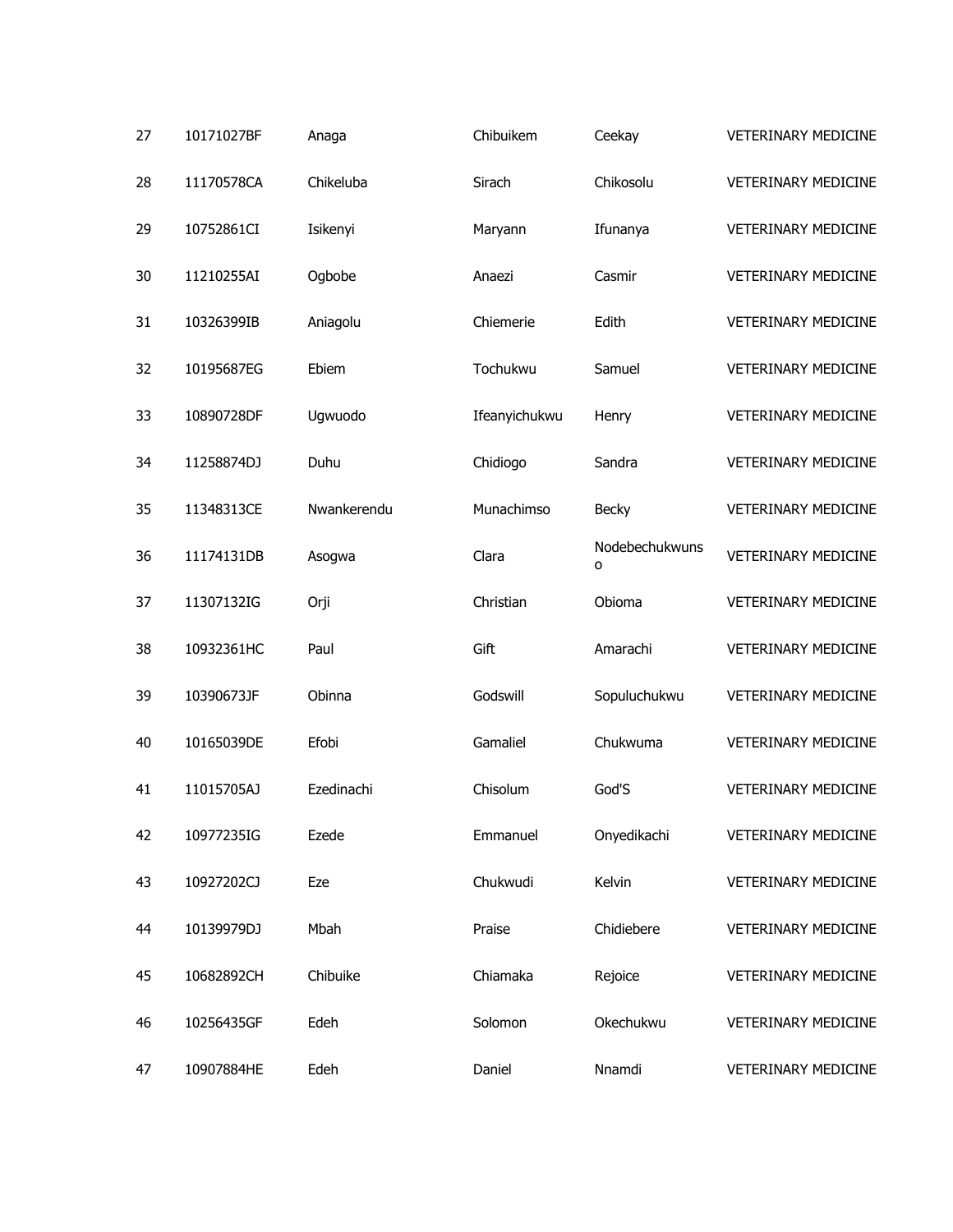| 27 | 10171027BF | Anaga | Chibuikem | Ceekay | VETERINARY MEDICINE |
|---|---|---|---|---|---|
| 28 | 11170578CA | Chikeluba | Sirach | Chikosolu | VETERINARY MEDICINE |
| 29 | 10752861CI | Isikenyi | Maryann | Ifunanya | VETERINARY MEDICINE |
| 30 | 11210255AI | Ogbobe | Anaezi | Casmir | VETERINARY MEDICINE |
| 31 | 10326399IB | Aniagolu | Chiemerie | Edith | VETERINARY MEDICINE |
| 32 | 10195687EG | Ebiem | Tochukwu | Samuel | VETERINARY MEDICINE |
| 33 | 10890728DF | Ugwuodo | Ifeanyichukwu | Henry | VETERINARY MEDICINE |
| 34 | 11258874DJ | Duhu | Chidiogo | Sandra | VETERINARY MEDICINE |
| 35 | 11348313CE | Nwankerendu | Munachimso | Becky | VETERINARY MEDICINE |
| 36 | 11174131DB | Asogwa | Clara | Nodebechukwunso | VETERINARY MEDICINE |
| 37 | 11307132IG | Orji | Christian | Obioma | VETERINARY MEDICINE |
| 38 | 10932361HC | Paul | Gift | Amarachi | VETERINARY MEDICINE |
| 39 | 10390673JF | Obinna | Godswill | Sopuluchukwu | VETERINARY MEDICINE |
| 40 | 10165039DE | Efobi | Gamaliel | Chukwuma | VETERINARY MEDICINE |
| 41 | 11015705AJ | Ezedinachi | Chisolum | God'S | VETERINARY MEDICINE |
| 42 | 10977235IG | Ezede | Emmanuel | Onyedikachi | VETERINARY MEDICINE |
| 43 | 10927202CJ | Eze | Chukwudi | Kelvin | VETERINARY MEDICINE |
| 44 | 10139979DJ | Mbah | Praise | Chidiebere | VETERINARY MEDICINE |
| 45 | 10682892CH | Chibuike | Chiamaka | Rejoice | VETERINARY MEDICINE |
| 46 | 10256435GF | Edeh | Solomon | Okechukwu | VETERINARY MEDICINE |
| 47 | 10907884HE | Edeh | Daniel | Nnamdi | VETERINARY MEDICINE |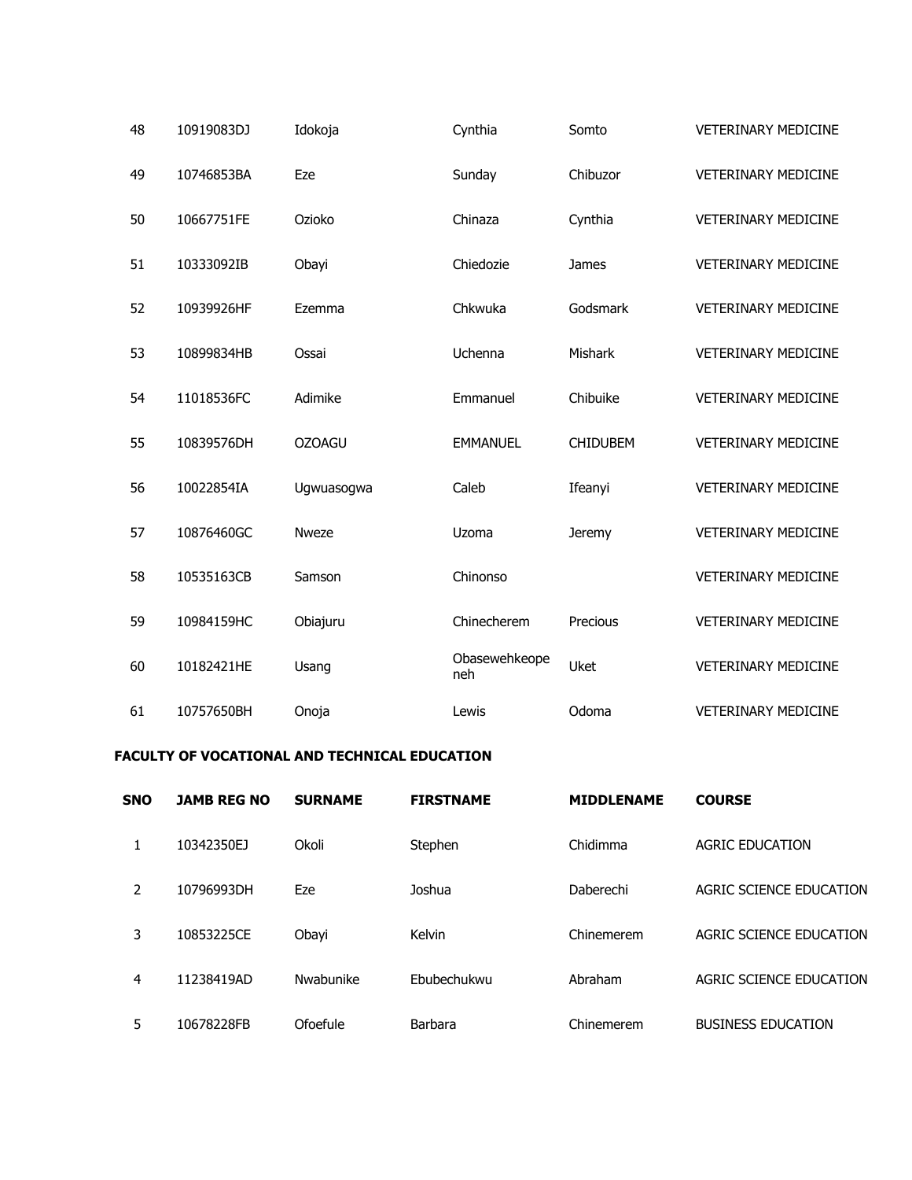| | | | | | |
|---|---|---|---|---|---|
| 48 | 10919083DJ | Idokoja | Cynthia | Somto | VETERINARY MEDICINE |
| 49 | 10746853BA | Eze | Sunday | Chibuzor | VETERINARY MEDICINE |
| 50 | 10667751FE | Ozioko | Chinaza | Cynthia | VETERINARY MEDICINE |
| 51 | 10333092IB | Obayi | Chiedozie | James | VETERINARY MEDICINE |
| 52 | 10939926HF | Ezemma | Chkwuka | Godsmark | VETERINARY MEDICINE |
| 53 | 10899834HB | Ossai | Uchenna | Mishark | VETERINARY MEDICINE |
| 54 | 11018536FC | Adimike | Emmanuel | Chibuike | VETERINARY MEDICINE |
| 55 | 10839576DH | OZOAGU | EMMANUEL | CHIDUBEM | VETERINARY MEDICINE |
| 56 | 10022854IA | Ugwuasogwa | Caleb | Ifeanyi | VETERINARY MEDICINE |
| 57 | 10876460GC | Nweze | Uzoma | Jeremy | VETERINARY MEDICINE |
| 58 | 10535163CB | Samson | Chinonso | | VETERINARY MEDICINE |
| 59 | 10984159HC | Obiajuru | Chinecherem | Precious | VETERINARY MEDICINE |
| 60 | 10182421HE | Usang | Obasewehkeopeneh | Uket | VETERINARY MEDICINE |
| 61 | 10757650BH | Onoja | Lewis | Odoma | VETERINARY MEDICINE |

**FACULTY OF VOCATIONAL AND TECHNICAL EDUCATION**

| SNO | JAMB REG NO | SURNAME | FIRSTNAME | MIDDLENAME | COURSE |
|---|---|---|---|---|---|
| 1 | 10342350EJ | Okoli | Stephen | Chidimma | AGRIC EDUCATION |
| 2 | 10796993DH | Eze | Joshua | Daberechi | AGRIC SCIENCE EDUCATION |
| 3 | 10853225CE | Obayi | Kelvin | Chinemerem | AGRIC SCIENCE EDUCATION |
| 4 | 11238419AD | Nwabunike | Ebubechukwu | Abraham | AGRIC SCIENCE EDUCATION |
| 5 | 10678228FB | Ofoefule | Barbara | Chinemerem | BUSINESS EDUCATION |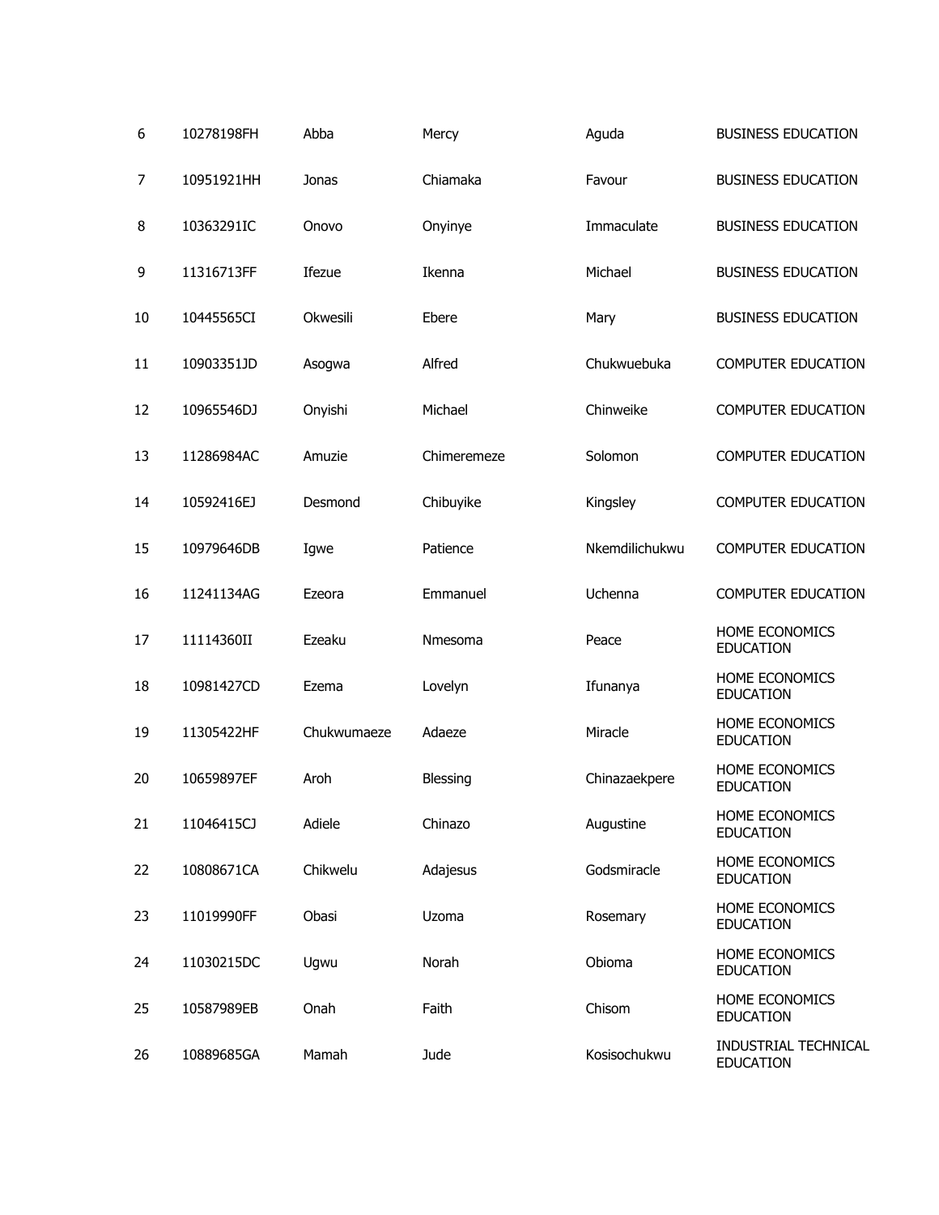| | | | | | |
|---|---|---|---|---|---|
| 6 | 10278198FH | Abba | Mercy | Aguda | BUSINESS EDUCATION |
| 7 | 10951921HH | Jonas | Chiamaka | Favour | BUSINESS EDUCATION |
| 8 | 10363291IC | Onovo | Onyinye | Immaculate | BUSINESS EDUCATION |
| 9 | 11316713FF | Ifezue | Ikenna | Michael | BUSINESS EDUCATION |
| 10 | 10445565CI | Okwesili | Ebere | Mary | BUSINESS EDUCATION |
| 11 | 10903351JD | Asogwa | Alfred | Chukwuebuka | COMPUTER EDUCATION |
| 12 | 10965546DJ | Onyishi | Michael | Chinweike | COMPUTER EDUCATION |
| 13 | 11286984AC | Amuzie | Chimeremeze | Solomon | COMPUTER EDUCATION |
| 14 | 10592416EJ | Desmond | Chibuyike | Kingsley | COMPUTER EDUCATION |
| 15 | 10979646DB | Igwe | Patience | Nkemdilichukwu | COMPUTER EDUCATION |
| 16 | 11241134AG | Ezeora | Emmanuel | Uchenna | COMPUTER EDUCATION |
| 17 | 11114360II | Ezeaku | Nmesoma | Peace | HOME ECONOMICS EDUCATION |
| 18 | 10981427CD | Ezema | Lovelyn | Ifunanya | HOME ECONOMICS EDUCATION |
| 19 | 11305422HF | Chukwumaeze | Adaeze | Miracle | HOME ECONOMICS EDUCATION |
| 20 | 10659897EF | Aroh | Blessing | Chinazaekpere | HOME ECONOMICS EDUCATION |
| 21 | 11046415CJ | Adiele | Chinazo | Augustine | HOME ECONOMICS EDUCATION |
| 22 | 10808671CA | Chikwelu | Adajesus | Godsmiracle | HOME ECONOMICS EDUCATION |
| 23 | 11019990FF | Obasi | Uzoma | Rosemary | HOME ECONOMICS EDUCATION |
| 24 | 11030215DC | Ugwu | Norah | Obioma | HOME ECONOMICS EDUCATION |
| 25 | 10587989EB | Onah | Faith | Chisom | HOME ECONOMICS EDUCATION |
| 26 | 10889685GA | Mamah | Jude | Kosisochukwu | INDUSTRIAL TECHNICAL EDUCATION |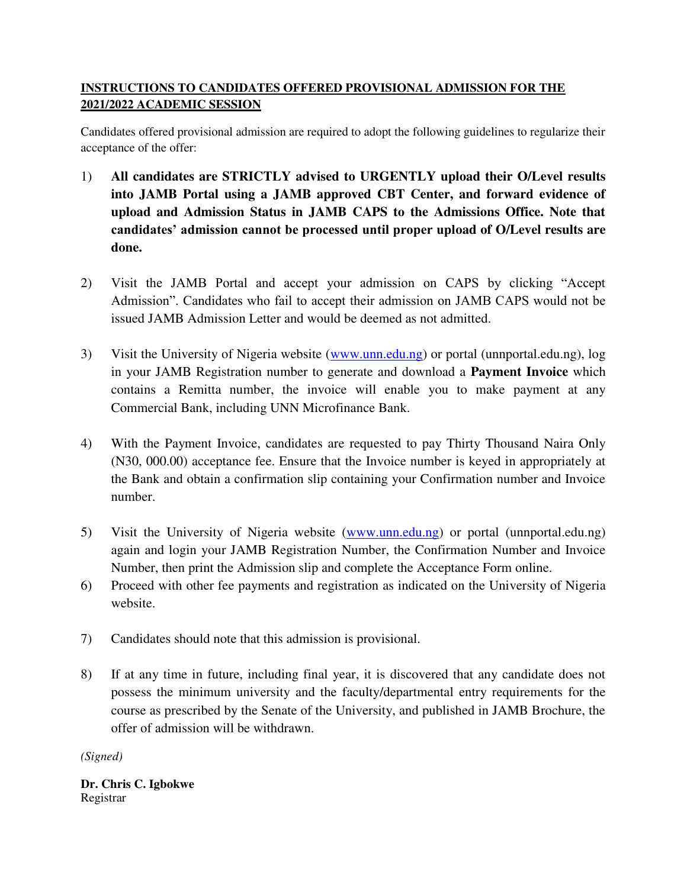**<u>INSTRUCTIONS TO CANDIDATES OFFERED PROVISIONAL ADMISSION FOR THE 2021/2022 ACADEMIC SESSION</u>**

Candidates offered provisional admission are required to adopt the following guidelines to regularize their acceptance of the offer:

1) **All candidates are STRICTLY advised to URGENTLY upload their O/Level results into JAMB Portal using a JAMB approved CBT Center, and forward evidence of upload and Admission Status in JAMB CAPS to the Admissions Office. Note that candidates' admission cannot be processed until proper upload of O/Level results are done.**

2) Visit the JAMB Portal and accept your admission on CAPS by clicking "Accept Admission". Candidates who fail to accept their admission on JAMB CAPS would not be issued JAMB Admission Letter and would be deemed as not admitted.

3) Visit the University of Nigeria website (www.unn.edu.ng) or portal (unnportal.edu.ng), log in your JAMB Registration number to generate and download a **Payment Invoice** which contains a Remitta number, the invoice will enable you to make payment at any Commercial Bank, including UNN Microfinance Bank.

4) With the Payment Invoice, candidates are requested to pay Thirty Thousand Naira Only (N30, 000.00) acceptance fee. Ensure that the Invoice number is keyed in appropriately at the Bank and obtain a confirmation slip containing your Confirmation number and Invoice number.

5) Visit the University of Nigeria website (www.unn.edu.ng) or portal (unnportal.edu.ng) again and login your JAMB Registration Number, the Confirmation Number and Invoice Number, then print the Admission slip and complete the Acceptance Form online.

6) Proceed with other fee payments and registration as indicated on the University of Nigeria website.

7) Candidates should note that this admission is provisional.

8) If at any time in future, including final year, it is discovered that any candidate does not possess the minimum university and the faculty/departmental entry requirements for the course as prescribed by the Senate of the University, and published in JAMB Brochure, the offer of admission will be withdrawn.

*(Signed)*

**Dr. Chris C. Igbokwe**
Registrar